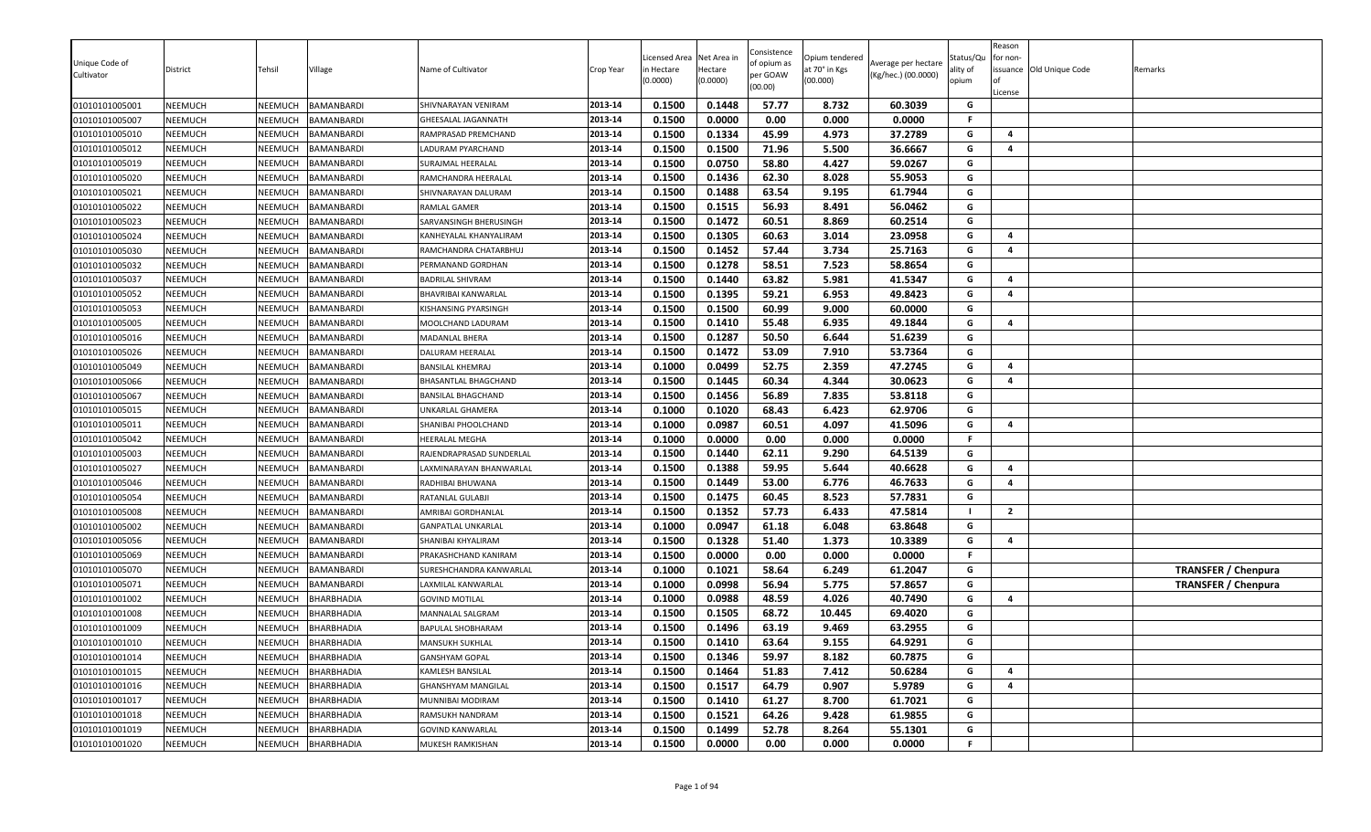| Unique Code of Cultivator | District | Tehsil | Village | Name of Cultivator | Crop Year | Licensed Area in Hectare (0.0000) | Net Area in Hectare (0.0000) | Consistence of opium as per GOAW (00.00) | Opium tendered at 70° in Kgs (00.000) | Average per hectare (Kg/hec.) (00.0000) | Status/Quality of opium | Reason for non-issuance of License | Old Unique Code | Remarks |
|---|---|---|---|---|---|---|---|---|---|---|---|---|---|---|
| 01010101005001 | NEEMUCH | NEEMUCH | BAMANBARDI | SHIVNARAYAN VENIRAM | 2013-14 | 0.1500 | 0.1448 | 57.77 | 8.732 | 60.3039 | G | | | |
| 01010101005007 | NEEMUCH | NEEMUCH | BAMANBARDI | GHEESALAL JAGANNATH | 2013-14 | 0.1500 | 0.0000 | 0.00 | 0.000 | 0.0000 | F | | | |
| 01010101005010 | NEEMUCH | NEEMUCH | BAMANBARDI | RAMPRASAD PREMCHAND | 2013-14 | 0.1500 | 0.1334 | 45.99 | 4.973 | 37.2789 | G | 4 | | |
| 01010101005012 | NEEMUCH | NEEMUCH | BAMANBARDI | LADURAM PYARCHAND | 2013-14 | 0.1500 | 0.1500 | 71.96 | 5.500 | 36.6667 | G | 4 | | |
| 01010101005019 | NEEMUCH | NEEMUCH | BAMANBARDI | SURAJMAL HEERALAL | 2013-14 | 0.1500 | 0.0750 | 58.80 | 4.427 | 59.0267 | G | | | |
| 01010101005020 | NEEMUCH | NEEMUCH | BAMANBARDI | RAMCHANDRA HEERALAL | 2013-14 | 0.1500 | 0.1436 | 62.30 | 8.028 | 55.9053 | G | | | |
| 01010101005021 | NEEMUCH | NEEMUCH | BAMANBARDI | SHIVNARAYAN DALURAM | 2013-14 | 0.1500 | 0.1488 | 63.54 | 9.195 | 61.7944 | G | | | |
| 01010101005022 | NEEMUCH | NEEMUCH | BAMANBARDI | RAMLAL GAMER | 2013-14 | 0.1500 | 0.1515 | 56.93 | 8.491 | 56.0462 | G | | | |
| 01010101005023 | NEEMUCH | NEEMUCH | BAMANBARDI | SARVANSINGH BHERUSINGH | 2013-14 | 0.1500 | 0.1472 | 60.51 | 8.869 | 60.2514 | G | | | |
| 01010101005024 | NEEMUCH | NEEMUCH | BAMANBARDI | KANHEYALAL KHANYALIRAM | 2013-14 | 0.1500 | 0.1305 | 60.63 | 3.014 | 23.0958 | G | 4 | | |
| 01010101005030 | NEEMUCH | NEEMUCH | BAMANBARDI | RAMCHANDRA CHATARBHUJ | 2013-14 | 0.1500 | 0.1452 | 57.44 | 3.734 | 25.7163 | G | 4 | | |
| 01010101005032 | NEEMUCH | NEEMUCH | BAMANBARDI | PERMANAND GORDHAN | 2013-14 | 0.1500 | 0.1278 | 58.51 | 7.523 | 58.8654 | G | | | |
| 01010101005037 | NEEMUCH | NEEMUCH | BAMANBARDI | BADRILAL SHIVRAM | 2013-14 | 0.1500 | 0.1440 | 63.82 | 5.981 | 41.5347 | G | 4 | | |
| 01010101005052 | NEEMUCH | NEEMUCH | BAMANBARDI | BHAVRIBAI KANWARLAL | 2013-14 | 0.1500 | 0.1395 | 59.21 | 6.953 | 49.8423 | G | 4 | | |
| 01010101005053 | NEEMUCH | NEEMUCH | BAMANBARDI | KISHANSING PYARSINGH | 2013-14 | 0.1500 | 0.1500 | 60.99 | 9.000 | 60.0000 | G | | | |
| 01010101005005 | NEEMUCH | NEEMUCH | BAMANBARDI | MOOLCHAND LADURAM | 2013-14 | 0.1500 | 0.1410 | 55.48 | 6.935 | 49.1844 | G | 4 | | |
| 01010101005016 | NEEMUCH | NEEMUCH | BAMANBARDI | MADANLAL BHERA | 2013-14 | 0.1500 | 0.1287 | 50.50 | 6.644 | 51.6239 | G | | | |
| 01010101005026 | NEEMUCH | NEEMUCH | BAMANBARDI | DALURAM HEERALAL | 2013-14 | 0.1500 | 0.1472 | 53.09 | 7.910 | 53.7364 | G | | | |
| 01010101005049 | NEEMUCH | NEEMUCH | BAMANBARDI | BANSILAL KHEMRAJ | 2013-14 | 0.1000 | 0.0499 | 52.75 | 2.359 | 47.2745 | G | 4 | | |
| 01010101005066 | NEEMUCH | NEEMUCH | BAMANBARDI | BHASANTLAL BHAGCHAND | 2013-14 | 0.1500 | 0.1445 | 60.34 | 4.344 | 30.0623 | G | 4 | | |
| 01010101005067 | NEEMUCH | NEEMUCH | BAMANBARDI | BANSILAL BHAGCHAND | 2013-14 | 0.1500 | 0.1456 | 56.89 | 7.835 | 53.8118 | G | | | |
| 01010101005015 | NEEMUCH | NEEMUCH | BAMANBARDI | UNKARLAL GHAMERA | 2013-14 | 0.1000 | 0.1020 | 68.43 | 6.423 | 62.9706 | G | | | |
| 01010101005011 | NEEMUCH | NEEMUCH | BAMANBARDI | SHANIBAI PHOOLCHAND | 2013-14 | 0.1000 | 0.0987 | 60.51 | 4.097 | 41.5096 | G | 4 | | |
| 01010101005042 | NEEMUCH | NEEMUCH | BAMANBARDI | HEERALAL MEGHA | 2013-14 | 0.1000 | 0.0000 | 0.00 | 0.000 | 0.0000 | F | | | |
| 01010101005003 | NEEMUCH | NEEMUCH | BAMANBARDI | RAJENDRAPRASAD SUNDERLAL | 2013-14 | 0.1500 | 0.1440 | 62.11 | 9.290 | 64.5139 | G | | | |
| 01010101005027 | NEEMUCH | NEEMUCH | BAMANBARDI | LAXMINARAYAN BHANWARLAL | 2013-14 | 0.1500 | 0.1388 | 59.95 | 5.644 | 40.6628 | G | 4 | | |
| 01010101005046 | NEEMUCH | NEEMUCH | BAMANBARDI | RADHIBAI BHUWANA | 2013-14 | 0.1500 | 0.1449 | 53.00 | 6.776 | 46.7633 | G | 4 | | |
| 01010101005054 | NEEMUCH | NEEMUCH | BAMANBARDI | RATANLAL GULABJI | 2013-14 | 0.1500 | 0.1475 | 60.45 | 8.523 | 57.7831 | G | | | |
| 01010101005008 | NEEMUCH | NEEMUCH | BAMANBARDI | AMRIBAI GORDHANLAL | 2013-14 | 0.1500 | 0.1352 | 57.73 | 6.433 | 47.5814 | I | 2 | | |
| 01010101005002 | NEEMUCH | NEEMUCH | BAMANBARDI | GANPATLAL UNKARLAL | 2013-14 | 0.1000 | 0.0947 | 61.18 | 6.048 | 63.8648 | G | | | |
| 01010101005056 | NEEMUCH | NEEMUCH | BAMANBARDI | SHANIBAI KHYALIRAM | 2013-14 | 0.1500 | 0.1328 | 51.40 | 1.373 | 10.3389 | G | 4 | | |
| 01010101005069 | NEEMUCH | NEEMUCH | BAMANBARDI | PRAKASHCHAND KANIRAM | 2013-14 | 0.1500 | 0.0000 | 0.00 | 0.000 | 0.0000 | F | | | |
| 01010101005070 | NEEMUCH | NEEMUCH | BAMANBARDI | SURESHCHANDRA KANWARLAL | 2013-14 | 0.1000 | 0.1021 | 58.64 | 6.249 | 61.2047 | G | | | **TRANSFER / Chenpura** |
| 01010101005071 | NEEMUCH | NEEMUCH | BAMANBARDI | LAXMILAL KANWARLAL | 2013-14 | 0.1000 | 0.0998 | 56.94 | 5.775 | 57.8657 | G | | | **TRANSFER / Chenpura** |
| 01010101001002 | NEEMUCH | NEEMUCH | BHARBHADIA | GOVIND MOTILAL | 2013-14 | 0.1000 | 0.0988 | 48.59 | 4.026 | 40.7490 | G | 4 | | |
| 01010101001008 | NEEMUCH | NEEMUCH | BHARBHADIA | MANNALAL SALGRAM | 2013-14 | 0.1500 | 0.1505 | 68.72 | 10.445 | 69.4020 | G | | | |
| 01010101001009 | NEEMUCH | NEEMUCH | BHARBHADIA | BAPULAL SHOBHARAM | 2013-14 | 0.1500 | 0.1496 | 63.19 | 9.469 | 63.2955 | G | | | |
| 01010101001010 | NEEMUCH | NEEMUCH | BHARBHADIA | MANSUKH SUKHLAL | 2013-14 | 0.1500 | 0.1410 | 63.64 | 9.155 | 64.9291 | G | | | |
| 01010101001014 | NEEMUCH | NEEMUCH | BHARBHADIA | GANSHYAM GOPAL | 2013-14 | 0.1500 | 0.1346 | 59.97 | 8.182 | 60.7875 | G | | | |
| 01010101001015 | NEEMUCH | NEEMUCH | BHARBHADIA | KAMLESH BANSILAL | 2013-14 | 0.1500 | 0.1464 | 51.83 | 7.412 | 50.6284 | G | 4 | | |
| 01010101001016 | NEEMUCH | NEEMUCH | BHARBHADIA | GHANSHYAM MANGILAL | 2013-14 | 0.1500 | 0.1517 | 64.79 | 0.907 | 5.9789 | G | 4 | | |
| 01010101001017 | NEEMUCH | NEEMUCH | BHARBHADIA | MUNNIBAI MODIRAM | 2013-14 | 0.1500 | 0.1410 | 61.27 | 8.700 | 61.7021 | G | | | |
| 01010101001018 | NEEMUCH | NEEMUCH | BHARBHADIA | RAMSUKH NANDRAM | 2013-14 | 0.1500 | 0.1521 | 64.26 | 9.428 | 61.9855 | G | | | |
| 01010101001019 | NEEMUCH | NEEMUCH | BHARBHADIA | GOVIND KANWARLAL | 2013-14 | 0.1500 | 0.1499 | 52.78 | 8.264 | 55.1301 | G | | | |
| 01010101001020 | NEEMUCH | NEEMUCH | BHARBHADIA | MUKESH RAMKISHAN | 2013-14 | 0.1500 | 0.0000 | 0.00 | 0.000 | 0.0000 | F | | | |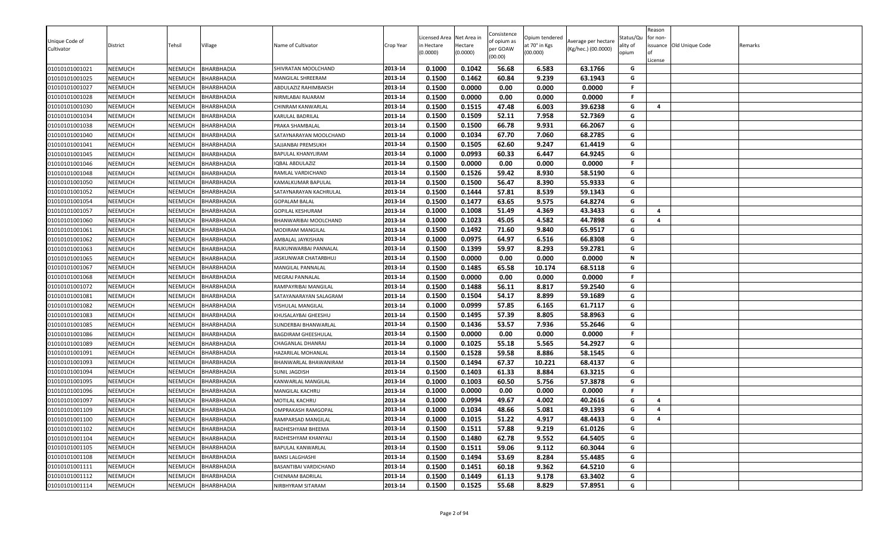| Unique Code of Cultivator | District | Tehsil | Village | Name of Cultivator | Crop Year | Licensed Area in Hectare (0.0000) | Net Area in Hectare (0.0000) | Consistence of opium as per GOAW (00.00) | Opium tendered at 70° in Kgs (00.000) | Average per hectare (Kg/hec.) (00.0000) | Status/Quality of opium | Reason for non-issuance of License | Old Unique Code | Remarks |
|---|---|---|---|---|---|---|---|---|---|---|---|---|---|---|
| 01010101001021 | NEEMUCH | NEEMUCH | BHARBHADIA | SHIVRATAN MOOLCHAND | 2013-14 | 0.1000 | 0.1042 | 56.68 | 6.583 | 63.1766 | G | | | |
| 01010101001025 | NEEMUCH | NEEMUCH | BHARBHADIA | MANGILAL SHREERAM | 2013-14 | 0.1500 | 0.1462 | 60.84 | 9.239 | 63.1943 | G | | | |
| 01010101001027 | NEEMUCH | NEEMUCH | BHARBHADIA | ABDULAZIZ RAHIMBAKSH | 2013-14 | 0.1500 | 0.0000 | 0.00 | 0.000 | 0.0000 | F | | | |
| 01010101001028 | NEEMUCH | NEEMUCH | BHARBHADIA | NIRMLABAI RAJARAM | 2013-14 | 0.1500 | 0.0000 | 0.00 | 0.000 | 0.0000 | F | | | |
| 01010101001030 | NEEMUCH | NEEMUCH | BHARBHADIA | CHINRAM KANWARLAL | 2013-14 | 0.1500 | 0.1515 | 47.48 | 6.003 | 39.6238 | G | 4 | | |
| 01010101001034 | NEEMUCH | NEEMUCH | BHARBHADIA | KARULAL BADRILAL | 2013-14 | 0.1500 | 0.1509 | 52.11 | 7.958 | 52.7369 | G | | | |
| 01010101001038 | NEEMUCH | NEEMUCH | BHARBHADIA | PRAKA SHAMBALAL | 2013-14 | 0.1500 | 0.1500 | 66.78 | 9.931 | 66.2067 | G | | | |
| 01010101001040 | NEEMUCH | NEEMUCH | BHARBHADIA | SATAYNARAYAN MOOLCHAND | 2013-14 | 0.1000 | 0.1034 | 67.70 | 7.060 | 68.2785 | G | | | |
| 01010101001041 | NEEMUCH | NEEMUCH | BHARBHADIA | SAJJANBAI PREMSUKH | 2013-14 | 0.1500 | 0.1505 | 62.60 | 9.247 | 61.4419 | G | | | |
| 01010101001045 | NEEMUCH | NEEMUCH | BHARBHADIA | BAPULAL KHANYLIRAM | 2013-14 | 0.1000 | 0.0993 | 60.33 | 6.447 | 64.9245 | G | | | |
| 01010101001046 | NEEMUCH | NEEMUCH | BHARBHADIA | IQBAL ABDULAZIZ | 2013-14 | 0.1500 | 0.0000 | 0.00 | 0.000 | 0.0000 | F | | | |
| 01010101001048 | NEEMUCH | NEEMUCH | BHARBHADIA | RAMLAL VARDICHAND | 2013-14 | 0.1500 | 0.1526 | 59.42 | 8.930 | 58.5190 | G | | | |
| 01010101001050 | NEEMUCH | NEEMUCH | BHARBHADIA | KAMALKUMAR BAPULAL | 2013-14 | 0.1500 | 0.1500 | 56.47 | 8.390 | 55.9333 | G | | | |
| 01010101001052 | NEEMUCH | NEEMUCH | BHARBHADIA | SATAYNARAYAN KACHRULAL | 2013-14 | 0.1500 | 0.1444 | 57.81 | 8.539 | 59.1343 | G | | | |
| 01010101001054 | NEEMUCH | NEEMUCH | BHARBHADIA | GOPALAM BALAL | 2013-14 | 0.1500 | 0.1477 | 63.65 | 9.575 | 64.8274 | G | | | |
| 01010101001057 | NEEMUCH | NEEMUCH | BHARBHADIA | GOPILAL KESHURAM | 2013-14 | 0.1000 | 0.1008 | 51.49 | 4.369 | 43.3433 | G | 4 | | |
| 01010101001060 | NEEMUCH | NEEMUCH | BHARBHADIA | BHANWARIBAI MOOLCHAND | 2013-14 | 0.1000 | 0.1023 | 45.05 | 4.582 | 44.7898 | G | 4 | | |
| 01010101001061 | NEEMUCH | NEEMUCH | BHARBHADIA | MODIRAM MANGILAL | 2013-14 | 0.1500 | 0.1492 | 71.60 | 9.840 | 65.9517 | G | | | |
| 01010101001062 | NEEMUCH | NEEMUCH | BHARBHADIA | AMBALAL JAYKISHAN | 2013-14 | 0.1000 | 0.0975 | 64.97 | 6.516 | 66.8308 | G | | | |
| 01010101001063 | NEEMUCH | NEEMUCH | BHARBHADIA | RAJKUNWARBAI PANNALAL | 2013-14 | 0.1500 | 0.1399 | 59.97 | 8.293 | 59.2781 | G | | | |
| 01010101001065 | NEEMUCH | NEEMUCH | BHARBHADIA | JASKUNWAR CHATARBHUJ | 2013-14 | 0.1500 | 0.0000 | 0.00 | 0.000 | 0.0000 | N | | | |
| 01010101001067 | NEEMUCH | NEEMUCH | BHARBHADIA | MANGILAL PANNALAL | 2013-14 | 0.1500 | 0.1485 | 65.58 | 10.174 | 68.5118 | G | | | |
| 01010101001068 | NEEMUCH | NEEMUCH | BHARBHADIA | MEGRAJ PANNALAL | 2013-14 | 0.1500 | 0.0000 | 0.00 | 0.000 | 0.0000 | F | | | |
| 01010101001072 | NEEMUCH | NEEMUCH | BHARBHADIA | RAMPAYRIBAI MANGILAL | 2013-14 | 0.1500 | 0.1488 | 56.11 | 8.817 | 59.2540 | G | | | |
| 01010101001081 | NEEMUCH | NEEMUCH | BHARBHADIA | SATAYANARAYAN SALAGRAM | 2013-14 | 0.1500 | 0.1504 | 54.17 | 8.899 | 59.1689 | G | | | |
| 01010101001082 | NEEMUCH | NEEMUCH | BHARBHADIA | VISHULAL MANGILAL | 2013-14 | 0.1000 | 0.0999 | 57.85 | 6.165 | 61.7117 | G | | | |
| 01010101001083 | NEEMUCH | NEEMUCH | BHARBHADIA | KHUSALAYBAI GHEESHU | 2013-14 | 0.1500 | 0.1495 | 57.39 | 8.805 | 58.8963 | G | | | |
| 01010101001085 | NEEMUCH | NEEMUCH | BHARBHADIA | SUNDERBAI BHANWARLAL | 2013-14 | 0.1500 | 0.1436 | 53.57 | 7.936 | 55.2646 | G | | | |
| 01010101001086 | NEEMUCH | NEEMUCH | BHARBHADIA | BAGDIRAM GHEESHULAL | 2013-14 | 0.1500 | 0.0000 | 0.00 | 0.000 | 0.0000 | F | | | |
| 01010101001089 | NEEMUCH | NEEMUCH | BHARBHADIA | CHAGANLAL DHANRAJ | 2013-14 | 0.1000 | 0.1025 | 55.18 | 5.565 | 54.2927 | G | | | |
| 01010101001091 | NEEMUCH | NEEMUCH | BHARBHADIA | HAZARILAL MOHANLAL | 2013-14 | 0.1500 | 0.1528 | 59.58 | 8.886 | 58.1545 | G | | | |
| 01010101001093 | NEEMUCH | NEEMUCH | BHARBHADIA | BHANWARLAL BHAWANIRAM | 2013-14 | 0.1500 | 0.1494 | 67.37 | 10.221 | 68.4137 | G | | | |
| 01010101001094 | NEEMUCH | NEEMUCH | BHARBHADIA | SUNIL JAGDISH | 2013-14 | 0.1500 | 0.1403 | 61.33 | 8.884 | 63.3215 | G | | | |
| 01010101001095 | NEEMUCH | NEEMUCH | BHARBHADIA | KANWARLAL MANGILAL | 2013-14 | 0.1000 | 0.1003 | 60.50 | 5.756 | 57.3878 | G | | | |
| 01010101001096 | NEEMUCH | NEEMUCH | BHARBHADIA | MANGILAL KACHRU | 2013-14 | 0.1000 | 0.0000 | 0.00 | 0.000 | 0.0000 | F | | | |
| 01010101001097 | NEEMUCH | NEEMUCH | BHARBHADIA | MOTILAL KACHRU | 2013-14 | 0.1000 | 0.0994 | 49.67 | 4.002 | 40.2616 | G | 4 | | |
| 01010101001109 | NEEMUCH | NEEMUCH | BHARBHADIA | OMPRAKASH RAMGOPAL | 2013-14 | 0.1000 | 0.1034 | 48.66 | 5.081 | 49.1393 | G | 4 | | |
| 01010101001100 | NEEMUCH | NEEMUCH | BHARBHADIA | RAMPARSAD MANGILAL | 2013-14 | 0.1000 | 0.1015 | 51.22 | 4.917 | 48.4433 | G | 4 | | |
| 01010101001102 | NEEMUCH | NEEMUCH | BHARBHADIA | RADHESHYAM BHEEMA | 2013-14 | 0.1500 | 0.1511 | 57.88 | 9.219 | 61.0126 | G | | | |
| 01010101001104 | NEEMUCH | NEEMUCH | BHARBHADIA | RADHESHYAM KHANYALI | 2013-14 | 0.1500 | 0.1480 | 62.78 | 9.552 | 64.5405 | G | | | |
| 01010101001105 | NEEMUCH | NEEMUCH | BHARBHADIA | BAPULAL KANWARLAL | 2013-14 | 0.1500 | 0.1511 | 59.06 | 9.112 | 60.3044 | G | | | |
| 01010101001108 | NEEMUCH | NEEMUCH | BHARBHADIA | BANSI LALGHASHI | 2013-14 | 0.1500 | 0.1494 | 53.69 | 8.284 | 55.4485 | G | | | |
| 01010101001111 | NEEMUCH | NEEMUCH | BHARBHADIA | BASANTIBAI VARDICHAND | 2013-14 | 0.1500 | 0.1451 | 60.18 | 9.362 | 64.5210 | G | | | |
| 01010101001112 | NEEMUCH | NEEMUCH | BHARBHADIA | CHENRAM BADRILAL | 2013-14 | 0.1500 | 0.1449 | 61.13 | 9.178 | 63.3402 | G | | | |
| 01010101001114 | NEEMUCH | NEEMUCH | BHARBHADIA | NIRBHYRAM SITARAM | 2013-14 | 0.1500 | 0.1525 | 55.68 | 8.829 | 57.8951 | G | | | |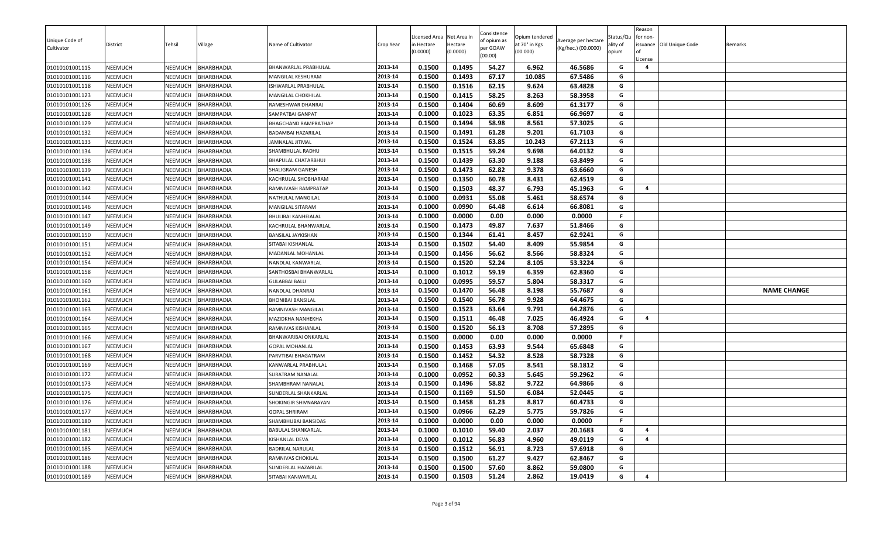| Unique Code of Cultivator | District | Tehsil | Village | Name of Cultivator | Crop Year | Licensed Area in Hectare (0.0000) | Net Area in Hectare (0.0000) | Consistence of opium as per GOAW (00.00) | Opium tendered at 70° in Kgs (00.000) | Average per hectare (Kg/hec.) (00.0000) | Status/Quality of opium | Reason for non-issuance of License | Old Unique Code | Remarks |
|---|---|---|---|---|---|---|---|---|---|---|---|---|---|---|
| 01010101001115 | NEEMUCH | NEEMUCH | BHARBHADIA | BHANWARLAL PRABHULAL | 2013-14 | 0.1500 | 0.1495 | 54.27 | 6.962 | 46.5686 | G | 4 | | |
| 01010101001116 | NEEMUCH | NEEMUCH | BHARBHADIA | MANGILAL KESHURAM | 2013-14 | 0.1500 | 0.1493 | 67.17 | 10.085 | 67.5486 | G | | | |
| 01010101001118 | NEEMUCH | NEEMUCH | BHARBHADIA | ISHWARLAL PRABHULAL | 2013-14 | 0.1500 | 0.1516 | 62.15 | 9.624 | 63.4828 | G | | | |
| 01010101001123 | NEEMUCH | NEEMUCH | BHARBHADIA | MANGILAL CHOKHILAL | 2013-14 | 0.1500 | 0.1415 | 58.25 | 8.263 | 58.3958 | G | | | |
| 01010101001126 | NEEMUCH | NEEMUCH | BHARBHADIA | RAMESHWAR DHANRAJ | 2013-14 | 0.1500 | 0.1404 | 60.69 | 8.609 | 61.3177 | G | | | |
| 01010101001128 | NEEMUCH | NEEMUCH | BHARBHADIA | SAMPATBAI GANPAT | 2013-14 | 0.1000 | 0.1023 | 63.35 | 6.851 | 66.9697 | G | | | |
| 01010101001129 | NEEMUCH | NEEMUCH | BHARBHADIA | BHAGCHAND RAMPRATHAP | 2013-14 | 0.1500 | 0.1494 | 58.98 | 8.561 | 57.3025 | G | | | |
| 01010101001132 | NEEMUCH | NEEMUCH | BHARBHADIA | BADAMBAI HAZARILAL | 2013-14 | 0.1500 | 0.1491 | 61.28 | 9.201 | 61.7103 | G | | | |
| 01010101001133 | NEEMUCH | NEEMUCH | BHARBHADIA | JAMNALAL JITMAL | 2013-14 | 0.1500 | 0.1524 | 63.85 | 10.243 | 67.2113 | G | | | |
| 01010101001134 | NEEMUCH | NEEMUCH | BHARBHADIA | SHAMBHULAL RADHU | 2013-14 | 0.1500 | 0.1515 | 59.24 | 9.698 | 64.0132 | G | | | |
| 01010101001138 | NEEMUCH | NEEMUCH | BHARBHADIA | BHAPULAL CHATARBHUJ | 2013-14 | 0.1500 | 0.1439 | 63.30 | 9.188 | 63.8499 | G | | | |
| 01010101001139 | NEEMUCH | NEEMUCH | BHARBHADIA | SHALIGRAM GANESH | 2013-14 | 0.1500 | 0.1473 | 62.82 | 9.378 | 63.6660 | G | | | |
| 01010101001141 | NEEMUCH | NEEMUCH | BHARBHADIA | KACHRULAL SHOBHARAM | 2013-14 | 0.1500 | 0.1350 | 60.78 | 8.431 | 62.4519 | G | | | |
| 01010101001142 | NEEMUCH | NEEMUCH | BHARBHADIA | RAMNIVASH RAMPRATAP | 2013-14 | 0.1500 | 0.1503 | 48.37 | 6.793 | 45.1963 | G | 4 | | |
| 01010101001144 | NEEMUCH | NEEMUCH | BHARBHADIA | NATHULAL MANGILAL | 2013-14 | 0.1000 | 0.0931 | 55.08 | 5.461 | 58.6574 | G | | | |
| 01010101001146 | NEEMUCH | NEEMUCH | BHARBHADIA | MANGILAL SITARAM | 2013-14 | 0.1000 | 0.0990 | 64.48 | 6.614 | 66.8081 | G | | | |
| 01010101001147 | NEEMUCH | NEEMUCH | BHARBHADIA | BHULIBAI KANHEIALAL | 2013-14 | 0.1000 | 0.0000 | 0.00 | 0.000 | 0.0000 | F | | | |
| 01010101001149 | NEEMUCH | NEEMUCH | BHARBHADIA | KACHRULAL BHANWARLAL | 2013-14 | 0.1500 | 0.1473 | 49.87 | 7.637 | 51.8466 | G | | | |
| 01010101001150 | NEEMUCH | NEEMUCH | BHARBHADIA | BANSILAL JAYKISHAN | 2013-14 | 0.1500 | 0.1344 | 61.41 | 8.457 | 62.9241 | G | | | |
| 01010101001151 | NEEMUCH | NEEMUCH | BHARBHADIA | SITABAI KISHANLAL | 2013-14 | 0.1500 | 0.1502 | 54.40 | 8.409 | 55.9854 | G | | | |
| 01010101001152 | NEEMUCH | NEEMUCH | BHARBHADIA | MADANLAL MOHANLAL | 2013-14 | 0.1500 | 0.1456 | 56.62 | 8.566 | 58.8324 | G | | | |
| 01010101001154 | NEEMUCH | NEEMUCH | BHARBHADIA | NANDLAL KANWARLAL | 2013-14 | 0.1500 | 0.1520 | 52.24 | 8.105 | 53.3224 | G | | | |
| 01010101001158 | NEEMUCH | NEEMUCH | BHARBHADIA | SANTHOSBAI BHANWARLAL | 2013-14 | 0.1000 | 0.1012 | 59.19 | 6.359 | 62.8360 | G | | | |
| 01010101001160 | NEEMUCH | NEEMUCH | BHARBHADIA | GULABBAI BALU | 2013-14 | 0.1000 | 0.0995 | 59.57 | 5.804 | 58.3317 | G | | | |
| 01010101001161 | NEEMUCH | NEEMUCH | BHARBHADIA | NANDLAL DHANRAJ | 2013-14 | 0.1500 | 0.1470 | 56.48 | 8.198 | 55.7687 | G | | | NAME CHANGE |
| 01010101001162 | NEEMUCH | NEEMUCH | BHARBHADIA | BHONIBAI BANSILAL | 2013-14 | 0.1500 | 0.1540 | 56.78 | 9.928 | 64.4675 | G | | | |
| 01010101001163 | NEEMUCH | NEEMUCH | BHARBHADIA | RAMNIVASH MANGILAL | 2013-14 | 0.1500 | 0.1523 | 63.64 | 9.791 | 64.2876 | G | | | |
| 01010101001164 | NEEMUCH | NEEMUCH | BHARBHADIA | MAZIDKHA NANHEKHA | 2013-14 | 0.1500 | 0.1511 | 46.48 | 7.025 | 46.4924 | G | 4 | | |
| 01010101001165 | NEEMUCH | NEEMUCH | BHARBHADIA | RAMNIVAS KISHANLAL | 2013-14 | 0.1500 | 0.1520 | 56.13 | 8.708 | 57.2895 | G | | | |
| 01010101001166 | NEEMUCH | NEEMUCH | BHARBHADIA | BHANWARIBAI ONKARLAL | 2013-14 | 0.1500 | 0.0000 | 0.00 | 0.000 | 0.0000 | F | | | |
| 01010101001167 | NEEMUCH | NEEMUCH | BHARBHADIA | GOPAL MOHANLAL | 2013-14 | 0.1500 | 0.1453 | 63.93 | 9.544 | 65.6848 | G | | | |
| 01010101001168 | NEEMUCH | NEEMUCH | BHARBHADIA | PARVTIBAI BHAGATRAM | 2013-14 | 0.1500 | 0.1452 | 54.32 | 8.528 | 58.7328 | G | | | |
| 01010101001169 | NEEMUCH | NEEMUCH | BHARBHADIA | KANWARLAL PRABHULAL | 2013-14 | 0.1500 | 0.1468 | 57.05 | 8.541 | 58.1812 | G | | | |
| 01010101001172 | NEEMUCH | NEEMUCH | BHARBHADIA | SURATRAM NANALAL | 2013-14 | 0.1000 | 0.0952 | 60.33 | 5.645 | 59.2962 | G | | | |
| 01010101001173 | NEEMUCH | NEEMUCH | BHARBHADIA | SHAMBHRAM NANALAL | 2013-14 | 0.1500 | 0.1496 | 58.82 | 9.722 | 64.9866 | G | | | |
| 01010101001175 | NEEMUCH | NEEMUCH | BHARBHADIA | SUNDERLAL SHANKARLAL | 2013-14 | 0.1500 | 0.1169 | 51.50 | 6.084 | 52.0445 | G | | | |
| 01010101001176 | NEEMUCH | NEEMUCH | BHARBHADIA | SHOKINGIR SHIVNARAYAN | 2013-14 | 0.1500 | 0.1458 | 61.23 | 8.817 | 60.4733 | G | | | |
| 01010101001177 | NEEMUCH | NEEMUCH | BHARBHADIA | GOPAL SHRIRAM | 2013-14 | 0.1500 | 0.0966 | 62.29 | 5.775 | 59.7826 | G | | | |
| 01010101001180 | NEEMUCH | NEEMUCH | BHARBHADIA | SHAMBHUBAI BANSIDAS | 2013-14 | 0.1000 | 0.0000 | 0.00 | 0.000 | 0.0000 | F | | | |
| 01010101001181 | NEEMUCH | NEEMUCH | BHARBHADIA | BABULAL SHANKARLAL | 2013-14 | 0.1000 | 0.1010 | 59.40 | 2.037 | 20.1683 | G | 4 | | |
| 01010101001182 | NEEMUCH | NEEMUCH | BHARBHADIA | KISHANLAL DEVA | 2013-14 | 0.1000 | 0.1012 | 56.83 | 4.960 | 49.0119 | G | 4 | | |
| 01010101001185 | NEEMUCH | NEEMUCH | BHARBHADIA | BADRILAL NARULAL | 2013-14 | 0.1500 | 0.1512 | 56.91 | 8.723 | 57.6918 | G | | | |
| 01010101001186 | NEEMUCH | NEEMUCH | BHARBHADIA | RAMNIVAS CHOKILAL | 2013-14 | 0.1500 | 0.1500 | 61.27 | 9.427 | 62.8467 | G | | | |
| 01010101001188 | NEEMUCH | NEEMUCH | BHARBHADIA | SUNDERLAL HAZARILAL | 2013-14 | 0.1500 | 0.1500 | 57.60 | 8.862 | 59.0800 | G | | | |
| 01010101001189 | NEEMUCH | NEEMUCH | BHARBHADIA | SITABAI KANWARLAL | 2013-14 | 0.1500 | 0.1503 | 51.24 | 2.862 | 19.0419 | G | 4 | | |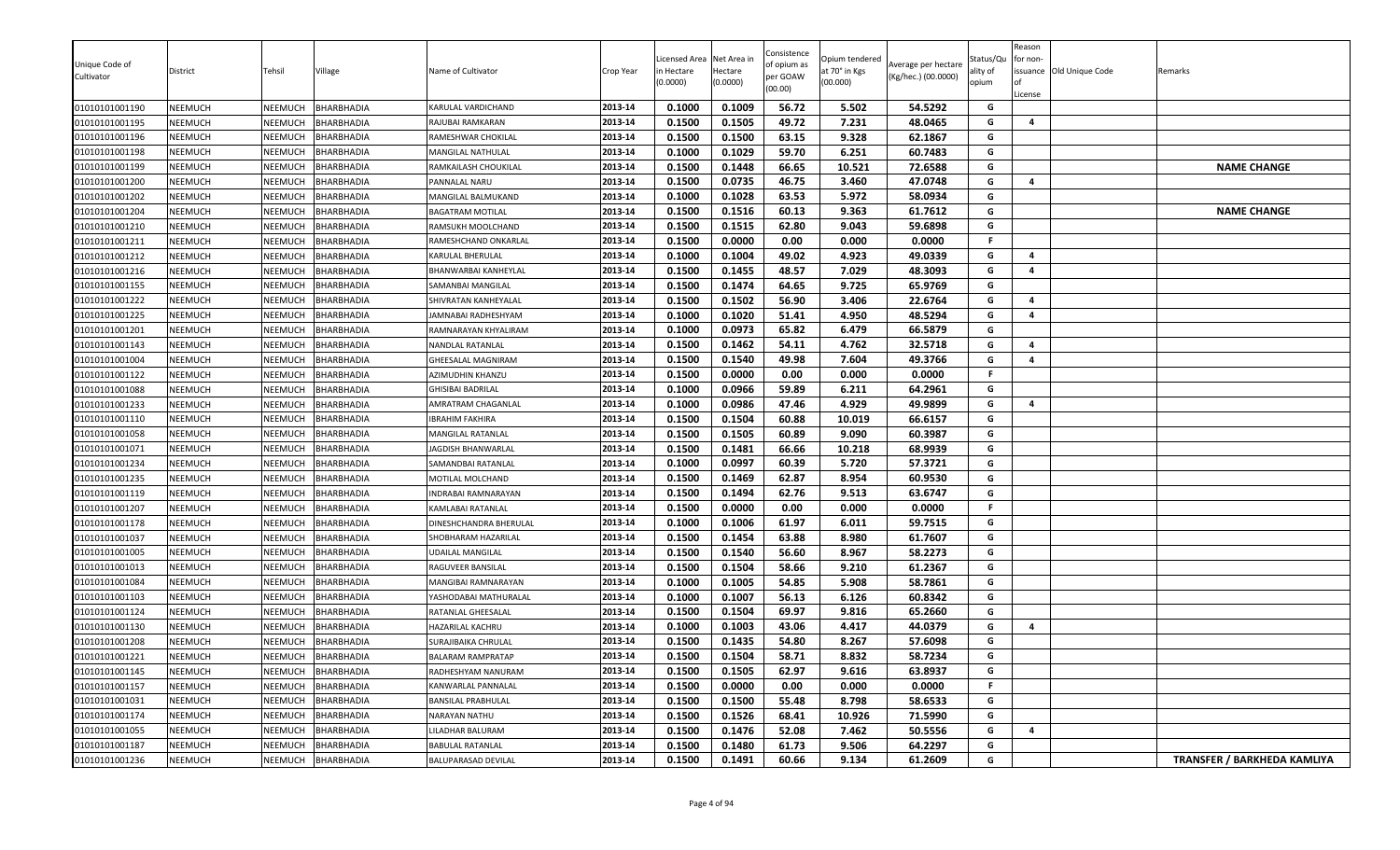| Unique Code of Cultivator | District | Tehsil | Village | Name of Cultivator | Crop Year | Licensed Area in Hectare (0.0000) | Net Area in Hectare (0.0000) | Consistence of opium as per GOAW (00.00) | Opium tendered at 70° in Kgs (00.000) | Average per hectare (Kg/hec.) (00.0000) | Status/Quality of opium | Reason for non-issuance of License | Old Unique Code | Remarks |
|---|---|---|---|---|---|---|---|---|---|---|---|---|---|---|
| 01010101001190 | NEEMUCH | NEEMUCH | BHARBHADIA | KARULAL VARDICHAND | 2013-14 | 0.1000 | 0.1009 | 56.72 | 5.502 | 54.5292 | G | | | |
| 01010101001195 | NEEMUCH | NEEMUCH | BHARBHADIA | RAJUBAI RAMKARAN | 2013-14 | 0.1500 | 0.1505 | 49.72 | 7.231 | 48.0465 | G | 4 | | |
| 01010101001196 | NEEMUCH | NEEMUCH | BHARBHADIA | RAMESHWAR CHOKILAL | 2013-14 | 0.1500 | 0.1500 | 63.15 | 9.328 | 62.1867 | G | | | |
| 01010101001198 | NEEMUCH | NEEMUCH | BHARBHADIA | MANGILAL NATHULAL | 2013-14 | 0.1000 | 0.1029 | 59.70 | 6.251 | 60.7483 | G | | | |
| 01010101001199 | NEEMUCH | NEEMUCH | BHARBHADIA | RAMKAILASH CHOUKILAL | 2013-14 | 0.1500 | 0.1448 | 66.65 | 10.521 | 72.6588 | G | | | NAME CHANGE |
| 01010101001200 | NEEMUCH | NEEMUCH | BHARBHADIA | PANNALAL NARU | 2013-14 | 0.1500 | 0.0735 | 46.75 | 3.460 | 47.0748 | G | 4 | | |
| 01010101001202 | NEEMUCH | NEEMUCH | BHARBHADIA | MANGILAL BALMUKAND | 2013-14 | 0.1000 | 0.1028 | 63.53 | 5.972 | 58.0934 | G | | | |
| 01010101001204 | NEEMUCH | NEEMUCH | BHARBHADIA | BAGATRAM MOTILAL | 2013-14 | 0.1500 | 0.1516 | 60.13 | 9.363 | 61.7612 | G | | | NAME CHANGE |
| 01010101001210 | NEEMUCH | NEEMUCH | BHARBHADIA | RAMSUKH MOOLCHAND | 2013-14 | 0.1500 | 0.1515 | 62.80 | 9.043 | 59.6898 | G | | | |
| 01010101001211 | NEEMUCH | NEEMUCH | BHARBHADIA | RAMESHCHAND ONKARLAL | 2013-14 | 0.1500 | 0.0000 | 0.00 | 0.000 | 0.0000 | F | | | |
| 01010101001212 | NEEMUCH | NEEMUCH | BHARBHADIA | KARULAL BHERULAL | 2013-14 | 0.1000 | 0.1004 | 49.02 | 4.923 | 49.0339 | G | 4 | | |
| 01010101001216 | NEEMUCH | NEEMUCH | BHARBHADIA | BHANWARBAI KANHEYLAL | 2013-14 | 0.1500 | 0.1455 | 48.57 | 7.029 | 48.3093 | G | 4 | | |
| 01010101001155 | NEEMUCH | NEEMUCH | BHARBHADIA | SAMANBAI MANGILAL | 2013-14 | 0.1500 | 0.1474 | 64.65 | 9.725 | 65.9769 | G | | | |
| 01010101001222 | NEEMUCH | NEEMUCH | BHARBHADIA | SHIVRATAN KANHEYALAL | 2013-14 | 0.1500 | 0.1502 | 56.90 | 3.406 | 22.6764 | G | 4 | | |
| 01010101001225 | NEEMUCH | NEEMUCH | BHARBHADIA | JAMNABAI RADHESHYAM | 2013-14 | 0.1000 | 0.1020 | 51.41 | 4.950 | 48.5294 | G | 4 | | |
| 01010101001201 | NEEMUCH | NEEMUCH | BHARBHADIA | RAMNARAYAN KHYALIRAM | 2013-14 | 0.1000 | 0.0973 | 65.82 | 6.479 | 66.5879 | G | | | |
| 01010101001143 | NEEMUCH | NEEMUCH | BHARBHADIA | NANDLAL RATANLAL | 2013-14 | 0.1500 | 0.1462 | 54.11 | 4.762 | 32.5718 | G | 4 | | |
| 01010101001004 | NEEMUCH | NEEMUCH | BHARBHADIA | GHEESALAL MAGNIRAM | 2013-14 | 0.1500 | 0.1540 | 49.98 | 7.604 | 49.3766 | G | 4 | | |
| 01010101001122 | NEEMUCH | NEEMUCH | BHARBHADIA | AZIMUDHIN KHANZU | 2013-14 | 0.1500 | 0.0000 | 0.00 | 0.000 | 0.0000 | F | | | |
| 01010101001088 | NEEMUCH | NEEMUCH | BHARBHADIA | GHISIBAI BADRILAL | 2013-14 | 0.1000 | 0.0966 | 59.89 | 6.211 | 64.2961 | G | | | |
| 01010101001233 | NEEMUCH | NEEMUCH | BHARBHADIA | AMRATRAM CHAGANLAL | 2013-14 | 0.1000 | 0.0986 | 47.46 | 4.929 | 49.9899 | G | 4 | | |
| 01010101001110 | NEEMUCH | NEEMUCH | BHARBHADIA | IBRAHIM FAKHIRA | 2013-14 | 0.1500 | 0.1504 | 60.88 | 10.019 | 66.6157 | G | | | |
| 01010101001058 | NEEMUCH | NEEMUCH | BHARBHADIA | MANGILAL RATANLAL | 2013-14 | 0.1500 | 0.1505 | 60.89 | 9.090 | 60.3987 | G | | | |
| 01010101001071 | NEEMUCH | NEEMUCH | BHARBHADIA | JAGDISH BHANWARLAL | 2013-14 | 0.1500 | 0.1481 | 66.66 | 10.218 | 68.9939 | G | | | |
| 01010101001234 | NEEMUCH | NEEMUCH | BHARBHADIA | SAMANDBAI RATANLAL | 2013-14 | 0.1000 | 0.0997 | 60.39 | 5.720 | 57.3721 | G | | | |
| 01010101001235 | NEEMUCH | NEEMUCH | BHARBHADIA | MOTILAL MOLCHAND | 2013-14 | 0.1500 | 0.1469 | 62.87 | 8.954 | 60.9530 | G | | | |
| 01010101001119 | NEEMUCH | NEEMUCH | BHARBHADIA | INDRABAI RAMNARAYAN | 2013-14 | 0.1500 | 0.1494 | 62.76 | 9.513 | 63.6747 | G | | | |
| 01010101001207 | NEEMUCH | NEEMUCH | BHARBHADIA | KAMLABAI RATANLAL | 2013-14 | 0.1500 | 0.0000 | 0.00 | 0.000 | 0.0000 | F | | | |
| 01010101001178 | NEEMUCH | NEEMUCH | BHARBHADIA | DINESHCHANDRA BHERULAL | 2013-14 | 0.1000 | 0.1006 | 61.97 | 6.011 | 59.7515 | G | | | |
| 01010101001037 | NEEMUCH | NEEMUCH | BHARBHADIA | SHOBHARAM HAZARILAL | 2013-14 | 0.1500 | 0.1454 | 63.88 | 8.980 | 61.7607 | G | | | |
| 01010101001005 | NEEMUCH | NEEMUCH | BHARBHADIA | UDAILAL MANGILAL | 2013-14 | 0.1500 | 0.1540 | 56.60 | 8.967 | 58.2273 | G | | | |
| 01010101001013 | NEEMUCH | NEEMUCH | BHARBHADIA | RAGUVEER BANSILAL | 2013-14 | 0.1500 | 0.1504 | 58.66 | 9.210 | 61.2367 | G | | | |
| 01010101001084 | NEEMUCH | NEEMUCH | BHARBHADIA | MANGIBAI RAMNARAYAN | 2013-14 | 0.1000 | 0.1005 | 54.85 | 5.908 | 58.7861 | G | | | |
| 01010101001103 | NEEMUCH | NEEMUCH | BHARBHADIA | YASHODABAI MATHURALAL | 2013-14 | 0.1000 | 0.1007 | 56.13 | 6.126 | 60.8342 | G | | | |
| 01010101001124 | NEEMUCH | NEEMUCH | BHARBHADIA | RATANLAL GHEESALAL | 2013-14 | 0.1500 | 0.1504 | 69.97 | 9.816 | 65.2660 | G | | | |
| 01010101001130 | NEEMUCH | NEEMUCH | BHARBHADIA | HAZARILAL KACHRU | 2013-14 | 0.1000 | 0.1003 | 43.06 | 4.417 | 44.0379 | G | 4 | | |
| 01010101001208 | NEEMUCH | NEEMUCH | BHARBHADIA | SURAJIBAIKA CHRULAL | 2013-14 | 0.1500 | 0.1435 | 54.80 | 8.267 | 57.6098 | G | | | |
| 01010101001221 | NEEMUCH | NEEMUCH | BHARBHADIA | BALARAM RAMPRATAP | 2013-14 | 0.1500 | 0.1504 | 58.71 | 8.832 | 58.7234 | G | | | |
| 01010101001145 | NEEMUCH | NEEMUCH | BHARBHADIA | RADHESHYAM NANURAM | 2013-14 | 0.1500 | 0.1505 | 62.97 | 9.616 | 63.8937 | G | | | |
| 01010101001157 | NEEMUCH | NEEMUCH | BHARBHADIA | KANWARLAL PANNALAL | 2013-14 | 0.1500 | 0.0000 | 0.00 | 0.000 | 0.0000 | F | | | |
| 01010101001031 | NEEMUCH | NEEMUCH | BHARBHADIA | BANSILAL PRABHULAL | 2013-14 | 0.1500 | 0.1500 | 55.48 | 8.798 | 58.6533 | G | | | |
| 01010101001174 | NEEMUCH | NEEMUCH | BHARBHADIA | NARAYAN NATHU | 2013-14 | 0.1500 | 0.1526 | 68.41 | 10.926 | 71.5990 | G | | | |
| 01010101001055 | NEEMUCH | NEEMUCH | BHARBHADIA | LILADHAR BALURAM | 2013-14 | 0.1500 | 0.1476 | 52.08 | 7.462 | 50.5556 | G | 4 | | |
| 01010101001187 | NEEMUCH | NEEMUCH | BHARBHADIA | BABULAL RATANLAL | 2013-14 | 0.1500 | 0.1480 | 61.73 | 9.506 | 64.2297 | G | | | |
| 01010101001236 | NEEMUCH | NEEMUCH | BHARBHADIA | BALUPARASAD DEVILAL | 2013-14 | 0.1500 | 0.1491 | 60.66 | 9.134 | 61.2609 | G | | | TRANSFER / BARKHEDA KAMLIYA |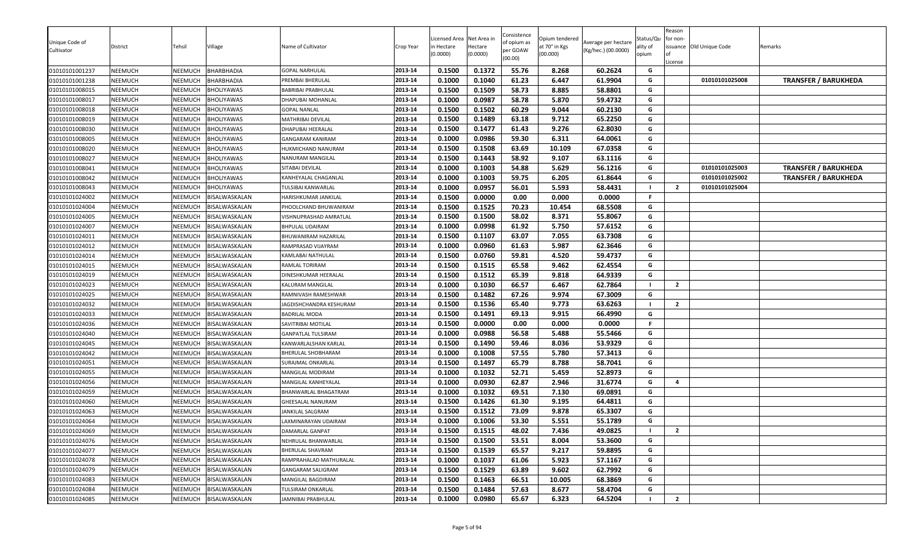| Unique Code of Cultivator | District | Tehsil | Village | Name of Cultivator | Crop Year | Licensed Area in Hectare (0.0000) | Net Area in Hectare (0.0000) | Consistence of opium as per GOAW (00.00) | Opium tendered at 70° in Kgs (00.000) | Average per hectare (Kg/hec.) (00.0000) | Status/Quality of opium | Reason for non-issuance of License | Old Unique Code | Remarks |
|---|---|---|---|---|---|---|---|---|---|---|---|---|---|---|
| 01010101001237 | NEEMUCH | NEEMUCH | BHARBHADIA | GOPAL NARHULAL | 2013-14 | 0.1500 | 0.1372 | 55.76 | 8.268 | 60.2624 | G | | | |
| 01010101001238 | NEEMUCH | NEEMUCH | BHARBHADIA | PREMBAI BHERULAL | 2013-14 | 0.1000 | 0.1040 | 61.23 | 6.447 | 61.9904 | G | | 01010101025008 | TRANSFER / BARUKHEDA |
| 01010101008015 | NEEMUCH | NEEMUCH | BHOLIYAWAS | BABRIBAI PRABHULAL | 2013-14 | 0.1500 | 0.1509 | 58.73 | 8.885 | 58.8801 | G | | | |
| 01010101008017 | NEEMUCH | NEEMUCH | BHOLIYAWAS | DHAPUBAI MOHANLAL | 2013-14 | 0.1000 | 0.0987 | 58.78 | 5.870 | 59.4732 | G | | | |
| 01010101008018 | NEEMUCH | NEEMUCH | BHOLIYAWAS | GOPAL NANLAL | 2013-14 | 0.1500 | 0.1502 | 60.29 | 9.044 | 60.2130 | G | | | |
| 01010101008019 | NEEMUCH | NEEMUCH | BHOLIYAWAS | MATHRIBAI DEVILAL | 2013-14 | 0.1500 | 0.1489 | 63.18 | 9.712 | 65.2250 | G | | | |
| 01010101008030 | NEEMUCH | NEEMUCH | BHOLIYAWAS | DHAPUBAI HEERALAL | 2013-14 | 0.1500 | 0.1477 | 61.43 | 9.276 | 62.8030 | G | | | |
| 01010101008005 | NEEMUCH | NEEMUCH | BHOLIYAWAS | GANGARAM KANIRAM | 2013-14 | 0.1000 | 0.0986 | 59.30 | 6.311 | 64.0061 | G | | | |
| 01010101008020 | NEEMUCH | NEEMUCH | BHOLIYAWAS | HUKMICHAND NANURAM | 2013-14 | 0.1500 | 0.1508 | 63.69 | 10.109 | 67.0358 | G | | | |
| 01010101008027 | NEEMUCH | NEEMUCH | BHOLIYAWAS | NANURAM MANGILAL | 2013-14 | 0.1500 | 0.1443 | 58.92 | 9.107 | 63.1116 | G | | | |
| 01010101008041 | NEEMUCH | NEEMUCH | BHOLIYAWAS | SITABAI DEVILAL | 2013-14 | 0.1000 | 0.1003 | 54.88 | 5.629 | 56.1216 | G | | 01010101025003 | TRANSFER / BARUKHEDA |
| 01010101008042 | NEEMUCH | NEEMUCH | BHOLIYAWAS | KANHEYALAL CHAGANLAL | 2013-14 | 0.1000 | 0.1003 | 59.75 | 6.205 | 61.8644 | G | | 01010101025002 | TRANSFER / BARUKHEDA |
| 01010101008043 | NEEMUCH | NEEMUCH | BHOLIYAWAS | TULSIBAI KANWARLAL | 2013-14 | 0.1000 | 0.0957 | 56.01 | 5.593 | 58.4431 | I | 2 | 01010101025004 | |
| 01010101024002 | NEEMUCH | NEEMUCH | BISALWASKALAN | HARISHKUMAR JANKILAL | 2013-14 | 0.1500 | 0.0000 | 0.00 | 0.000 | 0.0000 | F | | | |
| 01010101024004 | NEEMUCH | NEEMUCH | BISALWASKALAN | PHOOLCHAND BHUWANIRAM | 2013-14 | 0.1500 | 0.1525 | 70.23 | 10.454 | 68.5508 | G | | | |
| 01010101024005 | NEEMUCH | NEEMUCH | BISALWASKALAN | VISHNUPRASHAD AMRATLAL | 2013-14 | 0.1500 | 0.1500 | 58.02 | 8.371 | 55.8067 | G | | | |
| 01010101024007 | NEEMUCH | NEEMUCH | BISALWASKALAN | BHPULAL UDAIRAM | 2013-14 | 0.1000 | 0.0998 | 61.92 | 5.750 | 57.6152 | G | | | |
| 01010101024011 | NEEMUCH | NEEMUCH | BISALWASKALAN | BHUWANIRAM HAZARILAL | 2013-14 | 0.1500 | 0.1107 | 63.07 | 7.055 | 63.7308 | G | | | |
| 01010101024012 | NEEMUCH | NEEMUCH | BISALWASKALAN | RAMPRASAD VIJAYRAM | 2013-14 | 0.1000 | 0.0960 | 61.63 | 5.987 | 62.3646 | G | | | |
| 01010101024014 | NEEMUCH | NEEMUCH | BISALWASKALAN | KAMLABAI NATHULAL | 2013-14 | 0.1500 | 0.0760 | 59.81 | 4.520 | 59.4737 | G | | | |
| 01010101024015 | NEEMUCH | NEEMUCH | BISALWASKALAN | RAMLAL TORIRAM | 2013-14 | 0.1500 | 0.1515 | 65.58 | 9.462 | 62.4554 | G | | | |
| 01010101024019 | NEEMUCH | NEEMUCH | BISALWASKALAN | DINESHKUMAR HEERALAL | 2013-14 | 0.1500 | 0.1512 | 65.39 | 9.818 | 64.9339 | G | | | |
| 01010101024023 | NEEMUCH | NEEMUCH | BISALWASKALAN | KALURAM MANGILAL | 2013-14 | 0.1000 | 0.1030 | 66.57 | 6.467 | 62.7864 | I | 2 | | |
| 01010101024025 | NEEMUCH | NEEMUCH | BISALWASKALAN | RAMNIVASH RAMESHWAR | 2013-14 | 0.1500 | 0.1482 | 67.26 | 9.974 | 67.3009 | G | | | |
| 01010101024032 | NEEMUCH | NEEMUCH | BISALWASKALAN | JAGDISHCHANDRA KESHURAM | 2013-14 | 0.1500 | 0.1536 | 65.40 | 9.773 | 63.6263 | I | 2 | | |
| 01010101024033 | NEEMUCH | NEEMUCH | BISALWASKALAN | BADRILAL MODA | 2013-14 | 0.1500 | 0.1491 | 69.13 | 9.915 | 66.4990 | G | | | |
| 01010101024036 | NEEMUCH | NEEMUCH | BISALWASKALAN | SAVITRIBAI MOTILAL | 2013-14 | 0.1500 | 0.0000 | 0.00 | 0.000 | 0.0000 | F | | | |
| 01010101024040 | NEEMUCH | NEEMUCH | BISALWASKALAN | GANPATLAL TULSIRAM | 2013-14 | 0.1000 | 0.0988 | 56.58 | 5.488 | 55.5466 | G | | | |
| 01010101024045 | NEEMUCH | NEEMUCH | BISALWASKALAN | KANWARLALSHAN KARLAL | 2013-14 | 0.1500 | 0.1490 | 59.46 | 8.036 | 53.9329 | G | | | |
| 01010101024042 | NEEMUCH | NEEMUCH | BISALWASKALAN | BHERULAL SHOBHARAM | 2013-14 | 0.1000 | 0.1008 | 57.55 | 5.780 | 57.3413 | G | | | |
| 01010101024051 | NEEMUCH | NEEMUCH | BISALWASKALAN | SURAJMAL ONKARLAL | 2013-14 | 0.1500 | 0.1497 | 65.79 | 8.788 | 58.7041 | G | | | |
| 01010101024055 | NEEMUCH | NEEMUCH | BISALWASKALAN | MANGILAL MODIRAM | 2013-14 | 0.1000 | 0.1032 | 52.71 | 5.459 | 52.8973 | G | | | |
| 01010101024056 | NEEMUCH | NEEMUCH | BISALWASKALAN | MANGILAL KANHEYALAL | 2013-14 | 0.1000 | 0.0930 | 62.87 | 2.946 | 31.6774 | G | 4 | | |
| 01010101024059 | NEEMUCH | NEEMUCH | BISALWASKALAN | BHANWARLAL BHAGATRAM | 2013-14 | 0.1000 | 0.1032 | 69.51 | 7.130 | 69.0891 | G | | | |
| 01010101024060 | NEEMUCH | NEEMUCH | BISALWASKALAN | GHEESALAL NANURAM | 2013-14 | 0.1500 | 0.1426 | 61.30 | 9.195 | 64.4811 | G | | | |
| 01010101024063 | NEEMUCH | NEEMUCH | BISALWASKALAN | JANKILAL SALGRAM | 2013-14 | 0.1500 | 0.1512 | 73.09 | 9.878 | 65.3307 | G | | | |
| 01010101024064 | NEEMUCH | NEEMUCH | BISALWASKALAN | LAXMINARAYAN UDAIRAM | 2013-14 | 0.1000 | 0.1006 | 53.30 | 5.551 | 55.1789 | G | | | |
| 01010101024069 | NEEMUCH | NEEMUCH | BISALWASKALAN | DAMARLAL GANPAT | 2013-14 | 0.1500 | 0.1515 | 48.02 | 7.436 | 49.0825 | I | 2 | | |
| 01010101024076 | NEEMUCH | NEEMUCH | BISALWASKALAN | NEHRULAL BHANWARLAL | 2013-14 | 0.1500 | 0.1500 | 53.51 | 8.004 | 53.3600 | G | | | |
| 01010101024077 | NEEMUCH | NEEMUCH | BISALWASKALAN | BHERULAL SHAVRAM | 2013-14 | 0.1500 | 0.1539 | 65.57 | 9.217 | 59.8895 | G | | | |
| 01010101024078 | NEEMUCH | NEEMUCH | BISALWASKALAN | RAMPRAHALAD MATHURALAL | 2013-14 | 0.1000 | 0.1037 | 61.06 | 5.923 | 57.1167 | G | | | |
| 01010101024079 | NEEMUCH | NEEMUCH | BISALWASKALAN | GANGARAM SALIGRAM | 2013-14 | 0.1500 | 0.1529 | 63.89 | 9.602 | 62.7992 | G | | | |
| 01010101024083 | NEEMUCH | NEEMUCH | BISALWASKALAN | MANGILAL BAGDIRAM | 2013-14 | 0.1500 | 0.1463 | 66.51 | 10.005 | 68.3869 | G | | | |
| 01010101024084 | NEEMUCH | NEEMUCH | BISALWASKALAN | TULSIRAM ONKARLAL | 2013-14 | 0.1500 | 0.1484 | 57.63 | 8.677 | 58.4704 | G | | | |
| 01010101024085 | NEEMUCH | NEEMUCH | BISALWASKALAN | JAMNIBAI PRABHULAL | 2013-14 | 0.1000 | 0.0980 | 65.67 | 6.323 | 64.5204 | I | 2 | | |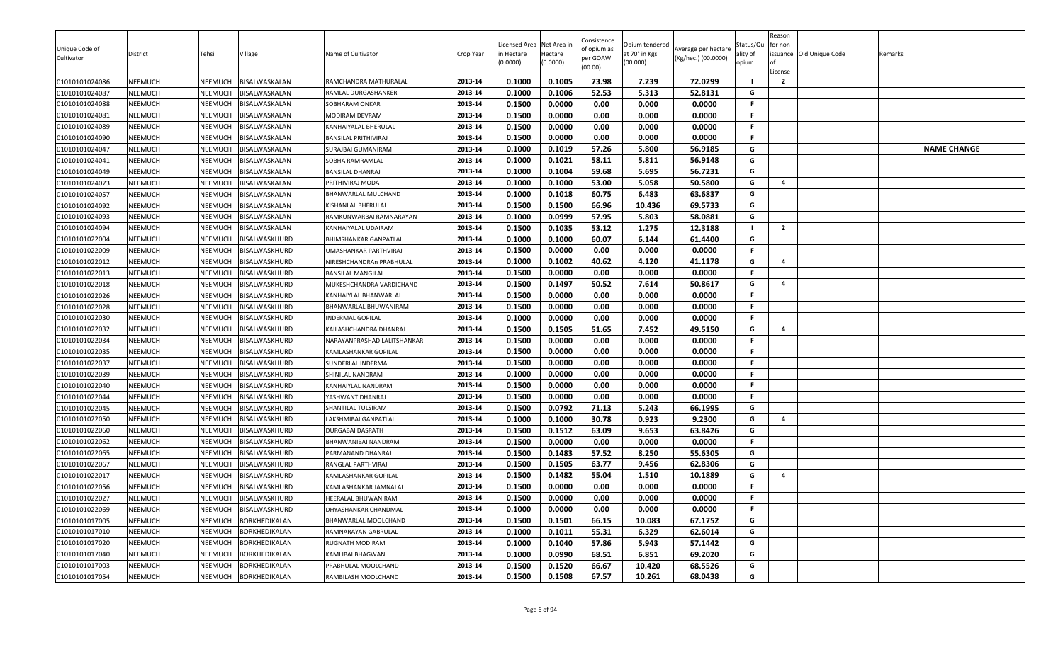| Unique Code of Cultivator | District | Tehsil | Village | Name of Cultivator | Crop Year | Licensed Area in Hectare (0.0000) | Net Area in Hectare (0.0000) | Consistence of opium as per GOAW (00.00) | Opium tendered at 70° in Kgs (00.000) | Average per hectare (Kg/hec.) (00.0000) | Status/Quality of opium | Reason for non-issuance of License | Old Unique Code | Remarks |
|---|---|---|---|---|---|---|---|---|---|---|---|---|---|---|
| 01010101024086 | NEEMUCH | NEEMUCH | BISALWASKALAN | RAMCHANDRA MATHURALAL | 2013-14 | 0.1000 | 0.1005 | 73.98 | 7.239 | 72.0299 | I | 2 | | |
| 01010101024087 | NEEMUCH | NEEMUCH | BISALWASKALAN | RAMLAL DURGASHANKER | 2013-14 | 0.1000 | 0.1006 | 52.53 | 5.313 | 52.8131 | G | | | |
| 01010101024088 | NEEMUCH | NEEMUCH | BISALWASKALAN | SOBHARAM ONKAR | 2013-14 | 0.1500 | 0.0000 | 0.00 | 0.000 | 0.0000 | F | | | |
| 01010101024081 | NEEMUCH | NEEMUCH | BISALWASKALAN | MODIRAM DEVRAM | 2013-14 | 0.1500 | 0.0000 | 0.00 | 0.000 | 0.0000 | F | | | |
| 01010101024089 | NEEMUCH | NEEMUCH | BISALWASKALAN | KANHAIYALAL BHERULAL | 2013-14 | 0.1500 | 0.0000 | 0.00 | 0.000 | 0.0000 | F | | | |
| 01010101024090 | NEEMUCH | NEEMUCH | BISALWASKALAN | BANSILAL PRITHIVIRAJ | 2013-14 | 0.1500 | 0.0000 | 0.00 | 0.000 | 0.0000 | F | | | |
| 01010101024047 | NEEMUCH | NEEMUCH | BISALWASKALAN | SURAJBAI GUMANIRAM | 2013-14 | 0.1000 | 0.1019 | 57.26 | 5.800 | 56.9185 | G | | | NAME CHANGE |
| 01010101024041 | NEEMUCH | NEEMUCH | BISALWASKALAN | SOBHA RAMRAMLAL | 2013-14 | 0.1000 | 0.1021 | 58.11 | 5.811 | 56.9148 | G | | | |
| 01010101024049 | NEEMUCH | NEEMUCH | BISALWASKALAN | BANSILAL DHANRAJ | 2013-14 | 0.1000 | 0.1004 | 59.68 | 5.695 | 56.7231 | G | | | |
| 01010101024073 | NEEMUCH | NEEMUCH | BISALWASKALAN | PRITHIVIRAJ MODA | 2013-14 | 0.1000 | 0.1000 | 53.00 | 5.058 | 50.5800 | G | 4 | | |
| 01010101024057 | NEEMUCH | NEEMUCH | BISALWASKALAN | BHANWARLAL MULCHAND | 2013-14 | 0.1000 | 0.1018 | 60.75 | 6.483 | 63.6837 | G | | | |
| 01010101024092 | NEEMUCH | NEEMUCH | BISALWASKALAN | KISHANLAL BHERULAL | 2013-14 | 0.1500 | 0.1500 | 66.96 | 10.436 | 69.5733 | G | | | |
| 01010101024093 | NEEMUCH | NEEMUCH | BISALWASKALAN | RAMKUNWARBAI RAMNARAYAN | 2013-14 | 0.1000 | 0.0999 | 57.95 | 5.803 | 58.0881 | G | | | |
| 01010101024094 | NEEMUCH | NEEMUCH | BISALWASKALAN | KANHAIYALAL UDAIRAM | 2013-14 | 0.1500 | 0.1035 | 53.12 | 1.275 | 12.3188 | I | 2 | | |
| 01010101022004 | NEEMUCH | NEEMUCH | BISALWASKHURD | BHIMSHANKAR GANPATLAL | 2013-14 | 0.1000 | 0.1000 | 60.07 | 6.144 | 61.4400 | G | | | |
| 01010101022009 | NEEMUCH | NEEMUCH | BISALWASKHURD | UMASHANKAR PARTHVIRAJ | 2013-14 | 0.1500 | 0.0000 | 0.00 | 0.000 | 0.0000 | F | | | |
| 01010101022012 | NEEMUCH | NEEMUCH | BISALWASKHURD | NIRESHCHANDRAn PRABHULAL | 2013-14 | 0.1000 | 0.1002 | 40.62 | 4.120 | 41.1178 | G | 4 | | |
| 01010101022013 | NEEMUCH | NEEMUCH | BISALWASKHURD | BANSILAL MANGILAL | 2013-14 | 0.1500 | 0.0000 | 0.00 | 0.000 | 0.0000 | F | | | |
| 01010101022018 | NEEMUCH | NEEMUCH | BISALWASKHURD | MUKESHCHANDRA VARDICHAND | 2013-14 | 0.1500 | 0.1497 | 50.52 | 7.614 | 50.8617 | G | 4 | | |
| 01010101022026 | NEEMUCH | NEEMUCH | BISALWASKHURD | KANHAIYLAL BHANWARLAL | 2013-14 | 0.1500 | 0.0000 | 0.00 | 0.000 | 0.0000 | F | | | |
| 01010101022028 | NEEMUCH | NEEMUCH | BISALWASKHURD | BHANWARLAL BHUWANIRAM | 2013-14 | 0.1500 | 0.0000 | 0.00 | 0.000 | 0.0000 | F | | | |
| 01010101022030 | NEEMUCH | NEEMUCH | BISALWASKHURD | INDERMAL GOPILAL | 2013-14 | 0.1000 | 0.0000 | 0.00 | 0.000 | 0.0000 | F | | | |
| 01010101022032 | NEEMUCH | NEEMUCH | BISALWASKHURD | KAILASHCHANDRA DHANRAJ | 2013-14 | 0.1500 | 0.1505 | 51.65 | 7.452 | 49.5150 | G | 4 | | |
| 01010101022034 | NEEMUCH | NEEMUCH | BISALWASKHURD | NARAYANPRASHAD LALITSHANKAR | 2013-14 | 0.1500 | 0.0000 | 0.00 | 0.000 | 0.0000 | F | | | |
| 01010101022035 | NEEMUCH | NEEMUCH | BISALWASKHURD | KAMLASHANKAR GOPILAL | 2013-14 | 0.1500 | 0.0000 | 0.00 | 0.000 | 0.0000 | F | | | |
| 01010101022037 | NEEMUCH | NEEMUCH | BISALWASKHURD | SUNDERLAL INDERMAL | 2013-14 | 0.1500 | 0.0000 | 0.00 | 0.000 | 0.0000 | F | | | |
| 01010101022039 | NEEMUCH | NEEMUCH | BISALWASKHURD | SHINILAL NANDRAM | 2013-14 | 0.1000 | 0.0000 | 0.00 | 0.000 | 0.0000 | F | | | |
| 01010101022040 | NEEMUCH | NEEMUCH | BISALWASKHURD | KANHAIYLAL NANDRAM | 2013-14 | 0.1500 | 0.0000 | 0.00 | 0.000 | 0.0000 | F | | | |
| 01010101022044 | NEEMUCH | NEEMUCH | BISALWASKHURD | YASHWANT DHANRAJ | 2013-14 | 0.1500 | 0.0000 | 0.00 | 0.000 | 0.0000 | F | | | |
| 01010101022045 | NEEMUCH | NEEMUCH | BISALWASKHURD | SHANTILAL TULSIRAM | 2013-14 | 0.1500 | 0.0792 | 71.13 | 5.243 | 66.1995 | G | | | |
| 01010101022050 | NEEMUCH | NEEMUCH | BISALWASKHURD | LAKSHMIBAI GANPATLAL | 2013-14 | 0.1000 | 0.1000 | 30.78 | 0.923 | 9.2300 | G | 4 | | |
| 01010101022060 | NEEMUCH | NEEMUCH | BISALWASKHURD | DURGABAI DASRATH | 2013-14 | 0.1500 | 0.1512 | 63.09 | 9.653 | 63.8426 | G | | | |
| 01010101022062 | NEEMUCH | NEEMUCH | BISALWASKHURD | BHANWANIBAI NANDRAM | 2013-14 | 0.1500 | 0.0000 | 0.00 | 0.000 | 0.0000 | F | | | |
| 01010101022065 | NEEMUCH | NEEMUCH | BISALWASKHURD | PARMANAND DHANRAJ | 2013-14 | 0.1500 | 0.1483 | 57.52 | 8.250 | 55.6305 | G | | | |
| 01010101022067 | NEEMUCH | NEEMUCH | BISALWASKHURD | RANGLAL PARTHVIRAJ | 2013-14 | 0.1500 | 0.1505 | 63.77 | 9.456 | 62.8306 | G | | | |
| 01010101022017 | NEEMUCH | NEEMUCH | BISALWASKHURD | KAMLASHANKAR GOPILAL | 2013-14 | 0.1500 | 0.1482 | 55.04 | 1.510 | 10.1889 | G | 4 | | |
| 01010101022056 | NEEMUCH | NEEMUCH | BISALWASKHURD | KAMLASHANKAR JAMNALAL | 2013-14 | 0.1500 | 0.0000 | 0.00 | 0.000 | 0.0000 | F | | | |
| 01010101022027 | NEEMUCH | NEEMUCH | BISALWASKHURD | HEERALAL BHUWANIRAM | 2013-14 | 0.1500 | 0.0000 | 0.00 | 0.000 | 0.0000 | F | | | |
| 01010101022069 | NEEMUCH | NEEMUCH | BISALWASKHURD | DHYASHANKAR CHANDMAL | 2013-14 | 0.1000 | 0.0000 | 0.00 | 0.000 | 0.0000 | F | | | |
| 01010101017005 | NEEMUCH | NEEMUCH | BORKHEDIKALAN | BHANWARLAL MOOLCHAND | 2013-14 | 0.1500 | 0.1501 | 66.15 | 10.083 | 67.1752 | G | | | |
| 01010101017010 | NEEMUCH | NEEMUCH | BORKHEDIKALAN | RAMNARAYAN GABRULAL | 2013-14 | 0.1000 | 0.1011 | 55.31 | 6.329 | 62.6014 | G | | | |
| 01010101017020 | NEEMUCH | NEEMUCH | BORKHEDIKALAN | RUGNATH MODIRAM | 2013-14 | 0.1000 | 0.1040 | 57.86 | 5.943 | 57.1442 | G | | | |
| 01010101017040 | NEEMUCH | NEEMUCH | BORKHEDIKALAN | KAMLIBAI BHAGWAN | 2013-14 | 0.1000 | 0.0990 | 68.51 | 6.851 | 69.2020 | G | | | |
| 01010101017003 | NEEMUCH | NEEMUCH | BORKHEDIKALAN | PRABHULAL MOOLCHAND | 2013-14 | 0.1500 | 0.1520 | 66.67 | 10.420 | 68.5526 | G | | | |
| 01010101017054 | NEEMUCH | NEEMUCH | BORKHEDIKALAN | RAMBILASH MOOLCHAND | 2013-14 | 0.1500 | 0.1508 | 67.57 | 10.261 | 68.0438 | G | | | |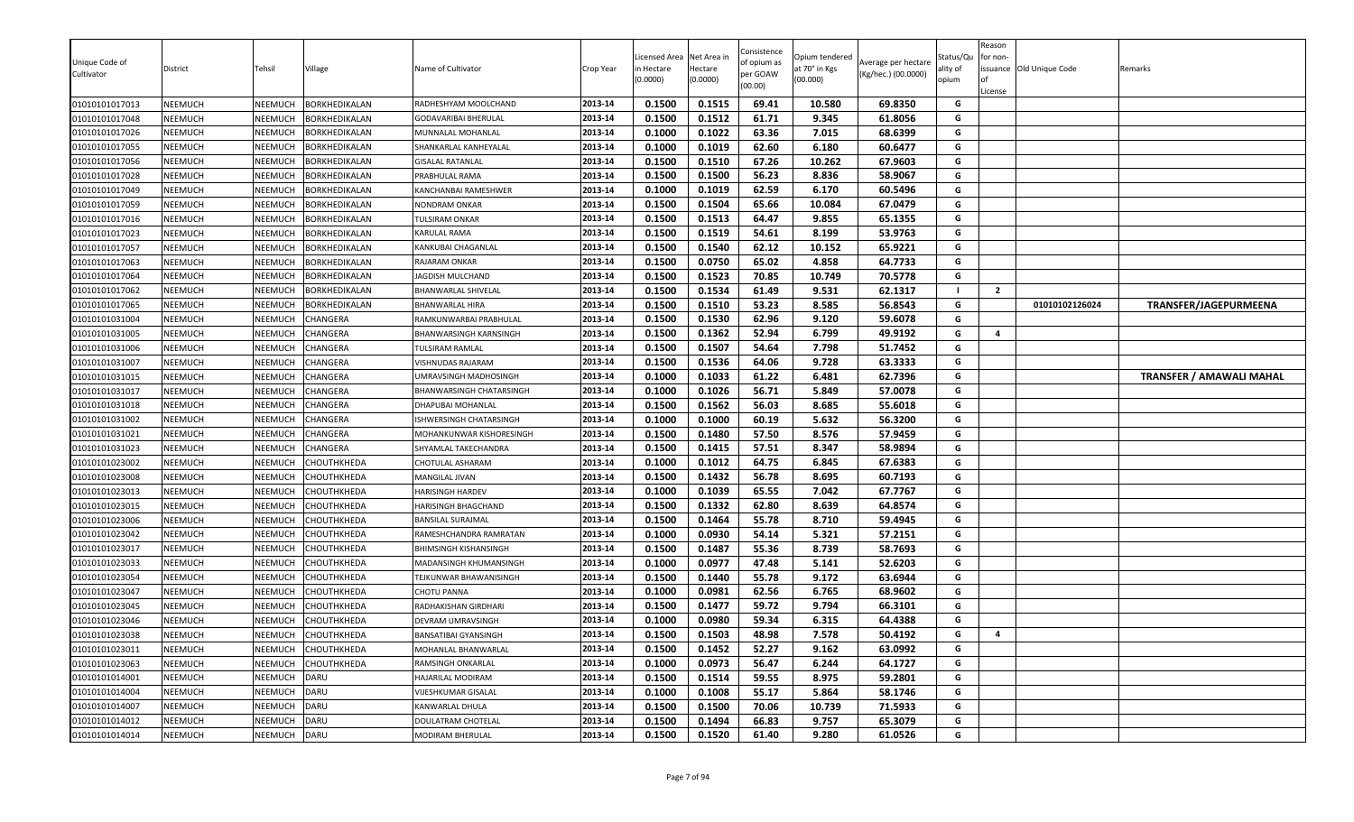| Unique Code of Cultivator | District | Tehsil | Village | Name of Cultivator | Crop Year | Licensed Area in Hectare (0.0000) | Net Area in Hectare (0.0000) | Consistence of opium as per GOAW (00.00) | Opium tendered at 70° in Kgs (00.000) | Average per hectare (Kg/hec.) (00.0000) | Status/Quality of opium | Reason for non-issuance of License | Old Unique Code | Remarks |
|---|---|---|---|---|---|---|---|---|---|---|---|---|---|---|
| 01010101017013 | NEEMUCH | NEEMUCH | BORKHEDIKALAN | RADHESHYAM MOOLCHAND | 2013-14 | 0.1500 | 0.1515 | 69.41 | 10.580 | 69.8350 | G | | | |
| 01010101017048 | NEEMUCH | NEEMUCH | BORKHEDIKALAN | GODAVARIBAI BHERULAL | 2013-14 | 0.1500 | 0.1512 | 61.71 | 9.345 | 61.8056 | G | | | |
| 01010101017026 | NEEMUCH | NEEMUCH | BORKHEDIKALAN | MUNNALAL MOHANLAL | 2013-14 | 0.1000 | 0.1022 | 63.36 | 7.015 | 68.6399 | G | | | |
| 01010101017055 | NEEMUCH | NEEMUCH | BORKHEDIKALAN | SHANKARLAL KANHEYALAL | 2013-14 | 0.1000 | 0.1019 | 62.60 | 6.180 | 60.6477 | G | | | |
| 01010101017056 | NEEMUCH | NEEMUCH | BORKHEDIKALAN | GISALAL RATANLAL | 2013-14 | 0.1500 | 0.1510 | 67.26 | 10.262 | 67.9603 | G | | | |
| 01010101017028 | NEEMUCH | NEEMUCH | BORKHEDIKALAN | PRABHULAL RAMA | 2013-14 | 0.1500 | 0.1500 | 56.23 | 8.836 | 58.9067 | G | | | |
| 01010101017049 | NEEMUCH | NEEMUCH | BORKHEDIKALAN | KANCHANBAI RAMESHWER | 2013-14 | 0.1000 | 0.1019 | 62.59 | 6.170 | 60.5496 | G | | | |
| 01010101017059 | NEEMUCH | NEEMUCH | BORKHEDIKALAN | NONDRAM ONKAR | 2013-14 | 0.1500 | 0.1504 | 65.66 | 10.084 | 67.0479 | G | | | |
| 01010101017016 | NEEMUCH | NEEMUCH | BORKHEDIKALAN | TULSIRAM ONKAR | 2013-14 | 0.1500 | 0.1513 | 64.47 | 9.855 | 65.1355 | G | | | |
| 01010101017023 | NEEMUCH | NEEMUCH | BORKHEDIKALAN | KARULAL RAMA | 2013-14 | 0.1500 | 0.1519 | 54.61 | 8.199 | 53.9763 | G | | | |
| 01010101017057 | NEEMUCH | NEEMUCH | BORKHEDIKALAN | KANKUBAI CHAGANLAL | 2013-14 | 0.1500 | 0.1540 | 62.12 | 10.152 | 65.9221 | G | | | |
| 01010101017063 | NEEMUCH | NEEMUCH | BORKHEDIKALAN | RAJARAM ONKAR | 2013-14 | 0.1500 | 0.0750 | 65.02 | 4.858 | 64.7733 | G | | | |
| 01010101017064 | NEEMUCH | NEEMUCH | BORKHEDIKALAN | JAGDISH MULCHAND | 2013-14 | 0.1500 | 0.1523 | 70.85 | 10.749 | 70.5778 | G | | | |
| 01010101017062 | NEEMUCH | NEEMUCH | BORKHEDIKALAN | BHANWARLAL SHIVELAL | 2013-14 | 0.1500 | 0.1534 | 61.49 | 9.531 | 62.1317 | I | 2 | | |
| 01010101017065 | NEEMUCH | NEEMUCH | BORKHEDIKALAN | BHANWARLAL HIRA | 2013-14 | 0.1500 | 0.1510 | 53.23 | 8.585 | 56.8543 | G | | 01010102126024 | TRANSFER/JAGEPURMEENA |
| 01010101031004 | NEEMUCH | NEEMUCH | CHANGERA | RAMKUNWARBAI PRABHULAL | 2013-14 | 0.1500 | 0.1530 | 62.96 | 9.120 | 59.6078 | G | | | |
| 01010101031005 | NEEMUCH | NEEMUCH | CHANGERA | BHANWARSINGH KARNSINGH | 2013-14 | 0.1500 | 0.1362 | 52.94 | 6.799 | 49.9192 | G | 4 | | |
| 01010101031006 | NEEMUCH | NEEMUCH | CHANGERA | TULSIRAM RAMLAL | 2013-14 | 0.1500 | 0.1507 | 54.64 | 7.798 | 51.7452 | G | | | |
| 01010101031007 | NEEMUCH | NEEMUCH | CHANGERA | VISHNUDAS RAJARAM | 2013-14 | 0.1500 | 0.1536 | 64.06 | 9.728 | 63.3333 | G | | | |
| 01010101031015 | NEEMUCH | NEEMUCH | CHANGERA | UMRAVSINGH MADHOSINGH | 2013-14 | 0.1000 | 0.1033 | 61.22 | 6.481 | 62.7396 | G | | | TRANSFER / AMAWALI MAHAL |
| 01010101031017 | NEEMUCH | NEEMUCH | CHANGERA | BHANWARSINGH CHATARSINGH | 2013-14 | 0.1000 | 0.1026 | 56.71 | 5.849 | 57.0078 | G | | | |
| 01010101031018 | NEEMUCH | NEEMUCH | CHANGERA | DHAPUBAI MOHANLAL | 2013-14 | 0.1500 | 0.1562 | 56.03 | 8.685 | 55.6018 | G | | | |
| 01010101031002 | NEEMUCH | NEEMUCH | CHANGERA | ISHWERSINGH CHATARSINGH | 2013-14 | 0.1000 | 0.1000 | 60.19 | 5.632 | 56.3200 | G | | | |
| 01010101031021 | NEEMUCH | NEEMUCH | CHANGERA | MOHANKUNWAR KISHORESINGH | 2013-14 | 0.1500 | 0.1480 | 57.50 | 8.576 | 57.9459 | G | | | |
| 01010101031023 | NEEMUCH | NEEMUCH | CHANGERA | SHYAMLAL TAKECHANDRA | 2013-14 | 0.1500 | 0.1415 | 57.51 | 8.347 | 58.9894 | G | | | |
| 01010101023002 | NEEMUCH | NEEMUCH | CHOUTHKHEDA | CHOTULAL ASHARAM | 2013-14 | 0.1000 | 0.1012 | 64.75 | 6.845 | 67.6383 | G | | | |
| 01010101023008 | NEEMUCH | NEEMUCH | CHOUTHKHEDA | MANGILAL JIVAN | 2013-14 | 0.1500 | 0.1432 | 56.78 | 8.695 | 60.7193 | G | | | |
| 01010101023013 | NEEMUCH | NEEMUCH | CHOUTHKHEDA | HARISINGH HARDEV | 2013-14 | 0.1000 | 0.1039 | 65.55 | 7.042 | 67.7767 | G | | | |
| 01010101023015 | NEEMUCH | NEEMUCH | CHOUTHKHEDA | HARISINGH BHAGCHAND | 2013-14 | 0.1500 | 0.1332 | 62.80 | 8.639 | 64.8574 | G | | | |
| 01010101023006 | NEEMUCH | NEEMUCH | CHOUTHKHEDA | BANSILAL SURAJMAL | 2013-14 | 0.1500 | 0.1464 | 55.78 | 8.710 | 59.4945 | G | | | |
| 01010101023042 | NEEMUCH | NEEMUCH | CHOUTHKHEDA | RAMESHCHANDRA RAMRATAN | 2013-14 | 0.1000 | 0.0930 | 54.14 | 5.321 | 57.2151 | G | | | |
| 01010101023017 | NEEMUCH | NEEMUCH | CHOUTHKHEDA | BHIMSINGH KISHANSINGH | 2013-14 | 0.1500 | 0.1487 | 55.36 | 8.739 | 58.7693 | G | | | |
| 01010101023033 | NEEMUCH | NEEMUCH | CHOUTHKHEDA | MADANSINGH KHUMANSINGH | 2013-14 | 0.1000 | 0.0977 | 47.48 | 5.141 | 52.6203 | G | | | |
| 01010101023054 | NEEMUCH | NEEMUCH | CHOUTHKHEDA | TEJKUNWAR BHAWANISINGH | 2013-14 | 0.1500 | 0.1440 | 55.78 | 9.172 | 63.6944 | G | | | |
| 01010101023047 | NEEMUCH | NEEMUCH | CHOUTHKHEDA | CHOTU PANNA | 2013-14 | 0.1000 | 0.0981 | 62.56 | 6.765 | 68.9602 | G | | | |
| 01010101023045 | NEEMUCH | NEEMUCH | CHOUTHKHEDA | RADHAKISHAN GIRDHARI | 2013-14 | 0.1500 | 0.1477 | 59.72 | 9.794 | 66.3101 | G | | | |
| 01010101023046 | NEEMUCH | NEEMUCH | CHOUTHKHEDA | DEVRAM UMRAVSINGH | 2013-14 | 0.1000 | 0.0980 | 59.34 | 6.315 | 64.4388 | G | | | |
| 01010101023038 | NEEMUCH | NEEMUCH | CHOUTHKHEDA | BANSATIBAI GYANSINGH | 2013-14 | 0.1500 | 0.1503 | 48.98 | 7.578 | 50.4192 | G | 4 | | |
| 01010101023011 | NEEMUCH | NEEMUCH | CHOUTHKHEDA | MOHANLAL BHANWARLAL | 2013-14 | 0.1500 | 0.1452 | 52.27 | 9.162 | 63.0992 | G | | | |
| 01010101023063 | NEEMUCH | NEEMUCH | CHOUTHKHEDA | RAMSINGH ONKARLAL | 2013-14 | 0.1000 | 0.0973 | 56.47 | 6.244 | 64.1727 | G | | | |
| 01010101014001 | NEEMUCH | NEEMUCH | DARU | HAJARILAL MODIRAM | 2013-14 | 0.1500 | 0.1514 | 59.55 | 8.975 | 59.2801 | G | | | |
| 01010101014004 | NEEMUCH | NEEMUCH | DARU | VIJESHKUMAR GISALAL | 2013-14 | 0.1000 | 0.1008 | 55.17 | 5.864 | 58.1746 | G | | | |
| 01010101014007 | NEEMUCH | NEEMUCH | DARU | KANWARLAL DHULA | 2013-14 | 0.1500 | 0.1500 | 70.06 | 10.739 | 71.5933 | G | | | |
| 01010101014012 | NEEMUCH | NEEMUCH | DARU | DOULATRAM CHOTELAL | 2013-14 | 0.1500 | 0.1494 | 66.83 | 9.757 | 65.3079 | G | | | |
| 01010101014014 | NEEMUCH | NEEMUCH | DARU | MODIRAM BHERULAL | 2013-14 | 0.1500 | 0.1520 | 61.40 | 9.280 | 61.0526 | G | | | |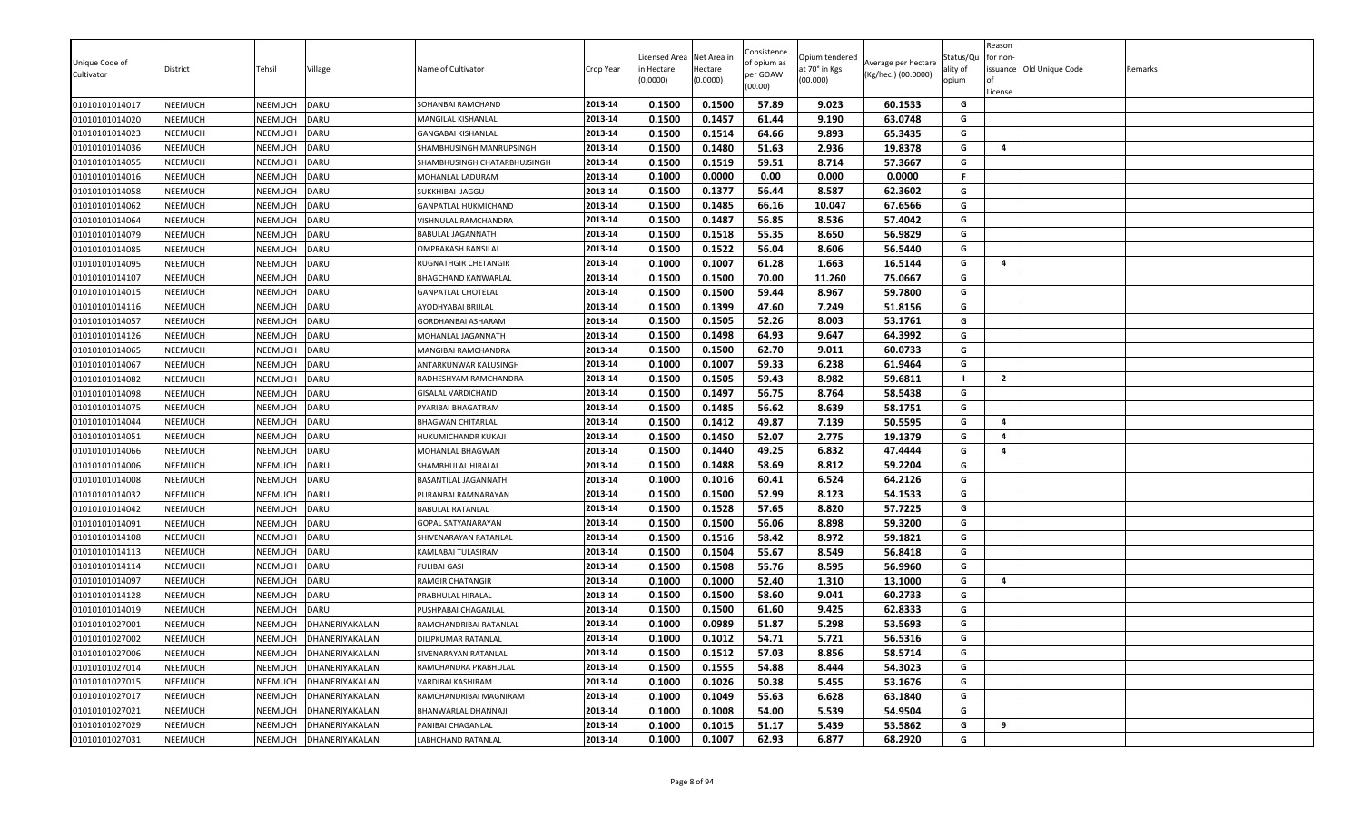| Unique Code of Cultivator | District | Tehsil | Village | Name of Cultivator | Crop Year | Licensed Area in Hectare (0.0000) | Net Area in Hectare (0.0000) | Consistence of opium as per GOAW (00.00) | Opium tendered at 70° in Kgs (00.000) | Average per hectare (Kg/hec.) (00.0000) | Status/Quality of opium | Reason for non-issuance of License | Old Unique Code | Remarks |
|---|---|---|---|---|---|---|---|---|---|---|---|---|---|---|
| 01010101014017 | NEEMUCH | NEEMUCH | DARU | SOHANBAI RAMCHAND | 2013-14 | 0.1500 | 0.1500 | 57.89 | 9.023 | 60.1533 | G | | | |
| 01010101014020 | NEEMUCH | NEEMUCH | DARU | MANGILAL KISHANLAL | 2013-14 | 0.1500 | 0.1457 | 61.44 | 9.190 | 63.0748 | G | | | |
| 01010101014023 | NEEMUCH | NEEMUCH | DARU | GANGABAI KISHANLAL | 2013-14 | 0.1500 | 0.1514 | 64.66 | 9.893 | 65.3435 | G | | | |
| 01010101014036 | NEEMUCH | NEEMUCH | DARU | SHAMBHUSINGH MANRUPSINGH | 2013-14 | 0.1500 | 0.1480 | 51.63 | 2.936 | 19.8378 | G | 4 | | |
| 01010101014055 | NEEMUCH | NEEMUCH | DARU | SHAMBHUSINGH CHATARBHUJSINGH | 2013-14 | 0.1500 | 0.1519 | 59.51 | 8.714 | 57.3667 | G | | | |
| 01010101014016 | NEEMUCH | NEEMUCH | DARU | MOHANLAL LADURAM | 2013-14 | 0.1000 | 0.0000 | 0.00 | 0.000 | 0.0000 | F | | | |
| 01010101014058 | NEEMUCH | NEEMUCH | DARU | SUKKHIBAI JAGGU | 2013-14 | 0.1500 | 0.1377 | 56.44 | 8.587 | 62.3602 | G | | | |
| 01010101014062 | NEEMUCH | NEEMUCH | DARU | GANPATLAL HUKMICHAND | 2013-14 | 0.1500 | 0.1485 | 66.16 | 10.047 | 67.6566 | G | | | |
| 01010101014064 | NEEMUCH | NEEMUCH | DARU | VISHNULAL RAMCHANDRA | 2013-14 | 0.1500 | 0.1487 | 56.85 | 8.536 | 57.4042 | G | | | |
| 01010101014079 | NEEMUCH | NEEMUCH | DARU | BABULAL JAGANNATH | 2013-14 | 0.1500 | 0.1518 | 55.35 | 8.650 | 56.9829 | G | | | |
| 01010101014085 | NEEMUCH | NEEMUCH | DARU | OMPRAKASH BANSILAL | 2013-14 | 0.1500 | 0.1522 | 56.04 | 8.606 | 56.5440 | G | | | |
| 01010101014095 | NEEMUCH | NEEMUCH | DARU | RUGNATHGIR CHETANGIR | 2013-14 | 0.1000 | 0.1007 | 61.28 | 1.663 | 16.5144 | G | 4 | | |
| 01010101014107 | NEEMUCH | NEEMUCH | DARU | BHAGCHAND KANWARLAL | 2013-14 | 0.1500 | 0.1500 | 70.00 | 11.260 | 75.0667 | G | | | |
| 01010101014015 | NEEMUCH | NEEMUCH | DARU | GANPATLAL CHOTELAL | 2013-14 | 0.1500 | 0.1500 | 59.44 | 8.967 | 59.7800 | G | | | |
| 01010101014116 | NEEMUCH | NEEMUCH | DARU | AYODHYABAI BRIJLAL | 2013-14 | 0.1500 | 0.1399 | 47.60 | 7.249 | 51.8156 | G | | | |
| 01010101014057 | NEEMUCH | NEEMUCH | DARU | GORDHANBAI ASHARAM | 2013-14 | 0.1500 | 0.1505 | 52.26 | 8.003 | 53.1761 | G | | | |
| 01010101014126 | NEEMUCH | NEEMUCH | DARU | MOHANLAL JAGANNATH | 2013-14 | 0.1500 | 0.1498 | 64.93 | 9.647 | 64.3992 | G | | | |
| 01010101014065 | NEEMUCH | NEEMUCH | DARU | MANGIBAI RAMCHANDRA | 2013-14 | 0.1500 | 0.1500 | 62.70 | 9.011 | 60.0733 | G | | | |
| 01010101014067 | NEEMUCH | NEEMUCH | DARU | ANTARKUNWAR KALUSINGH | 2013-14 | 0.1000 | 0.1007 | 59.33 | 6.238 | 61.9464 | G | | | |
| 01010101014082 | NEEMUCH | NEEMUCH | DARU | RADHESHYAM RAMCHANDRA | 2013-14 | 0.1500 | 0.1505 | 59.43 | 8.982 | 59.6811 | I | 2 | | |
| 01010101014098 | NEEMUCH | NEEMUCH | DARU | GISALAL VARDICHAND | 2013-14 | 0.1500 | 0.1497 | 56.75 | 8.764 | 58.5438 | G | | | |
| 01010101014075 | NEEMUCH | NEEMUCH | DARU | PYARIBAI BHAGATRAM | 2013-14 | 0.1500 | 0.1485 | 56.62 | 8.639 | 58.1751 | G | | | |
| 01010101014044 | NEEMUCH | NEEMUCH | DARU | BHAGWAN CHITARLAL | 2013-14 | 0.1500 | 0.1412 | 49.87 | 7.139 | 50.5595 | G | 4 | | |
| 01010101014051 | NEEMUCH | NEEMUCH | DARU | HUKUMICHANDR KUKAJI | 2013-14 | 0.1500 | 0.1450 | 52.07 | 2.775 | 19.1379 | G | 4 | | |
| 01010101014066 | NEEMUCH | NEEMUCH | DARU | MOHANLAL BHAGWAN | 2013-14 | 0.1500 | 0.1440 | 49.25 | 6.832 | 47.4444 | G | 4 | | |
| 01010101014006 | NEEMUCH | NEEMUCH | DARU | SHAMBHULAL HIRALAL | 2013-14 | 0.1500 | 0.1488 | 58.69 | 8.812 | 59.2204 | G | | | |
| 01010101014008 | NEEMUCH | NEEMUCH | DARU | BASANTILAL JAGANNATH | 2013-14 | 0.1000 | 0.1016 | 60.41 | 6.524 | 64.2126 | G | | | |
| 01010101014032 | NEEMUCH | NEEMUCH | DARU | PURANBAI RAMNARAYAN | 2013-14 | 0.1500 | 0.1500 | 52.99 | 8.123 | 54.1533 | G | | | |
| 01010101014042 | NEEMUCH | NEEMUCH | DARU | BABULAL RATANLAL | 2013-14 | 0.1500 | 0.1528 | 57.65 | 8.820 | 57.7225 | G | | | |
| 01010101014091 | NEEMUCH | NEEMUCH | DARU | GOPAL SATYANARAYAN | 2013-14 | 0.1500 | 0.1500 | 56.06 | 8.898 | 59.3200 | G | | | |
| 01010101014108 | NEEMUCH | NEEMUCH | DARU | SHIVENARAYAN RATANLAL | 2013-14 | 0.1500 | 0.1516 | 58.42 | 8.972 | 59.1821 | G | | | |
| 01010101014113 | NEEMUCH | NEEMUCH | DARU | KAMLABAI TULASIRAM | 2013-14 | 0.1500 | 0.1504 | 55.67 | 8.549 | 56.8418 | G | | | |
| 01010101014114 | NEEMUCH | NEEMUCH | DARU | FULIBAI GASI | 2013-14 | 0.1500 | 0.1508 | 55.76 | 8.595 | 56.9960 | G | | | |
| 01010101014097 | NEEMUCH | NEEMUCH | DARU | RAMGIR CHATANGIR | 2013-14 | 0.1000 | 0.1000 | 52.40 | 1.310 | 13.1000 | G | 4 | | |
| 01010101014128 | NEEMUCH | NEEMUCH | DARU | PRABHULAL HIRALAL | 2013-14 | 0.1500 | 0.1500 | 58.60 | 9.041 | 60.2733 | G | | | |
| 01010101014019 | NEEMUCH | NEEMUCH | DARU | PUSHPABAI CHAGANLAL | 2013-14 | 0.1500 | 0.1500 | 61.60 | 9.425 | 62.8333 | G | | | |
| 01010101027001 | NEEMUCH | NEEMUCH | DHANERIYAKALAN | RAMCHANDRIBAI RATANLAL | 2013-14 | 0.1000 | 0.0989 | 51.87 | 5.298 | 53.5693 | G | | | |
| 01010101027002 | NEEMUCH | NEEMUCH | DHANERIYAKALAN | DILIPKUMAR RATANLAL | 2013-14 | 0.1000 | 0.1012 | 54.71 | 5.721 | 56.5316 | G | | | |
| 01010101027006 | NEEMUCH | NEEMUCH | DHANERIYAKALAN | SIVENARAYAN RATANLAL | 2013-14 | 0.1500 | 0.1512 | 57.03 | 8.856 | 58.5714 | G | | | |
| 01010101027014 | NEEMUCH | NEEMUCH | DHANERIYAKALAN | RAMCHANDRA PRABHULAL | 2013-14 | 0.1500 | 0.1555 | 54.88 | 8.444 | 54.3023 | G | | | |
| 01010101027015 | NEEMUCH | NEEMUCH | DHANERIYAKALAN | VARDIBAI KASHIRAM | 2013-14 | 0.1000 | 0.1026 | 50.38 | 5.455 | 53.1676 | G | | | |
| 01010101027017 | NEEMUCH | NEEMUCH | DHANERIYAKALAN | RAMCHANDRIBAI MAGNIRAM | 2013-14 | 0.1000 | 0.1049 | 55.63 | 6.628 | 63.1840 | G | | | |
| 01010101027021 | NEEMUCH | NEEMUCH | DHANERIYAKALAN | BHANWARLAL DHANNAJI | 2013-14 | 0.1000 | 0.1008 | 54.00 | 5.539 | 54.9504 | G | | | |
| 01010101027029 | NEEMUCH | NEEMUCH | DHANERIYAKALAN | PANIBAI CHAGANLAL | 2013-14 | 0.1000 | 0.1015 | 51.17 | 5.439 | 53.5862 | G | 9 | | |
| 01010101027031 | NEEMUCH | NEEMUCH | DHANERIYAKALAN | LABHCHAND RATANLAL | 2013-14 | 0.1000 | 0.1007 | 62.93 | 6.877 | 68.2920 | G | | | |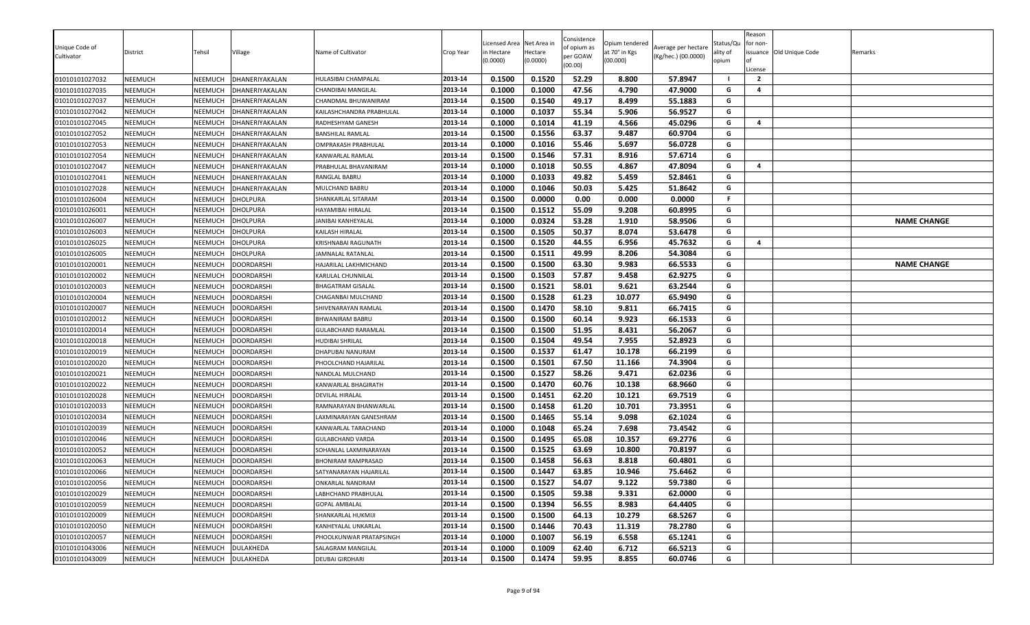| Unique Code of Cultivator | District | Tehsil | Village | Name of Cultivator | Crop Year | Licensed Area in Hectare (0.0000) | Net Area in Hectare (0.0000) | Consistence of opium as per GOAW (00.00) | Opium tendered at 70° in Kgs (00.000) | Average per hectare (Kg/hec.) (00.0000) | Status/Quality of opium | Reason for non-issuance of License | Old Unique Code | Remarks |
|---|---|---|---|---|---|---|---|---|---|---|---|---|---|---|
| 01010101027032 | NEEMUCH | NEEMUCH | DHANERIYAKALAN | HULASIBAI CHAMPALAL | 2013-14 | 0.1500 | 0.1520 | 52.29 | 8.800 | 57.8947 | I | 2 | | |
| 01010101027035 | NEEMUCH | NEEMUCH | DHANERIYAKALAN | CHANDIBAI MANGILAL | 2013-14 | 0.1000 | 0.1000 | 47.56 | 4.790 | 47.9000 | G | 4 | | |
| 01010101027037 | NEEMUCH | NEEMUCH | DHANERIYAKALAN | CHANDMAL BHUWANIRAM | 2013-14 | 0.1500 | 0.1540 | 49.17 | 8.499 | 55.1883 | G | | | |
| 01010101027042 | NEEMUCH | NEEMUCH | DHANERIYAKALAN | KAILASHCHANDRA PRABHULAL | 2013-14 | 0.1000 | 0.1037 | 55.34 | 5.906 | 56.9527 | G | | | |
| 01010101027045 | NEEMUCH | NEEMUCH | DHANERIYAKALAN | RADHESHYAM GANESH | 2013-14 | 0.1000 | 0.1014 | 41.19 | 4.566 | 45.0296 | G | 4 | | |
| 01010101027052 | NEEMUCH | NEEMUCH | DHANERIYAKALAN | BANSHILAL RAMLAL | 2013-14 | 0.1500 | 0.1556 | 63.37 | 9.487 | 60.9704 | G | | | |
| 01010101027053 | NEEMUCH | NEEMUCH | DHANERIYAKALAN | OMPRAKASH PRABHULAL | 2013-14 | 0.1000 | 0.1016 | 55.46 | 5.697 | 56.0728 | G | | | |
| 01010101027054 | NEEMUCH | NEEMUCH | DHANERIYAKALAN | KANWARLAL RAMLAL | 2013-14 | 0.1500 | 0.1546 | 57.31 | 8.916 | 57.6714 | G | | | |
| 01010101027047 | NEEMUCH | NEEMUCH | DHANERIYAKALAN | PRABHULAL BHAVANIRAM | 2013-14 | 0.1000 | 0.1018 | 50.55 | 4.867 | 47.8094 | G | 4 | | |
| 01010101027041 | NEEMUCH | NEEMUCH | DHANERIYAKALAN | RANGLAL BABRU | 2013-14 | 0.1000 | 0.1033 | 49.82 | 5.459 | 52.8461 | G | | | |
| 01010101027028 | NEEMUCH | NEEMUCH | DHANERIYAKALAN | MULCHAND BABRU | 2013-14 | 0.1000 | 0.1046 | 50.03 | 5.425 | 51.8642 | G | | | |
| 01010101026004 | NEEMUCH | NEEMUCH | DHOLPURA | SHANKARLAL SITARAM | 2013-14 | 0.1500 | 0.0000 | 0.00 | 0.000 | 0.0000 | F | | | |
| 01010101026001 | NEEMUCH | NEEMUCH | DHOLPURA | HAYAMIBAI HIRALAL | 2013-14 | 0.1500 | 0.1512 | 55.09 | 9.208 | 60.8995 | G | | | |
| 01010101026007 | NEEMUCH | NEEMUCH | DHOLPURA | JANIBAI KANHEYALAL | 2013-14 | 0.1000 | 0.0324 | 53.28 | 1.910 | 58.9506 | G | | | NAME CHANGE |
| 01010101026003 | NEEMUCH | NEEMUCH | DHOLPURA | KAILASH HIRALAL | 2013-14 | 0.1500 | 0.1505 | 50.37 | 8.074 | 53.6478 | G | | | |
| 01010101026025 | NEEMUCH | NEEMUCH | DHOLPURA | KRISHNABAI RAGUNATH | 2013-14 | 0.1500 | 0.1520 | 44.55 | 6.956 | 45.7632 | G | 4 | | |
| 01010101026005 | NEEMUCH | NEEMUCH | DHOLPURA | JAMNALAL RATANLAL | 2013-14 | 0.1500 | 0.1511 | 49.99 | 8.206 | 54.3084 | G | | | |
| 01010101020001 | NEEMUCH | NEEMUCH | DOORDARSHI | HAJARILAL LAKHMICHAND | 2013-14 | 0.1500 | 0.1500 | 63.30 | 9.983 | 66.5533 | G | | | NAME CHANGE |
| 01010101020002 | NEEMUCH | NEEMUCH | DOORDARSHI | KARULAL CHUNNILAL | 2013-14 | 0.1500 | 0.1503 | 57.87 | 9.458 | 62.9275 | G | | | |
| 01010101020003 | NEEMUCH | NEEMUCH | DOORDARSHI | BHAGATRAM GISALAL | 2013-14 | 0.1500 | 0.1521 | 58.01 | 9.621 | 63.2544 | G | | | |
| 01010101020004 | NEEMUCH | NEEMUCH | DOORDARSHI | CHAGANBAI MULCHAND | 2013-14 | 0.1500 | 0.1528 | 61.23 | 10.077 | 65.9490 | G | | | |
| 01010101020007 | NEEMUCH | NEEMUCH | DOORDARSHI | SHIVENARAYAN RAMLAL | 2013-14 | 0.1500 | 0.1470 | 58.10 | 9.811 | 66.7415 | G | | | |
| 01010101020012 | NEEMUCH | NEEMUCH | DOORDARSHI | BHWANIRAM BABRU | 2013-14 | 0.1500 | 0.1500 | 60.14 | 9.923 | 66.1533 | G | | | |
| 01010101020014 | NEEMUCH | NEEMUCH | DOORDARSHI | GULABCHAND RARAMLAL | 2013-14 | 0.1500 | 0.1500 | 51.95 | 8.431 | 56.2067 | G | | | |
| 01010101020018 | NEEMUCH | NEEMUCH | DOORDARSHI | HUDIBAI SHRILAL | 2013-14 | 0.1500 | 0.1504 | 49.54 | 7.955 | 52.8923 | G | | | |
| 01010101020019 | NEEMUCH | NEEMUCH | DOORDARSHI | DHAPUBAI NANURAM | 2013-14 | 0.1500 | 0.1537 | 61.47 | 10.178 | 66.2199 | G | | | |
| 01010101020020 | NEEMUCH | NEEMUCH | DOORDARSHI | PHOOLCHAND HAJARILAL | 2013-14 | 0.1500 | 0.1501 | 67.50 | 11.166 | 74.3904 | G | | | |
| 01010101020021 | NEEMUCH | NEEMUCH | DOORDARSHI | NANDLAL MULCHAND | 2013-14 | 0.1500 | 0.1527 | 58.26 | 9.471 | 62.0236 | G | | | |
| 01010101020022 | NEEMUCH | NEEMUCH | DOORDARSHI | KANWARLAL BHAGIRATH | 2013-14 | 0.1500 | 0.1470 | 60.76 | 10.138 | 68.9660 | G | | | |
| 01010101020028 | NEEMUCH | NEEMUCH | DOORDARSHI | DEVILAL HIRALAL | 2013-14 | 0.1500 | 0.1451 | 62.20 | 10.121 | 69.7519 | G | | | |
| 01010101020033 | NEEMUCH | NEEMUCH | DOORDARSHI | RAMNARAYAN BHANWARLAL | 2013-14 | 0.1500 | 0.1458 | 61.20 | 10.701 | 73.3951 | G | | | |
| 01010101020034 | NEEMUCH | NEEMUCH | DOORDARSHI | LAXMINARAYAN GANESHRAM | 2013-14 | 0.1500 | 0.1465 | 55.14 | 9.098 | 62.1024 | G | | | |
| 01010101020039 | NEEMUCH | NEEMUCH | DOORDARSHI | KANWARLAL TARACHAND | 2013-14 | 0.1000 | 0.1048 | 65.24 | 7.698 | 73.4542 | G | | | |
| 01010101020046 | NEEMUCH | NEEMUCH | DOORDARSHI | GULABCHAND VARDA | 2013-14 | 0.1500 | 0.1495 | 65.08 | 10.357 | 69.2776 | G | | | |
| 01010101020052 | NEEMUCH | NEEMUCH | DOORDARSHI | SOHANLAL LAXMINARAYAN | 2013-14 | 0.1500 | 0.1525 | 63.69 | 10.800 | 70.8197 | G | | | |
| 01010101020063 | NEEMUCH | NEEMUCH | DOORDARSHI | BHONIRAM RAMPRASAD | 2013-14 | 0.1500 | 0.1458 | 56.63 | 8.818 | 60.4801 | G | | | |
| 01010101020066 | NEEMUCH | NEEMUCH | DOORDARSHI | SATYANARAYAN HAJARILAL | 2013-14 | 0.1500 | 0.1447 | 63.85 | 10.946 | 75.6462 | G | | | |
| 01010101020056 | NEEMUCH | NEEMUCH | DOORDARSHI | ONKARLAL NANDRAM | 2013-14 | 0.1500 | 0.1527 | 54.07 | 9.122 | 59.7380 | G | | | |
| 01010101020029 | NEEMUCH | NEEMUCH | DOORDARSHI | LABHCHAND PRABHULAL | 2013-14 | 0.1500 | 0.1505 | 59.38 | 9.331 | 62.0000 | G | | | |
| 01010101020059 | NEEMUCH | NEEMUCH | DOORDARSHI | GOPAL AMBALAL | 2013-14 | 0.1500 | 0.1394 | 56.55 | 8.983 | 64.4405 | G | | | |
| 01010101020009 | NEEMUCH | NEEMUCH | DOORDARSHI | SHANKARLAL HUKMIJI | 2013-14 | 0.1500 | 0.1500 | 64.13 | 10.279 | 68.5267 | G | | | |
| 01010101020050 | NEEMUCH | NEEMUCH | DOORDARSHI | KANHEYALAL UNKARLAL | 2013-14 | 0.1500 | 0.1446 | 70.43 | 11.319 | 78.2780 | G | | | |
| 01010101020057 | NEEMUCH | NEEMUCH | DOORDARSHI | PHOOLKUNWAR PRATAPSINGH | 2013-14 | 0.1000 | 0.1007 | 56.19 | 6.558 | 65.1241 | G | | | |
| 01010101043006 | NEEMUCH | NEEMUCH | DULAKHEDA | SALAGRAM MANGILAL | 2013-14 | 0.1000 | 0.1009 | 62.40 | 6.712 | 66.5213 | G | | | |
| 01010101043009 | NEEMUCH | NEEMUCH | DULAKHEDA | DEUBAI GIRDHARI | 2013-14 | 0.1500 | 0.1474 | 59.95 | 8.855 | 60.0746 | G | | | |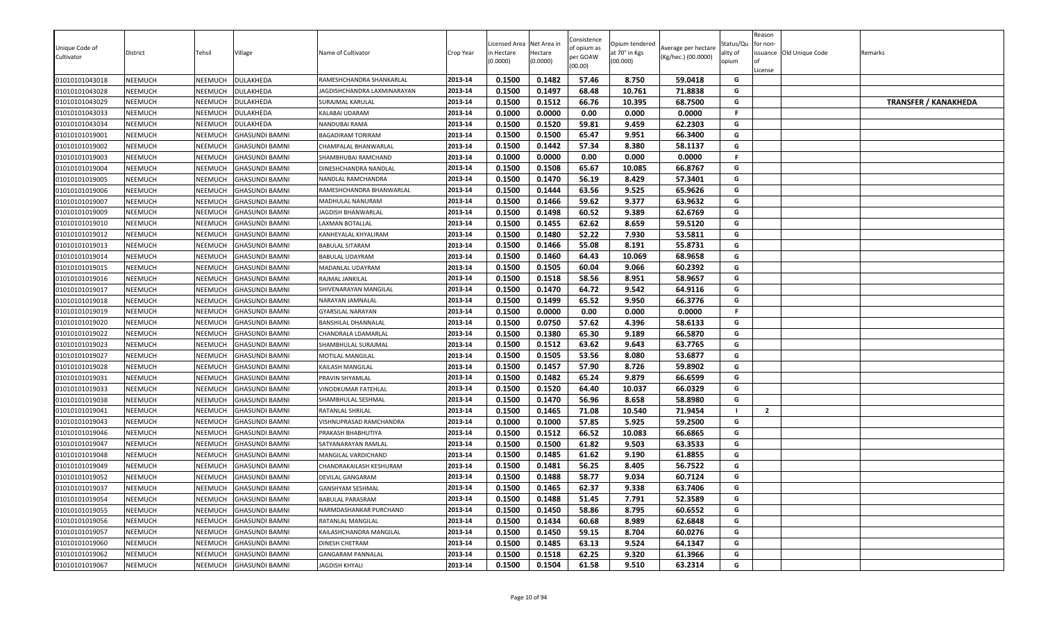| Unique Code of Cultivator | District | Tehsil | Village | Name of Cultivator | Crop Year | Licensed Area in Hectare (0.0000) | Net Area in Hectare (0.0000) | Consistence of opium as per GOAW (00.00) | Opium tendered at 70° in Kgs (00.000) | Average per hectare (Kg/hec.) (00.0000) | Status/Quality of opium | Reason for non-issuance of License | Old Unique Code | Remarks |
|---|---|---|---|---|---|---|---|---|---|---|---|---|---|---|
| 01010101043018 | NEEMUCH | NEEMUCH | DULAKHEDA | RAMESHCHANDRA SHANKARLAL | 2013-14 | 0.1500 | 0.1482 | 57.46 | 8.750 | 59.0418 | G | | | |
| 01010101043028 | NEEMUCH | NEEMUCH | DULAKHEDA | JAGDISHCHANDRA LAXMINARAYAN | 2013-14 | 0.1500 | 0.1497 | 68.48 | 10.761 | 71.8838 | G | | | |
| 01010101043029 | NEEMUCH | NEEMUCH | DULAKHEDA | SURAJMAL KARULAL | 2013-14 | 0.1500 | 0.1512 | 66.76 | 10.395 | 68.7500 | G | | | **TRANSFER / KANAKHEDA** |
| 01010101043033 | NEEMUCH | NEEMUCH | DULAKHEDA | KALABAI UDARAM | 2013-14 | 0.1000 | 0.0000 | 0.00 | 0.000 | 0.0000 | F | | | |
| 01010101043034 | NEEMUCH | NEEMUCH | DULAKHEDA | NANDUBAI RAMA | 2013-14 | 0.1500 | 0.1520 | 59.81 | 9.459 | 62.2303 | G | | | |
| 01010101019001 | NEEMUCH | NEEMUCH | GHASUNDI BAMNI | BAGADIRAM TORIRAM | 2013-14 | 0.1500 | 0.1500 | 65.47 | 9.951 | 66.3400 | G | | | |
| 01010101019002 | NEEMUCH | NEEMUCH | GHASUNDI BAMNI | CHAMPALAL BHANWARLAL | 2013-14 | 0.1500 | 0.1442 | 57.34 | 8.380 | 58.1137 | G | | | |
| 01010101019003 | NEEMUCH | NEEMUCH | GHASUNDI BAMNI | SHAMBHUBAI RAMCHAND | 2013-14 | 0.1000 | 0.0000 | 0.00 | 0.000 | 0.0000 | F | | | |
| 01010101019004 | NEEMUCH | NEEMUCH | GHASUNDI BAMNI | DINESHCHANDRA NANDLAL | 2013-14 | 0.1500 | 0.1508 | 65.67 | 10.085 | 66.8767 | G | | | |
| 01010101019005 | NEEMUCH | NEEMUCH | GHASUNDI BAMNI | NANDLAL RAMCHANDRA | 2013-14 | 0.1500 | 0.1470 | 56.19 | 8.429 | 57.3401 | G | | | |
| 01010101019006 | NEEMUCH | NEEMUCH | GHASUNDI BAMNI | RAMESHCHANDRA BHANWARLAL | 2013-14 | 0.1500 | 0.1444 | 63.56 | 9.525 | 65.9626 | G | | | |
| 01010101019007 | NEEMUCH | NEEMUCH | GHASUNDI BAMNI | MADHULAL NANURAM | 2013-14 | 0.1500 | 0.1466 | 59.62 | 9.377 | 63.9632 | G | | | |
| 01010101019009 | NEEMUCH | NEEMUCH | GHASUNDI BAMNI | JAGDISH BHANWARLAL | 2013-14 | 0.1500 | 0.1498 | 60.52 | 9.389 | 62.6769 | G | | | |
| 01010101019010 | NEEMUCH | NEEMUCH | GHASUNDI BAMNI | LAXMAN BOTALLAL | 2013-14 | 0.1500 | 0.1455 | 62.62 | 8.659 | 59.5120 | G | | | |
| 01010101019012 | NEEMUCH | NEEMUCH | GHASUNDI BAMNI | KANHEYALAL KHYALIRAM | 2013-14 | 0.1500 | 0.1480 | 52.22 | 7.930 | 53.5811 | G | | | |
| 01010101019013 | NEEMUCH | NEEMUCH | GHASUNDI BAMNI | BABULAL SITARAM | 2013-14 | 0.1500 | 0.1466 | 55.08 | 8.191 | 55.8731 | G | | | |
| 01010101019014 | NEEMUCH | NEEMUCH | GHASUNDI BAMNI | BABULAL UDAYRAM | 2013-14 | 0.1500 | 0.1460 | 64.43 | 10.069 | 68.9658 | G | | | |
| 01010101019015 | NEEMUCH | NEEMUCH | GHASUNDI BAMNI | MADANLAL UDAYRAM | 2013-14 | 0.1500 | 0.1505 | 60.04 | 9.066 | 60.2392 | G | | | |
| 01010101019016 | NEEMUCH | NEEMUCH | GHASUNDI BAMNI | RAJMAL JANKILAL | 2013-14 | 0.1500 | 0.1518 | 58.56 | 8.951 | 58.9657 | G | | | |
| 01010101019017 | NEEMUCH | NEEMUCH | GHASUNDI BAMNI | SHIVENARAYAN MANGILAL | 2013-14 | 0.1500 | 0.1470 | 64.72 | 9.542 | 64.9116 | G | | | |
| 01010101019018 | NEEMUCH | NEEMUCH | GHASUNDI BAMNI | NARAYAN JAMNALAL | 2013-14 | 0.1500 | 0.1499 | 65.52 | 9.950 | 66.3776 | G | | | |
| 01010101019019 | NEEMUCH | NEEMUCH | GHASUNDI BAMNI | GYARSILAL NARAYAN | 2013-14 | 0.1500 | 0.0000 | 0.00 | 0.000 | 0.0000 | F | | | |
| 01010101019020 | NEEMUCH | NEEMUCH | GHASUNDI BAMNI | BANSHILAL DHANNALAL | 2013-14 | 0.1500 | 0.0750 | 57.62 | 4.396 | 58.6133 | G | | | |
| 01010101019022 | NEEMUCH | NEEMUCH | GHASUNDI BAMNI | CHANDRALA LDAMARLAL | 2013-14 | 0.1500 | 0.1380 | 65.30 | 9.189 | 66.5870 | G | | | |
| 01010101019023 | NEEMUCH | NEEMUCH | GHASUNDI BAMNI | SHAMBHULAL SURAJMAL | 2013-14 | 0.1500 | 0.1512 | 63.62 | 9.643 | 63.7765 | G | | | |
| 01010101019027 | NEEMUCH | NEEMUCH | GHASUNDI BAMNI | MOTILAL MANGILAL | 2013-14 | 0.1500 | 0.1505 | 53.56 | 8.080 | 53.6877 | G | | | |
| 01010101019028 | NEEMUCH | NEEMUCH | GHASUNDI BAMNI | KAILASH MANGILAL | 2013-14 | 0.1500 | 0.1457 | 57.90 | 8.726 | 59.8902 | G | | | |
| 01010101019031 | NEEMUCH | NEEMUCH | GHASUNDI BAMNI | PRAVIN SHYAMLAL | 2013-14 | 0.1500 | 0.1482 | 65.24 | 9.879 | 66.6599 | G | | | |
| 01010101019033 | NEEMUCH | NEEMUCH | GHASUNDI BAMNI | VINODKUMAR FATEHLAL | 2013-14 | 0.1500 | 0.1520 | 64.40 | 10.037 | 66.0329 | G | | | |
| 01010101019038 | NEEMUCH | NEEMUCH | GHASUNDI BAMNI | SHAMBHULAL SESHMAL | 2013-14 | 0.1500 | 0.1470 | 56.96 | 8.658 | 58.8980 | G | | | |
| 01010101019041 | NEEMUCH | NEEMUCH | GHASUNDI BAMNI | RATANLAL SHRILAL | 2013-14 | 0.1500 | 0.1465 | 71.08 | 10.540 | 71.9454 | I | 2 | | |
| 01010101019043 | NEEMUCH | NEEMUCH | GHASUNDI BAMNI | VISHNUPRASAD RAMCHANDRA | 2013-14 | 0.1000 | 0.1000 | 57.85 | 5.925 | 59.2500 | G | | | |
| 01010101019046 | NEEMUCH | NEEMUCH | GHASUNDI BAMNI | PRAKASH BHABHUTIYA | 2013-14 | 0.1500 | 0.1512 | 66.52 | 10.083 | 66.6865 | G | | | |
| 01010101019047 | NEEMUCH | NEEMUCH | GHASUNDI BAMNI | SATYANARAYAN RAMLAL | 2013-14 | 0.1500 | 0.1500 | 61.82 | 9.503 | 63.3533 | G | | | |
| 01010101019048 | NEEMUCH | NEEMUCH | GHASUNDI BAMNI | MANGILAL VARDICHAND | 2013-14 | 0.1500 | 0.1485 | 61.62 | 9.190 | 61.8855 | G | | | |
| 01010101019049 | NEEMUCH | NEEMUCH | GHASUNDI BAMNI | CHANDRAKAILASH KESHURAM | 2013-14 | 0.1500 | 0.1481 | 56.25 | 8.405 | 56.7522 | G | | | |
| 01010101019052 | NEEMUCH | NEEMUCH | GHASUNDI BAMNI | DEVILAL GANGARAM | 2013-14 | 0.1500 | 0.1488 | 58.77 | 9.034 | 60.7124 | G | | | |
| 01010101019037 | NEEMUCH | NEEMUCH | GHASUNDI BAMNI | GANSHYAM SESHMAL | 2013-14 | 0.1500 | 0.1465 | 62.37 | 9.338 | 63.7406 | G | | | |
| 01010101019054 | NEEMUCH | NEEMUCH | GHASUNDI BAMNI | BABULAL PARASRAM | 2013-14 | 0.1500 | 0.1488 | 51.45 | 7.791 | 52.3589 | G | | | |
| 01010101019055 | NEEMUCH | NEEMUCH | GHASUNDI BAMNI | NARMDASHANKAR PURCHAND | 2013-14 | 0.1500 | 0.1450 | 58.86 | 8.795 | 60.6552 | G | | | |
| 01010101019056 | NEEMUCH | NEEMUCH | GHASUNDI BAMNI | RATANLAL MANGILAL | 2013-14 | 0.1500 | 0.1434 | 60.68 | 8.989 | 62.6848 | G | | | |
| 01010101019057 | NEEMUCH | NEEMUCH | GHASUNDI BAMNI | KAILASHCHANDRA MANGILAL | 2013-14 | 0.1500 | 0.1450 | 59.15 | 8.704 | 60.0276 | G | | | |
| 01010101019060 | NEEMUCH | NEEMUCH | GHASUNDI BAMNI | DINESH CHETRAM | 2013-14 | 0.1500 | 0.1485 | 63.13 | 9.524 | 64.1347 | G | | | |
| 01010101019062 | NEEMUCH | NEEMUCH | GHASUNDI BAMNI | GANGARAM PANNALAL | 2013-14 | 0.1500 | 0.1518 | 62.25 | 9.320 | 61.3966 | G | | | |
| 01010101019067 | NEEMUCH | NEEMUCH | GHASUNDI BAMNI | JAGDISH KHYALI | 2013-14 | 0.1500 | 0.1504 | 61.58 | 9.510 | 63.2314 | G | | | |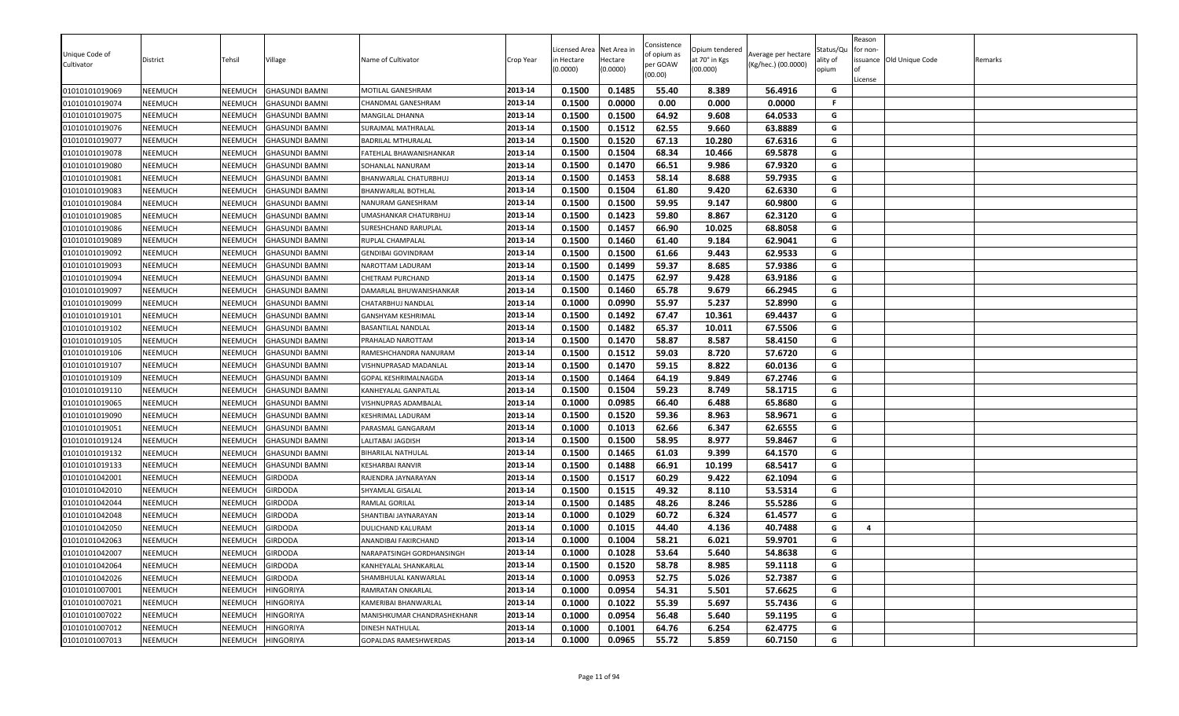| Unique Code of Cultivator | District | Tehsil | Village | Name of Cultivator | Crop Year | Licensed Area in Hectare (0.0000) | Net Area in Hectare (0.0000) | Consistence of opium as per GOAW (00.00) | Opium tendered at 70° in Kgs (00.000) | Average per hectare (Kg/hec.) (00.0000) | Status/Quality of opium | Reason for non-issuance of License | Old Unique Code | Remarks |
|---|---|---|---|---|---|---|---|---|---|---|---|---|---|---|
| 01010101019069 | NEEMUCH | NEEMUCH | GHASUNDI BAMNI | MOTILAL GANESHRAM | 2013-14 | 0.1500 | 0.1485 | 55.40 | 8.389 | 56.4916 | G | | | |
| 01010101019074 | NEEMUCH | NEEMUCH | GHASUNDI BAMNI | CHANDMAL GANESHRAM | 2013-14 | 0.1500 | 0.0000 | 0.00 | 0.000 | 0.0000 | F | | | |
| 01010101019075 | NEEMUCH | NEEMUCH | GHASUNDI BAMNI | MANGILAL DHANNA | 2013-14 | 0.1500 | 0.1500 | 64.92 | 9.608 | 64.0533 | G | | | |
| 01010101019076 | NEEMUCH | NEEMUCH | GHASUNDI BAMNI | SURAJMAL MATHRALAL | 2013-14 | 0.1500 | 0.1512 | 62.55 | 9.660 | 63.8889 | G | | | |
| 01010101019077 | NEEMUCH | NEEMUCH | GHASUNDI BAMNI | BADRILAL MTHURALAL | 2013-14 | 0.1500 | 0.1520 | 67.13 | 10.280 | 67.6316 | G | | | |
| 01010101019078 | NEEMUCH | NEEMUCH | GHASUNDI BAMNI | FATEHLAL BHAWANISHANKAR | 2013-14 | 0.1500 | 0.1504 | 68.34 | 10.466 | 69.5878 | G | | | |
| 01010101019080 | NEEMUCH | NEEMUCH | GHASUNDI BAMNI | SOHANLAL NANURAM | 2013-14 | 0.1500 | 0.1470 | 66.51 | 9.986 | 67.9320 | G | | | |
| 01010101019081 | NEEMUCH | NEEMUCH | GHASUNDI BAMNI | BHANWARLAL CHATURBHUJ | 2013-14 | 0.1500 | 0.1453 | 58.14 | 8.688 | 59.7935 | G | | | |
| 01010101019083 | NEEMUCH | NEEMUCH | GHASUNDI BAMNI | BHANWARLAL BOTHLAL | 2013-14 | 0.1500 | 0.1504 | 61.80 | 9.420 | 62.6330 | G | | | |
| 01010101019084 | NEEMUCH | NEEMUCH | GHASUNDI BAMNI | NANURAM GANESHRAM | 2013-14 | 0.1500 | 0.1500 | 59.95 | 9.147 | 60.9800 | G | | | |
| 01010101019085 | NEEMUCH | NEEMUCH | GHASUNDI BAMNI | UMASHANKAR CHATURBHUJ | 2013-14 | 0.1500 | 0.1423 | 59.80 | 8.867 | 62.3120 | G | | | |
| 01010101019086 | NEEMUCH | NEEMUCH | GHASUNDI BAMNI | SURESHCHAND RARUPLAL | 2013-14 | 0.1500 | 0.1457 | 66.90 | 10.025 | 68.8058 | G | | | |
| 01010101019089 | NEEMUCH | NEEMUCH | GHASUNDI BAMNI | RUPLAL CHAMPALAL | 2013-14 | 0.1500 | 0.1460 | 61.40 | 9.184 | 62.9041 | G | | | |
| 01010101019092 | NEEMUCH | NEEMUCH | GHASUNDI BAMNI | GENDIBAI GOVINDRAM | 2013-14 | 0.1500 | 0.1500 | 61.66 | 9.443 | 62.9533 | G | | | |
| 01010101019093 | NEEMUCH | NEEMUCH | GHASUNDI BAMNI | NAROTTAM LADURAM | 2013-14 | 0.1500 | 0.1499 | 59.37 | 8.685 | 57.9386 | G | | | |
| 01010101019094 | NEEMUCH | NEEMUCH | GHASUNDI BAMNI | CHETRAM PURCHAND | 2013-14 | 0.1500 | 0.1475 | 62.97 | 9.428 | 63.9186 | G | | | |
| 01010101019097 | NEEMUCH | NEEMUCH | GHASUNDI BAMNI | DAMARLAL BHUWANISHANKAR | 2013-14 | 0.1500 | 0.1460 | 65.78 | 9.679 | 66.2945 | G | | | |
| 01010101019099 | NEEMUCH | NEEMUCH | GHASUNDI BAMNI | CHATARBHUJ NANDLAL | 2013-14 | 0.1000 | 0.0990 | 55.97 | 5.237 | 52.8990 | G | | | |
| 01010101019101 | NEEMUCH | NEEMUCH | GHASUNDI BAMNI | GANSHYAM KESHRIMAL | 2013-14 | 0.1500 | 0.1492 | 67.47 | 10.361 | 69.4437 | G | | | |
| 01010101019102 | NEEMUCH | NEEMUCH | GHASUNDI BAMNI | BASANTILAL NANDLAL | 2013-14 | 0.1500 | 0.1482 | 65.37 | 10.011 | 67.5506 | G | | | |
| 01010101019105 | NEEMUCH | NEEMUCH | GHASUNDI BAMNI | PRAHALAD NAROTTAM | 2013-14 | 0.1500 | 0.1470 | 58.87 | 8.587 | 58.4150 | G | | | |
| 01010101019106 | NEEMUCH | NEEMUCH | GHASUNDI BAMNI | RAMESHCHANDRA NANURAM | 2013-14 | 0.1500 | 0.1512 | 59.03 | 8.720 | 57.6720 | G | | | |
| 01010101019107 | NEEMUCH | NEEMUCH | GHASUNDI BAMNI | VISHNUPRASAD MADANLAL | 2013-14 | 0.1500 | 0.1470 | 59.15 | 8.822 | 60.0136 | G | | | |
| 01010101019109 | NEEMUCH | NEEMUCH | GHASUNDI BAMNI | GOPAL KESHRIMALNAGDA | 2013-14 | 0.1500 | 0.1464 | 64.19 | 9.849 | 67.2746 | G | | | |
| 01010101019110 | NEEMUCH | NEEMUCH | GHASUNDI BAMNI | KANHEYALAL GANPATLAL | 2013-14 | 0.1500 | 0.1504 | 59.23 | 8.749 | 58.1715 | G | | | |
| 01010101019065 | NEEMUCH | NEEMUCH | GHASUNDI BAMNI | VISHNUPRAS ADAMBALAL | 2013-14 | 0.1000 | 0.0985 | 66.40 | 6.488 | 65.8680 | G | | | |
| 01010101019090 | NEEMUCH | NEEMUCH | GHASUNDI BAMNI | KESHRIMAL LADURAM | 2013-14 | 0.1500 | 0.1520 | 59.36 | 8.963 | 58.9671 | G | | | |
| 01010101019051 | NEEMUCH | NEEMUCH | GHASUNDI BAMNI | PARASMAL GANGARAM | 2013-14 | 0.1000 | 0.1013 | 62.66 | 6.347 | 62.6555 | G | | | |
| 01010101019124 | NEEMUCH | NEEMUCH | GHASUNDI BAMNI | LALITABAI JAGDISH | 2013-14 | 0.1500 | 0.1500 | 58.95 | 8.977 | 59.8467 | G | | | |
| 01010101019132 | NEEMUCH | NEEMUCH | GHASUNDI BAMNI | BIHARILAL NATHULAL | 2013-14 | 0.1500 | 0.1465 | 61.03 | 9.399 | 64.1570 | G | | | |
| 01010101019133 | NEEMUCH | NEEMUCH | GHASUNDI BAMNI | KESHARBAI RANVIR | 2013-14 | 0.1500 | 0.1488 | 66.91 | 10.199 | 68.5417 | G | | | |
| 01010101042001 | NEEMUCH | NEEMUCH | GIRDODA | RAJENDRA JAYNARAYAN | 2013-14 | 0.1500 | 0.1517 | 60.29 | 9.422 | 62.1094 | G | | | |
| 01010101042010 | NEEMUCH | NEEMUCH | GIRDODA | SHYAMLAL GISALAL | 2013-14 | 0.1500 | 0.1515 | 49.32 | 8.110 | 53.5314 | G | | | |
| 01010101042044 | NEEMUCH | NEEMUCH | GIRDODA | RAMLAL GORILAL | 2013-14 | 0.1500 | 0.1485 | 48.26 | 8.246 | 55.5286 | G | | | |
| 01010101042048 | NEEMUCH | NEEMUCH | GIRDODA | SHANTIBAI JAYNARAYAN | 2013-14 | 0.1000 | 0.1029 | 60.72 | 6.324 | 61.4577 | G | | | |
| 01010101042050 | NEEMUCH | NEEMUCH | GIRDODA | DULICHAND KALURAM | 2013-14 | 0.1000 | 0.1015 | 44.40 | 4.136 | 40.7488 | G | 4 | | |
| 01010101042063 | NEEMUCH | NEEMUCH | GIRDODA | ANANDIBAI FAKIRCHAND | 2013-14 | 0.1000 | 0.1004 | 58.21 | 6.021 | 59.9701 | G | | | |
| 01010101042007 | NEEMUCH | NEEMUCH | GIRDODA | NARAPATSINGH GORDHANSINGH | 2013-14 | 0.1000 | 0.1028 | 53.64 | 5.640 | 54.8638 | G | | | |
| 01010101042064 | NEEMUCH | NEEMUCH | GIRDODA | KANHEYALAL SHANKARLAL | 2013-14 | 0.1500 | 0.1520 | 58.78 | 8.985 | 59.1118 | G | | | |
| 01010101042026 | NEEMUCH | NEEMUCH | GIRDODA | SHAMBHULAL KANWARLAL | 2013-14 | 0.1000 | 0.0953 | 52.75 | 5.026 | 52.7387 | G | | | |
| 01010101007001 | NEEMUCH | NEEMUCH | HINGORIYA | RAMRATAN ONKARLAL | 2013-14 | 0.1000 | 0.0954 | 54.31 | 5.501 | 57.6625 | G | | | |
| 01010101007021 | NEEMUCH | NEEMUCH | HINGORIYA | KAMERIBAI BHANWARLAL | 2013-14 | 0.1000 | 0.1022 | 55.39 | 5.697 | 55.7436 | G | | | |
| 01010101007022 | NEEMUCH | NEEMUCH | HINGORIYA | MANISHKUMAR CHANDRASHEKHANR | 2013-14 | 0.1000 | 0.0954 | 56.48 | 5.640 | 59.1195 | G | | | |
| 01010101007012 | NEEMUCH | NEEMUCH | HINGORIYA | DINESH NATHULAL | 2013-14 | 0.1000 | 0.1001 | 64.76 | 6.254 | 62.4775 | G | | | |
| 01010101007013 | NEEMUCH | NEEMUCH | HINGORIYA | GOPALDAS RAMESHWERDAS | 2013-14 | 0.1000 | 0.0965 | 55.72 | 5.859 | 60.7150 | G | | | |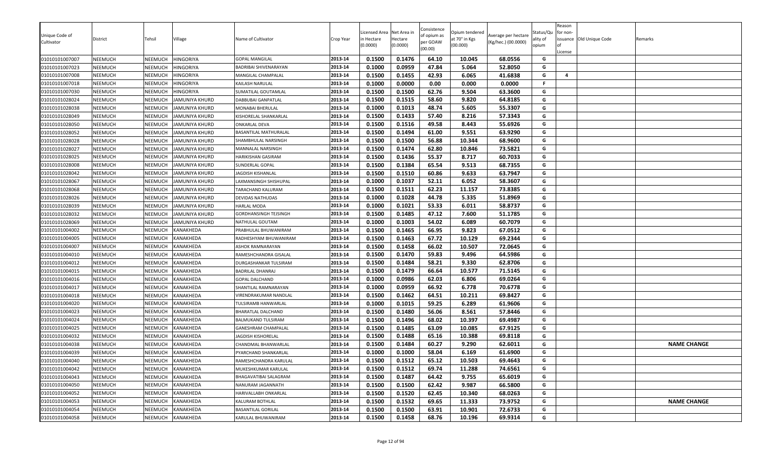| Unique Code of Cultivator | District | Tehsil | Village | Name of Cultivator | Crop Year | Licensed Area in Hectare (0.0000) | Net Area in Hectare (0.0000) | Consistence of opium as per GOAW (00.00) | Opium tendered at 70° in Kgs (00.000) | Average per hectare (Kg/hec.) (00.0000) | Status/Quality of opium | Reason for non-issuance of License | Old Unique Code | Remarks |
|---|---|---|---|---|---|---|---|---|---|---|---|---|---|---|
| 01010101007007 | NEEMUCH | NEEMUCH | HINGORIYA | GOPAL MANGILAL | 2013-14 | 0.1500 | 0.1476 | 64.10 | 10.045 | 68.0556 | G | | | |
| 01010101007023 | NEEMUCH | NEEMUCH | HINGORIYA | BADRIBAI SHIVENARAYAN | 2013-14 | 0.1000 | 0.0959 | 47.84 | 5.064 | 52.8050 | G | | | |
| 01010101007008 | NEEMUCH | NEEMUCH | HINGORIYA | MANGILAL CHAMPALAL | 2013-14 | 0.1500 | 0.1455 | 42.93 | 6.065 | 41.6838 | G | 4 | | |
| 01010101007018 | NEEMUCH | NEEMUCH | HINGORIYA | KAILASH NARULAL | 2013-14 | 0.1000 | 0.0000 | 0.00 | 0.000 | 0.0000 | F | | | |
| 01010101007030 | NEEMUCH | NEEMUCH | HINGORIYA | SUMATILAL GOUTAMLAL | 2013-14 | 0.1500 | 0.1500 | 62.76 | 9.504 | 63.3600 | G | | | |
| 01010101028024 | NEEMUCH | NEEMUCH | JAMUNIYA KHURD | DABBUBAI GANPATLAL | 2013-14 | 0.1500 | 0.1515 | 58.60 | 9.820 | 64.8185 | G | | | |
| 01010101028038 | NEEMUCH | NEEMUCH | JAMUNIYA KHURD | MONABAI BHERULAL | 2013-14 | 0.1000 | 0.1013 | 48.74 | 5.605 | 55.3307 | G | | | |
| 01010101028049 | NEEMUCH | NEEMUCH | JAMUNIYA KHURD | KISHORELAL SHANKARLAL | 2013-14 | 0.1500 | 0.1433 | 57.40 | 8.216 | 57.3343 | G | | | |
| 01010101028050 | NEEMUCH | NEEMUCH | JAMUNIYA KHURD | ONKARLAL DEVA | 2013-14 | 0.1500 | 0.1516 | 49.58 | 8.443 | 55.6926 | G | | | |
| 01010101028052 | NEEMUCH | NEEMUCH | JAMUNIYA KHURD | BASANTILAL MATHURALAL | 2013-14 | 0.1500 | 0.1494 | 61.00 | 9.551 | 63.9290 | G | | | |
| 01010101028028 | NEEMUCH | NEEMUCH | JAMUNIYA KHURD | SHAMBHULAL NARSINGH | 2013-14 | 0.1500 | 0.1500 | 56.88 | 10.344 | 68.9600 | G | | | |
| 01010101028027 | NEEMUCH | NEEMUCH | JAMUNIYA KHURD | MANNALAL NARSINGH | 2013-14 | 0.1500 | 0.1474 | 62.80 | 10.846 | 73.5821 | G | | | |
| 01010101028025 | NEEMUCH | NEEMUCH | JAMUNIYA KHURD | HARIKISHAN GASIRAM | 2013-14 | 0.1500 | 0.1436 | 55.37 | 8.717 | 60.7033 | G | | | |
| 01010101028008 | NEEMUCH | NEEMUCH | JAMUNIYA KHURD | SUNDERLAL GOPAL | 2013-14 | 0.1500 | 0.1384 | 65.54 | 9.513 | 68.7355 | G | | | |
| 01010101028042 | NEEMUCH | NEEMUCH | JAMUNIYA KHURD | JAGDISH KISHANLAL | 2013-14 | 0.1500 | 0.1510 | 60.86 | 9.633 | 63.7947 | G | | | |
| 01010101028067 | NEEMUCH | NEEMUCH | JAMUNIYA KHURD | LAXMANSINGH SHISHUPAL | 2013-14 | 0.1000 | 0.1037 | 52.11 | 6.052 | 58.3607 | G | | | |
| 01010101028068 | NEEMUCH | NEEMUCH | JAMUNIYA KHURD | TARACHAND KALURAM | 2013-14 | 0.1500 | 0.1511 | 62.23 | 11.157 | 73.8385 | G | | | |
| 01010101028026 | NEEMUCH | NEEMUCH | JAMUNIYA KHURD | DEVIDAS NATHUDAS | 2013-14 | 0.1000 | 0.1028 | 44.78 | 5.335 | 51.8969 | G | | | |
| 01010101028039 | NEEMUCH | NEEMUCH | JAMUNIYA KHURD | HARLAL MODA | 2013-14 | 0.1000 | 0.1021 | 53.33 | 6.011 | 58.8737 | G | | | |
| 01010101028032 | NEEMUCH | NEEMUCH | JAMUNIYA KHURD | GORDHANSINGH TEJSINGH | 2013-14 | 0.1500 | 0.1485 | 47.12 | 7.600 | 51.1785 | G | | | |
| 01010101028069 | NEEMUCH | NEEMUCH | JAMUNIYA KHURD | NATHULAL GOUTAM | 2013-14 | 0.1000 | 0.1003 | 54.02 | 6.089 | 60.7079 | G | | | |
| 01010101004002 | NEEMUCH | NEEMUCH | KANAKHEDA | PRABHULAL BHUWANIRAM | 2013-14 | 0.1500 | 0.1465 | 66.95 | 9.823 | 67.0512 | G | | | |
| 01010101004005 | NEEMUCH | NEEMUCH | KANAKHEDA | RADHESHYAM BHUWANIRAM | 2013-14 | 0.1500 | 0.1463 | 67.72 | 10.129 | 69.2344 | G | | | |
| 01010101004007 | NEEMUCH | NEEMUCH | KANAKHEDA | ASHOK RAMNARAYAN | 2013-14 | 0.1500 | 0.1458 | 66.02 | 10.507 | 72.0645 | G | | | |
| 01010101004010 | NEEMUCH | NEEMUCH | KANAKHEDA | RAMESHCHANDRA GISALAL | 2013-14 | 0.1500 | 0.1470 | 59.83 | 9.496 | 64.5986 | G | | | |
| 01010101004012 | NEEMUCH | NEEMUCH | KANAKHEDA | DURGASHANKAR TULSIRAM | 2013-14 | 0.1500 | 0.1484 | 58.21 | 9.330 | 62.8706 | G | | | |
| 01010101004015 | NEEMUCH | NEEMUCH | KANAKHEDA | BADRILAL DHANRAJ | 2013-14 | 0.1500 | 0.1479 | 66.64 | 10.577 | 71.5145 | G | | | |
| 01010101004016 | NEEMUCH | NEEMUCH | KANAKHEDA | GOPAL DALCHAND | 2013-14 | 0.1000 | 0.0986 | 62.03 | 6.806 | 69.0264 | G | | | |
| 01010101004017 | NEEMUCH | NEEMUCH | KANAKHEDA | SHANTILAL RAMNARAYAN | 2013-14 | 0.1000 | 0.0959 | 66.92 | 6.778 | 70.6778 | G | | | |
| 01010101004018 | NEEMUCH | NEEMUCH | KANAKHEDA | VIRENDRAKUMAR NANDLAL | 2013-14 | 0.1500 | 0.1462 | 64.51 | 10.211 | 69.8427 | G | | | |
| 01010101004020 | NEEMUCH | NEEMUCH | KANAKHEDA | TULSIRAMB HANWARLAL | 2013-14 | 0.1000 | 0.1015 | 59.25 | 6.289 | 61.9606 | G | | | |
| 01010101004023 | NEEMUCH | NEEMUCH | KANAKHEDA | BHARATLAL DALCHAND | 2013-14 | 0.1500 | 0.1480 | 56.06 | 8.561 | 57.8446 | G | | | |
| 01010101004024 | NEEMUCH | NEEMUCH | KANAKHEDA | BALMUKAND TULSIRAM | 2013-14 | 0.1500 | 0.1496 | 68.02 | 10.397 | 69.4987 | G | | | |
| 01010101004025 | NEEMUCH | NEEMUCH | KANAKHEDA | GANESHRAM CHAMPALAL | 2013-14 | 0.1500 | 0.1485 | 63.09 | 10.085 | 67.9125 | G | | | |
| 01010101004032 | NEEMUCH | NEEMUCH | KANAKHEDA | JAGDISH KISHORELAL | 2013-14 | 0.1500 | 0.1488 | 65.16 | 10.388 | 69.8118 | G | | | |
| 01010101004038 | NEEMUCH | NEEMUCH | KANAKHEDA | CHANDMAL BHANWARLAL | 2013-14 | 0.1500 | 0.1484 | 60.27 | 9.290 | 62.6011 | G | | | NAME CHANGE |
| 01010101004039 | NEEMUCH | NEEMUCH | KANAKHEDA | PYARCHAND SHANKARLAL | 2013-14 | 0.1000 | 0.1000 | 58.04 | 6.169 | 61.6900 | G | | | |
| 01010101004040 | NEEMUCH | NEEMUCH | KANAKHEDA | RAMESHCHANDRA KARULAL | 2013-14 | 0.1500 | 0.1512 | 65.12 | 10.503 | 69.4643 | G | | | |
| 01010101004042 | NEEMUCH | NEEMUCH | KANAKHEDA | MUKESHKUMAR KARULAL | 2013-14 | 0.1500 | 0.1512 | 69.74 | 11.288 | 74.6561 | G | | | |
| 01010101004043 | NEEMUCH | NEEMUCH | KANAKHEDA | BHAGAVATIBAI SALAGRAM | 2013-14 | 0.1500 | 0.1487 | 64.42 | 9.755 | 65.6019 | G | | | |
| 01010101004050 | NEEMUCH | NEEMUCH | KANAKHEDA | NANURAM JAGANNATH | 2013-14 | 0.1500 | 0.1500 | 62.42 | 9.987 | 66.5800 | G | | | |
| 01010101004052 | NEEMUCH | NEEMUCH | KANAKHEDA | HARIVALLABH ONKARLAL | 2013-14 | 0.1500 | 0.1520 | 62.45 | 10.340 | 68.0263 | G | | | |
| 01010101004053 | NEEMUCH | NEEMUCH | KANAKHEDA | KALURAM BOTHLAL | 2013-14 | 0.1500 | 0.1532 | 69.65 | 11.333 | 73.9752 | G | | | NAME CHANGE |
| 01010101004054 | NEEMUCH | NEEMUCH | KANAKHEDA | BASANTILAL GORILAL | 2013-14 | 0.1500 | 0.1500 | 63.91 | 10.901 | 72.6733 | G | | | |
| 01010101004058 | NEEMUCH | NEEMUCH | KANAKHEDA | KARULAL BHUWANIRAM | 2013-14 | 0.1500 | 0.1458 | 68.76 | 10.196 | 69.9314 | G | | | |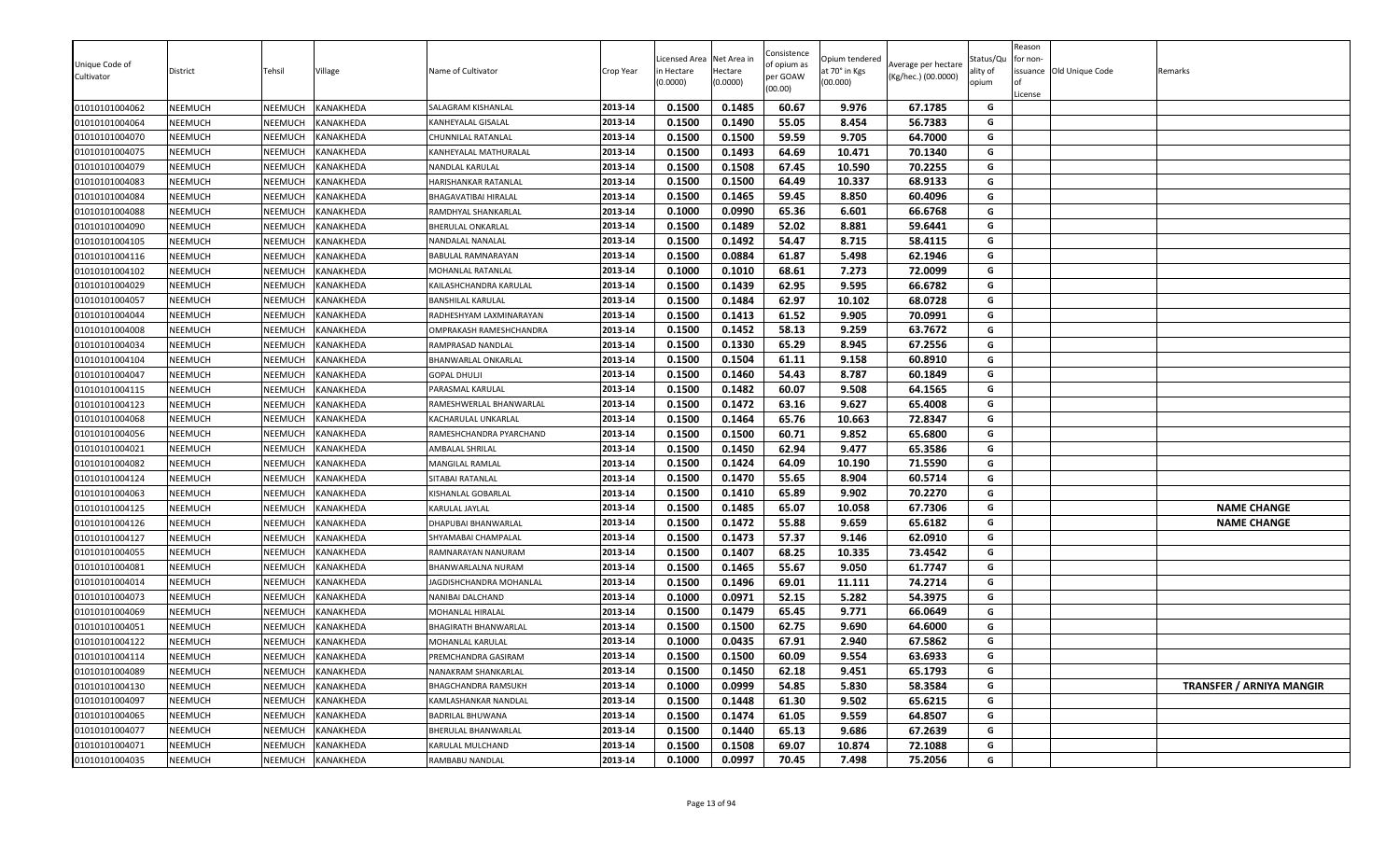| Unique Code of Cultivator | District | Tehsil | Village | Name of Cultivator | Crop Year | Licensed Area in Hectare (0.0000) | Net Area in Hectare (0.0000) | Consistence of opium as per GOAW (00.00) | Opium tendered at 70° in Kgs (00.000) | Average per hectare (Kg/hec.) (00.0000) | Status/Quality of opium | Reason for non-issuance of License | Old Unique Code | Remarks |
|---|---|---|---|---|---|---|---|---|---|---|---|---|---|---|
| 01010101004062 | NEEMUCH | NEEMUCH | KANAKHEDA | SALAGRAM KISHANLAL | 2013-14 | 0.1500 | 0.1485 | 60.67 | 9.976 | 67.1785 | G | | | |
| 01010101004064 | NEEMUCH | NEEMUCH | KANAKHEDA | KANHEYALAL GISALAL | 2013-14 | 0.1500 | 0.1490 | 55.05 | 8.454 | 56.7383 | G | | | |
| 01010101004070 | NEEMUCH | NEEMUCH | KANAKHEDA | CHUNNILAL RATANLAL | 2013-14 | 0.1500 | 0.1500 | 59.59 | 9.705 | 64.7000 | G | | | |
| 01010101004075 | NEEMUCH | NEEMUCH | KANAKHEDA | KANHEYALAL MATHURALAL | 2013-14 | 0.1500 | 0.1493 | 64.69 | 10.471 | 70.1340 | G | | | |
| 01010101004079 | NEEMUCH | NEEMUCH | KANAKHEDA | NANDLAL KARULAL | 2013-14 | 0.1500 | 0.1508 | 67.45 | 10.590 | 70.2255 | G | | | |
| 01010101004083 | NEEMUCH | NEEMUCH | KANAKHEDA | HARISHANKAR RATANLAL | 2013-14 | 0.1500 | 0.1500 | 64.49 | 10.337 | 68.9133 | G | | | |
| 01010101004084 | NEEMUCH | NEEMUCH | KANAKHEDA | BHAGAVATIBAI HIRALAL | 2013-14 | 0.1500 | 0.1465 | 59.45 | 8.850 | 60.4096 | G | | | |
| 01010101004088 | NEEMUCH | NEEMUCH | KANAKHEDA | RAMDHYAL SHANKARLAL | 2013-14 | 0.1000 | 0.0990 | 65.36 | 6.601 | 66.6768 | G | | | |
| 01010101004090 | NEEMUCH | NEEMUCH | KANAKHEDA | BHERULAL ONKARLAL | 2013-14 | 0.1500 | 0.1489 | 52.02 | 8.881 | 59.6441 | G | | | |
| 01010101004105 | NEEMUCH | NEEMUCH | KANAKHEDA | NANDALAL NANALAL | 2013-14 | 0.1500 | 0.1492 | 54.47 | 8.715 | 58.4115 | G | | | |
| 01010101004116 | NEEMUCH | NEEMUCH | KANAKHEDA | BABULAL RAMNARAYAN | 2013-14 | 0.1500 | 0.0884 | 61.87 | 5.498 | 62.1946 | G | | | |
| 01010101004102 | NEEMUCH | NEEMUCH | KANAKHEDA | MOHANLAL RATANLAL | 2013-14 | 0.1000 | 0.1010 | 68.61 | 7.273 | 72.0099 | G | | | |
| 01010101004029 | NEEMUCH | NEEMUCH | KANAKHEDA | KAILASHCHANDRA KARULAL | 2013-14 | 0.1500 | 0.1439 | 62.95 | 9.595 | 66.6782 | G | | | |
| 01010101004057 | NEEMUCH | NEEMUCH | KANAKHEDA | BANSHILAL KARULAL | 2013-14 | 0.1500 | 0.1484 | 62.97 | 10.102 | 68.0728 | G | | | |
| 01010101004044 | NEEMUCH | NEEMUCH | KANAKHEDA | RADHESHYAM LAXMINARAYAN | 2013-14 | 0.1500 | 0.1413 | 61.52 | 9.905 | 70.0991 | G | | | |
| 01010101004008 | NEEMUCH | NEEMUCH | KANAKHEDA | OMPRAKASH RAMESHCHANDRA | 2013-14 | 0.1500 | 0.1452 | 58.13 | 9.259 | 63.7672 | G | | | |
| 01010101004034 | NEEMUCH | NEEMUCH | KANAKHEDA | RAMPRASAD NANDLAL | 2013-14 | 0.1500 | 0.1330 | 65.29 | 8.945 | 67.2556 | G | | | |
| 01010101004104 | NEEMUCH | NEEMUCH | KANAKHEDA | BHANWARLAL ONKARLAL | 2013-14 | 0.1500 | 0.1504 | 61.11 | 9.158 | 60.8910 | G | | | |
| 01010101004047 | NEEMUCH | NEEMUCH | KANAKHEDA | GOPAL DHULJI | 2013-14 | 0.1500 | 0.1460 | 54.43 | 8.787 | 60.1849 | G | | | |
| 01010101004115 | NEEMUCH | NEEMUCH | KANAKHEDA | PARASMAL KARULAL | 2013-14 | 0.1500 | 0.1482 | 60.07 | 9.508 | 64.1565 | G | | | |
| 01010101004123 | NEEMUCH | NEEMUCH | KANAKHEDA | RAMESHWERLAL BHANWARLAL | 2013-14 | 0.1500 | 0.1472 | 63.16 | 9.627 | 65.4008 | G | | | |
| 01010101004068 | NEEMUCH | NEEMUCH | KANAKHEDA | KACHARULAL UNKARLAL | 2013-14 | 0.1500 | 0.1464 | 65.76 | 10.663 | 72.8347 | G | | | |
| 01010101004056 | NEEMUCH | NEEMUCH | KANAKHEDA | RAMESHCHANDRA PYARCHAND | 2013-14 | 0.1500 | 0.1500 | 60.71 | 9.852 | 65.6800 | G | | | |
| 01010101004021 | NEEMUCH | NEEMUCH | KANAKHEDA | AMBALAL SHRILAL | 2013-14 | 0.1500 | 0.1450 | 62.94 | 9.477 | 65.3586 | G | | | |
| 01010101004082 | NEEMUCH | NEEMUCH | KANAKHEDA | MANGILAL RAMLAL | 2013-14 | 0.1500 | 0.1424 | 64.09 | 10.190 | 71.5590 | G | | | |
| 01010101004124 | NEEMUCH | NEEMUCH | KANAKHEDA | SITABAI RATANLAL | 2013-14 | 0.1500 | 0.1470 | 55.65 | 8.904 | 60.5714 | G | | | |
| 01010101004063 | NEEMUCH | NEEMUCH | KANAKHEDA | KISHANLAL GOBARLAL | 2013-14 | 0.1500 | 0.1410 | 65.89 | 9.902 | 70.2270 | G | | | |
| 01010101004125 | NEEMUCH | NEEMUCH | KANAKHEDA | KARULAL JAYLAL | 2013-14 | 0.1500 | 0.1485 | 65.07 | 10.058 | 67.7306 | G | | | NAME CHANGE |
| 01010101004126 | NEEMUCH | NEEMUCH | KANAKHEDA | DHAPUBAI BHANWARLAL | 2013-14 | 0.1500 | 0.1472 | 55.88 | 9.659 | 65.6182 | G | | | NAME CHANGE |
| 01010101004127 | NEEMUCH | NEEMUCH | KANAKHEDA | SHYAMABAI CHAMPALAL | 2013-14 | 0.1500 | 0.1473 | 57.37 | 9.146 | 62.0910 | G | | | |
| 01010101004055 | NEEMUCH | NEEMUCH | KANAKHEDA | RAMNARAYAN NANURAM | 2013-14 | 0.1500 | 0.1407 | 68.25 | 10.335 | 73.4542 | G | | | |
| 01010101004081 | NEEMUCH | NEEMUCH | KANAKHEDA | BHANWARLALNA NURAM | 2013-14 | 0.1500 | 0.1465 | 55.67 | 9.050 | 61.7747 | G | | | |
| 01010101004014 | NEEMUCH | NEEMUCH | KANAKHEDA | JAGDISHCHANDRA MOHANLAL | 2013-14 | 0.1500 | 0.1496 | 69.01 | 11.111 | 74.2714 | G | | | |
| 01010101004073 | NEEMUCH | NEEMUCH | KANAKHEDA | NANIBAI DALCHAND | 2013-14 | 0.1000 | 0.0971 | 52.15 | 5.282 | 54.3975 | G | | | |
| 01010101004069 | NEEMUCH | NEEMUCH | KANAKHEDA | MOHANLAL HIRALAL | 2013-14 | 0.1500 | 0.1479 | 65.45 | 9.771 | 66.0649 | G | | | |
| 01010101004051 | NEEMUCH | NEEMUCH | KANAKHEDA | BHAGIRATH BHANWARLAL | 2013-14 | 0.1500 | 0.1500 | 62.75 | 9.690 | 64.6000 | G | | | |
| 01010101004122 | NEEMUCH | NEEMUCH | KANAKHEDA | MOHANLAL KARULAL | 2013-14 | 0.1000 | 0.0435 | 67.91 | 2.940 | 67.5862 | G | | | |
| 01010101004114 | NEEMUCH | NEEMUCH | KANAKHEDA | PREMCHANDRA GASIRAM | 2013-14 | 0.1500 | 0.1500 | 60.09 | 9.554 | 63.6933 | G | | | |
| 01010101004089 | NEEMUCH | NEEMUCH | KANAKHEDA | NANAKRAM SHANKARLAL | 2013-14 | 0.1500 | 0.1450 | 62.18 | 9.451 | 65.1793 | G | | | |
| 01010101004130 | NEEMUCH | NEEMUCH | KANAKHEDA | BHAGCHANDRA RAMSUKH | 2013-14 | 0.1000 | 0.0999 | 54.85 | 5.830 | 58.3584 | G | | | TRANSFER / ARNIYA MANGIR |
| 01010101004097 | NEEMUCH | NEEMUCH | KANAKHEDA | KAMLASHANKAR NANDLAL | 2013-14 | 0.1500 | 0.1448 | 61.30 | 9.502 | 65.6215 | G | | | |
| 01010101004065 | NEEMUCH | NEEMUCH | KANAKHEDA | BADRILAL BHUWANA | 2013-14 | 0.1500 | 0.1474 | 61.05 | 9.559 | 64.8507 | G | | | |
| 01010101004077 | NEEMUCH | NEEMUCH | KANAKHEDA | BHERULAL BHANWARLAL | 2013-14 | 0.1500 | 0.1440 | 65.13 | 9.686 | 67.2639 | G | | | |
| 01010101004071 | NEEMUCH | NEEMUCH | KANAKHEDA | KARULAL MULCHAND | 2013-14 | 0.1500 | 0.1508 | 69.07 | 10.874 | 72.1088 | G | | | |
| 01010101004035 | NEEMUCH | NEEMUCH | KANAKHEDA | RAMBABU NANDLAL | 2013-14 | 0.1000 | 0.0997 | 70.45 | 7.498 | 75.2056 | G | | | |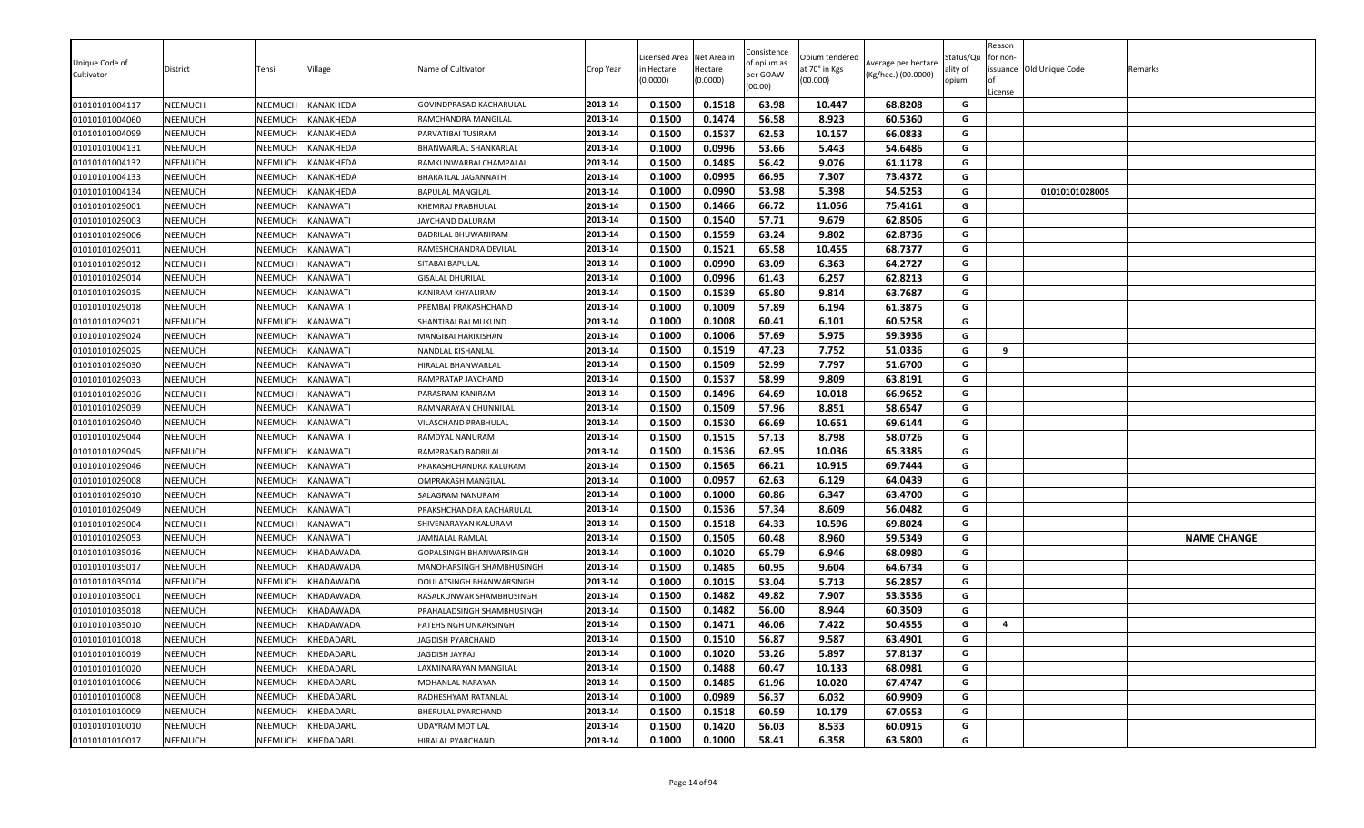| Unique Code of Cultivator | District | Tehsil | Village | Name of Cultivator | Crop Year | Licensed Area in Hectare (0.0000) | Net Area in Hectare (0.0000) | Consistence of opium as per GOAW (00.00) | Opium tendered at 70° in Kgs (00.000) | Average per hectare (Kg/hec.) (00.0000) | Status/Quality of opium | Reason for non-issuance of License | Old Unique Code | Remarks |
|---|---|---|---|---|---|---|---|---|---|---|---|---|---|---|
| 01010101004117 | NEEMUCH | NEEMUCH | KANAKHEDA | GOVINDPRASAD KACHARULAL | 2013-14 | 0.1500 | 0.1518 | 63.98 | 10.447 | 68.8208 | G | | | |
| 01010101004060 | NEEMUCH | NEEMUCH | KANAKHEDA | RAMCHANDRA MANGILAL | 2013-14 | 0.1500 | 0.1474 | 56.58 | 8.923 | 60.5360 | G | | | |
| 01010101004099 | NEEMUCH | NEEMUCH | KANAKHEDA | PARVATIBAI TUSIRAM | 2013-14 | 0.1500 | 0.1537 | 62.53 | 10.157 | 66.0833 | G | | | |
| 01010101004131 | NEEMUCH | NEEMUCH | KANAKHEDA | BHANWARLAL SHANKARLAL | 2013-14 | 0.1000 | 0.0996 | 53.66 | 5.443 | 54.6486 | G | | | |
| 01010101004132 | NEEMUCH | NEEMUCH | KANAKHEDA | RAMKUNWARBAI CHAMPALAL | 2013-14 | 0.1500 | 0.1485 | 56.42 | 9.076 | 61.1178 | G | | | |
| 01010101004133 | NEEMUCH | NEEMUCH | KANAKHEDA | BHARATLAL JAGANNATH | 2013-14 | 0.1000 | 0.0995 | 66.95 | 7.307 | 73.4372 | G | | | |
| 01010101004134 | NEEMUCH | NEEMUCH | KANAKHEDA | BAPULAL MANGILAL | 2013-14 | 0.1000 | 0.0990 | 53.98 | 5.398 | 54.5253 | G | | 01010101028005 | |
| 01010101029001 | NEEMUCH | NEEMUCH | KANAWATI | KHEMRAJ PRABHULAL | 2013-14 | 0.1500 | 0.1466 | 66.72 | 11.056 | 75.4161 | G | | | |
| 01010101029003 | NEEMUCH | NEEMUCH | KANAWATI | JAYCHAND DALURAM | 2013-14 | 0.1500 | 0.1540 | 57.71 | 9.679 | 62.8506 | G | | | |
| 01010101029006 | NEEMUCH | NEEMUCH | KANAWATI | BADRILAL BHUWANIRAM | 2013-14 | 0.1500 | 0.1559 | 63.24 | 9.802 | 62.8736 | G | | | |
| 01010101029011 | NEEMUCH | NEEMUCH | KANAWATI | RAMESHCHANDRA DEVILAL | 2013-14 | 0.1500 | 0.1521 | 65.58 | 10.455 | 68.7377 | G | | | |
| 01010101029012 | NEEMUCH | NEEMUCH | KANAWATI | SITABAI BAPULAL | 2013-14 | 0.1000 | 0.0990 | 63.09 | 6.363 | 64.2727 | G | | | |
| 01010101029014 | NEEMUCH | NEEMUCH | KANAWATI | GISALAL DHURILAL | 2013-14 | 0.1000 | 0.0996 | 61.43 | 6.257 | 62.8213 | G | | | |
| 01010101029015 | NEEMUCH | NEEMUCH | KANAWATI | KANIRAM KHYALIRAM | 2013-14 | 0.1500 | 0.1539 | 65.80 | 9.814 | 63.7687 | G | | | |
| 01010101029018 | NEEMUCH | NEEMUCH | KANAWATI | PREMBAI PRAKASHCHAND | 2013-14 | 0.1000 | 0.1009 | 57.89 | 6.194 | 61.3875 | G | | | |
| 01010101029021 | NEEMUCH | NEEMUCH | KANAWATI | SHANTIBAI BALMUKUND | 2013-14 | 0.1000 | 0.1008 | 60.41 | 6.101 | 60.5258 | G | | | |
| 01010101029024 | NEEMUCH | NEEMUCH | KANAWATI | MANGIBAI HARIKISHAN | 2013-14 | 0.1000 | 0.1006 | 57.69 | 5.975 | 59.3936 | G | | | |
| 01010101029025 | NEEMUCH | NEEMUCH | KANAWATI | NANDLAL KISHANLAL | 2013-14 | 0.1500 | 0.1519 | 47.23 | 7.752 | 51.0336 | G | 9 | | |
| 01010101029030 | NEEMUCH | NEEMUCH | KANAWATI | HIRALAL BHANWARLAL | 2013-14 | 0.1500 | 0.1509 | 52.99 | 7.797 | 51.6700 | G | | | |
| 01010101029033 | NEEMUCH | NEEMUCH | KANAWATI | RAMPRATAP JAYCHAND | 2013-14 | 0.1500 | 0.1537 | 58.99 | 9.809 | 63.8191 | G | | | |
| 01010101029036 | NEEMUCH | NEEMUCH | KANAWATI | PARASRAM KANIRAM | 2013-14 | 0.1500 | 0.1496 | 64.69 | 10.018 | 66.9652 | G | | | |
| 01010101029039 | NEEMUCH | NEEMUCH | KANAWATI | RAMNARAYAN CHUNNILAL | 2013-14 | 0.1500 | 0.1509 | 57.96 | 8.851 | 58.6547 | G | | | |
| 01010101029040 | NEEMUCH | NEEMUCH | KANAWATI | VILASCHAND PRABHULAL | 2013-14 | 0.1500 | 0.1530 | 66.69 | 10.651 | 69.6144 | G | | | |
| 01010101029044 | NEEMUCH | NEEMUCH | KANAWATI | RAMDYAL NANURAM | 2013-14 | 0.1500 | 0.1515 | 57.13 | 8.798 | 58.0726 | G | | | |
| 01010101029045 | NEEMUCH | NEEMUCH | KANAWATI | RAMPRASAD BADRILAL | 2013-14 | 0.1500 | 0.1536 | 62.95 | 10.036 | 65.3385 | G | | | |
| 01010101029046 | NEEMUCH | NEEMUCH | KANAWATI | PRAKASHCHANDRA KALURAM | 2013-14 | 0.1500 | 0.1565 | 66.21 | 10.915 | 69.7444 | G | | | |
| 01010101029008 | NEEMUCH | NEEMUCH | KANAWATI | OMPRAKASH MANGILAL | 2013-14 | 0.1000 | 0.0957 | 62.63 | 6.129 | 64.0439 | G | | | |
| 01010101029010 | NEEMUCH | NEEMUCH | KANAWATI | SALAGRAM NANURAM | 2013-14 | 0.1000 | 0.1000 | 60.86 | 6.347 | 63.4700 | G | | | |
| 01010101029049 | NEEMUCH | NEEMUCH | KANAWATI | PRAKSHCHANDRA KACHARULAL | 2013-14 | 0.1500 | 0.1536 | 57.34 | 8.609 | 56.0482 | G | | | |
| 01010101029004 | NEEMUCH | NEEMUCH | KANAWATI | SHIVENARAYAN KALURAM | 2013-14 | 0.1500 | 0.1518 | 64.33 | 10.596 | 69.8024 | G | | | |
| 01010101029053 | NEEMUCH | NEEMUCH | KANAWATI | JAMNALAL RAMLAL | 2013-14 | 0.1500 | 0.1505 | 60.48 | 8.960 | 59.5349 | G | | | NAME CHANGE |
| 01010101035016 | NEEMUCH | NEEMUCH | KHADAWADA | GOPALSINGH BHANWARSINGH | 2013-14 | 0.1000 | 0.1020 | 65.79 | 6.946 | 68.0980 | G | | | |
| 01010101035017 | NEEMUCH | NEEMUCH | KHADAWADA | MANOHARSINGH SHAMBHUSINGH | 2013-14 | 0.1500 | 0.1485 | 60.95 | 9.604 | 64.6734 | G | | | |
| 01010101035014 | NEEMUCH | NEEMUCH | KHADAWADA | DOULATSINGH BHANWARSINGH | 2013-14 | 0.1000 | 0.1015 | 53.04 | 5.713 | 56.2857 | G | | | |
| 01010101035001 | NEEMUCH | NEEMUCH | KHADAWADA | RASALKUNWAR SHAMBHUSINGH | 2013-14 | 0.1500 | 0.1482 | 49.82 | 7.907 | 53.3536 | G | | | |
| 01010101035018 | NEEMUCH | NEEMUCH | KHADAWADA | PRAHALADSINGH SHAMBHUSINGH | 2013-14 | 0.1500 | 0.1482 | 56.00 | 8.944 | 60.3509 | G | | | |
| 01010101035010 | NEEMUCH | NEEMUCH | KHADAWADA | FATEHSINGH UNKARSINGH | 2013-14 | 0.1500 | 0.1471 | 46.06 | 7.422 | 50.4555 | G | 4 | | |
| 01010101010018 | NEEMUCH | NEEMUCH | KHEDADARU | JAGDISH PYARCHAND | 2013-14 | 0.1500 | 0.1510 | 56.87 | 9.587 | 63.4901 | G | | | |
| 01010101010019 | NEEMUCH | NEEMUCH | KHEDADARU | JAGDISH JAYRAJ | 2013-14 | 0.1000 | 0.1020 | 53.26 | 5.897 | 57.8137 | G | | | |
| 01010101010020 | NEEMUCH | NEEMUCH | KHEDADARU | LAXMINARAYAN MANGILAL | 2013-14 | 0.1500 | 0.1488 | 60.47 | 10.133 | 68.0981 | G | | | |
| 01010101010006 | NEEMUCH | NEEMUCH | KHEDADARU | MOHANLAL NARAYAN | 2013-14 | 0.1500 | 0.1485 | 61.96 | 10.020 | 67.4747 | G | | | |
| 01010101010008 | NEEMUCH | NEEMUCH | KHEDADARU | RADHESHYAM RATANLAL | 2013-14 | 0.1000 | 0.0989 | 56.37 | 6.032 | 60.9909 | G | | | |
| 01010101010009 | NEEMUCH | NEEMUCH | KHEDADARU | BHERULAL PYARCHAND | 2013-14 | 0.1500 | 0.1518 | 60.59 | 10.179 | 67.0553 | G | | | |
| 01010101010010 | NEEMUCH | NEEMUCH | KHEDADARU | UDAYRAM MOTILAL | 2013-14 | 0.1500 | 0.1420 | 56.03 | 8.533 | 60.0915 | G | | | |
| 01010101010017 | NEEMUCH | NEEMUCH | KHEDADARU | HIRALAL PYARCHAND | 2013-14 | 0.1000 | 0.1000 | 58.41 | 6.358 | 63.5800 | G | | | |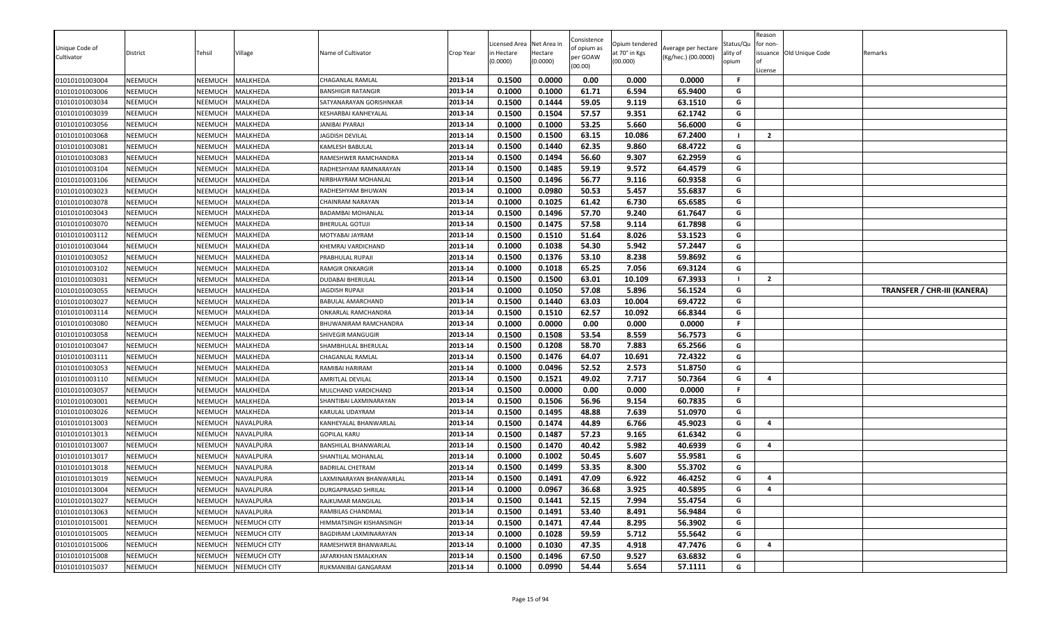| Unique Code of Cultivator | District | Tehsil | Village | Name of Cultivator | Crop Year | Licensed Area in Hectare (0.0000) | Net Area in Hectare (0.0000) | Consistence of opium as per GOAW (00.00) | Opium tendered at 70° in Kgs (00.000) | Average per hectare (Kg/hec.) (00.0000) | Status/Quality of opium | Reason for non-issuance of License | Old Unique Code | Remarks |
|---|---|---|---|---|---|---|---|---|---|---|---|---|---|---|
| 01010101003004 | NEEMUCH | NEEMUCH | MALKHEDA | CHAGANLAL RAMLAL | 2013-14 | 0.1500 | 0.0000 | 0.00 | 0.000 | 0.0000 | F | | | |
| 01010101003006 | NEEMUCH | NEEMUCH | MALKHEDA | BANSHIGIR RATANGIR | 2013-14 | 0.1000 | 0.1000 | 61.71 | 6.594 | 65.9400 | G | | | |
| 01010101003034 | NEEMUCH | NEEMUCH | MALKHEDA | SATYANARAYAN GORISHNKAR | 2013-14 | 0.1500 | 0.1444 | 59.05 | 9.119 | 63.1510 | G | | | |
| 01010101003039 | NEEMUCH | NEEMUCH | MALKHEDA | KESHARBAI KANHEYALAL | 2013-14 | 0.1500 | 0.1504 | 57.57 | 9.351 | 62.1742 | G | | | |
| 01010101003056 | NEEMUCH | NEEMUCH | MALKHEDA | JANIBAI PYARAJI | 2013-14 | 0.1000 | 0.1000 | 53.25 | 5.660 | 56.6000 | G | | | |
| 01010101003068 | NEEMUCH | NEEMUCH | MALKHEDA | JAGDISH DEVILAL | 2013-14 | 0.1500 | 0.1500 | 63.15 | 10.086 | 67.2400 | I | 2 | | |
| 01010101003081 | NEEMUCH | NEEMUCH | MALKHEDA | KAMLESH BABULAL | 2013-14 | 0.1500 | 0.1440 | 62.35 | 9.860 | 68.4722 | G | | | |
| 01010101003083 | NEEMUCH | NEEMUCH | MALKHEDA | RAMESHWER RAMCHANDRA | 2013-14 | 0.1500 | 0.1494 | 56.60 | 9.307 | 62.2959 | G | | | |
| 01010101003104 | NEEMUCH | NEEMUCH | MALKHEDA | RADHESHYAM RAMNARAYAN | 2013-14 | 0.1500 | 0.1485 | 59.19 | 9.572 | 64.4579 | G | | | |
| 01010101003106 | NEEMUCH | NEEMUCH | MALKHEDA | NIRBHAYRAM MOHANLAL | 2013-14 | 0.1500 | 0.1496 | 56.77 | 9.116 | 60.9358 | G | | | |
| 01010101003023 | NEEMUCH | NEEMUCH | MALKHEDA | RADHESHYAM BHUWAN | 2013-14 | 0.1000 | 0.0980 | 50.53 | 5.457 | 55.6837 | G | | | |
| 01010101003078 | NEEMUCH | NEEMUCH | MALKHEDA | CHAINRAM NARAYAN | 2013-14 | 0.1000 | 0.1025 | 61.42 | 6.730 | 65.6585 | G | | | |
| 01010101003043 | NEEMUCH | NEEMUCH | MALKHEDA | BADAMBAI MOHANLAL | 2013-14 | 0.1500 | 0.1496 | 57.70 | 9.240 | 61.7647 | G | | | |
| 01010101003070 | NEEMUCH | NEEMUCH | MALKHEDA | BHERULAL GOTUJI | 2013-14 | 0.1500 | 0.1475 | 57.58 | 9.114 | 61.7898 | G | | | |
| 01010101003112 | NEEMUCH | NEEMUCH | MALKHEDA | MOTYABAI JAYRAM | 2013-14 | 0.1500 | 0.1510 | 51.64 | 8.026 | 53.1523 | G | | | |
| 01010101003044 | NEEMUCH | NEEMUCH | MALKHEDA | KHEMRAJ VARDICHAND | 2013-14 | 0.1000 | 0.1038 | 54.30 | 5.942 | 57.2447 | G | | | |
| 01010101003052 | NEEMUCH | NEEMUCH | MALKHEDA | PRABHULAL RUPAJI | 2013-14 | 0.1500 | 0.1376 | 53.10 | 8.238 | 59.8692 | G | | | |
| 01010101003102 | NEEMUCH | NEEMUCH | MALKHEDA | RAMGIR ONKARGIR | 2013-14 | 0.1000 | 0.1018 | 65.25 | 7.056 | 69.3124 | G | | | |
| 01010101003031 | NEEMUCH | NEEMUCH | MALKHEDA | DUDABAI BHERULAL | 2013-14 | 0.1500 | 0.1500 | 63.01 | 10.109 | 67.3933 | I | 2 | | |
| 01010101003055 | NEEMUCH | NEEMUCH | MALKHEDA | JAGDISH RUPAJI | 2013-14 | 0.1000 | 0.1050 | 57.08 | 5.896 | 56.1524 | G | | | TRANSFER / CHR-III (KANERA) |
| 01010101003027 | NEEMUCH | NEEMUCH | MALKHEDA | BABULAL AMARCHAND | 2013-14 | 0.1500 | 0.1440 | 63.03 | 10.004 | 69.4722 | G | | | |
| 01010101003114 | NEEMUCH | NEEMUCH | MALKHEDA | ONKARLAL RAMCHANDRA | 2013-14 | 0.1500 | 0.1510 | 62.57 | 10.092 | 66.8344 | G | | | |
| 01010101003080 | NEEMUCH | NEEMUCH | MALKHEDA | BHUWANIRAM RAMCHANDRA | 2013-14 | 0.1000 | 0.0000 | 0.00 | 0.000 | 0.0000 | F | | | |
| 01010101003058 | NEEMUCH | NEEMUCH | MALKHEDA | SHIVEGIR MANGUGIR | 2013-14 | 0.1500 | 0.1508 | 53.54 | 8.559 | 56.7573 | G | | | |
| 01010101003047 | NEEMUCH | NEEMUCH | MALKHEDA | SHAMBHULAL BHERULAL | 2013-14 | 0.1500 | 0.1208 | 58.70 | 7.883 | 65.2566 | G | | | |
| 01010101003111 | NEEMUCH | NEEMUCH | MALKHEDA | CHAGANLAL RAMLAL | 2013-14 | 0.1500 | 0.1476 | 64.07 | 10.691 | 72.4322 | G | | | |
| 01010101003053 | NEEMUCH | NEEMUCH | MALKHEDA | RAMIBAI HARIRAM | 2013-14 | 0.1000 | 0.0496 | 52.52 | 2.573 | 51.8750 | G | | | |
| 01010101003110 | NEEMUCH | NEEMUCH | MALKHEDA | AMRITLAL DEVILAL | 2013-14 | 0.1500 | 0.1521 | 49.02 | 7.717 | 50.7364 | G | 4 | | |
| 01010101003057 | NEEMUCH | NEEMUCH | MALKHEDA | MULCHAND VARDICHAND | 2013-14 | 0.1500 | 0.0000 | 0.00 | 0.000 | 0.0000 | F | | | |
| 01010101003001 | NEEMUCH | NEEMUCH | MALKHEDA | SHANTIBAI LAXMINARAYAN | 2013-14 | 0.1500 | 0.1506 | 56.96 | 9.154 | 60.7835 | G | | | |
| 01010101003026 | NEEMUCH | NEEMUCH | MALKHEDA | KARULAL UDAYRAM | 2013-14 | 0.1500 | 0.1495 | 48.88 | 7.639 | 51.0970 | G | | | |
| 01010101013003 | NEEMUCH | NEEMUCH | NAVALPURA | KANHEYALAL BHANWARLAL | 2013-14 | 0.1500 | 0.1474 | 44.89 | 6.766 | 45.9023 | G | 4 | | |
| 01010101013013 | NEEMUCH | NEEMUCH | NAVALPURA | GOPILAL KARU | 2013-14 | 0.1500 | 0.1487 | 57.23 | 9.165 | 61.6342 | G | | | |
| 01010101013007 | NEEMUCH | NEEMUCH | NAVALPURA | BANSHILAL BHANWARLAL | 2013-14 | 0.1500 | 0.1470 | 40.42 | 5.982 | 40.6939 | G | 4 | | |
| 01010101013017 | NEEMUCH | NEEMUCH | NAVALPURA | SHANTILAL MOHANLAL | 2013-14 | 0.1000 | 0.1002 | 50.45 | 5.607 | 55.9581 | G | | | |
| 01010101013018 | NEEMUCH | NEEMUCH | NAVALPURA | BADRILAL CHETRAM | 2013-14 | 0.1500 | 0.1499 | 53.35 | 8.300 | 55.3702 | G | | | |
| 01010101013019 | NEEMUCH | NEEMUCH | NAVALPURA | LAXMINARAYAN BHANWARLAL | 2013-14 | 0.1500 | 0.1491 | 47.09 | 6.922 | 46.4252 | G | 4 | | |
| 01010101013004 | NEEMUCH | NEEMUCH | NAVALPURA | DURGAPRASAD SHRILAL | 2013-14 | 0.1000 | 0.0967 | 36.68 | 3.925 | 40.5895 | G | 4 | | |
| 01010101013027 | NEEMUCH | NEEMUCH | NAVALPURA | RAJKUMAR MANGILAL | 2013-14 | 0.1500 | 0.1441 | 52.15 | 7.994 | 55.4754 | G | | | |
| 01010101013063 | NEEMUCH | NEEMUCH | NAVALPURA | RAMBILAS CHANDMAL | 2013-14 | 0.1500 | 0.1491 | 53.40 | 8.491 | 56.9484 | G | | | |
| 01010101015001 | NEEMUCH | NEEMUCH | NEEMUCH CITY | HIMMATSINGH KISHANSINGH | 2013-14 | 0.1500 | 0.1471 | 47.44 | 8.295 | 56.3902 | G | | | |
| 01010101015005 | NEEMUCH | NEEMUCH | NEEMUCH CITY | BAGDIRAM LAXMINARAYAN | 2013-14 | 0.1000 | 0.1028 | 59.59 | 5.712 | 55.5642 | G | | | |
| 01010101015006 | NEEMUCH | NEEMUCH | NEEMUCH CITY | RAMESHWER BHANWARLAL | 2013-14 | 0.1000 | 0.1030 | 47.35 | 4.918 | 47.7476 | G | 4 | | |
| 01010101015008 | NEEMUCH | NEEMUCH | NEEMUCH CITY | JAFARKHAN ISMALKHAN | 2013-14 | 0.1500 | 0.1496 | 67.50 | 9.527 | 63.6832 | G | | | |
| 01010101015037 | NEEMUCH | NEEMUCH | NEEMUCH CITY | RUKMANIBAI GANGARAM | 2013-14 | 0.1000 | 0.0990 | 54.44 | 5.654 | 57.1111 | G | | | |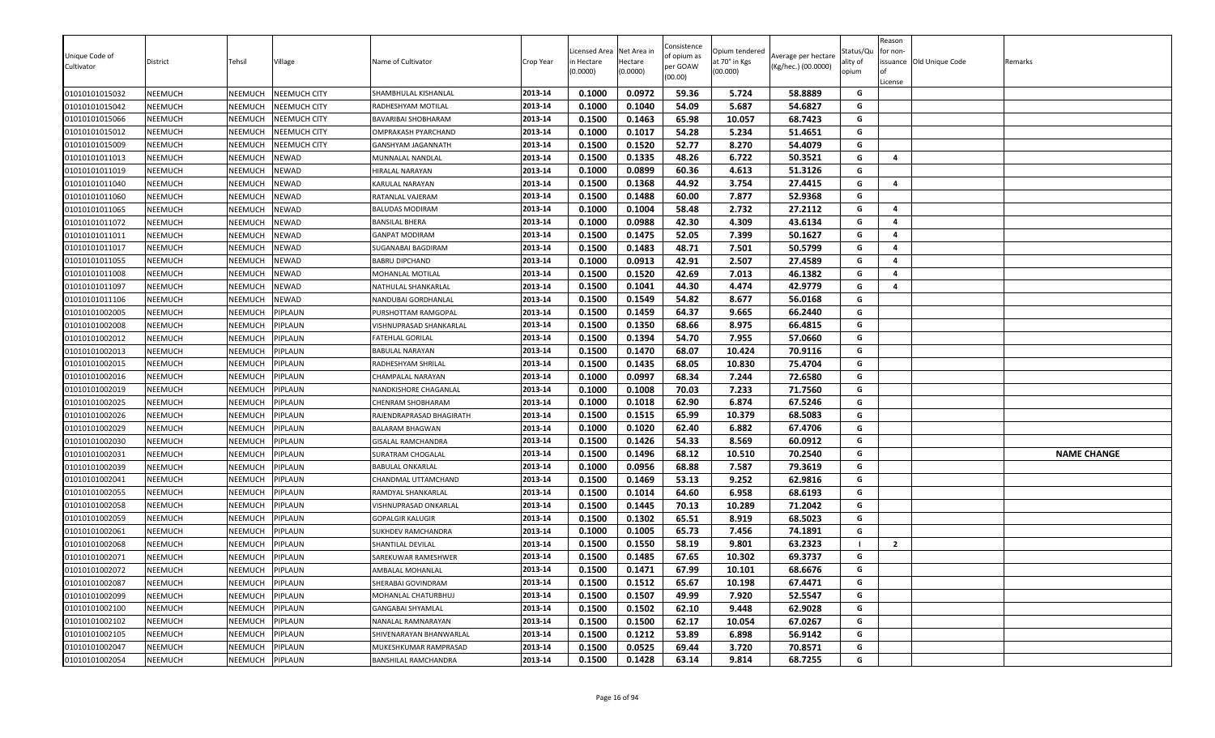| Unique Code of Cultivator | District | Tehsil | Village | Name of Cultivator | Crop Year | Licensed Area in Hectare (0.0000) | Net Area in Hectare (0.0000) | Consistence of opium as per GOAW (00.00) | Opium tendered at 70° in Kgs (00.000) | Average per hectare (Kg/hec.) (00.0000) | Status/Quality of opium | Reason for non-issuance of License | Old Unique Code | Remarks |
|---|---|---|---|---|---|---|---|---|---|---|---|---|---|---|
| 01010101015032 | NEEMUCH | NEEMUCH | NEEMUCH CITY | SHAMBHULAL KISHANLAL | 2013-14 | 0.1000 | 0.0972 | 59.36 | 5.724 | 58.8889 | G | | | |
| 01010101015042 | NEEMUCH | NEEMUCH | NEEMUCH CITY | RADHESHYAM MOTILAL | 2013-14 | 0.1000 | 0.1040 | 54.09 | 5.687 | 54.6827 | G | | | |
| 01010101015066 | NEEMUCH | NEEMUCH | NEEMUCH CITY | BAVARIBAI SHOBHARAM | 2013-14 | 0.1500 | 0.1463 | 65.98 | 10.057 | 68.7423 | G | | | |
| 01010101015012 | NEEMUCH | NEEMUCH | NEEMUCH CITY | OMPRAKASH PYARCHAND | 2013-14 | 0.1000 | 0.1017 | 54.28 | 5.234 | 51.4651 | G | | | |
| 01010101015009 | NEEMUCH | NEEMUCH | NEEMUCH CITY | GANSHYAM JAGANNATH | 2013-14 | 0.1500 | 0.1520 | 52.77 | 8.270 | 54.4079 | G | | | |
| 01010101011013 | NEEMUCH | NEEMUCH | NEWAD | MUNNALAL NANDLAL | 2013-14 | 0.1500 | 0.1335 | 48.26 | 6.722 | 50.3521 | G | 4 | | |
| 01010101011019 | NEEMUCH | NEEMUCH | NEWAD | HIRALAL NARAYAN | 2013-14 | 0.1000 | 0.0899 | 60.36 | 4.613 | 51.3126 | G | | | |
| 01010101011040 | NEEMUCH | NEEMUCH | NEWAD | KARULAL NARAYAN | 2013-14 | 0.1500 | 0.1368 | 44.92 | 3.754 | 27.4415 | G | 4 | | |
| 01010101011060 | NEEMUCH | NEEMUCH | NEWAD | RATANLAL VAJERAM | 2013-14 | 0.1500 | 0.1488 | 60.00 | 7.877 | 52.9368 | G | | | |
| 01010101011065 | NEEMUCH | NEEMUCH | NEWAD | BALUDAS MODIRAM | 2013-14 | 0.1000 | 0.1004 | 58.48 | 2.732 | 27.2112 | G | 4 | | |
| 01010101011072 | NEEMUCH | NEEMUCH | NEWAD | BANSILAL BHERA | 2013-14 | 0.1000 | 0.0988 | 42.30 | 4.309 | 43.6134 | G | 4 | | |
| 01010101011011 | NEEMUCH | NEEMUCH | NEWAD | GANPAT MODIRAM | 2013-14 | 0.1500 | 0.1475 | 52.05 | 7.399 | 50.1627 | G | 4 | | |
| 01010101011017 | NEEMUCH | NEEMUCH | NEWAD | SUGANABAI BAGDIRAM | 2013-14 | 0.1500 | 0.1483 | 48.71 | 7.501 | 50.5799 | G | 4 | | |
| 01010101011055 | NEEMUCH | NEEMUCH | NEWAD | BABRU DIPCHAND | 2013-14 | 0.1000 | 0.0913 | 42.91 | 2.507 | 27.4589 | G | 4 | | |
| 01010101011008 | NEEMUCH | NEEMUCH | NEWAD | MOHANLAL MOTILAL | 2013-14 | 0.1500 | 0.1520 | 42.69 | 7.013 | 46.1382 | G | 4 | | |
| 01010101011097 | NEEMUCH | NEEMUCH | NEWAD | NATHULAL SHANKARLAL | 2013-14 | 0.1500 | 0.1041 | 44.30 | 4.474 | 42.9779 | G | 4 | | |
| 01010101011106 | NEEMUCH | NEEMUCH | NEWAD | NANDUBAI GORDHANLAL | 2013-14 | 0.1500 | 0.1549 | 54.82 | 8.677 | 56.0168 | G | | | |
| 01010101002005 | NEEMUCH | NEEMUCH | PIPLAUN | PURSHOTTAM RAMGOPAL | 2013-14 | 0.1500 | 0.1459 | 64.37 | 9.665 | 66.2440 | G | | | |
| 01010101002008 | NEEMUCH | NEEMUCH | PIPLAUN | VISHNUPRASAD SHANKARLAL | 2013-14 | 0.1500 | 0.1350 | 68.66 | 8.975 | 66.4815 | G | | | |
| 01010101002012 | NEEMUCH | NEEMUCH | PIPLAUN | FATEHLAL GORILAL | 2013-14 | 0.1500 | 0.1394 | 54.70 | 7.955 | 57.0660 | G | | | |
| 01010101002013 | NEEMUCH | NEEMUCH | PIPLAUN | BABULAL NARAYAN | 2013-14 | 0.1500 | 0.1470 | 68.07 | 10.424 | 70.9116 | G | | | |
| 01010101002015 | NEEMUCH | NEEMUCH | PIPLAUN | RADHESHYAM SHRILAL | 2013-14 | 0.1500 | 0.1435 | 68.05 | 10.830 | 75.4704 | G | | | |
| 01010101002016 | NEEMUCH | NEEMUCH | PIPLAUN | CHAMPALAL NARAYAN | 2013-14 | 0.1000 | 0.0997 | 68.34 | 7.244 | 72.6580 | G | | | |
| 01010101002019 | NEEMUCH | NEEMUCH | PIPLAUN | NANDKISHORE CHAGANLAL | 2013-14 | 0.1000 | 0.1008 | 70.03 | 7.233 | 71.7560 | G | | | |
| 01010101002025 | NEEMUCH | NEEMUCH | PIPLAUN | CHENRAM SHOBHARAM | 2013-14 | 0.1000 | 0.1018 | 62.90 | 6.874 | 67.5246 | G | | | |
| 01010101002026 | NEEMUCH | NEEMUCH | PIPLAUN | RAJENDRAPRASAD BHAGIRATH | 2013-14 | 0.1500 | 0.1515 | 65.99 | 10.379 | 68.5083 | G | | | |
| 01010101002029 | NEEMUCH | NEEMUCH | PIPLAUN | BALARAM BHAGWAN | 2013-14 | 0.1000 | 0.1020 | 62.40 | 6.882 | 67.4706 | G | | | |
| 01010101002030 | NEEMUCH | NEEMUCH | PIPLAUN | GISALAL RAMCHANDRA | 2013-14 | 0.1500 | 0.1426 | 54.33 | 8.569 | 60.0912 | G | | | |
| 01010101002031 | NEEMUCH | NEEMUCH | PIPLAUN | SURATRAM CHOGALAL | 2013-14 | 0.1500 | 0.1496 | 68.12 | 10.510 | 70.2540 | G | | | NAME CHANGE |
| 01010101002039 | NEEMUCH | NEEMUCH | PIPLAUN | BABULAL ONKARLAL | 2013-14 | 0.1000 | 0.0956 | 68.88 | 7.587 | 79.3619 | G | | | |
| 01010101002041 | NEEMUCH | NEEMUCH | PIPLAUN | CHANDMAL UTTAMCHAND | 2013-14 | 0.1500 | 0.1469 | 53.13 | 9.252 | 62.9816 | G | | | |
| 01010101002055 | NEEMUCH | NEEMUCH | PIPLAUN | RAMDYAL SHANKARLAL | 2013-14 | 0.1500 | 0.1014 | 64.60 | 6.958 | 68.6193 | G | | | |
| 01010101002058 | NEEMUCH | NEEMUCH | PIPLAUN | VISHNUPRASAD ONKARLAL | 2013-14 | 0.1500 | 0.1445 | 70.13 | 10.289 | 71.2042 | G | | | |
| 01010101002059 | NEEMUCH | NEEMUCH | PIPLAUN | GOPALGIR KALUGIR | 2013-14 | 0.1500 | 0.1302 | 65.51 | 8.919 | 68.5023 | G | | | |
| 01010101002061 | NEEMUCH | NEEMUCH | PIPLAUN | SUKHDEV RAMCHANDRA | 2013-14 | 0.1000 | 0.1005 | 65.73 | 7.456 | 74.1891 | G | | | |
| 01010101002068 | NEEMUCH | NEEMUCH | PIPLAUN | SHANTILAL DEVILAL | 2013-14 | 0.1500 | 0.1550 | 58.19 | 9.801 | 63.2323 | I | 2 | | |
| 01010101002071 | NEEMUCH | NEEMUCH | PIPLAUN | SAREKUWAR RAMESHWER | 2013-14 | 0.1500 | 0.1485 | 67.65 | 10.302 | 69.3737 | G | | | |
| 01010101002072 | NEEMUCH | NEEMUCH | PIPLAUN | AMBALAL MOHANLAL | 2013-14 | 0.1500 | 0.1471 | 67.99 | 10.101 | 68.6676 | G | | | |
| 01010101002087 | NEEMUCH | NEEMUCH | PIPLAUN | SHERABAI GOVINDRAM | 2013-14 | 0.1500 | 0.1512 | 65.67 | 10.198 | 67.4471 | G | | | |
| 01010101002099 | NEEMUCH | NEEMUCH | PIPLAUN | MOHANLAL CHATURBHUJ | 2013-14 | 0.1500 | 0.1507 | 49.99 | 7.920 | 52.5547 | G | | | |
| 01010101002100 | NEEMUCH | NEEMUCH | PIPLAUN | GANGABAI SHYAMLAL | 2013-14 | 0.1500 | 0.1502 | 62.10 | 9.448 | 62.9028 | G | | | |
| 01010101002102 | NEEMUCH | NEEMUCH | PIPLAUN | NANALAL RAMNARAYAN | 2013-14 | 0.1500 | 0.1500 | 62.17 | 10.054 | 67.0267 | G | | | |
| 01010101002105 | NEEMUCH | NEEMUCH | PIPLAUN | SHIVENARAYAN BHANWARLAL | 2013-14 | 0.1500 | 0.1212 | 53.89 | 6.898 | 56.9142 | G | | | |
| 01010101002047 | NEEMUCH | NEEMUCH | PIPLAUN | MUKESHKUMAR RAMPRASAD | 2013-14 | 0.1500 | 0.0525 | 69.44 | 3.720 | 70.8571 | G | | | |
| 01010101002054 | NEEMUCH | NEEMUCH | PIPLAUN | BANSHILAL RAMCHANDRA | 2013-14 | 0.1500 | 0.1428 | 63.14 | 9.814 | 68.7255 | G | | | |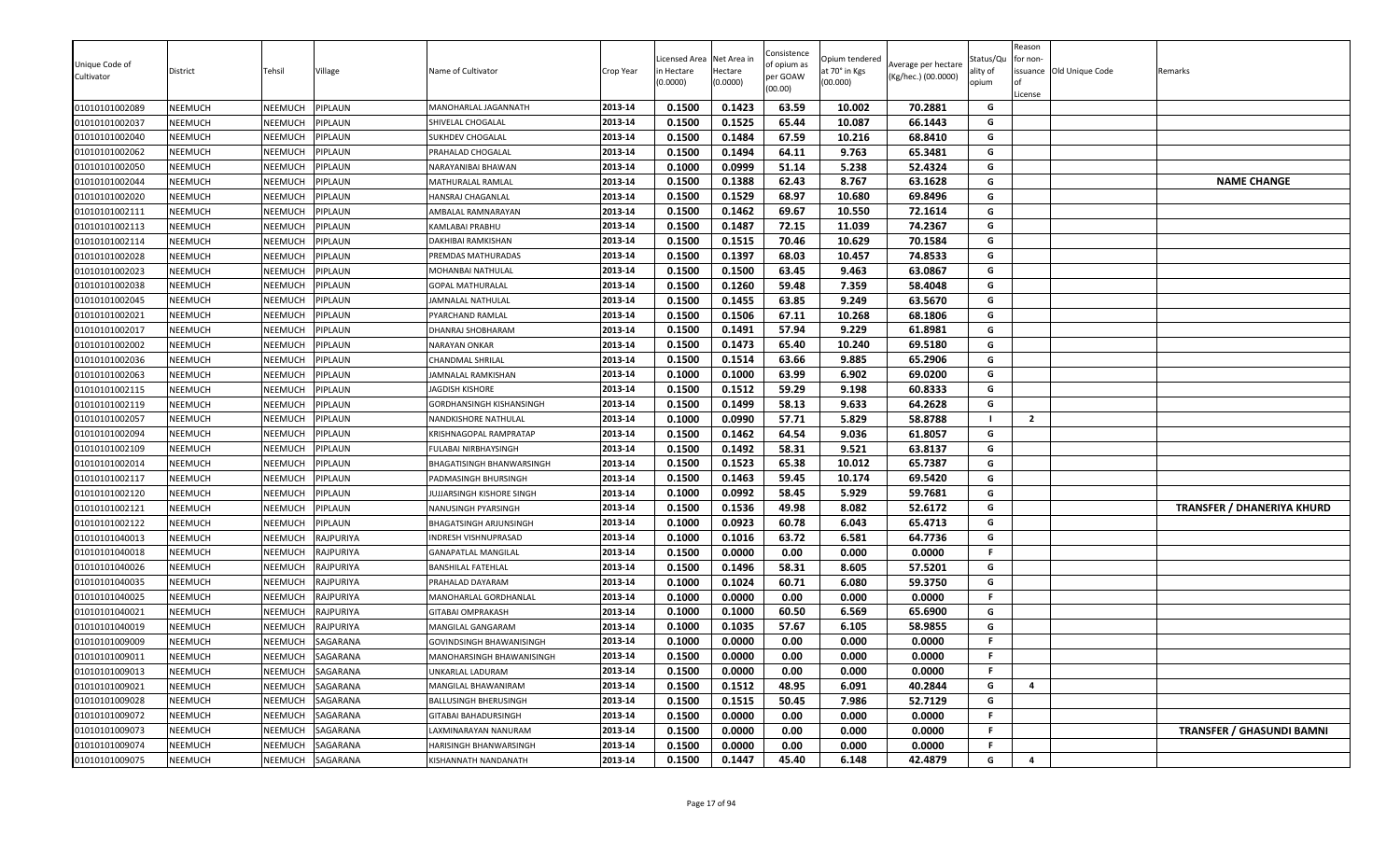| Unique Code of Cultivator | District | Tehsil | Village | Name of Cultivator | Crop Year | Licensed Area in Hectare (0.0000) | Net Area in Hectare (0.0000) | Consistence of opium as per GOAW (00.00) | Opium tendered at 70° in Kgs (00.000) | Average per hectare (Kg/hec.) (00.0000) | Status/Quality of opium | Reason for non-issuance of License | Old Unique Code | Remarks |
|---|---|---|---|---|---|---|---|---|---|---|---|---|---|---|
| 01010101002089 | NEEMUCH | NEEMUCH | PIPLAUN | MANOHARLAL JAGANNATH | 2013-14 | 0.1500 | 0.1423 | 63.59 | 10.002 | 70.2881 | G | | | |
| 01010101002037 | NEEMUCH | NEEMUCH | PIPLAUN | SHIVELAL CHOGALAL | 2013-14 | 0.1500 | 0.1525 | 65.44 | 10.087 | 66.1443 | G | | | |
| 01010101002040 | NEEMUCH | NEEMUCH | PIPLAUN | SUKHDEV CHOGALAL | 2013-14 | 0.1500 | 0.1484 | 67.59 | 10.216 | 68.8410 | G | | | |
| 01010101002062 | NEEMUCH | NEEMUCH | PIPLAUN | PRAHALAD CHOGALAL | 2013-14 | 0.1500 | 0.1494 | 64.11 | 9.763 | 65.3481 | G | | | |
| 01010101002050 | NEEMUCH | NEEMUCH | PIPLAUN | NARAYANIBAI BHAWAN | 2013-14 | 0.1000 | 0.0999 | 51.14 | 5.238 | 52.4324 | G | | | |
| 01010101002044 | NEEMUCH | NEEMUCH | PIPLAUN | MATHURALAL RAMLAL | 2013-14 | 0.1500 | 0.1388 | 62.43 | 8.767 | 63.1628 | G | | | NAME CHANGE |
| 01010101002020 | NEEMUCH | NEEMUCH | PIPLAUN | HANSRAJ CHAGANLAL | 2013-14 | 0.1500 | 0.1529 | 68.97 | 10.680 | 69.8496 | G | | | |
| 01010101002111 | NEEMUCH | NEEMUCH | PIPLAUN | AMBALAL RAMNARAYAN | 2013-14 | 0.1500 | 0.1462 | 69.67 | 10.550 | 72.1614 | G | | | |
| 01010101002113 | NEEMUCH | NEEMUCH | PIPLAUN | KAMLABAI PRABHU | 2013-14 | 0.1500 | 0.1487 | 72.15 | 11.039 | 74.2367 | G | | | |
| 01010101002114 | NEEMUCH | NEEMUCH | PIPLAUN | DAKHIBAI RAMKISHAN | 2013-14 | 0.1500 | 0.1515 | 70.46 | 10.629 | 70.1584 | G | | | |
| 01010101002028 | NEEMUCH | NEEMUCH | PIPLAUN | PREMDAS MATHURADAS | 2013-14 | 0.1500 | 0.1397 | 68.03 | 10.457 | 74.8533 | G | | | |
| 01010101002023 | NEEMUCH | NEEMUCH | PIPLAUN | MOHANBAI NATHULAL | 2013-14 | 0.1500 | 0.1500 | 63.45 | 9.463 | 63.0867 | G | | | |
| 01010101002038 | NEEMUCH | NEEMUCH | PIPLAUN | GOPAL MATHURALAL | 2013-14 | 0.1500 | 0.1260 | 59.48 | 7.359 | 58.4048 | G | | | |
| 01010101002045 | NEEMUCH | NEEMUCH | PIPLAUN | JAMNALAL NATHULAL | 2013-14 | 0.1500 | 0.1455 | 63.85 | 9.249 | 63.5670 | G | | | |
| 01010101002021 | NEEMUCH | NEEMUCH | PIPLAUN | PYARCHAND RAMLAL | 2013-14 | 0.1500 | 0.1506 | 67.11 | 10.268 | 68.1806 | G | | | |
| 01010101002017 | NEEMUCH | NEEMUCH | PIPLAUN | DHANRAJ SHOBHARAM | 2013-14 | 0.1500 | 0.1491 | 57.94 | 9.229 | 61.8981 | G | | | |
| 01010101002002 | NEEMUCH | NEEMUCH | PIPLAUN | NARAYAN ONKAR | 2013-14 | 0.1500 | 0.1473 | 65.40 | 10.240 | 69.5180 | G | | | |
| 01010101002036 | NEEMUCH | NEEMUCH | PIPLAUN | CHANDMAL SHRILAL | 2013-14 | 0.1500 | 0.1514 | 63.66 | 9.885 | 65.2906 | G | | | |
| 01010101002063 | NEEMUCH | NEEMUCH | PIPLAUN | JAMNALAL RAMKISHAN | 2013-14 | 0.1000 | 0.1000 | 63.99 | 6.902 | 69.0200 | G | | | |
| 01010101002115 | NEEMUCH | NEEMUCH | PIPLAUN | JAGDISH KISHORE | 2013-14 | 0.1500 | 0.1512 | 59.29 | 9.198 | 60.8333 | G | | | |
| 01010101002119 | NEEMUCH | NEEMUCH | PIPLAUN | GORDHANSINGH KISHANSINGH | 2013-14 | 0.1500 | 0.1499 | 58.13 | 9.633 | 64.2628 | G | | | |
| 01010101002057 | NEEMUCH | NEEMUCH | PIPLAUN | NANDKISHORE NATHULAL | 2013-14 | 0.1000 | 0.0990 | 57.71 | 5.829 | 58.8788 | I | 2 | | |
| 01010101002094 | NEEMUCH | NEEMUCH | PIPLAUN | KRISHNAGOPAL RAMPRATAP | 2013-14 | 0.1500 | 0.1462 | 64.54 | 9.036 | 61.8057 | G | | | |
| 01010101002109 | NEEMUCH | NEEMUCH | PIPLAUN | FULABAI NIRBHAYSINGH | 2013-14 | 0.1500 | 0.1492 | 58.31 | 9.521 | 63.8137 | G | | | |
| 01010101002014 | NEEMUCH | NEEMUCH | PIPLAUN | BHAGATSINGH BHANWARSINGH | 2013-14 | 0.1500 | 0.1523 | 65.38 | 10.012 | 65.7387 | G | | | |
| 01010101002117 | NEEMUCH | NEEMUCH | PIPLAUN | PADMASINGH BHURSINGH | 2013-14 | 0.1500 | 0.1463 | 59.45 | 10.174 | 69.5420 | G | | | |
| 01010101002120 | NEEMUCH | NEEMUCH | PIPLAUN | JUJJARSINGH KISHORE SINGH | 2013-14 | 0.1000 | 0.0992 | 58.45 | 5.929 | 59.7681 | G | | | |
| 01010101002121 | NEEMUCH | NEEMUCH | PIPLAUN | NANUSINGH PYARSINGH | 2013-14 | 0.1500 | 0.1536 | 49.98 | 8.082 | 52.6172 | G | | | TRANSFER / DHANERIYA KHURD |
| 01010101002122 | NEEMUCH | NEEMUCH | PIPLAUN | BHAGATSINGH ARJUNSINGH | 2013-14 | 0.1000 | 0.0923 | 60.78 | 6.043 | 65.4713 | G | | | |
| 01010101040013 | NEEMUCH | NEEMUCH | RAJPURIYA | INDRESH VISHNUPRASAD | 2013-14 | 0.1000 | 0.1016 | 63.72 | 6.581 | 64.7736 | G | | | |
| 01010101040018 | NEEMUCH | NEEMUCH | RAJPURIYA | GANAPATLAL MANGILAL | 2013-14 | 0.1500 | 0.0000 | 0.00 | 0.000 | 0.0000 | F | | | |
| 01010101040026 | NEEMUCH | NEEMUCH | RAJPURIYA | BANSHILAL FATEHLAL | 2013-14 | 0.1500 | 0.1496 | 58.31 | 8.605 | 57.5201 | G | | | |
| 01010101040035 | NEEMUCH | NEEMUCH | RAJPURIYA | PRAHALAD DAYARAM | 2013-14 | 0.1000 | 0.1024 | 60.71 | 6.080 | 59.3750 | G | | | |
| 01010101040025 | NEEMUCH | NEEMUCH | RAJPURIYA | MANOHARLAL GORDHANLAL | 2013-14 | 0.1000 | 0.0000 | 0.00 | 0.000 | 0.0000 | F | | | |
| 01010101040021 | NEEMUCH | NEEMUCH | RAJPURIYA | GITABAI OMPRAKASH | 2013-14 | 0.1000 | 0.1000 | 60.50 | 6.569 | 65.6900 | G | | | |
| 01010101040019 | NEEMUCH | NEEMUCH | RAJPURIYA | MANGILAL GANGARAM | 2013-14 | 0.1000 | 0.1035 | 57.67 | 6.105 | 58.9855 | G | | | |
| 01010101009009 | NEEMUCH | NEEMUCH | SAGARANA | GOVINDSINGH BHAWANISINGH | 2013-14 | 0.1000 | 0.0000 | 0.00 | 0.000 | 0.0000 | F | | | |
| 01010101009011 | NEEMUCH | NEEMUCH | SAGARANA | MANOHARSINGH BHAWANISINGH | 2013-14 | 0.1500 | 0.0000 | 0.00 | 0.000 | 0.0000 | F | | | |
| 01010101009013 | NEEMUCH | NEEMUCH | SAGARANA | UNKARLAL LADURAM | 2013-14 | 0.1500 | 0.0000 | 0.00 | 0.000 | 0.0000 | F | | | |
| 01010101009021 | NEEMUCH | NEEMUCH | SAGARANA | MANGILAL BHAWANIRAM | 2013-14 | 0.1500 | 0.1512 | 48.95 | 6.091 | 40.2844 | G | 4 | | |
| 01010101009028 | NEEMUCH | NEEMUCH | SAGARANA | BALLUSINGH BHERUSINGH | 2013-14 | 0.1500 | 0.1515 | 50.45 | 7.986 | 52.7129 | G | | | |
| 01010101009072 | NEEMUCH | NEEMUCH | SAGARANA | GITABAI BAHADURSINGH | 2013-14 | 0.1500 | 0.0000 | 0.00 | 0.000 | 0.0000 | F | | | |
| 01010101009073 | NEEMUCH | NEEMUCH | SAGARANA | LAXMINARAYAN NANURAM | 2013-14 | 0.1500 | 0.0000 | 0.00 | 0.000 | 0.0000 | F | | | TRANSFER / GHASUNDI BAMNI |
| 01010101009074 | NEEMUCH | NEEMUCH | SAGARANA | HARISINGH BHANWARSINGH | 2013-14 | 0.1500 | 0.0000 | 0.00 | 0.000 | 0.0000 | F | | | |
| 01010101009075 | NEEMUCH | NEEMUCH | SAGARANA | KISHANNATH NANDANATH | 2013-14 | 0.1500 | 0.1447 | 45.40 | 6.148 | 42.4879 | G | 4 | | |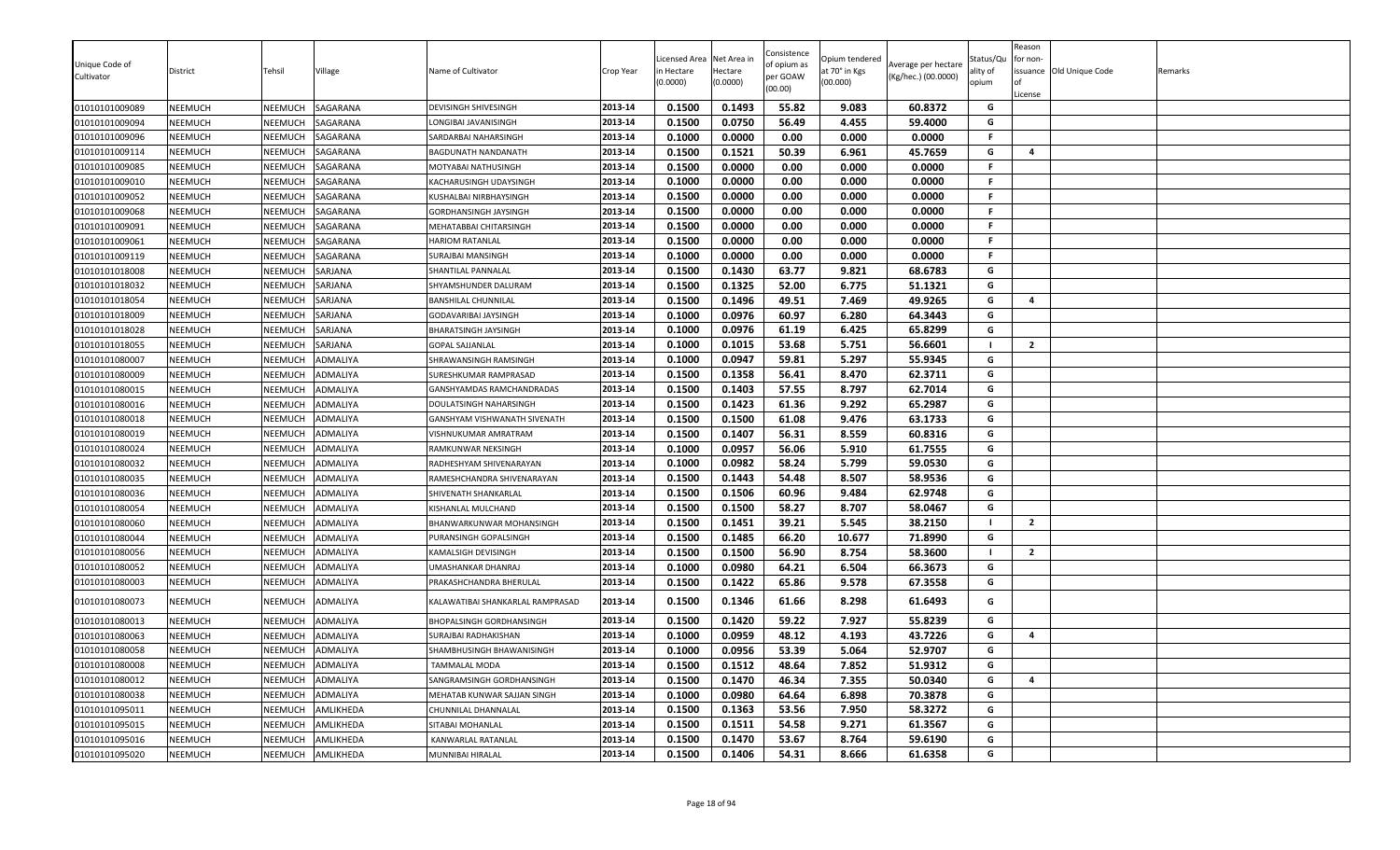| Unique Code of Cultivator | District | Tehsil | Village | Name of Cultivator | Crop Year | Licensed Area in Hectare (0.0000) | Net Area in Hectare (0.0000) | Consistence of opium as per GOAW (00.00) | Opium tendered at 70° in Kgs (00.000) | Average per hectare (Kg/hec.) (00.0000) | Status/Quality of opium | Reason for non-issuance of License | Old Unique Code | Remarks |
|---|---|---|---|---|---|---|---|---|---|---|---|---|---|---|
| 01010101009089 | NEEMUCH | NEEMUCH | SAGARANA | DEVISINGH SHIVESINGH | 2013-14 | 0.1500 | 0.1493 | 55.82 | 9.083 | 60.8372 | G | | | |
| 01010101009094 | NEEMUCH | NEEMUCH | SAGARANA | LONGIBAI JAVANISINGH | 2013-14 | 0.1500 | 0.0750 | 56.49 | 4.455 | 59.4000 | G | | | |
| 01010101009096 | NEEMUCH | NEEMUCH | SAGARANA | SARDARBAI NAHARSINGH | 2013-14 | 0.1000 | 0.0000 | 0.00 | 0.000 | 0.0000 | F | | | |
| 01010101009114 | NEEMUCH | NEEMUCH | SAGARANA | BAGDUNATH NANDANATH | 2013-14 | 0.1500 | 0.1521 | 50.39 | 6.961 | 45.7659 | G | 4 | | |
| 01010101009085 | NEEMUCH | NEEMUCH | SAGARANA | MOTYABAI NATHUSINGH | 2013-14 | 0.1500 | 0.0000 | 0.00 | 0.000 | 0.0000 | F | | | |
| 01010101009010 | NEEMUCH | NEEMUCH | SAGARANA | KACHARUSINGH UDAYSINGH | 2013-14 | 0.1000 | 0.0000 | 0.00 | 0.000 | 0.0000 | F | | | |
| 01010101009052 | NEEMUCH | NEEMUCH | SAGARANA | KUSHALBAI NIRBHAYSINGH | 2013-14 | 0.1500 | 0.0000 | 0.00 | 0.000 | 0.0000 | F | | | |
| 01010101009068 | NEEMUCH | NEEMUCH | SAGARANA | GORDHANSINGH JAYSINGH | 2013-14 | 0.1500 | 0.0000 | 0.00 | 0.000 | 0.0000 | F | | | |
| 01010101009091 | NEEMUCH | NEEMUCH | SAGARANA | MEHATABBAI CHITARSINGH | 2013-14 | 0.1500 | 0.0000 | 0.00 | 0.000 | 0.0000 | F | | | |
| 01010101009061 | NEEMUCH | NEEMUCH | SAGARANA | HARIOM RATANLAL | 2013-14 | 0.1500 | 0.0000 | 0.00 | 0.000 | 0.0000 | F | | | |
| 01010101009119 | NEEMUCH | NEEMUCH | SAGARANA | SURAJBAI MANSINGH | 2013-14 | 0.1000 | 0.0000 | 0.00 | 0.000 | 0.0000 | F | | | |
| 01010101018008 | NEEMUCH | NEEMUCH | SARJANA | SHANTILAL PANNALAL | 2013-14 | 0.1500 | 0.1430 | 63.77 | 9.821 | 68.6783 | G | | | |
| 01010101018032 | NEEMUCH | NEEMUCH | SARJANA | SHYAMSHUNDER DALURAM | 2013-14 | 0.1500 | 0.1325 | 52.00 | 6.775 | 51.1321 | G | | | |
| 01010101018054 | NEEMUCH | NEEMUCH | SARJANA | BANSHILAL CHUNNILAL | 2013-14 | 0.1500 | 0.1496 | 49.51 | 7.469 | 49.9265 | G | 4 | | |
| 01010101018009 | NEEMUCH | NEEMUCH | SARJANA | GODAVARIBAI JAYSINGH | 2013-14 | 0.1000 | 0.0976 | 60.97 | 6.280 | 64.3443 | G | | | |
| 01010101018028 | NEEMUCH | NEEMUCH | SARJANA | BHARATSINGH JAYSINGH | 2013-14 | 0.1000 | 0.0976 | 61.19 | 6.425 | 65.8299 | G | | | |
| 01010101018055 | NEEMUCH | NEEMUCH | SARJANA | GOPAL SAJJANLAL | 2013-14 | 0.1000 | 0.1015 | 53.68 | 5.751 | 56.6601 | I | 2 | | |
| 01010101080007 | NEEMUCH | NEEMUCH | ADMALIYA | SHRAWANSINGH RAMSINGH | 2013-14 | 0.1000 | 0.0947 | 59.81 | 5.297 | 55.9345 | G | | | |
| 01010101080009 | NEEMUCH | NEEMUCH | ADMALIYA | SURESHKUMAR RAMPRASAD | 2013-14 | 0.1500 | 0.1358 | 56.41 | 8.470 | 62.3711 | G | | | |
| 01010101080015 | NEEMUCH | NEEMUCH | ADMALIYA | GANSHYAMDAS RAMCHANDRADAS | 2013-14 | 0.1500 | 0.1403 | 57.55 | 8.797 | 62.7014 | G | | | |
| 01010101080016 | NEEMUCH | NEEMUCH | ADMALIYA | DOULATSINGH NAHARSINGH | 2013-14 | 0.1500 | 0.1423 | 61.36 | 9.292 | 65.2987 | G | | | |
| 01010101080018 | NEEMUCH | NEEMUCH | ADMALIYA | GANSHYAM VISHWANATH SIVENATH | 2013-14 | 0.1500 | 0.1500 | 61.08 | 9.476 | 63.1733 | G | | | |
| 01010101080019 | NEEMUCH | NEEMUCH | ADMALIYA | VISHNUKUMAR AMRATRAM | 2013-14 | 0.1500 | 0.1407 | 56.31 | 8.559 | 60.8316 | G | | | |
| 01010101080024 | NEEMUCH | NEEMUCH | ADMALIYA | RAMKUNWAR NEKSINGH | 2013-14 | 0.1000 | 0.0957 | 56.06 | 5.910 | 61.7555 | G | | | |
| 01010101080032 | NEEMUCH | NEEMUCH | ADMALIYA | RADHESHYAM SHIVENARAYAN | 2013-14 | 0.1000 | 0.0982 | 58.24 | 5.799 | 59.0530 | G | | | |
| 01010101080035 | NEEMUCH | NEEMUCH | ADMALIYA | RAMESHCHANDRA SHIVENARAYAN | 2013-14 | 0.1500 | 0.1443 | 54.48 | 8.507 | 58.9536 | G | | | |
| 01010101080036 | NEEMUCH | NEEMUCH | ADMALIYA | SHIVENATH SHANKARLAL | 2013-14 | 0.1500 | 0.1506 | 60.96 | 9.484 | 62.9748 | G | | | |
| 01010101080054 | NEEMUCH | NEEMUCH | ADMALIYA | KISHANLAL MULCHAND | 2013-14 | 0.1500 | 0.1500 | 58.27 | 8.707 | 58.0467 | G | | | |
| 01010101080060 | NEEMUCH | NEEMUCH | ADMALIYA | BHANWARKUNWAR MOHANSINGH | 2013-14 | 0.1500 | 0.1451 | 39.21 | 5.545 | 38.2150 | I | 2 | | |
| 01010101080044 | NEEMUCH | NEEMUCH | ADMALIYA | PURANSINGH GOPALSINGH | 2013-14 | 0.1500 | 0.1485 | 66.20 | 10.677 | 71.8990 | G | | | |
| 01010101080056 | NEEMUCH | NEEMUCH | ADMALIYA | KAMALSIGH DEVISINGH | 2013-14 | 0.1500 | 0.1500 | 56.90 | 8.754 | 58.3600 | I | 2 | | |
| 01010101080052 | NEEMUCH | NEEMUCH | ADMALIYA | UMASHANKAR DHANRAJ | 2013-14 | 0.1000 | 0.0980 | 64.21 | 6.504 | 66.3673 | G | | | |
| 01010101080003 | NEEMUCH | NEEMUCH | ADMALIYA | PRAKASHCHANDRA BHERULAL | 2013-14 | 0.1500 | 0.1422 | 65.86 | 9.578 | 67.3558 | G | | | |
| 01010101080073 | NEEMUCH | NEEMUCH | ADMALIYA | KALAWATIBAI SHANKARLAL RAMPRASAD | 2013-14 | 0.1500 | 0.1346 | 61.66 | 8.298 | 61.6493 | G | | | |
| 01010101080013 | NEEMUCH | NEEMUCH | ADMALIYA | BHOPALSINGH GORDHANSINGH | 2013-14 | 0.1500 | 0.1420 | 59.22 | 7.927 | 55.8239 | G | | | |
| 01010101080063 | NEEMUCH | NEEMUCH | ADMALIYA | SURAJBAI RADHAKISHAN | 2013-14 | 0.1000 | 0.0959 | 48.12 | 4.193 | 43.7226 | G | 4 | | |
| 01010101080058 | NEEMUCH | NEEMUCH | ADMALIYA | SHAMBHUSINGH BHAWANISINGH | 2013-14 | 0.1000 | 0.0956 | 53.39 | 5.064 | 52.9707 | G | | | |
| 01010101080008 | NEEMUCH | NEEMUCH | ADMALIYA | TAMMALAL MODA | 2013-14 | 0.1500 | 0.1512 | 48.64 | 7.852 | 51.9312 | G | | | |
| 01010101080012 | NEEMUCH | NEEMUCH | ADMALIYA | SANGRAMSINGH GORDHANSINGH | 2013-14 | 0.1500 | 0.1470 | 46.34 | 7.355 | 50.0340 | G | 4 | | |
| 01010101080038 | NEEMUCH | NEEMUCH | ADMALIYA | MEHATAB KUNWAR SAJJAN SINGH | 2013-14 | 0.1000 | 0.0980 | 64.64 | 6.898 | 70.3878 | G | | | |
| 01010101095011 | NEEMUCH | NEEMUCH | AMLIKHEDA | CHUNNILAL DHANNALAL | 2013-14 | 0.1500 | 0.1363 | 53.56 | 7.950 | 58.3272 | G | | | |
| 01010101095015 | NEEMUCH | NEEMUCH | AMLIKHEDA | SITABAI MOHANLAL | 2013-14 | 0.1500 | 0.1511 | 54.58 | 9.271 | 61.3567 | G | | | |
| 01010101095016 | NEEMUCH | NEEMUCH | AMLIKHEDA | KANWARLAL RATANLAL | 2013-14 | 0.1500 | 0.1470 | 53.67 | 8.764 | 59.6190 | G | | | |
| 01010101095020 | NEEMUCH | NEEMUCH | AMLIKHEDA | MUNNIBAI HIRALAL | 2013-14 | 0.1500 | 0.1406 | 54.31 | 8.666 | 61.6358 | G | | | |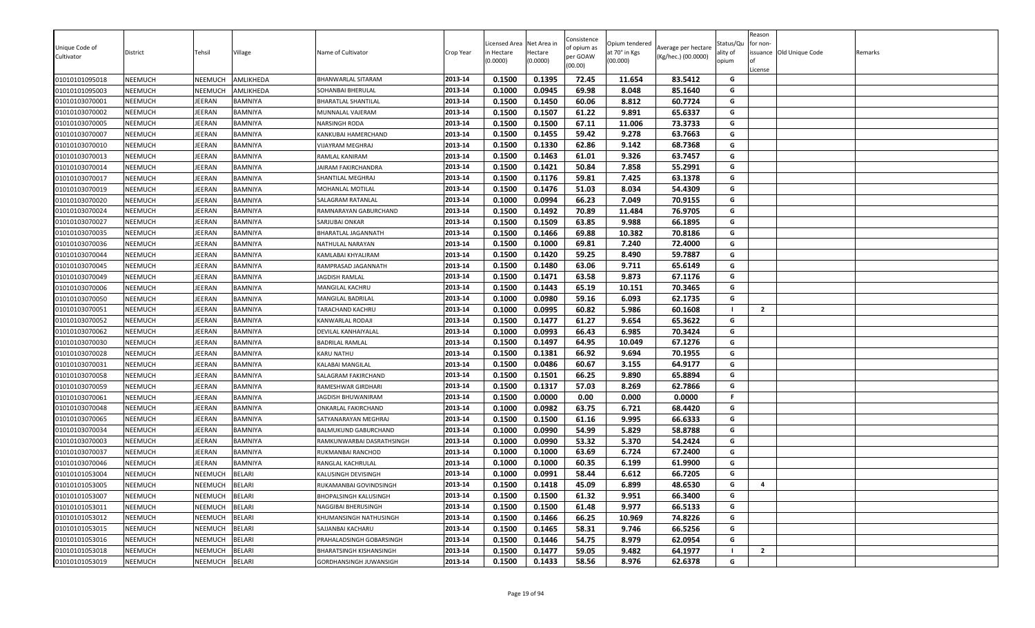| Unique Code of Cultivator | District | Tehsil | Village | Name of Cultivator | Crop Year | Licensed Area in Hectare (0.0000) | Net Area in Hectare (0.0000) | Consistence of opium as per GOAW (00.00) | Opium tendered at 70° in Kgs (00.000) | Average per hectare (Kg/hec.) (00.0000) | Status/Quality of opium | Reason for non-issuance of License | Old Unique Code | Remarks |
|---|---|---|---|---|---|---|---|---|---|---|---|---|---|---|
| 01010101095018 | NEEMUCH | NEEMUCH | AMLIKHEDA | BHANWARLAL SITARAM | 2013-14 | 0.1500 | 0.1395 | 72.45 | 11.654 | 83.5412 | G | | | |
| 01010101095003 | NEEMUCH | NEEMUCH | AMLIKHEDA | SOHANBAI BHERULAL | 2013-14 | 0.1000 | 0.0945 | 69.98 | 8.048 | 85.1640 | G | | | |
| 01010103070001 | NEEMUCH | JEERAN | BAMNIYA | BHARATLAL SHANTILAL | 2013-14 | 0.1500 | 0.1450 | 60.06 | 8.812 | 60.7724 | G | | | |
| 01010103070002 | NEEMUCH | JEERAN | BAMNIYA | MUNNALAL VAJERAM | 2013-14 | 0.1500 | 0.1507 | 61.22 | 9.891 | 65.6337 | G | | | |
| 01010103070005 | NEEMUCH | JEERAN | BAMNIYA | NARSINGH RODA | 2013-14 | 0.1500 | 0.1500 | 67.11 | 11.006 | 73.3733 | G | | | |
| 01010103070007 | NEEMUCH | JEERAN | BAMNIYA | KANKUBAI HAMERCHAND | 2013-14 | 0.1500 | 0.1455 | 59.42 | 9.278 | 63.7663 | G | | | |
| 01010103070010 | NEEMUCH | JEERAN | BAMNIYA | VIJAYRAM MEGHRAJ | 2013-14 | 0.1500 | 0.1330 | 62.86 | 9.142 | 68.7368 | G | | | |
| 01010103070013 | NEEMUCH | JEERAN | BAMNIYA | RAMLAL KANIRAM | 2013-14 | 0.1500 | 0.1463 | 61.01 | 9.326 | 63.7457 | G | | | |
| 01010103070014 | NEEMUCH | JEERAN | BAMNIYA | JAIRAM FAKIRCHANDRA | 2013-14 | 0.1500 | 0.1421 | 50.84 | 7.858 | 55.2991 | G | | | |
| 01010103070017 | NEEMUCH | JEERAN | BAMNIYA | SHANTILAL MEGHRAJ | 2013-14 | 0.1500 | 0.1176 | 59.81 | 7.425 | 63.1378 | G | | | |
| 01010103070019 | NEEMUCH | JEERAN | BAMNIYA | MOHANLAL MOTILAL | 2013-14 | 0.1500 | 0.1476 | 51.03 | 8.034 | 54.4309 | G | | | |
| 01010103070020 | NEEMUCH | JEERAN | BAMNIYA | SALAGRAM RATANLAL | 2013-14 | 0.1000 | 0.0994 | 66.23 | 7.049 | 70.9155 | G | | | |
| 01010103070024 | NEEMUCH | JEERAN | BAMNIYA | RAMNARAYAN GABURCHAND | 2013-14 | 0.1500 | 0.1492 | 70.89 | 11.484 | 76.9705 | G | | | |
| 01010103070027 | NEEMUCH | JEERAN | BAMNIYA | SARJUBAI ONKAR | 2013-14 | 0.1500 | 0.1509 | 63.85 | 9.988 | 66.1895 | G | | | |
| 01010103070035 | NEEMUCH | JEERAN | BAMNIYA | BHARATLAL JAGANNATH | 2013-14 | 0.1500 | 0.1466 | 69.88 | 10.382 | 70.8186 | G | | | |
| 01010103070036 | NEEMUCH | JEERAN | BAMNIYA | NATHULAL NARAYAN | 2013-14 | 0.1500 | 0.1000 | 69.81 | 7.240 | 72.4000 | G | | | |
| 01010103070044 | NEEMUCH | JEERAN | BAMNIYA | KAMLABAI KHYALIRAM | 2013-14 | 0.1500 | 0.1420 | 59.25 | 8.490 | 59.7887 | G | | | |
| 01010103070045 | NEEMUCH | JEERAN | BAMNIYA | RAMPRASAD JAGANNATH | 2013-14 | 0.1500 | 0.1480 | 63.06 | 9.711 | 65.6149 | G | | | |
| 01010103070049 | NEEMUCH | JEERAN | BAMNIYA | JAGDISH RAMLAL | 2013-14 | 0.1500 | 0.1471 | 63.58 | 9.873 | 67.1176 | G | | | |
| 01010103070006 | NEEMUCH | JEERAN | BAMNIYA | MANGILAL KACHRU | 2013-14 | 0.1500 | 0.1443 | 65.19 | 10.151 | 70.3465 | G | | | |
| 01010103070050 | NEEMUCH | JEERAN | BAMNIYA | MANGILAL BADRILAL | 2013-14 | 0.1000 | 0.0980 | 59.16 | 6.093 | 62.1735 | G | | | |
| 01010103070051 | NEEMUCH | JEERAN | BAMNIYA | TARACHAND KACHRU | 2013-14 | 0.1000 | 0.0995 | 60.82 | 5.986 | 60.1608 | I | 2 | | |
| 01010103070052 | NEEMUCH | JEERAN | BAMNIYA | KANWARLAL RODAJI | 2013-14 | 0.1500 | 0.1477 | 61.27 | 9.654 | 65.3622 | G | | | |
| 01010103070062 | NEEMUCH | JEERAN | BAMNIYA | DEVILAL KANHAIYALAL | 2013-14 | 0.1000 | 0.0993 | 66.43 | 6.985 | 70.3424 | G | | | |
| 01010103070030 | NEEMUCH | JEERAN | BAMNIYA | BADRILAL RAMLAL | 2013-14 | 0.1500 | 0.1497 | 64.95 | 10.049 | 67.1276 | G | | | |
| 01010103070028 | NEEMUCH | JEERAN | BAMNIYA | KARU NATHU | 2013-14 | 0.1500 | 0.1381 | 66.92 | 9.694 | 70.1955 | G | | | |
| 01010103070031 | NEEMUCH | JEERAN | BAMNIYA | KALABAI MANGILAL | 2013-14 | 0.1500 | 0.0486 | 60.67 | 3.155 | 64.9177 | G | | | |
| 01010103070058 | NEEMUCH | JEERAN | BAMNIYA | SALAGRAM FAKIRCHAND | 2013-14 | 0.1500 | 0.1501 | 66.25 | 9.890 | 65.8894 | G | | | |
| 01010103070059 | NEEMUCH | JEERAN | BAMNIYA | RAMESHWAR GIRDHARI | 2013-14 | 0.1500 | 0.1317 | 57.03 | 8.269 | 62.7866 | G | | | |
| 01010103070061 | NEEMUCH | JEERAN | BAMNIYA | JAGDISH BHUWANIRAM | 2013-14 | 0.1500 | 0.0000 | 0.00 | 0.000 | 0.0000 | F | | | |
| 01010103070048 | NEEMUCH | JEERAN | BAMNIYA | ONKARLAL FAKIRCHAND | 2013-14 | 0.1000 | 0.0982 | 63.75 | 6.721 | 68.4420 | G | | | |
| 01010103070065 | NEEMUCH | JEERAN | BAMNIYA | SATYANARAYAN MEGHRAJ | 2013-14 | 0.1500 | 0.1500 | 61.16 | 9.995 | 66.6333 | G | | | |
| 01010103070034 | NEEMUCH | JEERAN | BAMNIYA | BALMUKUND GABURCHAND | 2013-14 | 0.1000 | 0.0990 | 54.99 | 5.829 | 58.8788 | G | | | |
| 01010103070003 | NEEMUCH | JEERAN | BAMNIYA | RAMKUNWARBAI DASRATHSINGH | 2013-14 | 0.1000 | 0.0990 | 53.32 | 5.370 | 54.2424 | G | | | |
| 01010103070037 | NEEMUCH | JEERAN | BAMNIYA | RUKMANBAI RANCHOD | 2013-14 | 0.1000 | 0.1000 | 63.69 | 6.724 | 67.2400 | G | | | |
| 01010103070046 | NEEMUCH | JEERAN | BAMNIYA | RANGLAL KACHRULAL | 2013-14 | 0.1000 | 0.1000 | 60.35 | 6.199 | 61.9900 | G | | | |
| 01010101053004 | NEEMUCH | NEEMUCH | BELARI | KALUSINGH DEVISINGH | 2013-14 | 0.1000 | 0.0991 | 58.44 | 6.612 | 66.7205 | G | | | |
| 01010101053005 | NEEMUCH | NEEMUCH | BELARI | RUKAMANBAI GOVINDSINGH | 2013-14 | 0.1500 | 0.1418 | 45.09 | 6.899 | 48.6530 | G | 4 | | |
| 01010101053007 | NEEMUCH | NEEMUCH | BELARI | BHOPALSINGH KALUSINGH | 2013-14 | 0.1500 | 0.1500 | 61.32 | 9.951 | 66.3400 | G | | | |
| 01010101053011 | NEEMUCH | NEEMUCH | BELARI | NAGGIBAI BHERUSINGH | 2013-14 | 0.1500 | 0.1500 | 61.48 | 9.977 | 66.5133 | G | | | |
| 01010101053012 | NEEMUCH | NEEMUCH | BELARI | KHUMANSINGH NATHUSINGH | 2013-14 | 0.1500 | 0.1466 | 66.25 | 10.969 | 74.8226 | G | | | |
| 01010101053015 | NEEMUCH | NEEMUCH | BELARI | SAJJANBAI KACHARU | 2013-14 | 0.1500 | 0.1465 | 58.31 | 9.746 | 66.5256 | G | | | |
| 01010101053016 | NEEMUCH | NEEMUCH | BELARI | PRAHALADSINGH GOBARSINGH | 2013-14 | 0.1500 | 0.1446 | 54.75 | 8.979 | 62.0954 | G | | | |
| 01010101053018 | NEEMUCH | NEEMUCH | BELARI | BHARATSINGH KISHANSINGH | 2013-14 | 0.1500 | 0.1477 | 59.05 | 9.482 | 64.1977 | I | 2 | | |
| 01010101053019 | NEEMUCH | NEEMUCH | BELARI | GORDHANSINGH JUWANSIGH | 2013-14 | 0.1500 | 0.1433 | 58.56 | 8.976 | 62.6378 | G | | | |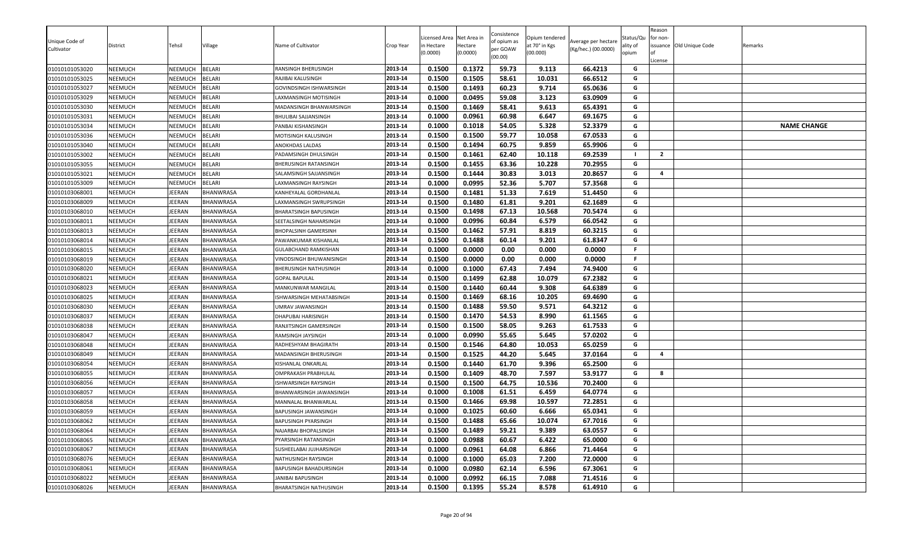| Unique Code of Cultivator | District | Tehsil | Village | Name of Cultivator | Crop Year | Licensed Area in Hectare (0.0000) | Net Area in Hectare (0.0000) | Consistence of opium as per GOAW (00.00) | Opium tendered at 70° in Kgs (00.000) | Average per hectare (Kg/hec.) (00.0000) | Status/Quality of opium | Reason for non-issuance of License | Old Unique Code | Remarks |
|---|---|---|---|---|---|---|---|---|---|---|---|---|---|---|
| 01010101053020 | NEEMUCH | NEEMUCH | BELARI | RANSINGH BHERUSINGH | 2013-14 | 0.1500 | 0.1372 | 59.73 | 9.113 | 66.4213 | G | | | |
| 01010101053025 | NEEMUCH | NEEMUCH | BELARI | RAJIBAI KALUSINGH | 2013-14 | 0.1500 | 0.1505 | 58.61 | 10.031 | 66.6512 | G | | | |
| 01010101053027 | NEEMUCH | NEEMUCH | BELARI | GOVINDSINGH ISHWARSINGH | 2013-14 | 0.1500 | 0.1493 | 60.23 | 9.714 | 65.0636 | G | | | |
| 01010101053029 | NEEMUCH | NEEMUCH | BELARI | LAXMANSINGH MOTISINGH | 2013-14 | 0.1000 | 0.0495 | 59.08 | 3.123 | 63.0909 | G | | | |
| 01010101053030 | NEEMUCH | NEEMUCH | BELARI | MADANSINGH BHANWARSINGH | 2013-14 | 0.1500 | 0.1469 | 58.41 | 9.613 | 65.4391 | G | | | |
| 01010101053031 | NEEMUCH | NEEMUCH | BELARI | BHULIBAI SAJJANSINGH | 2013-14 | 0.1000 | 0.0961 | 60.98 | 6.647 | 69.1675 | G | | | |
| 01010101053034 | NEEMUCH | NEEMUCH | BELARI | PANBAI KISHANSINGH | 2013-14 | 0.1000 | 0.1018 | 54.05 | 5.328 | 52.3379 | G | | | NAME CHANGE |
| 01010101053036 | NEEMUCH | NEEMUCH | BELARI | MOTISINGH KALUSINGH | 2013-14 | 0.1500 | 0.1500 | 59.77 | 10.058 | 67.0533 | G | | | |
| 01010101053040 | NEEMUCH | NEEMUCH | BELARI | ANOKHDAS LALDAS | 2013-14 | 0.1500 | 0.1494 | 60.75 | 9.859 | 65.9906 | G | | | |
| 01010101053002 | NEEMUCH | NEEMUCH | BELARI | PADAMSINGH DHULSINGH | 2013-14 | 0.1500 | 0.1461 | 62.40 | 10.118 | 69.2539 | I | 2 | | |
| 01010101053055 | NEEMUCH | NEEMUCH | BELARI | BHERUSINGH RATANSINGH | 2013-14 | 0.1500 | 0.1455 | 63.36 | 10.228 | 70.2955 | G | | | |
| 01010101053021 | NEEMUCH | NEEMUCH | BELARI | SALAMSINGH SAJJANSINGH | 2013-14 | 0.1500 | 0.1444 | 30.83 | 3.013 | 20.8657 | G | 4 | | |
| 01010101053009 | NEEMUCH | NEEMUCH | BELARI | LAXMANSINGH RAYSINGH | 2013-14 | 0.1000 | 0.0995 | 52.36 | 5.707 | 57.3568 | G | | | |
| 01010103068001 | NEEMUCH | JEERAN | BHANWRASA | KANHEYALAL GORDHANLAL | 2013-14 | 0.1500 | 0.1481 | 51.33 | 7.619 | 51.4450 | G | | | |
| 01010103068009 | NEEMUCH | JEERAN | BHANWRASA | LAXMANSINGH SWRUPSINGH | 2013-14 | 0.1500 | 0.1480 | 61.81 | 9.201 | 62.1689 | G | | | |
| 01010103068010 | NEEMUCH | JEERAN | BHANWRASA | BHARATSINGH BAPUSINGH | 2013-14 | 0.1500 | 0.1498 | 67.13 | 10.568 | 70.5474 | G | | | |
| 01010103068011 | NEEMUCH | JEERAN | BHANWRASA | SEETALSINGH NAHARSINGH | 2013-14 | 0.1000 | 0.0996 | 60.84 | 6.579 | 66.0542 | G | | | |
| 01010103068013 | NEEMUCH | JEERAN | BHANWRASA | BHOPALSINH GAMERSINH | 2013-14 | 0.1500 | 0.1462 | 57.91 | 8.819 | 60.3215 | G | | | |
| 01010103068014 | NEEMUCH | JEERAN | BHANWRASA | PAWANKUMAR KISHANLAL | 2013-14 | 0.1500 | 0.1488 | 60.14 | 9.201 | 61.8347 | G | | | |
| 01010103068015 | NEEMUCH | JEERAN | BHANWRASA | GULABCHAND RAMKISHAN | 2013-14 | 0.1000 | 0.0000 | 0.00 | 0.000 | 0.0000 | F | | | |
| 01010103068019 | NEEMUCH | JEERAN | BHANWRASA | VINODSINGH BHUWANISINGH | 2013-14 | 0.1500 | 0.0000 | 0.00 | 0.000 | 0.0000 | F | | | |
| 01010103068020 | NEEMUCH | JEERAN | BHANWRASA | BHERUSINGH NATHUSINGH | 2013-14 | 0.1000 | 0.1000 | 67.43 | 7.494 | 74.9400 | G | | | |
| 01010103068021 | NEEMUCH | JEERAN | BHANWRASA | GOPAL BAPULAL | 2013-14 | 0.1500 | 0.1499 | 62.88 | 10.079 | 67.2382 | G | | | |
| 01010103068023 | NEEMUCH | JEERAN | BHANWRASA | MANKUNWAR MANGILAL | 2013-14 | 0.1500 | 0.1440 | 60.44 | 9.308 | 64.6389 | G | | | |
| 01010103068025 | NEEMUCH | JEERAN | BHANWRASA | ISHWARSINGH MEHATABSINGH | 2013-14 | 0.1500 | 0.1469 | 68.16 | 10.205 | 69.4690 | G | | | |
| 01010103068030 | NEEMUCH | JEERAN | BHANWRASA | UMRAV JAWANSINGH | 2013-14 | 0.1500 | 0.1488 | 59.50 | 9.571 | 64.3212 | G | | | |
| 01010103068037 | NEEMUCH | JEERAN | BHANWRASA | DHAPUBAI HARISINGH | 2013-14 | 0.1500 | 0.1470 | 54.53 | 8.990 | 61.1565 | G | | | |
| 01010103068038 | NEEMUCH | JEERAN | BHANWRASA | RANJITSINGH GAMERSINGH | 2013-14 | 0.1500 | 0.1500 | 58.05 | 9.263 | 61.7533 | G | | | |
| 01010103068047 | NEEMUCH | JEERAN | BHANWRASA | RAMSINGH JAYSINGH | 2013-14 | 0.1000 | 0.0990 | 55.65 | 5.645 | 57.0202 | G | | | |
| 01010103068048 | NEEMUCH | JEERAN | BHANWRASA | RADHESHYAM BHAGIRATH | 2013-14 | 0.1500 | 0.1546 | 64.80 | 10.053 | 65.0259 | G | | | |
| 01010103068049 | NEEMUCH | JEERAN | BHANWRASA | MADANSINGH BHERUSINGH | 2013-14 | 0.1500 | 0.1525 | 44.20 | 5.645 | 37.0164 | G | 4 | | |
| 01010103068054 | NEEMUCH | JEERAN | BHANWRASA | KISHANLAL ONKARLAL | 2013-14 | 0.1500 | 0.1440 | 61.70 | 9.396 | 65.2500 | G | | | |
| 01010103068055 | NEEMUCH | JEERAN | BHANWRASA | OMPRAKASH PRABHULAL | 2013-14 | 0.1500 | 0.1409 | 48.70 | 7.597 | 53.9177 | G | 8 | | |
| 01010103068056 | NEEMUCH | JEERAN | BHANWRASA | ISHWARSINGH RAYSINGH | 2013-14 | 0.1500 | 0.1500 | 64.75 | 10.536 | 70.2400 | G | | | |
| 01010103068057 | NEEMUCH | JEERAN | BHANWRASA | BHANWARSINGH JAWANSINGH | 2013-14 | 0.1000 | 0.1008 | 61.51 | 6.459 | 64.0774 | G | | | |
| 01010103068058 | NEEMUCH | JEERAN | BHANWRASA | MANNALAL BHANWARLAL | 2013-14 | 0.1500 | 0.1466 | 69.98 | 10.597 | 72.2851 | G | | | |
| 01010103068059 | NEEMUCH | JEERAN | BHANWRASA | BAPUSINGH JAWANSINGH | 2013-14 | 0.1000 | 0.1025 | 60.60 | 6.666 | 65.0341 | G | | | |
| 01010103068062 | NEEMUCH | JEERAN | BHANWRASA | BAPUSINGH PYARSINGH | 2013-14 | 0.1500 | 0.1488 | 65.66 | 10.074 | 67.7016 | G | | | |
| 01010103068064 | NEEMUCH | JEERAN | BHANWRASA | NAJARBAI BHOPALSINGH | 2013-14 | 0.1500 | 0.1489 | 59.21 | 9.389 | 63.0557 | G | | | |
| 01010103068065 | NEEMUCH | JEERAN | BHANWRASA | PYARSINGH RATANSINGH | 2013-14 | 0.1000 | 0.0988 | 60.67 | 6.422 | 65.0000 | G | | | |
| 01010103068067 | NEEMUCH | JEERAN | BHANWRASA | SUSHEELABAI JUJHARSINGH | 2013-14 | 0.1000 | 0.0961 | 64.08 | 6.866 | 71.4464 | G | | | |
| 01010103068076 | NEEMUCH | JEERAN | BHANWRASA | NATHUSINGH RAYSINGH | 2013-14 | 0.1000 | 0.1000 | 65.03 | 7.200 | 72.0000 | G | | | |
| 01010103068061 | NEEMUCH | JEERAN | BHANWRASA | BAPUSINGH BAHADURSINGH | 2013-14 | 0.1000 | 0.0980 | 62.14 | 6.596 | 67.3061 | G | | | |
| 01010103068022 | NEEMUCH | JEERAN | BHANWRASA | JANIBAI BAPUSINGH | 2013-14 | 0.1000 | 0.0992 | 66.15 | 7.088 | 71.4516 | G | | | |
| 01010103068026 | NEEMUCH | JEERAN | BHANWRASA | BHARATSINGH NATHUSINGH | 2013-14 | 0.1500 | 0.1395 | 55.24 | 8.578 | 61.4910 | G | | | |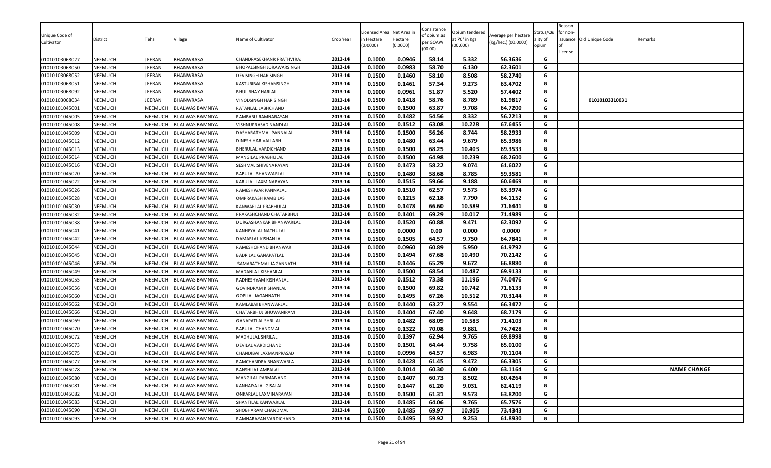| Unique Code of Cultivator | District | Tehsil | Village | Name of Cultivator | Crop Year | Licensed Area in Hectare (0.0000) | Net Area in Hectare (0.0000) | Consistence of opium as per GOAW (00.00) | Opium tendered at 70° in Kgs (00.000) | Average per hectare (Kg/hec.) (00.0000) | Status/Quality of opium | Reason for non-issuance of License | Old Unique Code | Remarks |
|---|---|---|---|---|---|---|---|---|---|---|---|---|---|---|
| 01010103068027 | NEEMUCH | JEERAN | BHANWRASA | CHANDRASEKHANR PRATHVIRAJ | 2013-14 | 0.1000 | 0.0946 | 58.14 | 5.332 | 56.3636 | G | | | |
| 01010103068050 | NEEMUCH | JEERAN | BHANWRASA | BHOPALSINGH JORAWARSINGH | 2013-14 | 0.1000 | 0.0983 | 58.70 | 6.130 | 62.3601 | G | | | |
| 01010103068052 | NEEMUCH | JEERAN | BHANWRASA | DEVISINGH HARISINGH | 2013-14 | 0.1500 | 0.1460 | 58.10 | 8.508 | 58.2740 | G | | | |
| 01010103068051 | NEEMUCH | JEERAN | BHANWRASA | KASTURIBAI KISHANSINGH | 2013-14 | 0.1500 | 0.1461 | 57.34 | 9.273 | 63.4702 | G | | | |
| 01010103068092 | NEEMUCH | JEERAN | BHANWRASA | BHULIBHAY HARLAL | 2013-14 | 0.1000 | 0.0961 | 51.87 | 5.520 | 57.4402 | G | | | |
| 01010103068034 | NEEMUCH | JEERAN | BHANWRASA | VINODSINGH HARISINGH | 2013-14 | 0.1500 | 0.1418 | 58.76 | 8.789 | 61.9817 | G | | 01010103310031 | |
| 01010101045001 | NEEMUCH | NEEMUCH | BIJALWAS BAMNIYA | RATANLAL LABHCHAND | 2013-14 | 0.1500 | 0.1500 | 63.87 | 9.708 | 64.7200 | G | | | |
| 01010101045005 | NEEMUCH | NEEMUCH | BIJALWAS BAMNIYA | RAMBABU RAMNARAYAN | 2013-14 | 0.1500 | 0.1482 | 54.56 | 8.332 | 56.2213 | G | | | |
| 01010101045008 | NEEMUCH | NEEMUCH | BIJALWAS BAMNIYA | VISHNUPRASAD NANDLAL | 2013-14 | 0.1500 | 0.1512 | 63.08 | 10.228 | 67.6455 | G | | | |
| 01010101045009 | NEEMUCH | NEEMUCH | BIJALWAS BAMNIYA | DASHARATHMAL PANNALAL | 2013-14 | 0.1500 | 0.1500 | 56.26 | 8.744 | 58.2933 | G | | | |
| 01010101045012 | NEEMUCH | NEEMUCH | BIJALWAS BAMNIYA | DINESH HARIVALLABH | 2013-14 | 0.1500 | 0.1480 | 63.44 | 9.679 | 65.3986 | G | | | |
| 01010101045013 | NEEMUCH | NEEMUCH | BIJALWAS BAMNIYA | BHERULAL VARDICHAND | 2013-14 | 0.1500 | 0.1500 | 68.25 | 10.403 | 69.3533 | G | | | |
| 01010101045014 | NEEMUCH | NEEMUCH | BIJALWAS BAMNIYA | MANGILAL PRABHULAL | 2013-14 | 0.1500 | 0.1500 | 64.98 | 10.239 | 68.2600 | G | | | |
| 01010101045016 | NEEMUCH | NEEMUCH | BIJALWAS BAMNIYA | SESHMAL SHIVENARAYAN | 2013-14 | 0.1500 | 0.1473 | 58.22 | 9.074 | 61.6022 | G | | | |
| 01010101045020 | NEEMUCH | NEEMUCH | BIJALWAS BAMNIYA | BABULAL BHANWARLAL | 2013-14 | 0.1500 | 0.1480 | 58.68 | 8.785 | 59.3581 | G | | | |
| 01010101045022 | NEEMUCH | NEEMUCH | BIJALWAS BAMNIYA | KARULAL LAXMINARAYAN | 2013-14 | 0.1500 | 0.1515 | 59.66 | 9.188 | 60.6469 | G | | | |
| 01010101045026 | NEEMUCH | NEEMUCH | BIJALWAS BAMNIYA | RAMESHWAR PANNALAL | 2013-14 | 0.1500 | 0.1510 | 62.57 | 9.573 | 63.3974 | G | | | |
| 01010101045028 | NEEMUCH | NEEMUCH | BIJALWAS BAMNIYA | OMPRAKASH RAMBILAS | 2013-14 | 0.1500 | 0.1215 | 62.18 | 7.790 | 64.1152 | G | | | |
| 01010101045030 | NEEMUCH | NEEMUCH | BIJALWAS BAMNIYA | KANWARLAL PRABHULAL | 2013-14 | 0.1500 | 0.1478 | 66.60 | 10.589 | 71.6441 | G | | | |
| 01010101045032 | NEEMUCH | NEEMUCH | BIJALWAS BAMNIYA | PRAKASHCHAND CHATARBHUJ | 2013-14 | 0.1500 | 0.1401 | 69.29 | 10.017 | 71.4989 | G | | | |
| 01010101045038 | NEEMUCH | NEEMUCH | BIJALWAS BAMNIYA | DURGASHANKAR BHANWARLAL | 2013-14 | 0.1500 | 0.1520 | 60.88 | 9.471 | 62.3092 | G | | | |
| 01010101045041 | NEEMUCH | NEEMUCH | BIJALWAS BAMNIYA | KANHEYALAL NATHULAL | 2013-14 | 0.1500 | 0.0000 | 0.00 | 0.000 | 0.0000 | F | | | |
| 01010101045042 | NEEMUCH | NEEMUCH | BIJALWAS BAMNIYA | DAMARLAL KISHANLAL | 2013-14 | 0.1500 | 0.1505 | 64.57 | 9.750 | 64.7841 | G | | | |
| 01010101045044 | NEEMUCH | NEEMUCH | BIJALWAS BAMNIYA | RAMESHCHAND BHANWAR | 2013-14 | 0.1000 | 0.0960 | 60.89 | 5.950 | 61.9792 | G | | | |
| 01010101045045 | NEEMUCH | NEEMUCH | BIJALWAS BAMNIYA | BADRILAL GANAPATLAL | 2013-14 | 0.1500 | 0.1494 | 67.68 | 10.490 | 70.2142 | G | | | |
| 01010101045046 | NEEMUCH | NEEMUCH | BIJALWAS BAMNIYA | SAMARATHMAL JAGANNATH | 2013-14 | 0.1500 | 0.1446 | 65.29 | 9.672 | 66.8880 | G | | | |
| 01010101045049 | NEEMUCH | NEEMUCH | BIJALWAS BAMNIYA | MADANLAL KISHANLAL | 2013-14 | 0.1500 | 0.1500 | 68.54 | 10.487 | 69.9133 | G | | | |
| 01010101045055 | NEEMUCH | NEEMUCH | BIJALWAS BAMNIYA | RADHESHYAM KISHANLAL | 2013-14 | 0.1500 | 0.1512 | 73.38 | 11.196 | 74.0476 | G | | | |
| 01010101045056 | NEEMUCH | NEEMUCH | BIJALWAS BAMNIYA | GOVINDRAM KISHANLAL | 2013-14 | 0.1500 | 0.1500 | 69.82 | 10.742 | 71.6133 | G | | | |
| 01010101045060 | NEEMUCH | NEEMUCH | BIJALWAS BAMNIYA | GOPILAL JAGANNATH | 2013-14 | 0.1500 | 0.1495 | 67.26 | 10.512 | 70.3144 | G | | | |
| 01010101045062 | NEEMUCH | NEEMUCH | BIJALWAS BAMNIYA | KAMLABAI BHANWARLAL | 2013-14 | 0.1500 | 0.1440 | 63.27 | 9.554 | 66.3472 | G | | | |
| 01010101045066 | NEEMUCH | NEEMUCH | BIJALWAS BAMNIYA | CHATARBHUJ BHUWANIRAM | 2013-14 | 0.1500 | 0.1404 | 67.40 | 9.648 | 68.7179 | G | | | |
| 01010101045069 | NEEMUCH | NEEMUCH | BIJALWAS BAMNIYA | GANAPATLAL SHRILAL | 2013-14 | 0.1500 | 0.1482 | 68.09 | 10.583 | 71.4103 | G | | | |
| 01010101045070 | NEEMUCH | NEEMUCH | BIJALWAS BAMNIYA | BABULAL CHANDMAL | 2013-14 | 0.1500 | 0.1322 | 70.08 | 9.881 | 74.7428 | G | | | |
| 01010101045072 | NEEMUCH | NEEMUCH | BIJALWAS BAMNIYA | MADHULAL SHRILAL | 2013-14 | 0.1500 | 0.1397 | 62.94 | 9.765 | 69.8998 | G | | | |
| 01010101045073 | NEEMUCH | NEEMUCH | BIJALWAS BAMNIYA | DEVILAL VARDICHAND | 2013-14 | 0.1500 | 0.1501 | 64.44 | 9.758 | 65.0100 | G | | | |
| 01010101045075 | NEEMUCH | NEEMUCH | BIJALWAS BAMNIYA | CHANDIBAI LAXMANPRASAD | 2013-14 | 0.1000 | 0.0996 | 64.57 | 6.983 | 70.1104 | G | | | |
| 01010101045077 | NEEMUCH | NEEMUCH | BIJALWAS BAMNIYA | RAMCHANDRA BHANWARLAL | 2013-14 | 0.1500 | 0.1428 | 61.45 | 9.472 | 66.3305 | G | | | |
| 01010101045078 | NEEMUCH | NEEMUCH | BIJALWAS BAMNIYA | BANSHILAL AMBALAL | 2013-14 | 0.1000 | 0.1014 | 60.30 | 6.400 | 63.1164 | G | | | NAME CHANGE |
| 01010101045080 | NEEMUCH | NEEMUCH | BIJALWAS BAMNIYA | MANGILAL PARMANAND | 2013-14 | 0.1500 | 0.1407 | 60.73 | 8.502 | 60.4264 | G | | | |
| 01010101045081 | NEEMUCH | NEEMUCH | BIJALWAS BAMNIYA | KANHAIYALAL GISALAL | 2013-14 | 0.1500 | 0.1447 | 61.20 | 9.031 | 62.4119 | G | | | |
| 01010101045082 | NEEMUCH | NEEMUCH | BIJALWAS BAMNIYA | ONKARLAL LAXMINARAYAN | 2013-14 | 0.1500 | 0.1500 | 61.31 | 9.573 | 63.8200 | G | | | |
| 01010101045083 | NEEMUCH | NEEMUCH | BIJALWAS BAMNIYA | SHANTILAL KANWARLAL | 2013-14 | 0.1500 | 0.1485 | 64.06 | 9.765 | 65.7576 | G | | | |
| 01010101045090 | NEEMUCH | NEEMUCH | BIJALWAS BAMNIYA | SHOBHARAM CHANDMAL | 2013-14 | 0.1500 | 0.1485 | 69.97 | 10.905 | 73.4343 | G | | | |
| 01010101045093 | NEEMUCH | NEEMUCH | BIJALWAS BAMNIYA | RAMNARAYAN VARDICHAND | 2013-14 | 0.1500 | 0.1495 | 59.92 | 9.253 | 61.8930 | G | | | |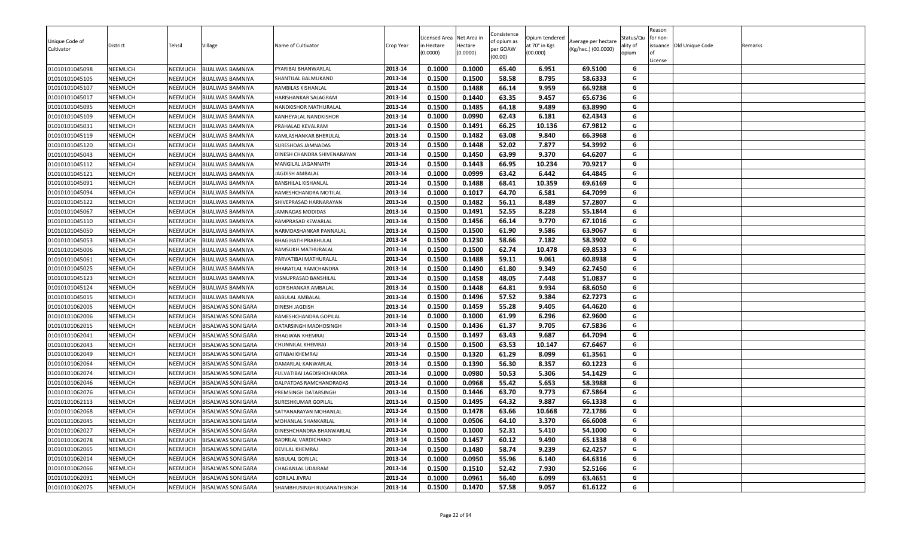| Unique Code of Cultivator | District | Tehsil | Village | Name of Cultivator | Crop Year | Licensed Area in Hectare (0.0000) | Net Area in Hectare (0.0000) | Consistence of opium as per GOAW (00.00) | Opium tendered at 70° in Kgs (00.000) | Average per hectare (Kg/hec.) (00.0000) | Status/Quality of opium | Reason for non-issuance of License | Old Unique Code | Remarks |
|---|---|---|---|---|---|---|---|---|---|---|---|---|---|---|
| 01010101045098 | NEEMUCH | NEEMUCH | BIJALWAS BAMNIYA | PYARIBAI BHANWARLAL | 2013-14 | 0.1000 | 0.1000 | 65.40 | 6.951 | 69.5100 | G | | | |
| 01010101045105 | NEEMUCH | NEEMUCH | BIJALWAS BAMNIYA | SHANTILAL BALMUKAND | 2013-14 | 0.1500 | 0.1500 | 58.58 | 8.795 | 58.6333 | G | | | |
| 01010101045107 | NEEMUCH | NEEMUCH | BIJALWAS BAMNIYA | RAMBILAS KISHANLAL | 2013-14 | 0.1500 | 0.1488 | 66.14 | 9.959 | 66.9288 | G | | | |
| 01010101045017 | NEEMUCH | NEEMUCH | BIJALWAS BAMNIYA | HARISHANKAR SALAGRAM | 2013-14 | 0.1500 | 0.1440 | 63.35 | 9.457 | 65.6736 | G | | | |
| 01010101045095 | NEEMUCH | NEEMUCH | BIJALWAS BAMNIYA | NANDKISHOR MATHURALAL | 2013-14 | 0.1500 | 0.1485 | 64.18 | 9.489 | 63.8990 | G | | | |
| 01010101045109 | NEEMUCH | NEEMUCH | BIJALWAS BAMNIYA | KANHEYALAL NANDKISHOR | 2013-14 | 0.1000 | 0.0990 | 62.43 | 6.181 | 62.4343 | G | | | |
| 01010101045031 | NEEMUCH | NEEMUCH | BIJALWAS BAMNIYA | PRAHALAD KEVALRAM | 2013-14 | 0.1500 | 0.1491 | 66.25 | 10.136 | 67.9812 | G | | | |
| 01010101045119 | NEEMUCH | NEEMUCH | BIJALWAS BAMNIYA | KAMLASHANKAR BHERULAL | 2013-14 | 0.1500 | 0.1482 | 63.08 | 9.840 | 66.3968 | G | | | |
| 01010101045120 | NEEMUCH | NEEMUCH | BIJALWAS BAMNIYA | SURESHDAS JAMNADAS | 2013-14 | 0.1500 | 0.1448 | 52.02 | 7.877 | 54.3992 | G | | | |
| 01010101045043 | NEEMUCH | NEEMUCH | BIJALWAS BAMNIYA | DINESH CHANDRA SHIVENARAYAN | 2013-14 | 0.1500 | 0.1450 | 63.99 | 9.370 | 64.6207 | G | | | |
| 01010101045112 | NEEMUCH | NEEMUCH | BIJALWAS BAMNIYA | MANGILAL JAGANNATH | 2013-14 | 0.1500 | 0.1443 | 66.95 | 10.234 | 70.9217 | G | | | |
| 01010101045121 | NEEMUCH | NEEMUCH | BIJALWAS BAMNIYA | JAGDISH AMBALAL | 2013-14 | 0.1000 | 0.0999 | 63.42 | 6.442 | 64.4845 | G | | | |
| 01010101045091 | NEEMUCH | NEEMUCH | BIJALWAS BAMNIYA | BANSHILAL KISHANLAL | 2013-14 | 0.1500 | 0.1488 | 68.41 | 10.359 | 69.6169 | G | | | |
| 01010101045094 | NEEMUCH | NEEMUCH | BIJALWAS BAMNIYA | RAMESHCHANDRA MOTILAL | 2013-14 | 0.1000 | 0.1017 | 64.70 | 6.581 | 64.7099 | G | | | |
| 01010101045122 | NEEMUCH | NEEMUCH | BIJALWAS BAMNIYA | SHIVEPRASAD HARNARAYAN | 2013-14 | 0.1500 | 0.1482 | 56.11 | 8.489 | 57.2807 | G | | | |
| 01010101045067 | NEEMUCH | NEEMUCH | BIJALWAS BAMNIYA | JAMNADAS MODIDAS | 2013-14 | 0.1500 | 0.1491 | 52.55 | 8.228 | 55.1844 | G | | | |
| 01010101045110 | NEEMUCH | NEEMUCH | BIJALWAS BAMNIYA | RAMPRASAD KEWARLAL | 2013-14 | 0.1500 | 0.1456 | 66.14 | 9.770 | 67.1016 | G | | | |
| 01010101045050 | NEEMUCH | NEEMUCH | BIJALWAS BAMNIYA | NARMDASHANKAR PANNALAL | 2013-14 | 0.1500 | 0.1500 | 61.90 | 9.586 | 63.9067 | G | | | |
| 01010101045053 | NEEMUCH | NEEMUCH | BIJALWAS BAMNIYA | BHAGIRATH PRABHULAL | 2013-14 | 0.1500 | 0.1230 | 58.66 | 7.182 | 58.3902 | G | | | |
| 01010101045006 | NEEMUCH | NEEMUCH | BIJALWAS BAMNIYA | RAMSUKH MATHURALAL | 2013-14 | 0.1500 | 0.1500 | 62.74 | 10.478 | 69.8533 | G | | | |
| 01010101045061 | NEEMUCH | NEEMUCH | BIJALWAS BAMNIYA | PARVATIBAI MATHURALAL | 2013-14 | 0.1500 | 0.1488 | 59.11 | 9.061 | 60.8938 | G | | | |
| 01010101045025 | NEEMUCH | NEEMUCH | BIJALWAS BAMNIYA | BHARATLAL RAMCHANDRA | 2013-14 | 0.1500 | 0.1490 | 61.80 | 9.349 | 62.7450 | G | | | |
| 01010101045123 | NEEMUCH | NEEMUCH | BIJALWAS BAMNIYA | VISNUPRASAD BANSHILAL | 2013-14 | 0.1500 | 0.1458 | 48.05 | 7.448 | 51.0837 | G | | | |
| 01010101045124 | NEEMUCH | NEEMUCH | BIJALWAS BAMNIYA | GORISHANKAR AMBALAL | 2013-14 | 0.1500 | 0.1448 | 64.81 | 9.934 | 68.6050 | G | | | |
| 01010101045015 | NEEMUCH | NEEMUCH | BIJALWAS BAMNIYA | BABULAL AMBALAL | 2013-14 | 0.1500 | 0.1496 | 57.52 | 9.384 | 62.7273 | G | | | |
| 01010101062005 | NEEMUCH | NEEMUCH | BISALWAS SONIGARA | DINESH JAGDISH | 2013-14 | 0.1500 | 0.1459 | 55.28 | 9.405 | 64.4620 | G | | | |
| 01010101062006 | NEEMUCH | NEEMUCH | BISALWAS SONIGARA | RAMESHCHANDRA GOPILAL | 2013-14 | 0.1000 | 0.1000 | 61.99 | 6.296 | 62.9600 | G | | | |
| 01010101062015 | NEEMUCH | NEEMUCH | BISALWAS SONIGARA | DATARSINGH MADHOSINGH | 2013-14 | 0.1500 | 0.1436 | 61.37 | 9.705 | 67.5836 | G | | | |
| 01010101062041 | NEEMUCH | NEEMUCH | BISALWAS SONIGARA | BHAGWAN KHEMRAJ | 2013-14 | 0.1500 | 0.1497 | 63.43 | 9.687 | 64.7094 | G | | | |
| 01010101062043 | NEEMUCH | NEEMUCH | BISALWAS SONIGARA | CHUNNILAL KHEMRAJ | 2013-14 | 0.1500 | 0.1500 | 63.53 | 10.147 | 67.6467 | G | | | |
| 01010101062049 | NEEMUCH | NEEMUCH | BISALWAS SONIGARA | GITABAI KHEMRAJ | 2013-14 | 0.1500 | 0.1320 | 61.29 | 8.099 | 61.3561 | G | | | |
| 01010101062064 | NEEMUCH | NEEMUCH | BISALWAS SONIGARA | DAMARLAL KANWARLAL | 2013-14 | 0.1500 | 0.1390 | 56.30 | 8.357 | 60.1223 | G | | | |
| 01010101062074 | NEEMUCH | NEEMUCH | BISALWAS SONIGARA | FULVATIBAI JAGDISHCHANDRA | 2013-14 | 0.1000 | 0.0980 | 50.53 | 5.306 | 54.1429 | G | | | |
| 01010101062046 | NEEMUCH | NEEMUCH | BISALWAS SONIGARA | DALPATDAS RAMCHANDRADAS | 2013-14 | 0.1000 | 0.0968 | 55.42 | 5.653 | 58.3988 | G | | | |
| 01010101062076 | NEEMUCH | NEEMUCH | BISALWAS SONIGARA | PREMSINGH DATARSINGH | 2013-14 | 0.1500 | 0.1446 | 63.70 | 9.773 | 67.5864 | G | | | |
| 01010101062113 | NEEMUCH | NEEMUCH | BISALWAS SONIGARA | SURESHKUMAR GOPILAL | 2013-14 | 0.1500 | 0.1495 | 64.32 | 9.887 | 66.1338 | G | | | |
| 01010101062068 | NEEMUCH | NEEMUCH | BISALWAS SONIGARA | SATYANARAYAN MOHANLAL | 2013-14 | 0.1500 | 0.1478 | 63.66 | 10.668 | 72.1786 | G | | | |
| 01010101062045 | NEEMUCH | NEEMUCH | BISALWAS SONIGARA | MOHANLAL SHANKARLAL | 2013-14 | 0.1000 | 0.0506 | 64.10 | 3.370 | 66.6008 | G | | | |
| 01010101062027 | NEEMUCH | NEEMUCH | BISALWAS SONIGARA | DINESHCHANDRA BHANWARLAL | 2013-14 | 0.1000 | 0.1000 | 52.31 | 5.410 | 54.1000 | G | | | |
| 01010101062078 | NEEMUCH | NEEMUCH | BISALWAS SONIGARA | BADRILAL VARDICHAND | 2013-14 | 0.1500 | 0.1457 | 60.12 | 9.490 | 65.1338 | G | | | |
| 01010101062065 | NEEMUCH | NEEMUCH | BISALWAS SONIGARA | DEVILAL KHEMRAJ | 2013-14 | 0.1500 | 0.1480 | 58.74 | 9.239 | 62.4257 | G | | | |
| 01010101062014 | NEEMUCH | NEEMUCH | BISALWAS SONIGARA | BABULAL GORILAL | 2013-14 | 0.1000 | 0.0950 | 55.96 | 6.140 | 64.6316 | G | | | |
| 01010101062066 | NEEMUCH | NEEMUCH | BISALWAS SONIGARA | CHAGANLAL UDAIRAM | 2013-14 | 0.1500 | 0.1510 | 52.42 | 7.930 | 52.5166 | G | | | |
| 01010101062091 | NEEMUCH | NEEMUCH | BISALWAS SONIGARA | GORILAL JIVRAJ | 2013-14 | 0.1000 | 0.0961 | 56.40 | 6.099 | 63.4651 | G | | | |
| 01010101062075 | NEEMUCH | NEEMUCH | BISALWAS SONIGARA | SHAMBHUSINGH RUGANATHSINGH | 2013-14 | 0.1500 | 0.1470 | 57.58 | 9.057 | 61.6122 | G | | | |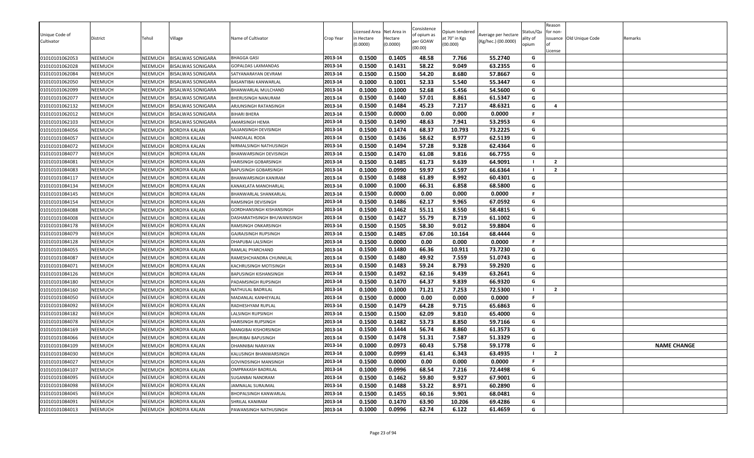| Unique Code of Cultivator | District | Tehsil | Village | Name of Cultivator | Crop Year | Licensed Area in Hectare (0.0000) | Net Area in Hectare (0.0000) | Consistence of opium as per GOAW (00.00) | Opium tendered at 70° in Kgs (00.000) | Average per hectare (Kg/hec.) (00.0000) | Status/Quality of opium | Reason for non-issuance of License | Old Unique Code | Remarks |
|---|---|---|---|---|---|---|---|---|---|---|---|---|---|---|
| 01010101062053 | NEEMUCH | NEEMUCH | BISALWAS SONIGARA | BHAGGA GASI | 2013-14 | 0.1500 | 0.1405 | 48.58 | 7.766 | 55.2740 | G | | | |
| 01010101062028 | NEEMUCH | NEEMUCH | BISALWAS SONIGARA | GOPALDAS LAXMANDAS | 2013-14 | 0.1500 | 0.1431 | 58.22 | 9.049 | 63.2355 | G | | | |
| 01010101062084 | NEEMUCH | NEEMUCH | BISALWAS SONIGARA | SATYANARAYAN DEVRAM | 2013-14 | 0.1500 | 0.1500 | 54.20 | 8.680 | 57.8667 | G | | | |
| 01010101062050 | NEEMUCH | NEEMUCH | BISALWAS SONIGARA | BASANTIBAI KANWARLAL | 2013-14 | 0.1000 | 0.1001 | 52.33 | 5.540 | 55.3447 | G | | | |
| 01010101062099 | NEEMUCH | NEEMUCH | BISALWAS SONIGARA | BHANWARLAL MULCHAND | 2013-14 | 0.1000 | 0.1000 | 52.68 | 5.456 | 54.5600 | G | | | |
| 01010101062077 | NEEMUCH | NEEMUCH | BISALWAS SONIGARA | BHERUSINGH NANURAM | 2013-14 | 0.1500 | 0.1440 | 57.01 | 8.861 | 61.5347 | G | | | |
| 01010101062132 | NEEMUCH | NEEMUCH | BISALWAS SONIGARA | ARJUNSINGH RATANSINGH | 2013-14 | 0.1500 | 0.1484 | 45.23 | 7.217 | 48.6321 | G | 4 | | |
| 01010101062012 | NEEMUCH | NEEMUCH | BISALWAS SONIGARA | BIHARI BHERA | 2013-14 | 0.1500 | 0.0000 | 0.00 | 0.000 | 0.0000 | F | | | |
| 01010101062103 | NEEMUCH | NEEMUCH | BISALWAS SONIGARA | AMARSINGH HEMA | 2013-14 | 0.1500 | 0.1490 | 48.63 | 7.941 | 53.2953 | G | | | |
| 01010101084056 | NEEMUCH | NEEMUCH | BORDIYA KALAN | SAJJANSINGH DEVISINGH | 2013-14 | 0.1500 | 0.1474 | 68.37 | 10.793 | 73.2225 | G | | | |
| 01010101084057 | NEEMUCH | NEEMUCH | BORDIYA KALAN | NANDALAL RODA | 2013-14 | 0.1500 | 0.1436 | 58.62 | 8.977 | 62.5139 | G | | | |
| 01010101084072 | NEEMUCH | NEEMUCH | BORDIYA KALAN | NIRMALSINGH NATHUSINGH | 2013-14 | 0.1500 | 0.1494 | 57.28 | 9.328 | 62.4364 | G | | | |
| 01010101084077 | NEEMUCH | NEEMUCH | BORDIYA KALAN | BHANWARSINGH DEVISINGH | 2013-14 | 0.1500 | 0.1470 | 61.08 | 9.816 | 66.7755 | G | | | |
| 01010101084081 | NEEMUCH | NEEMUCH | BORDIYA KALAN | HARISINGH GOBARSINGH | 2013-14 | 0.1500 | 0.1485 | 61.73 | 9.639 | 64.9091 | I | 2 | | |
| 01010101084083 | NEEMUCH | NEEMUCH | BORDIYA KALAN | BAPUSINGH GOBARSINGH | 2013-14 | 0.1000 | 0.0990 | 59.97 | 6.597 | 66.6364 | I | 2 | | |
| 01010101084117 | NEEMUCH | NEEMUCH | BORDIYA KALAN | BHANWARSINGH KANIRAM | 2013-14 | 0.1500 | 0.1488 | 61.89 | 8.992 | 60.4301 | G | | | |
| 01010101084134 | NEEMUCH | NEEMUCH | BORDIYA KALAN | KANAKLATA MANOHARLAL | 2013-14 | 0.1000 | 0.1000 | 66.31 | 6.858 | 68.5800 | G | | | |
| 01010101084145 | NEEMUCH | NEEMUCH | BORDIYA KALAN | BHANWARLAL SHANKARLAL | 2013-14 | 0.1500 | 0.0000 | 0.00 | 0.000 | 0.0000 | F | | | |
| 01010101084154 | NEEMUCH | NEEMUCH | BORDIYA KALAN | RAMSINGH DEVISINGH | 2013-14 | 0.1500 | 0.1486 | 62.17 | 9.965 | 67.0592 | G | | | |
| 01010101084088 | NEEMUCH | NEEMUCH | BORDIYA KALAN | GORDHANSINGH KISHANSINGH | 2013-14 | 0.1500 | 0.1462 | 55.11 | 8.550 | 58.4815 | G | | | |
| 01010101084008 | NEEMUCH | NEEMUCH | BORDIYA KALAN | DASHARATHSINGH BHUWANISINGH | 2013-14 | 0.1500 | 0.1427 | 55.79 | 8.719 | 61.1002 | G | | | |
| 01010101084178 | NEEMUCH | NEEMUCH | BORDIYA KALAN | RAMSINGH ONKARSINGH | 2013-14 | 0.1500 | 0.1505 | 58.30 | 9.012 | 59.8804 | G | | | |
| 01010101084079 | NEEMUCH | NEEMUCH | BORDIYA KALAN | GAJRAJSINGH RUPSINGH | 2013-14 | 0.1500 | 0.1485 | 67.06 | 10.164 | 68.4444 | G | | | |
| 01010101084128 | NEEMUCH | NEEMUCH | BORDIYA KALAN | DHAPUBAI LALSINGH | 2013-14 | 0.1500 | 0.0000 | 0.00 | 0.000 | 0.0000 | F | | | |
| 01010101084055 | NEEMUCH | NEEMUCH | BORDIYA KALAN | RAMLAL PYARCHAND | 2013-14 | 0.1500 | 0.1480 | 66.36 | 10.911 | 73.7230 | G | | | |
| 01010101084087 | NEEMUCH | NEEMUCH | BORDIYA KALAN | RAMESHCHANDRA CHUNNILAL | 2013-14 | 0.1500 | 0.1480 | 49.92 | 7.559 | 51.0743 | G | | | |
| 01010101084071 | NEEMUCH | NEEMUCH | BORDIYA KALAN | KACHRUSINGH MOTISINGH | 2013-14 | 0.1500 | 0.1483 | 59.24 | 8.793 | 59.2920 | G | | | |
| 01010101084126 | NEEMUCH | NEEMUCH | BORDIYA KALAN | BAPUSINGH KISHANSINGH | 2013-14 | 0.1500 | 0.1492 | 62.16 | 9.439 | 63.2641 | G | | | |
| 01010101084180 | NEEMUCH | NEEMUCH | BORDIYA KALAN | PADAMSINGH RUPSINGH | 2013-14 | 0.1500 | 0.1470 | 64.37 | 9.839 | 66.9320 | G | | | |
| 01010101084160 | NEEMUCH | NEEMUCH | BORDIYA KALAN | NATHULAL BADRILAL | 2013-14 | 0.1000 | 0.1000 | 71.21 | 7.253 | 72.5300 | I | 2 | | |
| 01010101084050 | NEEMUCH | NEEMUCH | BORDIYA KALAN | MADANLAL KANHEYALAL | 2013-14 | 0.1500 | 0.0000 | 0.00 | 0.000 | 0.0000 | F | | | |
| 01010101084092 | NEEMUCH | NEEMUCH | BORDIYA KALAN | RADHESHYAM RUPLAL | 2013-14 | 0.1500 | 0.1479 | 64.28 | 9.715 | 65.6863 | G | | | |
| 01010101084182 | NEEMUCH | NEEMUCH | BORDIYA KALAN | LALSINGH RUPSINGH | 2013-14 | 0.1500 | 0.1500 | 62.09 | 9.810 | 65.4000 | G | | | |
| 01010101084078 | NEEMUCH | NEEMUCH | BORDIYA KALAN | HARISINGH RUPSINGH | 2013-14 | 0.1500 | 0.1482 | 53.73 | 8.850 | 59.7166 | G | | | |
| 01010101084169 | NEEMUCH | NEEMUCH | BORDIYA KALAN | MANGIBAI KISHORSINGH | 2013-14 | 0.1500 | 0.1444 | 56.74 | 8.860 | 61.3573 | G | | | |
| 01010101084066 | NEEMUCH | NEEMUCH | BORDIYA KALAN | BHURIBAI BAPUSINGH | 2013-14 | 0.1500 | 0.1478 | 51.31 | 7.587 | 51.3329 | G | | | |
| 01010101084109 | NEEMUCH | NEEMUCH | BORDIYA KALAN | DHANNIBAI NARAYAN | 2013-14 | 0.1000 | 0.0973 | 60.43 | 5.758 | 59.1778 | G | | | NAME CHANGE |
| 01010101084030 | NEEMUCH | NEEMUCH | BORDIYA KALAN | KALUSINGH BHANWARSINGH | 2013-14 | 0.1000 | 0.0999 | 61.41 | 6.343 | 63.4935 | I | 2 | | |
| 01010101084027 | NEEMUCH | NEEMUCH | BORDIYA KALAN | GOVINDSINGH MANSINGH | 2013-14 | 0.1500 | 0.0000 | 0.00 | 0.000 | 0.0000 | F | | | |
| 01010101084107 | NEEMUCH | NEEMUCH | BORDIYA KALAN | OMPRAKASH BADRILAL | 2013-14 | 0.1000 | 0.0996 | 68.54 | 7.216 | 72.4498 | G | | | |
| 01010101084095 | NEEMUCH | NEEMUCH | BORDIYA KALAN | SUGANBAI NANDRAM | 2013-14 | 0.1500 | 0.1462 | 59.80 | 9.927 | 67.9001 | G | | | |
| 01010101084098 | NEEMUCH | NEEMUCH | BORDIYA KALAN | JAMNALAL SURAJMAL | 2013-14 | 0.1500 | 0.1488 | 53.22 | 8.971 | 60.2890 | G | | | |
| 01010101084045 | NEEMUCH | NEEMUCH | BORDIYA KALAN | BHOPALSINGH KANWARLAL | 2013-14 | 0.1500 | 0.1455 | 60.16 | 9.901 | 68.0481 | G | | | |
| 01010101084091 | NEEMUCH | NEEMUCH | BORDIYA KALAN | SHRILAL KANIRAM | 2013-14 | 0.1500 | 0.1470 | 63.90 | 10.206 | 69.4286 | G | | | |
| 01010101084013 | NEEMUCH | NEEMUCH | BORDIYA KALAN | PAWANSINGH NATHUSINGH | 2013-14 | 0.1000 | 0.0996 | 62.74 | 6.122 | 61.4659 | G | | | |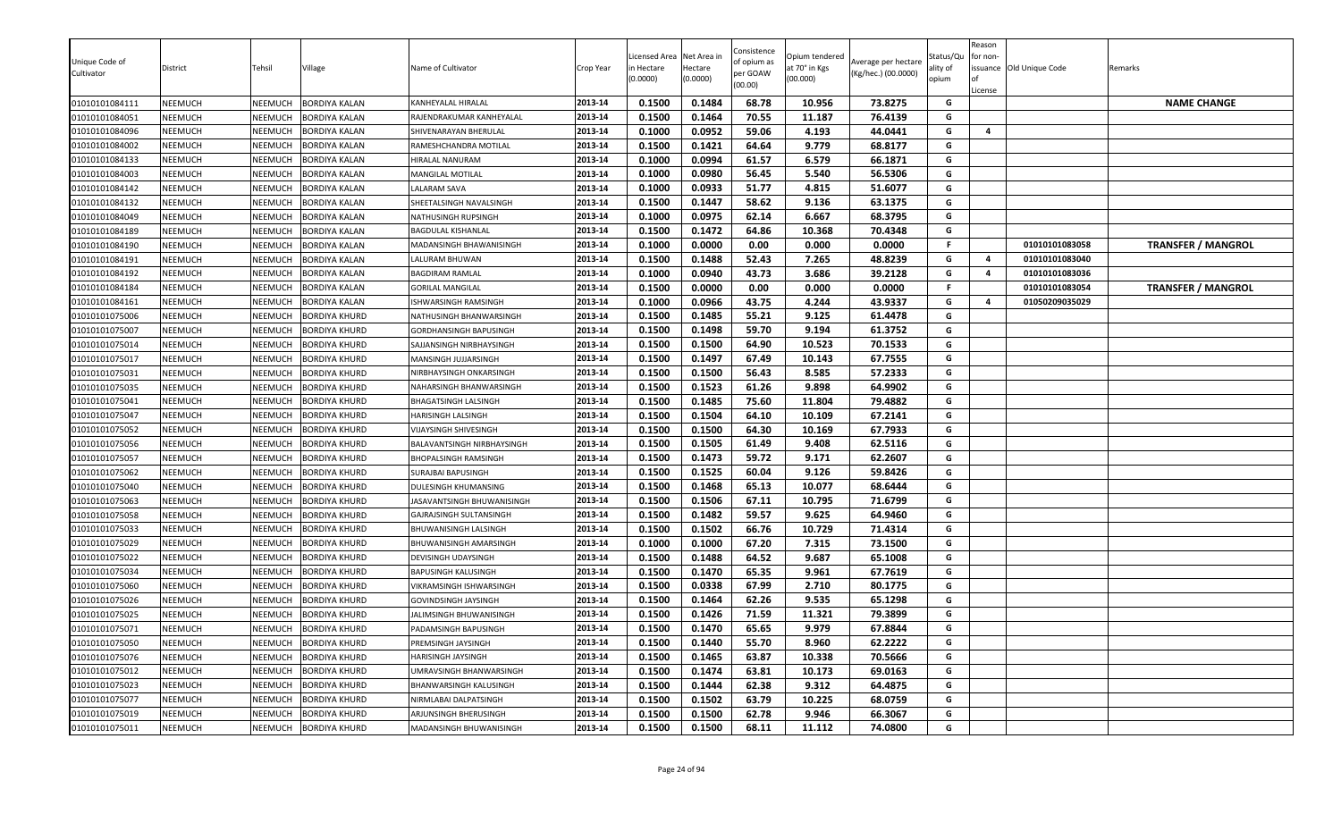| Unique Code of Cultivator | District | Tehsil | Village | Name of Cultivator | Crop Year | Licensed Area in Hectare (0.0000) | Net Area in Hectare (0.0000) | Consistence of opium as per GOAW (00.00) | Opium tendered at 70° in Kgs (00.000) | Average per hectare (Kg/hec.) (00.0000) | Status/Quality of opium | Reason for non-issuance of License | Old Unique Code | Remarks |
|---|---|---|---|---|---|---|---|---|---|---|---|---|---|---|
| 01010101084111 | NEEMUCH | NEEMUCH | BORDIYA KALAN | KANHEYALAL HIRALAL | 2013-14 | 0.1500 | 0.1484 | 68.78 | 10.956 | 73.8275 | G | | | **NAME CHANGE** |
| 01010101084051 | NEEMUCH | NEEMUCH | BORDIYA KALAN | RAJENDRAKUMAR KANHEYALAL | 2013-14 | 0.1500 | 0.1464 | 70.55 | 11.187 | 76.4139 | G | | | |
| 01010101084096 | NEEMUCH | NEEMUCH | BORDIYA KALAN | SHIVENARAYAN BHERULAL | 2013-14 | 0.1000 | 0.0952 | 59.06 | 4.193 | 44.0441 | G | 4 | | |
| 01010101084002 | NEEMUCH | NEEMUCH | BORDIYA KALAN | RAMESHCHANDRA MOTILAL | 2013-14 | 0.1500 | 0.1421 | 64.64 | 9.779 | 68.8177 | G | | | |
| 01010101084133 | NEEMUCH | NEEMUCH | BORDIYA KALAN | HIRALAL NANURAM | 2013-14 | 0.1000 | 0.0994 | 61.57 | 6.579 | 66.1871 | G | | | |
| 01010101084003 | NEEMUCH | NEEMUCH | BORDIYA KALAN | MANGILAL MOTILAL | 2013-14 | 0.1000 | 0.0980 | 56.45 | 5.540 | 56.5306 | G | | | |
| 01010101084142 | NEEMUCH | NEEMUCH | BORDIYA KALAN | LALARAM SAVA | 2013-14 | 0.1000 | 0.0933 | 51.77 | 4.815 | 51.6077 | G | | | |
| 01010101084132 | NEEMUCH | NEEMUCH | BORDIYA KALAN | SHEETALSINGH NAVALSINGH | 2013-14 | 0.1500 | 0.1447 | 58.62 | 9.136 | 63.1375 | G | | | |
| 01010101084049 | NEEMUCH | NEEMUCH | BORDIYA KALAN | NATHUSINGH RUPSINGH | 2013-14 | 0.1000 | 0.0975 | 62.14 | 6.667 | 68.3795 | G | | | |
| 01010101084189 | NEEMUCH | NEEMUCH | BORDIYA KALAN | BAGDULAL KISHANLAL | 2013-14 | 0.1500 | 0.1472 | 64.86 | 10.368 | 70.4348 | G | | | |
| 01010101084190 | NEEMUCH | NEEMUCH | BORDIYA KALAN | MADANSINGH BHAWANISINGH | 2013-14 | 0.1000 | 0.0000 | 0.00 | 0.000 | 0.0000 | F | | 01010101083058 | **TRANSFER / MANGROL** |
| 01010101084191 | NEEMUCH | NEEMUCH | BORDIYA KALAN | LALURAM BHUWAN | 2013-14 | 0.1500 | 0.1488 | 52.43 | 7.265 | 48.8239 | G | 4 | 01010101083040 | |
| 01010101084192 | NEEMUCH | NEEMUCH | BORDIYA KALAN | BAGDIRAM RAMLAL | 2013-14 | 0.1000 | 0.0940 | 43.73 | 3.686 | 39.2128 | G | 4 | 01010101083036 | |
| 01010101084184 | NEEMUCH | NEEMUCH | BORDIYA KALAN | GORILAL MANGILAL | 2013-14 | 0.1500 | 0.0000 | 0.00 | 0.000 | 0.0000 | F | | 01010101083054 | **TRANSFER / MANGROL** |
| 01010101084161 | NEEMUCH | NEEMUCH | BORDIYA KALAN | ISHWARSINGH RAMSINGH | 2013-14 | 0.1000 | 0.0966 | 43.75 | 4.244 | 43.9337 | G | 4 | 01050209035029 | |
| 01010101075006 | NEEMUCH | NEEMUCH | BORDIYA KHURD | NATHUSINGH BHANWARSINGH | 2013-14 | 0.1500 | 0.1485 | 55.21 | 9.125 | 61.4478 | G | | | |
| 01010101075007 | NEEMUCH | NEEMUCH | BORDIYA KHURD | GORDHANSINGH BAPUSINGH | 2013-14 | 0.1500 | 0.1498 | 59.70 | 9.194 | 61.3752 | G | | | |
| 01010101075014 | NEEMUCH | NEEMUCH | BORDIYA KHURD | SAJJANSINGH NIRBHAYSINGH | 2013-14 | 0.1500 | 0.1500 | 64.90 | 10.523 | 70.1533 | G | | | |
| 01010101075017 | NEEMUCH | NEEMUCH | BORDIYA KHURD | MANSINGH JUJJARSINGH | 2013-14 | 0.1500 | 0.1497 | 67.49 | 10.143 | 67.7555 | G | | | |
| 01010101075031 | NEEMUCH | NEEMUCH | BORDIYA KHURD | NIRBHAYSINGH ONKARSINGH | 2013-14 | 0.1500 | 0.1500 | 56.43 | 8.585 | 57.2333 | G | | | |
| 01010101075035 | NEEMUCH | NEEMUCH | BORDIYA KHURD | NAHARSINGH BHANWARSINGH | 2013-14 | 0.1500 | 0.1523 | 61.26 | 9.898 | 64.9902 | G | | | |
| 01010101075041 | NEEMUCH | NEEMUCH | BORDIYA KHURD | BHAGATSINGH LALSINGH | 2013-14 | 0.1500 | 0.1485 | 75.60 | 11.804 | 79.4882 | G | | | |
| 01010101075047 | NEEMUCH | NEEMUCH | BORDIYA KHURD | HARISINGH LALSINGH | 2013-14 | 0.1500 | 0.1504 | 64.10 | 10.109 | 67.2141 | G | | | |
| 01010101075052 | NEEMUCH | NEEMUCH | BORDIYA KHURD | VIJAYSINGH SHIVESINGH | 2013-14 | 0.1500 | 0.1500 | 64.30 | 10.169 | 67.7933 | G | | | |
| 01010101075056 | NEEMUCH | NEEMUCH | BORDIYA KHURD | BALAVANTSINGH NIRBHAYSINGH | 2013-14 | 0.1500 | 0.1505 | 61.49 | 9.408 | 62.5116 | G | | | |
| 01010101075057 | NEEMUCH | NEEMUCH | BORDIYA KHURD | BHOPALSINGH RAMSINGH | 2013-14 | 0.1500 | 0.1473 | 59.72 | 9.171 | 62.2607 | G | | | |
| 01010101075062 | NEEMUCH | NEEMUCH | BORDIYA KHURD | SURAJBAI BAPUSINGH | 2013-14 | 0.1500 | 0.1525 | 60.04 | 9.126 | 59.8426 | G | | | |
| 01010101075040 | NEEMUCH | NEEMUCH | BORDIYA KHURD | DULESINGH KHUMANSING | 2013-14 | 0.1500 | 0.1468 | 65.13 | 10.077 | 68.6444 | G | | | |
| 01010101075063 | NEEMUCH | NEEMUCH | BORDIYA KHURD | JASAVANTSINGH BHUWANISINGH | 2013-14 | 0.1500 | 0.1506 | 67.11 | 10.795 | 71.6799 | G | | | |
| 01010101075058 | NEEMUCH | NEEMUCH | BORDIYA KHURD | GAJRAJSINGH SULTANSINGH | 2013-14 | 0.1500 | 0.1482 | 59.57 | 9.625 | 64.9460 | G | | | |
| 01010101075033 | NEEMUCH | NEEMUCH | BORDIYA KHURD | BHUWANISINGH LALSINGH | 2013-14 | 0.1500 | 0.1502 | 66.76 | 10.729 | 71.4314 | G | | | |
| 01010101075029 | NEEMUCH | NEEMUCH | BORDIYA KHURD | BHUWANISINGH AMARSINGH | 2013-14 | 0.1000 | 0.1000 | 67.20 | 7.315 | 73.1500 | G | | | |
| 01010101075022 | NEEMUCH | NEEMUCH | BORDIYA KHURD | DEVISINGH UDAYSINGH | 2013-14 | 0.1500 | 0.1488 | 64.52 | 9.687 | 65.1008 | G | | | |
| 01010101075034 | NEEMUCH | NEEMUCH | BORDIYA KHURD | BAPUSINGH KALUSINGH | 2013-14 | 0.1500 | 0.1470 | 65.35 | 9.961 | 67.7619 | G | | | |
| 01010101075060 | NEEMUCH | NEEMUCH | BORDIYA KHURD | VIKRAMSINGH ISHWARSINGH | 2013-14 | 0.1500 | 0.0338 | 67.99 | 2.710 | 80.1775 | G | | | |
| 01010101075026 | NEEMUCH | NEEMUCH | BORDIYA KHURD | GOVINDSINGH JAYSINGH | 2013-14 | 0.1500 | 0.1464 | 62.26 | 9.535 | 65.1298 | G | | | |
| 01010101075025 | NEEMUCH | NEEMUCH | BORDIYA KHURD | JALIMSINGH BHUWANISINGH | 2013-14 | 0.1500 | 0.1426 | 71.59 | 11.321 | 79.3899 | G | | | |
| 01010101075071 | NEEMUCH | NEEMUCH | BORDIYA KHURD | PADAMSINGH BAPUSINGH | 2013-14 | 0.1500 | 0.1470 | 65.65 | 9.979 | 67.8844 | G | | | |
| 01010101075050 | NEEMUCH | NEEMUCH | BORDIYA KHURD | PREMSINGH JAYSINGH | 2013-14 | 0.1500 | 0.1440 | 55.70 | 8.960 | 62.2222 | G | | | |
| 01010101075076 | NEEMUCH | NEEMUCH | BORDIYA KHURD | HARISINGH JAYSINGH | 2013-14 | 0.1500 | 0.1465 | 63.87 | 10.338 | 70.5666 | G | | | |
| 01010101075012 | NEEMUCH | NEEMUCH | BORDIYA KHURD | UMRAVSINGH BHANWARSINGH | 2013-14 | 0.1500 | 0.1474 | 63.81 | 10.173 | 69.0163 | G | | | |
| 01010101075023 | NEEMUCH | NEEMUCH | BORDIYA KHURD | BHANWARSINGH KALUSINGH | 2013-14 | 0.1500 | 0.1444 | 62.38 | 9.312 | 64.4875 | G | | | |
| 01010101075077 | NEEMUCH | NEEMUCH | BORDIYA KHURD | NIRMLABAI DALPATSINGH | 2013-14 | 0.1500 | 0.1502 | 63.79 | 10.225 | 68.0759 | G | | | |
| 01010101075019 | NEEMUCH | NEEMUCH | BORDIYA KHURD | ARJUNSINGH BHERUSINGH | 2013-14 | 0.1500 | 0.1500 | 62.78 | 9.946 | 66.3067 | G | | | |
| 01010101075011 | NEEMUCH | NEEMUCH | BORDIYA KHURD | MADANSINGH BHUWANISINGH | 2013-14 | 0.1500 | 0.1500 | 68.11 | 11.112 | 74.0800 | G | | | |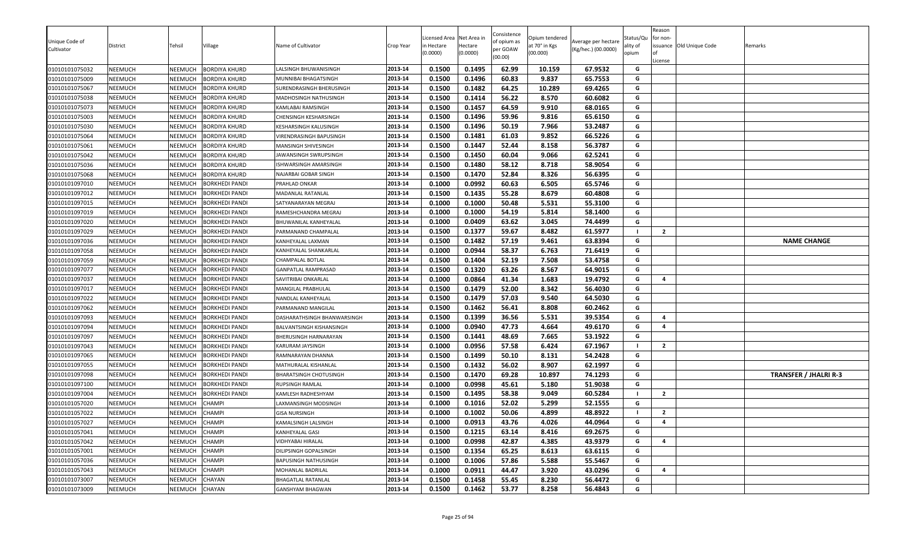| Unique Code of Cultivator | District | Tehsil | Village | Name of Cultivator | Crop Year | Licensed Area in Hectare (0.0000) | Net Area in Hectare (0.0000) | Consistence of opium as per GOAW (00.00) | Opium tendered at 70° in Kgs (00.000) | Average per hectare (Kg/hec.) (00.0000) | Status/Quality of opium | Reason for non-issuance of License | Old Unique Code | Remarks |
|---|---|---|---|---|---|---|---|---|---|---|---|---|---|---|
| 01010101075032 | NEEMUCH | NEEMUCH | BORDIYA KHURD | LALSINGH BHUWANISINGH | 2013-14 | 0.1500 | 0.1495 | 62.99 | 10.159 | 67.9532 | G | | | |
| 01010101075009 | NEEMUCH | NEEMUCH | BORDIYA KHURD | MUNNIBAI BHAGATSINGH | 2013-14 | 0.1500 | 0.1496 | 60.83 | 9.837 | 65.7553 | G | | | |
| 01010101075067 | NEEMUCH | NEEMUCH | BORDIYA KHURD | SURENDRASINGH BHERUSINGH | 2013-14 | 0.1500 | 0.1482 | 64.25 | 10.289 | 69.4265 | G | | | |
| 01010101075038 | NEEMUCH | NEEMUCH | BORDIYA KHURD | MADHOSINGH NATHUSINGH | 2013-14 | 0.1500 | 0.1414 | 56.22 | 8.570 | 60.6082 | G | | | |
| 01010101075073 | NEEMUCH | NEEMUCH | BORDIYA KHURD | KAMLABAI RAMSINGH | 2013-14 | 0.1500 | 0.1457 | 64.59 | 9.910 | 68.0165 | G | | | |
| 01010101075003 | NEEMUCH | NEEMUCH | BORDIYA KHURD | CHENSINGH KESHARSINGH | 2013-14 | 0.1500 | 0.1496 | 59.96 | 9.816 | 65.6150 | G | | | |
| 01010101075030 | NEEMUCH | NEEMUCH | BORDIYA KHURD | KESHARSINGH KALUSINGH | 2013-14 | 0.1500 | 0.1496 | 50.19 | 7.966 | 53.2487 | G | | | |
| 01010101075064 | NEEMUCH | NEEMUCH | BORDIYA KHURD | VIRENDRASINGH BAPUSINGH | 2013-14 | 0.1500 | 0.1481 | 61.03 | 9.852 | 66.5226 | G | | | |
| 01010101075061 | NEEMUCH | NEEMUCH | BORDIYA KHURD | MANSINGH SHIVESINGH | 2013-14 | 0.1500 | 0.1447 | 52.44 | 8.158 | 56.3787 | G | | | |
| 01010101075042 | NEEMUCH | NEEMUCH | BORDIYA KHURD | JAWANSINGH SWRUPSINGH | 2013-14 | 0.1500 | 0.1450 | 60.04 | 9.066 | 62.5241 | G | | | |
| 01010101075036 | NEEMUCH | NEEMUCH | BORDIYA KHURD | ISHWARSINGH AMARSINGH | 2013-14 | 0.1500 | 0.1480 | 58.12 | 8.718 | 58.9054 | G | | | |
| 01010101075068 | NEEMUCH | NEEMUCH | BORDIYA KHURD | NAJARBAI GOBAR SINGH | 2013-14 | 0.1500 | 0.1470 | 52.84 | 8.326 | 56.6395 | G | | | |
| 01010101097010 | NEEMUCH | NEEMUCH | BORKHEDI PANDI | PRAHLAD ONKAR | 2013-14 | 0.1000 | 0.0992 | 60.63 | 6.505 | 65.5746 | G | | | |
| 01010101097012 | NEEMUCH | NEEMUCH | BORKHEDI PANDI | MADANLAL RATANLAL | 2013-14 | 0.1500 | 0.1435 | 55.28 | 8.679 | 60.4808 | G | | | |
| 01010101097015 | NEEMUCH | NEEMUCH | BORKHEDI PANDI | SATYANARAYAN MEGRAJ | 2013-14 | 0.1000 | 0.1000 | 50.48 | 5.531 | 55.3100 | G | | | |
| 01010101097019 | NEEMUCH | NEEMUCH | BORKHEDI PANDI | RAMESHCHANDRA MEGRAJ | 2013-14 | 0.1000 | 0.1000 | 54.19 | 5.814 | 58.1400 | G | | | |
| 01010101097020 | NEEMUCH | NEEMUCH | BORKHEDI PANDI | BHUWANILAL KANHEYALAL | 2013-14 | 0.1000 | 0.0409 | 63.62 | 3.045 | 74.4499 | G | | | |
| 01010101097029 | NEEMUCH | NEEMUCH | BORKHEDI PANDI | PARMANAND CHAMPALAL | 2013-14 | 0.1500 | 0.1377 | 59.67 | 8.482 | 61.5977 | I | 2 | | |
| 01010101097036 | NEEMUCH | NEEMUCH | BORKHEDI PANDI | KANHEYALAL LAXMAN | 2013-14 | 0.1500 | 0.1482 | 57.19 | 9.461 | 63.8394 | G | | | NAME CHANGE |
| 01010101097058 | NEEMUCH | NEEMUCH | BORKHEDI PANDI | KANHEYALAL SHANKARLAL | 2013-14 | 0.1000 | 0.0944 | 58.37 | 6.763 | 71.6419 | G | | | |
| 01010101097059 | NEEMUCH | NEEMUCH | BORKHEDI PANDI | CHAMPALAL BOTLAL | 2013-14 | 0.1500 | 0.1404 | 52.19 | 7.508 | 53.4758 | G | | | |
| 01010101097077 | NEEMUCH | NEEMUCH | BORKHEDI PANDI | GANPATLAL RAMPRASAD | 2013-14 | 0.1500 | 0.1320 | 63.26 | 8.567 | 64.9015 | G | | | |
| 01010101097037 | NEEMUCH | NEEMUCH | BORKHEDI PANDI | SAVITRIBAI ONKARLAL | 2013-14 | 0.1000 | 0.0864 | 41.34 | 1.683 | 19.4792 | G | 4 | | |
| 01010101097017 | NEEMUCH | NEEMUCH | BORKHEDI PANDI | MANGILAL PRABHULAL | 2013-14 | 0.1500 | 0.1479 | 52.00 | 8.342 | 56.4030 | G | | | |
| 01010101097022 | NEEMUCH | NEEMUCH | BORKHEDI PANDI | NANDLAL KANHEYALAL | 2013-14 | 0.1500 | 0.1479 | 57.03 | 9.540 | 64.5030 | G | | | |
| 01010101097062 | NEEMUCH | NEEMUCH | BORKHEDI PANDI | PARMANAND MANGILAL | 2013-14 | 0.1500 | 0.1462 | 56.41 | 8.808 | 60.2462 | G | | | |
| 01010101097093 | NEEMUCH | NEEMUCH | BORKHEDI PANDI | DASHARATHSINGH BHANWARSINGH | 2013-14 | 0.1500 | 0.1399 | 36.56 | 5.531 | 39.5354 | G | 4 | | |
| 01010101097094 | NEEMUCH | NEEMUCH | BORKHEDI PANDI | BALVANTSINGH KISHANSINGH | 2013-14 | 0.1000 | 0.0940 | 47.73 | 4.664 | 49.6170 | G | 4 | | |
| 01010101097097 | NEEMUCH | NEEMUCH | BORKHEDI PANDI | BHERUSINGH HARNARAYAN | 2013-14 | 0.1500 | 0.1441 | 48.69 | 7.665 | 53.1922 | G | | | |
| 01010101097043 | NEEMUCH | NEEMUCH | BORKHEDI PANDI | KARURAM JAYSINGH | 2013-14 | 0.1000 | 0.0956 | 57.58 | 6.424 | 67.1967 | I | 2 | | |
| 01010101097065 | NEEMUCH | NEEMUCH | BORKHEDI PANDI | RAMNARAYAN DHANNA | 2013-14 | 0.1500 | 0.1499 | 50.10 | 8.131 | 54.2428 | G | | | |
| 01010101097055 | NEEMUCH | NEEMUCH | BORKHEDI PANDI | MATHURALAL KISHANLAL | 2013-14 | 0.1500 | 0.1432 | 56.02 | 8.907 | 62.1997 | G | | | |
| 01010101097098 | NEEMUCH | NEEMUCH | BORKHEDI PANDI | BHARATSINGH CHOTUSINGH | 2013-14 | 0.1500 | 0.1470 | 69.28 | 10.897 | 74.1293 | G | | | TRANSFER / JHALRI R-3 |
| 01010101097100 | NEEMUCH | NEEMUCH | BORKHEDI PANDI | RUPSINGH RAMLAL | 2013-14 | 0.1000 | 0.0998 | 45.61 | 5.180 | 51.9038 | G | | | |
| 01010101097004 | NEEMUCH | NEEMUCH | BORKHEDI PANDI | KAMLESH RADHESHYAM | 2013-14 | 0.1500 | 0.1495 | 58.38 | 9.049 | 60.5284 | I | 2 | | |
| 01010101057020 | NEEMUCH | NEEMUCH | CHAMPI | LAXMANSINGH MODSINGH | 2013-14 | 0.1000 | 0.1016 | 52.02 | 5.299 | 52.1555 | G | | | |
| 01010101057022 | NEEMUCH | NEEMUCH | CHAMPI | GISA NURSINGH | 2013-14 | 0.1000 | 0.1002 | 50.06 | 4.899 | 48.8922 | I | 2 | | |
| 01010101057027 | NEEMUCH | NEEMUCH | CHAMPI | KAMALSINGH LALSINGH | 2013-14 | 0.1000 | 0.0913 | 43.76 | 4.026 | 44.0964 | G | 4 | | |
| 01010101057041 | NEEMUCH | NEEMUCH | CHAMPI | KANHEYALAL GASI | 2013-14 | 0.1500 | 0.1215 | 63.14 | 8.416 | 69.2675 | G | | | |
| 01010101057042 | NEEMUCH | NEEMUCH | CHAMPI | VIDHYABAI HIRALAL | 2013-14 | 0.1000 | 0.0998 | 42.87 | 4.385 | 43.9379 | G | 4 | | |
| 01010101057001 | NEEMUCH | NEEMUCH | CHAMPI | DILIPSINGH GOPALSINGH | 2013-14 | 0.1500 | 0.1354 | 65.25 | 8.613 | 63.6115 | G | | | |
| 01010101057036 | NEEMUCH | NEEMUCH | CHAMPI | BAPUSINGH NATHUSINGH | 2013-14 | 0.1000 | 0.1006 | 57.86 | 5.588 | 55.5467 | G | | | |
| 01010101057043 | NEEMUCH | NEEMUCH | CHAMPI | MOHANLAL BADRILAL | 2013-14 | 0.1000 | 0.0911 | 44.47 | 3.920 | 43.0296 | G | 4 | | |
| 01010101073007 | NEEMUCH | NEEMUCH | CHAYAN | BHAGATLAL RATANLAL | 2013-14 | 0.1500 | 0.1458 | 55.45 | 8.230 | 56.4472 | G | | | |
| 01010101073009 | NEEMUCH | NEEMUCH | CHAYAN | GANSHYAM BHAGWAN | 2013-14 | 0.1500 | 0.1462 | 53.77 | 8.258 | 56.4843 | G | | | |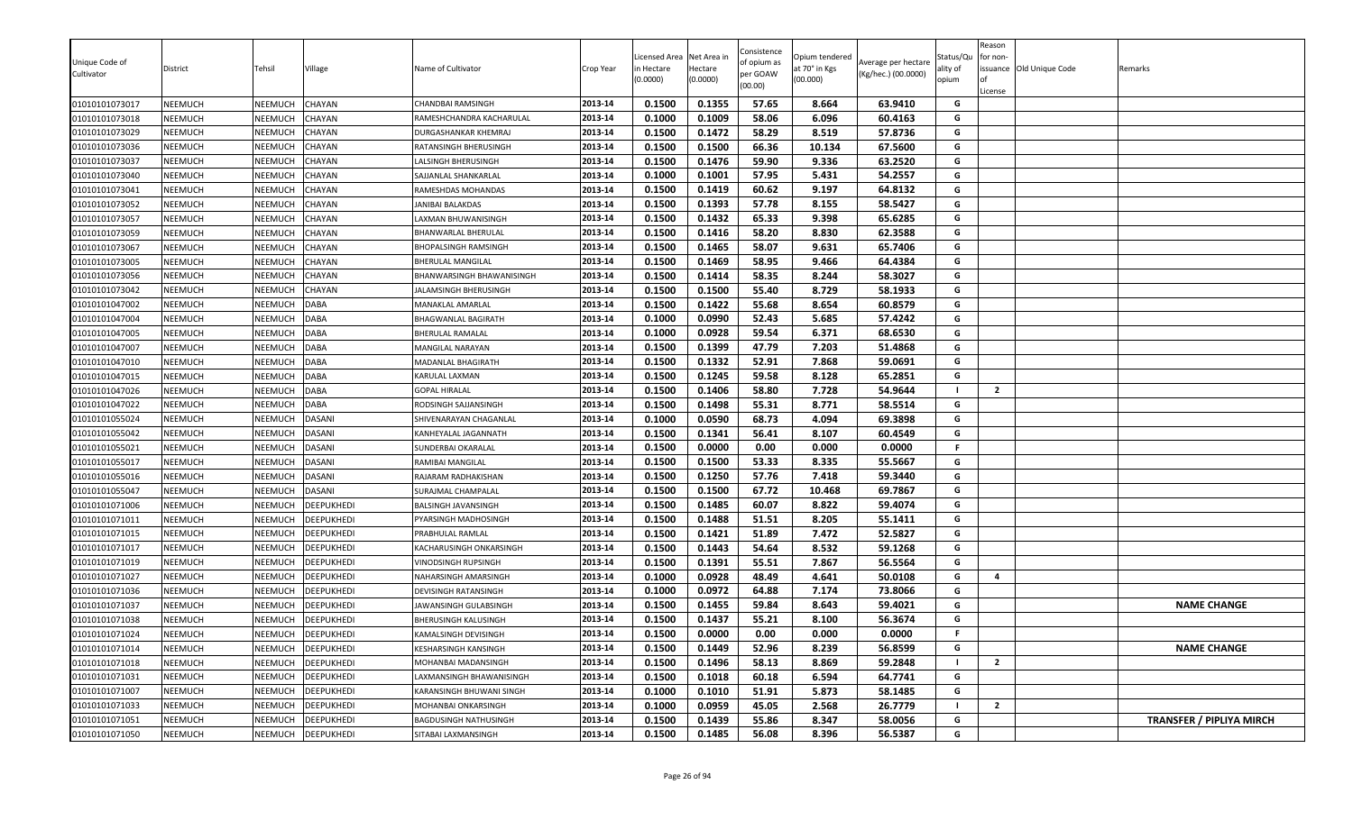| Unique Code of Cultivator | District | Tehsil | Village | Name of Cultivator | Crop Year | Licensed Area in Hectare (0.0000) | Net Area in Hectare (0.0000) | Consistence of opium as per GOAW (00.00) | Opium tendered at 70° in Kgs (00.000) | Average per hectare (Kg/hec.) (00.0000) | Status/Quality of opium | Reason for non-issuance of License | Old Unique Code | Remarks |
|---|---|---|---|---|---|---|---|---|---|---|---|---|---|---|
| 01010101073017 | NEEMUCH | NEEMUCH | CHAYAN | CHANDBAI RAMSINGH | 2013-14 | 0.1500 | 0.1355 | 57.65 | 8.664 | 63.9410 | G | | | |
| 01010101073018 | NEEMUCH | NEEMUCH | CHAYAN | RAMESHCHANDRA KACHARULAL | 2013-14 | 0.1000 | 0.1009 | 58.06 | 6.096 | 60.4163 | G | | | |
| 01010101073029 | NEEMUCH | NEEMUCH | CHAYAN | DURGASHANKAR KHEMRAJ | 2013-14 | 0.1500 | 0.1472 | 58.29 | 8.519 | 57.8736 | G | | | |
| 01010101073036 | NEEMUCH | NEEMUCH | CHAYAN | RATANSINGH BHERUSINGH | 2013-14 | 0.1500 | 0.1500 | 66.36 | 10.134 | 67.5600 | G | | | |
| 01010101073037 | NEEMUCH | NEEMUCH | CHAYAN | LALSINGH BHERUSINGH | 2013-14 | 0.1500 | 0.1476 | 59.90 | 9.336 | 63.2520 | G | | | |
| 01010101073040 | NEEMUCH | NEEMUCH | CHAYAN | SAJJANLAL SHANKARLAL | 2013-14 | 0.1000 | 0.1001 | 57.95 | 5.431 | 54.2557 | G | | | |
| 01010101073041 | NEEMUCH | NEEMUCH | CHAYAN | RAMESHDAS MOHANDAS | 2013-14 | 0.1500 | 0.1419 | 60.62 | 9.197 | 64.8132 | G | | | |
| 01010101073052 | NEEMUCH | NEEMUCH | CHAYAN | JANIBAI BALAKDAS | 2013-14 | 0.1500 | 0.1393 | 57.78 | 8.155 | 58.5427 | G | | | |
| 01010101073057 | NEEMUCH | NEEMUCH | CHAYAN | LAXMAN BHUWANISINGH | 2013-14 | 0.1500 | 0.1432 | 65.33 | 9.398 | 65.6285 | G | | | |
| 01010101073059 | NEEMUCH | NEEMUCH | CHAYAN | BHANWARLAL BHERULAL | 2013-14 | 0.1500 | 0.1416 | 58.20 | 8.830 | 62.3588 | G | | | |
| 01010101073067 | NEEMUCH | NEEMUCH | CHAYAN | BHOPALSINGH RAMSINGH | 2013-14 | 0.1500 | 0.1465 | 58.07 | 9.631 | 65.7406 | G | | | |
| 01010101073005 | NEEMUCH | NEEMUCH | CHAYAN | BHERULAL MANGILAL | 2013-14 | 0.1500 | 0.1469 | 58.95 | 9.466 | 64.4384 | G | | | |
| 01010101073056 | NEEMUCH | NEEMUCH | CHAYAN | BHANWARSINGH BHAWANISINGH | 2013-14 | 0.1500 | 0.1414 | 58.35 | 8.244 | 58.3027 | G | | | |
| 01010101073042 | NEEMUCH | NEEMUCH | CHAYAN | JALAMSINGH BHERUSINGH | 2013-14 | 0.1500 | 0.1500 | 55.40 | 8.729 | 58.1933 | G | | | |
| 01010101047002 | NEEMUCH | NEEMUCH | DABA | MANAKLAL AMARLAL | 2013-14 | 0.1500 | 0.1422 | 55.68 | 8.654 | 60.8579 | G | | | |
| 01010101047004 | NEEMUCH | NEEMUCH | DABA | BHAGWANLAL BAGIRATH | 2013-14 | 0.1000 | 0.0990 | 52.43 | 5.685 | 57.4242 | G | | | |
| 01010101047005 | NEEMUCH | NEEMUCH | DABA | BHERULAL RAMALAL | 2013-14 | 0.1000 | 0.0928 | 59.54 | 6.371 | 68.6530 | G | | | |
| 01010101047007 | NEEMUCH | NEEMUCH | DABA | MANGILAL NARAYAN | 2013-14 | 0.1500 | 0.1399 | 47.79 | 7.203 | 51.4868 | G | | | |
| 01010101047010 | NEEMUCH | NEEMUCH | DABA | MADANLAL BHAGIRATH | 2013-14 | 0.1500 | 0.1332 | 52.91 | 7.868 | 59.0691 | G | | | |
| 01010101047015 | NEEMUCH | NEEMUCH | DABA | KARULAL LAXMAN | 2013-14 | 0.1500 | 0.1245 | 59.58 | 8.128 | 65.2851 | G | | | |
| 01010101047026 | NEEMUCH | NEEMUCH | DABA | GOPAL HIRALAL | 2013-14 | 0.1500 | 0.1406 | 58.80 | 7.728 | 54.9644 | I | 2 | | |
| 01010101047022 | NEEMUCH | NEEMUCH | DABA | RODSINGH SAJJANSINGH | 2013-14 | 0.1500 | 0.1498 | 55.31 | 8.771 | 58.5514 | G | | | |
| 01010101055024 | NEEMUCH | NEEMUCH | DASANI | SHIVENARAYAN CHAGANLAL | 2013-14 | 0.1000 | 0.0590 | 68.73 | 4.094 | 69.3898 | G | | | |
| 01010101055042 | NEEMUCH | NEEMUCH | DASANI | KANHEYALAL JAGANNATH | 2013-14 | 0.1500 | 0.1341 | 56.41 | 8.107 | 60.4549 | G | | | |
| 01010101055021 | NEEMUCH | NEEMUCH | DASANI | SUNDERBAI OKARALAL | 2013-14 | 0.1500 | 0.0000 | 0.00 | 0.000 | 0.0000 | F | | | |
| 01010101055017 | NEEMUCH | NEEMUCH | DASANI | RAMIBAI MANGILAL | 2013-14 | 0.1500 | 0.1500 | 53.33 | 8.335 | 55.5667 | G | | | |
| 01010101055016 | NEEMUCH | NEEMUCH | DASANI | RAJARAM RADHAKISHAN | 2013-14 | 0.1500 | 0.1250 | 57.76 | 7.418 | 59.3440 | G | | | |
| 01010101055047 | NEEMUCH | NEEMUCH | DASANI | SURAJMAL CHAMPALAL | 2013-14 | 0.1500 | 0.1500 | 67.72 | 10.468 | 69.7867 | G | | | |
| 01010101071006 | NEEMUCH | NEEMUCH | DEEPUKHEDI | BALSINGH JAVANSINGH | 2013-14 | 0.1500 | 0.1485 | 60.07 | 8.822 | 59.4074 | G | | | |
| 01010101071011 | NEEMUCH | NEEMUCH | DEEPUKHEDI | PYARSINGH MADHOSINGH | 2013-14 | 0.1500 | 0.1488 | 51.51 | 8.205 | 55.1411 | G | | | |
| 01010101071015 | NEEMUCH | NEEMUCH | DEEPUKHEDI | PRABHULAL RAMLAL | 2013-14 | 0.1500 | 0.1421 | 51.89 | 7.472 | 52.5827 | G | | | |
| 01010101071017 | NEEMUCH | NEEMUCH | DEEPUKHEDI | KACHARUSINGH ONKARSINGH | 2013-14 | 0.1500 | 0.1443 | 54.64 | 8.532 | 59.1268 | G | | | |
| 01010101071019 | NEEMUCH | NEEMUCH | DEEPUKHEDI | VINODSINGH RUPSINGH | 2013-14 | 0.1500 | 0.1391 | 55.51 | 7.867 | 56.5564 | G | | | |
| 01010101071027 | NEEMUCH | NEEMUCH | DEEPUKHEDI | NAHARSINGH AMARSINGH | 2013-14 | 0.1000 | 0.0928 | 48.49 | 4.641 | 50.0108 | G | 4 | | |
| 01010101071036 | NEEMUCH | NEEMUCH | DEEPUKHEDI | DEVISINGH RATANSINGH | 2013-14 | 0.1000 | 0.0972 | 64.88 | 7.174 | 73.8066 | G | | | |
| 01010101071037 | NEEMUCH | NEEMUCH | DEEPUKHEDI | JAWANSINGH GULABSINGH | 2013-14 | 0.1500 | 0.1455 | 59.84 | 8.643 | 59.4021 | G | | | NAME CHANGE |
| 01010101071038 | NEEMUCH | NEEMUCH | DEEPUKHEDI | BHERUSINGH KALUSINGH | 2013-14 | 0.1500 | 0.1437 | 55.21 | 8.100 | 56.3674 | G | | | |
| 01010101071024 | NEEMUCH | NEEMUCH | DEEPUKHEDI | KAMALSINGH DEVISINGH | 2013-14 | 0.1500 | 0.0000 | 0.00 | 0.000 | 0.0000 | F | | | |
| 01010101071014 | NEEMUCH | NEEMUCH | DEEPUKHEDI | KESHARSINGH KANSINGH | 2013-14 | 0.1500 | 0.1449 | 52.96 | 8.239 | 56.8599 | G | | | NAME CHANGE |
| 01010101071018 | NEEMUCH | NEEMUCH | DEEPUKHEDI | MOHANBAI MADANSINGH | 2013-14 | 0.1500 | 0.1496 | 58.13 | 8.869 | 59.2848 | I | 2 | | |
| 01010101071031 | NEEMUCH | NEEMUCH | DEEPUKHEDI | LAXMANSINGH BHAWANISINGH | 2013-14 | 0.1500 | 0.1018 | 60.18 | 6.594 | 64.7741 | G | | | |
| 01010101071007 | NEEMUCH | NEEMUCH | DEEPUKHEDI | KARANSINGH BHUWANI SINGH | 2013-14 | 0.1000 | 0.1010 | 51.91 | 5.873 | 58.1485 | G | | | |
| 01010101071033 | NEEMUCH | NEEMUCH | DEEPUKHEDI | MOHANBAI ONKARSINGH | 2013-14 | 0.1000 | 0.0959 | 45.05 | 2.568 | 26.7779 | I | 2 | | |
| 01010101071051 | NEEMUCH | NEEMUCH | DEEPUKHEDI | BAGDUSINGH NATHUSINGH | 2013-14 | 0.1500 | 0.1439 | 55.86 | 8.347 | 58.0056 | G | | | TRANSFER / PIPLIYA MIRCH |
| 01010101071050 | NEEMUCH | NEEMUCH | DEEPUKHEDI | SITABAI LAXMANSINGH | 2013-14 | 0.1500 | 0.1485 | 56.08 | 8.396 | 56.5387 | G | | | |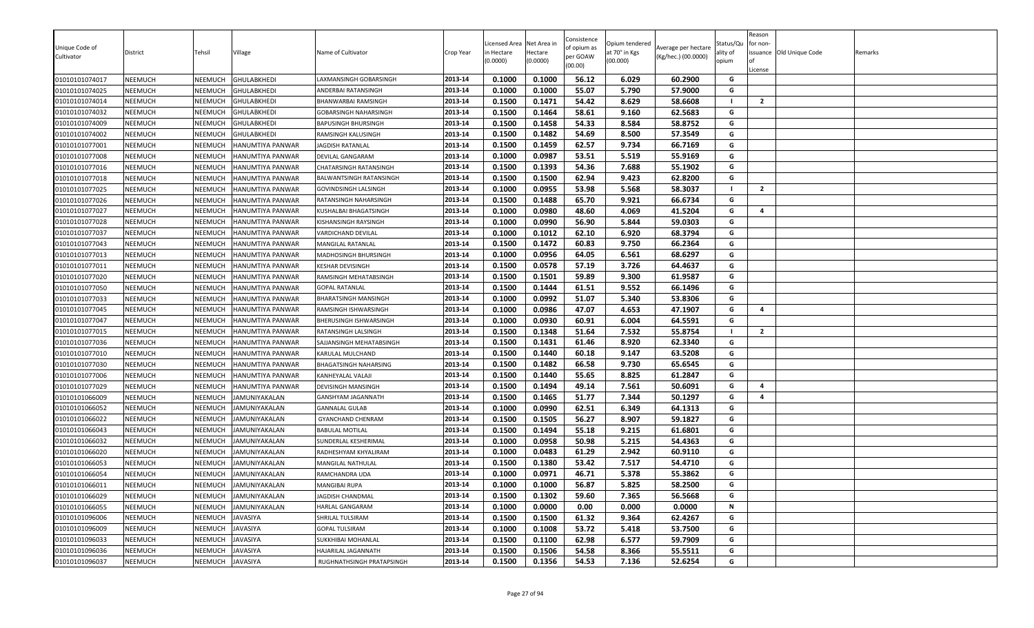| Unique Code of Cultivator | District | Tehsil | Village | Name of Cultivator | Crop Year | Licensed Area in Hectare (0.0000) | Net Area in Hectare (0.0000) | Consistence of opium as per GOAW (00.00) | Opium tendered at 70° in Kgs (00.000) | Average per hectare (Kg/hec.) (00.0000) | Status/Quality of opium | Reason for non-issuance of License | Old Unique Code | Remarks |
|---|---|---|---|---|---|---|---|---|---|---|---|---|---|---|
| 01010101074017 | NEEMUCH | NEEMUCH | GHULABKHEDI | LAXMANSINGH GOBARSINGH | 2013-14 | 0.1000 | 0.1000 | 56.12 | 6.029 | 60.2900 | G | | | |
| 01010101074025 | NEEMUCH | NEEMUCH | GHULABKHEDI | ANDERBAI RATANSINGH | 2013-14 | 0.1000 | 0.1000 | 55.07 | 5.790 | 57.9000 | G | | | |
| 01010101074014 | NEEMUCH | NEEMUCH | GHULABKHEDI | BHANWARBAI RAMSINGH | 2013-14 | 0.1500 | 0.1471 | 54.42 | 8.629 | 58.6608 | I | 2 | | |
| 01010101074032 | NEEMUCH | NEEMUCH | GHULABKHEDI | GOBARSINGH NAHARSINGH | 2013-14 | 0.1500 | 0.1464 | 58.61 | 9.160 | 62.5683 | G | | | |
| 01010101074009 | NEEMUCH | NEEMUCH | GHULABKHEDI | BAPUSINGH BHURSINGH | 2013-14 | 0.1500 | 0.1458 | 54.33 | 8.584 | 58.8752 | G | | | |
| 01010101074002 | NEEMUCH | NEEMUCH | GHULABKHEDI | RAMSINGH KALUSINGH | 2013-14 | 0.1500 | 0.1482 | 54.69 | 8.500 | 57.3549 | G | | | |
| 01010101077001 | NEEMUCH | NEEMUCH | HANUMTIYA PANWAR | JAGDISH RATANLAL | 2013-14 | 0.1500 | 0.1459 | 62.57 | 9.734 | 66.7169 | G | | | |
| 01010101077008 | NEEMUCH | NEEMUCH | HANUMTIYA PANWAR | DEVILAL GANGARAM | 2013-14 | 0.1000 | 0.0987 | 53.51 | 5.519 | 55.9169 | G | | | |
| 01010101077016 | NEEMUCH | NEEMUCH | HANUMTIYA PANWAR | CHATARSINGH RATANSINGH | 2013-14 | 0.1500 | 0.1393 | 54.36 | 7.688 | 55.1902 | G | | | |
| 01010101077018 | NEEMUCH | NEEMUCH | HANUMTIYA PANWAR | BALWANTSINGH RATANSINGH | 2013-14 | 0.1500 | 0.1500 | 62.94 | 9.423 | 62.8200 | G | | | |
| 01010101077025 | NEEMUCH | NEEMUCH | HANUMTIYA PANWAR | GOVINDSINGH LALSINGH | 2013-14 | 0.1000 | 0.0955 | 53.98 | 5.568 | 58.3037 | I | 2 | | |
| 01010101077026 | NEEMUCH | NEEMUCH | HANUMTIYA PANWAR | RATANSINGH NAHARSINGH | 2013-14 | 0.1500 | 0.1488 | 65.70 | 9.921 | 66.6734 | G | | | |
| 01010101077027 | NEEMUCH | NEEMUCH | HANUMTIYA PANWAR | KUSHALBAI BHAGATSINGH | 2013-14 | 0.1000 | 0.0980 | 48.60 | 4.069 | 41.5204 | G | 4 | | |
| 01010101077028 | NEEMUCH | NEEMUCH | HANUMTIYA PANWAR | KISHANSINGH RAYSINGH | 2013-14 | 0.1000 | 0.0990 | 56.90 | 5.844 | 59.0303 | G | | | |
| 01010101077037 | NEEMUCH | NEEMUCH | HANUMTIYA PANWAR | VARDICHAND DEVILAL | 2013-14 | 0.1000 | 0.1012 | 62.10 | 6.920 | 68.3794 | G | | | |
| 01010101077043 | NEEMUCH | NEEMUCH | HANUMTIYA PANWAR | MANGILAL RATANLAL | 2013-14 | 0.1500 | 0.1472 | 60.83 | 9.750 | 66.2364 | G | | | |
| 01010101077013 | NEEMUCH | NEEMUCH | HANUMTIYA PANWAR | MADHOSINGH BHURSINGH | 2013-14 | 0.1000 | 0.0956 | 64.05 | 6.561 | 68.6297 | G | | | |
| 01010101077011 | NEEMUCH | NEEMUCH | HANUMTIYA PANWAR | KESHAR DEVISINGH | 2013-14 | 0.1500 | 0.0578 | 57.19 | 3.726 | 64.4637 | G | | | |
| 01010101077020 | NEEMUCH | NEEMUCH | HANUMTIYA PANWAR | RAMSINGH MEHATABSINGH | 2013-14 | 0.1500 | 0.1501 | 59.89 | 9.300 | 61.9587 | G | | | |
| 01010101077050 | NEEMUCH | NEEMUCH | HANUMTIYA PANWAR | GOPAL RATANLAL | 2013-14 | 0.1500 | 0.1444 | 61.51 | 9.552 | 66.1496 | G | | | |
| 01010101077033 | NEEMUCH | NEEMUCH | HANUMTIYA PANWAR | BHARATSINGH MANSINGH | 2013-14 | 0.1000 | 0.0992 | 51.07 | 5.340 | 53.8306 | G | | | |
| 01010101077045 | NEEMUCH | NEEMUCH | HANUMTIYA PANWAR | RAMSINGH ISHWARSINGH | 2013-14 | 0.1000 | 0.0986 | 47.07 | 4.653 | 47.1907 | G | 4 | | |
| 01010101077047 | NEEMUCH | NEEMUCH | HANUMTIYA PANWAR | BHERUSINGH ISHWARSINGH | 2013-14 | 0.1000 | 0.0930 | 60.91 | 6.004 | 64.5591 | G | | | |
| 01010101077015 | NEEMUCH | NEEMUCH | HANUMTIYA PANWAR | RATANSINGH LALSINGH | 2013-14 | 0.1500 | 0.1348 | 51.64 | 7.532 | 55.8754 | I | 2 | | |
| 01010101077036 | NEEMUCH | NEEMUCH | HANUMTIYA PANWAR | SAJJANSINGH MEHATABSINGH | 2013-14 | 0.1500 | 0.1431 | 61.46 | 8.920 | 62.3340 | G | | | |
| 01010101077010 | NEEMUCH | NEEMUCH | HANUMTIYA PANWAR | KARULAL MULCHAND | 2013-14 | 0.1500 | 0.1440 | 60.18 | 9.147 | 63.5208 | G | | | |
| 01010101077030 | NEEMUCH | NEEMUCH | HANUMTIYA PANWAR | BHAGATSINGH NAHARSING | 2013-14 | 0.1500 | 0.1482 | 66.58 | 9.730 | 65.6545 | G | | | |
| 01010101077006 | NEEMUCH | NEEMUCH | HANUMTIYA PANWAR | KANHEYALAL VALAJI | 2013-14 | 0.1500 | 0.1440 | 55.65 | 8.825 | 61.2847 | G | | | |
| 01010101077029 | NEEMUCH | NEEMUCH | HANUMTIYA PANWAR | DEVISINGH MANSINGH | 2013-14 | 0.1500 | 0.1494 | 49.14 | 7.561 | 50.6091 | G | 4 | | |
| 01010101066009 | NEEMUCH | NEEMUCH | JAMUNIYAKALAN | GANSHYAM JAGANNATH | 2013-14 | 0.1500 | 0.1465 | 51.77 | 7.344 | 50.1297 | G | 4 | | |
| 01010101066052 | NEEMUCH | NEEMUCH | JAMUNIYAKALAN | GANNALAL GULAB | 2013-14 | 0.1000 | 0.0990 | 62.51 | 6.349 | 64.1313 | G | | | |
| 01010101066022 | NEEMUCH | NEEMUCH | JAMUNIYAKALAN | GYANCHAND CHENRAM | 2013-14 | 0.1500 | 0.1505 | 56.27 | 8.907 | 59.1827 | G | | | |
| 01010101066043 | NEEMUCH | NEEMUCH | JAMUNIYAKALAN | BABULAL MOTILAL | 2013-14 | 0.1500 | 0.1494 | 55.18 | 9.215 | 61.6801 | G | | | |
| 01010101066032 | NEEMUCH | NEEMUCH | JAMUNIYAKALAN | SUNDERLAL KESHERIMAL | 2013-14 | 0.1000 | 0.0958 | 50.98 | 5.215 | 54.4363 | G | | | |
| 01010101066020 | NEEMUCH | NEEMUCH | JAMUNIYAKALAN | RADHESHYAM KHYALIRAM | 2013-14 | 0.1000 | 0.0483 | 61.29 | 2.942 | 60.9110 | G | | | |
| 01010101066053 | NEEMUCH | NEEMUCH | JAMUNIYAKALAN | MANGILAL NATHULAL | 2013-14 | 0.1500 | 0.1380 | 53.42 | 7.517 | 54.4710 | G | | | |
| 01010101066054 | NEEMUCH | NEEMUCH | JAMUNIYAKALAN | RAMCHANDRA UDA | 2013-14 | 0.1000 | 0.0971 | 46.71 | 5.378 | 55.3862 | G | | | |
| 01010101066011 | NEEMUCH | NEEMUCH | JAMUNIYAKALAN | MANGIBAI RUPA | 2013-14 | 0.1000 | 0.1000 | 56.87 | 5.825 | 58.2500 | G | | | |
| 01010101066029 | NEEMUCH | NEEMUCH | JAMUNIYAKALAN | JAGDISH CHANDMAL | 2013-14 | 0.1500 | 0.1302 | 59.60 | 7.365 | 56.5668 | G | | | |
| 01010101066055 | NEEMUCH | NEEMUCH | JAMUNIYAKALAN | HARLAL GANGARAM | 2013-14 | 0.1000 | 0.0000 | 0.00 | 0.000 | 0.0000 | N | | | |
| 01010101096006 | NEEMUCH | NEEMUCH | JAVASIYA | SHRILAL TULSIRAM | 2013-14 | 0.1500 | 0.1500 | 61.32 | 9.364 | 62.4267 | G | | | |
| 01010101096009 | NEEMUCH | NEEMUCH | JAVASIYA | GOPAL TULSIRAM | 2013-14 | 0.1000 | 0.1008 | 53.72 | 5.418 | 53.7500 | G | | | |
| 01010101096033 | NEEMUCH | NEEMUCH | JAVASIYA | SUKKHIBAI MOHANLAL | 2013-14 | 0.1500 | 0.1100 | 62.98 | 6.577 | 59.7909 | G | | | |
| 01010101096036 | NEEMUCH | NEEMUCH | JAVASIYA | HAJARILAL JAGANNATH | 2013-14 | 0.1500 | 0.1506 | 54.58 | 8.366 | 55.5511 | G | | | |
| 01010101096037 | NEEMUCH | NEEMUCH | JAVASIYA | RUGHNATHSINGH PRATAPSINGH | 2013-14 | 0.1500 | 0.1356 | 54.53 | 7.136 | 52.6254 | G | | | |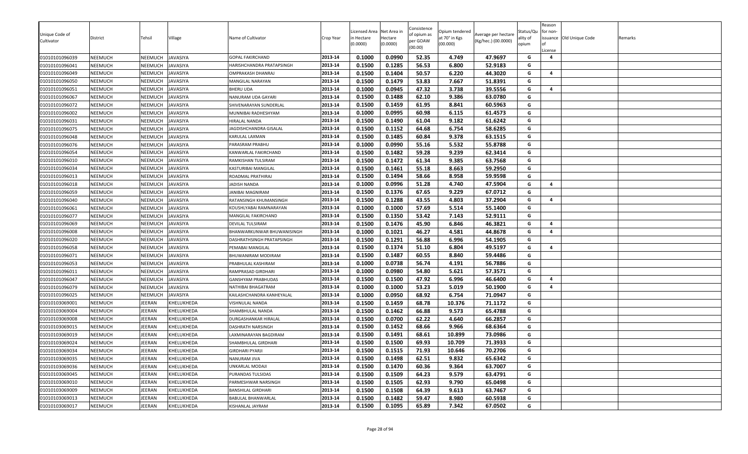| Unique Code of Cultivator | District | Tehsil | Village | Name of Cultivator | Crop Year | Licensed Area in Hectare (0.0000) | Net Area in Hectare (0.0000) | Consistence of opium as per GOAW (00.00) | Opium tendered at 70° in Kgs (00.000) | Average per hectare (Kg/hec.) (00.0000) | Status/Quality of opium | Reason for non-issuance of License | Old Unique Code | Remarks |
|---|---|---|---|---|---|---|---|---|---|---|---|---|---|---|
| 01010101096039 | NEEMUCH | NEEMUCH | JAVASIYA | GOPAL FAKIRCHAND | 2013-14 | 0.1000 | 0.0990 | 52.35 | 4.749 | 47.9697 | G | 4 | | |
| 01010101096041 | NEEMUCH | NEEMUCH | JAVASIYA | HARISHCHANDRA PRATAPSINGH | 2013-14 | 0.1500 | 0.1285 | 56.53 | 6.800 | 52.9183 | G | | | |
| 01010101096049 | NEEMUCH | NEEMUCH | JAVASIYA | OMPRAKASH DHANRAJ | 2013-14 | 0.1500 | 0.1404 | 50.57 | 6.220 | 44.3020 | G | 4 | | |
| 01010101096050 | NEEMUCH | NEEMUCH | JAVASIYA | MANGILAL NARAYAN | 2013-14 | 0.1500 | 0.1479 | 53.83 | 7.667 | 51.8391 | G | | | |
| 01010101096051 | NEEMUCH | NEEMUCH | JAVASIYA | BHERU UDA | 2013-14 | 0.1000 | 0.0945 | 47.32 | 3.738 | 39.5556 | G | 4 | | |
| 01010101096067 | NEEMUCH | NEEMUCH | JAVASIYA | NANURAM UDA GAYARI | 2013-14 | 0.1500 | 0.1488 | 62.10 | 9.386 | 63.0780 | G | | | |
| 01010101096072 | NEEMUCH | NEEMUCH | JAVASIYA | SHIVENARAYAN SUNDERLAL | 2013-14 | 0.1500 | 0.1459 | 61.95 | 8.841 | 60.5963 | G | | | |
| 01010101096002 | NEEMUCH | NEEMUCH | JAVASIYA | MUNNIBAI RADHESHYAM | 2013-14 | 0.1000 | 0.0995 | 60.98 | 6.115 | 61.4573 | G | | | |
| 01010101096031 | NEEMUCH | NEEMUCH | JAVASIYA | HIRALAL NANDA | 2013-14 | 0.1500 | 0.1490 | 61.04 | 9.182 | 61.6242 | G | | | |
| 01010101096075 | NEEMUCH | NEEMUCH | JAVASIYA | JAGDISHCHANDRA GISALAL | 2013-14 | 0.1500 | 0.1152 | 64.68 | 6.754 | 58.6285 | G | | | |
| 01010101096048 | NEEMUCH | NEEMUCH | JAVASIYA | KARULAL LAXMAN | 2013-14 | 0.1500 | 0.1485 | 60.84 | 9.378 | 63.1515 | G | | | |
| 01010101096076 | NEEMUCH | NEEMUCH | JAVASIYA | PARASRAM PRABHU | 2013-14 | 0.1000 | 0.0990 | 55.16 | 5.532 | 55.8788 | G | | | |
| 01010101096054 | NEEMUCH | NEEMUCH | JAVASIYA | KANWARLAL FAKIRCHAND | 2013-14 | 0.1500 | 0.1482 | 59.28 | 9.239 | 62.3414 | G | | | |
| 01010101096010 | NEEMUCH | NEEMUCH | JAVASIYA | RAMKISHAN TULSIRAM | 2013-14 | 0.1500 | 0.1472 | 61.34 | 9.385 | 63.7568 | G | | | |
| 01010101096034 | NEEMUCH | NEEMUCH | JAVASIYA | KASTURIBAI MANGILAL | 2013-14 | 0.1500 | 0.1461 | 55.18 | 8.663 | 59.2950 | G | | | |
| 01010101096013 | NEEMUCH | NEEMUCH | JAVASIYA | ROADMAL PRATHIRAJ | 2013-14 | 0.1500 | 0.1494 | 58.66 | 8.958 | 59.9598 | G | | | |
| 01010101096018 | NEEMUCH | NEEMUCH | JAVASIYA | JADISH NANDA | 2013-14 | 0.1000 | 0.0996 | 51.28 | 4.740 | 47.5904 | G | 4 | | |
| 01010101096059 | NEEMUCH | NEEMUCH | JAVASIYA | JANIBAI MAGNIRAM | 2013-14 | 0.1500 | 0.1376 | 67.65 | 9.229 | 67.0712 | G | | | |
| 01010101096040 | NEEMUCH | NEEMUCH | JAVASIYA | RATANSINGH KHUMANSINGH | 2013-14 | 0.1500 | 0.1288 | 43.55 | 4.803 | 37.2904 | G | 4 | | |
| 01010101096061 | NEEMUCH | NEEMUCH | JAVASIYA | KOUSHLYABAI RAMNARAYAN | 2013-14 | 0.1000 | 0.1000 | 57.69 | 5.514 | 55.1400 | G | | | |
| 01010101096077 | NEEMUCH | NEEMUCH | JAVASIYA | MANGILAL FAKIRCHAND | 2013-14 | 0.1500 | 0.1350 | 53.42 | 7.143 | 52.9111 | G | | | |
| 01010101096069 | NEEMUCH | NEEMUCH | JAVASIYA | DEVILAL TULSIRAM | 2013-14 | 0.1500 | 0.1476 | 45.90 | 6.846 | 46.3821 | G | 4 | | |
| 01010101096008 | NEEMUCH | NEEMUCH | JAVASIYA | BHANWARKUNWAR BHUWANISINGH | 2013-14 | 0.1000 | 0.1021 | 46.27 | 4.581 | 44.8678 | G | 4 | | |
| 01010101096020 | NEEMUCH | NEEMUCH | JAVASIYA | DASHRATHSINGH PRATAPSINGH | 2013-14 | 0.1500 | 0.1291 | 56.88 | 6.996 | 54.1905 | G | | | |
| 01010101096058 | NEEMUCH | NEEMUCH | JAVASIYA | PEMABAI MANGILAL | 2013-14 | 0.1500 | 0.1374 | 51.10 | 6.804 | 49.5197 | G | 4 | | |
| 01010101096071 | NEEMUCH | NEEMUCH | JAVASIYA | BHUWANIRAM MODIRAM | 2013-14 | 0.1500 | 0.1487 | 60.55 | 8.840 | 59.4486 | G | | | |
| 01010101096053 | NEEMUCH | NEEMUCH | JAVASIYA | PRABHULAL KASHIRAM | 2013-14 | 0.1000 | 0.0738 | 56.74 | 4.191 | 56.7886 | G | | | |
| 01010101096011 | NEEMUCH | NEEMUCH | JAVASIYA | RAMPRASAD GIRDHARI | 2013-14 | 0.1000 | 0.0980 | 54.80 | 5.621 | 57.3571 | G | | | |
| 01010101096047 | NEEMUCH | NEEMUCH | JAVASIYA | GANSHYAM PRABHUDAS | 2013-14 | 0.1500 | 0.1500 | 47.92 | 6.996 | 46.6400 | G | 4 | | |
| 01010101096079 | NEEMUCH | NEEMUCH | JAVASIYA | NATHIBAI BHAGATRAM | 2013-14 | 0.1000 | 0.1000 | 53.23 | 5.019 | 50.1900 | G | 4 | | |
| 01010101096025 | NEEMUCH | NEEMUCH | JAVASIYA | KAILASHCHANDRA KANHEYALAL | 2013-14 | 0.1000 | 0.0950 | 68.92 | 6.754 | 71.0947 | G | | | |
| 01010103069001 | NEEMUCH | JEERAN | KHELUKHEDA | VISHNULAL NANDA | 2013-14 | 0.1500 | 0.1459 | 68.78 | 10.376 | 71.1172 | G | | | |
| 01010103069004 | NEEMUCH | JEERAN | KHELUKHEDA | SHAMBHULAL NANDA | 2013-14 | 0.1500 | 0.1462 | 66.88 | 9.573 | 65.4788 | G | | | |
| 01010103069008 | NEEMUCH | JEERAN | KHELUKHEDA | DURGASHANKAR HIRALAL | 2013-14 | 0.1500 | 0.0700 | 62.22 | 4.640 | 66.2857 | G | | | |
| 01010103069015 | NEEMUCH | JEERAN | KHELUKHEDA | DASHRATH NARSINGH | 2013-14 | 0.1500 | 0.1452 | 68.66 | 9.966 | 68.6364 | G | | | |
| 01010103069019 | NEEMUCH | JEERAN | KHELUKHEDA | LAXMINARAYAN BAGDIRAM | 2013-14 | 0.1500 | 0.1491 | 68.61 | 10.899 | 73.0986 | G | | | |
| 01010103069024 | NEEMUCH | JEERAN | KHELUKHEDA | SHAMBHULAL GIRDHARI | 2013-14 | 0.1500 | 0.1500 | 69.93 | 10.709 | 71.3933 | G | | | |
| 01010103069034 | NEEMUCH | JEERAN | KHELUKHEDA | GIRDHARI PYARJI | 2013-14 | 0.1500 | 0.1515 | 71.93 | 10.646 | 70.2706 | G | | | |
| 01010103069035 | NEEMUCH | JEERAN | KHELUKHEDA | NANURAM JIVA | 2013-14 | 0.1500 | 0.1498 | 62.51 | 9.832 | 65.6342 | G | | | |
| 01010103069036 | NEEMUCH | JEERAN | KHELUKHEDA | UNKARLAL MODAJI | 2013-14 | 0.1500 | 0.1470 | 60.36 | 9.364 | 63.7007 | G | | | |
| 01010103069045 | NEEMUCH | JEERAN | KHELUKHEDA | PURANDAS TULSIDAS | 2013-14 | 0.1500 | 0.1509 | 64.23 | 9.579 | 63.4791 | G | | | |
| 01010103069010 | NEEMUCH | JEERAN | KHELUKHEDA | PARMESHWAR NARSINGH | 2013-14 | 0.1500 | 0.1505 | 62.93 | 9.790 | 65.0498 | G | | | |
| 01010103069009 | NEEMUCH | JEERAN | KHELUKHEDA | BANSHILAL GIRDHARI | 2013-14 | 0.1500 | 0.1508 | 64.39 | 9.613 | 63.7467 | G | | | |
| 01010103069013 | NEEMUCH | JEERAN | KHELUKHEDA | BABULAL BHANWARLAL | 2013-14 | 0.1500 | 0.1482 | 59.47 | 8.980 | 60.5938 | G | | | |
| 01010103069017 | NEEMUCH | JEERAN | KHELUKHEDA | KISHANLAL JAYRAM | 2013-14 | 0.1500 | 0.1095 | 65.89 | 7.342 | 67.0502 | G | | | |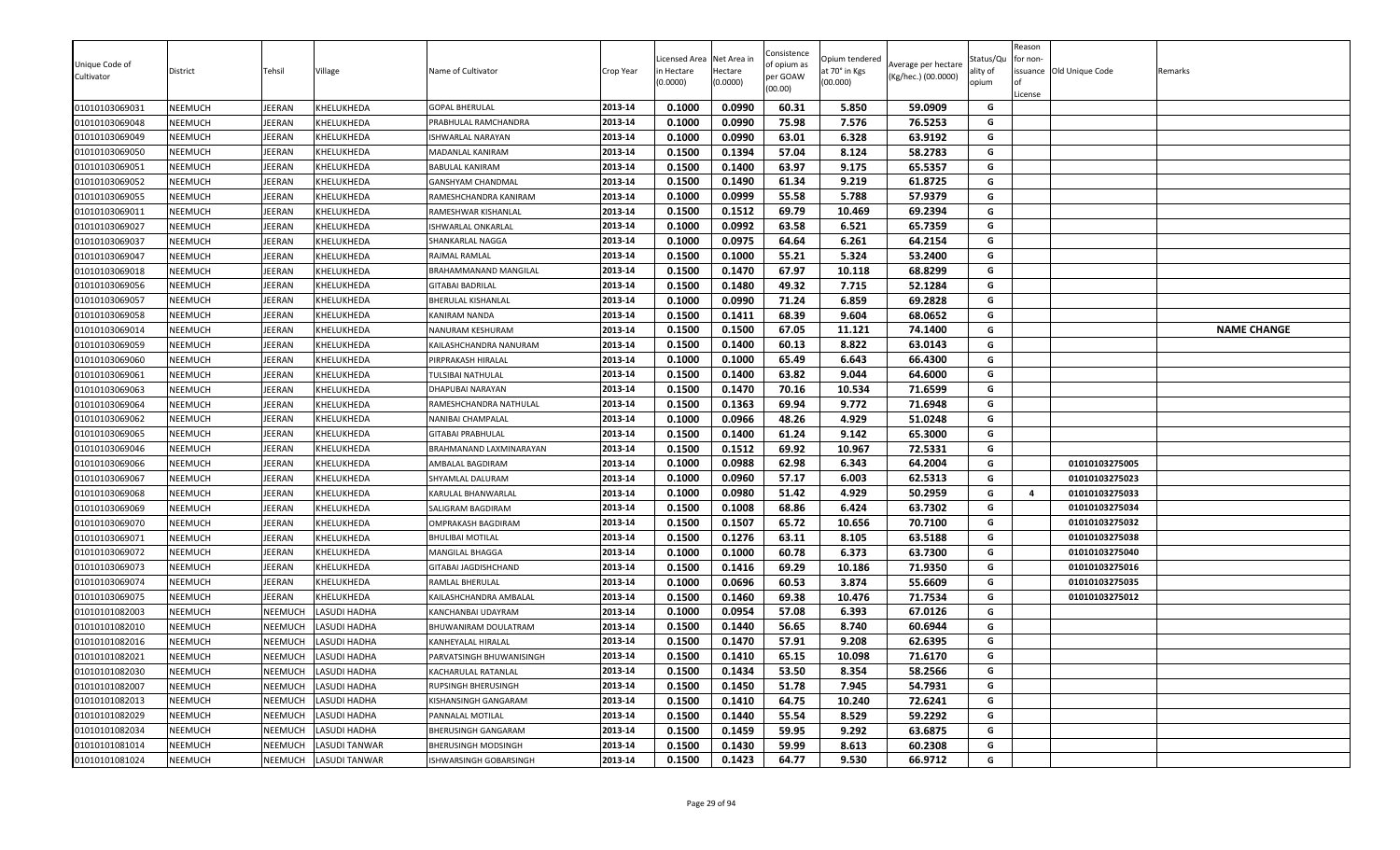| Unique Code of Cultivator | District | Tehsil | Village | Name of Cultivator | Crop Year | Licensed Area in Hectare (0.0000) | Net Area in Hectare (0.0000) | Consistence of opium as per GOAW (00.00) | Opium tendered at 70° in Kgs (00.000) | Average per hectare (Kg/hec.) (00.0000) | Status/Quality of opium | Reason for non-issuance of License | Old Unique Code | Remarks |
|---|---|---|---|---|---|---|---|---|---|---|---|---|---|---|
| 01010103069031 | NEEMUCH | JEERAN | KHELUKHEDA | GOPAL BHERULAL | 2013-14 | 0.1000 | 0.0990 | 60.31 | 5.850 | 59.0909 | G | | | |
| 01010103069048 | NEEMUCH | JEERAN | KHELUKHEDA | PRABHULAL RAMCHANDRA | 2013-14 | 0.1000 | 0.0990 | 75.98 | 7.576 | 76.5253 | G | | | |
| 01010103069049 | NEEMUCH | JEERAN | KHELUKHEDA | ISHWARLAL NARAYAN | 2013-14 | 0.1000 | 0.0990 | 63.01 | 6.328 | 63.9192 | G | | | |
| 01010103069050 | NEEMUCH | JEERAN | KHELUKHEDA | MADANLAL KANIRAM | 2013-14 | 0.1500 | 0.1394 | 57.04 | 8.124 | 58.2783 | G | | | |
| 01010103069051 | NEEMUCH | JEERAN | KHELUKHEDA | BABULAL KANIRAM | 2013-14 | 0.1500 | 0.1400 | 63.97 | 9.175 | 65.5357 | G | | | |
| 01010103069052 | NEEMUCH | JEERAN | KHELUKHEDA | GANSHYAM CHANDMAL | 2013-14 | 0.1500 | 0.1490 | 61.34 | 9.219 | 61.8725 | G | | | |
| 01010103069055 | NEEMUCH | JEERAN | KHELUKHEDA | RAMESHCHANDRA KANIRAM | 2013-14 | 0.1000 | 0.0999 | 55.58 | 5.788 | 57.9379 | G | | | |
| 01010103069011 | NEEMUCH | JEERAN | KHELUKHEDA | RAMESHWAR KISHANLAL | 2013-14 | 0.1500 | 0.1512 | 69.79 | 10.469 | 69.2394 | G | | | |
| 01010103069027 | NEEMUCH | JEERAN | KHELUKHEDA | ISHWARLAL ONKARLAL | 2013-14 | 0.1000 | 0.0992 | 63.58 | 6.521 | 65.7359 | G | | | |
| 01010103069037 | NEEMUCH | JEERAN | KHELUKHEDA | SHANKARLAL NAGGA | 2013-14 | 0.1000 | 0.0975 | 64.64 | 6.261 | 64.2154 | G | | | |
| 01010103069047 | NEEMUCH | JEERAN | KHELUKHEDA | RAJMAL RAMLAL | 2013-14 | 0.1500 | 0.1000 | 55.21 | 5.324 | 53.2400 | G | | | |
| 01010103069018 | NEEMUCH | JEERAN | KHELUKHEDA | BRAHAMMANAND MANGILAL | 2013-14 | 0.1500 | 0.1470 | 67.97 | 10.118 | 68.8299 | G | | | |
| 01010103069056 | NEEMUCH | JEERAN | KHELUKHEDA | GITABAI BADRILAL | 2013-14 | 0.1500 | 0.1480 | 49.32 | 7.715 | 52.1284 | G | | | |
| 01010103069057 | NEEMUCH | JEERAN | KHELUKHEDA | BHERULAL KISHANLAL | 2013-14 | 0.1000 | 0.0990 | 71.24 | 6.859 | 69.2828 | G | | | |
| 01010103069058 | NEEMUCH | JEERAN | KHELUKHEDA | KANIRAM NANDA | 2013-14 | 0.1500 | 0.1411 | 68.39 | 9.604 | 68.0652 | G | | | |
| 01010103069014 | NEEMUCH | JEERAN | KHELUKHEDA | NANURAM KESHURAM | 2013-14 | 0.1500 | 0.1500 | 67.05 | 11.121 | 74.1400 | G | | | **NAME CHANGE** |
| 01010103069059 | NEEMUCH | JEERAN | KHELUKHEDA | KAILASHCHANDRA NANURAM | 2013-14 | 0.1500 | 0.1400 | 60.13 | 8.822 | 63.0143 | G | | | |
| 01010103069060 | NEEMUCH | JEERAN | KHELUKHEDA | PIRPRAKASH HIRALAL | 2013-14 | 0.1000 | 0.1000 | 65.49 | 6.643 | 66.4300 | G | | | |
| 01010103069061 | NEEMUCH | JEERAN | KHELUKHEDA | TULSIBAI NATHULAL | 2013-14 | 0.1500 | 0.1400 | 63.82 | 9.044 | 64.6000 | G | | | |
| 01010103069063 | NEEMUCH | JEERAN | KHELUKHEDA | DHAPUBAI NARAYAN | 2013-14 | 0.1500 | 0.1470 | 70.16 | 10.534 | 71.6599 | G | | | |
| 01010103069064 | NEEMUCH | JEERAN | KHELUKHEDA | RAMESHCHANDRA NATHULAL | 2013-14 | 0.1500 | 0.1363 | 69.94 | 9.772 | 71.6948 | G | | | |
| 01010103069062 | NEEMUCH | JEERAN | KHELUKHEDA | NANIBAI CHAMPALAL | 2013-14 | 0.1000 | 0.0966 | 48.26 | 4.929 | 51.0248 | G | | | |
| 01010103069065 | NEEMUCH | JEERAN | KHELUKHEDA | GITABAI PRABHULAL | 2013-14 | 0.1500 | 0.1400 | 61.24 | 9.142 | 65.3000 | G | | | |
| 01010103069046 | NEEMUCH | JEERAN | KHELUKHEDA | BRAHMANAND LAXMINARAYAN | 2013-14 | 0.1500 | 0.1512 | 69.92 | 10.967 | 72.5331 | G | | | |
| 01010103069066 | NEEMUCH | JEERAN | KHELUKHEDA | AMBALAL BAGDIRAM | 2013-14 | 0.1000 | 0.0988 | 62.98 | 6.343 | 64.2004 | G | | 01010103275005 | |
| 01010103069067 | NEEMUCH | JEERAN | KHELUKHEDA | SHYAMLAL DALURAM | 2013-14 | 0.1000 | 0.0960 | 57.17 | 6.003 | 62.5313 | G | | 01010103275023 | |
| 01010103069068 | NEEMUCH | JEERAN | KHELUKHEDA | KARULAL BHANWARLAL | 2013-14 | 0.1000 | 0.0980 | 51.42 | 4.929 | 50.2959 | G | 4 | 01010103275033 | |
| 01010103069069 | NEEMUCH | JEERAN | KHELUKHEDA | SALIGRAM BAGDIRAM | 2013-14 | 0.1500 | 0.1008 | 68.86 | 6.424 | 63.7302 | G | | 01010103275034 | |
| 01010103069070 | NEEMUCH | JEERAN | KHELUKHEDA | OMPRAKASH BAGDIRAM | 2013-14 | 0.1500 | 0.1507 | 65.72 | 10.656 | 70.7100 | G | | 01010103275032 | |
| 01010103069071 | NEEMUCH | JEERAN | KHELUKHEDA | BHULIBAI MOTILAL | 2013-14 | 0.1500 | 0.1276 | 63.11 | 8.105 | 63.5188 | G | | 01010103275038 | |
| 01010103069072 | NEEMUCH | JEERAN | KHELUKHEDA | MANGILAL BHAGGA | 2013-14 | 0.1000 | 0.1000 | 60.78 | 6.373 | 63.7300 | G | | 01010103275040 | |
| 01010103069073 | NEEMUCH | JEERAN | KHELUKHEDA | GITABAI JAGDISHCHAND | 2013-14 | 0.1500 | 0.1416 | 69.29 | 10.186 | 71.9350 | G | | 01010103275016 | |
| 01010103069074 | NEEMUCH | JEERAN | KHELUKHEDA | RAMLAL BHERULAL | 2013-14 | 0.1000 | 0.0696 | 60.53 | 3.874 | 55.6609 | G | | 01010103275035 | |
| 01010103069075 | NEEMUCH | JEERAN | KHELUKHEDA | KAILASHCHANDRA AMBALAL | 2013-14 | 0.1500 | 0.1460 | 69.38 | 10.476 | 71.7534 | G | | 01010103275012 | |
| 01010101082003 | NEEMUCH | NEEMUCH | LASUDI HADHA | KANCHANBAI UDAYRAM | 2013-14 | 0.1000 | 0.0954 | 57.08 | 6.393 | 67.0126 | G | | | |
| 01010101082010 | NEEMUCH | NEEMUCH | LASUDI HADHA | BHUWANIRAM DOULATRAM | 2013-14 | 0.1500 | 0.1440 | 56.65 | 8.740 | 60.6944 | G | | | |
| 01010101082016 | NEEMUCH | NEEMUCH | LASUDI HADHA | KANHEYALAL HIRALAL | 2013-14 | 0.1500 | 0.1470 | 57.91 | 9.208 | 62.6395 | G | | | |
| 01010101082021 | NEEMUCH | NEEMUCH | LASUDI HADHA | PARVATSINGH BHUWANISINGH | 2013-14 | 0.1500 | 0.1410 | 65.15 | 10.098 | 71.6170 | G | | | |
| 01010101082030 | NEEMUCH | NEEMUCH | LASUDI HADHA | KACHARULAL RATANLAL | 2013-14 | 0.1500 | 0.1434 | 53.50 | 8.354 | 58.2566 | G | | | |
| 01010101082007 | NEEMUCH | NEEMUCH | LASUDI HADHA | RUPSINGH BHERUSINGH | 2013-14 | 0.1500 | 0.1450 | 51.78 | 7.945 | 54.7931 | G | | | |
| 01010101082013 | NEEMUCH | NEEMUCH | LASUDI HADHA | KISHANSINGH GANGARAM | 2013-14 | 0.1500 | 0.1410 | 64.75 | 10.240 | 72.6241 | G | | | |
| 01010101082029 | NEEMUCH | NEEMUCH | LASUDI HADHA | PANNALAL MOTILAL | 2013-14 | 0.1500 | 0.1440 | 55.54 | 8.529 | 59.2292 | G | | | |
| 01010101082034 | NEEMUCH | NEEMUCH | LASUDI HADHA | BHERUSINGH GANGARAM | 2013-14 | 0.1500 | 0.1459 | 59.95 | 9.292 | 63.6875 | G | | | |
| 01010101081014 | NEEMUCH | NEEMUCH | LASUDI TANWAR | BHERUSINGH MODSINGH | 2013-14 | 0.1500 | 0.1430 | 59.99 | 8.613 | 60.2308 | G | | | |
| 01010101081024 | NEEMUCH | NEEMUCH | LASUDI TANWAR | ISHWARSINGH GOBARSINGH | 2013-14 | 0.1500 | 0.1423 | 64.77 | 9.530 | 66.9712 | G | | | |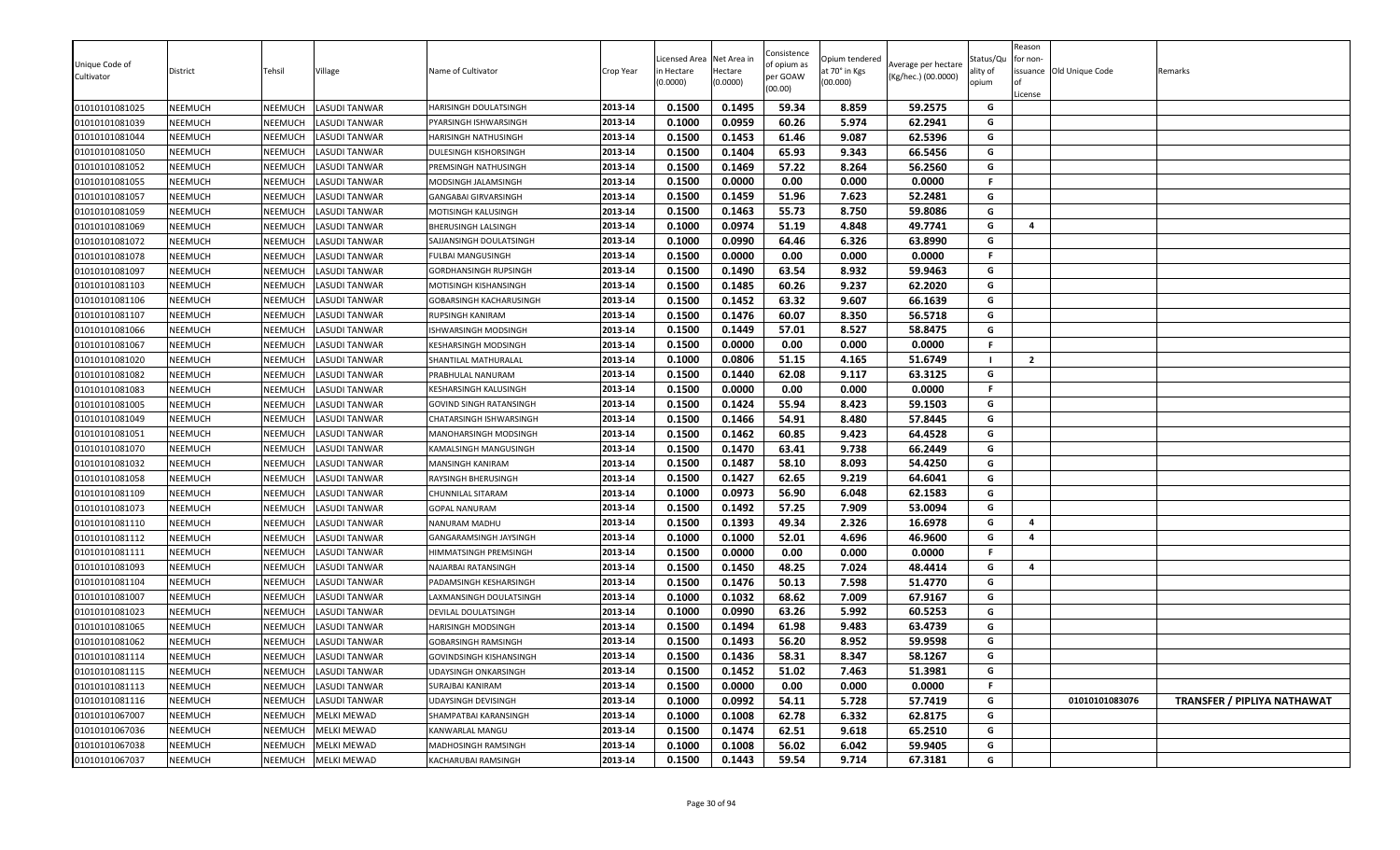| Unique Code of Cultivator | District | Tehsil | Village | Name of Cultivator | Crop Year | Licensed Area in Hectare (0.0000) | Net Area in Hectare (0.0000) | Consistence of opium as per GOAW (00.00) | Opium tendered at 70° in Kgs (00.000) | Average per hectare (Kg/hec.) (00.0000) | Status/Quality of opium | Reason for non-issuance of License | Old Unique Code | Remarks |
|---|---|---|---|---|---|---|---|---|---|---|---|---|---|---|
| 01010101081025 | NEEMUCH | NEEMUCH | LASUDI TANWAR | HARISINGH DOULATSINGH | 2013-14 | 0.1500 | 0.1495 | 59.34 | 8.859 | 59.2575 | G | | | |
| 01010101081039 | NEEMUCH | NEEMUCH | LASUDI TANWAR | PYARSINGH ISHWARSINGH | 2013-14 | 0.1000 | 0.0959 | 60.26 | 5.974 | 62.2941 | G | | | |
| 01010101081044 | NEEMUCH | NEEMUCH | LASUDI TANWAR | HARISINGH NATHUSINGH | 2013-14 | 0.1500 | 0.1453 | 61.46 | 9.087 | 62.5396 | G | | | |
| 01010101081050 | NEEMUCH | NEEMUCH | LASUDI TANWAR | DULESINGH KISHORSINGH | 2013-14 | 0.1500 | 0.1404 | 65.93 | 9.343 | 66.5456 | G | | | |
| 01010101081052 | NEEMUCH | NEEMUCH | LASUDI TANWAR | PREMSINGH NATHUSINGH | 2013-14 | 0.1500 | 0.1469 | 57.22 | 8.264 | 56.2560 | G | | | |
| 01010101081055 | NEEMUCH | NEEMUCH | LASUDI TANWAR | MODSINGH JALAMSINGH | 2013-14 | 0.1500 | 0.0000 | 0.00 | 0.000 | 0.0000 | F | | | |
| 01010101081057 | NEEMUCH | NEEMUCH | LASUDI TANWAR | GANGABAI GIRVARSINGH | 2013-14 | 0.1500 | 0.1459 | 51.96 | 7.623 | 52.2481 | G | | | |
| 01010101081059 | NEEMUCH | NEEMUCH | LASUDI TANWAR | MOTISINGH KALUSINGH | 2013-14 | 0.1500 | 0.1463 | 55.73 | 8.750 | 59.8086 | G | | | |
| 01010101081069 | NEEMUCH | NEEMUCH | LASUDI TANWAR | BHERUSINGH LALSINGH | 2013-14 | 0.1000 | 0.0974 | 51.19 | 4.848 | 49.7741 | G | 4 | | |
| 01010101081072 | NEEMUCH | NEEMUCH | LASUDI TANWAR | SAJJANSINGH DOULATSINGH | 2013-14 | 0.1000 | 0.0990 | 64.46 | 6.326 | 63.8990 | G | | | |
| 01010101081078 | NEEMUCH | NEEMUCH | LASUDI TANWAR | FULBAI MANGUSINGH | 2013-14 | 0.1500 | 0.0000 | 0.00 | 0.000 | 0.0000 | F | | | |
| 01010101081097 | NEEMUCH | NEEMUCH | LASUDI TANWAR | GORDHANSINGH RUPSINGH | 2013-14 | 0.1500 | 0.1490 | 63.54 | 8.932 | 59.9463 | G | | | |
| 01010101081103 | NEEMUCH | NEEMUCH | LASUDI TANWAR | MOTISINGH KISHANSINGH | 2013-14 | 0.1500 | 0.1485 | 60.26 | 9.237 | 62.2020 | G | | | |
| 01010101081106 | NEEMUCH | NEEMUCH | LASUDI TANWAR | GOBARSINGH KACHARUSINGH | 2013-14 | 0.1500 | 0.1452 | 63.32 | 9.607 | 66.1639 | G | | | |
| 01010101081107 | NEEMUCH | NEEMUCH | LASUDI TANWAR | RUPSINGH KANIRAM | 2013-14 | 0.1500 | 0.1476 | 60.07 | 8.350 | 56.5718 | G | | | |
| 01010101081066 | NEEMUCH | NEEMUCH | LASUDI TANWAR | ISHWARSINGH MODSINGH | 2013-14 | 0.1500 | 0.1449 | 57.01 | 8.527 | 58.8475 | G | | | |
| 01010101081067 | NEEMUCH | NEEMUCH | LASUDI TANWAR | KESHARSINGH MODSINGH | 2013-14 | 0.1500 | 0.0000 | 0.00 | 0.000 | 0.0000 | F | | | |
| 01010101081020 | NEEMUCH | NEEMUCH | LASUDI TANWAR | SHANTILAL MATHURALAL | 2013-14 | 0.1000 | 0.0806 | 51.15 | 4.165 | 51.6749 | I | 2 | | |
| 01010101081082 | NEEMUCH | NEEMUCH | LASUDI TANWAR | PRABHULAL NANURAM | 2013-14 | 0.1500 | 0.1440 | 62.08 | 9.117 | 63.3125 | G | | | |
| 01010101081083 | NEEMUCH | NEEMUCH | LASUDI TANWAR | KESHARSINGH KALUSINGH | 2013-14 | 0.1500 | 0.0000 | 0.00 | 0.000 | 0.0000 | F | | | |
| 01010101081005 | NEEMUCH | NEEMUCH | LASUDI TANWAR | GOVIND SINGH RATANSINGH | 2013-14 | 0.1500 | 0.1424 | 55.94 | 8.423 | 59.1503 | G | | | |
| 01010101081049 | NEEMUCH | NEEMUCH | LASUDI TANWAR | CHATARSINGH ISHWARSINGH | 2013-14 | 0.1500 | 0.1466 | 54.91 | 8.480 | 57.8445 | G | | | |
| 01010101081051 | NEEMUCH | NEEMUCH | LASUDI TANWAR | MANOHARSINGH MODSINGH | 2013-14 | 0.1500 | 0.1462 | 60.85 | 9.423 | 64.4528 | G | | | |
| 01010101081070 | NEEMUCH | NEEMUCH | LASUDI TANWAR | KAMALSINGH MANGUSINGH | 2013-14 | 0.1500 | 0.1470 | 63.41 | 9.738 | 66.2449 | G | | | |
| 01010101081032 | NEEMUCH | NEEMUCH | LASUDI TANWAR | MANSINGH KANIRAM | 2013-14 | 0.1500 | 0.1487 | 58.10 | 8.093 | 54.4250 | G | | | |
| 01010101081058 | NEEMUCH | NEEMUCH | LASUDI TANWAR | RAYSINGH BHERUSINGH | 2013-14 | 0.1500 | 0.1427 | 62.65 | 9.219 | 64.6041 | G | | | |
| 01010101081109 | NEEMUCH | NEEMUCH | LASUDI TANWAR | CHUNNILAL SITARAM | 2013-14 | 0.1000 | 0.0973 | 56.90 | 6.048 | 62.1583 | G | | | |
| 01010101081073 | NEEMUCH | NEEMUCH | LASUDI TANWAR | GOPAL NANURAM | 2013-14 | 0.1500 | 0.1492 | 57.25 | 7.909 | 53.0094 | G | | | |
| 01010101081110 | NEEMUCH | NEEMUCH | LASUDI TANWAR | NANURAM MADHU | 2013-14 | 0.1500 | 0.1393 | 49.34 | 2.326 | 16.6978 | G | 4 | | |
| 01010101081112 | NEEMUCH | NEEMUCH | LASUDI TANWAR | GANGARAMSINGH JAYSINGH | 2013-14 | 0.1000 | 0.1000 | 52.01 | 4.696 | 46.9600 | G | 4 | | |
| 01010101081111 | NEEMUCH | NEEMUCH | LASUDI TANWAR | HIMMATSINGH PREMSINGH | 2013-14 | 0.1500 | 0.0000 | 0.00 | 0.000 | 0.0000 | F | | | |
| 01010101081093 | NEEMUCH | NEEMUCH | LASUDI TANWAR | NAJARBAI RATANSINGH | 2013-14 | 0.1500 | 0.1450 | 48.25 | 7.024 | 48.4414 | G | 4 | | |
| 01010101081104 | NEEMUCH | NEEMUCH | LASUDI TANWAR | PADAMSINGH KESHARSINGH | 2013-14 | 0.1500 | 0.1476 | 50.13 | 7.598 | 51.4770 | G | | | |
| 01010101081007 | NEEMUCH | NEEMUCH | LASUDI TANWAR | LAXMANSINGH DOULATSINGH | 2013-14 | 0.1000 | 0.1032 | 68.62 | 7.009 | 67.9167 | G | | | |
| 01010101081023 | NEEMUCH | NEEMUCH | LASUDI TANWAR | DEVILAL DOULATSINGH | 2013-14 | 0.1000 | 0.0990 | 63.26 | 5.992 | 60.5253 | G | | | |
| 01010101081065 | NEEMUCH | NEEMUCH | LASUDI TANWAR | HARISINGH MODSINGH | 2013-14 | 0.1500 | 0.1494 | 61.98 | 9.483 | 63.4739 | G | | | |
| 01010101081062 | NEEMUCH | NEEMUCH | LASUDI TANWAR | GOBARSINGH RAMSINGH | 2013-14 | 0.1500 | 0.1493 | 56.20 | 8.952 | 59.9598 | G | | | |
| 01010101081114 | NEEMUCH | NEEMUCH | LASUDI TANWAR | GOVINDSINGH KISHANSINGH | 2013-14 | 0.1500 | 0.1436 | 58.31 | 8.347 | 58.1267 | G | | | |
| 01010101081115 | NEEMUCH | NEEMUCH | LASUDI TANWAR | UDAYSINGH ONKARSINGH | 2013-14 | 0.1500 | 0.1452 | 51.02 | 7.463 | 51.3981 | G | | | |
| 01010101081113 | NEEMUCH | NEEMUCH | LASUDI TANWAR | SURAJBAI KANIRAM | 2013-14 | 0.1500 | 0.0000 | 0.00 | 0.000 | 0.0000 | F | | | |
| 01010101081116 | NEEMUCH | NEEMUCH | LASUDI TANWAR | UDAYSINGH DEVISINGH | 2013-14 | 0.1000 | 0.0992 | 54.11 | 5.728 | 57.7419 | G | | 01010101083076 | TRANSFER / PIPLIYA NATHAWAT |
| 01010101067007 | NEEMUCH | NEEMUCH | MELKI MEWAD | SHAMPATBAI KARANSINGH | 2013-14 | 0.1000 | 0.1008 | 62.78 | 6.332 | 62.8175 | G | | | |
| 01010101067036 | NEEMUCH | NEEMUCH | MELKI MEWAD | KANWARLAL MANGU | 2013-14 | 0.1500 | 0.1474 | 62.51 | 9.618 | 65.2510 | G | | | |
| 01010101067038 | NEEMUCH | NEEMUCH | MELKI MEWAD | MADHOSINGH RAMSINGH | 2013-14 | 0.1000 | 0.1008 | 56.02 | 6.042 | 59.9405 | G | | | |
| 01010101067037 | NEEMUCH | NEEMUCH | MELKI MEWAD | KACHARUBAI RAMSINGH | 2013-14 | 0.1500 | 0.1443 | 59.54 | 9.714 | 67.3181 | G | | | |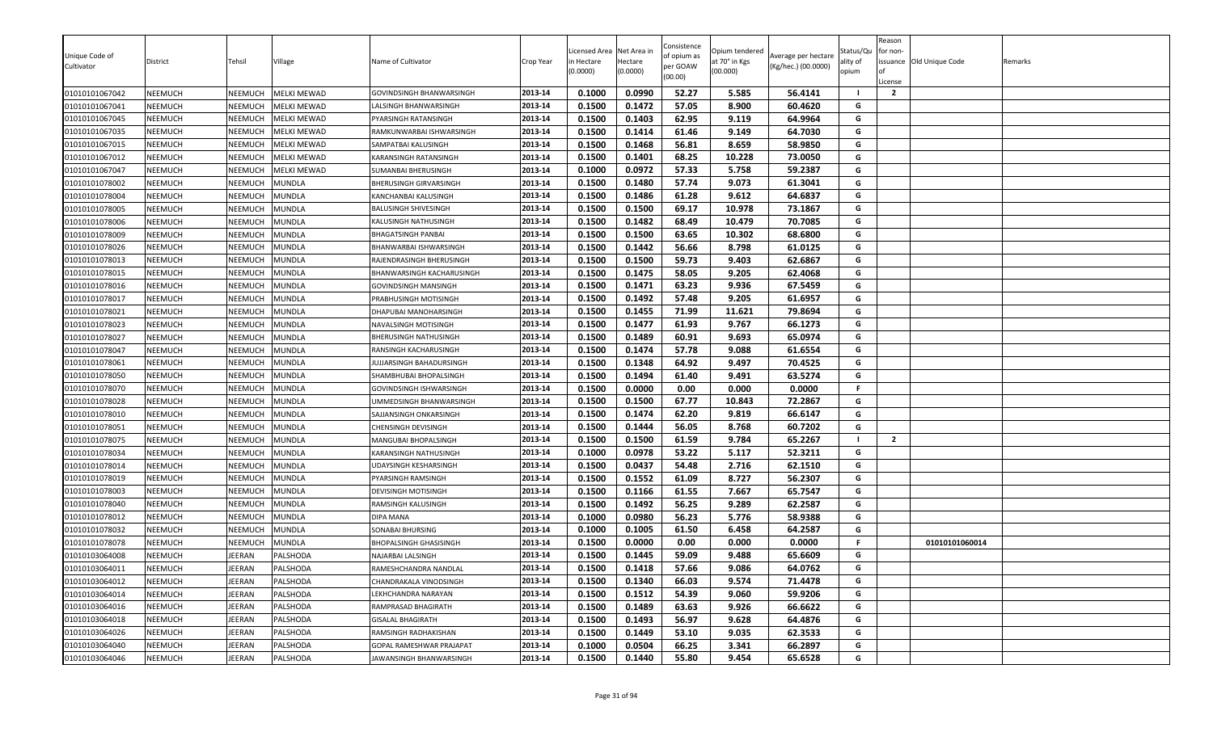| Unique Code of Cultivator | District | Tehsil | Village | Name of Cultivator | Crop Year | Licensed Area in Hectare (0.0000) | Net Area in Hectare (0.0000) | Consistence of opium as per GOAW (00.00) | Opium tendered at 70° in Kgs (00.000) | Average per hectare (Kg/hec.) (00.0000) | Status/Quality of opium | Reason for non-issuance of License | Old Unique Code | Remarks |
|---|---|---|---|---|---|---|---|---|---|---|---|---|---|---|
| 01010101067042 | NEEMUCH | NEEMUCH | MELKI MEWAD | GOVINDSINGH BHANWARSINGH | 2013-14 | 0.1000 | 0.0990 | 52.27 | 5.585 | 56.4141 | I | 2 | | |
| 01010101067041 | NEEMUCH | NEEMUCH | MELKI MEWAD | LALSINGH BHANWARSINGH | 2013-14 | 0.1500 | 0.1472 | 57.05 | 8.900 | 60.4620 | G | | | |
| 01010101067045 | NEEMUCH | NEEMUCH | MELKI MEWAD | PYARSINGH RATANSINGH | 2013-14 | 0.1500 | 0.1403 | 62.95 | 9.119 | 64.9964 | G | | | |
| 01010101067035 | NEEMUCH | NEEMUCH | MELKI MEWAD | RAMKUNWARBAI ISHWARSINGH | 2013-14 | 0.1500 | 0.1414 | 61.46 | 9.149 | 64.7030 | G | | | |
| 01010101067015 | NEEMUCH | NEEMUCH | MELKI MEWAD | SAMPATBAI KALUSINGH | 2013-14 | 0.1500 | 0.1468 | 56.81 | 8.659 | 58.9850 | G | | | |
| 01010101067012 | NEEMUCH | NEEMUCH | MELKI MEWAD | KARANSINGH RATANSINGH | 2013-14 | 0.1500 | 0.1401 | 68.25 | 10.228 | 73.0050 | G | | | |
| 01010101067047 | NEEMUCH | NEEMUCH | MELKI MEWAD | SUMANBAI BHERUSINGH | 2013-14 | 0.1000 | 0.0972 | 57.33 | 5.758 | 59.2387 | G | | | |
| 01010101078002 | NEEMUCH | NEEMUCH | MUNDLA | BHERUSINGH GIRVARSINGH | 2013-14 | 0.1500 | 0.1480 | 57.74 | 9.073 | 61.3041 | G | | | |
| 01010101078004 | NEEMUCH | NEEMUCH | MUNDLA | KANCHANBAI KALUSINGH | 2013-14 | 0.1500 | 0.1486 | 61.28 | 9.612 | 64.6837 | G | | | |
| 01010101078005 | NEEMUCH | NEEMUCH | MUNDLA | BALUSINGH SHIVESINGH | 2013-14 | 0.1500 | 0.1500 | 69.17 | 10.978 | 73.1867 | G | | | |
| 01010101078006 | NEEMUCH | NEEMUCH | MUNDLA | KALUSINGH NATHUSINGH | 2013-14 | 0.1500 | 0.1482 | 68.49 | 10.479 | 70.7085 | G | | | |
| 01010101078009 | NEEMUCH | NEEMUCH | MUNDLA | BHAGATSINGH PANBAI | 2013-14 | 0.1500 | 0.1500 | 63.65 | 10.302 | 68.6800 | G | | | |
| 01010101078026 | NEEMUCH | NEEMUCH | MUNDLA | BHANWARBAI ISHWARSINGH | 2013-14 | 0.1500 | 0.1442 | 56.66 | 8.798 | 61.0125 | G | | | |
| 01010101078013 | NEEMUCH | NEEMUCH | MUNDLA | RAJENDRASINGH BHERUSINGH | 2013-14 | 0.1500 | 0.1500 | 59.73 | 9.403 | 62.6867 | G | | | |
| 01010101078015 | NEEMUCH | NEEMUCH | MUNDLA | BHANWARSINGH KACHARUSINGH | 2013-14 | 0.1500 | 0.1475 | 58.05 | 9.205 | 62.4068 | G | | | |
| 01010101078016 | NEEMUCH | NEEMUCH | MUNDLA | GOVINDSINGH MANSINGH | 2013-14 | 0.1500 | 0.1471 | 63.23 | 9.936 | 67.5459 | G | | | |
| 01010101078017 | NEEMUCH | NEEMUCH | MUNDLA | PRABHUSINGH MOTISINGH | 2013-14 | 0.1500 | 0.1492 | 57.48 | 9.205 | 61.6957 | G | | | |
| 01010101078021 | NEEMUCH | NEEMUCH | MUNDLA | DHAPUBAI MANOHARSINGH | 2013-14 | 0.1500 | 0.1455 | 71.99 | 11.621 | 79.8694 | G | | | |
| 01010101078023 | NEEMUCH | NEEMUCH | MUNDLA | NAVALSINGH MOTISINGH | 2013-14 | 0.1500 | 0.1477 | 61.93 | 9.767 | 66.1273 | G | | | |
| 01010101078027 | NEEMUCH | NEEMUCH | MUNDLA | BHERUSINGH NATHUSINGH | 2013-14 | 0.1500 | 0.1489 | 60.91 | 9.693 | 65.0974 | G | | | |
| 01010101078047 | NEEMUCH | NEEMUCH | MUNDLA | RANSINGH KACHARUSINGH | 2013-14 | 0.1500 | 0.1474 | 57.78 | 9.088 | 61.6554 | G | | | |
| 01010101078061 | NEEMUCH | NEEMUCH | MUNDLA | JUJJARSINGH BAHADURSINGH | 2013-14 | 0.1500 | 0.1348 | 64.92 | 9.497 | 70.4525 | G | | | |
| 01010101078050 | NEEMUCH | NEEMUCH | MUNDLA | SHAMBHUBAI BHOPALSINGH | 2013-14 | 0.1500 | 0.1494 | 61.40 | 9.491 | 63.5274 | G | | | |
| 01010101078070 | NEEMUCH | NEEMUCH | MUNDLA | GOVINDSINGH ISHWARSINGH | 2013-14 | 0.1500 | 0.0000 | 0.00 | 0.000 | 0.0000 | F | | | |
| 01010101078028 | NEEMUCH | NEEMUCH | MUNDLA | UMMEDSINGH BHANWARSINGH | 2013-14 | 0.1500 | 0.1500 | 67.77 | 10.843 | 72.2867 | G | | | |
| 01010101078010 | NEEMUCH | NEEMUCH | MUNDLA | SAJJANSINGH ONKARSINGH | 2013-14 | 0.1500 | 0.1474 | 62.20 | 9.819 | 66.6147 | G | | | |
| 01010101078051 | NEEMUCH | NEEMUCH | MUNDLA | CHENSINGH DEVISINGH | 2013-14 | 0.1500 | 0.1444 | 56.05 | 8.768 | 60.7202 | G | | | |
| 01010101078075 | NEEMUCH | NEEMUCH | MUNDLA | MANGUBAI BHOPALSINGH | 2013-14 | 0.1500 | 0.1500 | 61.59 | 9.784 | 65.2267 | I | 2 | | |
| 01010101078034 | NEEMUCH | NEEMUCH | MUNDLA | KARANSINGH NATHUSINGH | 2013-14 | 0.1000 | 0.0978 | 53.22 | 5.117 | 52.3211 | G | | | |
| 01010101078014 | NEEMUCH | NEEMUCH | MUNDLA | UDAYSINGH KESHARSINGH | 2013-14 | 0.1500 | 0.0437 | 54.48 | 2.716 | 62.1510 | G | | | |
| 01010101078019 | NEEMUCH | NEEMUCH | MUNDLA | PYARSINGH RAMSINGH | 2013-14 | 0.1500 | 0.1552 | 61.09 | 8.727 | 56.2307 | G | | | |
| 01010101078003 | NEEMUCH | NEEMUCH | MUNDLA | DEVISINGH MOTISINGH | 2013-14 | 0.1500 | 0.1166 | 61.55 | 7.667 | 65.7547 | G | | | |
| 01010101078040 | NEEMUCH | NEEMUCH | MUNDLA | RAMSINGH KALUSINGH | 2013-14 | 0.1500 | 0.1492 | 56.25 | 9.289 | 62.2587 | G | | | |
| 01010101078012 | NEEMUCH | NEEMUCH | MUNDLA | DIPA MANA | 2013-14 | 0.1000 | 0.0980 | 56.23 | 5.776 | 58.9388 | G | | | |
| 01010101078032 | NEEMUCH | NEEMUCH | MUNDLA | SONABAI BHURSING | 2013-14 | 0.1000 | 0.1005 | 61.50 | 6.458 | 64.2587 | G | | | |
| 01010101078078 | NEEMUCH | NEEMUCH | MUNDLA | BHOPALSINGH GHASISINGH | 2013-14 | 0.1500 | 0.0000 | 0.00 | 0.000 | 0.0000 | F | | 01010101060014 | |
| 01010103064008 | NEEMUCH | JEERAN | PALSHODA | NAJARBAI LALSINGH | 2013-14 | 0.1500 | 0.1445 | 59.09 | 9.488 | 65.6609 | G | | | |
| 01010103064011 | NEEMUCH | JEERAN | PALSHODA | RAMESHCHANDRA NANDLAL | 2013-14 | 0.1500 | 0.1418 | 57.66 | 9.086 | 64.0762 | G | | | |
| 01010103064012 | NEEMUCH | JEERAN | PALSHODA | CHANDRAKALA VINODSINGH | 2013-14 | 0.1500 | 0.1340 | 66.03 | 9.574 | 71.4478 | G | | | |
| 01010103064014 | NEEMUCH | JEERAN | PALSHODA | LEKHCHANDRA NARAYAN | 2013-14 | 0.1500 | 0.1512 | 54.39 | 9.060 | 59.9206 | G | | | |
| 01010103064016 | NEEMUCH | JEERAN | PALSHODA | RAMPRASAD BHAGIRATH | 2013-14 | 0.1500 | 0.1489 | 63.63 | 9.926 | 66.6622 | G | | | |
| 01010103064018 | NEEMUCH | JEERAN | PALSHODA | GISALAL BHAGIRATH | 2013-14 | 0.1500 | 0.1493 | 56.97 | 9.628 | 64.4876 | G | | | |
| 01010103064026 | NEEMUCH | JEERAN | PALSHODA | RAMSINGH RADHAKISHAN | 2013-14 | 0.1500 | 0.1449 | 53.10 | 9.035 | 62.3533 | G | | | |
| 01010103064040 | NEEMUCH | JEERAN | PALSHODA | GOPAL RAMESHWAR PRAJAPAT | 2013-14 | 0.1000 | 0.0504 | 66.25 | 3.341 | 66.2897 | G | | | |
| 01010103064046 | NEEMUCH | JEERAN | PALSHODA | JAWANSINGH BHANWARSINGH | 2013-14 | 0.1500 | 0.1440 | 55.80 | 9.454 | 65.6528 | G | | | |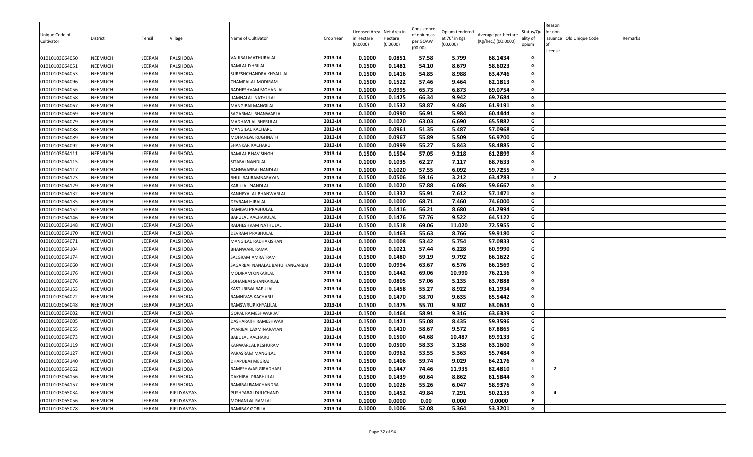| Unique Code of Cultivator | District | Tehsil | Village | Name of Cultivator | Crop Year | Licensed Area in Hectare (0.0000) | Net Area in Hectare (0.0000) | Consistence of opium as per GOAW (00.00) | Opium tendered at 70° in Kgs (00.000) | Average per hectare (Kg/hec.) (00.0000) | Status/Quality of opium | Reason for non-issuance of License | Old Unique Code | Remarks |
|---|---|---|---|---|---|---|---|---|---|---|---|---|---|---|
| 01010103064050 | NEEMUCH | JEERAN | PALSHODA | VAJJIBAI MATHURALAL | 2013-14 | 0.1000 | 0.0851 | 57.58 | 5.799 | 68.1434 | G | | | |
| 01010103064051 | NEEMUCH | JEERAN | PALSHODA | RAMLAL DHRILAL | 2013-14 | 0.1500 | 0.1481 | 54.10 | 8.679 | 58.6023 | G | | | |
| 01010103064053 | NEEMUCH | JEERAN | PALSHODA | SURESHCHANDRA KHYALILAL | 2013-14 | 0.1500 | 0.1416 | 54.85 | 8.988 | 63.4746 | G | | | |
| 01010103064096 | NEEMUCH | JEERAN | PALSHODA | CHAMPALAL MODIRAM | 2013-14 | 0.1500 | 0.1522 | 57.46 | 9.464 | 62.1813 | G | | | |
| 01010103064056 | NEEMUCH | JEERAN | PALSHODA | RADHESHYAM MOHANLAL | 2013-14 | 0.1000 | 0.0995 | 65.73 | 6.873 | 69.0754 | G | | | |
| 01010103064058 | NEEMUCH | JEERAN | PALSHODA | JAMNALAL NATHULAL | 2013-14 | 0.1500 | 0.1425 | 66.34 | 9.942 | 69.7684 | G | | | |
| 01010103064067 | NEEMUCH | JEERAN | PALSHODA | MANGIBAI MANGILAL | 2013-14 | 0.1500 | 0.1532 | 58.87 | 9.486 | 61.9191 | G | | | |
| 01010103064069 | NEEMUCH | JEERAN | PALSHODA | SAGARMAL BHANWARLAL | 2013-14 | 0.1000 | 0.0990 | 56.91 | 5.984 | 60.4444 | G | | | |
| 01010103064079 | NEEMUCH | JEERAN | PALSHODA | MADHAVLAL BHERULAL | 2013-14 | 0.1000 | 0.1020 | 63.03 | 6.690 | 65.5882 | G | | | |
| 01010103064088 | NEEMUCH | JEERAN | PALSHODA | MANGILAL KACHARU | 2013-14 | 0.1000 | 0.0961 | 51.35 | 5.487 | 57.0968 | G | | | |
| 01010103064089 | NEEMUCH | JEERAN | PALSHODA | MOHANLAL RUGHNATH | 2013-14 | 0.1000 | 0.0967 | 55.89 | 5.509 | 56.9700 | G | | | |
| 01010103064092 | NEEMUCH | JEERAN | PALSHODA | SHANKAR KACHARU | 2013-14 | 0.1000 | 0.0999 | 55.27 | 5.843 | 58.4885 | G | | | |
| 01010103064111 | NEEMUCH | JEERAN | PALSHODA | RAMLAL BHAV SINGH | 2013-14 | 0.1500 | 0.1504 | 57.05 | 9.218 | 61.2899 | G | | | |
| 01010103064115 | NEEMUCH | JEERAN | PALSHODA | SITABAI NANDLAL | 2013-14 | 0.1000 | 0.1035 | 62.27 | 7.117 | 68.7633 | G | | | |
| 01010103064117 | NEEMUCH | JEERAN | PALSHODA | BAHNWARBAI NANDLAL | 2013-14 | 0.1000 | 0.1020 | 57.55 | 6.092 | 59.7255 | G | | | |
| 01010103064123 | NEEMUCH | JEERAN | PALSHODA | BHULIBAI RAMNARAYAN | 2013-14 | 0.1500 | 0.0506 | 59.16 | 3.212 | 63.4783 | I | 2 | | |
| 01010103064129 | NEEMUCH | JEERAN | PALSHODA | KARULAL NANDLAL | 2013-14 | 0.1000 | 0.1020 | 57.88 | 6.086 | 59.6667 | G | | | |
| 01010103064132 | NEEMUCH | JEERAN | PALSHODA | KANHEYALAL BHANWARLAL | 2013-14 | 0.1500 | 0.1332 | 55.91 | 7.612 | 57.1471 | G | | | |
| 01010103064135 | NEEMUCH | JEERAN | PALSHODA | DEVRAM HIRALAL | 2013-14 | 0.1000 | 0.1000 | 68.71 | 7.460 | 74.6000 | G | | | |
| 01010103064152 | NEEMUCH | JEERAN | PALSHODA | RAMIBAI PRABHULAL | 2013-14 | 0.1500 | 0.1416 | 56.21 | 8.680 | 61.2994 | G | | | |
| 01010103064146 | NEEMUCH | JEERAN | PALSHODA | BAPULAL KACHARULAL | 2013-14 | 0.1500 | 0.1476 | 57.76 | 9.522 | 64.5122 | G | | | |
| 01010103064148 | NEEMUCH | JEERAN | PALSHODA | RADHESHYAM NATHULAL | 2013-14 | 0.1500 | 0.1518 | 69.06 | 11.020 | 72.5955 | G | | | |
| 01010103064170 | NEEMUCH | JEERAN | PALSHODA | DEVRAM PRABHULAL | 2013-14 | 0.1500 | 0.1463 | 55.63 | 8.766 | 59.9180 | G | | | |
| 01010103064071 | NEEMUCH | JEERAN | PALSHODA | MANGILAL RADHAKISHAN | 2013-14 | 0.1000 | 0.1008 | 53.42 | 5.754 | 57.0833 | G | | | |
| 01010103064104 | NEEMUCH | JEERAN | PALSHODA | BHANWARL RAMA | 2013-14 | 0.1000 | 0.1021 | 57.44 | 6.228 | 60.9990 | G | | | |
| 01010103064174 | NEEMUCH | JEERAN | PALSHODA | SALGRAM AMRATRAM | 2013-14 | 0.1500 | 0.1480 | 59.19 | 9.792 | 66.1622 | G | | | |
| 01010103064060 | NEEMUCH | JEERAN | PALSHODA | SAGARBAI NANALAL BAHU HANGARBAI | 2013-14 | 0.1000 | 0.0994 | 63.67 | 6.576 | 66.1569 | G | | | |
| 01010103064176 | NEEMUCH | JEERAN | PALSHODA | MODIRAM ONKARLAL | 2013-14 | 0.1500 | 0.1442 | 69.06 | 10.990 | 76.2136 | G | | | |
| 01010103064076 | NEEMUCH | JEERAN | PALSHODA | SOHANBAI SHANKARLAL | 2013-14 | 0.1000 | 0.0805 | 57.06 | 5.135 | 63.7888 | G | | | |
| 01010103064153 | NEEMUCH | JEERAN | PALSHODA | KASTURIBAI BAPULAL | 2013-14 | 0.1500 | 0.1458 | 55.27 | 8.922 | 61.1934 | G | | | |
| 01010103064022 | NEEMUCH | JEERAN | PALSHODA | RAMNIVAS KACHARU | 2013-14 | 0.1500 | 0.1470 | 58.70 | 9.635 | 65.5442 | G | | | |
| 01010103064048 | NEEMUCH | JEERAN | PALSHODA | RAMSWRUP KHYALILAL | 2013-14 | 0.1500 | 0.1475 | 55.70 | 9.302 | 63.0644 | G | | | |
| 01010103064002 | NEEMUCH | JEERAN | PALSHODA | GOPAL RAMESHWAR JAT | 2013-14 | 0.1500 | 0.1464 | 58.91 | 9.316 | 63.6339 | G | | | |
| 01010103064005 | NEEMUCH | JEERAN | PALSHODA | DASHARATH RAMESHWAR | 2013-14 | 0.1500 | 0.1421 | 55.08 | 8.435 | 59.3596 | G | | | |
| 01010103064055 | NEEMUCH | JEERAN | PALSHODA | PYARIBAI LAXMINARAYAN | 2013-14 | 0.1500 | 0.1410 | 58.67 | 9.572 | 67.8865 | G | | | |
| 01010103064073 | NEEMUCH | JEERAN | PALSHODA | BABULAL KACHARU | 2013-14 | 0.1500 | 0.1500 | 64.68 | 10.487 | 69.9133 | G | | | |
| 01010103064119 | NEEMUCH | JEERAN | PALSHODA | KANWARLAL KESHURAM | 2013-14 | 0.1000 | 0.0500 | 58.33 | 3.158 | 63.1600 | G | | | |
| 01010103064127 | NEEMUCH | JEERAN | PALSHODA | PARASRAM MANGILAL | 2013-14 | 0.1000 | 0.0962 | 53.55 | 5.363 | 55.7484 | G | | | |
| 01010103064140 | NEEMUCH | JEERAN | PALSHODA | DHAPUBAI MEGRAJ | 2013-14 | 0.1500 | 0.1406 | 59.74 | 9.029 | 64.2176 | G | | | |
| 01010103064062 | NEEMUCH | JEERAN | PALSHODA | RAMESHWAR GIRADHARI | 2013-14 | 0.1500 | 0.1447 | 74.46 | 11.935 | 82.4810 | I | 2 | | |
| 01010103064156 | NEEMUCH | JEERAN | PALSHODA | DAKHIBAI PRABHULAL | 2013-14 | 0.1500 | 0.1439 | 60.64 | 8.862 | 61.5844 | G | | | |
| 01010103064157 | NEEMUCH | JEERAN | PALSHODA | RAMIBAI RAMCHANDRA | 2013-14 | 0.1000 | 0.1026 | 55.26 | 6.047 | 58.9376 | G | | | |
| 01010103065034 | NEEMUCH | JEERAN | PIPLIYAVYAS | PUSHPABAI DULICHAND | 2013-14 | 0.1500 | 0.1452 | 49.84 | 7.291 | 50.2135 | G | 4 | | |
| 01010103065056 | NEEMUCH | JEERAN | PIPLIYAVYAS | MOHANLAL RAMLAL | 2013-14 | 0.1000 | 0.0000 | 0.00 | 0.000 | 0.0000 | F | | | |
| 01010103065078 | NEEMUCH | JEERAN | PIPLIYAVYAS | RAMIBAY GORILAL | 2013-14 | 0.1000 | 0.1006 | 52.08 | 5.364 | 53.3201 | G | | | |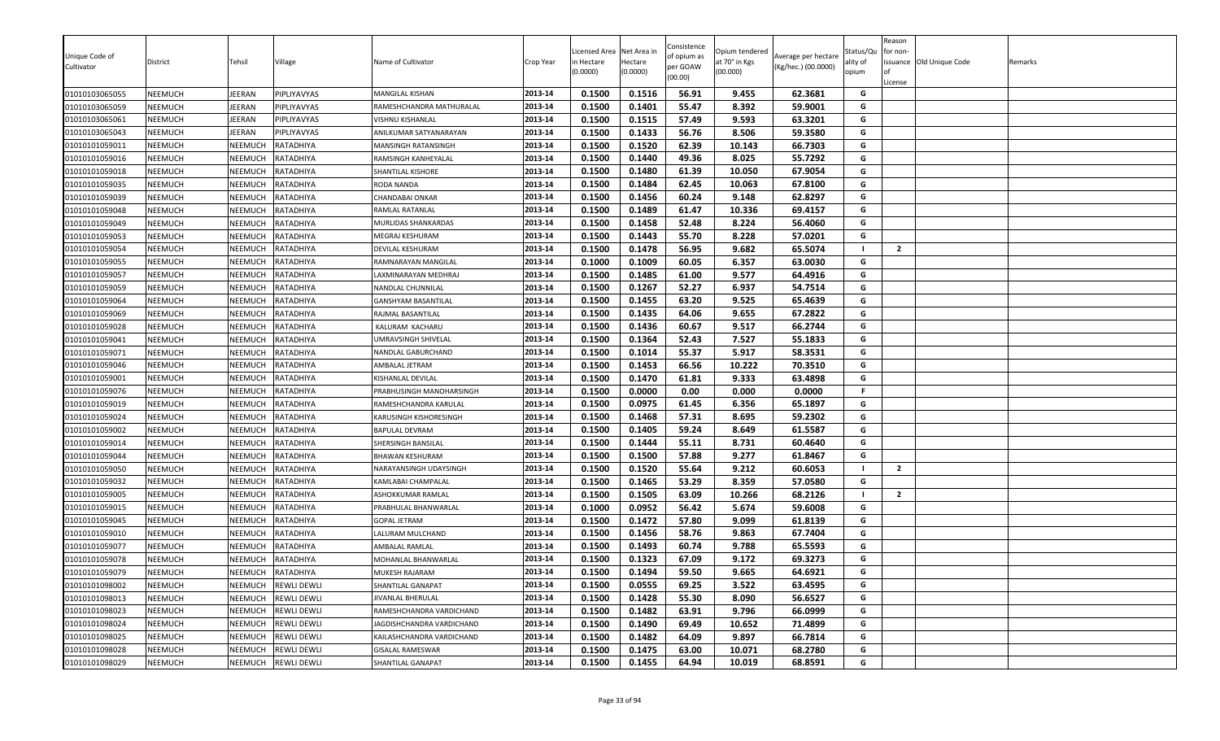| Unique Code of Cultivator | District | Tehsil | Village | Name of Cultivator | Crop Year | Licensed Area in Hectare (0.0000) | Net Area in Hectare (0.0000) | Consistence of opium as per GOAW (00.00) | Opium tendered at 70° in Kgs (00.000) | Average per hectare (Kg/hec.) (00.0000) | Status/Quality of opium | Reason for non-issuance of License | Old Unique Code | Remarks |
|---|---|---|---|---|---|---|---|---|---|---|---|---|---|---|
| 01010103065055 | NEEMUCH | JEERAN | PIPLIYAVYAS | MANGILAL KISHAN | 2013-14 | 0.1500 | 0.1516 | 56.91 | 9.455 | 62.3681 | G | | | |
| 01010103065059 | NEEMUCH | JEERAN | PIPLIYAVYAS | RAMESHCHANDRA MATHURALAL | 2013-14 | 0.1500 | 0.1401 | 55.47 | 8.392 | 59.9001 | G | | | |
| 01010103065061 | NEEMUCH | JEERAN | PIPLIYAVYAS | VISHNU KISHANLAL | 2013-14 | 0.1500 | 0.1515 | 57.49 | 9.593 | 63.3201 | G | | | |
| 01010103065043 | NEEMUCH | JEERAN | PIPLIYAVYAS | ANILKUMAR SATYANARAYAN | 2013-14 | 0.1500 | 0.1433 | 56.76 | 8.506 | 59.3580 | G | | | |
| 01010101059011 | NEEMUCH | NEEMUCH | RATADHIYA | MANSINGH RATANSINGH | 2013-14 | 0.1500 | 0.1520 | 62.39 | 10.143 | 66.7303 | G | | | |
| 01010101059016 | NEEMUCH | NEEMUCH | RATADHIYA | RAMSINGH KANHEYALAL | 2013-14 | 0.1500 | 0.1440 | 49.36 | 8.025 | 55.7292 | G | | | |
| 01010101059018 | NEEMUCH | NEEMUCH | RATADHIYA | SHANTILAL KISHORE | 2013-14 | 0.1500 | 0.1480 | 61.39 | 10.050 | 67.9054 | G | | | |
| 01010101059035 | NEEMUCH | NEEMUCH | RATADHIYA | RODA NANDA | 2013-14 | 0.1500 | 0.1484 | 62.45 | 10.063 | 67.8100 | G | | | |
| 01010101059039 | NEEMUCH | NEEMUCH | RATADHIYA | CHANDABAI ONKAR | 2013-14 | 0.1500 | 0.1456 | 60.24 | 9.148 | 62.8297 | G | | | |
| 01010101059048 | NEEMUCH | NEEMUCH | RATADHIYA | RAMLAL RATANLAL | 2013-14 | 0.1500 | 0.1489 | 61.47 | 10.336 | 69.4157 | G | | | |
| 01010101059049 | NEEMUCH | NEEMUCH | RATADHIYA | MURLIDAS SHANKARDAS | 2013-14 | 0.1500 | 0.1458 | 52.48 | 8.224 | 56.4060 | G | | | |
| 01010101059053 | NEEMUCH | NEEMUCH | RATADHIYA | MEGRAJ KESHURAM | 2013-14 | 0.1500 | 0.1443 | 55.70 | 8.228 | 57.0201 | G | | | |
| 01010101059054 | NEEMUCH | NEEMUCH | RATADHIYA | DEVILAL KESHURAM | 2013-14 | 0.1500 | 0.1478 | 56.95 | 9.682 | 65.5074 | I | 2 | | |
| 01010101059055 | NEEMUCH | NEEMUCH | RATADHIYA | RAMNARAYAN MANGILAL | 2013-14 | 0.1000 | 0.1009 | 60.05 | 6.357 | 63.0030 | G | | | |
| 01010101059057 | NEEMUCH | NEEMUCH | RATADHIYA | LAXMINARAYAN MEDHRAJ | 2013-14 | 0.1500 | 0.1485 | 61.00 | 9.577 | 64.4916 | G | | | |
| 01010101059059 | NEEMUCH | NEEMUCH | RATADHIYA | NANDLAL CHUNNILAL | 2013-14 | 0.1500 | 0.1267 | 52.27 | 6.937 | 54.7514 | G | | | |
| 01010101059064 | NEEMUCH | NEEMUCH | RATADHIYA | GANSHYAM BASANTILAL | 2013-14 | 0.1500 | 0.1455 | 63.20 | 9.525 | 65.4639 | G | | | |
| 01010101059069 | NEEMUCH | NEEMUCH | RATADHIYA | RAJMAL BASANTILAL | 2013-14 | 0.1500 | 0.1435 | 64.06 | 9.655 | 67.2822 | G | | | |
| 01010101059028 | NEEMUCH | NEEMUCH | RATADHIYA | KALURAM KACHARU | 2013-14 | 0.1500 | 0.1436 | 60.67 | 9.517 | 66.2744 | G | | | |
| 01010101059041 | NEEMUCH | NEEMUCH | RATADHIYA | UMRAVSINGH SHIVELAL | 2013-14 | 0.1500 | 0.1364 | 52.43 | 7.527 | 55.1833 | G | | | |
| 01010101059071 | NEEMUCH | NEEMUCH | RATADHIYA | NANDLAL GABURCHAND | 2013-14 | 0.1500 | 0.1014 | 55.37 | 5.917 | 58.3531 | G | | | |
| 01010101059046 | NEEMUCH | NEEMUCH | RATADHIYA | AMBALAL JETRAM | 2013-14 | 0.1500 | 0.1453 | 66.56 | 10.222 | 70.3510 | G | | | |
| 01010101059001 | NEEMUCH | NEEMUCH | RATADHIYA | KISHANLAL DEVILAL | 2013-14 | 0.1500 | 0.1470 | 61.81 | 9.333 | 63.4898 | G | | | |
| 01010101059076 | NEEMUCH | NEEMUCH | RATADHIYA | PRABHUSINGH MANOHARSINGH | 2013-14 | 0.1500 | 0.0000 | 0.00 | 0.000 | 0.0000 | F | | | |
| 01010101059019 | NEEMUCH | NEEMUCH | RATADHIYA | RAMESHCHANDRA KARULAL | 2013-14 | 0.1500 | 0.0975 | 61.45 | 6.356 | 65.1897 | G | | | |
| 01010101059024 | NEEMUCH | NEEMUCH | RATADHIYA | KARUSINGH KISHORESINGH | 2013-14 | 0.1500 | 0.1468 | 57.31 | 8.695 | 59.2302 | G | | | |
| 01010101059002 | NEEMUCH | NEEMUCH | RATADHIYA | BAPULAL DEVRAM | 2013-14 | 0.1500 | 0.1405 | 59.24 | 8.649 | 61.5587 | G | | | |
| 01010101059014 | NEEMUCH | NEEMUCH | RATADHIYA | SHERSINGH BANSILAL | 2013-14 | 0.1500 | 0.1444 | 55.11 | 8.731 | 60.4640 | G | | | |
| 01010101059044 | NEEMUCH | NEEMUCH | RATADHIYA | BHAWAN KESHURAM | 2013-14 | 0.1500 | 0.1500 | 57.88 | 9.277 | 61.8467 | G | | | |
| 01010101059050 | NEEMUCH | NEEMUCH | RATADHIYA | NARAYANSINGH UDAYSINGH | 2013-14 | 0.1500 | 0.1520 | 55.64 | 9.212 | 60.6053 | I | 2 | | |
| 01010101059032 | NEEMUCH | NEEMUCH | RATADHIYA | KAMLABAI CHAMPALAL | 2013-14 | 0.1500 | 0.1465 | 53.29 | 8.359 | 57.0580 | G | | | |
| 01010101059005 | NEEMUCH | NEEMUCH | RATADHIYA | ASHOKKUMAR RAMLAL | 2013-14 | 0.1500 | 0.1505 | 63.09 | 10.266 | 68.2126 | I | 2 | | |
| 01010101059015 | NEEMUCH | NEEMUCH | RATADHIYA | PRABHULAL BHANWARLAL | 2013-14 | 0.1000 | 0.0952 | 56.42 | 5.674 | 59.6008 | G | | | |
| 01010101059045 | NEEMUCH | NEEMUCH | RATADHIYA | GOPAL JETRAM | 2013-14 | 0.1500 | 0.1472 | 57.80 | 9.099 | 61.8139 | G | | | |
| 01010101059010 | NEEMUCH | NEEMUCH | RATADHIYA | LALURAM MULCHAND | 2013-14 | 0.1500 | 0.1456 | 58.76 | 9.863 | 67.7404 | G | | | |
| 01010101059077 | NEEMUCH | NEEMUCH | RATADHIYA | AMBALAL RAMLAL | 2013-14 | 0.1500 | 0.1493 | 60.74 | 9.788 | 65.5593 | G | | | |
| 01010101059078 | NEEMUCH | NEEMUCH | RATADHIYA | MOHANLAL BHANWARLAL | 2013-14 | 0.1500 | 0.1323 | 67.09 | 9.172 | 69.3273 | G | | | |
| 01010101059079 | NEEMUCH | NEEMUCH | RATADHIYA | MUKESH RAJARAM | 2013-14 | 0.1500 | 0.1494 | 59.50 | 9.665 | 64.6921 | G | | | |
| 01010101098002 | NEEMUCH | NEEMUCH | REWLI DEWLI | SHANTILAL GANAPAT | 2013-14 | 0.1500 | 0.0555 | 69.25 | 3.522 | 63.4595 | G | | | |
| 01010101098013 | NEEMUCH | NEEMUCH | REWLI DEWLI | JIVANLAL BHERULAL | 2013-14 | 0.1500 | 0.1428 | 55.30 | 8.090 | 56.6527 | G | | | |
| 01010101098023 | NEEMUCH | NEEMUCH | REWLI DEWLI | RAMESHCHANDRA VARDICHAND | 2013-14 | 0.1500 | 0.1482 | 63.91 | 9.796 | 66.0999 | G | | | |
| 01010101098024 | NEEMUCH | NEEMUCH | REWLI DEWLI | JAGDISHCHANDRA VARDICHAND | 2013-14 | 0.1500 | 0.1490 | 69.49 | 10.652 | 71.4899 | G | | | |
| 01010101098025 | NEEMUCH | NEEMUCH | REWLI DEWLI | KAILASHCHANDRA VARDICHAND | 2013-14 | 0.1500 | 0.1482 | 64.09 | 9.897 | 66.7814 | G | | | |
| 01010101098028 | NEEMUCH | NEEMUCH | REWLI DEWLI | GISALAL RAMESWAR | 2013-14 | 0.1500 | 0.1475 | 63.00 | 10.071 | 68.2780 | G | | | |
| 01010101098029 | NEEMUCH | NEEMUCH | REWLI DEWLI | SHANTILAL GANAPAT | 2013-14 | 0.1500 | 0.1455 | 64.94 | 10.019 | 68.8591 | G | | | |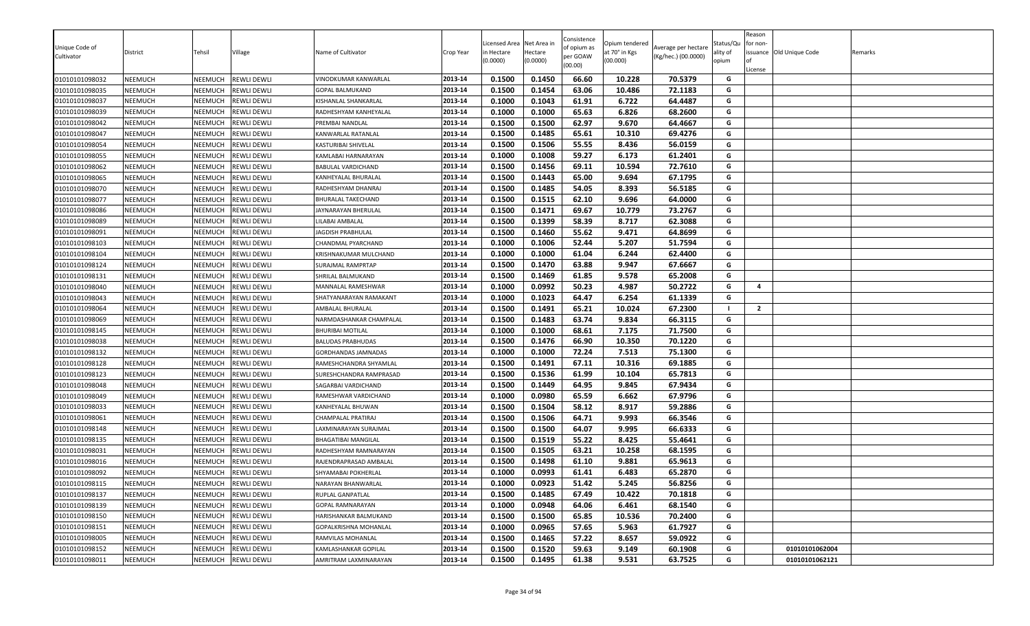| Unique Code of Cultivator | District | Tehsil | Village | Name of Cultivator | Crop Year | Licensed Area in Hectare (0.0000) | Net Area in Hectare (0.0000) | Consistence of opium as per GOAW (00.00) | Opium tendered at 70° in Kgs (00.000) | Average per hectare (Kg/hec.) (00.0000) | Status/Quality of opium | Reason for non-issuance of License | Old Unique Code | Remarks |
|---|---|---|---|---|---|---|---|---|---|---|---|---|---|---|
| 01010101098032 | NEEMUCH | NEEMUCH | REWLI DEWLI | VINODKUMAR KANWARLAL | 2013-14 | 0.1500 | 0.1450 | 66.60 | 10.228 | 70.5379 | G | | | |
| 01010101098035 | NEEMUCH | NEEMUCH | REWLI DEWLI | GOPAL BALMUKAND | 2013-14 | 0.1500 | 0.1454 | 63.06 | 10.486 | 72.1183 | G | | | |
| 01010101098037 | NEEMUCH | NEEMUCH | REWLI DEWLI | KISHANLAL SHANKARLAL | 2013-14 | 0.1000 | 0.1043 | 61.91 | 6.722 | 64.4487 | G | | | |
| 01010101098039 | NEEMUCH | NEEMUCH | REWLI DEWLI | RADHESHYAM KANHEYALAL | 2013-14 | 0.1000 | 0.1000 | 65.63 | 6.826 | 68.2600 | G | | | |
| 01010101098042 | NEEMUCH | NEEMUCH | REWLI DEWLI | PREMBAI NANDLAL | 2013-14 | 0.1500 | 0.1500 | 62.97 | 9.670 | 64.4667 | G | | | |
| 01010101098047 | NEEMUCH | NEEMUCH | REWLI DEWLI | KANWARLAL RATANLAL | 2013-14 | 0.1500 | 0.1485 | 65.61 | 10.310 | 69.4276 | G | | | |
| 01010101098054 | NEEMUCH | NEEMUCH | REWLI DEWLI | KASTURIBAI SHIVELAL | 2013-14 | 0.1500 | 0.1506 | 55.55 | 8.436 | 56.0159 | G | | | |
| 01010101098055 | NEEMUCH | NEEMUCH | REWLI DEWLI | KAMLABAI HARNARAYAN | 2013-14 | 0.1000 | 0.1008 | 59.27 | 6.173 | 61.2401 | G | | | |
| 01010101098062 | NEEMUCH | NEEMUCH | REWLI DEWLI | BABULAL VARDICHAND | 2013-14 | 0.1500 | 0.1456 | 69.11 | 10.594 | 72.7610 | G | | | |
| 01010101098065 | NEEMUCH | NEEMUCH | REWLI DEWLI | KANHEYALAL BHURALAL | 2013-14 | 0.1500 | 0.1443 | 65.00 | 9.694 | 67.1795 | G | | | |
| 01010101098070 | NEEMUCH | NEEMUCH | REWLI DEWLI | RADHESHYAM DHANRAJ | 2013-14 | 0.1500 | 0.1485 | 54.05 | 8.393 | 56.5185 | G | | | |
| 01010101098077 | NEEMUCH | NEEMUCH | REWLI DEWLI | BHURALAL TAKECHAND | 2013-14 | 0.1500 | 0.1515 | 62.10 | 9.696 | 64.0000 | G | | | |
| 01010101098086 | NEEMUCH | NEEMUCH | REWLI DEWLI | JAYNARAYAN BHERULAL | 2013-14 | 0.1500 | 0.1471 | 69.67 | 10.779 | 73.2767 | G | | | |
| 01010101098089 | NEEMUCH | NEEMUCH | REWLI DEWLI | LILABAI AMBALAL | 2013-14 | 0.1500 | 0.1399 | 58.39 | 8.717 | 62.3088 | G | | | |
| 01010101098091 | NEEMUCH | NEEMUCH | REWLI DEWLI | JAGDISH PRABHULAL | 2013-14 | 0.1500 | 0.1460 | 55.62 | 9.471 | 64.8699 | G | | | |
| 01010101098103 | NEEMUCH | NEEMUCH | REWLI DEWLI | CHANDMAL PYARCHAND | 2013-14 | 0.1000 | 0.1006 | 52.44 | 5.207 | 51.7594 | G | | | |
| 01010101098104 | NEEMUCH | NEEMUCH | REWLI DEWLI | KRISHNAKUMAR MULCHAND | 2013-14 | 0.1000 | 0.1000 | 61.04 | 6.244 | 62.4400 | G | | | |
| 01010101098124 | NEEMUCH | NEEMUCH | REWLI DEWLI | SURAJMAL RAMPRTAP | 2013-14 | 0.1500 | 0.1470 | 63.88 | 9.947 | 67.6667 | G | | | |
| 01010101098131 | NEEMUCH | NEEMUCH | REWLI DEWLI | SHRILAL BALMUKAND | 2013-14 | 0.1500 | 0.1469 | 61.85 | 9.578 | 65.2008 | G | | | |
| 01010101098040 | NEEMUCH | NEEMUCH | REWLI DEWLI | MANNALAL RAMESHWAR | 2013-14 | 0.1000 | 0.0992 | 50.23 | 4.987 | 50.2722 | G | 4 | | |
| 01010101098043 | NEEMUCH | NEEMUCH | REWLI DEWLI | SHATYANARAYAN RAMAKANT | 2013-14 | 0.1000 | 0.1023 | 64.47 | 6.254 | 61.1339 | G | | | |
| 01010101098064 | NEEMUCH | NEEMUCH | REWLI DEWLI | AMBALAL BHURALAL | 2013-14 | 0.1500 | 0.1491 | 65.21 | 10.024 | 67.2300 | I | 2 | | |
| 01010101098069 | NEEMUCH | NEEMUCH | REWLI DEWLI | NARMDASHANKAR CHAMPALAL | 2013-14 | 0.1500 | 0.1483 | 63.74 | 9.834 | 66.3115 | G | | | |
| 01010101098145 | NEEMUCH | NEEMUCH | REWLI DEWLI | BHURIBAI MOTILAL | 2013-14 | 0.1000 | 0.1000 | 68.61 | 7.175 | 71.7500 | G | | | |
| 01010101098038 | NEEMUCH | NEEMUCH | REWLI DEWLI | BALUDAS PRABHUDAS | 2013-14 | 0.1500 | 0.1476 | 66.90 | 10.350 | 70.1220 | G | | | |
| 01010101098132 | NEEMUCH | NEEMUCH | REWLI DEWLI | GORDHANDAS JAMNADAS | 2013-14 | 0.1000 | 0.1000 | 72.24 | 7.513 | 75.1300 | G | | | |
| 01010101098128 | NEEMUCH | NEEMUCH | REWLI DEWLI | RAMESHCHANDRA SHYAMLAL | 2013-14 | 0.1500 | 0.1491 | 67.11 | 10.316 | 69.1885 | G | | | |
| 01010101098123 | NEEMUCH | NEEMUCH | REWLI DEWLI | SURESHCHANDRA RAMPRASAD | 2013-14 | 0.1500 | 0.1536 | 61.99 | 10.104 | 65.7813 | G | | | |
| 01010101098048 | NEEMUCH | NEEMUCH | REWLI DEWLI | SAGARBAI VARDICHAND | 2013-14 | 0.1500 | 0.1449 | 64.95 | 9.845 | 67.9434 | G | | | |
| 01010101098049 | NEEMUCH | NEEMUCH | REWLI DEWLI | RAMESHWAR VARDICHAND | 2013-14 | 0.1000 | 0.0980 | 65.59 | 6.662 | 67.9796 | G | | | |
| 01010101098033 | NEEMUCH | NEEMUCH | REWLI DEWLI | KANHEYALAL BHUWAN | 2013-14 | 0.1500 | 0.1504 | 58.12 | 8.917 | 59.2886 | G | | | |
| 01010101098061 | NEEMUCH | NEEMUCH | REWLI DEWLI | CHAMPALAL PRATIRAJ | 2013-14 | 0.1500 | 0.1506 | 64.71 | 9.993 | 66.3546 | G | | | |
| 01010101098148 | NEEMUCH | NEEMUCH | REWLI DEWLI | LAXMINARAYAN SURAJMAL | 2013-14 | 0.1500 | 0.1500 | 64.07 | 9.995 | 66.6333 | G | | | |
| 01010101098135 | NEEMUCH | NEEMUCH | REWLI DEWLI | BHAGATIBAI MANGILAL | 2013-14 | 0.1500 | 0.1519 | 55.22 | 8.425 | 55.4641 | G | | | |
| 01010101098031 | NEEMUCH | NEEMUCH | REWLI DEWLI | RADHESHYAM RAMNARAYAN | 2013-14 | 0.1500 | 0.1505 | 63.21 | 10.258 | 68.1595 | G | | | |
| 01010101098016 | NEEMUCH | NEEMUCH | REWLI DEWLI | RAJENDRAPRASAD AMBALAL | 2013-14 | 0.1500 | 0.1498 | 61.10 | 9.881 | 65.9613 | G | | | |
| 01010101098092 | NEEMUCH | NEEMUCH | REWLI DEWLI | SHYAMABAI POKHERLAL | 2013-14 | 0.1000 | 0.0993 | 61.41 | 6.483 | 65.2870 | G | | | |
| 01010101098115 | NEEMUCH | NEEMUCH | REWLI DEWLI | NARAYAN BHANWARLAL | 2013-14 | 0.1000 | 0.0923 | 51.42 | 5.245 | 56.8256 | G | | | |
| 01010101098137 | NEEMUCH | NEEMUCH | REWLI DEWLI | RUPLAL GANPATLAL | 2013-14 | 0.1500 | 0.1485 | 67.49 | 10.422 | 70.1818 | G | | | |
| 01010101098139 | NEEMUCH | NEEMUCH | REWLI DEWLI | GOPAL RAMNARAYAN | 2013-14 | 0.1000 | 0.0948 | 64.06 | 6.461 | 68.1540 | G | | | |
| 01010101098150 | NEEMUCH | NEEMUCH | REWLI DEWLI | HARISHANKAR BALMUKAND | 2013-14 | 0.1500 | 0.1500 | 65.85 | 10.536 | 70.2400 | G | | | |
| 01010101098151 | NEEMUCH | NEEMUCH | REWLI DEWLI | GOPALKRISHNA MOHANLAL | 2013-14 | 0.1000 | 0.0965 | 57.65 | 5.963 | 61.7927 | G | | | |
| 01010101098005 | NEEMUCH | NEEMUCH | REWLI DEWLI | RAMVILAS MOHANLAL | 2013-14 | 0.1500 | 0.1465 | 57.22 | 8.657 | 59.0922 | G | | | |
| 01010101098152 | NEEMUCH | NEEMUCH | REWLI DEWLI | KAMLASHANKAR GOPILAL | 2013-14 | 0.1500 | 0.1520 | 59.63 | 9.149 | 60.1908 | G | | 01010101062004 | |
| 01010101098011 | NEEMUCH | NEEMUCH | REWLI DEWLI | AMRITRAM LAXMINARAYAN | 2013-14 | 0.1500 | 0.1495 | 61.38 | 9.531 | 63.7525 | G | | 01010101062121 | |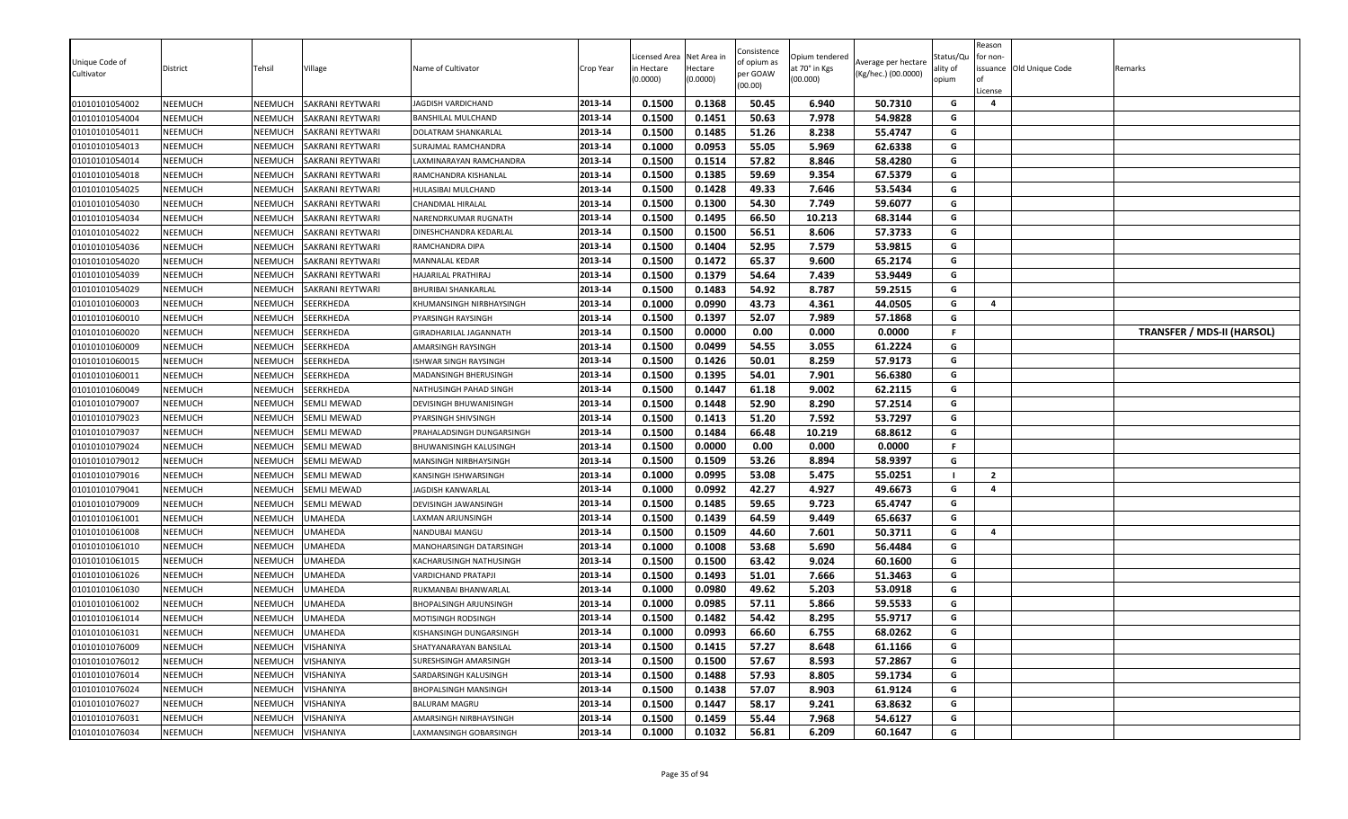| Unique Code of Cultivator | District | Tehsil | Village | Name of Cultivator | Crop Year | Licensed Area in Hectare (0.0000) | Net Area in Hectare (0.0000) | Consistence of opium as per GOAW (00.00) | Opium tendered at 70° in Kgs (00.000) | Average per hectare (Kg/hec.) (00.0000) | Status/Quality of opium | Reason for non-issuance of License | Old Unique Code | Remarks |
|---|---|---|---|---|---|---|---|---|---|---|---|---|---|---|
| 01010101054002 | NEEMUCH | NEEMUCH | SAKRANI REYTWARI | JAGDISH VARDICHAND | 2013-14 | 0.1500 | 0.1368 | 50.45 | 6.940 | 50.7310 | G | 4 | | |
| 01010101054004 | NEEMUCH | NEEMUCH | SAKRANI REYTWARI | BANSHILAL MULCHAND | 2013-14 | 0.1500 | 0.1451 | 50.63 | 7.978 | 54.9828 | G | | | |
| 01010101054011 | NEEMUCH | NEEMUCH | SAKRANI REYTWARI | DOLATRAM SHANKARLAL | 2013-14 | 0.1500 | 0.1485 | 51.26 | 8.238 | 55.4747 | G | | | |
| 01010101054013 | NEEMUCH | NEEMUCH | SAKRANI REYTWARI | SURAJMAL RAMCHANDRA | 2013-14 | 0.1000 | 0.0953 | 55.05 | 5.969 | 62.6338 | G | | | |
| 01010101054014 | NEEMUCH | NEEMUCH | SAKRANI REYTWARI | LAXMINARAYAN RAMCHANDRA | 2013-14 | 0.1500 | 0.1514 | 57.82 | 8.846 | 58.4280 | G | | | |
| 01010101054018 | NEEMUCH | NEEMUCH | SAKRANI REYTWARI | RAMCHANDRA KISHANLAL | 2013-14 | 0.1500 | 0.1385 | 59.69 | 9.354 | 67.5379 | G | | | |
| 01010101054025 | NEEMUCH | NEEMUCH | SAKRANI REYTWARI | HULASIBAI MULCHAND | 2013-14 | 0.1500 | 0.1428 | 49.33 | 7.646 | 53.5434 | G | | | |
| 01010101054030 | NEEMUCH | NEEMUCH | SAKRANI REYTWARI | CHANDMAL HIRALAL | 2013-14 | 0.1500 | 0.1300 | 54.30 | 7.749 | 59.6077 | G | | | |
| 01010101054034 | NEEMUCH | NEEMUCH | SAKRANI REYTWARI | NARENDRKUMAR RUGNATH | 2013-14 | 0.1500 | 0.1495 | 66.50 | 10.213 | 68.3144 | G | | | |
| 01010101054022 | NEEMUCH | NEEMUCH | SAKRANI REYTWARI | DINESHCHANDRA KEDARLAL | 2013-14 | 0.1500 | 0.1500 | 56.51 | 8.606 | 57.3733 | G | | | |
| 01010101054036 | NEEMUCH | NEEMUCH | SAKRANI REYTWARI | RAMCHANDRA DIPA | 2013-14 | 0.1500 | 0.1404 | 52.95 | 7.579 | 53.9815 | G | | | |
| 01010101054020 | NEEMUCH | NEEMUCH | SAKRANI REYTWARI | MANNALAL KEDAR | 2013-14 | 0.1500 | 0.1472 | 65.37 | 9.600 | 65.2174 | G | | | |
| 01010101054039 | NEEMUCH | NEEMUCH | SAKRANI REYTWARI | HAJARILAL PRATHIRAJ | 2013-14 | 0.1500 | 0.1379 | 54.64 | 7.439 | 53.9449 | G | | | |
| 01010101054029 | NEEMUCH | NEEMUCH | SAKRANI REYTWARI | BHURIBAI SHANKARLAL | 2013-14 | 0.1500 | 0.1483 | 54.92 | 8.787 | 59.2515 | G | | | |
| 01010101060003 | NEEMUCH | NEEMUCH | SEERKHEDA | KHUMANSINGH NIRBHAYSINGH | 2013-14 | 0.1000 | 0.0990 | 43.73 | 4.361 | 44.0505 | G | 4 | | |
| 01010101060010 | NEEMUCH | NEEMUCH | SEERKHEDA | PYARSINGH RAYSINGH | 2013-14 | 0.1500 | 0.1397 | 52.07 | 7.989 | 57.1868 | G | | | |
| 01010101060020 | NEEMUCH | NEEMUCH | SEERKHEDA | GIRADHARILAL JAGANNATH | 2013-14 | 0.1500 | 0.0000 | 0.00 | 0.000 | 0.0000 | F | | | **TRANSFER / MDS-II (HARSOL)** |
| 01010101060009 | NEEMUCH | NEEMUCH | SEERKHEDA | AMARSINGH RAYSINGH | 2013-14 | 0.1500 | 0.0499 | 54.55 | 3.055 | 61.2224 | G | | | |
| 01010101060015 | NEEMUCH | NEEMUCH | SEERKHEDA | ISHWAR SINGH RAYSINGH | 2013-14 | 0.1500 | 0.1426 | 50.01 | 8.259 | 57.9173 | G | | | |
| 01010101060011 | NEEMUCH | NEEMUCH | SEERKHEDA | MADANSINGH BHERUSINGH | 2013-14 | 0.1500 | 0.1395 | 54.01 | 7.901 | 56.6380 | G | | | |
| 01010101060049 | NEEMUCH | NEEMUCH | SEERKHEDA | NATHUSINGH PAHAD SINGH | 2013-14 | 0.1500 | 0.1447 | 61.18 | 9.002 | 62.2115 | G | | | |
| 01010101079007 | NEEMUCH | NEEMUCH | SEMLI MEWAD | DEVISINGH BHUWANISINGH | 2013-14 | 0.1500 | 0.1448 | 52.90 | 8.290 | 57.2514 | G | | | |
| 01010101079023 | NEEMUCH | NEEMUCH | SEMLI MEWAD | PYARSINGH SHIVSINGH | 2013-14 | 0.1500 | 0.1413 | 51.20 | 7.592 | 53.7297 | G | | | |
| 01010101079037 | NEEMUCH | NEEMUCH | SEMLI MEWAD | PRAHALADSINGH DUNGARSINGH | 2013-14 | 0.1500 | 0.1484 | 66.48 | 10.219 | 68.8612 | G | | | |
| 01010101079024 | NEEMUCH | NEEMUCH | SEMLI MEWAD | BHUWANISINGH KALUSINGH | 2013-14 | 0.1500 | 0.0000 | 0.00 | 0.000 | 0.0000 | F | | | |
| 01010101079012 | NEEMUCH | NEEMUCH | SEMLI MEWAD | MANSINGH NIRBHAYSINGH | 2013-14 | 0.1500 | 0.1509 | 53.26 | 8.894 | 58.9397 | G | | | |
| 01010101079016 | NEEMUCH | NEEMUCH | SEMLI MEWAD | KANSINGH ISHWARSINGH | 2013-14 | 0.1000 | 0.0995 | 53.08 | 5.475 | 55.0251 | I | 2 | | |
| 01010101079041 | NEEMUCH | NEEMUCH | SEMLI MEWAD | JAGDISH KANWARLAL | 2013-14 | 0.1000 | 0.0992 | 42.27 | 4.927 | 49.6673 | G | 4 | | |
| 01010101079009 | NEEMUCH | NEEMUCH | SEMLI MEWAD | DEVISINGH JAWANSINGH | 2013-14 | 0.1500 | 0.1485 | 59.65 | 9.723 | 65.4747 | G | | | |
| 01010101061001 | NEEMUCH | NEEMUCH | UMAHEDA | LAXMAN ARJUNSINGH | 2013-14 | 0.1500 | 0.1439 | 64.59 | 9.449 | 65.6637 | G | | | |
| 01010101061008 | NEEMUCH | NEEMUCH | UMAHEDA | NANDUBAI MANGU | 2013-14 | 0.1500 | 0.1509 | 44.60 | 7.601 | 50.3711 | G | 4 | | |
| 01010101061010 | NEEMUCH | NEEMUCH | UMAHEDA | MANOHARSINGH DATARSINGH | 2013-14 | 0.1000 | 0.1008 | 53.68 | 5.690 | 56.4484 | G | | | |
| 01010101061015 | NEEMUCH | NEEMUCH | UMAHEDA | KACHARUSINGH NATHUSINGH | 2013-14 | 0.1500 | 0.1500 | 63.42 | 9.024 | 60.1600 | G | | | |
| 01010101061026 | NEEMUCH | NEEMUCH | UMAHEDA | VARDICHAND PRATAPJI | 2013-14 | 0.1500 | 0.1493 | 51.01 | 7.666 | 51.3463 | G | | | |
| 01010101061030 | NEEMUCH | NEEMUCH | UMAHEDA | RUKMANBAI BHANWARLAL | 2013-14 | 0.1000 | 0.0980 | 49.62 | 5.203 | 53.0918 | G | | | |
| 01010101061002 | NEEMUCH | NEEMUCH | UMAHEDA | BHOPALSINGH ARJUNSINGH | 2013-14 | 0.1000 | 0.0985 | 57.11 | 5.866 | 59.5533 | G | | | |
| 01010101061014 | NEEMUCH | NEEMUCH | UMAHEDA | MOTISINGH RODSINGH | 2013-14 | 0.1500 | 0.1482 | 54.42 | 8.295 | 55.9717 | G | | | |
| 01010101061031 | NEEMUCH | NEEMUCH | UMAHEDA | KISHANSINGH DUNGARSINGH | 2013-14 | 0.1000 | 0.0993 | 66.60 | 6.755 | 68.0262 | G | | | |
| 01010101076009 | NEEMUCH | NEEMUCH | VISHANIYA | SHATYANARAYAN BANSILAL | 2013-14 | 0.1500 | 0.1415 | 57.27 | 8.648 | 61.1166 | G | | | |
| 01010101076012 | NEEMUCH | NEEMUCH | VISHANIYA | SURESHSINGH AMARSINGH | 2013-14 | 0.1500 | 0.1500 | 57.67 | 8.593 | 57.2867 | G | | | |
| 01010101076014 | NEEMUCH | NEEMUCH | VISHANIYA | SARDARSINGH KALUSINGH | 2013-14 | 0.1500 | 0.1488 | 57.93 | 8.805 | 59.1734 | G | | | |
| 01010101076024 | NEEMUCH | NEEMUCH | VISHANIYA | BHOPALSINGH MANSINGH | 2013-14 | 0.1500 | 0.1438 | 57.07 | 8.903 | 61.9124 | G | | | |
| 01010101076027 | NEEMUCH | NEEMUCH | VISHANIYA | BALURAM MAGRU | 2013-14 | 0.1500 | 0.1447 | 58.17 | 9.241 | 63.8632 | G | | | |
| 01010101076031 | NEEMUCH | NEEMUCH | VISHANIYA | AMARSINGH NIRBHAYSINGH | 2013-14 | 0.1500 | 0.1459 | 55.44 | 7.968 | 54.6127 | G | | | |
| 01010101076034 | NEEMUCH | NEEMUCH | VISHANIYA | LAXMANSINGH GOBARSINGH | 2013-14 | 0.1000 | 0.1032 | 56.81 | 6.209 | 60.1647 | G | | | |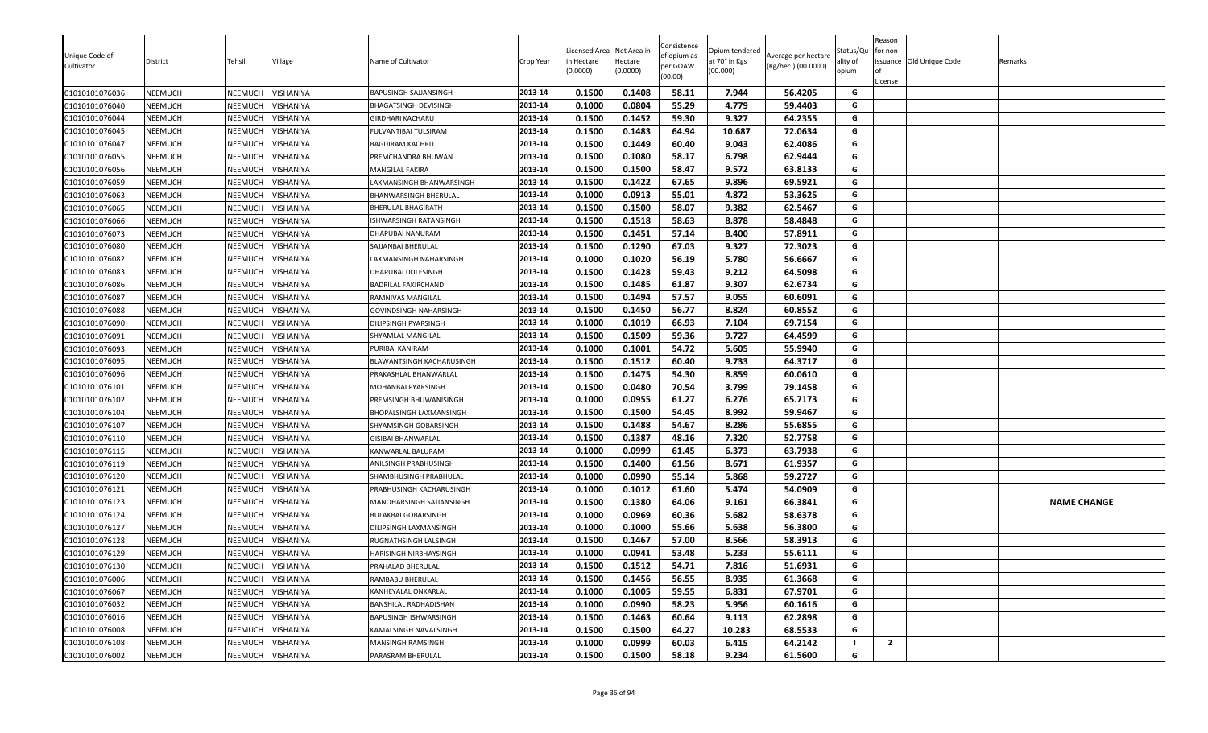| Unique Code of Cultivator | District | Tehsil | Village | Name of Cultivator | Crop Year | Licensed Area in Hectare (0.0000) | Net Area in Hectare (0.0000) | Consistence of opium as per GOAW (00.00) | Opium tendered at 70° in Kgs (00.000) | Average per hectare (Kg/hec.) (00.0000) | Status/Quality of opium | Reason for non-issuance of License | Old Unique Code | Remarks |
|---|---|---|---|---|---|---|---|---|---|---|---|---|---|---|
| 01010101076036 | NEEMUCH | NEEMUCH | VISHANIYA | BAPUSINGH SAJJANSINGH | 2013-14 | 0.1500 | 0.1408 | 58.11 | 7.944 | 56.4205 | G | | | |
| 01010101076040 | NEEMUCH | NEEMUCH | VISHANIYA | BHAGATSINGH DEVISINGH | 2013-14 | 0.1000 | 0.0804 | 55.29 | 4.779 | 59.4403 | G | | | |
| 01010101076044 | NEEMUCH | NEEMUCH | VISHANIYA | GIRDHARI KACHARU | 2013-14 | 0.1500 | 0.1452 | 59.30 | 9.327 | 64.2355 | G | | | |
| 01010101076045 | NEEMUCH | NEEMUCH | VISHANIYA | FULVANTIBAI TULSIRAM | 2013-14 | 0.1500 | 0.1483 | 64.94 | 10.687 | 72.0634 | G | | | |
| 01010101076047 | NEEMUCH | NEEMUCH | VISHANIYA | BAGDIRAM KACHRU | 2013-14 | 0.1500 | 0.1449 | 60.40 | 9.043 | 62.4086 | G | | | |
| 01010101076055 | NEEMUCH | NEEMUCH | VISHANIYA | PREMCHANDRA BHUWAN | 2013-14 | 0.1500 | 0.1080 | 58.17 | 6.798 | 62.9444 | G | | | |
| 01010101076056 | NEEMUCH | NEEMUCH | VISHANIYA | MANGILAL FAKIRA | 2013-14 | 0.1500 | 0.1500 | 58.47 | 9.572 | 63.8133 | G | | | |
| 01010101076059 | NEEMUCH | NEEMUCH | VISHANIYA | LAXMANSINGH BHANWARSINGH | 2013-14 | 0.1500 | 0.1422 | 67.65 | 9.896 | 69.5921 | G | | | |
| 01010101076063 | NEEMUCH | NEEMUCH | VISHANIYA | BHANWARSINGH BHERULAL | 2013-14 | 0.1000 | 0.0913 | 55.01 | 4.872 | 53.3625 | G | | | |
| 01010101076065 | NEEMUCH | NEEMUCH | VISHANIYA | BHERULAL BHAGIRATH | 2013-14 | 0.1500 | 0.1500 | 58.07 | 9.382 | 62.5467 | G | | | |
| 01010101076066 | NEEMUCH | NEEMUCH | VISHANIYA | ISHWARSINGH RATANSINGH | 2013-14 | 0.1500 | 0.1518 | 58.63 | 8.878 | 58.4848 | G | | | |
| 01010101076073 | NEEMUCH | NEEMUCH | VISHANIYA | DHAPUBAI NANURAM | 2013-14 | 0.1500 | 0.1451 | 57.14 | 8.400 | 57.8911 | G | | | |
| 01010101076080 | NEEMUCH | NEEMUCH | VISHANIYA | SAJJANBAI BHERULAL | 2013-14 | 0.1500 | 0.1290 | 67.03 | 9.327 | 72.3023 | G | | | |
| 01010101076082 | NEEMUCH | NEEMUCH | VISHANIYA | LAXMANSINGH NAHARSINGH | 2013-14 | 0.1000 | 0.1020 | 56.19 | 5.780 | 56.6667 | G | | | |
| 01010101076083 | NEEMUCH | NEEMUCH | VISHANIYA | DHAPUBAI DULESINGH | 2013-14 | 0.1500 | 0.1428 | 59.43 | 9.212 | 64.5098 | G | | | |
| 01010101076086 | NEEMUCH | NEEMUCH | VISHANIYA | BADRILAL FAKIRCHAND | 2013-14 | 0.1500 | 0.1485 | 61.87 | 9.307 | 62.6734 | G | | | |
| 01010101076087 | NEEMUCH | NEEMUCH | VISHANIYA | RAMNIVAS MANGILAL | 2013-14 | 0.1500 | 0.1494 | 57.57 | 9.055 | 60.6091 | G | | | |
| 01010101076088 | NEEMUCH | NEEMUCH | VISHANIYA | GOVINDSINGH NAHARSINGH | 2013-14 | 0.1500 | 0.1450 | 56.77 | 8.824 | 60.8552 | G | | | |
| 01010101076090 | NEEMUCH | NEEMUCH | VISHANIYA | DILIPSINGH PYARSINGH | 2013-14 | 0.1000 | 0.1019 | 66.93 | 7.104 | 69.7154 | G | | | |
| 01010101076091 | NEEMUCH | NEEMUCH | VISHANIYA | SHYAMLAL MANGILAL | 2013-14 | 0.1500 | 0.1509 | 59.36 | 9.727 | 64.4599 | G | | | |
| 01010101076093 | NEEMUCH | NEEMUCH | VISHANIYA | PURIBAI KANIRAM | 2013-14 | 0.1000 | 0.1001 | 54.72 | 5.605 | 55.9940 | G | | | |
| 01010101076095 | NEEMUCH | NEEMUCH | VISHANIYA | BLAWANTSINGH KACHARUSINGH | 2013-14 | 0.1500 | 0.1512 | 60.40 | 9.733 | 64.3717 | G | | | |
| 01010101076096 | NEEMUCH | NEEMUCH | VISHANIYA | PRAKASHLAL BHANWARLAL | 2013-14 | 0.1500 | 0.1475 | 54.30 | 8.859 | 60.0610 | G | | | |
| 01010101076101 | NEEMUCH | NEEMUCH | VISHANIYA | MOHANBAI PYARSINGH | 2013-14 | 0.1500 | 0.0480 | 70.54 | 3.799 | 79.1458 | G | | | |
| 01010101076102 | NEEMUCH | NEEMUCH | VISHANIYA | PREMSINGH BHUWANISINGH | 2013-14 | 0.1000 | 0.0955 | 61.27 | 6.276 | 65.7173 | G | | | |
| 01010101076104 | NEEMUCH | NEEMUCH | VISHANIYA | BHOPALSINGH LAXMANSINGH | 2013-14 | 0.1500 | 0.1500 | 54.45 | 8.992 | 59.9467 | G | | | |
| 01010101076107 | NEEMUCH | NEEMUCH | VISHANIYA | SHYAMSINGH GOBARSINGH | 2013-14 | 0.1500 | 0.1488 | 54.67 | 8.286 | 55.6855 | G | | | |
| 01010101076110 | NEEMUCH | NEEMUCH | VISHANIYA | GISIBAI BHANWARLAL | 2013-14 | 0.1500 | 0.1387 | 48.16 | 7.320 | 52.7758 | G | | | |
| 01010101076115 | NEEMUCH | NEEMUCH | VISHANIYA | KANWARLAL BALURAM | 2013-14 | 0.1000 | 0.0999 | 61.45 | 6.373 | 63.7938 | G | | | |
| 01010101076119 | NEEMUCH | NEEMUCH | VISHANIYA | ANILSINGH PRABHUSINGH | 2013-14 | 0.1500 | 0.1400 | 61.56 | 8.671 | 61.9357 | G | | | |
| 01010101076120 | NEEMUCH | NEEMUCH | VISHANIYA | SHAMBHUSINGH PRABHULAL | 2013-14 | 0.1000 | 0.0990 | 55.14 | 5.868 | 59.2727 | G | | | |
| 01010101076121 | NEEMUCH | NEEMUCH | VISHANIYA | PRABHUSINGH KACHARUSINGH | 2013-14 | 0.1000 | 0.1012 | 61.60 | 5.474 | 54.0909 | G | | | |
| 01010101076123 | NEEMUCH | NEEMUCH | VISHANIYA | MANOHARSINGH SAJJANSINGH | 2013-14 | 0.1500 | 0.1380 | 64.06 | 9.161 | 66.3841 | G | | | NAME CHANGE |
| 01010101076124 | NEEMUCH | NEEMUCH | VISHANIYA | BULAKBAI GOBARSINGH | 2013-14 | 0.1000 | 0.0969 | 60.36 | 5.682 | 58.6378 | G | | | |
| 01010101076127 | NEEMUCH | NEEMUCH | VISHANIYA | DILIPSINGH LAXMANSINGH | 2013-14 | 0.1000 | 0.1000 | 55.66 | 5.638 | 56.3800 | G | | | |
| 01010101076128 | NEEMUCH | NEEMUCH | VISHANIYA | RUGNATHSINGH LALSINGH | 2013-14 | 0.1500 | 0.1467 | 57.00 | 8.566 | 58.3913 | G | | | |
| 01010101076129 | NEEMUCH | NEEMUCH | VISHANIYA | HARISINGH NIRBHAYSINGH | 2013-14 | 0.1000 | 0.0941 | 53.48 | 5.233 | 55.6111 | G | | | |
| 01010101076130 | NEEMUCH | NEEMUCH | VISHANIYA | PRAHALAD BHERULAL | 2013-14 | 0.1500 | 0.1512 | 54.71 | 7.816 | 51.6931 | G | | | |
| 01010101076006 | NEEMUCH | NEEMUCH | VISHANIYA | RAMBABU BHERULAL | 2013-14 | 0.1500 | 0.1456 | 56.55 | 8.935 | 61.3668 | G | | | |
| 01010101076067 | NEEMUCH | NEEMUCH | VISHANIYA | KANHEYALAL ONKARLAL | 2013-14 | 0.1000 | 0.1005 | 59.55 | 6.831 | 67.9701 | G | | | |
| 01010101076032 | NEEMUCH | NEEMUCH | VISHANIYA | BANSHILAL RADHADISHAN | 2013-14 | 0.1000 | 0.0990 | 58.23 | 5.956 | 60.1616 | G | | | |
| 01010101076016 | NEEMUCH | NEEMUCH | VISHANIYA | BAPUSINGH ISHWARSINGH | 2013-14 | 0.1500 | 0.1463 | 60.64 | 9.113 | 62.2898 | G | | | |
| 01010101076008 | NEEMUCH | NEEMUCH | VISHANIYA | KAMALSINGH NAVALSINGH | 2013-14 | 0.1500 | 0.1500 | 64.27 | 10.283 | 68.5533 | G | | | |
| 01010101076108 | NEEMUCH | NEEMUCH | VISHANIYA | MANSINGH RAMSINGH | 2013-14 | 0.1000 | 0.0999 | 60.03 | 6.415 | 64.2142 | I | 2 | | |
| 01010101076002 | NEEMUCH | NEEMUCH | VISHANIYA | PARASRAM BHERULAL | 2013-14 | 0.1500 | 0.1500 | 58.18 | 9.234 | 61.5600 | G | | | |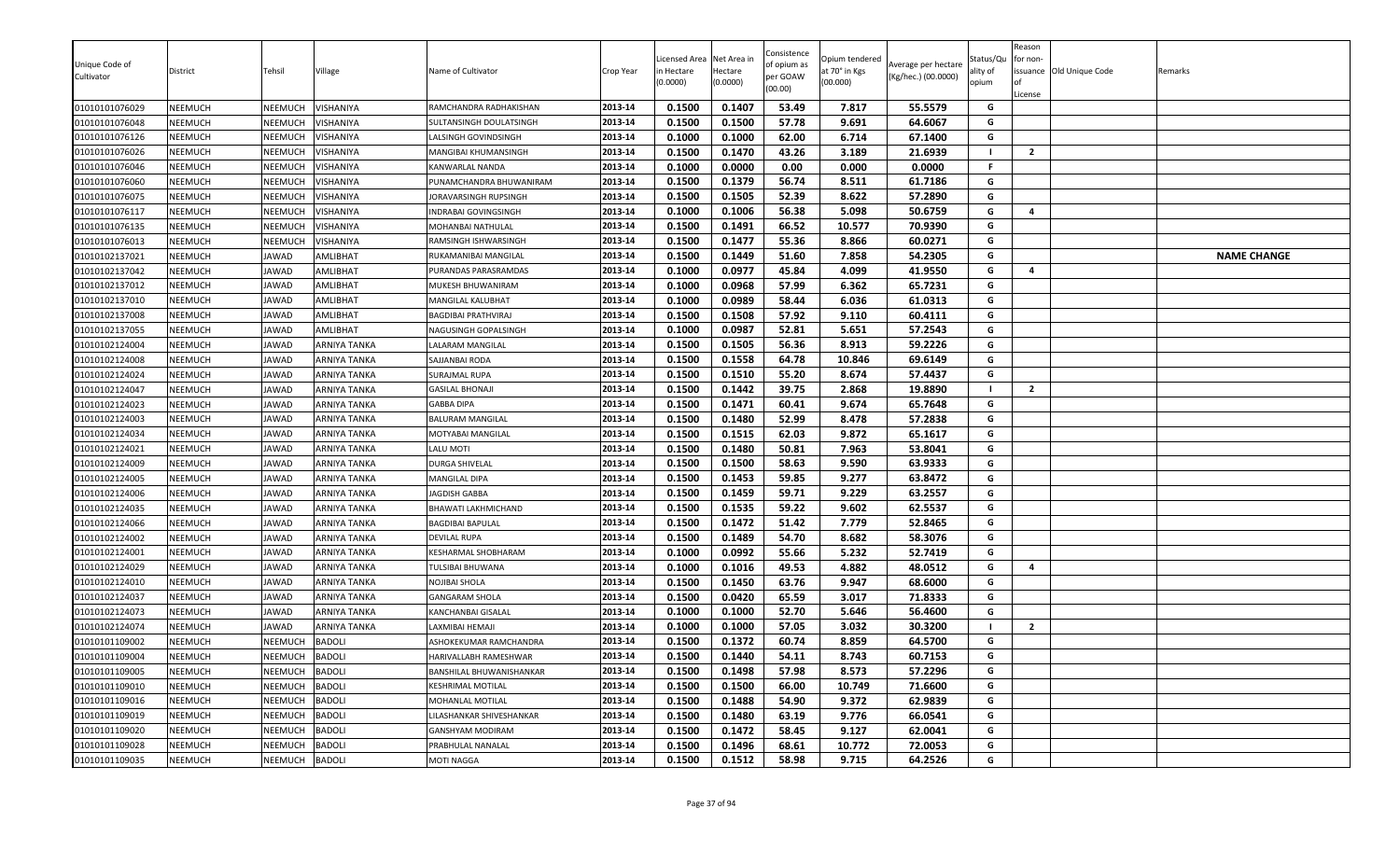| Unique Code of Cultivator | District | Tehsil | Village | Name of Cultivator | Crop Year | Licensed Area in Hectare (0.0000) | Net Area in Hectare (0.0000) | Consistence of opium as per GOAW (00.00) | Opium tendered at 70° in Kgs (00.000) | Average per hectare (Kg/hec.) (00.0000) | Status/Quality of opium | Reason for non-issuance of License | Old Unique Code | Remarks |
|---|---|---|---|---|---|---|---|---|---|---|---|---|---|---|
| 01010101076029 | NEEMUCH | NEEMUCH | VISHANIYA | RAMCHANDRA RADHAKISHAN | 2013-14 | 0.1500 | 0.1407 | 53.49 | 7.817 | 55.5579 | G | | | |
| 01010101076048 | NEEMUCH | NEEMUCH | VISHANIYA | SULTANSINGH DOULATSINGH | 2013-14 | 0.1500 | 0.1500 | 57.78 | 9.691 | 64.6067 | G | | | |
| 01010101076126 | NEEMUCH | NEEMUCH | VISHANIYA | LALSINGH GOVINDSINGH | 2013-14 | 0.1000 | 0.1000 | 62.00 | 6.714 | 67.1400 | G | | | |
| 01010101076026 | NEEMUCH | NEEMUCH | VISHANIYA | MANGIBAI KHUMANSINGH | 2013-14 | 0.1500 | 0.1470 | 43.26 | 3.189 | 21.6939 | I | 2 | | |
| 01010101076046 | NEEMUCH | NEEMUCH | VISHANIYA | KANWARLAL NANDA | 2013-14 | 0.1000 | 0.0000 | 0.00 | 0.000 | 0.0000 | F | | | |
| 01010101076060 | NEEMUCH | NEEMUCH | VISHANIYA | PUNAMCHANDRA BHUWANIRAM | 2013-14 | 0.1500 | 0.1379 | 56.74 | 8.511 | 61.7186 | G | | | |
| 01010101076075 | NEEMUCH | NEEMUCH | VISHANIYA | JORAVARSINGH RUPSINGH | 2013-14 | 0.1500 | 0.1505 | 52.39 | 8.622 | 57.2890 | G | | | |
| 01010101076117 | NEEMUCH | NEEMUCH | VISHANIYA | INDRABAI GOVINGSINGH | 2013-14 | 0.1000 | 0.1006 | 56.38 | 5.098 | 50.6759 | G | 4 | | |
| 01010101076135 | NEEMUCH | NEEMUCH | VISHANIYA | MOHANBAI NATHULAL | 2013-14 | 0.1500 | 0.1491 | 66.52 | 10.577 | 70.9390 | G | | | |
| 01010101076013 | NEEMUCH | NEEMUCH | VISHANIYA | RAMSINGH ISHWARSINGH | 2013-14 | 0.1500 | 0.1477 | 55.36 | 8.866 | 60.0271 | G | | | |
| 01010102137021 | NEEMUCH | JAWAD | AMLIBHAT | RUKAMANIBAI MANGILAL | 2013-14 | 0.1500 | 0.1449 | 51.60 | 7.858 | 54.2305 | G | | | NAME CHANGE |
| 01010102137042 | NEEMUCH | JAWAD | AMLIBHAT | PURANDAS PARASRAMDAS | 2013-14 | 0.1000 | 0.0977 | 45.84 | 4.099 | 41.9550 | G | 4 | | |
| 01010102137012 | NEEMUCH | JAWAD | AMLIBHAT | MUKESH BHUWANIRAM | 2013-14 | 0.1000 | 0.0968 | 57.99 | 6.362 | 65.7231 | G | | | |
| 01010102137010 | NEEMUCH | JAWAD | AMLIBHAT | MANGILAL KALUBHAT | 2013-14 | 0.1000 | 0.0989 | 58.44 | 6.036 | 61.0313 | G | | | |
| 01010102137008 | NEEMUCH | JAWAD | AMLIBHAT | BAGDIBAI PRATHVIRAJ | 2013-14 | 0.1500 | 0.1508 | 57.92 | 9.110 | 60.4111 | G | | | |
| 01010102137055 | NEEMUCH | JAWAD | AMLIBHAT | NAGUSINGH GOPALSINGH | 2013-14 | 0.1000 | 0.0987 | 52.81 | 5.651 | 57.2543 | G | | | |
| 01010102124004 | NEEMUCH | JAWAD | ARNIYA TANKA | LALARAM MANGILAL | 2013-14 | 0.1500 | 0.1505 | 56.36 | 8.913 | 59.2226 | G | | | |
| 01010102124008 | NEEMUCH | JAWAD | ARNIYA TANKA | SAJJANBAI RODA | 2013-14 | 0.1500 | 0.1558 | 64.78 | 10.846 | 69.6149 | G | | | |
| 01010102124024 | NEEMUCH | JAWAD | ARNIYA TANKA | SURAJMAL RUPA | 2013-14 | 0.1500 | 0.1510 | 55.20 | 8.674 | 57.4437 | G | | | |
| 01010102124047 | NEEMUCH | JAWAD | ARNIYA TANKA | GASILAL BHONAJI | 2013-14 | 0.1500 | 0.1442 | 39.75 | 2.868 | 19.8890 | I | 2 | | |
| 01010102124023 | NEEMUCH | JAWAD | ARNIYA TANKA | GABBA DIPA | 2013-14 | 0.1500 | 0.1471 | 60.41 | 9.674 | 65.7648 | G | | | |
| 01010102124003 | NEEMUCH | JAWAD | ARNIYA TANKA | BALURAM MANGILAL | 2013-14 | 0.1500 | 0.1480 | 52.99 | 8.478 | 57.2838 | G | | | |
| 01010102124034 | NEEMUCH | JAWAD | ARNIYA TANKA | MOTYABAI MANGILAL | 2013-14 | 0.1500 | 0.1515 | 62.03 | 9.872 | 65.1617 | G | | | |
| 01010102124021 | NEEMUCH | JAWAD | ARNIYA TANKA | LALU MOTI | 2013-14 | 0.1500 | 0.1480 | 50.81 | 7.963 | 53.8041 | G | | | |
| 01010102124009 | NEEMUCH | JAWAD | ARNIYA TANKA | DURGA SHIVELAL | 2013-14 | 0.1500 | 0.1500 | 58.63 | 9.590 | 63.9333 | G | | | |
| 01010102124005 | NEEMUCH | JAWAD | ARNIYA TANKA | MANGILAL DIPA | 2013-14 | 0.1500 | 0.1453 | 59.85 | 9.277 | 63.8472 | G | | | |
| 01010102124006 | NEEMUCH | JAWAD | ARNIYA TANKA | JAGDISH GABBA | 2013-14 | 0.1500 | 0.1459 | 59.71 | 9.229 | 63.2557 | G | | | |
| 01010102124035 | NEEMUCH | JAWAD | ARNIYA TANKA | BHAWATI LAKHMICHAND | 2013-14 | 0.1500 | 0.1535 | 59.22 | 9.602 | 62.5537 | G | | | |
| 01010102124066 | NEEMUCH | JAWAD | ARNIYA TANKA | BAGDIBAI BAPULAL | 2013-14 | 0.1500 | 0.1472 | 51.42 | 7.779 | 52.8465 | G | | | |
| 01010102124002 | NEEMUCH | JAWAD | ARNIYA TANKA | DEVILAL RUPA | 2013-14 | 0.1500 | 0.1489 | 54.70 | 8.682 | 58.3076 | G | | | |
| 01010102124001 | NEEMUCH | JAWAD | ARNIYA TANKA | KESHARMAL SHOBHARAM | 2013-14 | 0.1000 | 0.0992 | 55.66 | 5.232 | 52.7419 | G | | | |
| 01010102124029 | NEEMUCH | JAWAD | ARNIYA TANKA | TULSIBAI BHUWANA | 2013-14 | 0.1000 | 0.1016 | 49.53 | 4.882 | 48.0512 | G | 4 | | |
| 01010102124010 | NEEMUCH | JAWAD | ARNIYA TANKA | NOJIBAI SHOLA | 2013-14 | 0.1500 | 0.1450 | 63.76 | 9.947 | 68.6000 | G | | | |
| 01010102124037 | NEEMUCH | JAWAD | ARNIYA TANKA | GANGARAM SHOLA | 2013-14 | 0.1500 | 0.0420 | 65.59 | 3.017 | 71.8333 | G | | | |
| 01010102124073 | NEEMUCH | JAWAD | ARNIYA TANKA | KANCHANBAI GISALAL | 2013-14 | 0.1000 | 0.1000 | 52.70 | 5.646 | 56.4600 | G | | | |
| 01010102124074 | NEEMUCH | JAWAD | ARNIYA TANKA | LAXMIBAI HEMAJI | 2013-14 | 0.1000 | 0.1000 | 57.05 | 3.032 | 30.3200 | I | 2 | | |
| 01010101109002 | NEEMUCH | NEEMUCH | BADOLI | ASHOKEKUMAR RAMCHANDRA | 2013-14 | 0.1500 | 0.1372 | 60.74 | 8.859 | 64.5700 | G | | | |
| 01010101109004 | NEEMUCH | NEEMUCH | BADOLI | HARIVALLABH RAMESHWAR | 2013-14 | 0.1500 | 0.1440 | 54.11 | 8.743 | 60.7153 | G | | | |
| 01010101109005 | NEEMUCH | NEEMUCH | BADOLI | BANSHILAL BHUWANISHANKAR | 2013-14 | 0.1500 | 0.1498 | 57.98 | 8.573 | 57.2296 | G | | | |
| 01010101109010 | NEEMUCH | NEEMUCH | BADOLI | KESHRIMAL MOTILAL | 2013-14 | 0.1500 | 0.1500 | 66.00 | 10.749 | 71.6600 | G | | | |
| 01010101109016 | NEEMUCH | NEEMUCH | BADOLI | MOHANLAL MOTILAL | 2013-14 | 0.1500 | 0.1488 | 54.90 | 9.372 | 62.9839 | G | | | |
| 01010101109019 | NEEMUCH | NEEMUCH | BADOLI | LILASHANKAR SHIVESHANKAR | 2013-14 | 0.1500 | 0.1480 | 63.19 | 9.776 | 66.0541 | G | | | |
| 01010101109020 | NEEMUCH | NEEMUCH | BADOLI | GANSHYAM MODIRAM | 2013-14 | 0.1500 | 0.1472 | 58.45 | 9.127 | 62.0041 | G | | | |
| 01010101109028 | NEEMUCH | NEEMUCH | BADOLI | PRABHULAL NANALAL | 2013-14 | 0.1500 | 0.1496 | 68.61 | 10.772 | 72.0053 | G | | | |
| 01010101109035 | NEEMUCH | NEEMUCH | BADOLI | MOTI NAGGA | 2013-14 | 0.1500 | 0.1512 | 58.98 | 9.715 | 64.2526 | G | | | |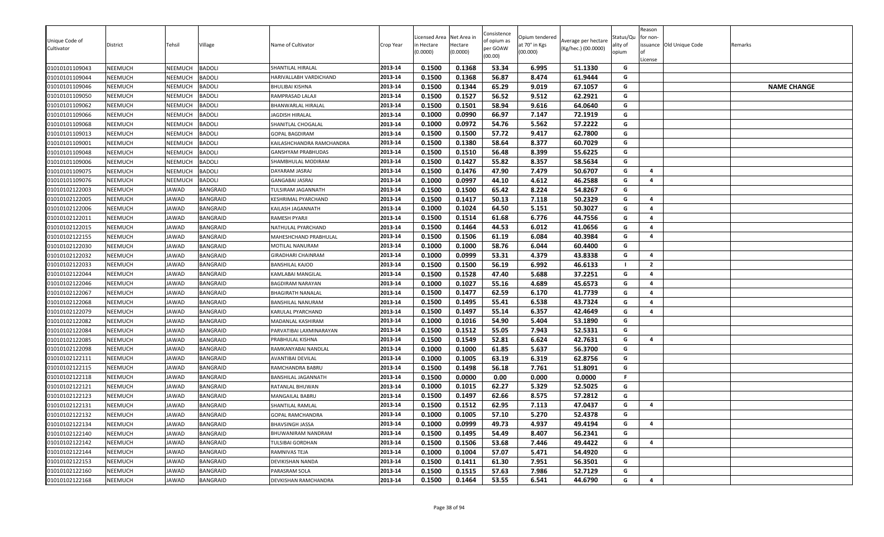| Unique Code of Cultivator | District | Tehsil | Village | Name of Cultivator | Crop Year | Licensed Area in Hectare (0.0000) | Net Area in Hectare (0.0000) | Consistence of opium as per GOAW (00.00) | Opium tendered at 70° in Kgs (00.000) | Average per hectare (Kg/hec.) (00.0000) | Status/Quality of opium | Reason for non-issuance of License | Old Unique Code | Remarks |
|---|---|---|---|---|---|---|---|---|---|---|---|---|---|---|
| 01010101109043 | NEEMUCH | NEEMUCH | BADOLI | SHANTILAL HIRALAL | 2013-14 | 0.1500 | 0.1368 | 53.34 | 6.995 | 51.1330 | G | | | |
| 01010101109044 | NEEMUCH | NEEMUCH | BADOLI | HARIVALLABH VARDICHAND | 2013-14 | 0.1500 | 0.1368 | 56.87 | 8.474 | 61.9444 | G | | | |
| 01010101109046 | NEEMUCH | NEEMUCH | BADOLI | BHULIBAI KISHNA | 2013-14 | 0.1500 | 0.1344 | 65.29 | 9.019 | 67.1057 | G | | | NAME CHANGE |
| 01010101109050 | NEEMUCH | NEEMUCH | BADOLI | RAMPRASAD LALAJI | 2013-14 | 0.1500 | 0.1527 | 56.52 | 9.512 | 62.2921 | G | | | |
| 01010101109062 | NEEMUCH | NEEMUCH | BADOLI | BHANWARLAL HIRALAL | 2013-14 | 0.1500 | 0.1501 | 58.94 | 9.616 | 64.0640 | G | | | |
| 01010101109066 | NEEMUCH | NEEMUCH | BADOLI | JAGDISH HIRALAL | 2013-14 | 0.1000 | 0.0990 | 66.97 | 7.147 | 72.1919 | G | | | |
| 01010101109068 | NEEMUCH | NEEMUCH | BADOLI | SHANITLAL CHOGALAL | 2013-14 | 0.1000 | 0.0972 | 54.76 | 5.562 | 57.2222 | G | | | |
| 01010101109013 | NEEMUCH | NEEMUCH | BADOLI | GOPAL BAGDIRAM | 2013-14 | 0.1500 | 0.1500 | 57.72 | 9.417 | 62.7800 | G | | | |
| 01010101109001 | NEEMUCH | NEEMUCH | BADOLI | KAILASHCHANDRA RAMCHANDRA | 2013-14 | 0.1500 | 0.1380 | 58.64 | 8.377 | 60.7029 | G | | | |
| 01010101109048 | NEEMUCH | NEEMUCH | BADOLI | GANSHYAM PRABHUDAS | 2013-14 | 0.1500 | 0.1510 | 56.48 | 8.399 | 55.6225 | G | | | |
| 01010101109006 | NEEMUCH | NEEMUCH | BADOLI | SHAMBHULAL MODIRAM | 2013-14 | 0.1500 | 0.1427 | 55.82 | 8.357 | 58.5634 | G | | | |
| 01010101109075 | NEEMUCH | NEEMUCH | BADOLI | DAYARAM JASRAJ | 2013-14 | 0.1500 | 0.1476 | 47.90 | 7.479 | 50.6707 | G | 4 | | |
| 01010101109076 | NEEMUCH | NEEMUCH | BADOLI | GANGABAI JASRAJ | 2013-14 | 0.1000 | 0.0997 | 44.10 | 4.612 | 46.2588 | G | 4 | | |
| 01010102122003 | NEEMUCH | JAWAD | BANGRAID | TULSIRAM JAGANNATH | 2013-14 | 0.1500 | 0.1500 | 65.42 | 8.224 | 54.8267 | G | | | |
| 01010102122005 | NEEMUCH | JAWAD | BANGRAID | KESHRIMAL PYARCHAND | 2013-14 | 0.1500 | 0.1417 | 50.13 | 7.118 | 50.2329 | G | 4 | | |
| 01010102122006 | NEEMUCH | JAWAD | BANGRAID | KAILASH JAGANNATH | 2013-14 | 0.1000 | 0.1024 | 64.50 | 5.151 | 50.3027 | G | 4 | | |
| 01010102122011 | NEEMUCH | JAWAD | BANGRAID | RAMESH PYARJI | 2013-14 | 0.1500 | 0.1514 | 61.68 | 6.776 | 44.7556 | G | 4 | | |
| 01010102122015 | NEEMUCH | JAWAD | BANGRAID | NATHULAL PYARCHAND | 2013-14 | 0.1500 | 0.1464 | 44.53 | 6.012 | 41.0656 | G | 4 | | |
| 01010102122155 | NEEMUCH | JAWAD | BANGRAID | MAHESHCHAND PRABHULAL | 2013-14 | 0.1500 | 0.1506 | 61.19 | 6.084 | 40.3984 | G | 4 | | |
| 01010102122030 | NEEMUCH | JAWAD | BANGRAID | MOTILAL NANURAM | 2013-14 | 0.1000 | 0.1000 | 58.76 | 6.044 | 60.4400 | G | | | |
| 01010102122032 | NEEMUCH | JAWAD | BANGRAID | GIRADHARI CHAINRAM | 2013-14 | 0.1000 | 0.0999 | 53.31 | 4.379 | 43.8338 | G | 4 | | |
| 01010102122033 | NEEMUCH | JAWAD | BANGRAID | BANSHILAL KAJOD | 2013-14 | 0.1500 | 0.1500 | 56.19 | 6.992 | 46.6133 | I | 2 | | |
| 01010102122044 | NEEMUCH | JAWAD | BANGRAID | KAMLABAI MANGILAL | 2013-14 | 0.1500 | 0.1528 | 47.40 | 5.688 | 37.2251 | G | 4 | | |
| 01010102122046 | NEEMUCH | JAWAD | BANGRAID | BAGDIRAM NARAYAN | 2013-14 | 0.1000 | 0.1027 | 55.16 | 4.689 | 45.6573 | G | 4 | | |
| 01010102122067 | NEEMUCH | JAWAD | BANGRAID | BHAGIRATH NANALAL | 2013-14 | 0.1500 | 0.1477 | 62.59 | 6.170 | 41.7739 | G | 4 | | |
| 01010102122068 | NEEMUCH | JAWAD | BANGRAID | BANSHILAL NANURAM | 2013-14 | 0.1500 | 0.1495 | 55.41 | 6.538 | 43.7324 | G | 4 | | |
| 01010102122079 | NEEMUCH | JAWAD | BANGRAID | KARULAL PYARCHAND | 2013-14 | 0.1500 | 0.1497 | 55.14 | 6.357 | 42.4649 | G | 4 | | |
| 01010102122082 | NEEMUCH | JAWAD | BANGRAID | MADANLAL KASHIRAM | 2013-14 | 0.1000 | 0.1016 | 54.90 | 5.404 | 53.1890 | G | | | |
| 01010102122084 | NEEMUCH | JAWAD | BANGRAID | PARVATIBAI LAXMINARAYAN | 2013-14 | 0.1500 | 0.1512 | 55.05 | 7.943 | 52.5331 | G | | | |
| 01010102122085 | NEEMUCH | JAWAD | BANGRAID | PRABHULAL KISHNA | 2013-14 | 0.1500 | 0.1549 | 52.81 | 6.624 | 42.7631 | G | 4 | | |
| 01010102122098 | NEEMUCH | JAWAD | BANGRAID | RAMKANYABAI NANDLAL | 2013-14 | 0.1000 | 0.1000 | 61.85 | 5.637 | 56.3700 | G | | | |
| 01010102122111 | NEEMUCH | JAWAD | BANGRAID | AVANTIBAI DEVILAL | 2013-14 | 0.1000 | 0.1005 | 63.19 | 6.319 | 62.8756 | G | | | |
| 01010102122115 | NEEMUCH | JAWAD | BANGRAID | RAMCHANDRA BABRU | 2013-14 | 0.1500 | 0.1498 | 56.18 | 7.761 | 51.8091 | G | | | |
| 01010102122118 | NEEMUCH | JAWAD | BANGRAID | BANSHILAL JAGANNATH | 2013-14 | 0.1500 | 0.0000 | 0.00 | 0.000 | 0.0000 | F | | | |
| 01010102122121 | NEEMUCH | JAWAD | BANGRAID | RATANLAL BHUWAN | 2013-14 | 0.1000 | 0.1015 | 62.27 | 5.329 | 52.5025 | G | | | |
| 01010102122123 | NEEMUCH | JAWAD | BANGRAID | MANGAILAL BABRU | 2013-14 | 0.1500 | 0.1497 | 62.66 | 8.575 | 57.2812 | G | | | |
| 01010102122131 | NEEMUCH | JAWAD | BANGRAID | SHANTILAL RAMLAL | 2013-14 | 0.1500 | 0.1512 | 62.95 | 7.113 | 47.0437 | G | 4 | | |
| 01010102122132 | NEEMUCH | JAWAD | BANGRAID | GOPAL RAMCHANDRA | 2013-14 | 0.1000 | 0.1005 | 57.10 | 5.270 | 52.4378 | G | | | |
| 01010102122134 | NEEMUCH | JAWAD | BANGRAID | BHAVSINGH JASSA | 2013-14 | 0.1000 | 0.0999 | 49.73 | 4.937 | 49.4194 | G | 4 | | |
| 01010102122140 | NEEMUCH | JAWAD | BANGRAID | BHUWANIRAM NANDRAM | 2013-14 | 0.1500 | 0.1495 | 54.49 | 8.407 | 56.2341 | G | | | |
| 01010102122142 | NEEMUCH | JAWAD | BANGRAID | TULSIBAI GORDHAN | 2013-14 | 0.1500 | 0.1506 | 53.68 | 7.446 | 49.4422 | G | 4 | | |
| 01010102122144 | NEEMUCH | JAWAD | BANGRAID | RAMNIVAS TEJA | 2013-14 | 0.1000 | 0.1004 | 57.07 | 5.471 | 54.4920 | G | | | |
| 01010102122153 | NEEMUCH | JAWAD | BANGRAID | DEVIKISHAN NANDA | 2013-14 | 0.1500 | 0.1411 | 61.30 | 7.951 | 56.3501 | G | | | |
| 01010102122160 | NEEMUCH | JAWAD | BANGRAID | PARASRAM SOLA | 2013-14 | 0.1500 | 0.1515 | 57.63 | 7.986 | 52.7129 | G | | | |
| 01010102122168 | NEEMUCH | JAWAD | BANGRAID | DEVKISHAN RAMCHANDRA | 2013-14 | 0.1500 | 0.1464 | 53.55 | 6.541 | 44.6790 | G | 4 | | |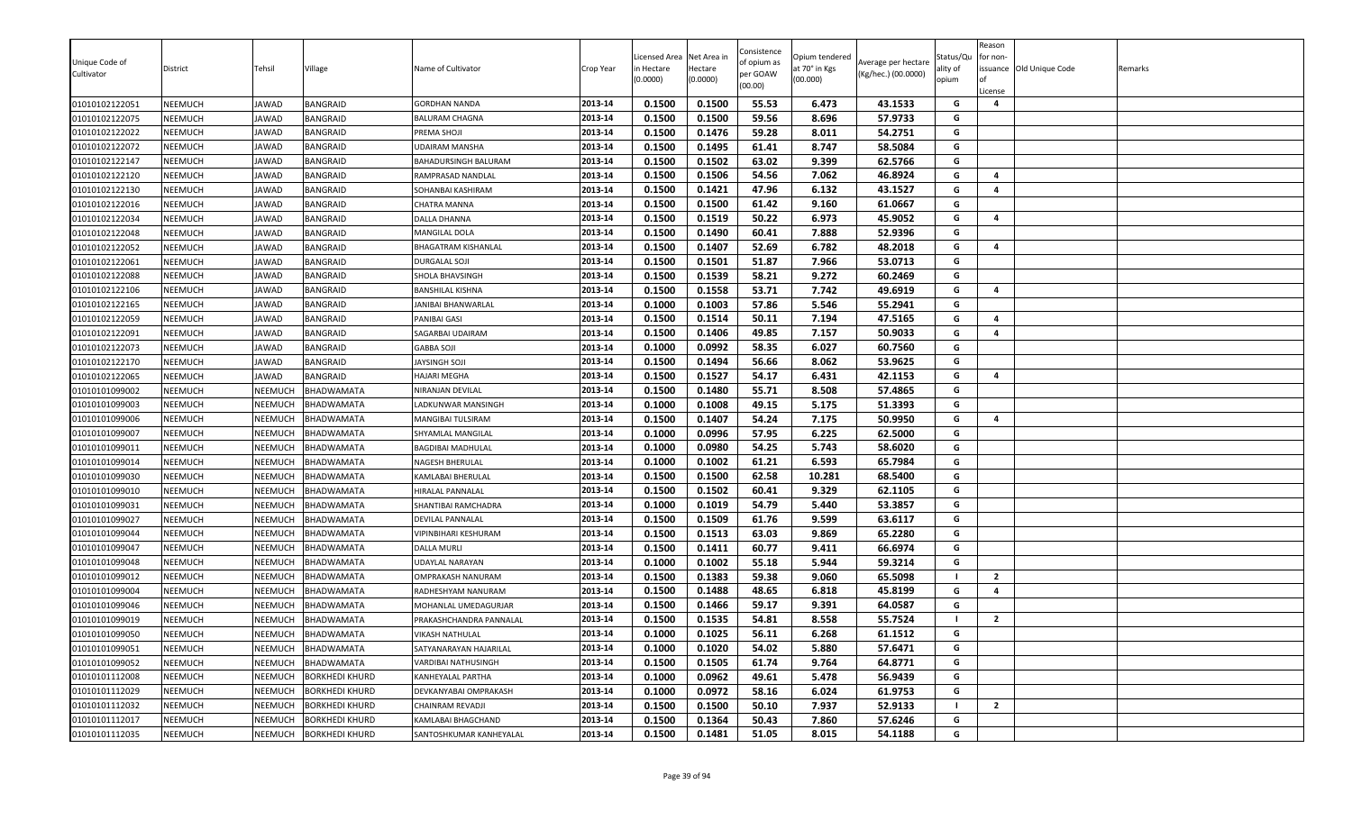| Unique Code of Cultivator | District | Tehsil | Village | Name of Cultivator | Crop Year | Licensed Area in Hectare (0.0000) | Net Area in Hectare (0.0000) | Consistence of opium as per GOAW (00.00) | Opium tendered at 70° in Kgs (00.000) | Average per hectare (Kg/hec.) (00.0000) | Status/Quality of opium | Reason for non-issuance of License | Old Unique Code | Remarks |
|---|---|---|---|---|---|---|---|---|---|---|---|---|---|---|
| 01010102122051 | NEEMUCH | JAWAD | BANGRAID | GORDHAN NANDA | 2013-14 | 0.1500 | 0.1500 | 55.53 | 6.473 | 43.1533 | G | 4 | | |
| 01010102122075 | NEEMUCH | JAWAD | BANGRAID | BALURAM CHAGNA | 2013-14 | 0.1500 | 0.1500 | 59.56 | 8.696 | 57.9733 | G | | | |
| 01010102122022 | NEEMUCH | JAWAD | BANGRAID | PREMA SHOJI | 2013-14 | 0.1500 | 0.1476 | 59.28 | 8.011 | 54.2751 | G | | | |
| 01010102122072 | NEEMUCH | JAWAD | BANGRAID | UDAIRAM MANSHA | 2013-14 | 0.1500 | 0.1495 | 61.41 | 8.747 | 58.5084 | G | | | |
| 01010102122147 | NEEMUCH | JAWAD | BANGRAID | BAHADURSINGH BALURAM | 2013-14 | 0.1500 | 0.1502 | 63.02 | 9.399 | 62.5766 | G | | | |
| 01010102122120 | NEEMUCH | JAWAD | BANGRAID | RAMPRASAD NANDLAL | 2013-14 | 0.1500 | 0.1506 | 54.56 | 7.062 | 46.8924 | G | 4 | | |
| 01010102122130 | NEEMUCH | JAWAD | BANGRAID | SOHANBAI KASHIRAM | 2013-14 | 0.1500 | 0.1421 | 47.96 | 6.132 | 43.1527 | G | 4 | | |
| 01010102122016 | NEEMUCH | JAWAD | BANGRAID | CHATRA MANNA | 2013-14 | 0.1500 | 0.1500 | 61.42 | 9.160 | 61.0667 | G | | | |
| 01010102122034 | NEEMUCH | JAWAD | BANGRAID | DALLA DHANNA | 2013-14 | 0.1500 | 0.1519 | 50.22 | 6.973 | 45.9052 | G | 4 | | |
| 01010102122048 | NEEMUCH | JAWAD | BANGRAID | MANGILAL DOLA | 2013-14 | 0.1500 | 0.1490 | 60.41 | 7.888 | 52.9396 | G | | | |
| 01010102122052 | NEEMUCH | JAWAD | BANGRAID | BHAGATRAM KISHANLAL | 2013-14 | 0.1500 | 0.1407 | 52.69 | 6.782 | 48.2018 | G | 4 | | |
| 01010102122061 | NEEMUCH | JAWAD | BANGRAID | DURGALAL SOJI | 2013-14 | 0.1500 | 0.1501 | 51.87 | 7.966 | 53.0713 | G | | | |
| 01010102122088 | NEEMUCH | JAWAD | BANGRAID | SHOLA BHAVSINGH | 2013-14 | 0.1500 | 0.1539 | 58.21 | 9.272 | 60.2469 | G | | | |
| 01010102122106 | NEEMUCH | JAWAD | BANGRAID | BANSHILAL KISHNA | 2013-14 | 0.1500 | 0.1558 | 53.71 | 7.742 | 49.6919 | G | 4 | | |
| 01010102122165 | NEEMUCH | JAWAD | BANGRAID | JANIBAI BHANWARLAL | 2013-14 | 0.1000 | 0.1003 | 57.86 | 5.546 | 55.2941 | G | | | |
| 01010102122059 | NEEMUCH | JAWAD | BANGRAID | PANIBAI GASI | 2013-14 | 0.1500 | 0.1514 | 50.11 | 7.194 | 47.5165 | G | 4 | | |
| 01010102122091 | NEEMUCH | JAWAD | BANGRAID | SAGARBAI UDAIRAM | 2013-14 | 0.1500 | 0.1406 | 49.85 | 7.157 | 50.9033 | G | 4 | | |
| 01010102122073 | NEEMUCH | JAWAD | BANGRAID | GABBA SOJI | 2013-14 | 0.1000 | 0.0992 | 58.35 | 6.027 | 60.7560 | G | | | |
| 01010102122170 | NEEMUCH | JAWAD | BANGRAID | JAYSINGH SOJI | 2013-14 | 0.1500 | 0.1494 | 56.66 | 8.062 | 53.9625 | G | | | |
| 01010102122065 | NEEMUCH | JAWAD | BANGRAID | HAJARI MEGHA | 2013-14 | 0.1500 | 0.1527 | 54.17 | 6.431 | 42.1153 | G | 4 | | |
| 01010101099002 | NEEMUCH | NEEMUCH | BHADWAMATA | NIRANJAN DEVILAL | 2013-14 | 0.1500 | 0.1480 | 55.71 | 8.508 | 57.4865 | G | | | |
| 01010101099003 | NEEMUCH | NEEMUCH | BHADWAMATA | LADKUNWAR MANSINGH | 2013-14 | 0.1000 | 0.1008 | 49.15 | 5.175 | 51.3393 | G | | | |
| 01010101099006 | NEEMUCH | NEEMUCH | BHADWAMATA | MANGIBAI TULSIRAM | 2013-14 | 0.1500 | 0.1407 | 54.24 | 7.175 | 50.9950 | G | 4 | | |
| 01010101099007 | NEEMUCH | NEEMUCH | BHADWAMATA | SHYAMLAL MANGILAL | 2013-14 | 0.1000 | 0.0996 | 57.95 | 6.225 | 62.5000 | G | | | |
| 01010101099011 | NEEMUCH | NEEMUCH | BHADWAMATA | BAGDIBAI MADHULAL | 2013-14 | 0.1000 | 0.0980 | 54.25 | 5.743 | 58.6020 | G | | | |
| 01010101099014 | NEEMUCH | NEEMUCH | BHADWAMATA | NAGESH BHERULAL | 2013-14 | 0.1000 | 0.1002 | 61.21 | 6.593 | 65.7984 | G | | | |
| 01010101099030 | NEEMUCH | NEEMUCH | BHADWAMATA | KAMLABAI BHERULAL | 2013-14 | 0.1500 | 0.1500 | 62.58 | 10.281 | 68.5400 | G | | | |
| 01010101099010 | NEEMUCH | NEEMUCH | BHADWAMATA | HIRALAL PANNALAL | 2013-14 | 0.1500 | 0.1502 | 60.41 | 9.329 | 62.1105 | G | | | |
| 01010101099031 | NEEMUCH | NEEMUCH | BHADWAMATA | SHANTIBAI RAMCHADRA | 2013-14 | 0.1000 | 0.1019 | 54.79 | 5.440 | 53.3857 | G | | | |
| 01010101099027 | NEEMUCH | NEEMUCH | BHADWAMATA | DEVILAL PANNALAL | 2013-14 | 0.1500 | 0.1509 | 61.76 | 9.599 | 63.6117 | G | | | |
| 01010101099044 | NEEMUCH | NEEMUCH | BHADWAMATA | VIPINBIHARI KESHURAM | 2013-14 | 0.1500 | 0.1513 | 63.03 | 9.869 | 65.2280 | G | | | |
| 01010101099047 | NEEMUCH | NEEMUCH | BHADWAMATA | DALLA MURLI | 2013-14 | 0.1500 | 0.1411 | 60.77 | 9.411 | 66.6974 | G | | | |
| 01010101099048 | NEEMUCH | NEEMUCH | BHADWAMATA | UDAYLAL NARAYAN | 2013-14 | 0.1000 | 0.1002 | 55.18 | 5.944 | 59.3214 | G | | | |
| 01010101099012 | NEEMUCH | NEEMUCH | BHADWAMATA | OMPRAKASH NANURAM | 2013-14 | 0.1500 | 0.1383 | 59.38 | 9.060 | 65.5098 | I | 2 | | |
| 01010101099004 | NEEMUCH | NEEMUCH | BHADWAMATA | RADHESHYAM NANURAM | 2013-14 | 0.1500 | 0.1488 | 48.65 | 6.818 | 45.8199 | G | 4 | | |
| 01010101099046 | NEEMUCH | NEEMUCH | BHADWAMATA | MOHANLAL UMEDAGURJAR | 2013-14 | 0.1500 | 0.1466 | 59.17 | 9.391 | 64.0587 | G | | | |
| 01010101099019 | NEEMUCH | NEEMUCH | BHADWAMATA | PRAKASHCHANDRA PANNALAL | 2013-14 | 0.1500 | 0.1535 | 54.81 | 8.558 | 55.7524 | I | 2 | | |
| 01010101099050 | NEEMUCH | NEEMUCH | BHADWAMATA | VIKASH NATHULAL | 2013-14 | 0.1000 | 0.1025 | 56.11 | 6.268 | 61.1512 | G | | | |
| 01010101099051 | NEEMUCH | NEEMUCH | BHADWAMATA | SATYANARAYAN HAJARILAL | 2013-14 | 0.1000 | 0.1020 | 54.02 | 5.880 | 57.6471 | G | | | |
| 01010101099052 | NEEMUCH | NEEMUCH | BHADWAMATA | VARDIBAI NATHUSINGH | 2013-14 | 0.1500 | 0.1505 | 61.74 | 9.764 | 64.8771 | G | | | |
| 01010101112008 | NEEMUCH | NEEMUCH | BORKHEDI KHURD | KANHEYALAL PARTHA | 2013-14 | 0.1000 | 0.0962 | 49.61 | 5.478 | 56.9439 | G | | | |
| 01010101112029 | NEEMUCH | NEEMUCH | BORKHEDI KHURD | DEVKANYABAI OMPRAKASH | 2013-14 | 0.1000 | 0.0972 | 58.16 | 6.024 | 61.9753 | G | | | |
| 01010101112032 | NEEMUCH | NEEMUCH | BORKHEDI KHURD | CHAINRAM REVADJI | 2013-14 | 0.1500 | 0.1500 | 50.10 | 7.937 | 52.9133 | I | 2 | | |
| 01010101112017 | NEEMUCH | NEEMUCH | BORKHEDI KHURD | KAMLABAI BHAGCHAND | 2013-14 | 0.1500 | 0.1364 | 50.43 | 7.860 | 57.6246 | G | | | |
| 01010101112035 | NEEMUCH | NEEMUCH | BORKHEDI KHURD | SANTOSHKUMAR KANHEYALAL | 2013-14 | 0.1500 | 0.1481 | 51.05 | 8.015 | 54.1188 | G | | | |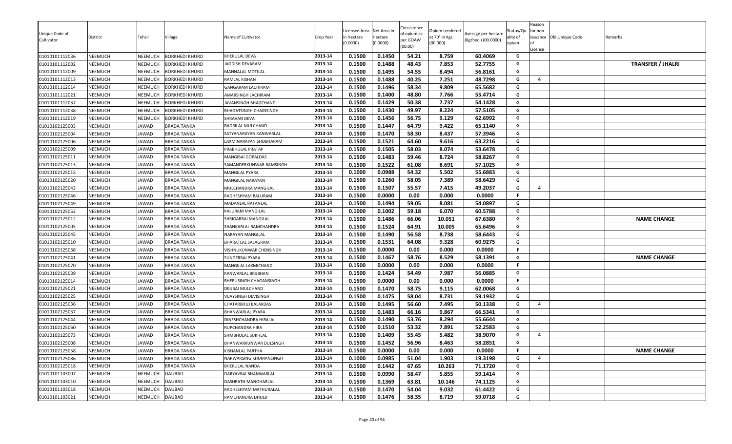| Unique Code of Cultivator | District | Tehsil | Village | Name of Cultivator | Crop Year | Licensed Area in Hectare (0.0000) | Net Area in Hectare (0.0000) | Consistence of opium as per GOAW (00.00) | Opium tendered at 70° in Kgs (00.000) | Average per hectare (Kg/hec.) (00.0000) | Status/Quality of opium | Reason for non-issuance of License | Old Unique Code | Remarks |
|---|---|---|---|---|---|---|---|---|---|---|---|---|---|---|
| 01010101112036 | NEEMUCH | NEEMUCH | BORKHEDI KHURD | BHERULAL DEVA | 2013-14 | 0.1500 | 0.1450 | 54.21 | 8.759 | 60.4069 | G | | | |
| 01010101112002 | NEEMUCH | NEEMUCH | BORKHEDI KHURD | JAGDISH DEVARAM | 2013-14 | 0.1500 | 0.1488 | 48.43 | 7.853 | 52.7755 | G | | | TRANSFER / JHALRI |
| 01010101112009 | NEEMUCH | NEEMUCH | BORKHEDI KHURD | MANNALAL MOTILAL | 2013-14 | 0.1500 | 0.1495 | 54.55 | 8.494 | 56.8161 | G | | | |
| 01010101112013 | NEEMUCH | NEEMUCH | BORKHEDI KHURD | RAMLAL KISHAN | 2013-14 | 0.1500 | 0.1488 | 40.25 | 7.251 | 48.7298 | G | 4 | | |
| 01010101112014 | NEEMUCH | NEEMUCH | BORKHEDI KHURD | GANGARAM LACHIRAM | 2013-14 | 0.1500 | 0.1496 | 58.34 | 9.809 | 65.5682 | G | | | |
| 01010101112021 | NEEMUCH | NEEMUCH | BORKHEDI KHURD | AMARSINGH LACHIRAM | 2013-14 | 0.1500 | 0.1400 | 48.80 | 7.766 | 55.4714 | G | | | |
| 01010101112037 | NEEMUCH | NEEMUCH | BORKHEDI KHURD | JAVANSINGH BHAGCHAND | 2013-14 | 0.1500 | 0.1429 | 50.38 | 7.737 | 54.1428 | G | | | |
| 01010101112038 | NEEMUCH | NEEMUCH | BORKHEDI KHURD | BHAGATSINGH CHAINSINGH | 2013-14 | 0.1500 | 0.1430 | 49.97 | 8.224 | 57.5105 | G | | | |
| 01010101112019 | NEEMUCH | NEEMUCH | BORKHEDI KHURD | SHRAVAN DEVA | 2013-14 | 0.1500 | 0.1456 | 56.75 | 9.129 | 62.6992 | G | | | |
| 01010102125003 | NEEMUCH | JAWAD | BRADA TANKA | BADRILAL MULCHAND | 2013-14 | 0.1500 | 0.1447 | 64.79 | 9.422 | 65.1140 | G | | | |
| 01010102125004 | NEEMUCH | JAWAD | BRADA TANKA | SATYANARAYAN KANWARLAL | 2013-14 | 0.1500 | 0.1470 | 58.30 | 8.437 | 57.3946 | G | | | |
| 01010102125006 | NEEMUCH | JAWAD | BRADA TANKA | LAXMINARAYAN SHOBHARAM | 2013-14 | 0.1500 | 0.1521 | 64.60 | 9.616 | 63.2216 | G | | | |
| 01010102125009 | NEEMUCH | JAWAD | BRADA TANKA | PRABHULAL PRATAP | 2013-14 | 0.1500 | 0.1505 | 58.03 | 8.074 | 53.6478 | G | | | |
| 01010102125011 | NEEMUCH | JAWAD | BRADA TANKA | MANGIBAI GOPALDAS | 2013-14 | 0.1500 | 0.1483 | 59.46 | 8.724 | 58.8267 | G | | | |
| 01010102125013 | NEEMUCH | JAWAD | BRADA TANKA | SAMANDERKUNWAR RAMSINGH | 2013-14 | 0.1500 | 0.1522 | 61.08 | 8.691 | 57.1025 | G | | | |
| 01010102125015 | NEEMUCH | JAWAD | BRADA TANKA | MANGILAL PYARA | 2013-14 | 0.1000 | 0.0988 | 54.32 | 5.502 | 55.6883 | G | | | |
| 01010102125020 | NEEMUCH | JAWAD | BRADA TANKA | MANGILAL NARAYAN | 2013-14 | 0.1500 | 0.1260 | 58.05 | 7.389 | 58.6429 | G | | | |
| 01010102125043 | NEEMUCH | JAWAD | BRADA TANKA | MULCHANDRA MANGILAL | 2013-14 | 0.1500 | 0.1507 | 55.57 | 7.415 | 49.2037 | G | 4 | | |
| 01010102125046 | NEEMUCH | JAWAD | BRADA TANKA | RADHESHYAM BALURAM | 2013-14 | 0.1500 | 0.0000 | 0.00 | 0.000 | 0.0000 | F | | | |
| 01010102125049 | NEEMUCH | JAWAD | BRADA TANKA | MADANLAL RATANLAL | 2013-14 | 0.1500 | 0.1494 | 59.05 | 8.081 | 54.0897 | G | | | |
| 01010102125052 | NEEMUCH | JAWAD | BRADA TANKA | KALURAM MANGILAL | 2013-14 | 0.1000 | 0.1002 | 59.18 | 6.070 | 60.5788 | G | | | |
| 01010102125012 | NEEMUCH | JAWAD | BRADA TANKA | SHRIGARBAI MANGILAL | 2013-14 | 0.1500 | 0.1486 | 66.06 | 10.051 | 67.6380 | G | | | NAME CHANGE |
| 01010102125005 | NEEMUCH | JAWAD | BRADA TANKA | SHANKARLAL RAMCHANDRA | 2013-14 | 0.1500 | 0.1524 | 64.91 | 10.005 | 65.6496 | G | | | |
| 01010102125045 | NEEMUCH | JAWAD | BRADA TANKA | NARAYAN MANGILAL | 2013-14 | 0.1500 | 0.1490 | 56.58 | 8.738 | 58.6443 | G | | | |
| 01010102125010 | NEEMUCH | JAWAD | BRADA TANKA | BHARATLAL SALAGRAM | 2013-14 | 0.1500 | 0.1531 | 64.08 | 9.328 | 60.9275 | G | | | |
| 01010102125038 | NEEMUCH | JAWAD | BRADA TANKA | VISHNUKUNWAR CHENSINGH | 2013-14 | 0.1500 | 0.0000 | 0.00 | 0.000 | 0.0000 | F | | | |
| 01010102125041 | NEEMUCH | JAWAD | BRADA TANKA | SUNDERBAI PYARA | 2013-14 | 0.1500 | 0.1467 | 58.76 | 8.529 | 58.1391 | G | | | NAME CHANGE |
| 01010102125070 | NEEMUCH | JAWAD | BRADA TANKA | MANGILAL LAXMICHAND | 2013-14 | 0.1500 | 0.0000 | 0.00 | 0.000 | 0.0000 | F | | | |
| 01010102125039 | NEEMUCH | JAWAD | BRADA TANKA | KANWARLAL BRIJBHAN | 2013-14 | 0.1500 | 0.1424 | 54.49 | 7.987 | 56.0885 | G | | | |
| 01010102125014 | NEEMUCH | JAWAD | BRADA TANKA | BHERUSINGH CHAGANSINGH | 2013-14 | 0.1500 | 0.0000 | 0.00 | 0.000 | 0.0000 | F | | | |
| 01010102125021 | NEEMUCH | JAWAD | BRADA TANKA | DEUBAI MULCHAND | 2013-14 | 0.1500 | 0.1470 | 58.75 | 9.115 | 62.0068 | G | | | |
| 01010102125025 | NEEMUCH | JAWAD | BRADA TANKA | VIJAYSINGH DEVISINGH | 2013-14 | 0.1500 | 0.1475 | 58.04 | 8.731 | 59.1932 | G | | | |
| 01010102125036 | NEEMUCH | JAWAD | BRADA TANKA | CHATARBHUJ BALAKDAS | 2013-14 | 0.1500 | 0.1495 | 56.60 | 7.495 | 50.1338 | G | 4 | | |
| 01010102125037 | NEEMUCH | JAWAD | BRADA TANKA | BHANWARLAL PYARA | 2013-14 | 0.1500 | 0.1483 | 66.16 | 9.867 | 66.5341 | G | | | |
| 01010102125044 | NEEMUCH | JAWAD | BRADA TANKA | DINESHCHANDRA HIRALAL | 2013-14 | 0.1500 | 0.1490 | 53.76 | 8.294 | 55.6644 | G | | | |
| 01010102125060 | NEEMUCH | JAWAD | BRADA TANKA | RUPCHANDRA HIRA | 2013-14 | 0.1500 | 0.1510 | 53.32 | 7.891 | 52.2583 | G | | | |
| 01010102125073 | NEEMUCH | JAWAD | BRADA TANKA | SHMBHULAL SUKHLAL | 2013-14 | 0.1500 | 0.1409 | 55.45 | 5.482 | 38.9070 | G | 4 | | |
| 01010102125008 | NEEMUCH | JAWAD | BRADA TANKA | BHANWARKUNWAR DULSINGH | 2013-14 | 0.1500 | 0.1452 | 56.96 | 8.463 | 58.2851 | G | | | |
| 01010102125058 | NEEMUCH | JAWAD | BRADA TANKA | KISHANLAL PARTHA | 2013-14 | 0.1500 | 0.0000 | 0.00 | 0.000 | 0.0000 | F | | | NAME CHANGE |
| 01010102125086 | NEEMUCH | JAWAD | BRADA TANKA | NARWARSING KHUMANSINGH | 2013-14 | 0.1000 | 0.0985 | 51.04 | 1.903 | 19.3198 | G | 4 | | |
| 01010102125018 | NEEMUCH | JAWAD | BRADA TANKA | BHERULAL NANDA | 2013-14 | 0.1500 | 0.1442 | 67.65 | 10.263 | 71.1720 | G | | | |
| 01010101103007 | NEEMUCH | NEEMUCH | DAUBAD | DARYAVBAI BHANWARLAL | 2013-14 | 0.1500 | 0.0990 | 58.47 | 5.855 | 59.1414 | G | | | |
| 01010101103010 | NEEMUCH | NEEMUCH | DAUBAD | DASHRATH MANOHARLAL | 2013-14 | 0.1500 | 0.1369 | 63.81 | 10.146 | 74.1125 | G | | | |
| 01010101103018 | NEEMUCH | NEEMUCH | DAUBAD | RADHESHYAM MATHURALAL | 2013-14 | 0.1500 | 0.1470 | 54.04 | 9.032 | 61.4422 | G | | | |
| 01010101103021 | NEEMUCH | NEEMUCH | DAUBAD | RAMCHANDRA DHULJI | 2013-14 | 0.1500 | 0.1476 | 58.35 | 8.719 | 59.0718 | G | | | |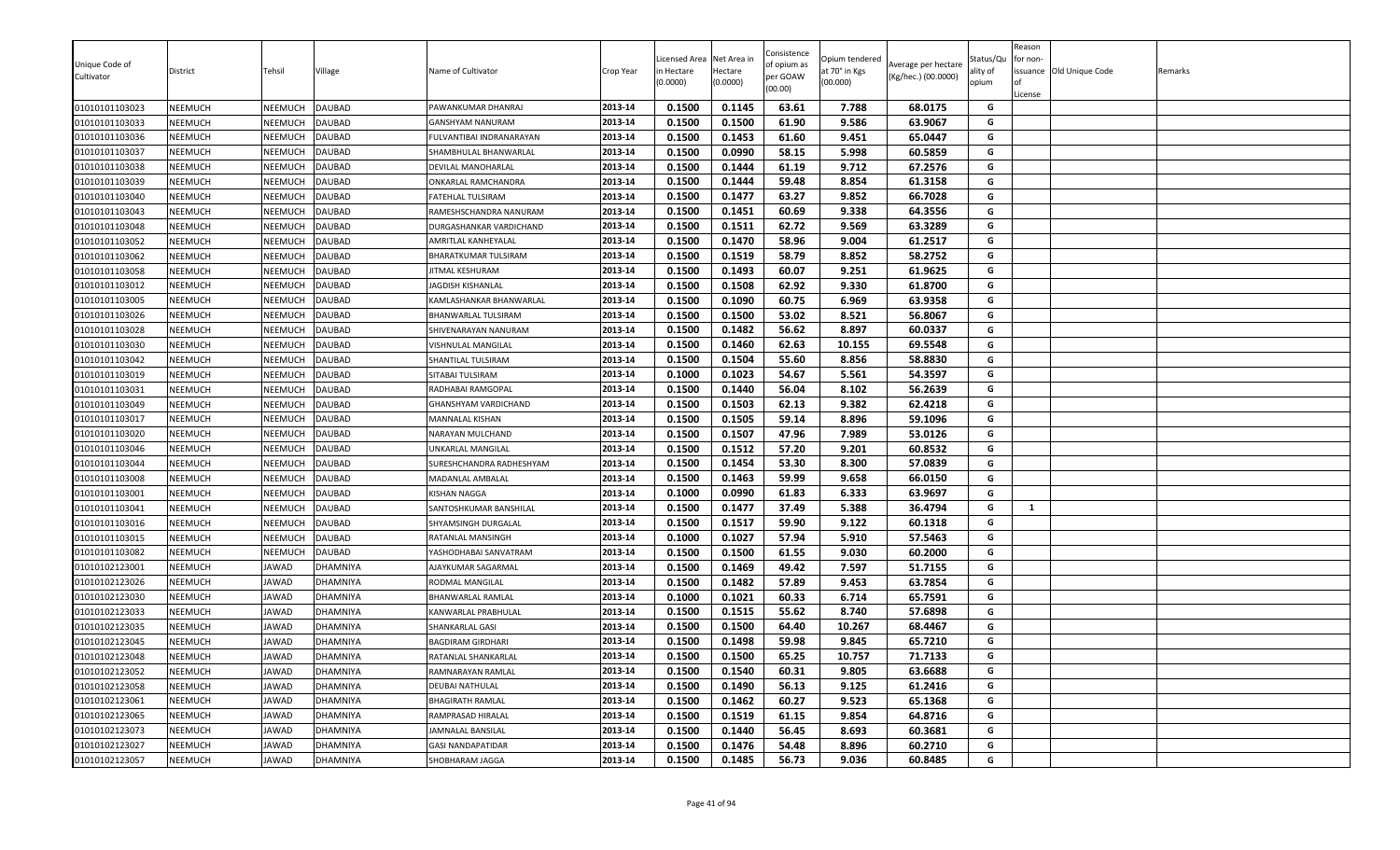| Unique Code of Cultivator | District | Tehsil | Village | Name of Cultivator | Crop Year | Licensed Area in Hectare (0.0000) | Net Area in Hectare (0.0000) | Consistence of opium as per GOAW (00.00) | Opium tendered at 70° in Kgs (00.000) | Average per hectare (Kg/hec.) (00.0000) | Status/Quality of opium | Reason for non-issuance of License | Old Unique Code | Remarks |
|---|---|---|---|---|---|---|---|---|---|---|---|---|---|---|
| 01010101103023 | NEEMUCH | NEEMUCH | DAUBAD | PAWANKUMAR DHANRAJ | 2013-14 | 0.1500 | 0.1145 | 63.61 | 7.788 | 68.0175 | G | | | |
| 01010101103033 | NEEMUCH | NEEMUCH | DAUBAD | GANSHYAM NANURAM | 2013-14 | 0.1500 | 0.1500 | 61.90 | 9.586 | 63.9067 | G | | | |
| 01010101103036 | NEEMUCH | NEEMUCH | DAUBAD | FULVANTIBAI INDRANARAYAN | 2013-14 | 0.1500 | 0.1453 | 61.60 | 9.451 | 65.0447 | G | | | |
| 01010101103037 | NEEMUCH | NEEMUCH | DAUBAD | SHAMBHULAL BHANWARLAL | 2013-14 | 0.1500 | 0.0990 | 58.15 | 5.998 | 60.5859 | G | | | |
| 01010101103038 | NEEMUCH | NEEMUCH | DAUBAD | DEVILAL MANOHARLAL | 2013-14 | 0.1500 | 0.1444 | 61.19 | 9.712 | 67.2576 | G | | | |
| 01010101103039 | NEEMUCH | NEEMUCH | DAUBAD | ONKARLAL RAMCHANDRA | 2013-14 | 0.1500 | 0.1444 | 59.48 | 8.854 | 61.3158 | G | | | |
| 01010101103040 | NEEMUCH | NEEMUCH | DAUBAD | FATEHLAL TULSIRAM | 2013-14 | 0.1500 | 0.1477 | 63.27 | 9.852 | 66.7028 | G | | | |
| 01010101103043 | NEEMUCH | NEEMUCH | DAUBAD | RAMESHSCHANDRA NANURAM | 2013-14 | 0.1500 | 0.1451 | 60.69 | 9.338 | 64.3556 | G | | | |
| 01010101103048 | NEEMUCH | NEEMUCH | DAUBAD | DURGASHANKAR VARDICHAND | 2013-14 | 0.1500 | 0.1511 | 62.72 | 9.569 | 63.3289 | G | | | |
| 01010101103052 | NEEMUCH | NEEMUCH | DAUBAD | AMRITLAL KANHEYALAL | 2013-14 | 0.1500 | 0.1470 | 58.96 | 9.004 | 61.2517 | G | | | |
| 01010101103062 | NEEMUCH | NEEMUCH | DAUBAD | BHARATKUMAR TULSIRAM | 2013-14 | 0.1500 | 0.1519 | 58.79 | 8.852 | 58.2752 | G | | | |
| 01010101103058 | NEEMUCH | NEEMUCH | DAUBAD | JITMAL KESHURAM | 2013-14 | 0.1500 | 0.1493 | 60.07 | 9.251 | 61.9625 | G | | | |
| 01010101103012 | NEEMUCH | NEEMUCH | DAUBAD | JAGDISH KISHANLAL | 2013-14 | 0.1500 | 0.1508 | 62.92 | 9.330 | 61.8700 | G | | | |
| 01010101103005 | NEEMUCH | NEEMUCH | DAUBAD | KAMLASHANKAR BHANWARLAL | 2013-14 | 0.1500 | 0.1090 | 60.75 | 6.969 | 63.9358 | G | | | |
| 01010101103026 | NEEMUCH | NEEMUCH | DAUBAD | BHANWARLAL TULSIRAM | 2013-14 | 0.1500 | 0.1500 | 53.02 | 8.521 | 56.8067 | G | | | |
| 01010101103028 | NEEMUCH | NEEMUCH | DAUBAD | SHIVENARAYAN NANURAM | 2013-14 | 0.1500 | 0.1482 | 56.62 | 8.897 | 60.0337 | G | | | |
| 01010101103030 | NEEMUCH | NEEMUCH | DAUBAD | VISHNULAL MANGILAL | 2013-14 | 0.1500 | 0.1460 | 62.63 | 10.155 | 69.5548 | G | | | |
| 01010101103042 | NEEMUCH | NEEMUCH | DAUBAD | SHANTILAL TULSIRAM | 2013-14 | 0.1500 | 0.1504 | 55.60 | 8.856 | 58.8830 | G | | | |
| 01010101103019 | NEEMUCH | NEEMUCH | DAUBAD | SITABAI TULSIRAM | 2013-14 | 0.1000 | 0.1023 | 54.67 | 5.561 | 54.3597 | G | | | |
| 01010101103031 | NEEMUCH | NEEMUCH | DAUBAD | RADHABAI RAMGOPAL | 2013-14 | 0.1500 | 0.1440 | 56.04 | 8.102 | 56.2639 | G | | | |
| 01010101103049 | NEEMUCH | NEEMUCH | DAUBAD | GHANSHYAM VARDICHAND | 2013-14 | 0.1500 | 0.1503 | 62.13 | 9.382 | 62.4218 | G | | | |
| 01010101103017 | NEEMUCH | NEEMUCH | DAUBAD | MANNALAL KISHAN | 2013-14 | 0.1500 | 0.1505 | 59.14 | 8.896 | 59.1096 | G | | | |
| 01010101103020 | NEEMUCH | NEEMUCH | DAUBAD | NARAYAN MULCHAND | 2013-14 | 0.1500 | 0.1507 | 47.96 | 7.989 | 53.0126 | G | | | |
| 01010101103046 | NEEMUCH | NEEMUCH | DAUBAD | UNKARLAL MANGILAL | 2013-14 | 0.1500 | 0.1512 | 57.20 | 9.201 | 60.8532 | G | | | |
| 01010101103044 | NEEMUCH | NEEMUCH | DAUBAD | SURESHCHANDRA RADHESHYAM | 2013-14 | 0.1500 | 0.1454 | 53.30 | 8.300 | 57.0839 | G | | | |
| 01010101103008 | NEEMUCH | NEEMUCH | DAUBAD | MADANLAL AMBALAL | 2013-14 | 0.1500 | 0.1463 | 59.99 | 9.658 | 66.0150 | G | | | |
| 01010101103001 | NEEMUCH | NEEMUCH | DAUBAD | KISHAN NAGGA | 2013-14 | 0.1000 | 0.0990 | 61.83 | 6.333 | 63.9697 | G | | | |
| 01010101103041 | NEEMUCH | NEEMUCH | DAUBAD | SANTOSHKUMAR BANSHILAL | 2013-14 | 0.1500 | 0.1477 | 37.49 | 5.388 | 36.4794 | G | 1 | | |
| 01010101103016 | NEEMUCH | NEEMUCH | DAUBAD | SHYAMSINGH DURGALAL | 2013-14 | 0.1500 | 0.1517 | 59.90 | 9.122 | 60.1318 | G | | | |
| 01010101103015 | NEEMUCH | NEEMUCH | DAUBAD | RATANLAL MANSINGH | 2013-14 | 0.1000 | 0.1027 | 57.94 | 5.910 | 57.5463 | G | | | |
| 01010101103082 | NEEMUCH | NEEMUCH | DAUBAD | YASHODHABAI SANVATRAM | 2013-14 | 0.1500 | 0.1500 | 61.55 | 9.030 | 60.2000 | G | | | |
| 01010102123001 | NEEMUCH | JAWAD | DHAMNIYA | AJAYKUMAR SAGARMAL | 2013-14 | 0.1500 | 0.1469 | 49.42 | 7.597 | 51.7155 | G | | | |
| 01010102123026 | NEEMUCH | JAWAD | DHAMNIYA | RODMAL MANGILAL | 2013-14 | 0.1500 | 0.1482 | 57.89 | 9.453 | 63.7854 | G | | | |
| 01010102123030 | NEEMUCH | JAWAD | DHAMNIYA | BHANWARLAL RAMLAL | 2013-14 | 0.1000 | 0.1021 | 60.33 | 6.714 | 65.7591 | G | | | |
| 01010102123033 | NEEMUCH | JAWAD | DHAMNIYA | KANWARLAL PRABHULAL | 2013-14 | 0.1500 | 0.1515 | 55.62 | 8.740 | 57.6898 | G | | | |
| 01010102123035 | NEEMUCH | JAWAD | DHAMNIYA | SHANKARLAL GASI | 2013-14 | 0.1500 | 0.1500 | 64.40 | 10.267 | 68.4467 | G | | | |
| 01010102123045 | NEEMUCH | JAWAD | DHAMNIYA | BAGDIRAM GIRDHARI | 2013-14 | 0.1500 | 0.1498 | 59.98 | 9.845 | 65.7210 | G | | | |
| 01010102123048 | NEEMUCH | JAWAD | DHAMNIYA | RATANLAL SHANKARLAL | 2013-14 | 0.1500 | 0.1500 | 65.25 | 10.757 | 71.7133 | G | | | |
| 01010102123052 | NEEMUCH | JAWAD | DHAMNIYA | RAMNARAYAN RAMLAL | 2013-14 | 0.1500 | 0.1540 | 60.31 | 9.805 | 63.6688 | G | | | |
| 01010102123058 | NEEMUCH | JAWAD | DHAMNIYA | DEUBAI NATHULAL | 2013-14 | 0.1500 | 0.1490 | 56.13 | 9.125 | 61.2416 | G | | | |
| 01010102123061 | NEEMUCH | JAWAD | DHAMNIYA | BHAGIRATH RAMLAL | 2013-14 | 0.1500 | 0.1462 | 60.27 | 9.523 | 65.1368 | G | | | |
| 01010102123065 | NEEMUCH | JAWAD | DHAMNIYA | RAMPRASAD HIRALAL | 2013-14 | 0.1500 | 0.1519 | 61.15 | 9.854 | 64.8716 | G | | | |
| 01010102123073 | NEEMUCH | JAWAD | DHAMNIYA | JAMNALAL BANSILAL | 2013-14 | 0.1500 | 0.1440 | 56.45 | 8.693 | 60.3681 | G | | | |
| 01010102123027 | NEEMUCH | JAWAD | DHAMNIYA | GASI NANDAPATIDAR | 2013-14 | 0.1500 | 0.1476 | 54.48 | 8.896 | 60.2710 | G | | | |
| 01010102123057 | NEEMUCH | JAWAD | DHAMNIYA | SHOBHARAM JAGGA | 2013-14 | 0.1500 | 0.1485 | 56.73 | 9.036 | 60.8485 | G | | | |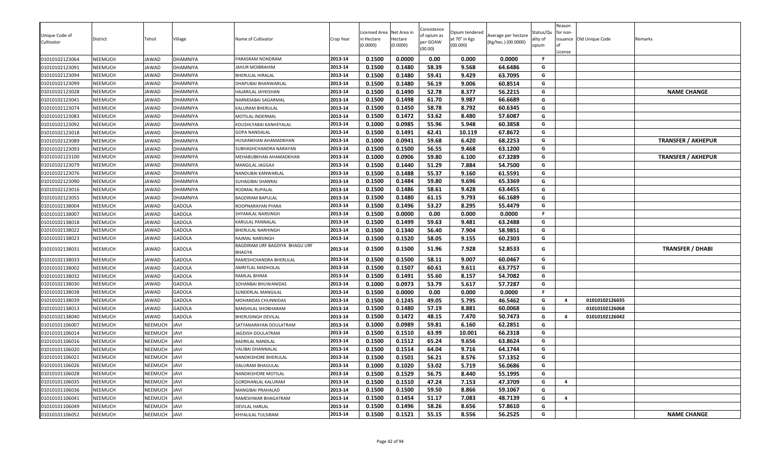| Unique Code of Cultivator | District | Tehsil | Village | Name of Cultivator | Crop Year | Licensed Area in Hectare (0.0000) | Net Area in Hectare (0.0000) | Consistence of opium as per GOAW (00.00) | Opium tendered at 70° in Kgs (00.000) | Average per hectare (Kg/hec.) (00.0000) | Status/Quality of opium | Reason for non-issuance of License | Old Unique Code | Remarks |
|---|---|---|---|---|---|---|---|---|---|---|---|---|---|---|
| 01010102123064 | NEEMUCH | JAWAD | DHAMNIYA | PARASRAM NONDRAM | 2013-14 | 0.1500 | 0.0000 | 0.00 | 0.000 | 0.0000 | F | | | |
| 01010102123091 | NEEMUCH | JAWAD | DHAMNIYA | JAHUR MOIBRAHIM | 2013-14 | 0.1500 | 0.1480 | 58.39 | 9.568 | 64.6486 | G | | | |
| 01010102123094 | NEEMUCH | JAWAD | DHAMNIYA | BHERULAL HIRALAL | 2013-14 | 0.1500 | 0.1480 | 59.41 | 9.429 | 63.7095 | G | | | |
| 01010102123099 | NEEMUCH | JAWAD | DHAMNIYA | DHAPUBAI BHANWARLAL | 2013-14 | 0.1500 | 0.1480 | 56.19 | 9.006 | 60.8514 | G | | | |
| 01010102123028 | NEEMUCH | JAWAD | DHAMNIYA | HAJARILAL JAYKISHAN | 2013-14 | 0.1500 | 0.1490 | 52.78 | 8.377 | 56.2215 | G | | | NAME CHANGE |
| 01010102123041 | NEEMUCH | JAWAD | DHAMNIYA | NARMDABAI SAGARMAL | 2013-14 | 0.1500 | 0.1498 | 61.70 | 9.987 | 66.6689 | G | | | |
| 01010102123074 | NEEMUCH | JAWAD | DHAMNIYA | KALURAM BHERULAL | 2013-14 | 0.1500 | 0.1450 | 58.78 | 8.792 | 60.6345 | G | | | |
| 01010102123083 | NEEMUCH | JAWAD | DHAMNIYA | MOTILAL INDERMAL | 2013-14 | 0.1500 | 0.1472 | 53.62 | 8.480 | 57.6087 | G | | | |
| 01010102123092 | NEEMUCH | JAWAD | DHAMNIYA | KOUSHLYABAI KANHEYALAL | 2013-14 | 0.1000 | 0.0985 | 55.96 | 5.948 | 60.3858 | G | | | |
| 01010102123018 | NEEMUCH | JAWAD | DHAMNIYA | GOPA NANDALAL | 2013-14 | 0.1500 | 0.1491 | 62.41 | 10.119 | 67.8672 | G | | | |
| 01010102123089 | NEEMUCH | JAWAD | DHAMNIYA | HUSAINKHAN AHAMADKHAN | 2013-14 | 0.1000 | 0.0941 | 59.68 | 6.420 | 68.2253 | G | | | TRANSFER / AKHEPUR |
| 01010102123093 | NEEMUCH | JAWAD | DHAMNIYA | SUBHASHCHANDRA NARAYAN | 2013-14 | 0.1500 | 0.1500 | 56.55 | 9.468 | 63.1200 | G | | | |
| 01010102123100 | NEEMUCH | JAWAD | DHAMNIYA | MEHABUBKHAN AHAMADKHAN | 2013-14 | 0.1000 | 0.0906 | 59.80 | 6.100 | 67.3289 | G | | | TRANSFER / AKHEPUR |
| 01010102123079 | NEEMUCH | JAWAD | DHAMNIYA | MANGILAL JAGGAJI | 2013-14 | 0.1500 | 0.1440 | 51.29 | 7.884 | 54.7500 | G | | | |
| 01010102123076 | NEEMUCH | JAWAD | DHAMNIYA | NANDUBAI KANWARLAL | 2013-14 | 0.1500 | 0.1488 | 55.37 | 9.160 | 61.5591 | G | | | |
| 01010102123090 | NEEMUCH | JAWAD | DHAMNIYA | SUHAGIBAI SHANRAJ | 2013-14 | 0.1500 | 0.1484 | 59.80 | 9.696 | 65.3369 | G | | | |
| 01010102123016 | NEEMUCH | JAWAD | DHAMNIYA | RODMAL RUPALAL | 2013-14 | 0.1500 | 0.1486 | 58.61 | 9.428 | 63.4455 | G | | | |
| 01010102123055 | NEEMUCH | JAWAD | DHAMNIYA | BAGDIRAM BAPULAL | 2013-14 | 0.1500 | 0.1480 | 61.15 | 9.793 | 66.1689 | G | | | |
| 01010102138004 | NEEMUCH | JAWAD | GADOLA | ROOPNARAYAN PYARA | 2013-14 | 0.1500 | 0.1496 | 53.27 | 8.295 | 55.4479 | G | | | |
| 01010102138007 | NEEMUCH | JAWAD | GADOLA | SHYAMLAL NARSINGH | 2013-14 | 0.1500 | 0.0000 | 0.00 | 0.000 | 0.0000 | F | | | |
| 01010102138018 | NEEMUCH | JAWAD | GADOLA | KARULAL PANNALAL | 2013-14 | 0.1500 | 0.1499 | 59.63 | 9.481 | 63.2488 | G | | | |
| 01010102138022 | NEEMUCH | JAWAD | GADOLA | BHERULAL NARHINGH | 2013-14 | 0.1500 | 0.1340 | 56.40 | 7.904 | 58.9851 | G | | | |
| 01010102138023 | NEEMUCH | JAWAD | GADOLA | RAJMAL NARSINGH | 2013-14 | 0.1500 | 0.1520 | 58.05 | 9.155 | 60.2303 | G | | | |
| 01010102138031 | NEEMUCH | JAWAD | GADOLA | BAGDIRAM URF BAGDIYA BHAGU URF BHAGYA | 2013-14 | 0.1500 | 0.1500 | 51.96 | 7.928 | 52.8533 | G | | | TRANSFER / DHABI |
| 01010102138033 | NEEMUCH | JAWAD | GADOLA | RAMESHCHANDRA BHERULAL | 2013-14 | 0.1500 | 0.1500 | 58.11 | 9.007 | 60.0467 | G | | | |
| 01010102138002 | NEEMUCH | JAWAD | GADOLA | AMRITLAL MADHOLAL | 2013-14 | 0.1500 | 0.1507 | 60.61 | 9.611 | 63.7757 | G | | | |
| 01010102138032 | NEEMUCH | JAWAD | GADOLA | RAMLAL BHIMA | 2013-14 | 0.1500 | 0.1491 | 55.60 | 8.157 | 54.7082 | G | | | |
| 01010102138030 | NEEMUCH | JAWAD | GADOLA | SOHANBAI BHUWANIDAS | 2013-14 | 0.1000 | 0.0973 | 53.79 | 5.617 | 57.7287 | G | | | |
| 01010102138038 | NEEMUCH | JAWAD | GADOLA | SUNDERLAL MANGILAL | 2013-14 | 0.1500 | 0.0000 | 0.00 | 0.000 | 0.0000 | F | | | |
| 01010102138039 | NEEMUCH | JAWAD | GADOLA | MOHANDAS CHUNNIDAS | 2013-14 | 0.1500 | 0.1245 | 49.05 | 5.795 | 46.5462 | G | 4 | 01010102126035 | |
| 01010102138013 | NEEMUCH | JAWAD | GADOLA | BANSHILAL SHOBHARAM | 2013-14 | 0.1500 | 0.1480 | 57.19 | 8.881 | 60.0068 | G | | 01010102126068 | |
| 01010102138040 | NEEMUCH | JAWAD | GADOLA | BHERUSINGH DEVILAL | 2013-14 | 0.1500 | 0.1472 | 48.15 | 7.470 | 50.7473 | G | 4 | 01010102126042 | |
| 01010101106007 | NEEMUCH | NEEMUCH | JAVI | SATYANARAYAN DOULATRAM | 2013-14 | 0.1000 | 0.0989 | 59.81 | 6.160 | 62.2851 | G | | | |
| 01010101106014 | NEEMUCH | NEEMUCH | JAVI | JAGDISH DOULATRAM | 2013-14 | 0.1500 | 0.1510 | 63.99 | 10.001 | 66.2318 | G | | | |
| 01010101106016 | NEEMUCH | NEEMUCH | JAVI | BADRILAL NANDLAL | 2013-14 | 0.1500 | 0.1512 | 65.24 | 9.656 | 63.8624 | G | | | |
| 01010101106020 | NEEMUCH | NEEMUCH | JAVI | VALIBAI DHANNALAL | 2013-14 | 0.1500 | 0.1514 | 64.04 | 9.716 | 64.1744 | G | | | |
| 01010101106021 | NEEMUCH | NEEMUCH | JAVI | NANDKISHORE BHERULAL | 2013-14 | 0.1500 | 0.1501 | 56.21 | 8.576 | 57.1352 | G | | | |
| 01010101106026 | NEEMUCH | NEEMUCH | JAVI | DALURAM BHAGULAL | 2013-14 | 0.1000 | 0.1020 | 53.02 | 5.719 | 56.0686 | G | | | |
| 01010101106028 | NEEMUCH | NEEMUCH | JAVI | NANDKISHORE MOTILAL | 2013-14 | 0.1500 | 0.1529 | 56.75 | 8.440 | 55.1995 | G | | | |
| 01010101106035 | NEEMUCH | NEEMUCH | JAVI | GORDHANLAL KALURAM | 2013-14 | 0.1500 | 0.1510 | 47.24 | 7.153 | 47.3709 | G | 4 | | |
| 01010101106036 | NEEMUCH | NEEMUCH | JAVI | MANGIBAI PRAHALAD | 2013-14 | 0.1500 | 0.1500 | 59.50 | 8.866 | 59.1067 | G | | | |
| 01010101106041 | NEEMUCH | NEEMUCH | JAVI | RAMESHWAR BHAGATRAM | 2013-14 | 0.1500 | 0.1454 | 51.17 | 7.083 | 48.7139 | G | 4 | | |
| 01010101106049 | NEEMUCH | NEEMUCH | JAVI | DEVILAL HARLAL | 2013-14 | 0.1500 | 0.1496 | 58.26 | 8.656 | 57.8610 | G | | | |
| 01010101106052 | NEEMUCH | NEEMUCH | JAVI | KHYALILAL TULSIRAM | 2013-14 | 0.1500 | 0.1521 | 55.15 | 8.556 | 56.2525 | G | | | NAME CHANGE |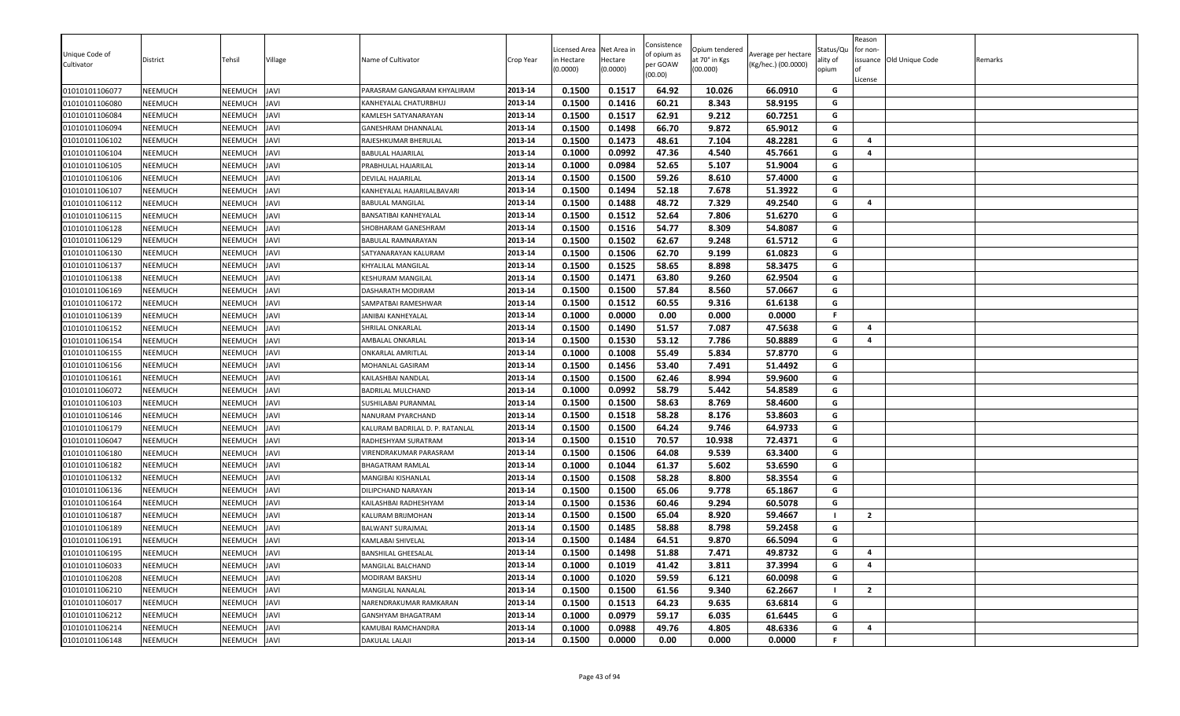| Unique Code of Cultivator | District | Tehsil | Village | Name of Cultivator | Crop Year | Licensed Area in Hectare (0.0000) | Net Area in Hectare (0.0000) | Consistence of opium as per GOAW (00.00) | Opium tendered at 70° in Kgs (00.000) | Average per hectare (Kg/hec.) (00.0000) | Status/Quality of opium | Reason for non-issuance of License | Old Unique Code | Remarks |
|---|---|---|---|---|---|---|---|---|---|---|---|---|---|---|
| 01010101106077 | NEEMUCH | NEEMUCH | JAVI | PARASRAM GANGARAM KHYALIRAM | 2013-14 | 0.1500 | 0.1517 | 64.92 | 10.026 | 66.0910 | G | | | |
| 01010101106080 | NEEMUCH | NEEMUCH | JAVI | KANHEYALAL CHATURBHUJ | 2013-14 | 0.1500 | 0.1416 | 60.21 | 8.343 | 58.9195 | G | | | |
| 01010101106084 | NEEMUCH | NEEMUCH | JAVI | KAMLESH SATYANARAYAN | 2013-14 | 0.1500 | 0.1517 | 62.91 | 9.212 | 60.7251 | G | | | |
| 01010101106094 | NEEMUCH | NEEMUCH | JAVI | GANESHRAM DHANNALAL | 2013-14 | 0.1500 | 0.1498 | 66.70 | 9.872 | 65.9012 | G | | | |
| 01010101106102 | NEEMUCH | NEEMUCH | JAVI | RAJESHKUMAR BHERULAL | 2013-14 | 0.1500 | 0.1473 | 48.61 | 7.104 | 48.2281 | G | 4 | | |
| 01010101106104 | NEEMUCH | NEEMUCH | JAVI | BABULAL HAJARILAL | 2013-14 | 0.1000 | 0.0992 | 47.36 | 4.540 | 45.7661 | G | 4 | | |
| 01010101106105 | NEEMUCH | NEEMUCH | JAVI | PRABHULAL HAJARILAL | 2013-14 | 0.1000 | 0.0984 | 52.65 | 5.107 | 51.9004 | G | | | |
| 01010101106106 | NEEMUCH | NEEMUCH | JAVI | DEVILAL HAJARILAL | 2013-14 | 0.1500 | 0.1500 | 59.26 | 8.610 | 57.4000 | G | | | |
| 01010101106107 | NEEMUCH | NEEMUCH | JAVI | KANHEYALAL HAJARILALBAVARI | 2013-14 | 0.1500 | 0.1494 | 52.18 | 7.678 | 51.3922 | G | | | |
| 01010101106112 | NEEMUCH | NEEMUCH | JAVI | BABULAL MANGILAL | 2013-14 | 0.1500 | 0.1488 | 48.72 | 7.329 | 49.2540 | G | 4 | | |
| 01010101106115 | NEEMUCH | NEEMUCH | JAVI | BANSATIBAI KANHEYALAL | 2013-14 | 0.1500 | 0.1512 | 52.64 | 7.806 | 51.6270 | G | | | |
| 01010101106128 | NEEMUCH | NEEMUCH | JAVI | SHOBHARAM GANESHRAM | 2013-14 | 0.1500 | 0.1516 | 54.77 | 8.309 | 54.8087 | G | | | |
| 01010101106129 | NEEMUCH | NEEMUCH | JAVI | BABULAL RAMNARAYAN | 2013-14 | 0.1500 | 0.1502 | 62.67 | 9.248 | 61.5712 | G | | | |
| 01010101106130 | NEEMUCH | NEEMUCH | JAVI | SATYANARAYAN KALURAM | 2013-14 | 0.1500 | 0.1506 | 62.70 | 9.199 | 61.0823 | G | | | |
| 01010101106137 | NEEMUCH | NEEMUCH | JAVI | KHYALILAL MANGILAL | 2013-14 | 0.1500 | 0.1525 | 58.65 | 8.898 | 58.3475 | G | | | |
| 01010101106138 | NEEMUCH | NEEMUCH | JAVI | KESHURAM MANGILAL | 2013-14 | 0.1500 | 0.1471 | 63.80 | 9.260 | 62.9504 | G | | | |
| 01010101106169 | NEEMUCH | NEEMUCH | JAVI | DASHARATH MODIRAM | 2013-14 | 0.1500 | 0.1500 | 57.84 | 8.560 | 57.0667 | G | | | |
| 01010101106172 | NEEMUCH | NEEMUCH | JAVI | SAMPATBAI RAMESHWAR | 2013-14 | 0.1500 | 0.1512 | 60.55 | 9.316 | 61.6138 | G | | | |
| 01010101106139 | NEEMUCH | NEEMUCH | JAVI | JANIBAI KANHEYALAL | 2013-14 | 0.1000 | 0.0000 | 0.00 | 0.000 | 0.0000 | F | | | |
| 01010101106152 | NEEMUCH | NEEMUCH | JAVI | SHRILAL ONKARLAL | 2013-14 | 0.1500 | 0.1490 | 51.57 | 7.087 | 47.5638 | G | 4 | | |
| 01010101106154 | NEEMUCH | NEEMUCH | JAVI | AMBALAL ONKARLAL | 2013-14 | 0.1500 | 0.1530 | 53.12 | 7.786 | 50.8889 | G | 4 | | |
| 01010101106155 | NEEMUCH | NEEMUCH | JAVI | ONKARLAL AMRITLAL | 2013-14 | 0.1000 | 0.1008 | 55.49 | 5.834 | 57.8770 | G | | | |
| 01010101106156 | NEEMUCH | NEEMUCH | JAVI | MOHANLAL GASIRAM | 2013-14 | 0.1500 | 0.1456 | 53.40 | 7.491 | 51.4492 | G | | | |
| 01010101106161 | NEEMUCH | NEEMUCH | JAVI | KAILASHBAI NANDLAL | 2013-14 | 0.1500 | 0.1500 | 62.46 | 8.994 | 59.9600 | G | | | |
| 01010101106072 | NEEMUCH | NEEMUCH | JAVI | BADRILAL MULCHAND | 2013-14 | 0.1000 | 0.0992 | 58.79 | 5.442 | 54.8589 | G | | | |
| 01010101106103 | NEEMUCH | NEEMUCH | JAVI | SUSHILABAI PURANMAL | 2013-14 | 0.1500 | 0.1500 | 58.63 | 8.769 | 58.4600 | G | | | |
| 01010101106146 | NEEMUCH | NEEMUCH | JAVI | NANURAM PYARCHAND | 2013-14 | 0.1500 | 0.1518 | 58.28 | 8.176 | 53.8603 | G | | | |
| 01010101106179 | NEEMUCH | NEEMUCH | JAVI | KALURAM BADRILAL D. P. RATANLAL | 2013-14 | 0.1500 | 0.1500 | 64.24 | 9.746 | 64.9733 | G | | | |
| 01010101106047 | NEEMUCH | NEEMUCH | JAVI | RADHESHYAM SURATRAM | 2013-14 | 0.1500 | 0.1510 | 70.57 | 10.938 | 72.4371 | G | | | |
| 01010101106180 | NEEMUCH | NEEMUCH | JAVI | VIRENDRAKUMAR PARASRAM | 2013-14 | 0.1500 | 0.1506 | 64.08 | 9.539 | 63.3400 | G | | | |
| 01010101106182 | NEEMUCH | NEEMUCH | JAVI | BHAGATRAM RAMLAL | 2013-14 | 0.1000 | 0.1044 | 61.37 | 5.602 | 53.6590 | G | | | |
| 01010101106132 | NEEMUCH | NEEMUCH | JAVI | MANGIBAI KISHANLAL | 2013-14 | 0.1500 | 0.1508 | 58.28 | 8.800 | 58.3554 | G | | | |
| 01010101106136 | NEEMUCH | NEEMUCH | JAVI | DILIPCHAND NARAYAN | 2013-14 | 0.1500 | 0.1500 | 65.06 | 9.778 | 65.1867 | G | | | |
| 01010101106164 | NEEMUCH | NEEMUCH | JAVI | KAILASHBAI RADHESHYAM | 2013-14 | 0.1500 | 0.1536 | 60.46 | 9.294 | 60.5078 | G | | | |
| 01010101106187 | NEEMUCH | NEEMUCH | JAVI | KALURAM BRIJMOHAN | 2013-14 | 0.1500 | 0.1500 | 65.04 | 8.920 | 59.4667 | I | 2 | | |
| 01010101106189 | NEEMUCH | NEEMUCH | JAVI | BALWANT SURAJMAL | 2013-14 | 0.1500 | 0.1485 | 58.88 | 8.798 | 59.2458 | G | | | |
| 01010101106191 | NEEMUCH | NEEMUCH | JAVI | KAMLABAI SHIVELAL | 2013-14 | 0.1500 | 0.1484 | 64.51 | 9.870 | 66.5094 | G | | | |
| 01010101106195 | NEEMUCH | NEEMUCH | JAVI | BANSHILAL GHEESALAL | 2013-14 | 0.1500 | 0.1498 | 51.88 | 7.471 | 49.8732 | G | 4 | | |
| 01010101106033 | NEEMUCH | NEEMUCH | JAVI | MANGILAL BALCHAND | 2013-14 | 0.1000 | 0.1019 | 41.42 | 3.811 | 37.3994 | G | 4 | | |
| 01010101106208 | NEEMUCH | NEEMUCH | JAVI | MODIRAM BAKSHU | 2013-14 | 0.1000 | 0.1020 | 59.59 | 6.121 | 60.0098 | G | | | |
| 01010101106210 | NEEMUCH | NEEMUCH | JAVI | MANGILAL NANALAL | 2013-14 | 0.1500 | 0.1500 | 61.56 | 9.340 | 62.2667 | I | 2 | | |
| 01010101106017 | NEEMUCH | NEEMUCH | JAVI | NARENDRAKUMAR RAMKARAN | 2013-14 | 0.1500 | 0.1513 | 64.23 | 9.635 | 63.6814 | G | | | |
| 01010101106212 | NEEMUCH | NEEMUCH | JAVI | GANSHYAM BHAGATRAM | 2013-14 | 0.1000 | 0.0979 | 59.17 | 6.035 | 61.6445 | G | | | |
| 01010101106214 | NEEMUCH | NEEMUCH | JAVI | KAMUBAI RAMCHANDRA | 2013-14 | 0.1000 | 0.0988 | 49.76 | 4.805 | 48.6336 | G | 4 | | |
| 01010101106148 | NEEMUCH | NEEMUCH | JAVI | DAKULAL LALAJI | 2013-14 | 0.1500 | 0.0000 | 0.00 | 0.000 | 0.0000 | F | | | |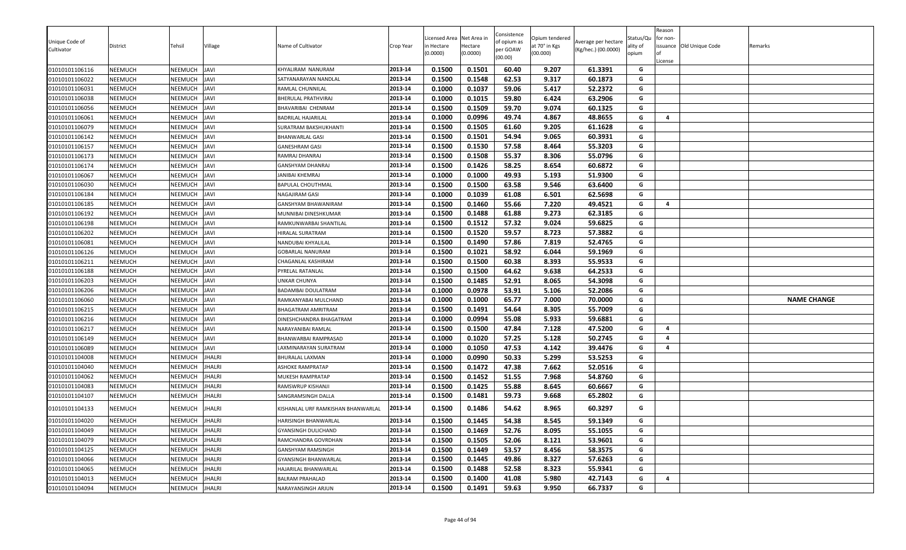| Unique Code of Cultivator | District | Tehsil | Village | Name of Cultivator | Crop Year | Licensed Area in Hectare (0.0000) | Net Area in Hectare (0.0000) | Consistence of opium as per GOAW (00.00) | Opium tendered at 70° in Kgs (00.000) | Average per hectare (Kg/hec.) (00.0000) | Status/Quality of opium | Reason for non-issuance of License | Old Unique Code | Remarks |
|---|---|---|---|---|---|---|---|---|---|---|---|---|---|---|
| 01010101106116 | NEEMUCH | NEEMUCH | JAVI | KHYALIRAM NANURAM | 2013-14 | 0.1500 | 0.1501 | 60.40 | 9.207 | 61.3391 | G | | | |
| 01010101106022 | NEEMUCH | NEEMUCH | JAVI | SATYANARAYAN NANDLAL | 2013-14 | 0.1500 | 0.1548 | 62.53 | 9.317 | 60.1873 | G | | | |
| 01010101106031 | NEEMUCH | NEEMUCH | JAVI | RAMLAL CHUNNILAL | 2013-14 | 0.1000 | 0.1037 | 59.06 | 5.417 | 52.2372 | G | | | |
| 01010101106038 | NEEMUCH | NEEMUCH | JAVI | BHERULAL PRATHVIRAJ | 2013-14 | 0.1000 | 0.1015 | 59.80 | 6.424 | 63.2906 | G | | | |
| 01010101106056 | NEEMUCH | NEEMUCH | JAVI | BHAVARIBAI CHENRAM | 2013-14 | 0.1500 | 0.1509 | 59.70 | 9.074 | 60.1325 | G | | | |
| 01010101106061 | NEEMUCH | NEEMUCH | JAVI | BADRILAL HAJARILAL | 2013-14 | 0.1000 | 0.0996 | 49.74 | 4.867 | 48.8655 | G | 4 | | |
| 01010101106079 | NEEMUCH | NEEMUCH | JAVI | SURATRAM BAKSHUKHANTI | 2013-14 | 0.1500 | 0.1505 | 61.60 | 9.205 | 61.1628 | G | | | |
| 01010101106142 | NEEMUCH | NEEMUCH | JAVI | BHANWARLAL GASI | 2013-14 | 0.1500 | 0.1501 | 54.94 | 9.065 | 60.3931 | G | | | |
| 01010101106157 | NEEMUCH | NEEMUCH | JAVI | GANESHRAM GASI | 2013-14 | 0.1500 | 0.1530 | 57.58 | 8.464 | 55.3203 | G | | | |
| 01010101106173 | NEEMUCH | NEEMUCH | JAVI | RAMRAJ DHANRAJ | 2013-14 | 0.1500 | 0.1508 | 55.37 | 8.306 | 55.0796 | G | | | |
| 01010101106174 | NEEMUCH | NEEMUCH | JAVI | GANSHYAM DHANRAJ | 2013-14 | 0.1500 | 0.1426 | 58.25 | 8.654 | 60.6872 | G | | | |
| 01010101106067 | NEEMUCH | NEEMUCH | JAVI | JANIBAI KHEMRAJ | 2013-14 | 0.1000 | 0.1000 | 49.93 | 5.193 | 51.9300 | G | | | |
| 01010101106030 | NEEMUCH | NEEMUCH | JAVI | BAPULAL CHOUTHMAL | 2013-14 | 0.1500 | 0.1500 | 63.58 | 9.546 | 63.6400 | G | | | |
| 01010101106184 | NEEMUCH | NEEMUCH | JAVI | NAGAJIRAM GASI | 2013-14 | 0.1000 | 0.1039 | 61.08 | 6.501 | 62.5698 | G | | | |
| 01010101106185 | NEEMUCH | NEEMUCH | JAVI | GANSHYAM BHAWANIRAM | 2013-14 | 0.1500 | 0.1460 | 55.66 | 7.220 | 49.4521 | G | 4 | | |
| 01010101106192 | NEEMUCH | NEEMUCH | JAVI | MUNNIBAI DINESHKUMAR | 2013-14 | 0.1500 | 0.1488 | 61.88 | 9.273 | 62.3185 | G | | | |
| 01010101106198 | NEEMUCH | NEEMUCH | JAVI | RAMKUNWARBAI SHANTILAL | 2013-14 | 0.1500 | 0.1512 | 57.32 | 9.024 | 59.6825 | G | | | |
| 01010101106202 | NEEMUCH | NEEMUCH | JAVI | HIRALAL SURATRAM | 2013-14 | 0.1500 | 0.1520 | 59.57 | 8.723 | 57.3882 | G | | | |
| 01010101106081 | NEEMUCH | NEEMUCH | JAVI | NANDUBAI KHYALILAL | 2013-14 | 0.1500 | 0.1490 | 57.86 | 7.819 | 52.4765 | G | | | |
| 01010101106126 | NEEMUCH | NEEMUCH | JAVI | GOBARLAL NANURAM | 2013-14 | 0.1500 | 0.1021 | 58.92 | 6.044 | 59.1969 | G | | | |
| 01010101106211 | NEEMUCH | NEEMUCH | JAVI | CHAGANLAL KASHIRAM | 2013-14 | 0.1500 | 0.1500 | 60.38 | 8.393 | 55.9533 | G | | | |
| 01010101106188 | NEEMUCH | NEEMUCH | JAVI | PYRELAL RATANLAL | 2013-14 | 0.1500 | 0.1500 | 64.62 | 9.638 | 64.2533 | G | | | |
| 01010101106203 | NEEMUCH | NEEMUCH | JAVI | UNKAR CHUNYA | 2013-14 | 0.1500 | 0.1485 | 52.91 | 8.065 | 54.3098 | G | | | |
| 01010101106206 | NEEMUCH | NEEMUCH | JAVI | BADAMBAI DOULATRAM | 2013-14 | 0.1000 | 0.0978 | 53.91 | 5.106 | 52.2086 | G | | | |
| 01010101106060 | NEEMUCH | NEEMUCH | JAVI | RAMKANYABAI MULCHAND | 2013-14 | 0.1000 | 0.1000 | 65.77 | 7.000 | 70.0000 | G | | | NAME CHANGE |
| 01010101106215 | NEEMUCH | NEEMUCH | JAVI | BHAGATRAM AMRITRAM | 2013-14 | 0.1500 | 0.1491 | 54.64 | 8.305 | 55.7009 | G | | | |
| 01010101106216 | NEEMUCH | NEEMUCH | JAVI | DINESHCHANDRA BHAGATRAM | 2013-14 | 0.1000 | 0.0994 | 55.08 | 5.933 | 59.6881 | G | | | |
| 01010101106217 | NEEMUCH | NEEMUCH | JAVI | NARAYANIBAI RAMLAL | 2013-14 | 0.1500 | 0.1500 | 47.84 | 7.128 | 47.5200 | G | 4 | | |
| 01010101106149 | NEEMUCH | NEEMUCH | JAVI | BHANWARBAI RAMPRASAD | 2013-14 | 0.1000 | 0.1020 | 57.25 | 5.128 | 50.2745 | G | 4 | | |
| 01010101106089 | NEEMUCH | NEEMUCH | JAVI | LAXMINARAYAN SURATRAM | 2013-14 | 0.1000 | 0.1050 | 47.53 | 4.142 | 39.4476 | G | 4 | | |
| 01010101104008 | NEEMUCH | NEEMUCH | JHALRI | BHURALAL LAXMAN | 2013-14 | 0.1000 | 0.0990 | 50.33 | 5.299 | 53.5253 | G | | | |
| 01010101104040 | NEEMUCH | NEEMUCH | JHALRI | ASHOKE RAMPRATAP | 2013-14 | 0.1500 | 0.1472 | 47.38 | 7.662 | 52.0516 | G | | | |
| 01010101104062 | NEEMUCH | NEEMUCH | JHALRI | MUKESH RAMPRATAP | 2013-14 | 0.1500 | 0.1452 | 51.55 | 7.968 | 54.8760 | G | | | |
| 01010101104083 | NEEMUCH | NEEMUCH | JHALRI | RAMSWRUP KISHANJI | 2013-14 | 0.1500 | 0.1425 | 55.88 | 8.645 | 60.6667 | G | | | |
| 01010101104107 | NEEMUCH | NEEMUCH | JHALRI | SANGRAMSINGH DALLA | 2013-14 | 0.1500 | 0.1481 | 59.73 | 9.668 | 65.2802 | G | | | |
| 01010101104133 | NEEMUCH | NEEMUCH | JHALRI | KISHANLAL URF RAMKISHAN BHANWARLAL | 2013-14 | 0.1500 | 0.1486 | 54.62 | 8.965 | 60.3297 | G | | | |
| 01010101104020 | NEEMUCH | NEEMUCH | JHALRI | HARISINGH BHANWARLAL | 2013-14 | 0.1500 | 0.1445 | 54.38 | 8.545 | 59.1349 | G | | | |
| 01010101104049 | NEEMUCH | NEEMUCH | JHALRI | GYANSINGH DULICHAND | 2013-14 | 0.1500 | 0.1469 | 52.76 | 8.095 | 55.1055 | G | | | |
| 01010101104079 | NEEMUCH | NEEMUCH | JHALRI | RAMCHANDRA GOVRDHAN | 2013-14 | 0.1500 | 0.1505 | 52.06 | 8.121 | 53.9601 | G | | | |
| 01010101104125 | NEEMUCH | NEEMUCH | JHALRI | GANSHYAM RAMSINGH | 2013-14 | 0.1500 | 0.1449 | 53.57 | 8.456 | 58.3575 | G | | | |
| 01010101104066 | NEEMUCH | NEEMUCH | JHALRI | GYANSINGH BHANWARLAL | 2013-14 | 0.1500 | 0.1445 | 49.86 | 8.327 | 57.6263 | G | | | |
| 01010101104065 | NEEMUCH | NEEMUCH | JHALRI | HAJARILAL BHANWARLAL | 2013-14 | 0.1500 | 0.1488 | 52.58 | 8.323 | 55.9341 | G | | | |
| 01010101104013 | NEEMUCH | NEEMUCH | JHALRI | BALRAM PRAHALAD | 2013-14 | 0.1500 | 0.1400 | 41.08 | 5.980 | 42.7143 | G | 4 | | |
| 01010101104094 | NEEMUCH | NEEMUCH | JHALRI | NARAYANSINGH ARJUN | 2013-14 | 0.1500 | 0.1491 | 59.63 | 9.950 | 66.7337 | G | | | |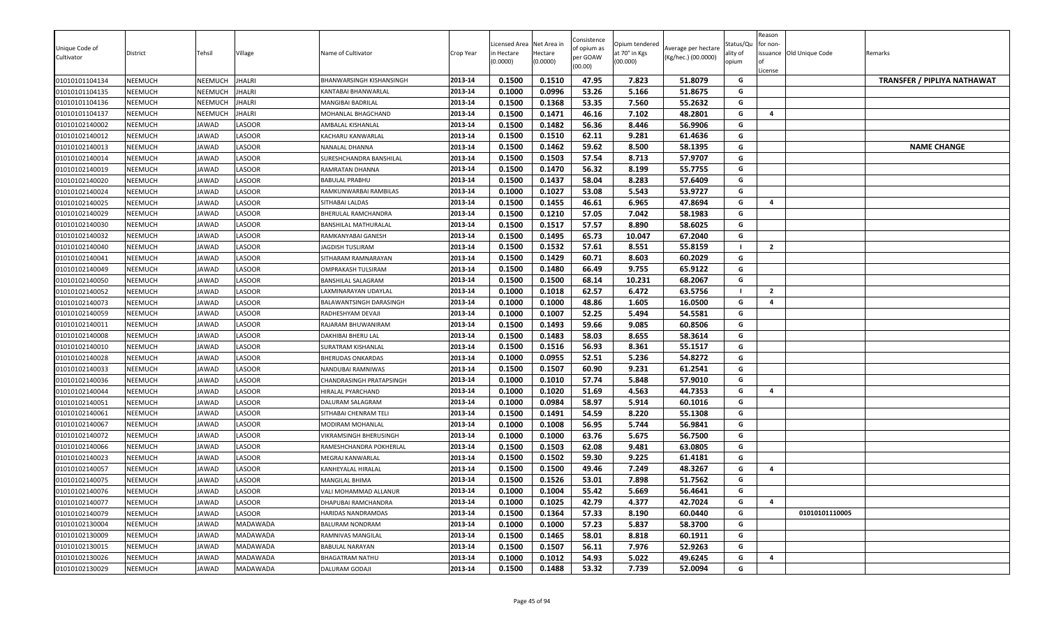| Unique Code of Cultivator | District | Tehsil | Village | Name of Cultivator | Crop Year | Licensed Area in Hectare (0.0000) | Net Area in Hectare (0.0000) | Consistence of opium as per GOAW (00.00) | Opium tendered at 70° in Kgs (00.000) | Average per hectare (Kg/hec.) (00.0000) | Status/Quality of opium | Reason for non-issuance of License | Old Unique Code | Remarks |
|---|---|---|---|---|---|---|---|---|---|---|---|---|---|---|
| 01010101104134 | NEEMUCH | NEEMUCH | JHALRI | BHANWARSINGH KISHANSINGH | 2013-14 | 0.1500 | 0.1510 | 47.95 | 7.823 | 51.8079 | G | | | TRANSFER / PIPLIYA NATHAWAT |
| 01010101104135 | NEEMUCH | NEEMUCH | JHALRI | KANTABAI BHANWARLAL | 2013-14 | 0.1000 | 0.0996 | 53.26 | 5.166 | 51.8675 | G | | | |
| 01010101104136 | NEEMUCH | NEEMUCH | JHALRI | MANGIBAI BADRILAL | 2013-14 | 0.1500 | 0.1368 | 53.35 | 7.560 | 55.2632 | G | | | |
| 01010101104137 | NEEMUCH | NEEMUCH | JHALRI | MOHANLAL BHAGCHAND | 2013-14 | 0.1500 | 0.1471 | 46.16 | 7.102 | 48.2801 | G | 4 | | |
| 01010102140002 | NEEMUCH | JAWAD | LASOOR | AMBALAL KISHANLAL | 2013-14 | 0.1500 | 0.1482 | 56.36 | 8.446 | 56.9906 | G | | | |
| 01010102140012 | NEEMUCH | JAWAD | LASOOR | KACHARU KANWARLAL | 2013-14 | 0.1500 | 0.1510 | 62.11 | 9.281 | 61.4636 | G | | | |
| 01010102140013 | NEEMUCH | JAWAD | LASOOR | NANALAL DHANNA | 2013-14 | 0.1500 | 0.1462 | 59.62 | 8.500 | 58.1395 | G | | | NAME CHANGE |
| 01010102140014 | NEEMUCH | JAWAD | LASOOR | SURESHCHANDRA BANSHILAL | 2013-14 | 0.1500 | 0.1503 | 57.54 | 8.713 | 57.9707 | G | | | |
| 01010102140019 | NEEMUCH | JAWAD | LASOOR | RAMRATAN DHANNA | 2013-14 | 0.1500 | 0.1470 | 56.32 | 8.199 | 55.7755 | G | | | |
| 01010102140020 | NEEMUCH | JAWAD | LASOOR | BABULAL PRABHU | 2013-14 | 0.1500 | 0.1437 | 58.04 | 8.283 | 57.6409 | G | | | |
| 01010102140024 | NEEMUCH | JAWAD | LASOOR | RAMKUNWARBAI RAMBILAS | 2013-14 | 0.1000 | 0.1027 | 53.08 | 5.543 | 53.9727 | G | | | |
| 01010102140025 | NEEMUCH | JAWAD | LASOOR | SITHABAI LALDAS | 2013-14 | 0.1500 | 0.1455 | 46.61 | 6.965 | 47.8694 | G | 4 | | |
| 01010102140029 | NEEMUCH | JAWAD | LASOOR | BHERULAL RAMCHANDRA | 2013-14 | 0.1500 | 0.1210 | 57.05 | 7.042 | 58.1983 | G | | | |
| 01010102140030 | NEEMUCH | JAWAD | LASOOR | BANSHILAL MATHURALAL | 2013-14 | 0.1500 | 0.1517 | 57.57 | 8.890 | 58.6025 | G | | | |
| 01010102140032 | NEEMUCH | JAWAD | LASOOR | RAMKANYABAI GANESH | 2013-14 | 0.1500 | 0.1495 | 65.73 | 10.047 | 67.2040 | G | | | |
| 01010102140040 | NEEMUCH | JAWAD | LASOOR | JAGDISH TUSLIRAM | 2013-14 | 0.1500 | 0.1532 | 57.61 | 8.551 | 55.8159 | I | 2 | | |
| 01010102140041 | NEEMUCH | JAWAD | LASOOR | SITHARAM RAMNARAYAN | 2013-14 | 0.1500 | 0.1429 | 60.71 | 8.603 | 60.2029 | G | | | |
| 01010102140049 | NEEMUCH | JAWAD | LASOOR | OMPRAKASH TULSIRAM | 2013-14 | 0.1500 | 0.1480 | 66.49 | 9.755 | 65.9122 | G | | | |
| 01010102140050 | NEEMUCH | JAWAD | LASOOR | BANSHILAL SALAGRAM | 2013-14 | 0.1500 | 0.1500 | 68.14 | 10.231 | 68.2067 | G | | | |
| 01010102140052 | NEEMUCH | JAWAD | LASOOR | LAXMINARAYAN UDAYLAL | 2013-14 | 0.1000 | 0.1018 | 62.57 | 6.472 | 63.5756 | I | 2 | | |
| 01010102140073 | NEEMUCH | JAWAD | LASOOR | BALAWANTSINGH DARASINGH | 2013-14 | 0.1000 | 0.1000 | 48.86 | 1.605 | 16.0500 | G | 4 | | |
| 01010102140059 | NEEMUCH | JAWAD | LASOOR | RADHESHYAM DEVAJI | 2013-14 | 0.1000 | 0.1007 | 52.25 | 5.494 | 54.5581 | G | | | |
| 01010102140011 | NEEMUCH | JAWAD | LASOOR | RAJARAM BHUWANIRAM | 2013-14 | 0.1500 | 0.1493 | 59.66 | 9.085 | 60.8506 | G | | | |
| 01010102140008 | NEEMUCH | JAWAD | LASOOR | DAKHIBAI BHERU LAL | 2013-14 | 0.1500 | 0.1483 | 58.03 | 8.655 | 58.3614 | G | | | |
| 01010102140010 | NEEMUCH | JAWAD | LASOOR | SURATRAM KISHANLAL | 2013-14 | 0.1500 | 0.1516 | 56.93 | 8.361 | 55.1517 | G | | | |
| 01010102140028 | NEEMUCH | JAWAD | LASOOR | BHERUDAS ONKARDAS | 2013-14 | 0.1000 | 0.0955 | 52.51 | 5.236 | 54.8272 | G | | | |
| 01010102140033 | NEEMUCH | JAWAD | LASOOR | NANDUBAI RAMNIWAS | 2013-14 | 0.1500 | 0.1507 | 60.90 | 9.231 | 61.2541 | G | | | |
| 01010102140036 | NEEMUCH | JAWAD | LASOOR | CHANDRASINGH PRATAPSINGH | 2013-14 | 0.1000 | 0.1010 | 57.74 | 5.848 | 57.9010 | G | | | |
| 01010102140044 | NEEMUCH | JAWAD | LASOOR | HIRALAL PYARCHAND | 2013-14 | 0.1000 | 0.1020 | 51.69 | 4.563 | 44.7353 | G | 4 | | |
| 01010102140051 | NEEMUCH | JAWAD | LASOOR | DALURAM SALAGRAM | 2013-14 | 0.1000 | 0.0984 | 58.97 | 5.914 | 60.1016 | G | | | |
| 01010102140061 | NEEMUCH | JAWAD | LASOOR | SITHABAI CHENRAM TELI | 2013-14 | 0.1500 | 0.1491 | 54.59 | 8.220 | 55.1308 | G | | | |
| 01010102140067 | NEEMUCH | JAWAD | LASOOR | MODIRAM MOHANLAL | 2013-14 | 0.1000 | 0.1008 | 56.95 | 5.744 | 56.9841 | G | | | |
| 01010102140072 | NEEMUCH | JAWAD | LASOOR | VIKRAMSINGH BHERUSINGH | 2013-14 | 0.1000 | 0.1000 | 63.76 | 5.675 | 56.7500 | G | | | |
| 01010102140066 | NEEMUCH | JAWAD | LASOOR | RAMESHCHANDRA POKHERLAL | 2013-14 | 0.1500 | 0.1503 | 62.08 | 9.481 | 63.0805 | G | | | |
| 01010102140023 | NEEMUCH | JAWAD | LASOOR | MEGRAJ KANWARLAL | 2013-14 | 0.1500 | 0.1502 | 59.30 | 9.225 | 61.4181 | G | | | |
| 01010102140057 | NEEMUCH | JAWAD | LASOOR | KANHEYALAL HIRALAL | 2013-14 | 0.1500 | 0.1500 | 49.46 | 7.249 | 48.3267 | G | 4 | | |
| 01010102140075 | NEEMUCH | JAWAD | LASOOR | MANGILAL BHIMA | 2013-14 | 0.1500 | 0.1526 | 53.01 | 7.898 | 51.7562 | G | | | |
| 01010102140076 | NEEMUCH | JAWAD | LASOOR | VALI MOHAMMAD ALLANUR | 2013-14 | 0.1000 | 0.1004 | 55.42 | 5.669 | 56.4641 | G | | | |
| 01010102140077 | NEEMUCH | JAWAD | LASOOR | DHAPUBAI RAMCHANDRA | 2013-14 | 0.1000 | 0.1025 | 42.79 | 4.377 | 42.7024 | G | 4 | | |
| 01010102140079 | NEEMUCH | JAWAD | LASOOR | HARIDAS NANDRAMDAS | 2013-14 | 0.1500 | 0.1364 | 57.33 | 8.190 | 60.0440 | G | | 01010101110005 | |
| 01010102130004 | NEEMUCH | JAWAD | MADAWADA | BALURAM NONDRAM | 2013-14 | 0.1000 | 0.1000 | 57.23 | 5.837 | 58.3700 | G | | | |
| 01010102130009 | NEEMUCH | JAWAD | MADAWADA | RAMNIVAS MANGILAL | 2013-14 | 0.1500 | 0.1465 | 58.01 | 8.818 | 60.1911 | G | | | |
| 01010102130015 | NEEMUCH | JAWAD | MADAWADA | BABULAL NARAYAN | 2013-14 | 0.1500 | 0.1507 | 56.11 | 7.976 | 52.9263 | G | | | |
| 01010102130026 | NEEMUCH | JAWAD | MADAWADA | BHAGATRAM NATHU | 2013-14 | 0.1000 | 0.1012 | 54.93 | 5.022 | 49.6245 | G | 4 | | |
| 01010102130029 | NEEMUCH | JAWAD | MADAWADA | DALURAM GODAJI | 2013-14 | 0.1500 | 0.1488 | 53.32 | 7.739 | 52.0094 | G | | | |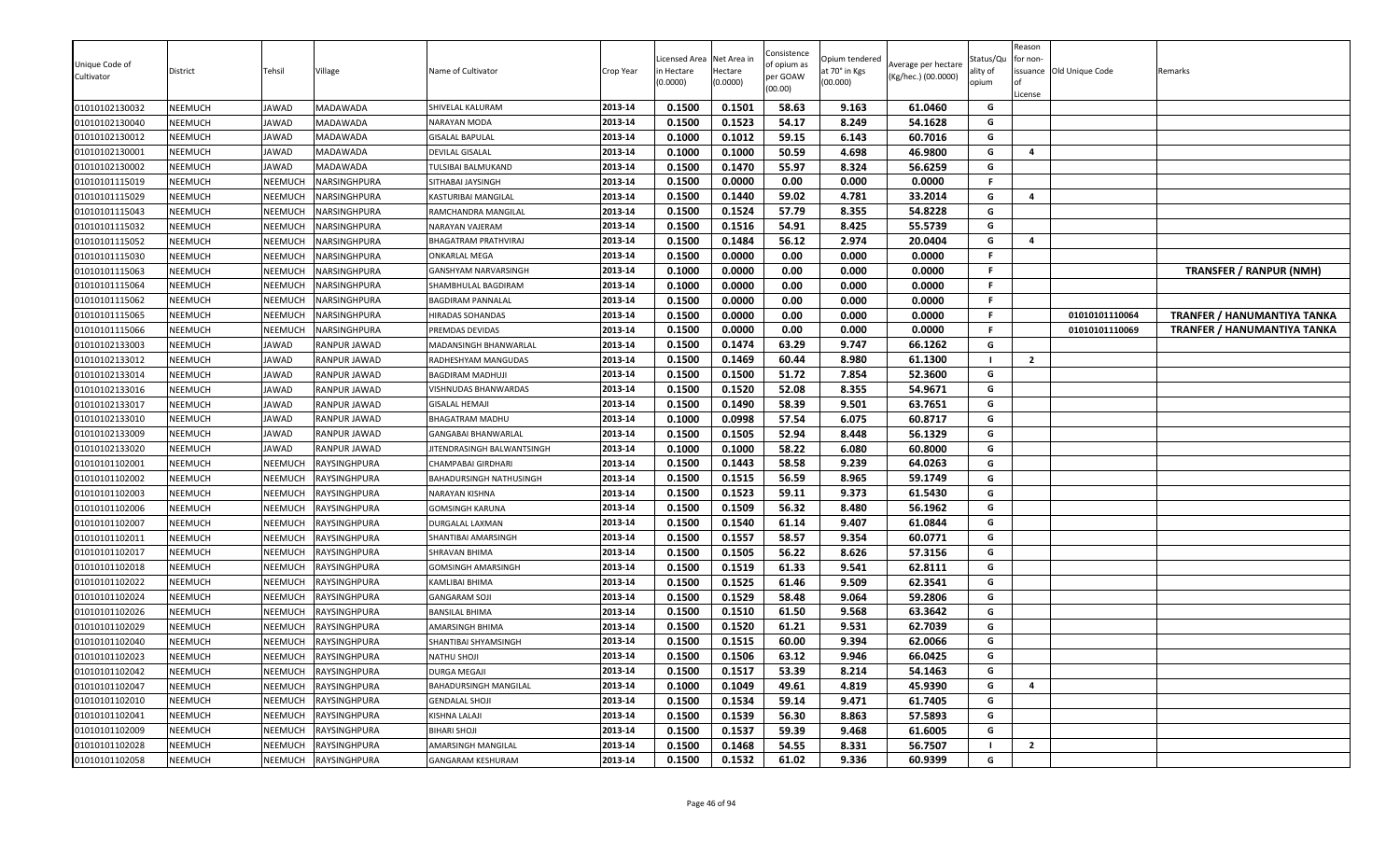| Unique Code of Cultivator | District | Tehsil | Village | Name of Cultivator | Crop Year | Licensed Area in Hectare (0.0000) | Net Area in Hectare (0.0000) | Consistence of opium as per GOAW (00.00) | Opium tendered at 70° in Kgs (00.000) | Average per hectare (Kg/hec.) (00.0000) | Status/Quality of opium | Reason for non-issuance of License | Old Unique Code | Remarks |
|---|---|---|---|---|---|---|---|---|---|---|---|---|---|---|
| 01010102130032 | NEEMUCH | JAWAD | MADAWADA | SHIVELAL KALURAM | 2013-14 | 0.1500 | 0.1501 | 58.63 | 9.163 | 61.0460 | G | | | |
| 01010102130040 | NEEMUCH | JAWAD | MADAWADA | NARAYAN MODA | 2013-14 | 0.1500 | 0.1523 | 54.17 | 8.249 | 54.1628 | G | | | |
| 01010102130012 | NEEMUCH | JAWAD | MADAWADA | GISALAL BAPULAL | 2013-14 | 0.1000 | 0.1012 | 59.15 | 6.143 | 60.7016 | G | | | |
| 01010102130001 | NEEMUCH | JAWAD | MADAWADA | DEVILAL GISALAL | 2013-14 | 0.1000 | 0.1000 | 50.59 | 4.698 | 46.9800 | G | 4 | | |
| 01010102130002 | NEEMUCH | JAWAD | MADAWADA | TULSIBAI BALMUKAND | 2013-14 | 0.1500 | 0.1470 | 55.97 | 8.324 | 56.6259 | G | | | |
| 01010101115019 | NEEMUCH | NEEMUCH | NARSINGHPURA | SITHABAI JAYSINGH | 2013-14 | 0.1500 | 0.0000 | 0.00 | 0.000 | 0.0000 | F | | | |
| 01010101115029 | NEEMUCH | NEEMUCH | NARSINGHPURA | KASTURIBAI MANGILAL | 2013-14 | 0.1500 | 0.1440 | 59.02 | 4.781 | 33.2014 | G | 4 | | |
| 01010101115043 | NEEMUCH | NEEMUCH | NARSINGHPURA | RAMCHANDRA MANGILAL | 2013-14 | 0.1500 | 0.1524 | 57.79 | 8.355 | 54.8228 | G | | | |
| 01010101115032 | NEEMUCH | NEEMUCH | NARSINGHPURA | NARAYAN VAJERAM | 2013-14 | 0.1500 | 0.1516 | 54.91 | 8.425 | 55.5739 | G | | | |
| 01010101115052 | NEEMUCH | NEEMUCH | NARSINGHPURA | BHAGATRAM PRATHVIRAJ | 2013-14 | 0.1500 | 0.1484 | 56.12 | 2.974 | 20.0404 | G | 4 | | |
| 01010101115030 | NEEMUCH | NEEMUCH | NARSINGHPURA | ONKARLAL MEGA | 2013-14 | 0.1500 | 0.0000 | 0.00 | 0.000 | 0.0000 | F | | | |
| 01010101115063 | NEEMUCH | NEEMUCH | NARSINGHPURA | GANSHYAM NARVARSINGH | 2013-14 | 0.1000 | 0.0000 | 0.00 | 0.000 | 0.0000 | F | | | TRANSFER / RANPUR (NMH) |
| 01010101115064 | NEEMUCH | NEEMUCH | NARSINGHPURA | SHAMBHULAL BAGDIRAM | 2013-14 | 0.1000 | 0.0000 | 0.00 | 0.000 | 0.0000 | F | | | |
| 01010101115062 | NEEMUCH | NEEMUCH | NARSINGHPURA | BAGDIRAM PANNALAL | 2013-14 | 0.1500 | 0.0000 | 0.00 | 0.000 | 0.0000 | F | | | |
| 01010101115065 | NEEMUCH | NEEMUCH | NARSINGHPURA | HIRADAS SOHANDAS | 2013-14 | 0.1500 | 0.0000 | 0.00 | 0.000 | 0.0000 | F | | 01010101110064 | TRANFER / HANUMANTIYA TANKA |
| 01010101115066 | NEEMUCH | NEEMUCH | NARSINGHPURA | PREMDAS DEVIDAS | 2013-14 | 0.1500 | 0.0000 | 0.00 | 0.000 | 0.0000 | F | | 01010101110069 | TRANFER / HANUMANTIYA TANKA |
| 01010102133003 | NEEMUCH | JAWAD | RANPUR JAWAD | MADANSINGH BHANWARLAL | 2013-14 | 0.1500 | 0.1474 | 63.29 | 9.747 | 66.1262 | G | | | |
| 01010102133012 | NEEMUCH | JAWAD | RANPUR JAWAD | RADHESHYAM MANGUDAS | 2013-14 | 0.1500 | 0.1469 | 60.44 | 8.980 | 61.1300 | I | 2 | | |
| 01010102133014 | NEEMUCH | JAWAD | RANPUR JAWAD | BAGDIRAM MADHUJI | 2013-14 | 0.1500 | 0.1500 | 51.72 | 7.854 | 52.3600 | G | | | |
| 01010102133016 | NEEMUCH | JAWAD | RANPUR JAWAD | VISHNUDAS BHANWARDAS | 2013-14 | 0.1500 | 0.1520 | 52.08 | 8.355 | 54.9671 | G | | | |
| 01010102133017 | NEEMUCH | JAWAD | RANPUR JAWAD | GISALAL HEMAJI | 2013-14 | 0.1500 | 0.1490 | 58.39 | 9.501 | 63.7651 | G | | | |
| 01010102133010 | NEEMUCH | JAWAD | RANPUR JAWAD | BHAGATRAM MADHU | 2013-14 | 0.1000 | 0.0998 | 57.54 | 6.075 | 60.8717 | G | | | |
| 01010102133009 | NEEMUCH | JAWAD | RANPUR JAWAD | GANGABAI BHANWARLAL | 2013-14 | 0.1500 | 0.1505 | 52.94 | 8.448 | 56.1329 | G | | | |
| 01010102133020 | NEEMUCH | JAWAD | RANPUR JAWAD | JITENDRASINGH BALWANTSINGH | 2013-14 | 0.1000 | 0.1000 | 58.22 | 6.080 | 60.8000 | G | | | |
| 01010101102001 | NEEMUCH | NEEMUCH | RAYSINGHPURA | CHAMPABAI GIRDHARI | 2013-14 | 0.1500 | 0.1443 | 58.58 | 9.239 | 64.0263 | G | | | |
| 01010101102002 | NEEMUCH | NEEMUCH | RAYSINGHPURA | BAHADURSINGH NATHUSINGH | 2013-14 | 0.1500 | 0.1515 | 56.59 | 8.965 | 59.1749 | G | | | |
| 01010101102003 | NEEMUCH | NEEMUCH | RAYSINGHPURA | NARAYAN KISHNA | 2013-14 | 0.1500 | 0.1523 | 59.11 | 9.373 | 61.5430 | G | | | |
| 01010101102006 | NEEMUCH | NEEMUCH | RAYSINGHPURA | GOMSINGH KARUNA | 2013-14 | 0.1500 | 0.1509 | 56.32 | 8.480 | 56.1962 | G | | | |
| 01010101102007 | NEEMUCH | NEEMUCH | RAYSINGHPURA | DURGALAL LAXMAN | 2013-14 | 0.1500 | 0.1540 | 61.14 | 9.407 | 61.0844 | G | | | |
| 01010101102011 | NEEMUCH | NEEMUCH | RAYSINGHPURA | SHANTIBAI AMARSINGH | 2013-14 | 0.1500 | 0.1557 | 58.57 | 9.354 | 60.0771 | G | | | |
| 01010101102017 | NEEMUCH | NEEMUCH | RAYSINGHPURA | SHRAVAN BHIMA | 2013-14 | 0.1500 | 0.1505 | 56.22 | 8.626 | 57.3156 | G | | | |
| 01010101102018 | NEEMUCH | NEEMUCH | RAYSINGHPURA | GOMSINGH AMARSINGH | 2013-14 | 0.1500 | 0.1519 | 61.33 | 9.541 | 62.8111 | G | | | |
| 01010101102022 | NEEMUCH | NEEMUCH | RAYSINGHPURA | KAMLIBAI BHIMA | 2013-14 | 0.1500 | 0.1525 | 61.46 | 9.509 | 62.3541 | G | | | |
| 01010101102024 | NEEMUCH | NEEMUCH | RAYSINGHPURA | GANGARAM SOJI | 2013-14 | 0.1500 | 0.1529 | 58.48 | 9.064 | 59.2806 | G | | | |
| 01010101102026 | NEEMUCH | NEEMUCH | RAYSINGHPURA | BANSILAL BHIMA | 2013-14 | 0.1500 | 0.1510 | 61.50 | 9.568 | 63.3642 | G | | | |
| 01010101102029 | NEEMUCH | NEEMUCH | RAYSINGHPURA | AMARSINGH BHIMA | 2013-14 | 0.1500 | 0.1520 | 61.21 | 9.531 | 62.7039 | G | | | |
| 01010101102040 | NEEMUCH | NEEMUCH | RAYSINGHPURA | SHANTIBAI SHYAMSINGH | 2013-14 | 0.1500 | 0.1515 | 60.00 | 9.394 | 62.0066 | G | | | |
| 01010101102023 | NEEMUCH | NEEMUCH | RAYSINGHPURA | NATHU SHOJI | 2013-14 | 0.1500 | 0.1506 | 63.12 | 9.946 | 66.0425 | G | | | |
| 01010101102042 | NEEMUCH | NEEMUCH | RAYSINGHPURA | DURGA MEGAJI | 2013-14 | 0.1500 | 0.1517 | 53.39 | 8.214 | 54.1463 | G | | | |
| 01010101102047 | NEEMUCH | NEEMUCH | RAYSINGHPURA | BAHADURSINGH MANGILAL | 2013-14 | 0.1000 | 0.1049 | 49.61 | 4.819 | 45.9390 | G | 4 | | |
| 01010101102010 | NEEMUCH | NEEMUCH | RAYSINGHPURA | GENDALAL SHOJI | 2013-14 | 0.1500 | 0.1534 | 59.14 | 9.471 | 61.7405 | G | | | |
| 01010101102041 | NEEMUCH | NEEMUCH | RAYSINGHPURA | KISHNA LALAJI | 2013-14 | 0.1500 | 0.1539 | 56.30 | 8.863 | 57.5893 | G | | | |
| 01010101102009 | NEEMUCH | NEEMUCH | RAYSINGHPURA | BIHARI SHOJI | 2013-14 | 0.1500 | 0.1537 | 59.39 | 9.468 | 61.6005 | G | | | |
| 01010101102028 | NEEMUCH | NEEMUCH | RAYSINGHPURA | AMARSINGH MANGILAL | 2013-14 | 0.1500 | 0.1468 | 54.55 | 8.331 | 56.7507 | I | 2 | | |
| 01010101102058 | NEEMUCH | NEEMUCH | RAYSINGHPURA | GANGARAM KESHURAM | 2013-14 | 0.1500 | 0.1532 | 61.02 | 9.336 | 60.9399 | G | | | |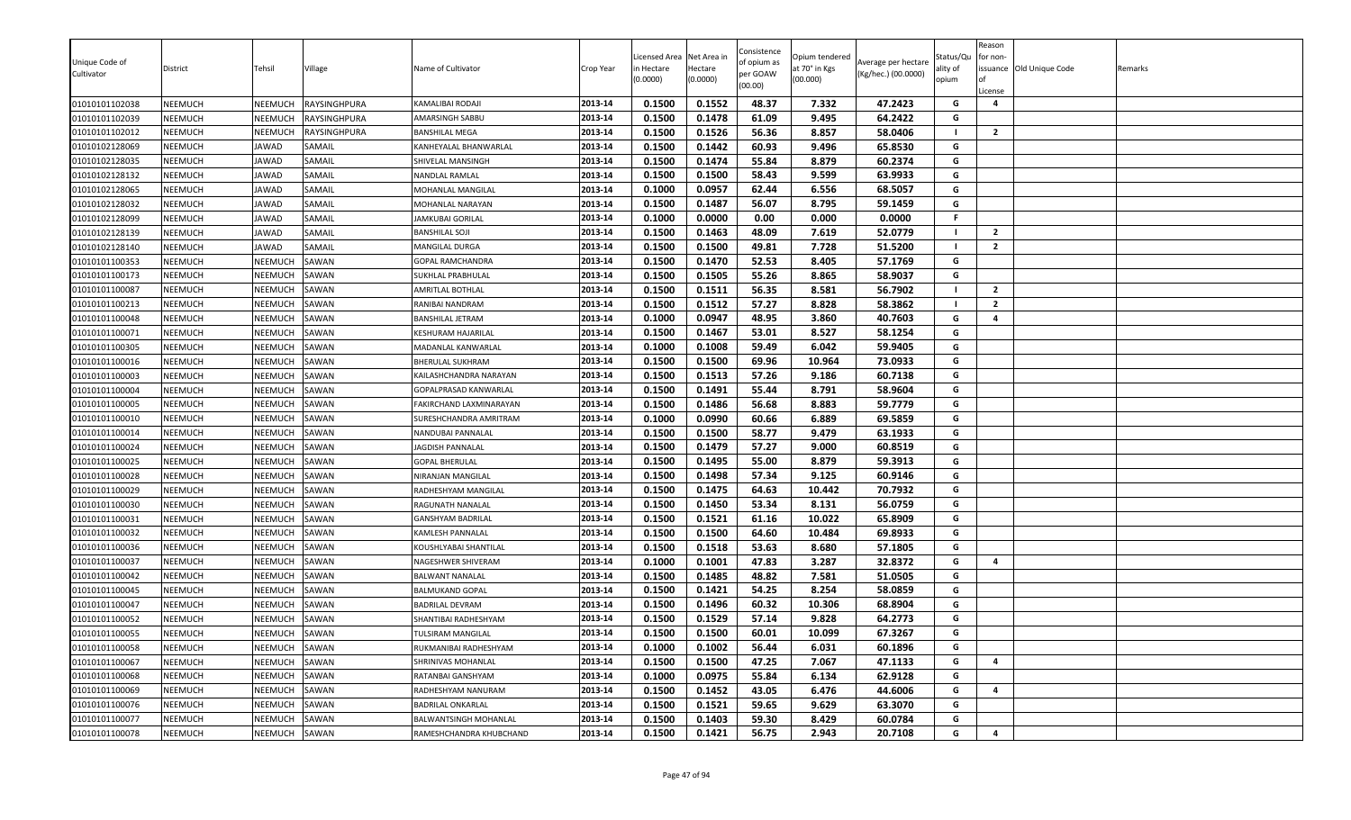| Unique Code of Cultivator | District | Tehsil | Village | Name of Cultivator | Crop Year | Licensed Area in Hectare (0.0000) | Net Area in Hectare (0.0000) | Consistence of opium as per GOAW (00.00) | Opium tendered at 70° in Kgs (00.000) | Average per hectare (Kg/hec.) (00.0000) | Status/Quality of opium | Reason for non-issuance of License | Old Unique Code | Remarks |
|---|---|---|---|---|---|---|---|---|---|---|---|---|---|---|
| 01010101102038 | NEEMUCH | NEEMUCH | RAYSINGHPURA | KAMALIBAI RODAJI | 2013-14 | 0.1500 | 0.1552 | 48.37 | 7.332 | 47.2423 | G | 4 | | |
| 01010101102039 | NEEMUCH | NEEMUCH | RAYSINGHPURA | AMARSINGH SABBU | 2013-14 | 0.1500 | 0.1478 | 61.09 | 9.495 | 64.2422 | G | | | |
| 01010101102012 | NEEMUCH | NEEMUCH | RAYSINGHPURA | BANSHILAL MEGA | 2013-14 | 0.1500 | 0.1526 | 56.36 | 8.857 | 58.0406 | I | 2 | | |
| 01010102128069 | NEEMUCH | JAWAD | SAMAIL | KANHEYALAL BHANWARLAL | 2013-14 | 0.1500 | 0.1442 | 60.93 | 9.496 | 65.8530 | G | | | |
| 01010102128035 | NEEMUCH | JAWAD | SAMAIL | SHIVELAL MANSINGH | 2013-14 | 0.1500 | 0.1474 | 55.84 | 8.879 | 60.2374 | G | | | |
| 01010102128132 | NEEMUCH | JAWAD | SAMAIL | NANDLAL RAMLAL | 2013-14 | 0.1500 | 0.1500 | 58.43 | 9.599 | 63.9933 | G | | | |
| 01010102128065 | NEEMUCH | JAWAD | SAMAIL | MOHANLAL MANGILAL | 2013-14 | 0.1000 | 0.0957 | 62.44 | 6.556 | 68.5057 | G | | | |
| 01010102128032 | NEEMUCH | JAWAD | SAMAIL | MOHANLAL NARAYAN | 2013-14 | 0.1500 | 0.1487 | 56.07 | 8.795 | 59.1459 | G | | | |
| 01010102128099 | NEEMUCH | JAWAD | SAMAIL | JAMKUBAI GORILAL | 2013-14 | 0.1000 | 0.0000 | 0.00 | 0.000 | 0.0000 | F | | | |
| 01010102128139 | NEEMUCH | JAWAD | SAMAIL | BANSHILAL SOJI | 2013-14 | 0.1500 | 0.1463 | 48.09 | 7.619 | 52.0779 | I | 2 | | |
| 01010102128140 | NEEMUCH | JAWAD | SAMAIL | MANGILAL DURGA | 2013-14 | 0.1500 | 0.1500 | 49.81 | 7.728 | 51.5200 | I | 2 | | |
| 01010101100353 | NEEMUCH | NEEMUCH | SAWAN | GOPAL RAMCHANDRA | 2013-14 | 0.1500 | 0.1470 | 52.53 | 8.405 | 57.1769 | G | | | |
| 01010101100173 | NEEMUCH | NEEMUCH | SAWAN | SUKHLAL PRABHULAL | 2013-14 | 0.1500 | 0.1505 | 55.26 | 8.865 | 58.9037 | G | | | |
| 01010101100087 | NEEMUCH | NEEMUCH | SAWAN | AMRITLAL BOTHLAL | 2013-14 | 0.1500 | 0.1511 | 56.35 | 8.581 | 56.7902 | I | 2 | | |
| 01010101100213 | NEEMUCH | NEEMUCH | SAWAN | RANIBAI NANDRAM | 2013-14 | 0.1500 | 0.1512 | 57.27 | 8.828 | 58.3862 | I | 2 | | |
| 01010101100048 | NEEMUCH | NEEMUCH | SAWAN | BANSHILAL JETRAM | 2013-14 | 0.1000 | 0.0947 | 48.95 | 3.860 | 40.7603 | G | 4 | | |
| 01010101100071 | NEEMUCH | NEEMUCH | SAWAN | KESHURAM HAJARILAL | 2013-14 | 0.1500 | 0.1467 | 53.01 | 8.527 | 58.1254 | G | | | |
| 01010101100305 | NEEMUCH | NEEMUCH | SAWAN | MADANLAL KANWARLAL | 2013-14 | 0.1000 | 0.1008 | 59.49 | 6.042 | 59.9405 | G | | | |
| 01010101100016 | NEEMUCH | NEEMUCH | SAWAN | BHERULAL SUKHRAM | 2013-14 | 0.1500 | 0.1500 | 69.96 | 10.964 | 73.0933 | G | | | |
| 01010101100003 | NEEMUCH | NEEMUCH | SAWAN | KAILASHCHANDRA NARAYAN | 2013-14 | 0.1500 | 0.1513 | 57.26 | 9.186 | 60.7138 | G | | | |
| 01010101100004 | NEEMUCH | NEEMUCH | SAWAN | GOPALPRASAD KANWARLAL | 2013-14 | 0.1500 | 0.1491 | 55.44 | 8.791 | 58.9604 | G | | | |
| 01010101100005 | NEEMUCH | NEEMUCH | SAWAN | FAKIRCHAND LAXMINARAYAN | 2013-14 | 0.1500 | 0.1486 | 56.68 | 8.883 | 59.7779 | G | | | |
| 01010101100010 | NEEMUCH | NEEMUCH | SAWAN | SURESHCHANDRA AMRITRAM | 2013-14 | 0.1000 | 0.0990 | 60.66 | 6.889 | 69.5859 | G | | | |
| 01010101100014 | NEEMUCH | NEEMUCH | SAWAN | NANDUBAI PANNALAL | 2013-14 | 0.1500 | 0.1500 | 58.77 | 9.479 | 63.1933 | G | | | |
| 01010101100024 | NEEMUCH | NEEMUCH | SAWAN | JAGDISH PANNALAL | 2013-14 | 0.1500 | 0.1479 | 57.27 | 9.000 | 60.8519 | G | | | |
| 01010101100025 | NEEMUCH | NEEMUCH | SAWAN | GOPAL BHERULAL | 2013-14 | 0.1500 | 0.1495 | 55.00 | 8.879 | 59.3913 | G | | | |
| 01010101100028 | NEEMUCH | NEEMUCH | SAWAN | NIRANJAN MANGILAL | 2013-14 | 0.1500 | 0.1498 | 57.34 | 9.125 | 60.9146 | G | | | |
| 01010101100029 | NEEMUCH | NEEMUCH | SAWAN | RADHESHYAM MANGILAL | 2013-14 | 0.1500 | 0.1475 | 64.63 | 10.442 | 70.7932 | G | | | |
| 01010101100030 | NEEMUCH | NEEMUCH | SAWAN | RAGUNATH NANALAL | 2013-14 | 0.1500 | 0.1450 | 53.34 | 8.131 | 56.0759 | G | | | |
| 01010101100031 | NEEMUCH | NEEMUCH | SAWAN | GANSHYAM BADRILAL | 2013-14 | 0.1500 | 0.1521 | 61.16 | 10.022 | 65.8909 | G | | | |
| 01010101100032 | NEEMUCH | NEEMUCH | SAWAN | KAMLESH PANNALAL | 2013-14 | 0.1500 | 0.1500 | 64.60 | 10.484 | 69.8933 | G | | | |
| 01010101100036 | NEEMUCH | NEEMUCH | SAWAN | KOUSHLYABAI SHANTILAL | 2013-14 | 0.1500 | 0.1518 | 53.63 | 8.680 | 57.1805 | G | | | |
| 01010101100037 | NEEMUCH | NEEMUCH | SAWAN | NAGESHWER SHIVERAM | 2013-14 | 0.1000 | 0.1001 | 47.83 | 3.287 | 32.8372 | G | 4 | | |
| 01010101100042 | NEEMUCH | NEEMUCH | SAWAN | BALWANT NANALAL | 2013-14 | 0.1500 | 0.1485 | 48.82 | 7.581 | 51.0505 | G | | | |
| 01010101100045 | NEEMUCH | NEEMUCH | SAWAN | BALMUKAND GOPAL | 2013-14 | 0.1500 | 0.1421 | 54.25 | 8.254 | 58.0859 | G | | | |
| 01010101100047 | NEEMUCH | NEEMUCH | SAWAN | BADRILAL DEVRAM | 2013-14 | 0.1500 | 0.1496 | 60.32 | 10.306 | 68.8904 | G | | | |
| 01010101100052 | NEEMUCH | NEEMUCH | SAWAN | SHANTIBAI RADHESHYAM | 2013-14 | 0.1500 | 0.1529 | 57.14 | 9.828 | 64.2773 | G | | | |
| 01010101100055 | NEEMUCH | NEEMUCH | SAWAN | TULSIRAM MANGILAL | 2013-14 | 0.1500 | 0.1500 | 60.01 | 10.099 | 67.3267 | G | | | |
| 01010101100058 | NEEMUCH | NEEMUCH | SAWAN | RUKMANIBAI RADHESHYAM | 2013-14 | 0.1000 | 0.1002 | 56.44 | 6.031 | 60.1896 | G | | | |
| 01010101100067 | NEEMUCH | NEEMUCH | SAWAN | SHRINIVAS MOHANLAL | 2013-14 | 0.1500 | 0.1500 | 47.25 | 7.067 | 47.1133 | G | 4 | | |
| 01010101100068 | NEEMUCH | NEEMUCH | SAWAN | RATANBAI GANSHYAM | 2013-14 | 0.1000 | 0.0975 | 55.84 | 6.134 | 62.9128 | G | | | |
| 01010101100069 | NEEMUCH | NEEMUCH | SAWAN | RADHESHYAM NANURAM | 2013-14 | 0.1500 | 0.1452 | 43.05 | 6.476 | 44.6006 | G | 4 | | |
| 01010101100076 | NEEMUCH | NEEMUCH | SAWAN | BADRILAL ONKARLAL | 2013-14 | 0.1500 | 0.1521 | 59.65 | 9.629 | 63.3070 | G | | | |
| 01010101100077 | NEEMUCH | NEEMUCH | SAWAN | BALWANTSINGH MOHANLAL | 2013-14 | 0.1500 | 0.1403 | 59.30 | 8.429 | 60.0784 | G | | | |
| 01010101100078 | NEEMUCH | NEEMUCH | SAWAN | RAMESHCHANDRA KHUBCHAND | 2013-14 | 0.1500 | 0.1421 | 56.75 | 2.943 | 20.7108 | G | 4 | | |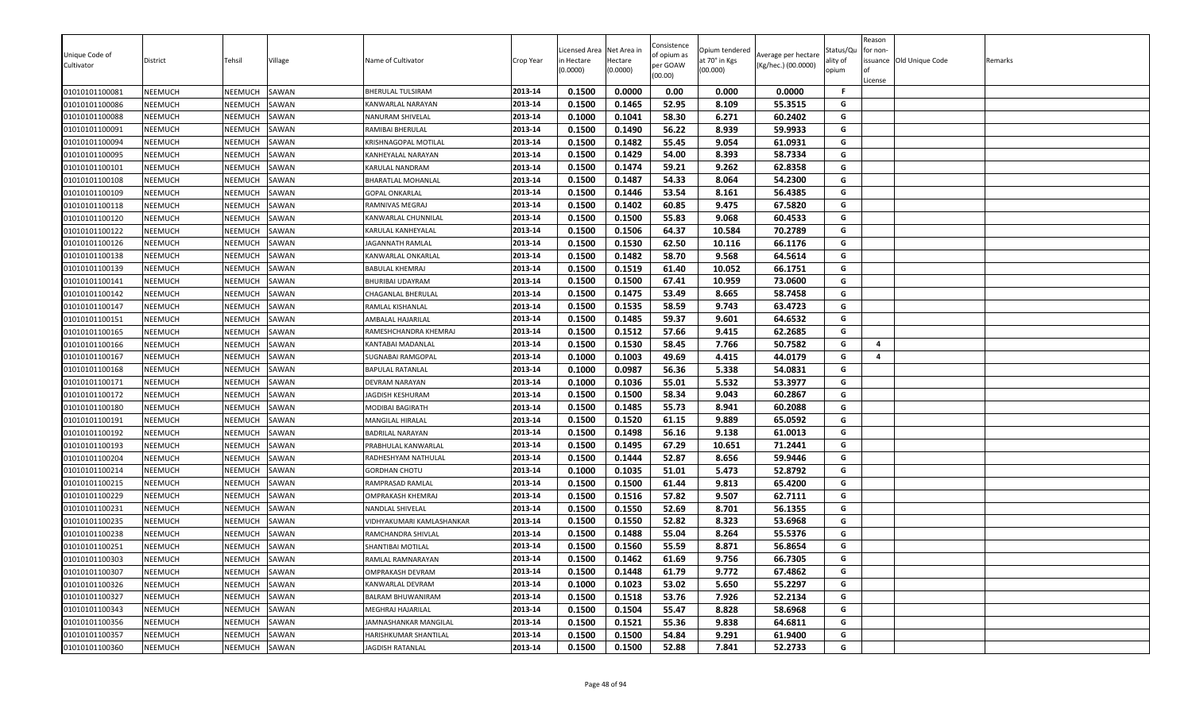| Unique Code of Cultivator | District | Tehsil | Village | Name of Cultivator | Crop Year | Licensed Area in Hectare (0.0000) | Net Area in Hectare (0.0000) | Consistence of opium as per GOAW (00.00) | Opium tendered at 70° in Kgs (00.000) | Average per hectare (Kg/hec.) (00.0000) | Status/Quality of opium | Reason for non-issuance of License | Old Unique Code | Remarks |
|---|---|---|---|---|---|---|---|---|---|---|---|---|---|---|
| 01010101100081 | NEEMUCH | NEEMUCH | SAWAN | BHERULAL TULSIRAM | 2013-14 | 0.1500 | 0.0000 | 0.00 | 0.000 | 0.0000 | F | | | |
| 01010101100086 | NEEMUCH | NEEMUCH | SAWAN | KANWARLAL NARAYAN | 2013-14 | 0.1500 | 0.1465 | 52.95 | 8.109 | 55.3515 | G | | | |
| 01010101100088 | NEEMUCH | NEEMUCH | SAWAN | NANURAM SHIVELAL | 2013-14 | 0.1000 | 0.1041 | 58.30 | 6.271 | 60.2402 | G | | | |
| 01010101100091 | NEEMUCH | NEEMUCH | SAWAN | RAMIBAI BHERULAL | 2013-14 | 0.1500 | 0.1490 | 56.22 | 8.939 | 59.9933 | G | | | |
| 01010101100094 | NEEMUCH | NEEMUCH | SAWAN | KRISHNAGOPAL MOTILAL | 2013-14 | 0.1500 | 0.1482 | 55.45 | 9.054 | 61.0931 | G | | | |
| 01010101100095 | NEEMUCH | NEEMUCH | SAWAN | KANHEYALAL NARAYAN | 2013-14 | 0.1500 | 0.1429 | 54.00 | 8.393 | 58.7334 | G | | | |
| 01010101100101 | NEEMUCH | NEEMUCH | SAWAN | KARULAL NANDRAM | 2013-14 | 0.1500 | 0.1474 | 59.21 | 9.262 | 62.8358 | G | | | |
| 01010101100108 | NEEMUCH | NEEMUCH | SAWAN | BHARATLAL MOHANLAL | 2013-14 | 0.1500 | 0.1487 | 54.33 | 8.064 | 54.2300 | G | | | |
| 01010101100109 | NEEMUCH | NEEMUCH | SAWAN | GOPAL ONKARLAL | 2013-14 | 0.1500 | 0.1446 | 53.54 | 8.161 | 56.4385 | G | | | |
| 01010101100118 | NEEMUCH | NEEMUCH | SAWAN | RAMNIVAS MEGRAJ | 2013-14 | 0.1500 | 0.1402 | 60.85 | 9.475 | 67.5820 | G | | | |
| 01010101100120 | NEEMUCH | NEEMUCH | SAWAN | KANWARLAL CHUNNILAL | 2013-14 | 0.1500 | 0.1500 | 55.83 | 9.068 | 60.4533 | G | | | |
| 01010101100122 | NEEMUCH | NEEMUCH | SAWAN | KARULAL KANHEYALAL | 2013-14 | 0.1500 | 0.1506 | 64.37 | 10.584 | 70.2789 | G | | | |
| 01010101100126 | NEEMUCH | NEEMUCH | SAWAN | JAGANNATH RAMLAL | 2013-14 | 0.1500 | 0.1530 | 62.50 | 10.116 | 66.1176 | G | | | |
| 01010101100138 | NEEMUCH | NEEMUCH | SAWAN | KANWARLAL ONKARLAL | 2013-14 | 0.1500 | 0.1482 | 58.70 | 9.568 | 64.5614 | G | | | |
| 01010101100139 | NEEMUCH | NEEMUCH | SAWAN | BABULAL KHEMRAJ | 2013-14 | 0.1500 | 0.1519 | 61.40 | 10.052 | 66.1751 | G | | | |
| 01010101100141 | NEEMUCH | NEEMUCH | SAWAN | BHURIBAI UDAYRAM | 2013-14 | 0.1500 | 0.1500 | 67.41 | 10.959 | 73.0600 | G | | | |
| 01010101100142 | NEEMUCH | NEEMUCH | SAWAN | CHAGANLAL BHERULAL | 2013-14 | 0.1500 | 0.1475 | 53.49 | 8.665 | 58.7458 | G | | | |
| 01010101100147 | NEEMUCH | NEEMUCH | SAWAN | RAMLAL KISHANLAL | 2013-14 | 0.1500 | 0.1535 | 58.59 | 9.743 | 63.4723 | G | | | |
| 01010101100151 | NEEMUCH | NEEMUCH | SAWAN | AMBALAL HAJARILAL | 2013-14 | 0.1500 | 0.1485 | 59.37 | 9.601 | 64.6532 | G | | | |
| 01010101100165 | NEEMUCH | NEEMUCH | SAWAN | RAMESHCHANDRA KHEMRAJ | 2013-14 | 0.1500 | 0.1512 | 57.66 | 9.415 | 62.2685 | G | | | |
| 01010101100166 | NEEMUCH | NEEMUCH | SAWAN | KANTABAI MADANLAL | 2013-14 | 0.1500 | 0.1530 | 58.45 | 7.766 | 50.7582 | G | 4 | | |
| 01010101100167 | NEEMUCH | NEEMUCH | SAWAN | SUGNABAI RAMGOPAL | 2013-14 | 0.1000 | 0.1003 | 49.69 | 4.415 | 44.0179 | G | 4 | | |
| 01010101100168 | NEEMUCH | NEEMUCH | SAWAN | BAPULAL RATANLAL | 2013-14 | 0.1000 | 0.0987 | 56.36 | 5.338 | 54.0831 | G | | | |
| 01010101100171 | NEEMUCH | NEEMUCH | SAWAN | DEVRAM NARAYAN | 2013-14 | 0.1000 | 0.1036 | 55.01 | 5.532 | 53.3977 | G | | | |
| 01010101100172 | NEEMUCH | NEEMUCH | SAWAN | JAGDISH KESHURAM | 2013-14 | 0.1500 | 0.1500 | 58.34 | 9.043 | 60.2867 | G | | | |
| 01010101100180 | NEEMUCH | NEEMUCH | SAWAN | MODIBAI BAGIRATH | 2013-14 | 0.1500 | 0.1485 | 55.73 | 8.941 | 60.2088 | G | | | |
| 01010101100191 | NEEMUCH | NEEMUCH | SAWAN | MANGILAL HIRALAL | 2013-14 | 0.1500 | 0.1520 | 61.15 | 9.889 | 65.0592 | G | | | |
| 01010101100192 | NEEMUCH | NEEMUCH | SAWAN | BADRILAL NARAYAN | 2013-14 | 0.1500 | 0.1498 | 56.16 | 9.138 | 61.0013 | G | | | |
| 01010101100193 | NEEMUCH | NEEMUCH | SAWAN | PRABHULAL KANWARLAL | 2013-14 | 0.1500 | 0.1495 | 67.29 | 10.651 | 71.2441 | G | | | |
| 01010101100204 | NEEMUCH | NEEMUCH | SAWAN | RADHESHYAM NATHULAL | 2013-14 | 0.1500 | 0.1444 | 52.87 | 8.656 | 59.9446 | G | | | |
| 01010101100214 | NEEMUCH | NEEMUCH | SAWAN | GORDHAN CHOTU | 2013-14 | 0.1000 | 0.1035 | 51.01 | 5.473 | 52.8792 | G | | | |
| 01010101100215 | NEEMUCH | NEEMUCH | SAWAN | RAMPRASAD RAMLAL | 2013-14 | 0.1500 | 0.1500 | 61.44 | 9.813 | 65.4200 | G | | | |
| 01010101100229 | NEEMUCH | NEEMUCH | SAWAN | OMPRAKASH KHEMRAJ | 2013-14 | 0.1500 | 0.1516 | 57.82 | 9.507 | 62.7111 | G | | | |
| 01010101100231 | NEEMUCH | NEEMUCH | SAWAN | NANDLAL SHIVELAL | 2013-14 | 0.1500 | 0.1550 | 52.69 | 8.701 | 56.1355 | G | | | |
| 01010101100235 | NEEMUCH | NEEMUCH | SAWAN | VIDHYAKUMARI KAMLASHANKAR | 2013-14 | 0.1500 | 0.1550 | 52.82 | 8.323 | 53.6968 | G | | | |
| 01010101100238 | NEEMUCH | NEEMUCH | SAWAN | RAMCHANDRA SHIVLAL | 2013-14 | 0.1500 | 0.1488 | 55.04 | 8.264 | 55.5376 | G | | | |
| 01010101100251 | NEEMUCH | NEEMUCH | SAWAN | SHANTIBAI MOTILAL | 2013-14 | 0.1500 | 0.1560 | 55.59 | 8.871 | 56.8654 | G | | | |
| 01010101100303 | NEEMUCH | NEEMUCH | SAWAN | RAMLAL RAMNARAYAN | 2013-14 | 0.1500 | 0.1462 | 61.69 | 9.756 | 66.7305 | G | | | |
| 01010101100307 | NEEMUCH | NEEMUCH | SAWAN | OMPRAKASH DEVRAM | 2013-14 | 0.1500 | 0.1448 | 61.79 | 9.772 | 67.4862 | G | | | |
| 01010101100326 | NEEMUCH | NEEMUCH | SAWAN | KANWARLAL DEVRAM | 2013-14 | 0.1000 | 0.1023 | 53.02 | 5.650 | 55.2297 | G | | | |
| 01010101100327 | NEEMUCH | NEEMUCH | SAWAN | BALRAM BHUWANIRAM | 2013-14 | 0.1500 | 0.1518 | 53.76 | 7.926 | 52.2134 | G | | | |
| 01010101100343 | NEEMUCH | NEEMUCH | SAWAN | MEGHRAJ HAJARILAL | 2013-14 | 0.1500 | 0.1504 | 55.47 | 8.828 | 58.6968 | G | | | |
| 01010101100356 | NEEMUCH | NEEMUCH | SAWAN | JAMNASHANKAR MANGILAL | 2013-14 | 0.1500 | 0.1521 | 55.36 | 9.838 | 64.6811 | G | | | |
| 01010101100357 | NEEMUCH | NEEMUCH | SAWAN | HARISHKUMAR SHANTILAL | 2013-14 | 0.1500 | 0.1500 | 54.84 | 9.291 | 61.9400 | G | | | |
| 01010101100360 | NEEMUCH | NEEMUCH | SAWAN | JAGDISH RATANLAL | 2013-14 | 0.1500 | 0.1500 | 52.88 | 7.841 | 52.2733 | G | | | |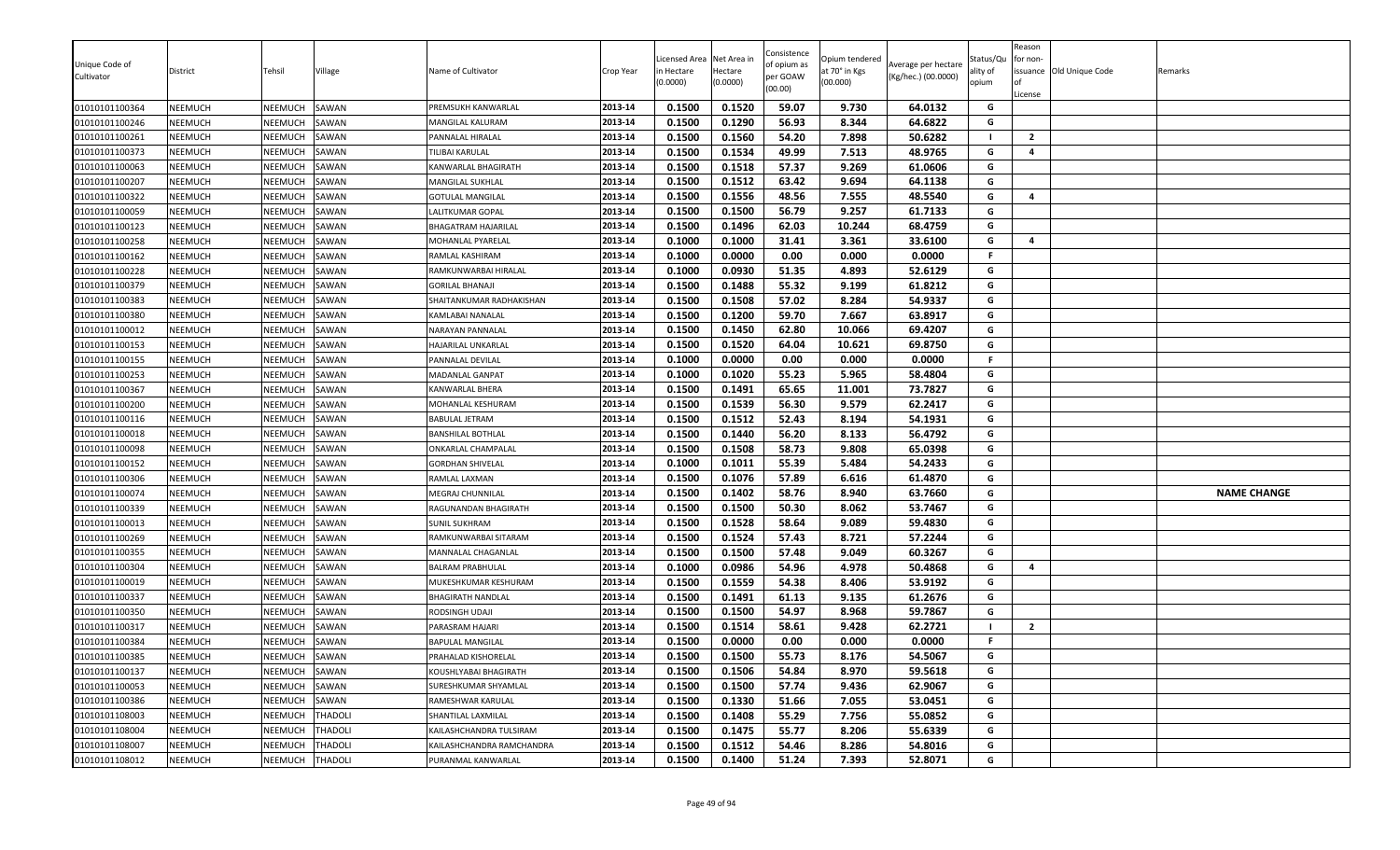| Unique Code of Cultivator | District | Tehsil | Village | Name of Cultivator | Crop Year | Licensed Area in Hectare (0.0000) | Net Area in Hectare (0.0000) | Consistence of opium as per GOAW (00.00) | Opium tendered at 70° in Kgs (00.000) | Average per hectare (Kg/hec.) (00.0000) | Status/Quality of opium | Reason for non-issuance of License | Old Unique Code | Remarks |
|---|---|---|---|---|---|---|---|---|---|---|---|---|---|---|
| 01010101100364 | NEEMUCH | NEEMUCH | SAWAN | PREMSUKH KANWARLAL | 2013-14 | 0.1500 | 0.1520 | 59.07 | 9.730 | 64.0132 | G | | | |
| 01010101100246 | NEEMUCH | NEEMUCH | SAWAN | MANGILAL KALURAM | 2013-14 | 0.1500 | 0.1290 | 56.93 | 8.344 | 64.6822 | G | | | |
| 01010101100261 | NEEMUCH | NEEMUCH | SAWAN | PANNALAL HIRALAL | 2013-14 | 0.1500 | 0.1560 | 54.20 | 7.898 | 50.6282 | I | 2 | | |
| 01010101100373 | NEEMUCH | NEEMUCH | SAWAN | TILIBAI KARULAL | 2013-14 | 0.1500 | 0.1534 | 49.99 | 7.513 | 48.9765 | G | 4 | | |
| 01010101100063 | NEEMUCH | NEEMUCH | SAWAN | KANWARLAL BHAGIRATH | 2013-14 | 0.1500 | 0.1518 | 57.37 | 9.269 | 61.0606 | G | | | |
| 01010101100207 | NEEMUCH | NEEMUCH | SAWAN | MANGILAL SUKHLAL | 2013-14 | 0.1500 | 0.1512 | 63.42 | 9.694 | 64.1138 | G | | | |
| 01010101100322 | NEEMUCH | NEEMUCH | SAWAN | GOTULAL MANGILAL | 2013-14 | 0.1500 | 0.1556 | 48.56 | 7.555 | 48.5540 | G | 4 | | |
| 01010101100059 | NEEMUCH | NEEMUCH | SAWAN | LALITKUMAR GOPAL | 2013-14 | 0.1500 | 0.1500 | 56.79 | 9.257 | 61.7133 | G | | | |
| 01010101100123 | NEEMUCH | NEEMUCH | SAWAN | BHAGATRAM HAJARILAL | 2013-14 | 0.1500 | 0.1496 | 62.03 | 10.244 | 68.4759 | G | | | |
| 01010101100258 | NEEMUCH | NEEMUCH | SAWAN | MOHANLAL PYARELAL | 2013-14 | 0.1000 | 0.1000 | 31.41 | 3.361 | 33.6100 | G | 4 | | |
| 01010101100162 | NEEMUCH | NEEMUCH | SAWAN | RAMLAL KASHIRAM | 2013-14 | 0.1000 | 0.0000 | 0.00 | 0.000 | 0.0000 | F | | | |
| 01010101100228 | NEEMUCH | NEEMUCH | SAWAN | RAMKUNWARBAI HIRALAL | 2013-14 | 0.1000 | 0.0930 | 51.35 | 4.893 | 52.6129 | G | | | |
| 01010101100379 | NEEMUCH | NEEMUCH | SAWAN | GORILAL BHANAJI | 2013-14 | 0.1500 | 0.1488 | 55.32 | 9.199 | 61.8212 | G | | | |
| 01010101100383 | NEEMUCH | NEEMUCH | SAWAN | SHAITANKUMAR RADHAKISHAN | 2013-14 | 0.1500 | 0.1508 | 57.02 | 8.284 | 54.9337 | G | | | |
| 01010101100380 | NEEMUCH | NEEMUCH | SAWAN | KAMLABAI NANALAL | 2013-14 | 0.1500 | 0.1200 | 59.70 | 7.667 | 63.8917 | G | | | |
| 01010101100012 | NEEMUCH | NEEMUCH | SAWAN | NARAYAN PANNALAL | 2013-14 | 0.1500 | 0.1450 | 62.80 | 10.066 | 69.4207 | G | | | |
| 01010101100153 | NEEMUCH | NEEMUCH | SAWAN | HAJARILAL UNKARLAL | 2013-14 | 0.1500 | 0.1520 | 64.04 | 10.621 | 69.8750 | G | | | |
| 01010101100155 | NEEMUCH | NEEMUCH | SAWAN | PANNALAL DEVILAL | 2013-14 | 0.1000 | 0.0000 | 0.00 | 0.000 | 0.0000 | F | | | |
| 01010101100253 | NEEMUCH | NEEMUCH | SAWAN | MADANLAL GANPAT | 2013-14 | 0.1000 | 0.1020 | 55.23 | 5.965 | 58.4804 | G | | | |
| 01010101100367 | NEEMUCH | NEEMUCH | SAWAN | KANWARLAL BHERA | 2013-14 | 0.1500 | 0.1491 | 65.65 | 11.001 | 73.7827 | G | | | |
| 01010101100200 | NEEMUCH | NEEMUCH | SAWAN | MOHANLAL KESHURAM | 2013-14 | 0.1500 | 0.1539 | 56.30 | 9.579 | 62.2417 | G | | | |
| 01010101100116 | NEEMUCH | NEEMUCH | SAWAN | BABULAL JETRAM | 2013-14 | 0.1500 | 0.1512 | 52.43 | 8.194 | 54.1931 | G | | | |
| 01010101100018 | NEEMUCH | NEEMUCH | SAWAN | BANSHILAL BOTHLAL | 2013-14 | 0.1500 | 0.1440 | 56.20 | 8.133 | 56.4792 | G | | | |
| 01010101100098 | NEEMUCH | NEEMUCH | SAWAN | ONKARLAL CHAMPALAL | 2013-14 | 0.1500 | 0.1508 | 58.73 | 9.808 | 65.0398 | G | | | |
| 01010101100152 | NEEMUCH | NEEMUCH | SAWAN | GORDHAN SHIVELAL | 2013-14 | 0.1000 | 0.1011 | 55.39 | 5.484 | 54.2433 | G | | | |
| 01010101100306 | NEEMUCH | NEEMUCH | SAWAN | RAMLAL LAXMAN | 2013-14 | 0.1500 | 0.1076 | 57.89 | 6.616 | 61.4870 | G | | | |
| 01010101100074 | NEEMUCH | NEEMUCH | SAWAN | MEGRAJ CHUNNILAL | 2013-14 | 0.1500 | 0.1402 | 58.76 | 8.940 | 63.7660 | G | | | NAME CHANGE |
| 01010101100339 | NEEMUCH | NEEMUCH | SAWAN | RAGUNANDAN BHAGIRATH | 2013-14 | 0.1500 | 0.1500 | 50.30 | 8.062 | 53.7467 | G | | | |
| 01010101100013 | NEEMUCH | NEEMUCH | SAWAN | SUNIL SUKHRAM | 2013-14 | 0.1500 | 0.1528 | 58.64 | 9.089 | 59.4830 | G | | | |
| 01010101100269 | NEEMUCH | NEEMUCH | SAWAN | RAMKUNWARBAI SITARAM | 2013-14 | 0.1500 | 0.1524 | 57.43 | 8.721 | 57.2244 | G | | | |
| 01010101100355 | NEEMUCH | NEEMUCH | SAWAN | MANNALAL CHAGANLAL | 2013-14 | 0.1500 | 0.1500 | 57.48 | 9.049 | 60.3267 | G | | | |
| 01010101100304 | NEEMUCH | NEEMUCH | SAWAN | BALRAM PRABHULAL | 2013-14 | 0.1000 | 0.0986 | 54.96 | 4.978 | 50.4868 | G | 4 | | |
| 01010101100019 | NEEMUCH | NEEMUCH | SAWAN | MUKESHKUMAR KESHURAM | 2013-14 | 0.1500 | 0.1559 | 54.38 | 8.406 | 53.9192 | G | | | |
| 01010101100337 | NEEMUCH | NEEMUCH | SAWAN | BHAGIRATH NANDLAL | 2013-14 | 0.1500 | 0.1491 | 61.13 | 9.135 | 61.2676 | G | | | |
| 01010101100350 | NEEMUCH | NEEMUCH | SAWAN | RODSINGH UDAJI | 2013-14 | 0.1500 | 0.1500 | 54.97 | 8.968 | 59.7867 | G | | | |
| 01010101100317 | NEEMUCH | NEEMUCH | SAWAN | PARASRAM HAJARI | 2013-14 | 0.1500 | 0.1514 | 58.61 | 9.428 | 62.2721 | I | 2 | | |
| 01010101100384 | NEEMUCH | NEEMUCH | SAWAN | BAPULAL MANGILAL | 2013-14 | 0.1500 | 0.0000 | 0.00 | 0.000 | 0.0000 | F | | | |
| 01010101100385 | NEEMUCH | NEEMUCH | SAWAN | PRAHALAD KISHORELAL | 2013-14 | 0.1500 | 0.1500 | 55.73 | 8.176 | 54.5067 | G | | | |
| 01010101100137 | NEEMUCH | NEEMUCH | SAWAN | KOUSHLYABAI BHAGIRATH | 2013-14 | 0.1500 | 0.1506 | 54.84 | 8.970 | 59.5618 | G | | | |
| 01010101100053 | NEEMUCH | NEEMUCH | SAWAN | SURESHKUMAR SHYAMLAL | 2013-14 | 0.1500 | 0.1500 | 57.74 | 9.436 | 62.9067 | G | | | |
| 01010101100386 | NEEMUCH | NEEMUCH | SAWAN | RAMESHWAR KARULAL | 2013-14 | 0.1500 | 0.1330 | 51.66 | 7.055 | 53.0451 | G | | | |
| 01010101108003 | NEEMUCH | NEEMUCH | THADOLI | SHANTILAL LAXMILAL | 2013-14 | 0.1500 | 0.1408 | 55.29 | 7.756 | 55.0852 | G | | | |
| 01010101108004 | NEEMUCH | NEEMUCH | THADOLI | KAILASHCHANDRA TULSIRAM | 2013-14 | 0.1500 | 0.1475 | 55.77 | 8.206 | 55.6339 | G | | | |
| 01010101108007 | NEEMUCH | NEEMUCH | THADOLI | KAILASHCHANDRA RAMCHANDRA | 2013-14 | 0.1500 | 0.1512 | 54.46 | 8.286 | 54.8016 | G | | | |
| 01010101108012 | NEEMUCH | NEEMUCH | THADOLI | PURANMAL KANWARLAL | 2013-14 | 0.1500 | 0.1400 | 51.24 | 7.393 | 52.8071 | G | | | |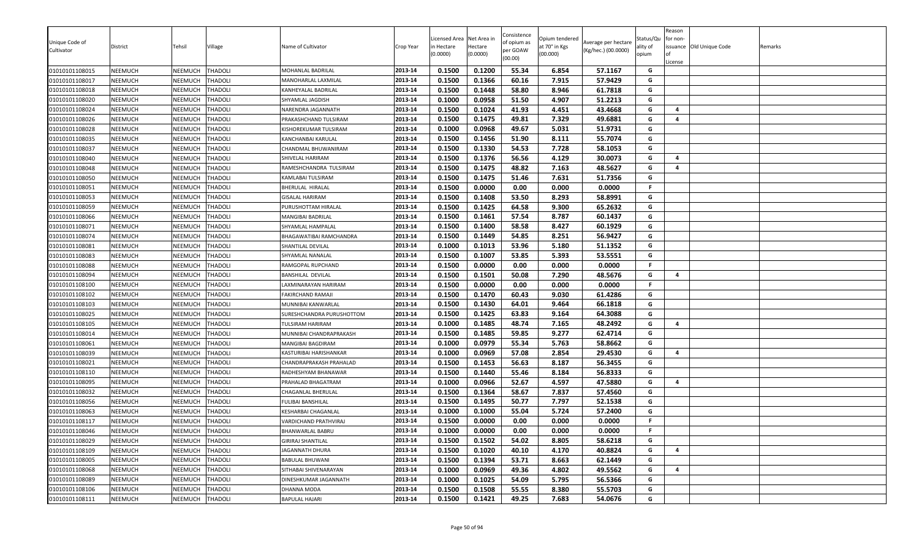| Unique Code of Cultivator | District | Tehsil | Village | Name of Cultivator | Crop Year | Licensed Area in Hectare (0.0000) | Net Area in Hectare (0.0000) | Consistence of opium as per GOAW (00.00) | Opium tendered at 70° in Kgs (00.000) | Average per hectare (Kg/hec.) (00.0000) | Status/Quality of opium | Reason for non-issuance of License | Old Unique Code | Remarks |
|---|---|---|---|---|---|---|---|---|---|---|---|---|---|---|
| 01010101108015 | NEEMUCH | NEEMUCH | THADOLI | MOHANLAL BADRILAL | 2013-14 | 0.1500 | 0.1200 | 55.34 | 6.854 | 57.1167 | G | | | |
| 01010101108017 | NEEMUCH | NEEMUCH | THADOLI | MANOHARLAL LAXMILAL | 2013-14 | 0.1500 | 0.1366 | 60.16 | 7.915 | 57.9429 | G | | | |
| 01010101108018 | NEEMUCH | NEEMUCH | THADOLI | KANHEYALAL BADRILAL | 2013-14 | 0.1500 | 0.1448 | 58.80 | 8.946 | 61.7818 | G | | | |
| 01010101108020 | NEEMUCH | NEEMUCH | THADOLI | SHYAMLAL JAGDISH | 2013-14 | 0.1000 | 0.0958 | 51.50 | 4.907 | 51.2213 | G | | | |
| 01010101108024 | NEEMUCH | NEEMUCH | THADOLI | NARENDRA JAGANNATH | 2013-14 | 0.1500 | 0.1024 | 41.93 | 4.451 | 43.4668 | G | 4 | | |
| 01010101108026 | NEEMUCH | NEEMUCH | THADOLI | PRAKASHCHAND TULSIRAM | 2013-14 | 0.1500 | 0.1475 | 49.81 | 7.329 | 49.6881 | G | 4 | | |
| 01010101108028 | NEEMUCH | NEEMUCH | THADOLI | KISHOREKUMAR TULSIRAM | 2013-14 | 0.1000 | 0.0968 | 49.67 | 5.031 | 51.9731 | G | | | |
| 01010101108035 | NEEMUCH | NEEMUCH | THADOLI | KANCHANBAI KARULAL | 2013-14 | 0.1500 | 0.1456 | 51.90 | 8.111 | 55.7074 | G | | | |
| 01010101108037 | NEEMUCH | NEEMUCH | THADOLI | CHANDMAL BHUWANIRAM | 2013-14 | 0.1500 | 0.1330 | 54.53 | 7.728 | 58.1053 | G | | | |
| 01010101108040 | NEEMUCH | NEEMUCH | THADOLI | SHIVELAL HARIRAM | 2013-14 | 0.1500 | 0.1376 | 56.56 | 4.129 | 30.0073 | G | 4 | | |
| 01010101108048 | NEEMUCH | NEEMUCH | THADOLI | RAMESHCHANDRA TULSIRAM | 2013-14 | 0.1500 | 0.1475 | 48.82 | 7.163 | 48.5627 | G | 4 | | |
| 01010101108050 | NEEMUCH | NEEMUCH | THADOLI | KAMLABAI TULSIRAM | 2013-14 | 0.1500 | 0.1475 | 51.46 | 7.631 | 51.7356 | G | | | |
| 01010101108051 | NEEMUCH | NEEMUCH | THADOLI | BHERULAL HIRALAL | 2013-14 | 0.1500 | 0.0000 | 0.00 | 0.000 | 0.0000 | F | | | |
| 01010101108053 | NEEMUCH | NEEMUCH | THADOLI | GISALAL HARIRAM | 2013-14 | 0.1500 | 0.1408 | 53.50 | 8.293 | 58.8991 | G | | | |
| 01010101108059 | NEEMUCH | NEEMUCH | THADOLI | PURUSHOTTAM HIRALAL | 2013-14 | 0.1500 | 0.1425 | 64.58 | 9.300 | 65.2632 | G | | | |
| 01010101108066 | NEEMUCH | NEEMUCH | THADOLI | MANGIBAI BADRILAL | 2013-14 | 0.1500 | 0.1461 | 57.54 | 8.787 | 60.1437 | G | | | |
| 01010101108071 | NEEMUCH | NEEMUCH | THADOLI | SHYAMLAL HAMPALAL | 2013-14 | 0.1500 | 0.1400 | 58.58 | 8.427 | 60.1929 | G | | | |
| 01010101108074 | NEEMUCH | NEEMUCH | THADOLI | BHAGAWATIBAI RAMCHANDRA | 2013-14 | 0.1500 | 0.1449 | 54.85 | 8.251 | 56.9427 | G | | | |
| 01010101108081 | NEEMUCH | NEEMUCH | THADOLI | SHANTILAL DEVILAL | 2013-14 | 0.1000 | 0.1013 | 53.96 | 5.180 | 51.1352 | G | | | |
| 01010101108083 | NEEMUCH | NEEMUCH | THADOLI | SHYAMLAL NANALAL | 2013-14 | 0.1500 | 0.1007 | 53.85 | 5.393 | 53.5551 | G | | | |
| 01010101108088 | NEEMUCH | NEEMUCH | THADOLI | RAMGOPAL RUPCHAND | 2013-14 | 0.1500 | 0.0000 | 0.00 | 0.000 | 0.0000 | F | | | |
| 01010101108094 | NEEMUCH | NEEMUCH | THADOLI | BANSHILAL DEVILAL | 2013-14 | 0.1500 | 0.1501 | 50.08 | 7.290 | 48.5676 | G | 4 | | |
| 01010101108100 | NEEMUCH | NEEMUCH | THADOLI | LAXMINARAYAN HARIRAM | 2013-14 | 0.1500 | 0.0000 | 0.00 | 0.000 | 0.0000 | F | | | |
| 01010101108102 | NEEMUCH | NEEMUCH | THADOLI | FAKIRCHAND RAMAJI | 2013-14 | 0.1500 | 0.1470 | 60.43 | 9.030 | 61.4286 | G | | | |
| 01010101108103 | NEEMUCH | NEEMUCH | THADOLI | MUNNIBAI KANWARLAL | 2013-14 | 0.1500 | 0.1430 | 64.01 | 9.464 | 66.1818 | G | | | |
| 01010101108025 | NEEMUCH | NEEMUCH | THADOLI | SURESHCHANDRA PURUSHOTTOM | 2013-14 | 0.1500 | 0.1425 | 63.83 | 9.164 | 64.3088 | G | | | |
| 01010101108105 | NEEMUCH | NEEMUCH | THADOLI | TULSIRAM HARIRAM | 2013-14 | 0.1000 | 0.1485 | 48.74 | 7.165 | 48.2492 | G | 4 | | |
| 01010101108014 | NEEMUCH | NEEMUCH | THADOLI | MUNNIBAI CHANDRAPRAKASH | 2013-14 | 0.1500 | 0.1485 | 59.85 | 9.277 | 62.4714 | G | | | |
| 01010101108061 | NEEMUCH | NEEMUCH | THADOLI | MANGIBAI BAGDIRAM | 2013-14 | 0.1000 | 0.0979 | 55.34 | 5.763 | 58.8662 | G | | | |
| 01010101108039 | NEEMUCH | NEEMUCH | THADOLI | KASTURIBAI HARISHANKAR | 2013-14 | 0.1000 | 0.0969 | 57.08 | 2.854 | 29.4530 | G | 4 | | |
| 01010101108021 | NEEMUCH | NEEMUCH | THADOLI | CHANDRAPRAKASH PRAHALAD | 2013-14 | 0.1500 | 0.1453 | 56.63 | 8.187 | 56.3455 | G | | | |
| 01010101108110 | NEEMUCH | NEEMUCH | THADOLI | RADHESHYAM BHANAWAR | 2013-14 | 0.1500 | 0.1440 | 55.46 | 8.184 | 56.8333 | G | | | |
| 01010101108095 | NEEMUCH | NEEMUCH | THADOLI | PRAHALAD BHAGATRAM | 2013-14 | 0.1000 | 0.0966 | 52.67 | 4.597 | 47.5880 | G | 4 | | |
| 01010101108032 | NEEMUCH | NEEMUCH | THADOLI | CHAGANLAL BHERULAL | 2013-14 | 0.1500 | 0.1364 | 58.67 | 7.837 | 57.4560 | G | | | |
| 01010101108056 | NEEMUCH | NEEMUCH | THADOLI | FULIBAI BANSHILAL | 2013-14 | 0.1500 | 0.1495 | 50.77 | 7.797 | 52.1538 | G | | | |
| 01010101108063 | NEEMUCH | NEEMUCH | THADOLI | KESHARBAI CHAGANLAL | 2013-14 | 0.1000 | 0.1000 | 55.04 | 5.724 | 57.2400 | G | | | |
| 01010101108117 | NEEMUCH | NEEMUCH | THADOLI | VARDICHAND PRATHVIRAJ | 2013-14 | 0.1500 | 0.0000 | 0.00 | 0.000 | 0.0000 | F | | | |
| 01010101108046 | NEEMUCH | NEEMUCH | THADOLI | BHANWARLAL BABRU | 2013-14 | 0.1000 | 0.0000 | 0.00 | 0.000 | 0.0000 | F | | | |
| 01010101108029 | NEEMUCH | NEEMUCH | THADOLI | GIRIRAJ SHANTILAL | 2013-14 | 0.1500 | 0.1502 | 54.02 | 8.805 | 58.6218 | G | | | |
| 01010101108109 | NEEMUCH | NEEMUCH | THADOLI | JAGANNATH DHURA | 2013-14 | 0.1500 | 0.1020 | 40.10 | 4.170 | 40.8824 | G | 4 | | |
| 01010101108005 | NEEMUCH | NEEMUCH | THADOLI | BABULAL BHUWANI | 2013-14 | 0.1500 | 0.1394 | 53.71 | 8.663 | 62.1449 | G | | | |
| 01010101108068 | NEEMUCH | NEEMUCH | THADOLI | SITHABAI SHIVENARAYAN | 2013-14 | 0.1000 | 0.0969 | 49.36 | 4.802 | 49.5562 | G | 4 | | |
| 01010101108089 | NEEMUCH | NEEMUCH | THADOLI | DINESHKUMAR JAGANNATH | 2013-14 | 0.1000 | 0.1025 | 54.09 | 5.795 | 56.5366 | G | | | |
| 01010101108106 | NEEMUCH | NEEMUCH | THADOLI | DHANNA MODA | 2013-14 | 0.1500 | 0.1508 | 55.55 | 8.380 | 55.5703 | G | | | |
| 01010101108111 | NEEMUCH | NEEMUCH | THADOLI | BAPULAL HAJARI | 2013-14 | 0.1500 | 0.1421 | 49.25 | 7.683 | 54.0676 | G | | | |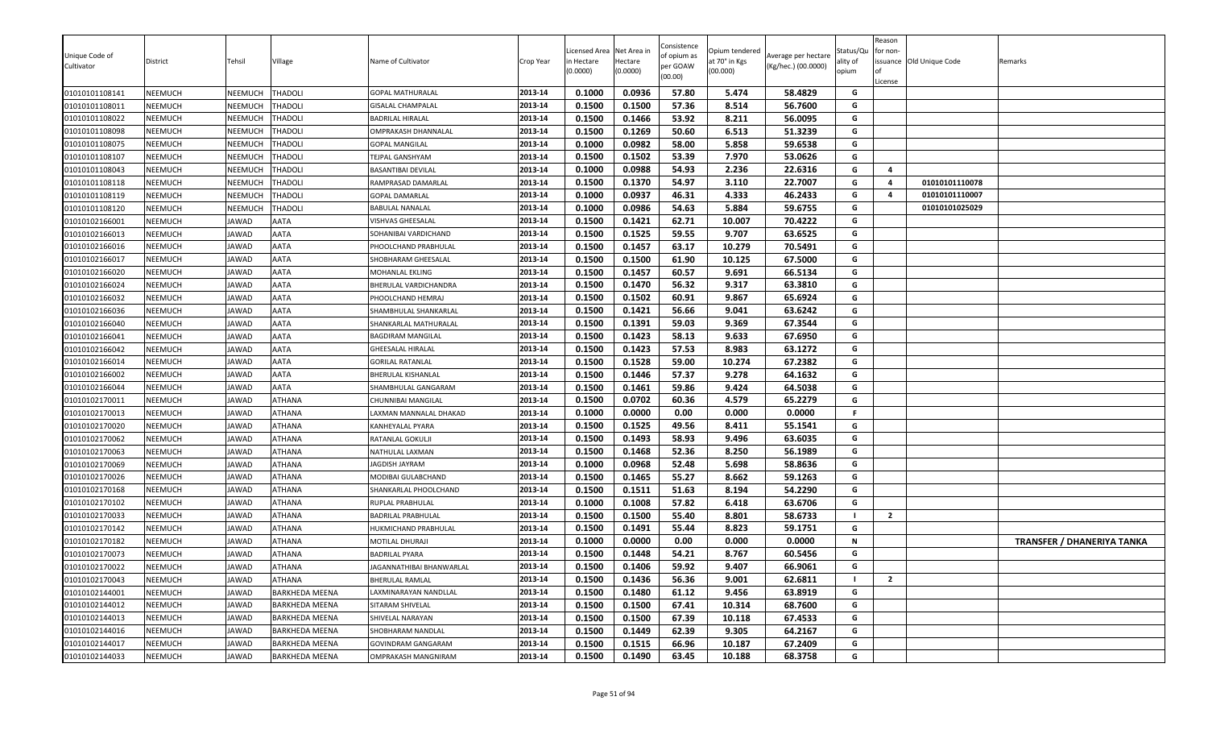| Unique Code of Cultivator | District | Tehsil | Village | Name of Cultivator | Crop Year | Licensed Area in Hectare (0.0000) | Net Area in Hectare (0.0000) | Consistence of opium as per GOAW (00.00) | Opium tendered at 70° in Kgs (00.000) | Average per hectare (Kg/hec.) (00.0000) | Status/Quality of opium | Reason for non-issuance of License | Old Unique Code | Remarks |
|---|---|---|---|---|---|---|---|---|---|---|---|---|---|---|
| 01010101108141 | NEEMUCH | NEEMUCH | THADOLI | GOPAL MATHURALAL | 2013-14 | 0.1000 | 0.0936 | 57.80 | 5.474 | 58.4829 | G | | | |
| 01010101108011 | NEEMUCH | NEEMUCH | THADOLI | GISALAL CHAMPALAL | 2013-14 | 0.1500 | 0.1500 | 57.36 | 8.514 | 56.7600 | G | | | |
| 01010101108022 | NEEMUCH | NEEMUCH | THADOLI | BADRILAL HIRALAL | 2013-14 | 0.1500 | 0.1466 | 53.92 | 8.211 | 56.0095 | G | | | |
| 01010101108098 | NEEMUCH | NEEMUCH | THADOLI | OMPRAKASH DHANNALAL | 2013-14 | 0.1500 | 0.1269 | 50.60 | 6.513 | 51.3239 | G | | | |
| 01010101108075 | NEEMUCH | NEEMUCH | THADOLI | GOPAL MANGILAL | 2013-14 | 0.1000 | 0.0982 | 58.00 | 5.858 | 59.6538 | G | | | |
| 01010101108107 | NEEMUCH | NEEMUCH | THADOLI | TEJPAL GANSHYAM | 2013-14 | 0.1500 | 0.1502 | 53.39 | 7.970 | 53.0626 | G | | | |
| 01010101108043 | NEEMUCH | NEEMUCH | THADOLI | BASANTIBAI DEVILAL | 2013-14 | 0.1000 | 0.0988 | 54.93 | 2.236 | 22.6316 | G | 4 | | |
| 01010101108118 | NEEMUCH | NEEMUCH | THADOLI | RAMPRASAD DAMARLAL | 2013-14 | 0.1500 | 0.1370 | 54.97 | 3.110 | 22.7007 | G | 4 | 01010101110078 | |
| 01010101108119 | NEEMUCH | NEEMUCH | THADOLI | GOPAL DAMARLAL | 2013-14 | 0.1000 | 0.0937 | 46.31 | 4.333 | 46.2433 | G | 4 | 01010101110007 | |
| 01010101108120 | NEEMUCH | NEEMUCH | THADOLI | BABULAL NANALAL | 2013-14 | 0.1000 | 0.0986 | 54.63 | 5.884 | 59.6755 | G | | 01010101025029 | |
| 01010102166001 | NEEMUCH | JAWAD | AATA | VISHVAS GHEESALAL | 2013-14 | 0.1500 | 0.1421 | 62.71 | 10.007 | 70.4222 | G | | | |
| 01010102166013 | NEEMUCH | JAWAD | AATA | SOHANIBAI VARDICHAND | 2013-14 | 0.1500 | 0.1525 | 59.55 | 9.707 | 63.6525 | G | | | |
| 01010102166016 | NEEMUCH | JAWAD | AATA | PHOOLCHAND PRABHULAL | 2013-14 | 0.1500 | 0.1457 | 63.17 | 10.279 | 70.5491 | G | | | |
| 01010102166017 | NEEMUCH | JAWAD | AATA | SHOBHARAM GHEESALAL | 2013-14 | 0.1500 | 0.1500 | 61.90 | 10.125 | 67.5000 | G | | | |
| 01010102166020 | NEEMUCH | JAWAD | AATA | MOHANLAL EKLING | 2013-14 | 0.1500 | 0.1457 | 60.57 | 9.691 | 66.5134 | G | | | |
| 01010102166024 | NEEMUCH | JAWAD | AATA | BHERULAL VARDICHANDRA | 2013-14 | 0.1500 | 0.1470 | 56.32 | 9.317 | 63.3810 | G | | | |
| 01010102166032 | NEEMUCH | JAWAD | AATA | PHOOLCHAND HEMRAJ | 2013-14 | 0.1500 | 0.1502 | 60.91 | 9.867 | 65.6924 | G | | | |
| 01010102166036 | NEEMUCH | JAWAD | AATA | SHAMBHULAL SHANKARLAL | 2013-14 | 0.1500 | 0.1421 | 56.66 | 9.041 | 63.6242 | G | | | |
| 01010102166040 | NEEMUCH | JAWAD | AATA | SHANKARLAL MATHURALAL | 2013-14 | 0.1500 | 0.1391 | 59.03 | 9.369 | 67.3544 | G | | | |
| 01010102166041 | NEEMUCH | JAWAD | AATA | BAGDIRAM MANGILAL | 2013-14 | 0.1500 | 0.1423 | 58.13 | 9.633 | 67.6950 | G | | | |
| 01010102166042 | NEEMUCH | JAWAD | AATA | GHEESALAL HIRALAL | 2013-14 | 0.1500 | 0.1423 | 57.53 | 8.983 | 63.1272 | G | | | |
| 01010102166014 | NEEMUCH | JAWAD | AATA | GORILAL RATANLAL | 2013-14 | 0.1500 | 0.1528 | 59.00 | 10.274 | 67.2382 | G | | | |
| 01010102166002 | NEEMUCH | JAWAD | AATA | BHERULAL KISHANLAL | 2013-14 | 0.1500 | 0.1446 | 57.37 | 9.278 | 64.1632 | G | | | |
| 01010102166044 | NEEMUCH | JAWAD | AATA | SHAMBHULAL GANGARAM | 2013-14 | 0.1500 | 0.1461 | 59.86 | 9.424 | 64.5038 | G | | | |
| 01010102170011 | NEEMUCH | JAWAD | ATHANA | CHUNNIBAI MANGILAL | 2013-14 | 0.1500 | 0.0702 | 60.36 | 4.579 | 65.2279 | G | | | |
| 01010102170013 | NEEMUCH | JAWAD | ATHANA | LAXMAN MANNALAL DHAKAD | 2013-14 | 0.1000 | 0.0000 | 0.00 | 0.000 | 0.0000 | F | | | |
| 01010102170020 | NEEMUCH | JAWAD | ATHANA | KANHEYALAL PYARA | 2013-14 | 0.1500 | 0.1525 | 49.56 | 8.411 | 55.1541 | G | | | |
| 01010102170062 | NEEMUCH | JAWAD | ATHANA | RATANLAL GOKULJI | 2013-14 | 0.1500 | 0.1493 | 58.93 | 9.496 | 63.6035 | G | | | |
| 01010102170063 | NEEMUCH | JAWAD | ATHANA | NATHULAL LAXMAN | 2013-14 | 0.1500 | 0.1468 | 52.36 | 8.250 | 56.1989 | G | | | |
| 01010102170069 | NEEMUCH | JAWAD | ATHANA | JAGDISH JAYRAM | 2013-14 | 0.1000 | 0.0968 | 52.48 | 5.698 | 58.8636 | G | | | |
| 01010102170026 | NEEMUCH | JAWAD | ATHANA | MODIBAI GULABCHAND | 2013-14 | 0.1500 | 0.1465 | 55.27 | 8.662 | 59.1263 | G | | | |
| 01010102170168 | NEEMUCH | JAWAD | ATHANA | SHANKARLAL PHOOLCHAND | 2013-14 | 0.1500 | 0.1511 | 51.63 | 8.194 | 54.2290 | G | | | |
| 01010102170102 | NEEMUCH | JAWAD | ATHANA | RUPLAL PRABHULAL | 2013-14 | 0.1000 | 0.1008 | 57.82 | 6.418 | 63.6706 | G | | | |
| 01010102170033 | NEEMUCH | JAWAD | ATHANA | BADRILAL PRABHULAL | 2013-14 | 0.1500 | 0.1500 | 55.40 | 8.801 | 58.6733 | I | 2 | | |
| 01010102170142 | NEEMUCH | JAWAD | ATHANA | HUKMICHAND PRABHULAL | 2013-14 | 0.1500 | 0.1491 | 55.44 | 8.823 | 59.1751 | G | | | |
| 01010102170182 | NEEMUCH | JAWAD | ATHANA | MOTILAL DHURAJI | 2013-14 | 0.1000 | 0.0000 | 0.00 | 0.000 | 0.0000 | N | | | TRANSFER / DHANERIYA TANKA |
| 01010102170073 | NEEMUCH | JAWAD | ATHANA | BADRILAL PYARA | 2013-14 | 0.1500 | 0.1448 | 54.21 | 8.767 | 60.5456 | G | | | |
| 01010102170022 | NEEMUCH | JAWAD | ATHANA | JAGANNATHIBAI BHANWARLAL | 2013-14 | 0.1500 | 0.1406 | 59.92 | 9.407 | 66.9061 | G | | | |
| 01010102170043 | NEEMUCH | JAWAD | ATHANA | BHERULAL RAMLAL | 2013-14 | 0.1500 | 0.1436 | 56.36 | 9.001 | 62.6811 | I | 2 | | |
| 01010102144001 | NEEMUCH | JAWAD | BARKHEDA MEENA | LAXMINARAYAN NANDLLAL | 2013-14 | 0.1500 | 0.1480 | 61.12 | 9.456 | 63.8919 | G | | | |
| 01010102144012 | NEEMUCH | JAWAD | BARKHEDA MEENA | SITARAM SHIVELAL | 2013-14 | 0.1500 | 0.1500 | 67.41 | 10.314 | 68.7600 | G | | | |
| 01010102144013 | NEEMUCH | JAWAD | BARKHEDA MEENA | SHIVELAL NARAYAN | 2013-14 | 0.1500 | 0.1500 | 67.39 | 10.118 | 67.4533 | G | | | |
| 01010102144016 | NEEMUCH | JAWAD | BARKHEDA MEENA | SHOBHARAM NANDLAL | 2013-14 | 0.1500 | 0.1449 | 62.39 | 9.305 | 64.2167 | G | | | |
| 01010102144017 | NEEMUCH | JAWAD | BARKHEDA MEENA | GOVINDRAM GANGARAM | 2013-14 | 0.1500 | 0.1515 | 66.96 | 10.187 | 67.2409 | G | | | |
| 01010102144033 | NEEMUCH | JAWAD | BARKHEDA MEENA | OMPRAKASH MANGNIRAM | 2013-14 | 0.1500 | 0.1490 | 63.45 | 10.188 | 68.3758 | G | | | |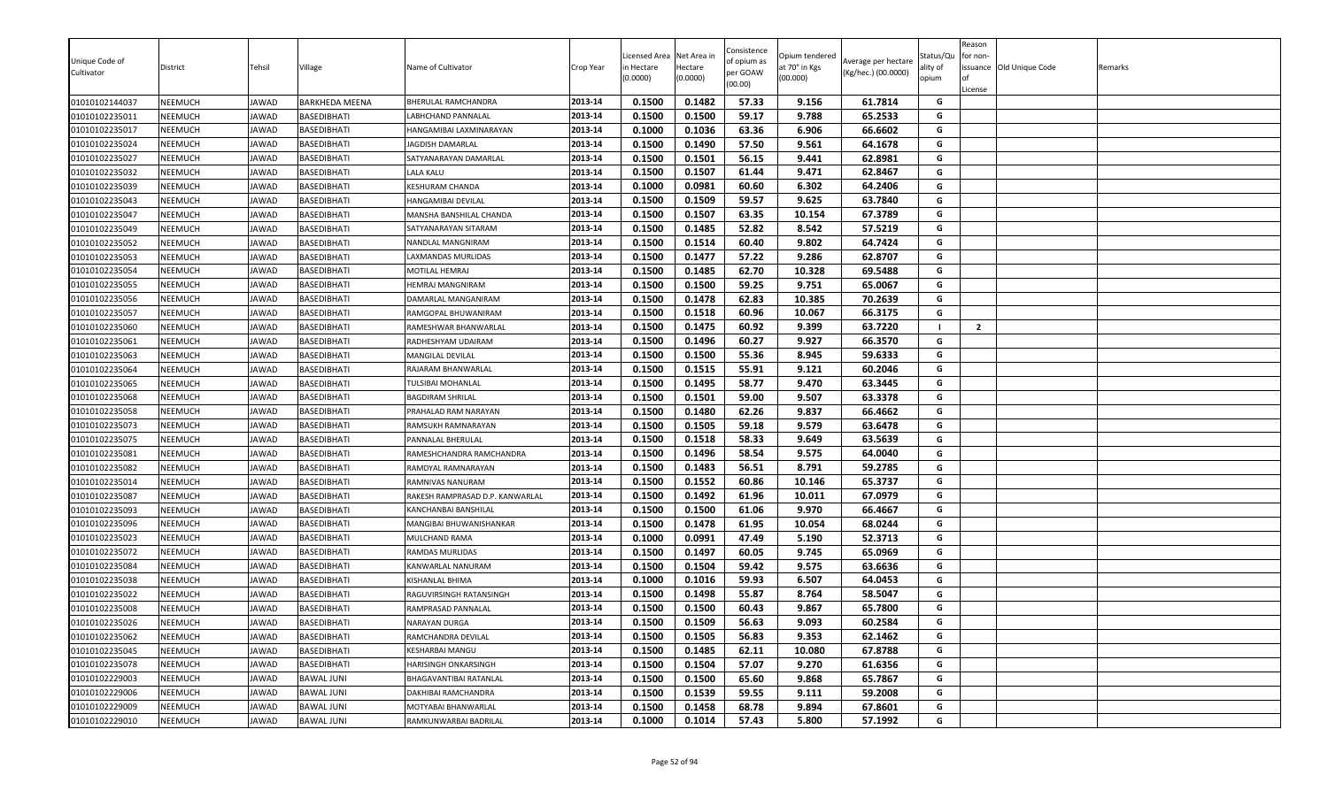| Unique Code of Cultivator | District | Tehsil | Village | Name of Cultivator | Crop Year | Licensed Area in Hectare (0.0000) | Net Area in Hectare (0.0000) | Consistence of opium as per GOAW (00.00) | Opium tendered at 70° in Kgs (00.000) | Average per hectare (Kg/hec.) (00.0000) | Status/Quality of opium | Reason for non-issuance of License | Old Unique Code | Remarks |
|---|---|---|---|---|---|---|---|---|---|---|---|---|---|---|
| 01010102144037 | NEEMUCH | JAWAD | BARKHEDA MEENA | BHERULAL RAMCHANDRA | 2013-14 | 0.1500 | 0.1482 | 57.33 | 9.156 | 61.7814 | G | | | |
| 01010102235011 | NEEMUCH | JAWAD | BASEDIBHATI | LABHCHAND PANNALAL | 2013-14 | 0.1500 | 0.1500 | 59.17 | 9.788 | 65.2533 | G | | | |
| 01010102235017 | NEEMUCH | JAWAD | BASEDIBHATI | HANGAMIBAI LAXMINARAYAN | 2013-14 | 0.1000 | 0.1036 | 63.36 | 6.906 | 66.6602 | G | | | |
| 01010102235024 | NEEMUCH | JAWAD | BASEDIBHATI | JAGDISH DAMARLAL | 2013-14 | 0.1500 | 0.1490 | 57.50 | 9.561 | 64.1678 | G | | | |
| 01010102235027 | NEEMUCH | JAWAD | BASEDIBHATI | SATYANARAYAN DAMARLAL | 2013-14 | 0.1500 | 0.1501 | 56.15 | 9.441 | 62.8981 | G | | | |
| 01010102235032 | NEEMUCH | JAWAD | BASEDIBHATI | LALA KALU | 2013-14 | 0.1500 | 0.1507 | 61.44 | 9.471 | 62.8467 | G | | | |
| 01010102235039 | NEEMUCH | JAWAD | BASEDIBHATI | KESHURAM CHANDA | 2013-14 | 0.1000 | 0.0981 | 60.60 | 6.302 | 64.2406 | G | | | |
| 01010102235043 | NEEMUCH | JAWAD | BASEDIBHATI | HANGAMIBAI DEVILAL | 2013-14 | 0.1500 | 0.1509 | 59.57 | 9.625 | 63.7840 | G | | | |
| 01010102235047 | NEEMUCH | JAWAD | BASEDIBHATI | MANSHA BANSHILAL CHANDA | 2013-14 | 0.1500 | 0.1507 | 63.35 | 10.154 | 67.3789 | G | | | |
| 01010102235049 | NEEMUCH | JAWAD | BASEDIBHATI | SATYANARAYAN SITARAM | 2013-14 | 0.1500 | 0.1485 | 52.82 | 8.542 | 57.5219 | G | | | |
| 01010102235052 | NEEMUCH | JAWAD | BASEDIBHATI | NANDLAL MANGNIRAM | 2013-14 | 0.1500 | 0.1514 | 60.40 | 9.802 | 64.7424 | G | | | |
| 01010102235053 | NEEMUCH | JAWAD | BASEDIBHATI | LAXMANDAS MURLIDAS | 2013-14 | 0.1500 | 0.1477 | 57.22 | 9.286 | 62.8707 | G | | | |
| 01010102235054 | NEEMUCH | JAWAD | BASEDIBHATI | MOTILAL HEMRAJ | 2013-14 | 0.1500 | 0.1485 | 62.70 | 10.328 | 69.5488 | G | | | |
| 01010102235055 | NEEMUCH | JAWAD | BASEDIBHATI | HEMRAJ MANGNIRAM | 2013-14 | 0.1500 | 0.1500 | 59.25 | 9.751 | 65.0067 | G | | | |
| 01010102235056 | NEEMUCH | JAWAD | BASEDIBHATI | DAMARLAL MANGANIRAM | 2013-14 | 0.1500 | 0.1478 | 62.83 | 10.385 | 70.2639 | G | | | |
| 01010102235057 | NEEMUCH | JAWAD | BASEDIBHATI | RAMGOPAL BHUWANIRAM | 2013-14 | 0.1500 | 0.1518 | 60.96 | 10.067 | 66.3175 | G | | | |
| 01010102235060 | NEEMUCH | JAWAD | BASEDIBHATI | RAMESHWAR BHANWARLAL | 2013-14 | 0.1500 | 0.1475 | 60.92 | 9.399 | 63.7220 | I | 2 | | |
| 01010102235061 | NEEMUCH | JAWAD | BASEDIBHATI | RADHESHYAM UDAIRAM | 2013-14 | 0.1500 | 0.1496 | 60.27 | 9.927 | 66.3570 | G | | | |
| 01010102235063 | NEEMUCH | JAWAD | BASEDIBHATI | MANGILAL DEVILAL | 2013-14 | 0.1500 | 0.1500 | 55.36 | 8.945 | 59.6333 | G | | | |
| 01010102235064 | NEEMUCH | JAWAD | BASEDIBHATI | RAJARAM BHANWARLAL | 2013-14 | 0.1500 | 0.1515 | 55.91 | 9.121 | 60.2046 | G | | | |
| 01010102235065 | NEEMUCH | JAWAD | BASEDIBHATI | TULSIBAI MOHANLAL | 2013-14 | 0.1500 | 0.1495 | 58.77 | 9.470 | 63.3445 | G | | | |
| 01010102235068 | NEEMUCH | JAWAD | BASEDIBHATI | BAGDIRAM SHRILAL | 2013-14 | 0.1500 | 0.1501 | 59.00 | 9.507 | 63.3378 | G | | | |
| 01010102235058 | NEEMUCH | JAWAD | BASEDIBHATI | PRAHALAD RAM NARAYAN | 2013-14 | 0.1500 | 0.1480 | 62.26 | 9.837 | 66.4662 | G | | | |
| 01010102235073 | NEEMUCH | JAWAD | BASEDIBHATI | RAMSUKH RAMNARAYAN | 2013-14 | 0.1500 | 0.1505 | 59.18 | 9.579 | 63.6478 | G | | | |
| 01010102235075 | NEEMUCH | JAWAD | BASEDIBHATI | PANNALAL BHERULAL | 2013-14 | 0.1500 | 0.1518 | 58.33 | 9.649 | 63.5639 | G | | | |
| 01010102235081 | NEEMUCH | JAWAD | BASEDIBHATI | RAMESHCHANDRA RAMCHANDRA | 2013-14 | 0.1500 | 0.1496 | 58.54 | 9.575 | 64.0040 | G | | | |
| 01010102235082 | NEEMUCH | JAWAD | BASEDIBHATI | RAMDYAL RAMNARAYAN | 2013-14 | 0.1500 | 0.1483 | 56.51 | 8.791 | 59.2785 | G | | | |
| 01010102235014 | NEEMUCH | JAWAD | BASEDIBHATI | RAMNIVAS NANURAM | 2013-14 | 0.1500 | 0.1552 | 60.86 | 10.146 | 65.3737 | G | | | |
| 01010102235087 | NEEMUCH | JAWAD | BASEDIBHATI | RAKESH RAMPRASAD D.P. KANWARLAL | 2013-14 | 0.1500 | 0.1492 | 61.96 | 10.011 | 67.0979 | G | | | |
| 01010102235093 | NEEMUCH | JAWAD | BASEDIBHATI | KANCHANBAI BANSHILAL | 2013-14 | 0.1500 | 0.1500 | 61.06 | 9.970 | 66.4667 | G | | | |
| 01010102235096 | NEEMUCH | JAWAD | BASEDIBHATI | MANGIBAI BHUWANISHANKAR | 2013-14 | 0.1500 | 0.1478 | 61.95 | 10.054 | 68.0244 | G | | | |
| 01010102235023 | NEEMUCH | JAWAD | BASEDIBHATI | MULCHAND RAMA | 2013-14 | 0.1000 | 0.0991 | 47.49 | 5.190 | 52.3713 | G | | | |
| 01010102235072 | NEEMUCH | JAWAD | BASEDIBHATI | RAMDAS MURLIDAS | 2013-14 | 0.1500 | 0.1497 | 60.05 | 9.745 | 65.0969 | G | | | |
| 01010102235084 | NEEMUCH | JAWAD | BASEDIBHATI | KANWARLAL NANURAM | 2013-14 | 0.1500 | 0.1504 | 59.42 | 9.575 | 63.6636 | G | | | |
| 01010102235038 | NEEMUCH | JAWAD | BASEDIBHATI | KISHANLAL BHIMA | 2013-14 | 0.1000 | 0.1016 | 59.93 | 6.507 | 64.0453 | G | | | |
| 01010102235022 | NEEMUCH | JAWAD | BASEDIBHATI | RAGUVIRSINGH RATANSINGH | 2013-14 | 0.1500 | 0.1498 | 55.87 | 8.764 | 58.5047 | G | | | |
| 01010102235008 | NEEMUCH | JAWAD | BASEDIBHATI | RAMPRASAD PANNALAL | 2013-14 | 0.1500 | 0.1500 | 60.43 | 9.867 | 65.7800 | G | | | |
| 01010102235026 | NEEMUCH | JAWAD | BASEDIBHATI | NARAYAN DURGA | 2013-14 | 0.1500 | 0.1509 | 56.63 | 9.093 | 60.2584 | G | | | |
| 01010102235062 | NEEMUCH | JAWAD | BASEDIBHATI | RAMCHANDRA DEVILAL | 2013-14 | 0.1500 | 0.1505 | 56.83 | 9.353 | 62.1462 | G | | | |
| 01010102235045 | NEEMUCH | JAWAD | BASEDIBHATI | KESHARBAI MANGU | 2013-14 | 0.1500 | 0.1485 | 62.11 | 10.080 | 67.8788 | G | | | |
| 01010102235078 | NEEMUCH | JAWAD | BASEDIBHATI | HARISINGH ONKARSINGH | 2013-14 | 0.1500 | 0.1504 | 57.07 | 9.270 | 61.6356 | G | | | |
| 01010102229003 | NEEMUCH | JAWAD | BAWAL JUNI | BHAGAVANTIBAI RATANLAL | 2013-14 | 0.1500 | 0.1500 | 65.60 | 9.868 | 65.7867 | G | | | |
| 01010102229006 | NEEMUCH | JAWAD | BAWAL JUNI | DAKHIBAI RAMCHANDRA | 2013-14 | 0.1500 | 0.1539 | 59.55 | 9.111 | 59.2008 | G | | | |
| 01010102229009 | NEEMUCH | JAWAD | BAWAL JUNI | MOTYABAI BHANWARLAL | 2013-14 | 0.1500 | 0.1458 | 68.78 | 9.894 | 67.8601 | G | | | |
| 01010102229010 | NEEMUCH | JAWAD | BAWAL JUNI | RAMKUNWARBAI BADRILAL | 2013-14 | 0.1000 | 0.1014 | 57.43 | 5.800 | 57.1992 | G | | | |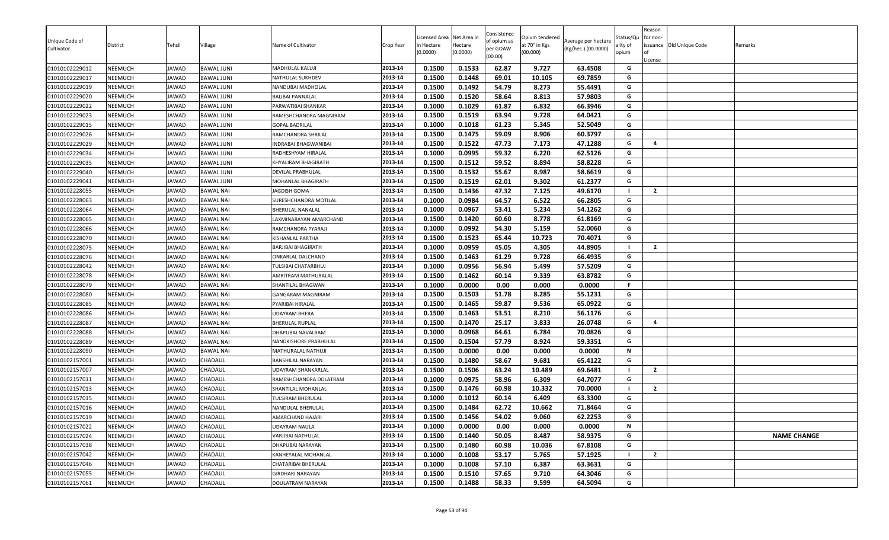| Unique Code of Cultivator | District | Tehsil | Village | Name of Cultivator | Crop Year | Licensed Area in Hectare (0.0000) | Net Area in Hectare (0.0000) | Consistence of opium as per GOAW (00.00) | Opium tendered at 70° in Kgs (00.000) | Average per hectare (Kg/hec.) (00.0000) | Status/Quality of opium | Reason for non-issuance of License | Old Unique Code | Remarks |
|---|---|---|---|---|---|---|---|---|---|---|---|---|---|---|
| 01010102229012 | NEEMUCH | JAWAD | BAWAL JUNI | MADHULAL KALUJI | 2013-14 | 0.1500 | 0.1533 | 62.87 | 9.727 | 63.4508 | G | | | |
| 01010102229017 | NEEMUCH | JAWAD | BAWAL JUNI | NATHULAL SUKHDEV | 2013-14 | 0.1500 | 0.1448 | 69.01 | 10.105 | 69.7859 | G | | | |
| 01010102229019 | NEEMUCH | JAWAD | BAWAL JUNI | NANDUBAI MADHOLAL | 2013-14 | 0.1500 | 0.1492 | 54.79 | 8.273 | 55.4491 | G | | | |
| 01010102229020 | NEEMUCH | JAWAD | BAWAL JUNI | BALIBAI PANNALAL | 2013-14 | 0.1500 | 0.1520 | 58.64 | 8.813 | 57.9803 | G | | | |
| 01010102229022 | NEEMUCH | JAWAD | BAWAL JUNI | PARWATIBAI SHANKAR | 2013-14 | 0.1000 | 0.1029 | 61.87 | 6.832 | 66.3946 | G | | | |
| 01010102229023 | NEEMUCH | JAWAD | BAWAL JUNI | RAMESHCHANDRA MAGNIRAM | 2013-14 | 0.1500 | 0.1519 | 63.94 | 9.728 | 64.0421 | G | | | |
| 01010102229015 | NEEMUCH | JAWAD | BAWAL JUNI | GOPAL BADRILAL | 2013-14 | 0.1000 | 0.1018 | 61.23 | 5.345 | 52.5049 | G | | | |
| 01010102229026 | NEEMUCH | JAWAD | BAWAL JUNI | RAMCHANDRA SHRILAL | 2013-14 | 0.1500 | 0.1475 | 59.09 | 8.906 | 60.3797 | G | | | |
| 01010102229029 | NEEMUCH | JAWAD | BAWAL JUNI | INDRABAI BHAGWANIBAI | 2013-14 | 0.1500 | 0.1522 | 47.73 | 7.173 | 47.1288 | G | 4 | | |
| 01010102229034 | NEEMUCH | JAWAD | BAWAL JUNI | RADHESHYAM HIRALAL | 2013-14 | 0.1000 | 0.0995 | 59.32 | 6.220 | 62.5126 | G | | | |
| 01010102229035 | NEEMUCH | JAWAD | BAWAL JUNI | KHYALIRAM BHAGIRATH | 2013-14 | 0.1500 | 0.1512 | 59.52 | 8.894 | 58.8228 | G | | | |
| 01010102229040 | NEEMUCH | JAWAD | BAWAL JUNI | DEVILAL PRABHULAL | 2013-14 | 0.1500 | 0.1532 | 55.67 | 8.987 | 58.6619 | G | | | |
| 01010102229041 | NEEMUCH | JAWAD | BAWAL JUNI | MOHANLAL BHAGIRATH | 2013-14 | 0.1500 | 0.1519 | 62.01 | 9.302 | 61.2377 | G | | | |
| 01010102228055 | NEEMUCH | JAWAD | BAWAL NAI | JAGDISH GOMA | 2013-14 | 0.1500 | 0.1436 | 47.32 | 7.125 | 49.6170 | I | 2 | | |
| 01010102228063 | NEEMUCH | JAWAD | BAWAL NAI | SURESHCHANDRA MOTILAL | 2013-14 | 0.1000 | 0.0984 | 64.57 | 6.522 | 66.2805 | G | | | |
| 01010102228064 | NEEMUCH | JAWAD | BAWAL NAI | BHERULAL NANALAL | 2013-14 | 0.1000 | 0.0967 | 53.41 | 5.234 | 54.1262 | G | | | |
| 01010102228065 | NEEMUCH | JAWAD | BAWAL NAI | LAXMINARAYAN AMARCHAND | 2013-14 | 0.1500 | 0.1420 | 60.60 | 8.778 | 61.8169 | G | | | |
| 01010102228066 | NEEMUCH | JAWAD | BAWAL NAI | RAMCHANDRA PYARAJI | 2013-14 | 0.1000 | 0.0992 | 54.30 | 5.159 | 52.0060 | G | | | |
| 01010102228070 | NEEMUCH | JAWAD | BAWAL NAI | KISHANLAL PARTHA | 2013-14 | 0.1500 | 0.1523 | 65.44 | 10.723 | 70.4071 | G | | | |
| 01010102228075 | NEEMUCH | JAWAD | BAWAL NAI | BARJIBAI BHAGIRATH | 2013-14 | 0.1000 | 0.0959 | 45.05 | 4.305 | 44.8905 | I | 2 | | |
| 01010102228076 | NEEMUCH | JAWAD | BAWAL NAI | ONKARLAL DALCHAND | 2013-14 | 0.1500 | 0.1463 | 61.29 | 9.728 | 66.4935 | G | | | |
| 01010102228042 | NEEMUCH | JAWAD | BAWAL NAI | TULSIBAI CHATARBHUJ | 2013-14 | 0.1000 | 0.0956 | 56.94 | 5.499 | 57.5209 | G | | | |
| 01010102228078 | NEEMUCH | JAWAD | BAWAL NAI | AMRITRAM MATHURALAL | 2013-14 | 0.1500 | 0.1462 | 60.14 | 9.339 | 63.8782 | G | | | |
| 01010102228079 | NEEMUCH | JAWAD | BAWAL NAI | SHANTILAL BHAGWAN | 2013-14 | 0.1000 | 0.0000 | 0.00 | 0.000 | 0.0000 | F | | | |
| 01010102228080 | NEEMUCH | JAWAD | BAWAL NAI | GANGARAM MAGNIRAM | 2013-14 | 0.1500 | 0.1503 | 51.78 | 8.285 | 55.1231 | G | | | |
| 01010102228085 | NEEMUCH | JAWAD | BAWAL NAI | PYARIBAI HIRALAL | 2013-14 | 0.1500 | 0.1465 | 59.87 | 9.536 | 65.0922 | G | | | |
| 01010102228086 | NEEMUCH | JAWAD | BAWAL NAI | UDAYRAM BHERA | 2013-14 | 0.1500 | 0.1463 | 53.51 | 8.210 | 56.1176 | G | | | |
| 01010102228087 | NEEMUCH | JAWAD | BAWAL NAI | BHERULAL RUPLAL | 2013-14 | 0.1500 | 0.1470 | 25.17 | 3.833 | 26.0748 | G | 4 | | |
| 01010102228088 | NEEMUCH | JAWAD | BAWAL NAI | DHAPUBAI NAVALRAM | 2013-14 | 0.1000 | 0.0968 | 64.61 | 6.784 | 70.0826 | G | | | |
| 01010102228089 | NEEMUCH | JAWAD | BAWAL NAI | NANDKISHORE PRABHULAL | 2013-14 | 0.1500 | 0.1504 | 57.79 | 8.924 | 59.3351 | G | | | |
| 01010102228090 | NEEMUCH | JAWAD | BAWAL NAI | MATHURALAL NATHUJI | 2013-14 | 0.1500 | 0.0000 | 0.00 | 0.000 | 0.0000 | N | | | |
| 01010102157001 | NEEMUCH | JAWAD | CHADAUL | BANSHILAL NARAYAN | 2013-14 | 0.1500 | 0.1480 | 58.67 | 9.681 | 65.4122 | G | | | |
| 01010102157007 | NEEMUCH | JAWAD | CHADAUL | UDAYRAM SHANKARLAL | 2013-14 | 0.1500 | 0.1506 | 63.24 | 10.489 | 69.6481 | I | 2 | | |
| 01010102157011 | NEEMUCH | JAWAD | CHADAUL | RAMESHCHANDRA DOLATRAM | 2013-14 | 0.1000 | 0.0975 | 58.96 | 6.309 | 64.7077 | G | | | |
| 01010102157013 | NEEMUCH | JAWAD | CHADAUL | SHANTILAL MOHANLAL | 2013-14 | 0.1500 | 0.1476 | 60.98 | 10.332 | 70.0000 | I | 2 | | |
| 01010102157015 | NEEMUCH | JAWAD | CHADAUL | TULSIRAM BHERULAL | 2013-14 | 0.1000 | 0.1012 | 60.14 | 6.409 | 63.3300 | G | | | |
| 01010102157016 | NEEMUCH | JAWAD | CHADAUL | NANDULAL BHERULAL | 2013-14 | 0.1500 | 0.1484 | 62.72 | 10.662 | 71.8464 | G | | | |
| 01010102157019 | NEEMUCH | JAWAD | CHADAUL | AMARCHAND HAJARI | 2013-14 | 0.1500 | 0.1456 | 54.02 | 9.060 | 62.2253 | G | | | |
| 01010102157022 | NEEMUCH | JAWAD | CHADAUL | UDAYRAM NAULA | 2013-14 | 0.1000 | 0.0000 | 0.00 | 0.000 | 0.0000 | N | | | |
| 01010102157024 | NEEMUCH | JAWAD | CHADAUL | VARJIBAI NATHULAL | 2013-14 | 0.1500 | 0.1440 | 50.05 | 8.487 | 58.9375 | G | | | NAME CHANGE |
| 01010102157038 | NEEMUCH | JAWAD | CHADAUL | DHAPUBAI NARAYAN | 2013-14 | 0.1500 | 0.1480 | 60.98 | 10.036 | 67.8108 | G | | | |
| 01010102157042 | NEEMUCH | JAWAD | CHADAUL | KANHEYALAL MOHANLAL | 2013-14 | 0.1000 | 0.1008 | 53.17 | 5.765 | 57.1925 | I | 2 | | |
| 01010102157046 | NEEMUCH | JAWAD | CHADAUL | CHATARIBAI BHERULAL | 2013-14 | 0.1000 | 0.1008 | 57.10 | 6.387 | 63.3631 | G | | | |
| 01010102157055 | NEEMUCH | JAWAD | CHADAUL | GIRDHARI NARAYAN | 2013-14 | 0.1500 | 0.1510 | 57.65 | 9.710 | 64.3046 | G | | | |
| 01010102157061 | NEEMUCH | JAWAD | CHADAUL | DOULATRAM NARAYAN | 2013-14 | 0.1500 | 0.1488 | 58.33 | 9.599 | 64.5094 | G | | | |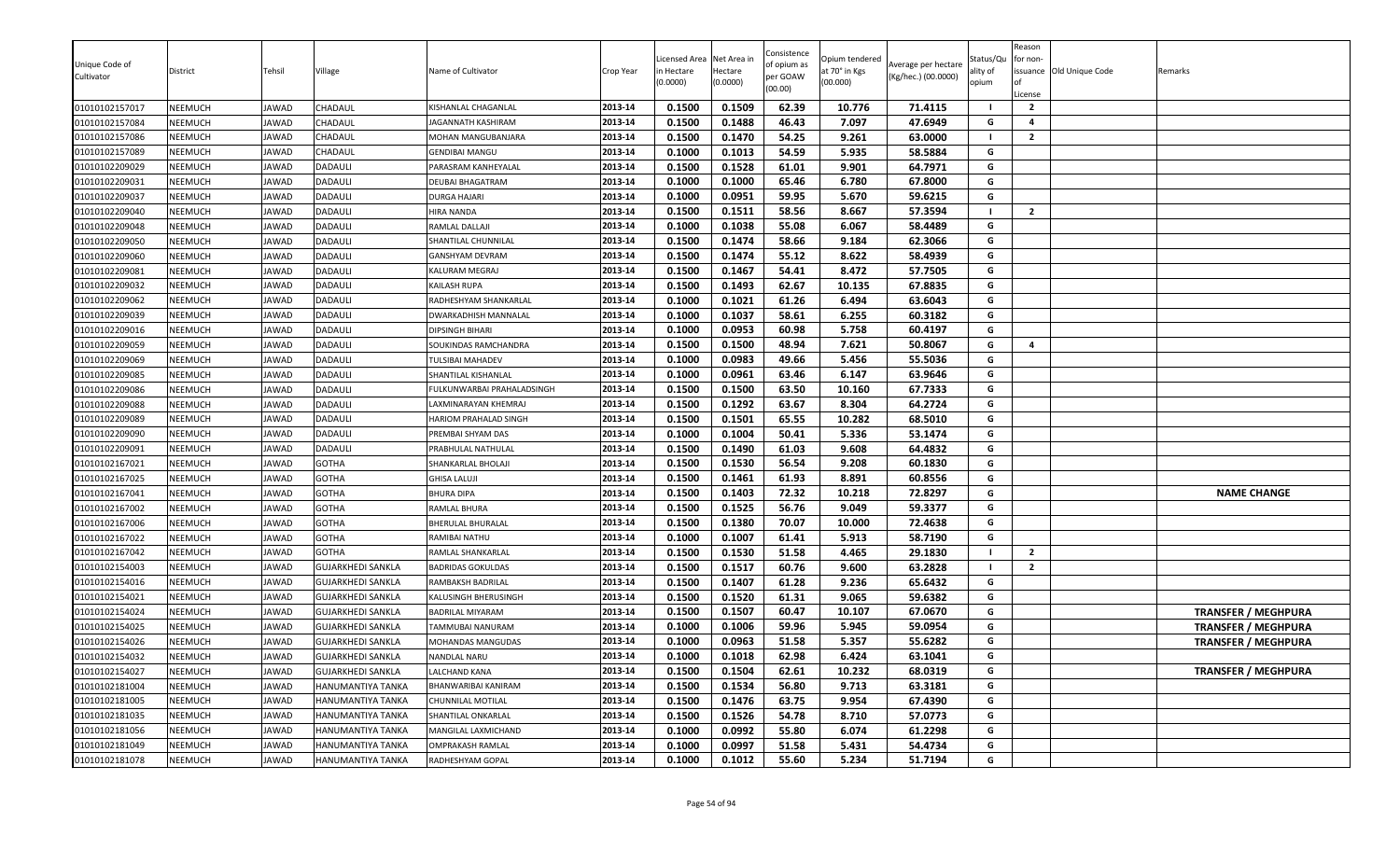| Unique Code of Cultivator | District | Tehsil | Village | Name of Cultivator | Crop Year | Licensed Area in Hectare (0.0000) | Net Area in Hectare (0.0000) | Consistence of opium as per GOAW (00.00) | Opium tendered at 70° in Kgs (00.000) | Average per hectare (Kg/hec.) (00.0000) | Status/Quality of opium | Reason for non-issuance of License | Old Unique Code | Remarks |
|---|---|---|---|---|---|---|---|---|---|---|---|---|---|---|
| 01010102157017 | NEEMUCH | JAWAD | CHADAUL | KISHANLAL CHAGANLAL | 2013-14 | 0.1500 | 0.1509 | 62.39 | 10.776 | 71.4115 | I | 2 | | |
| 01010102157084 | NEEMUCH | JAWAD | CHADAUL | JAGANNATH KASHIRAM | 2013-14 | 0.1500 | 0.1488 | 46.43 | 7.097 | 47.6949 | G | 4 | | |
| 01010102157086 | NEEMUCH | JAWAD | CHADAUL | MOHAN MANGUBANJARA | 2013-14 | 0.1500 | 0.1470 | 54.25 | 9.261 | 63.0000 | I | 2 | | |
| 01010102157089 | NEEMUCH | JAWAD | CHADAUL | GENDIBAI MANGU | 2013-14 | 0.1000 | 0.1013 | 54.59 | 5.935 | 58.5884 | G | | | |
| 01010102209029 | NEEMUCH | JAWAD | DADAULI | PARASRAM KANHEYALAL | 2013-14 | 0.1500 | 0.1528 | 61.01 | 9.901 | 64.7971 | G | | | |
| 01010102209031 | NEEMUCH | JAWAD | DADAULI | DEUBAI BHAGATRAM | 2013-14 | 0.1000 | 0.1000 | 65.46 | 6.780 | 67.8000 | G | | | |
| 01010102209037 | NEEMUCH | JAWAD | DADAULI | DURGA HAJARI | 2013-14 | 0.1000 | 0.0951 | 59.95 | 5.670 | 59.6215 | G | | | |
| 01010102209040 | NEEMUCH | JAWAD | DADAULI | HIRA NANDA | 2013-14 | 0.1500 | 0.1511 | 58.56 | 8.667 | 57.3594 | I | 2 | | |
| 01010102209048 | NEEMUCH | JAWAD | DADAULI | RAMLAL DALLAJI | 2013-14 | 0.1000 | 0.1038 | 55.08 | 6.067 | 58.4489 | G | | | |
| 01010102209050 | NEEMUCH | JAWAD | DADAULI | SHANTILAL CHUNNILAL | 2013-14 | 0.1500 | 0.1474 | 58.66 | 9.184 | 62.3066 | G | | | |
| 01010102209060 | NEEMUCH | JAWAD | DADAULI | GANSHYAM DEVRAM | 2013-14 | 0.1500 | 0.1474 | 55.12 | 8.622 | 58.4939 | G | | | |
| 01010102209081 | NEEMUCH | JAWAD | DADAULI | KALURAM MEGRAJ | 2013-14 | 0.1500 | 0.1467 | 54.41 | 8.472 | 57.7505 | G | | | |
| 01010102209032 | NEEMUCH | JAWAD | DADAULI | KAILASH RUPA | 2013-14 | 0.1500 | 0.1493 | 62.67 | 10.135 | 67.8835 | G | | | |
| 01010102209062 | NEEMUCH | JAWAD | DADAULI | RADHESHYAM SHANKARLAL | 2013-14 | 0.1000 | 0.1021 | 61.26 | 6.494 | 63.6043 | G | | | |
| 01010102209039 | NEEMUCH | JAWAD | DADAULI | DWARKADHISH MANNALAL | 2013-14 | 0.1000 | 0.1037 | 58.61 | 6.255 | 60.3182 | G | | | |
| 01010102209016 | NEEMUCH | JAWAD | DADAULI | DIPSINGH BIHARI | 2013-14 | 0.1000 | 0.0953 | 60.98 | 5.758 | 60.4197 | G | | | |
| 01010102209059 | NEEMUCH | JAWAD | DADAULI | SOUKINDAS RAMCHANDRA | 2013-14 | 0.1500 | 0.1500 | 48.94 | 7.621 | 50.8067 | G | 4 | | |
| 01010102209069 | NEEMUCH | JAWAD | DADAULI | TULSIBAI MAHADEV | 2013-14 | 0.1000 | 0.0983 | 49.66 | 5.456 | 55.5036 | G | | | |
| 01010102209085 | NEEMUCH | JAWAD | DADAULI | SHANTILAL KISHANLAL | 2013-14 | 0.1000 | 0.0961 | 63.46 | 6.147 | 63.9646 | G | | | |
| 01010102209086 | NEEMUCH | JAWAD | DADAULI | FULKUNWARBAI PRAHALADSINGH | 2013-14 | 0.1500 | 0.1500 | 63.50 | 10.160 | 67.7333 | G | | | |
| 01010102209088 | NEEMUCH | JAWAD | DADAULI | LAXMINARAYAN KHEMRAJ | 2013-14 | 0.1500 | 0.1292 | 63.67 | 8.304 | 64.2724 | G | | | |
| 01010102209089 | NEEMUCH | JAWAD | DADAULI | HARIOM PRAHALAD SINGH | 2013-14 | 0.1500 | 0.1501 | 65.55 | 10.282 | 68.5010 | G | | | |
| 01010102209090 | NEEMUCH | JAWAD | DADAULI | PREMBAI SHYAM DAS | 2013-14 | 0.1000 | 0.1004 | 50.41 | 5.336 | 53.1474 | G | | | |
| 01010102209091 | NEEMUCH | JAWAD | DADAULI | PRABHULAL NATHULAL | 2013-14 | 0.1500 | 0.1490 | 61.03 | 9.608 | 64.4832 | G | | | |
| 01010102167021 | NEEMUCH | JAWAD | GOTHA | SHANKARLAL BHOLAJI | 2013-14 | 0.1500 | 0.1530 | 56.54 | 9.208 | 60.1830 | G | | | |
| 01010102167025 | NEEMUCH | JAWAD | GOTHA | GHISA LALUJI | 2013-14 | 0.1500 | 0.1461 | 61.93 | 8.891 | 60.8556 | G | | | |
| 01010102167041 | NEEMUCH | JAWAD | GOTHA | BHURA DIPA | 2013-14 | 0.1500 | 0.1403 | 72.32 | 10.218 | 72.8297 | G | | | NAME CHANGE |
| 01010102167002 | NEEMUCH | JAWAD | GOTHA | RAMLAL BHURA | 2013-14 | 0.1500 | 0.1525 | 56.76 | 9.049 | 59.3377 | G | | | |
| 01010102167006 | NEEMUCH | JAWAD | GOTHA | BHERULAL BHURALAL | 2013-14 | 0.1500 | 0.1380 | 70.07 | 10.000 | 72.4638 | G | | | |
| 01010102167022 | NEEMUCH | JAWAD | GOTHA | RAMIBAI NATHU | 2013-14 | 0.1000 | 0.1007 | 61.41 | 5.913 | 58.7190 | G | | | |
| 01010102167042 | NEEMUCH | JAWAD | GOTHA | RAMLAL SHANKARLAL | 2013-14 | 0.1500 | 0.1530 | 51.58 | 4.465 | 29.1830 | I | 2 | | |
| 01010102154003 | NEEMUCH | JAWAD | GUJARKHEDI SANKLA | BADRIDAS GOKULDAS | 2013-14 | 0.1500 | 0.1517 | 60.76 | 9.600 | 63.2828 | I | 2 | | |
| 01010102154016 | NEEMUCH | JAWAD | GUJARKHEDI SANKLA | RAMBAKSH BADRILAL | 2013-14 | 0.1500 | 0.1407 | 61.28 | 9.236 | 65.6432 | G | | | |
| 01010102154021 | NEEMUCH | JAWAD | GUJARKHEDI SANKLA | KALUSINGH BHERUSINGH | 2013-14 | 0.1500 | 0.1520 | 61.31 | 9.065 | 59.6382 | G | | | |
| 01010102154024 | NEEMUCH | JAWAD | GUJARKHEDI SANKLA | BADRILAL MIYARAM | 2013-14 | 0.1500 | 0.1507 | 60.47 | 10.107 | 67.0670 | G | | | TRANSFER / MEGHPURA |
| 01010102154025 | NEEMUCH | JAWAD | GUJARKHEDI SANKLA | TAMMUBAI NANURAM | 2013-14 | 0.1000 | 0.1006 | 59.96 | 5.945 | 59.0954 | G | | | TRANSFER / MEGHPURA |
| 01010102154026 | NEEMUCH | JAWAD | GUJARKHEDI SANKLA | MOHANDAS MANGUDAS | 2013-14 | 0.1000 | 0.0963 | 51.58 | 5.357 | 55.6282 | G | | | TRANSFER / MEGHPURA |
| 01010102154032 | NEEMUCH | JAWAD | GUJARKHEDI SANKLA | NANDLAL NARU | 2013-14 | 0.1000 | 0.1018 | 62.98 | 6.424 | 63.1041 | G | | | |
| 01010102154027 | NEEMUCH | JAWAD | GUJARKHEDI SANKLA | LALCHAND KANA | 2013-14 | 0.1500 | 0.1504 | 62.61 | 10.232 | 68.0319 | G | | | TRANSFER / MEGHPURA |
| 01010102181004 | NEEMUCH | JAWAD | HANUMANTIYA TANKA | BHANWARIBAI KANIRAM | 2013-14 | 0.1500 | 0.1534 | 56.80 | 9.713 | 63.3181 | G | | | |
| 01010102181005 | NEEMUCH | JAWAD | HANUMANTIYA TANKA | CHUNNILAL MOTILAL | 2013-14 | 0.1500 | 0.1476 | 63.75 | 9.954 | 67.4390 | G | | | |
| 01010102181035 | NEEMUCH | JAWAD | HANUMANTIYA TANKA | SHANTILAL ONKARLAL | 2013-14 | 0.1500 | 0.1526 | 54.78 | 8.710 | 57.0773 | G | | | |
| 01010102181056 | NEEMUCH | JAWAD | HANUMANTIYA TANKA | MANGILAL LAXMICHAND | 2013-14 | 0.1000 | 0.0992 | 55.80 | 6.074 | 61.2298 | G | | | |
| 01010102181049 | NEEMUCH | JAWAD | HANUMANTIYA TANKA | OMPRAKASH RAMLAL | 2013-14 | 0.1000 | 0.0997 | 51.58 | 5.431 | 54.4734 | G | | | |
| 01010102181078 | NEEMUCH | JAWAD | HANUMANTIYA TANKA | RADHESHYAM GOPAL | 2013-14 | 0.1000 | 0.1012 | 55.60 | 5.234 | 51.7194 | G | | | |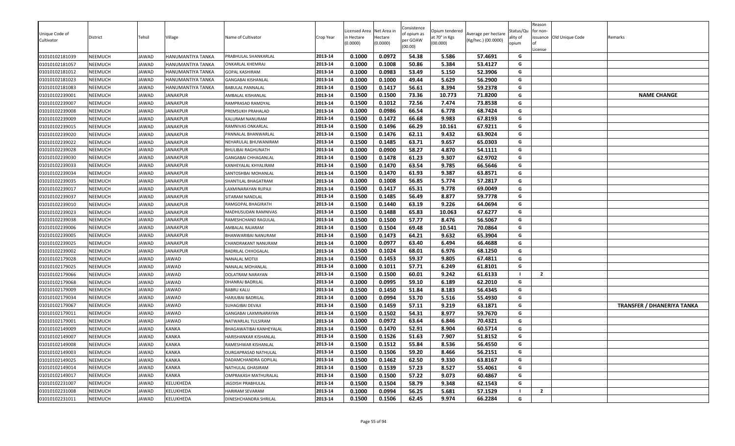| Unique Code of Cultivator | District | Tehsil | Village | Name of Cultivator | Crop Year | Licensed Area in Hectare (0.0000) | Net Area in Hectare (0.0000) | Consistence of opium as per GOAW (00.00) | Opium tendered at 70° in Kgs (00.000) | Average per hectare (Kg/hec.) (00.0000) | Status/Quality of opium | Reason for non-issuance of License | Old Unique Code | Remarks |
|---|---|---|---|---|---|---|---|---|---|---|---|---|---|---|
| 01010102181039 | NEEMUCH | JAWAD | HANUMANTIYA TANKA | PRABHULAL SHANKARLAL | 2013-14 | 0.1000 | 0.0972 | 54.38 | 5.586 | 57.4691 | G | | | |
| 01010102181057 | NEEMUCH | JAWAD | HANUMANTIYA TANKA | ONKARLAL KHEMRAJ | 2013-14 | 0.1000 | 0.1008 | 50.86 | 5.384 | 53.4127 | G | | | |
| 01010102181012 | NEEMUCH | JAWAD | HANUMANTIYA TANKA | GOPAL KASHIRAM | 2013-14 | 0.1000 | 0.0983 | 53.49 | 5.150 | 52.3906 | G | | | |
| 01010102181023 | NEEMUCH | JAWAD | HANUMANTIYA TANKA | GANGABAI KISHANLAL | 2013-14 | 0.1000 | 0.1000 | 49.44 | 5.629 | 56.2900 | G | | | |
| 01010102181083 | NEEMUCH | JAWAD | HANUMANTIYA TANKA | BABULAL PANNALAL | 2013-14 | 0.1500 | 0.1417 | 56.61 | 8.394 | 59.2378 | G | | | |
| 01010102239001 | NEEMUCH | JAWAD | JANAKPUR | AMBALAL KISHANLAL | 2013-14 | 0.1500 | 0.1500 | 73.36 | 10.773 | 71.8200 | G | | | **NAME CHANGE** |
| 01010102239007 | NEEMUCH | JAWAD | JANAKPUR | RAMPRASAD RAMDYAL | 2013-14 | 0.1500 | 0.1012 | 72.56 | 7.474 | 73.8538 | G | | | |
| 01010102239008 | NEEMUCH | JAWAD | JANAKPUR | PREMSUKH PRAHALAD | 2013-14 | 0.1000 | 0.0986 | 66.54 | 6.778 | 68.7424 | G | | | |
| 01010102239009 | NEEMUCH | JAWAD | JANAKPUR | KALURAM NANURAM | 2013-14 | 0.1500 | 0.1472 | 66.68 | 9.983 | 67.8193 | G | | | |
| 01010102239015 | NEEMUCH | JAWAD | JANAKPUR | RAMNIVAS ONKARLAL | 2013-14 | 0.1500 | 0.1496 | 66.29 | 10.161 | 67.9211 | G | | | |
| 01010102239020 | NEEMUCH | JAWAD | JANAKPUR | PANNALAL BHANWARLAL | 2013-14 | 0.1500 | 0.1476 | 62.11 | 9.432 | 63.9024 | G | | | |
| 01010102239022 | NEEMUCH | JAWAD | JANAKPUR | NEHARULAL BHUWANIRAM | 2013-14 | 0.1500 | 0.1485 | 63.71 | 9.657 | 65.0303 | G | | | |
| 01010102239028 | NEEMUCH | JAWAD | JANAKPUR | BHULIBAI RAGHUNATH | 2013-14 | 0.1000 | 0.0900 | 58.27 | 4.870 | 54.1111 | G | | | |
| 01010102239030 | NEEMUCH | JAWAD | JANAKPUR | GANGABAI CHHAGANLAL | 2013-14 | 0.1500 | 0.1478 | 61.23 | 9.307 | 62.9702 | G | | | |
| 01010102239033 | NEEMUCH | JAWAD | JANAKPUR | KANHEYALAL KHYALIRAM | 2013-14 | 0.1500 | 0.1470 | 63.54 | 9.785 | 66.5646 | G | | | |
| 01010102239034 | NEEMUCH | JAWAD | JANAKPUR | SANTOSHBAI MOHANLAL | 2013-14 | 0.1500 | 0.1470 | 61.93 | 9.387 | 63.8571 | G | | | |
| 01010102239035 | NEEMUCH | JAWAD | JANAKPUR | SHANTILAL BHAGATRAM | 2013-14 | 0.1000 | 0.1008 | 56.85 | 5.774 | 57.2817 | G | | | |
| 01010102239017 | NEEMUCH | JAWAD | JANAKPUR | LAXMINARAYAN RUPAJI | 2013-14 | 0.1500 | 0.1417 | 65.31 | 9.778 | 69.0049 | G | | | |
| 01010102239037 | NEEMUCH | JAWAD | JANAKPUR | SITARAM NANDLAL | 2013-14 | 0.1500 | 0.1485 | 56.49 | 8.877 | 59.7778 | G | | | |
| 01010102239010 | NEEMUCH | JAWAD | JANAKPUR | RAMGOPAL BHAGIRATH | 2013-14 | 0.1500 | 0.1440 | 63.19 | 9.226 | 64.0694 | G | | | |
| 01010102239023 | NEEMUCH | JAWAD | JANAKPUR | MADHUSUDAN RAMNIVAS | 2013-14 | 0.1500 | 0.1488 | 65.83 | 10.063 | 67.6277 | G | | | |
| 01010102239038 | NEEMUCH | JAWAD | JANAKPUR | RAMESHCHAND RAGULAL | 2013-14 | 0.1500 | 0.1500 | 57.77 | 8.476 | 56.5067 | G | | | |
| 01010102239006 | NEEMUCH | JAWAD | JANAKPUR | AMBALAL RAJARAM | 2013-14 | 0.1500 | 0.1504 | 69.48 | 10.541 | 70.0864 | G | | | |
| 01010102239005 | NEEMUCH | JAWAD | JANAKPUR | BHANWARIBAI NANURAM | 2013-14 | 0.1500 | 0.1473 | 64.21 | 9.632 | 65.3904 | G | | | |
| 01010102239025 | NEEMUCH | JAWAD | JANAKPUR | CHANDRAKANT NANURAM | 2013-14 | 0.1000 | 0.0977 | 63.40 | 6.494 | 66.4688 | G | | | |
| 01010102239002 | NEEMUCH | JAWAD | JANAKPUR | BADRILAL CHHOGALAL | 2013-14 | 0.1500 | 0.1024 | 68.01 | 6.976 | 68.1250 | G | | | |
| 01010102179028 | NEEMUCH | JAWAD | JAWAD | NANALAL MOTIJI | 2013-14 | 0.1500 | 0.1453 | 59.37 | 9.805 | 67.4811 | G | | | |
| 01010102179025 | NEEMUCH | JAWAD | JAWAD | NANALAL MOHANLAL | 2013-14 | 0.1000 | 0.1011 | 57.71 | 6.249 | 61.8101 | G | | | |
| 01010102179066 | NEEMUCH | JAWAD | JAWAD | DOLATRAM NARAYAN | 2013-14 | 0.1500 | 0.1500 | 60.01 | 9.242 | 61.6133 | I | 2 | | |
| 01010102179068 | NEEMUCH | JAWAD | JAWAD | DHANRAJ BADRILAL | 2013-14 | 0.1000 | 0.0995 | 59.10 | 6.189 | 62.2010 | G | | | |
| 01010102179009 | NEEMUCH | JAWAD | JAWAD | BABRU KALU | 2013-14 | 0.1500 | 0.1450 | 51.84 | 8.183 | 56.4345 | G | | | |
| 01010102179034 | NEEMUCH | JAWAD | JAWAD | HARJUBAI BADRILAL | 2013-14 | 0.1000 | 0.0994 | 53.70 | 5.516 | 55.4930 | G | | | |
| 01010102179067 | NEEMUCH | JAWAD | JAWAD | SUHAGIBAI DEVAJI | 2013-14 | 0.1500 | 0.1459 | 57.11 | 9.219 | 63.1871 | G | | | **TRANSFER / DHANERIYA TANKA** |
| 01010102179011 | NEEMUCH | JAWAD | JAWAD | GANGABAI LAXMINARAYAN | 2013-14 | 0.1500 | 0.1502 | 54.31 | 8.977 | 59.7670 | G | | | |
| 01010102179001 | NEEMUCH | JAWAD | JAWAD | NATWARLAL TULSIRAM | 2013-14 | 0.1000 | 0.0972 | 63.64 | 6.846 | 70.4321 | G | | | |
| 01010102149009 | NEEMUCH | JAWAD | KANKA | BHAGAWATIBAI KANHEYALAL | 2013-14 | 0.1500 | 0.1470 | 52.91 | 8.904 | 60.5714 | G | | | |
| 01010102149007 | NEEMUCH | JAWAD | KANKA | HARISHANKAR KISHANLAL | 2013-14 | 0.1500 | 0.1526 | 51.63 | 7.907 | 51.8152 | G | | | |
| 01010102149008 | NEEMUCH | JAWAD | KANKA | RAMESHWAR KISHANLAL | 2013-14 | 0.1500 | 0.1512 | 55.84 | 8.536 | 56.4550 | G | | | |
| 01010102149003 | NEEMUCH | JAWAD | KANKA | DURGAPRASAD NATHULAL | 2013-14 | 0.1500 | 0.1506 | 59.20 | 8.466 | 56.2151 | G | | | |
| 01010102149025 | NEEMUCH | JAWAD | KANKA | DADAMCHANDRA GOPILAL | 2013-14 | 0.1500 | 0.1462 | 62.50 | 9.330 | 63.8167 | G | | | |
| 01010102149014 | NEEMUCH | JAWAD | KANKA | NATHULAL GHASIRAM | 2013-14 | 0.1500 | 0.1539 | 57.23 | 8.527 | 55.4061 | G | | | |
| 01010102149017 | NEEMUCH | JAWAD | KANKA | OMPRAKASH MATHURALAL | 2013-14 | 0.1500 | 0.1500 | 57.22 | 9.073 | 60.4867 | G | | | |
| 01010102231007 | NEEMUCH | JAWAD | KELUKHEDA | JAGDISH PRABHULAL | 2013-14 | 0.1500 | 0.1504 | 58.79 | 9.348 | 62.1543 | G | | | |
| 01010102231008 | NEEMUCH | JAWAD | KELUKHEDA | HARIRAM SEVARAM | 2013-14 | 0.1000 | 0.0994 | 56.25 | 5.681 | 57.1529 | I | 2 | | |
| 01010102231011 | NEEMUCH | JAWAD | KELUKHEDA | DINESHCHANDRA SHRILAL | 2013-14 | 0.1500 | 0.1506 | 62.45 | 9.974 | 66.2284 | G | | | |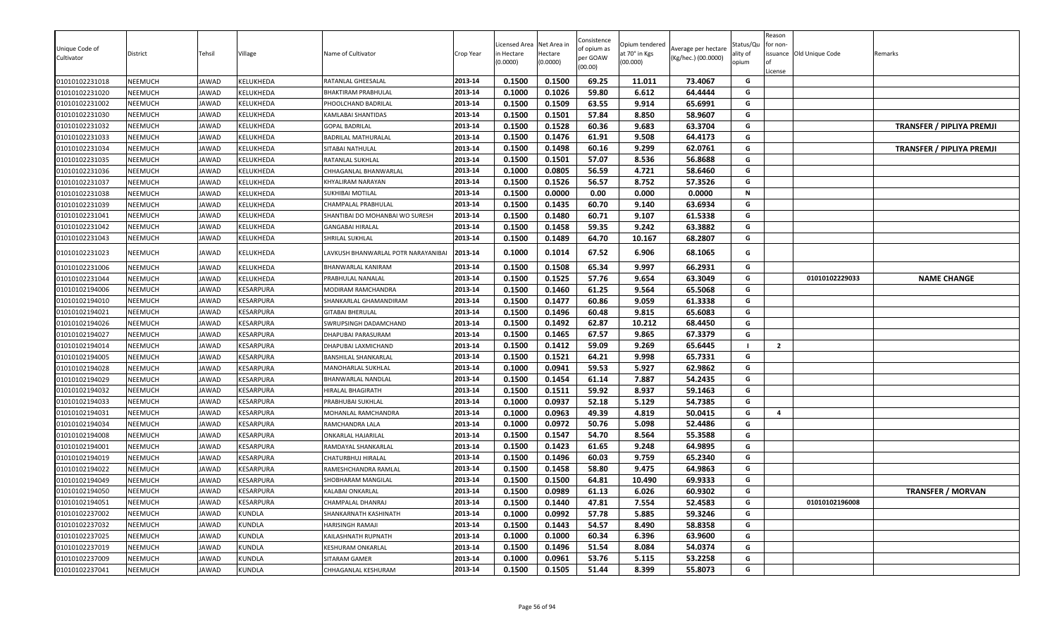| Unique Code of Cultivator | District | Tehsil | Village | Name of Cultivator | Crop Year | Licensed Area in Hectare (0.0000) | Net Area in Hectare (0.0000) | Consistence of opium as per GOAW (00.00) | Opium tendered at 70° in Kgs (00.000) | Average per hectare (Kg/hec.) (00.0000) | Status/Quality of opium | Reason for non-issuance of License | Old Unique Code | Remarks |
|---|---|---|---|---|---|---|---|---|---|---|---|---|---|---|
| 01010102231018 | NEEMUCH | JAWAD | KELUKHEDA | RATANLAL GHEESALAL | 2013-14 | 0.1500 | 0.1500 | 69.25 | 11.011 | 73.4067 | G | | | |
| 01010102231020 | NEEMUCH | JAWAD | KELUKHEDA | BHAKTIRAM PRABHULAL | 2013-14 | 0.1000 | 0.1026 | 59.80 | 6.612 | 64.4444 | G | | | |
| 01010102231002 | NEEMUCH | JAWAD | KELUKHEDA | PHOOLCHAND BADRILAL | 2013-14 | 0.1500 | 0.1509 | 63.55 | 9.914 | 65.6991 | G | | | |
| 01010102231030 | NEEMUCH | JAWAD | KELUKHEDA | KAMLABAI SHANTIDAS | 2013-14 | 0.1500 | 0.1501 | 57.84 | 8.850 | 58.9607 | G | | | |
| 01010102231032 | NEEMUCH | JAWAD | KELUKHEDA | GOPAL BADRILAL | 2013-14 | 0.1500 | 0.1528 | 60.36 | 9.683 | 63.3704 | G | | | **TRANSFER / PIPLIYA PREMJI** |
| 01010102231033 | NEEMUCH | JAWAD | KELUKHEDA | BADRILAL MATHURALAL | 2013-14 | 0.1500 | 0.1476 | 61.91 | 9.508 | 64.4173 | G | | | |
| 01010102231034 | NEEMUCH | JAWAD | KELUKHEDA | SITABAI NATHULAL | 2013-14 | 0.1500 | 0.1498 | 60.16 | 9.299 | 62.0761 | G | | | **TRANSFER / PIPLIYA PREMJI** |
| 01010102231035 | NEEMUCH | JAWAD | KELUKHEDA | RATANLAL SUKHLAL | 2013-14 | 0.1500 | 0.1501 | 57.07 | 8.536 | 56.8688 | G | | | |
| 01010102231036 | NEEMUCH | JAWAD | KELUKHEDA | CHHAGANLAL BHANWARLAL | 2013-14 | 0.1000 | 0.0805 | 56.59 | 4.721 | 58.6460 | G | | | |
| 01010102231037 | NEEMUCH | JAWAD | KELUKHEDA | KHYALIRAM NARAYAN | 2013-14 | 0.1500 | 0.1526 | 56.57 | 8.752 | 57.3526 | G | | | |
| 01010102231038 | NEEMUCH | JAWAD | KELUKHEDA | SUKHIBAI MOTILAL | 2013-14 | 0.1500 | 0.0000 | 0.00 | 0.000 | 0.0000 | N | | | |
| 01010102231039 | NEEMUCH | JAWAD | KELUKHEDA | CHAMPALAL PRABHULAL | 2013-14 | 0.1500 | 0.1435 | 60.70 | 9.140 | 63.6934 | G | | | |
| 01010102231041 | NEEMUCH | JAWAD | KELUKHEDA | SHANTIBAI DO MOHANBAI WO SURESH | 2013-14 | 0.1500 | 0.1480 | 60.71 | 9.107 | 61.5338 | G | | | |
| 01010102231042 | NEEMUCH | JAWAD | KELUKHEDA | GANGABAI HIRALAL | 2013-14 | 0.1500 | 0.1458 | 59.35 | 9.242 | 63.3882 | G | | | |
| 01010102231043 | NEEMUCH | JAWAD | KELUKHEDA | SHRILAL SUKHLAL | 2013-14 | 0.1500 | 0.1489 | 64.70 | 10.167 | 68.2807 | G | | | |
| 01010102231023 | NEEMUCH | JAWAD | KELUKHEDA | LAVKUSH BHANWARLAL POTR NARAYANIBAI | 2013-14 | 0.1000 | 0.1014 | 67.52 | 6.906 | 68.1065 | G | | | |
| 01010102231006 | NEEMUCH | JAWAD | KELUKHEDA | BHANWARLAL KANIRAM | 2013-14 | 0.1500 | 0.1508 | 65.34 | 9.997 | 66.2931 | G | | | |
| 01010102231044 | NEEMUCH | JAWAD | KELUKHEDA | PRABHULAL NANALAL | 2013-14 | 0.1500 | 0.1525 | 57.76 | 9.654 | 63.3049 | G | | 01010102229033 | **NAME CHANGE** |
| 01010102194006 | NEEMUCH | JAWAD | KESARPURA | MODIRAM RAMCHANDRA | 2013-14 | 0.1500 | 0.1460 | 61.25 | 9.564 | 65.5068 | G | | | |
| 01010102194010 | NEEMUCH | JAWAD | KESARPURA | SHANKARLAL GHAMANDIRAM | 2013-14 | 0.1500 | 0.1477 | 60.86 | 9.059 | 61.3338 | G | | | |
| 01010102194021 | NEEMUCH | JAWAD | KESARPURA | GITABAI BHERULAL | 2013-14 | 0.1500 | 0.1496 | 60.48 | 9.815 | 65.6083 | G | | | |
| 01010102194026 | NEEMUCH | JAWAD | KESARPURA | SWRUPSINGH DADAMCHAND | 2013-14 | 0.1500 | 0.1492 | 62.87 | 10.212 | 68.4450 | G | | | |
| 01010102194027 | NEEMUCH | JAWAD | KESARPURA | DHAPUBAI PARASURAM | 2013-14 | 0.1500 | 0.1465 | 67.57 | 9.865 | 67.3379 | G | | | |
| 01010102194014 | NEEMUCH | JAWAD | KESARPURA | DHAPUBAI LAXMICHAND | 2013-14 | 0.1500 | 0.1412 | 59.09 | 9.269 | 65.6445 | I | 2 | | |
| 01010102194005 | NEEMUCH | JAWAD | KESARPURA | BANSHILAL SHANKARLAL | 2013-14 | 0.1500 | 0.1521 | 64.21 | 9.998 | 65.7331 | G | | | |
| 01010102194028 | NEEMUCH | JAWAD | KESARPURA | MANOHARLAL SUKHLAL | 2013-14 | 0.1000 | 0.0941 | 59.53 | 5.927 | 62.9862 | G | | | |
| 01010102194029 | NEEMUCH | JAWAD | KESARPURA | BHANWARLAL NANDLAL | 2013-14 | 0.1500 | 0.1454 | 61.14 | 7.887 | 54.2435 | G | | | |
| 01010102194032 | NEEMUCH | JAWAD | KESARPURA | HIRALAL BHAGIRATH | 2013-14 | 0.1500 | 0.1511 | 59.92 | 8.937 | 59.1463 | G | | | |
| 01010102194033 | NEEMUCH | JAWAD | KESARPURA | PRABHUBAI SUKHLAL | 2013-14 | 0.1000 | 0.0937 | 52.18 | 5.129 | 54.7385 | G | | | |
| 01010102194031 | NEEMUCH | JAWAD | KESARPURA | MOHANLAL RAMCHANDRA | 2013-14 | 0.1000 | 0.0963 | 49.39 | 4.819 | 50.0415 | G | 4 | | |
| 01010102194034 | NEEMUCH | JAWAD | KESARPURA | RAMCHANDRA LALA | 2013-14 | 0.1000 | 0.0972 | 50.76 | 5.098 | 52.4486 | G | | | |
| 01010102194008 | NEEMUCH | JAWAD | KESARPURA | ONKARLAL HAJARILAL | 2013-14 | 0.1500 | 0.1547 | 54.70 | 8.564 | 55.3588 | G | | | |
| 01010102194001 | NEEMUCH | JAWAD | KESARPURA | RAMDAYAL SHANKARLAL | 2013-14 | 0.1500 | 0.1423 | 61.65 | 9.248 | 64.9895 | G | | | |
| 01010102194019 | NEEMUCH | JAWAD | KESARPURA | CHATURBHUJ HIRALAL | 2013-14 | 0.1500 | 0.1496 | 60.03 | 9.759 | 65.2340 | G | | | |
| 01010102194022 | NEEMUCH | JAWAD | KESARPURA | RAMESHCHANDRA RAMLAL | 2013-14 | 0.1500 | 0.1458 | 58.80 | 9.475 | 64.9863 | G | | | |
| 01010102194049 | NEEMUCH | JAWAD | KESARPURA | SHOBHARAM MANGILAL | 2013-14 | 0.1500 | 0.1500 | 64.81 | 10.490 | 69.9333 | G | | | |
| 01010102194050 | NEEMUCH | JAWAD | KESARPURA | KALABAI ONKARLAL | 2013-14 | 0.1500 | 0.0989 | 61.13 | 6.026 | 60.9302 | G | | | **TRANSFER / MORVAN** |
| 01010102194051 | NEEMUCH | JAWAD | KESARPURA | CHAMPALAL DHANRAJ | 2013-14 | 0.1500 | 0.1440 | 47.81 | 7.554 | 52.4583 | G | | 01010102196008 | |
| 01010102237002 | NEEMUCH | JAWAD | KUNDLA | SHANKARNATH KASHINATH | 2013-14 | 0.1000 | 0.0992 | 57.78 | 5.885 | 59.3246 | G | | | |
| 01010102237032 | NEEMUCH | JAWAD | KUNDLA | HARISINGH RAMAJI | 2013-14 | 0.1500 | 0.1443 | 54.57 | 8.490 | 58.8358 | G | | | |
| 01010102237025 | NEEMUCH | JAWAD | KUNDLA | KAILASHNATH RUPNATH | 2013-14 | 0.1000 | 0.1000 | 60.34 | 6.396 | 63.9600 | G | | | |
| 01010102237019 | NEEMUCH | JAWAD | KUNDLA | KESHURAM ONKARLAL | 2013-14 | 0.1500 | 0.1496 | 51.54 | 8.084 | 54.0374 | G | | | |
| 01010102237009 | NEEMUCH | JAWAD | KUNDLA | SITARAM GAMER | 2013-14 | 0.1000 | 0.0961 | 53.76 | 5.115 | 53.2258 | G | | | |
| 01010102237041 | NEEMUCH | JAWAD | KUNDLA | CHHAGANLAL KESHURAM | 2013-14 | 0.1500 | 0.1505 | 51.44 | 8.399 | 55.8073 | G | | | |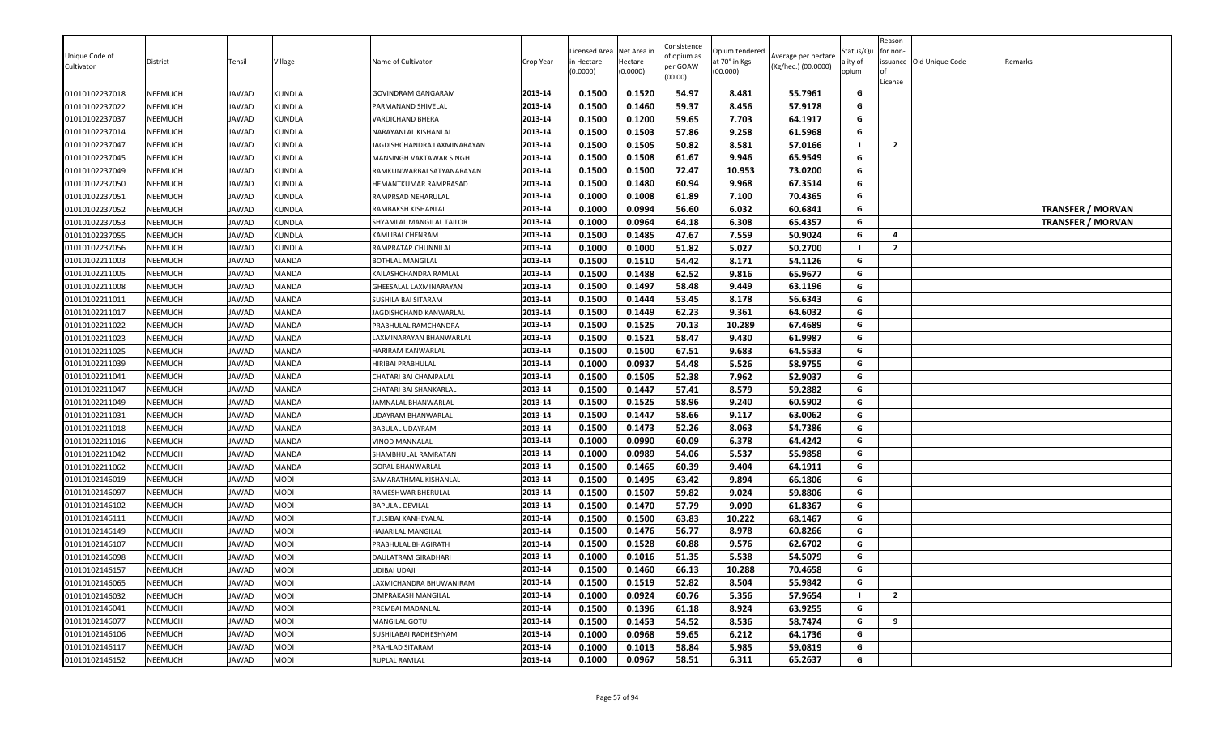| Unique Code of Cultivator | District | Tehsil | Village | Name of Cultivator | Crop Year | Licensed Area in Hectare (0.0000) | Net Area in Hectare (0.0000) | Consistence of opium as per GOAW (00.00) | Opium tendered at 70° in Kgs (00.000) | Average per hectare (Kg/hec.) (00.0000) | Status/Quality of opium | Reason for non-issuance of License | Old Unique Code | Remarks |
|---|---|---|---|---|---|---|---|---|---|---|---|---|---|---|
| 01010102237018 | NEEMUCH | JAWAD | KUNDLA | GOVINDRAM GANGARAM | 2013-14 | 0.1500 | 0.1520 | 54.97 | 8.481 | 55.7961 | G | | | |
| 01010102237022 | NEEMUCH | JAWAD | KUNDLA | PARMANAND SHIVELAL | 2013-14 | 0.1500 | 0.1460 | 59.37 | 8.456 | 57.9178 | G | | | |
| 01010102237037 | NEEMUCH | JAWAD | KUNDLA | VARDICHAND BHERA | 2013-14 | 0.1500 | 0.1200 | 59.65 | 7.703 | 64.1917 | G | | | |
| 01010102237014 | NEEMUCH | JAWAD | KUNDLA | NARAYANLAL KISHANLAL | 2013-14 | 0.1500 | 0.1503 | 57.86 | 9.258 | 61.5968 | G | | | |
| 01010102237047 | NEEMUCH | JAWAD | KUNDLA | JAGDISHCHANDRA LAXMINARAYAN | 2013-14 | 0.1500 | 0.1505 | 50.82 | 8.581 | 57.0166 | I | 2 | | |
| 01010102237045 | NEEMUCH | JAWAD | KUNDLA | MANSINGH VAKTAWAR SINGH | 2013-14 | 0.1500 | 0.1508 | 61.67 | 9.946 | 65.9549 | G | | | |
| 01010102237049 | NEEMUCH | JAWAD | KUNDLA | RAMKUNWARBAI SATYANARAYAN | 2013-14 | 0.1500 | 0.1500 | 72.47 | 10.953 | 73.0200 | G | | | |
| 01010102237050 | NEEMUCH | JAWAD | KUNDLA | HEMANTKUMAR RAMPRASAD | 2013-14 | 0.1500 | 0.1480 | 60.94 | 9.968 | 67.3514 | G | | | |
| 01010102237051 | NEEMUCH | JAWAD | KUNDLA | RAMPRSAD NEHARULAL | 2013-14 | 0.1000 | 0.1008 | 61.89 | 7.100 | 70.4365 | G | | | |
| 01010102237052 | NEEMUCH | JAWAD | KUNDLA | RAMBAKSH KISHANLAL | 2013-14 | 0.1000 | 0.0994 | 56.60 | 6.032 | 60.6841 | G | | | **TRANSFER / MORVAN** |
| 01010102237053 | NEEMUCH | JAWAD | KUNDLA | SHYAMLAL MANGILAL TAILOR | 2013-14 | 0.1000 | 0.0964 | 64.18 | 6.308 | 65.4357 | G | | | **TRANSFER / MORVAN** |
| 01010102237055 | NEEMUCH | JAWAD | KUNDLA | KAMLIBAI CHENRAM | 2013-14 | 0.1500 | 0.1485 | 47.67 | 7.559 | 50.9024 | G | 4 | | |
| 01010102237056 | NEEMUCH | JAWAD | KUNDLA | RAMPRATAP CHUNNILAL | 2013-14 | 0.1000 | 0.1000 | 51.82 | 5.027 | 50.2700 | I | 2 | | |
| 01010102211003 | NEEMUCH | JAWAD | MANDA | BOTHLAL MANGILAL | 2013-14 | 0.1500 | 0.1510 | 54.42 | 8.171 | 54.1126 | G | | | |
| 01010102211005 | NEEMUCH | JAWAD | MANDA | KAILASHCHANDRA RAMLAL | 2013-14 | 0.1500 | 0.1488 | 62.52 | 9.816 | 65.9677 | G | | | |
| 01010102211008 | NEEMUCH | JAWAD | MANDA | GHEESALAL LAXMINARAYAN | 2013-14 | 0.1500 | 0.1497 | 58.48 | 9.449 | 63.1196 | G | | | |
| 01010102211011 | NEEMUCH | JAWAD | MANDA | SUSHILA BAI SITARAM | 2013-14 | 0.1500 | 0.1444 | 53.45 | 8.178 | 56.6343 | G | | | |
| 01010102211017 | NEEMUCH | JAWAD | MANDA | JAGDISHCHAND KANWARLAL | 2013-14 | 0.1500 | 0.1449 | 62.23 | 9.361 | 64.6032 | G | | | |
| 01010102211022 | NEEMUCH | JAWAD | MANDA | PRABHULAL RAMCHANDRA | 2013-14 | 0.1500 | 0.1525 | 70.13 | 10.289 | 67.4689 | G | | | |
| 01010102211023 | NEEMUCH | JAWAD | MANDA | LAXMINARAYAN BHANWARLAL | 2013-14 | 0.1500 | 0.1521 | 58.47 | 9.430 | 61.9987 | G | | | |
| 01010102211025 | NEEMUCH | JAWAD | MANDA | HARIRAM KANWARLAL | 2013-14 | 0.1500 | 0.1500 | 67.51 | 9.683 | 64.5533 | G | | | |
| 01010102211039 | NEEMUCH | JAWAD | MANDA | HIRIBAI PRABHULAL | 2013-14 | 0.1000 | 0.0937 | 54.48 | 5.526 | 58.9755 | G | | | |
| 01010102211041 | NEEMUCH | JAWAD | MANDA | CHATARI BAI CHAMPALAL | 2013-14 | 0.1500 | 0.1505 | 52.38 | 7.962 | 52.9037 | G | | | |
| 01010102211047 | NEEMUCH | JAWAD | MANDA | CHATARI BAI SHANKARLAL | 2013-14 | 0.1500 | 0.1447 | 57.41 | 8.579 | 59.2882 | G | | | |
| 01010102211049 | NEEMUCH | JAWAD | MANDA | JAMNALAL BHANWARLAL | 2013-14 | 0.1500 | 0.1525 | 58.96 | 9.240 | 60.5902 | G | | | |
| 01010102211031 | NEEMUCH | JAWAD | MANDA | UDAYRAM BHANWARLAL | 2013-14 | 0.1500 | 0.1447 | 58.66 | 9.117 | 63.0062 | G | | | |
| 01010102211018 | NEEMUCH | JAWAD | MANDA | BABULAL UDAYRAM | 2013-14 | 0.1500 | 0.1473 | 52.26 | 8.063 | 54.7386 | G | | | |
| 01010102211016 | NEEMUCH | JAWAD | MANDA | VINOD MANNALAL | 2013-14 | 0.1000 | 0.0990 | 60.09 | 6.378 | 64.4242 | G | | | |
| 01010102211042 | NEEMUCH | JAWAD | MANDA | SHAMBHULAL RAMRATAN | 2013-14 | 0.1000 | 0.0989 | 54.06 | 5.537 | 55.9858 | G | | | |
| 01010102211062 | NEEMUCH | JAWAD | MANDA | GOPAL BHANWARLAL | 2013-14 | 0.1500 | 0.1465 | 60.39 | 9.404 | 64.1911 | G | | | |
| 01010102146019 | NEEMUCH | JAWAD | MODI | SAMARATHMAL KISHANLAL | 2013-14 | 0.1500 | 0.1495 | 63.42 | 9.894 | 66.1806 | G | | | |
| 01010102146097 | NEEMUCH | JAWAD | MODI | RAMESHWAR BHERULAL | 2013-14 | 0.1500 | 0.1507 | 59.82 | 9.024 | 59.8806 | G | | | |
| 01010102146102 | NEEMUCH | JAWAD | MODI | BAPULAL DEVILAL | 2013-14 | 0.1500 | 0.1470 | 57.79 | 9.090 | 61.8367 | G | | | |
| 01010102146111 | NEEMUCH | JAWAD | MODI | TULSIBAI KANHEYALAL | 2013-14 | 0.1500 | 0.1500 | 63.83 | 10.222 | 68.1467 | G | | | |
| 01010102146149 | NEEMUCH | JAWAD | MODI | HAJARILAL MANGILAL | 2013-14 | 0.1500 | 0.1476 | 56.77 | 8.978 | 60.8266 | G | | | |
| 01010102146107 | NEEMUCH | JAWAD | MODI | PRABHULAL BHAGIRATH | 2013-14 | 0.1500 | 0.1528 | 60.88 | 9.576 | 62.6702 | G | | | |
| 01010102146098 | NEEMUCH | JAWAD | MODI | DAULATRAM GIRADHARI | 2013-14 | 0.1000 | 0.1016 | 51.35 | 5.538 | 54.5079 | G | | | |
| 01010102146157 | NEEMUCH | JAWAD | MODI | UDIBAI UDAJI | 2013-14 | 0.1500 | 0.1460 | 66.13 | 10.288 | 70.4658 | G | | | |
| 01010102146065 | NEEMUCH | JAWAD | MODI | LAXMICHANDRA BHUWANIRAM | 2013-14 | 0.1500 | 0.1519 | 52.82 | 8.504 | 55.9842 | G | | | |
| 01010102146032 | NEEMUCH | JAWAD | MODI | OMPRAKASH MANGILAL | 2013-14 | 0.1000 | 0.0924 | 60.76 | 5.356 | 57.9654 | I | 2 | | |
| 01010102146041 | NEEMUCH | JAWAD | MODI | PREMBAI MADANLAL | 2013-14 | 0.1500 | 0.1396 | 61.18 | 8.924 | 63.9255 | G | | | |
| 01010102146077 | NEEMUCH | JAWAD | MODI | MANGILAL GOTU | 2013-14 | 0.1500 | 0.1453 | 54.52 | 8.536 | 58.7474 | G | 9 | | |
| 01010102146106 | NEEMUCH | JAWAD | MODI | SUSHILABAI RADHESHYAM | 2013-14 | 0.1000 | 0.0968 | 59.65 | 6.212 | 64.1736 | G | | | |
| 01010102146117 | NEEMUCH | JAWAD | MODI | PRAHLAD SITARAM | 2013-14 | 0.1000 | 0.1013 | 58.84 | 5.985 | 59.0819 | G | | | |
| 01010102146152 | NEEMUCH | JAWAD | MODI | RUPLAL RAMLAL | 2013-14 | 0.1000 | 0.0967 | 58.51 | 6.311 | 65.2637 | G | | | |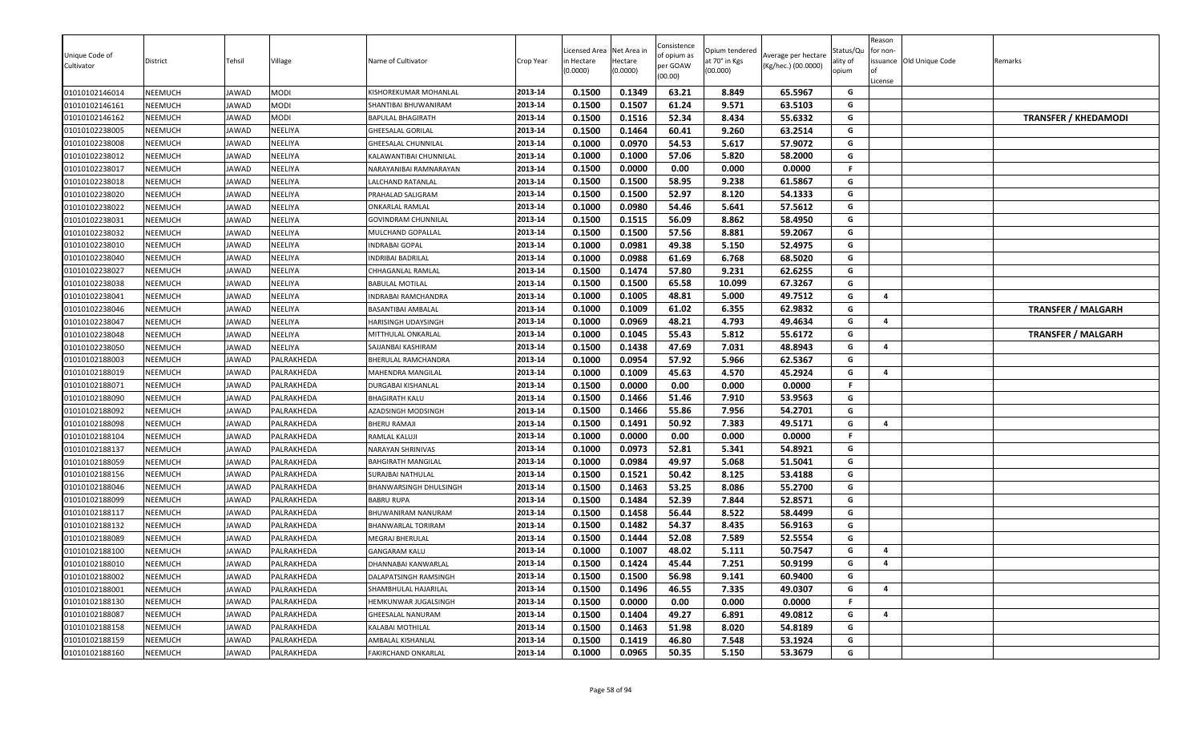| Unique Code of Cultivator | District | Tehsil | Village | Name of Cultivator | Crop Year | Licensed Area in Hectare (0.0000) | Net Area in Hectare (0.0000) | Consistence of opium as per GOAW (00.00) | Opium tendered at 70° in Kgs (00.000) | Average per hectare (Kg/hec.) (00.0000) | Status/Quality of opium | Reason for non-issuance of License | Old Unique Code | Remarks |
|---|---|---|---|---|---|---|---|---|---|---|---|---|---|---|
| 01010102146014 | NEEMUCH | JAWAD | MODI | KISHOREKUMAR MOHANLAL | 2013-14 | 0.1500 | 0.1349 | 63.21 | 8.849 | 65.5967 | G | | | |
| 01010102146161 | NEEMUCH | JAWAD | MODI | SHANTIBAI BHUWANIRAM | 2013-14 | 0.1500 | 0.1507 | 61.24 | 9.571 | 63.5103 | G | | | |
| 01010102146162 | NEEMUCH | JAWAD | MODI | BAPULAL BHAGIRATH | 2013-14 | 0.1500 | 0.1516 | 52.34 | 8.434 | 55.6332 | G | | | TRANSFER / KHEDAMODI |
| 01010102238005 | NEEMUCH | JAWAD | NEELIYA | GHEESALAL GORILAL | 2013-14 | 0.1500 | 0.1464 | 60.41 | 9.260 | 63.2514 | G | | | |
| 01010102238008 | NEEMUCH | JAWAD | NEELIYA | GHEESALAL CHUNNILAL | 2013-14 | 0.1000 | 0.0970 | 54.53 | 5.617 | 57.9072 | G | | | |
| 01010102238012 | NEEMUCH | JAWAD | NEELIYA | KALAWANTIBAI CHUNNILAL | 2013-14 | 0.1000 | 0.1000 | 57.06 | 5.820 | 58.2000 | G | | | |
| 01010102238017 | NEEMUCH | JAWAD | NEELIYA | NARAYANIBAI RAMNARAYAN | 2013-14 | 0.1500 | 0.0000 | 0.00 | 0.000 | 0.0000 | F | | | |
| 01010102238018 | NEEMUCH | JAWAD | NEELIYA | LALCHAND RATANLAL | 2013-14 | 0.1500 | 0.1500 | 58.95 | 9.238 | 61.5867 | G | | | |
| 01010102238020 | NEEMUCH | JAWAD | NEELIYA | PRAHALAD SALIGRAM | 2013-14 | 0.1500 | 0.1500 | 52.97 | 8.120 | 54.1333 | G | | | |
| 01010102238022 | NEEMUCH | JAWAD | NEELIYA | ONKARLAL RAMLAL | 2013-14 | 0.1000 | 0.0980 | 54.46 | 5.641 | 57.5612 | G | | | |
| 01010102238031 | NEEMUCH | JAWAD | NEELIYA | GOVINDRAM CHUNNILAL | 2013-14 | 0.1500 | 0.1515 | 56.09 | 8.862 | 58.4950 | G | | | |
| 01010102238032 | NEEMUCH | JAWAD | NEELIYA | MULCHAND GOPALLAL | 2013-14 | 0.1500 | 0.1500 | 57.56 | 8.881 | 59.2067 | G | | | |
| 01010102238010 | NEEMUCH | JAWAD | NEELIYA | INDRABAI GOPAL | 2013-14 | 0.1000 | 0.0981 | 49.38 | 5.150 | 52.4975 | G | | | |
| 01010102238040 | NEEMUCH | JAWAD | NEELIYA | INDRIBAI BADRILAL | 2013-14 | 0.1000 | 0.0988 | 61.69 | 6.768 | 68.5020 | G | | | |
| 01010102238027 | NEEMUCH | JAWAD | NEELIYA | CHHAGANLAL RAMLAL | 2013-14 | 0.1500 | 0.1474 | 57.80 | 9.231 | 62.6255 | G | | | |
| 01010102238038 | NEEMUCH | JAWAD | NEELIYA | BABULAL MOTILAL | 2013-14 | 0.1500 | 0.1500 | 65.58 | 10.099 | 67.3267 | G | | | |
| 01010102238041 | NEEMUCH | JAWAD | NEELIYA | INDRABAI RAMCHANDRA | 2013-14 | 0.1000 | 0.1005 | 48.81 | 5.000 | 49.7512 | G | 4 | | |
| 01010102238046 | NEEMUCH | JAWAD | NEELIYA | BASANTIBAI AMBALAL | 2013-14 | 0.1000 | 0.1009 | 61.02 | 6.355 | 62.9832 | G | | | TRANSFER / MALGARH |
| 01010102238047 | NEEMUCH | JAWAD | NEELIYA | HARISINGH UDAYSINGH | 2013-14 | 0.1000 | 0.0969 | 48.21 | 4.793 | 49.4634 | G | 4 | | |
| 01010102238048 | NEEMUCH | JAWAD | NEELIYA | MITTHULAL ONKARLAL | 2013-14 | 0.1000 | 0.1045 | 55.43 | 5.812 | 55.6172 | G | | | TRANSFER / MALGARH |
| 01010102238050 | NEEMUCH | JAWAD | NEELIYA | SAJJANBAI KASHIRAM | 2013-14 | 0.1500 | 0.1438 | 47.69 | 7.031 | 48.8943 | G | 4 | | |
| 01010102188003 | NEEMUCH | JAWAD | PALRAKHEDA | BHERULAL RAMCHANDRA | 2013-14 | 0.1000 | 0.0954 | 57.92 | 5.966 | 62.5367 | G | | | |
| 01010102188019 | NEEMUCH | JAWAD | PALRAKHEDA | MAHENDRA MANGILAL | 2013-14 | 0.1000 | 0.1009 | 45.63 | 4.570 | 45.2924 | G | 4 | | |
| 01010102188071 | NEEMUCH | JAWAD | PALRAKHEDA | DURGABAI KISHANLAL | 2013-14 | 0.1500 | 0.0000 | 0.00 | 0.000 | 0.0000 | F | | | |
| 01010102188090 | NEEMUCH | JAWAD | PALRAKHEDA | BHAGIRATH KALU | 2013-14 | 0.1500 | 0.1466 | 51.46 | 7.910 | 53.9563 | G | | | |
| 01010102188092 | NEEMUCH | JAWAD | PALRAKHEDA | AZADSINGH MODSINGH | 2013-14 | 0.1500 | 0.1466 | 55.86 | 7.956 | 54.2701 | G | | | |
| 01010102188098 | NEEMUCH | JAWAD | PALRAKHEDA | BHERU RAMAJI | 2013-14 | 0.1500 | 0.1491 | 50.92 | 7.383 | 49.5171 | G | 4 | | |
| 01010102188104 | NEEMUCH | JAWAD | PALRAKHEDA | RAMLAL KALUJI | 2013-14 | 0.1000 | 0.0000 | 0.00 | 0.000 | 0.0000 | F | | | |
| 01010102188137 | NEEMUCH | JAWAD | PALRAKHEDA | NARAYAN SHRINIVAS | 2013-14 | 0.1000 | 0.0973 | 52.81 | 5.341 | 54.8921 | G | | | |
| 01010102188059 | NEEMUCH | JAWAD | PALRAKHEDA | BAHGIRATH MANGILAL | 2013-14 | 0.1000 | 0.0984 | 49.97 | 5.068 | 51.5041 | G | | | |
| 01010102188156 | NEEMUCH | JAWAD | PALRAKHEDA | SURAJBAI NATHULAL | 2013-14 | 0.1500 | 0.1521 | 50.42 | 8.125 | 53.4188 | G | | | |
| 01010102188046 | NEEMUCH | JAWAD | PALRAKHEDA | BHANWARSINGH DHULSINGH | 2013-14 | 0.1500 | 0.1463 | 53.25 | 8.086 | 55.2700 | G | | | |
| 01010102188099 | NEEMUCH | JAWAD | PALRAKHEDA | BABRU RUPA | 2013-14 | 0.1500 | 0.1484 | 52.39 | 7.844 | 52.8571 | G | | | |
| 01010102188117 | NEEMUCH | JAWAD | PALRAKHEDA | BHUWANIRAM NANURAM | 2013-14 | 0.1500 | 0.1458 | 56.44 | 8.522 | 58.4499 | G | | | |
| 01010102188132 | NEEMUCH | JAWAD | PALRAKHEDA | BHANWARLAL TORIRAM | 2013-14 | 0.1500 | 0.1482 | 54.37 | 8.435 | 56.9163 | G | | | |
| 01010102188089 | NEEMUCH | JAWAD | PALRAKHEDA | MEGRAJ BHERULAL | 2013-14 | 0.1500 | 0.1444 | 52.08 | 7.589 | 52.5554 | G | | | |
| 01010102188100 | NEEMUCH | JAWAD | PALRAKHEDA | GANGARAM KALU | 2013-14 | 0.1000 | 0.1007 | 48.02 | 5.111 | 50.7547 | G | 4 | | |
| 01010102188010 | NEEMUCH | JAWAD | PALRAKHEDA | DHANNABAI KANWARLAL | 2013-14 | 0.1500 | 0.1424 | 45.44 | 7.251 | 50.9199 | G | 4 | | |
| 01010102188002 | NEEMUCH | JAWAD | PALRAKHEDA | DALAPATSINGH RAMSINGH | 2013-14 | 0.1500 | 0.1500 | 56.98 | 9.141 | 60.9400 | G | | | |
| 01010102188001 | NEEMUCH | JAWAD | PALRAKHEDA | SHAMBHULAL HAJARILAL | 2013-14 | 0.1500 | 0.1496 | 46.55 | 7.335 | 49.0307 | G | 4 | | |
| 01010102188130 | NEEMUCH | JAWAD | PALRAKHEDA | HEMKUNWAR JUGALSINGH | 2013-14 | 0.1500 | 0.0000 | 0.00 | 0.000 | 0.0000 | F | | | |
| 01010102188087 | NEEMUCH | JAWAD | PALRAKHEDA | GHEESALAL NANURAM | 2013-14 | 0.1500 | 0.1404 | 49.27 | 6.891 | 49.0812 | G | 4 | | |
| 01010102188158 | NEEMUCH | JAWAD | PALRAKHEDA | KALABAI MOTHILAL | 2013-14 | 0.1500 | 0.1463 | 51.98 | 8.020 | 54.8189 | G | | | |
| 01010102188159 | NEEMUCH | JAWAD | PALRAKHEDA | AMBALAL KISHANLAL | 2013-14 | 0.1500 | 0.1419 | 46.80 | 7.548 | 53.1924 | G | | | |
| 01010102188160 | NEEMUCH | JAWAD | PALRAKHEDA | FAKIRCHAND ONKARLAL | 2013-14 | 0.1000 | 0.0965 | 50.35 | 5.150 | 53.3679 | G | | | |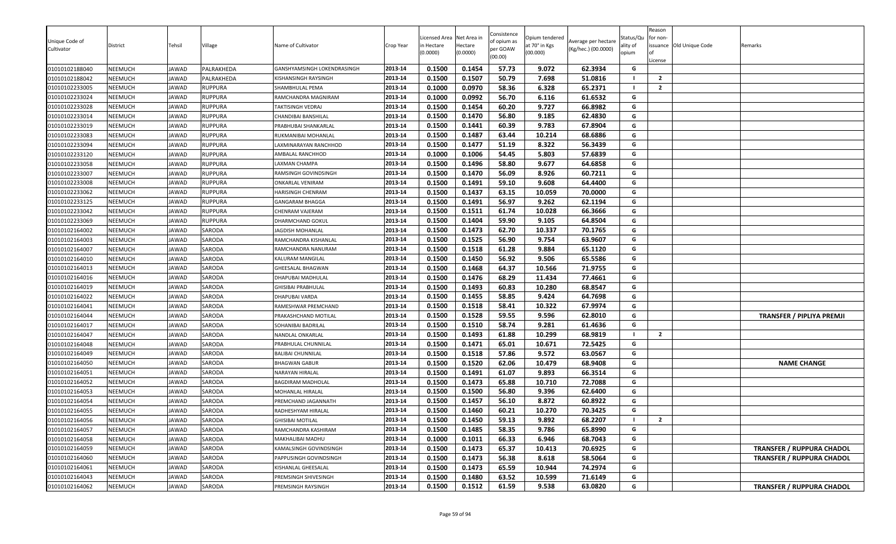| Unique Code of Cultivator | District | Tehsil | Village | Name of Cultivator | Crop Year | Licensed Area in Hectare (0.0000) | Net Area in Hectare (0.0000) | Consistence of opium as per GOAW (00.00) | Opium tendered at 70° in Kgs (00.000) | Average per hectare (Kg/hec.) (00.0000) | Status/Quality of opium | Reason for non-issuance of License | Old Unique Code | Remarks |
|---|---|---|---|---|---|---|---|---|---|---|---|---|---|---|
| 01010102188040 | NEEMUCH | JAWAD | PALRAKHEDA | GANSHYAMSINGH LOKENDRASINGH | 2013-14 | 0.1500 | 0.1454 | 57.73 | 9.072 | 62.3934 | G | | | |
| 01010102188042 | NEEMUCH | JAWAD | PALRAKHEDA | KISHANSINGH RAYSINGH | 2013-14 | 0.1500 | 0.1507 | 50.79 | 7.698 | 51.0816 | I | 2 | | |
| 01010102233005 | NEEMUCH | JAWAD | RUPPURA | SHAMBHULAL PEMA | 2013-14 | 0.1000 | 0.0970 | 58.36 | 6.328 | 65.2371 | I | 2 | | |
| 01010102233024 | NEEMUCH | JAWAD | RUPPURA | RAMCHANDRA MAGNIRAM | 2013-14 | 0.1000 | 0.0992 | 56.70 | 6.116 | 61.6532 | G | | | |
| 01010102233028 | NEEMUCH | JAWAD | RUPPURA | TAKTISINGH VEDRAJ | 2013-14 | 0.1500 | 0.1454 | 60.20 | 9.727 | 66.8982 | G | | | |
| 01010102233014 | NEEMUCH | JAWAD | RUPPURA | CHANDIBAI BANSHILAL | 2013-14 | 0.1500 | 0.1470 | 56.80 | 9.185 | 62.4830 | G | | | |
| 01010102233019 | NEEMUCH | JAWAD | RUPPURA | PRABHUBAI SHANKARLAL | 2013-14 | 0.1500 | 0.1441 | 60.39 | 9.783 | 67.8904 | G | | | |
| 01010102233083 | NEEMUCH | JAWAD | RUPPURA | RUKMANIBAI MOHANLAL | 2013-14 | 0.1500 | 0.1487 | 63.44 | 10.214 | 68.6886 | G | | | |
| 01010102233094 | NEEMUCH | JAWAD | RUPPURA | LAXMINARAYAN RANCHHOD | 2013-14 | 0.1500 | 0.1477 | 51.19 | 8.322 | 56.3439 | G | | | |
| 01010102233120 | NEEMUCH | JAWAD | RUPPURA | AMBALAL RANCHHOD | 2013-14 | 0.1000 | 0.1006 | 54.45 | 5.803 | 57.6839 | G | | | |
| 01010102233058 | NEEMUCH | JAWAD | RUPPURA | LAXMAN CHAMPA | 2013-14 | 0.1500 | 0.1496 | 58.80 | 9.677 | 64.6858 | G | | | |
| 01010102233007 | NEEMUCH | JAWAD | RUPPURA | RAMSINGH GOVINDSINGH | 2013-14 | 0.1500 | 0.1470 | 56.09 | 8.926 | 60.7211 | G | | | |
| 01010102233008 | NEEMUCH | JAWAD | RUPPURA | ONKARLAL VENIRAM | 2013-14 | 0.1500 | 0.1491 | 59.10 | 9.608 | 64.4400 | G | | | |
| 01010102233062 | NEEMUCH | JAWAD | RUPPURA | HARISINGH CHENRAM | 2013-14 | 0.1500 | 0.1437 | 63.15 | 10.059 | 70.0000 | G | | | |
| 01010102233125 | NEEMUCH | JAWAD | RUPPURA | GANGARAM BHAGGA | 2013-14 | 0.1500 | 0.1491 | 56.97 | 9.262 | 62.1194 | G | | | |
| 01010102233042 | NEEMUCH | JAWAD | RUPPURA | CHENRAM VAJERAM | 2013-14 | 0.1500 | 0.1511 | 61.74 | 10.028 | 66.3666 | G | | | |
| 01010102233069 | NEEMUCH | JAWAD | RUPPURA | DHARMCHAND GOKUL | 2013-14 | 0.1500 | 0.1404 | 59.90 | 9.105 | 64.8504 | G | | | |
| 01010102164002 | NEEMUCH | JAWAD | SARODA | JAGDISH MOHANLAL | 2013-14 | 0.1500 | 0.1473 | 62.70 | 10.337 | 70.1765 | G | | | |
| 01010102164003 | NEEMUCH | JAWAD | SARODA | RAMCHANDRA KISHANLAL | 2013-14 | 0.1500 | 0.1525 | 56.90 | 9.754 | 63.9607 | G | | | |
| 01010102164007 | NEEMUCH | JAWAD | SARODA | RAMCHANDRA NANURAM | 2013-14 | 0.1500 | 0.1518 | 61.28 | 9.884 | 65.1120 | G | | | |
| 01010102164010 | NEEMUCH | JAWAD | SARODA | KALURAM MANGILAL | 2013-14 | 0.1500 | 0.1450 | 56.92 | 9.506 | 65.5586 | G | | | |
| 01010102164013 | NEEMUCH | JAWAD | SARODA | GHEESALAL BHAGWAN | 2013-14 | 0.1500 | 0.1468 | 64.37 | 10.566 | 71.9755 | G | | | |
| 01010102164016 | NEEMUCH | JAWAD | SARODA | DHAPUBAI MADHULAL | 2013-14 | 0.1500 | 0.1476 | 68.29 | 11.434 | 77.4661 | G | | | |
| 01010102164019 | NEEMUCH | JAWAD | SARODA | GHISIBAI PRABHULAL | 2013-14 | 0.1500 | 0.1493 | 60.83 | 10.280 | 68.8547 | G | | | |
| 01010102164022 | NEEMUCH | JAWAD | SARODA | DHAPUBAI VARDA | 2013-14 | 0.1500 | 0.1455 | 58.85 | 9.424 | 64.7698 | G | | | |
| 01010102164041 | NEEMUCH | JAWAD | SARODA | RAMESHWAR PREMCHAND | 2013-14 | 0.1500 | 0.1518 | 58.41 | 10.322 | 67.9974 | G | | | |
| 01010102164044 | NEEMUCH | JAWAD | SARODA | PRAKASHCHAND MOTILAL | 2013-14 | 0.1500 | 0.1528 | 59.55 | 9.596 | 62.8010 | G | | | TRANSFER / PIPLIYA PREMJI |
| 01010102164017 | NEEMUCH | JAWAD | SARODA | SOHANIBAI BADRILAL | 2013-14 | 0.1500 | 0.1510 | 58.74 | 9.281 | 61.4636 | G | | | |
| 01010102164047 | NEEMUCH | JAWAD | SARODA | NANDLAL ONKARLAL | 2013-14 | 0.1500 | 0.1493 | 61.88 | 10.299 | 68.9819 | I | 2 | | |
| 01010102164048 | NEEMUCH | JAWAD | SARODA | PRABHULAL CHUNNILAL | 2013-14 | 0.1500 | 0.1471 | 65.01 | 10.671 | 72.5425 | G | | | |
| 01010102164049 | NEEMUCH | JAWAD | SARODA | BALIBAI CHUNNILAL | 2013-14 | 0.1500 | 0.1518 | 57.86 | 9.572 | 63.0567 | G | | | |
| 01010102164050 | NEEMUCH | JAWAD | SARODA | BHAGWAN GABUR | 2013-14 | 0.1500 | 0.1520 | 62.06 | 10.479 | 68.9408 | G | | | NAME CHANGE |
| 01010102164051 | NEEMUCH | JAWAD | SARODA | NARAYAN HIRALAL | 2013-14 | 0.1500 | 0.1491 | 61.07 | 9.893 | 66.3514 | G | | | |
| 01010102164052 | NEEMUCH | JAWAD | SARODA | BAGDIRAM MADHOLAL | 2013-14 | 0.1500 | 0.1473 | 65.88 | 10.710 | 72.7088 | G | | | |
| 01010102164053 | NEEMUCH | JAWAD | SARODA | MOHANLAL HIRALAL | 2013-14 | 0.1500 | 0.1500 | 56.80 | 9.396 | 62.6400 | G | | | |
| 01010102164054 | NEEMUCH | JAWAD | SARODA | PREMCHAND JAGANNATH | 2013-14 | 0.1500 | 0.1457 | 56.10 | 8.872 | 60.8922 | G | | | |
| 01010102164055 | NEEMUCH | JAWAD | SARODA | RADHESHYAM HIRALAL | 2013-14 | 0.1500 | 0.1460 | 60.21 | 10.270 | 70.3425 | G | | | |
| 01010102164056 | NEEMUCH | JAWAD | SARODA | GHISIBAI MOTILAL | 2013-14 | 0.1500 | 0.1450 | 59.13 | 9.892 | 68.2207 | I | 2 | | |
| 01010102164057 | NEEMUCH | JAWAD | SARODA | RAMCHANDRA KASHIRAM | 2013-14 | 0.1500 | 0.1485 | 58.35 | 9.786 | 65.8990 | G | | | |
| 01010102164058 | NEEMUCH | JAWAD | SARODA | MAKHALIBAI MADHU | 2013-14 | 0.1000 | 0.1011 | 66.33 | 6.946 | 68.7043 | G | | | |
| 01010102164059 | NEEMUCH | JAWAD | SARODA | KAMALSINGH GOVINDSINGH | 2013-14 | 0.1500 | 0.1473 | 65.37 | 10.413 | 70.6925 | G | | | TRANSFER / RUPPURA CHADOL |
| 01010102164060 | NEEMUCH | JAWAD | SARODA | PAPPUSINGH GOVINDSINGH | 2013-14 | 0.1500 | 0.1473 | 56.38 | 8.618 | 58.5064 | G | | | TRANSFER / RUPPURA CHADOL |
| 01010102164061 | NEEMUCH | JAWAD | SARODA | KISHANLAL GHEESALAL | 2013-14 | 0.1500 | 0.1473 | 65.59 | 10.944 | 74.2974 | G | | | |
| 01010102164043 | NEEMUCH | JAWAD | SARODA | PREMSINGH SHIVESINGH | 2013-14 | 0.1500 | 0.1480 | 63.52 | 10.599 | 71.6149 | G | | | |
| 01010102164062 | NEEMUCH | JAWAD | SARODA | PREMSINGH RAYSINGH | 2013-14 | 0.1500 | 0.1512 | 61.59 | 9.538 | 63.0820 | G | | | TRANSFER / RUPPURA CHADOL |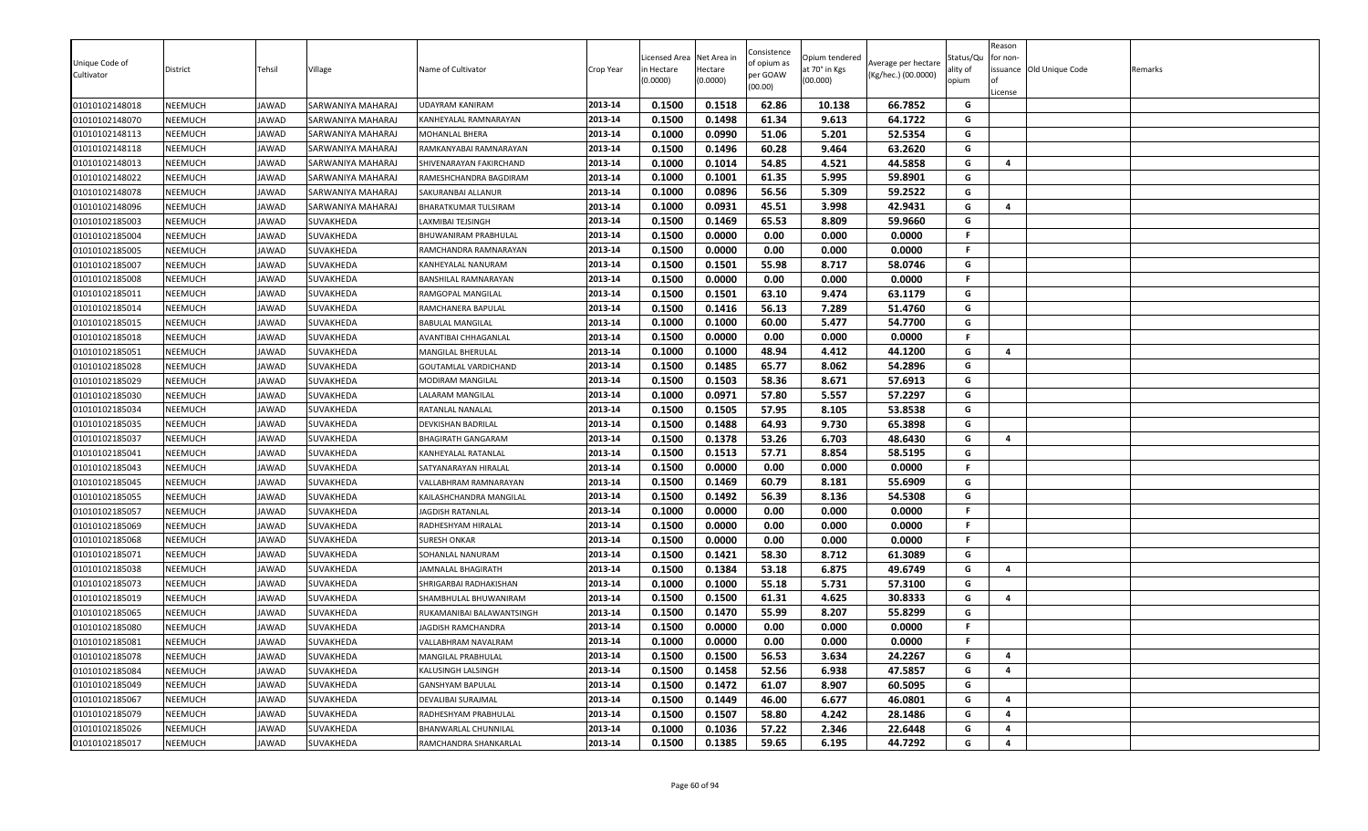| Unique Code of Cultivator | District | Tehsil | Village | Name of Cultivator | Crop Year | Licensed Area in Hectare (0.0000) | Net Area in Hectare (0.0000) | Consistence of opium as per GOAW (00.00) | Opium tendered at 70° in Kgs (00.000) | Average per hectare (Kg/hec.) (00.0000) | Status/Quality of opium | Reason for non-issuance of License | Old Unique Code | Remarks |
|---|---|---|---|---|---|---|---|---|---|---|---|---|---|---|
| 01010102148018 | NEEMUCH | JAWAD | SARWANIYA MAHARAJ | UDAYRAM KANIRAM | 2013-14 | 0.1500 | 0.1518 | 62.86 | 10.138 | 66.7852 | G | | | |
| 01010102148070 | NEEMUCH | JAWAD | SARWANIYA MAHARAJ | KANHEYALAL RAMNARAYAN | 2013-14 | 0.1500 | 0.1498 | 61.34 | 9.613 | 64.1722 | G | | | |
| 01010102148113 | NEEMUCH | JAWAD | SARWANIYA MAHARAJ | MOHANLAL BHERA | 2013-14 | 0.1000 | 0.0990 | 51.06 | 5.201 | 52.5354 | G | | | |
| 01010102148118 | NEEMUCH | JAWAD | SARWANIYA MAHARAJ | RAMKANYABAI RAMNARAYAN | 2013-14 | 0.1500 | 0.1496 | 60.28 | 9.464 | 63.2620 | G | | | |
| 01010102148013 | NEEMUCH | JAWAD | SARWANIYA MAHARAJ | SHIVENARAYAN FAKIRCHAND | 2013-14 | 0.1000 | 0.1014 | 54.85 | 4.521 | 44.5858 | G | 4 | | |
| 01010102148022 | NEEMUCH | JAWAD | SARWANIYA MAHARAJ | RAMESHCHANDRA BAGDIRAM | 2013-14 | 0.1000 | 0.1001 | 61.35 | 5.995 | 59.8901 | G | | | |
| 01010102148078 | NEEMUCH | JAWAD | SARWANIYA MAHARAJ | SAKURANBAI ALLANUR | 2013-14 | 0.1000 | 0.0896 | 56.56 | 5.309 | 59.2522 | G | | | |
| 01010102148096 | NEEMUCH | JAWAD | SARWANIYA MAHARAJ | BHARATKUMAR TULSIRAM | 2013-14 | 0.1000 | 0.0931 | 45.51 | 3.998 | 42.9431 | G | 4 | | |
| 01010102185003 | NEEMUCH | JAWAD | SUVAKHEDA | LAXMIBAI TEJSINGH | 2013-14 | 0.1500 | 0.1469 | 65.53 | 8.809 | 59.9660 | G | | | |
| 01010102185004 | NEEMUCH | JAWAD | SUVAKHEDA | BHUWANIRAM PRABHULAL | 2013-14 | 0.1500 | 0.0000 | 0.00 | 0.000 | 0.0000 | F | | | |
| 01010102185005 | NEEMUCH | JAWAD | SUVAKHEDA | RAMCHANDRA RAMNARAYAN | 2013-14 | 0.1500 | 0.0000 | 0.00 | 0.000 | 0.0000 | F | | | |
| 01010102185007 | NEEMUCH | JAWAD | SUVAKHEDA | KANHEYALAL NANURAM | 2013-14 | 0.1500 | 0.1501 | 55.98 | 8.717 | 58.0746 | G | | | |
| 01010102185008 | NEEMUCH | JAWAD | SUVAKHEDA | BANSHILAL RAMNARAYAN | 2013-14 | 0.1500 | 0.0000 | 0.00 | 0.000 | 0.0000 | F | | | |
| 01010102185011 | NEEMUCH | JAWAD | SUVAKHEDA | RAMGOPAL MANGILAL | 2013-14 | 0.1500 | 0.1501 | 63.10 | 9.474 | 63.1179 | G | | | |
| 01010102185014 | NEEMUCH | JAWAD | SUVAKHEDA | RAMCHANERA BAPULAL | 2013-14 | 0.1500 | 0.1416 | 56.13 | 7.289 | 51.4760 | G | | | |
| 01010102185015 | NEEMUCH | JAWAD | SUVAKHEDA | BABULAL MANGILAL | 2013-14 | 0.1000 | 0.1000 | 60.00 | 5.477 | 54.7700 | G | | | |
| 01010102185018 | NEEMUCH | JAWAD | SUVAKHEDA | AVANTIBAI CHHAGANLAL | 2013-14 | 0.1500 | 0.0000 | 0.00 | 0.000 | 0.0000 | F | | | |
| 01010102185051 | NEEMUCH | JAWAD | SUVAKHEDA | MANGILAL BHERULAL | 2013-14 | 0.1000 | 0.1000 | 48.94 | 4.412 | 44.1200 | G | 4 | | |
| 01010102185028 | NEEMUCH | JAWAD | SUVAKHEDA | GOUTAMLAL VARDICHAND | 2013-14 | 0.1500 | 0.1485 | 65.77 | 8.062 | 54.2896 | G | | | |
| 01010102185029 | NEEMUCH | JAWAD | SUVAKHEDA | MODIRAM MANGILAL | 2013-14 | 0.1500 | 0.1503 | 58.36 | 8.671 | 57.6913 | G | | | |
| 01010102185030 | NEEMUCH | JAWAD | SUVAKHEDA | LALARAM MANGILAL | 2013-14 | 0.1000 | 0.0971 | 57.80 | 5.557 | 57.2297 | G | | | |
| 01010102185034 | NEEMUCH | JAWAD | SUVAKHEDA | RATANLAL NANALAL | 2013-14 | 0.1500 | 0.1505 | 57.95 | 8.105 | 53.8538 | G | | | |
| 01010102185035 | NEEMUCH | JAWAD | SUVAKHEDA | DEVKISHAN BADRILAL | 2013-14 | 0.1500 | 0.1488 | 64.93 | 9.730 | 65.3898 | G | | | |
| 01010102185037 | NEEMUCH | JAWAD | SUVAKHEDA | BHAGIRATH GANGARAM | 2013-14 | 0.1500 | 0.1378 | 53.26 | 6.703 | 48.6430 | G | 4 | | |
| 01010102185041 | NEEMUCH | JAWAD | SUVAKHEDA | KANHEYALAL RATANLAL | 2013-14 | 0.1500 | 0.1513 | 57.71 | 8.854 | 58.5195 | G | | | |
| 01010102185043 | NEEMUCH | JAWAD | SUVAKHEDA | SATYANARAYAN HIRALAL | 2013-14 | 0.1500 | 0.0000 | 0.00 | 0.000 | 0.0000 | F | | | |
| 01010102185045 | NEEMUCH | JAWAD | SUVAKHEDA | VALLABHRAM RAMNARAYAN | 2013-14 | 0.1500 | 0.1469 | 60.79 | 8.181 | 55.6909 | G | | | |
| 01010102185055 | NEEMUCH | JAWAD | SUVAKHEDA | KAILASHCHANDRA MANGILAL | 2013-14 | 0.1500 | 0.1492 | 56.39 | 8.136 | 54.5308 | G | | | |
| 01010102185057 | NEEMUCH | JAWAD | SUVAKHEDA | JAGDISH RATANLAL | 2013-14 | 0.1000 | 0.0000 | 0.00 | 0.000 | 0.0000 | F | | | |
| 01010102185069 | NEEMUCH | JAWAD | SUVAKHEDA | RADHESHYAM HIRALAL | 2013-14 | 0.1500 | 0.0000 | 0.00 | 0.000 | 0.0000 | F | | | |
| 01010102185068 | NEEMUCH | JAWAD | SUVAKHEDA | SURESH ONKAR | 2013-14 | 0.1500 | 0.0000 | 0.00 | 0.000 | 0.0000 | F | | | |
| 01010102185071 | NEEMUCH | JAWAD | SUVAKHEDA | SOHANLAL NANURAM | 2013-14 | 0.1500 | 0.1421 | 58.30 | 8.712 | 61.3089 | G | | | |
| 01010102185038 | NEEMUCH | JAWAD | SUVAKHEDA | JAMNALAL BHAGIRATH | 2013-14 | 0.1500 | 0.1384 | 53.18 | 6.875 | 49.6749 | G | 4 | | |
| 01010102185073 | NEEMUCH | JAWAD | SUVAKHEDA | SHRIGARBAI RADHAKISHAN | 2013-14 | 0.1000 | 0.1000 | 55.18 | 5.731 | 57.3100 | G | | | |
| 01010102185019 | NEEMUCH | JAWAD | SUVAKHEDA | SHAMBHULAL BHUWANIRAM | 2013-14 | 0.1500 | 0.1500 | 61.31 | 4.625 | 30.8333 | G | 4 | | |
| 01010102185065 | NEEMUCH | JAWAD | SUVAKHEDA | RUKAMANIBAI BALAWANTSINGH | 2013-14 | 0.1500 | 0.1470 | 55.99 | 8.207 | 55.8299 | G | | | |
| 01010102185080 | NEEMUCH | JAWAD | SUVAKHEDA | JAGDISH RAMCHANDRA | 2013-14 | 0.1500 | 0.0000 | 0.00 | 0.000 | 0.0000 | F | | | |
| 01010102185081 | NEEMUCH | JAWAD | SUVAKHEDA | VALLABHRAM NAVALRAM | 2013-14 | 0.1000 | 0.0000 | 0.00 | 0.000 | 0.0000 | F | | | |
| 01010102185078 | NEEMUCH | JAWAD | SUVAKHEDA | MANGILAL PRABHULAL | 2013-14 | 0.1500 | 0.1500 | 56.53 | 3.634 | 24.2267 | G | 4 | | |
| 01010102185084 | NEEMUCH | JAWAD | SUVAKHEDA | KALUSINGH LALSINGH | 2013-14 | 0.1500 | 0.1458 | 52.56 | 6.938 | 47.5857 | G | 4 | | |
| 01010102185049 | NEEMUCH | JAWAD | SUVAKHEDA | GANSHYAM BAPULAL | 2013-14 | 0.1500 | 0.1472 | 61.07 | 8.907 | 60.5095 | G | | | |
| 01010102185067 | NEEMUCH | JAWAD | SUVAKHEDA | DEVALIBAI SURAJMAL | 2013-14 | 0.1500 | 0.1449 | 46.00 | 6.677 | 46.0801 | G | 4 | | |
| 01010102185079 | NEEMUCH | JAWAD | SUVAKHEDA | RADHESHYAM PRABHULAL | 2013-14 | 0.1500 | 0.1507 | 58.80 | 4.242 | 28.1486 | G | 4 | | |
| 01010102185026 | NEEMUCH | JAWAD | SUVAKHEDA | BHANWARLAL CHUNNILAL | 2013-14 | 0.1000 | 0.1036 | 57.22 | 2.346 | 22.6448 | G | 4 | | |
| 01010102185017 | NEEMUCH | JAWAD | SUVAKHEDA | RAMCHANDRA SHANKARLAL | 2013-14 | 0.1500 | 0.1385 | 59.65 | 6.195 | 44.7292 | G | 4 | | |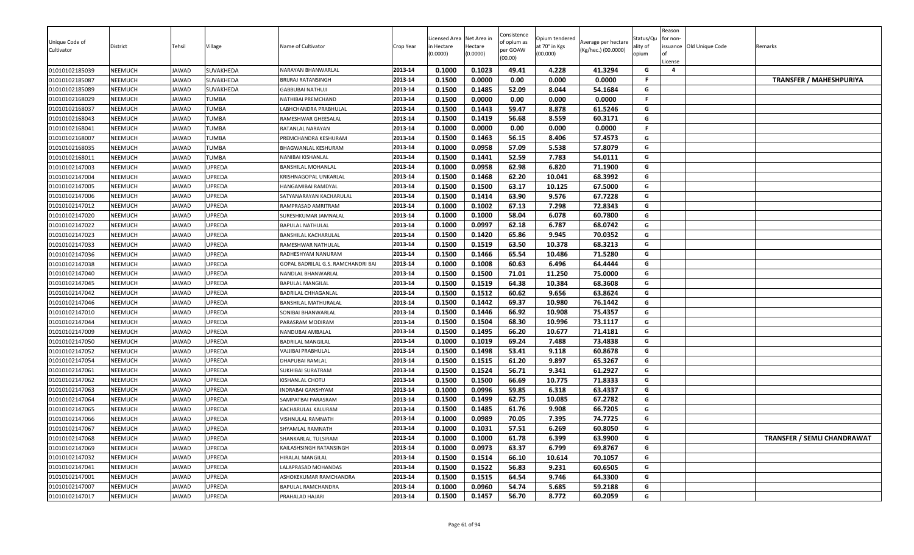| Unique Code of Cultivator | District | Tehsil | Village | Name of Cultivator | Crop Year | Licensed Area in Hectare (0.0000) | Net Area in Hectare (0.0000) | Consistence of opium as per GOAW (00.00) | Opium tendered at 70° in Kgs (00.000) | Average per hectare (Kg/hec.) (00.0000) | Status/Quality of opium | Reason for non-issuance of License | Old Unique Code | Remarks |
|---|---|---|---|---|---|---|---|---|---|---|---|---|---|---|
| 01010102185039 | NEEMUCH | JAWAD | SUVAKHEDA | NARAYAN BHANWARLAL | 2013-14 | 0.1000 | 0.1023 | 49.41 | 4.228 | 41.3294 | G | 4 | | |
| 01010102185087 | NEEMUCH | JAWAD | SUVAKHEDA | BRIJRAJ RATANSINGH | 2013-14 | 0.1500 | 0.0000 | 0.00 | 0.000 | 0.0000 | F | | | TRANSFER / MAHESHPURIYA |
| 01010102185089 | NEEMUCH | JAWAD | SUVAKHEDA | GABBUBAI NATHUJI | 2013-14 | 0.1500 | 0.1485 | 52.09 | 8.044 | 54.1684 | G | | | |
| 01010102168029 | NEEMUCH | JAWAD | TUMBA | NATHIBAI PREMCHAND | 2013-14 | 0.1500 | 0.0000 | 0.00 | 0.000 | 0.0000 | F | | | |
| 01010102168037 | NEEMUCH | JAWAD | TUMBA | LABHCHANDRA PRABHULAL | 2013-14 | 0.1500 | 0.1443 | 59.47 | 8.878 | 61.5246 | G | | | |
| 01010102168043 | NEEMUCH | JAWAD | TUMBA | RAMESHWAR GHEESALAL | 2013-14 | 0.1500 | 0.1419 | 56.68 | 8.559 | 60.3171 | G | | | |
| 01010102168041 | NEEMUCH | JAWAD | TUMBA | RATANLAL NARAYAN | 2013-14 | 0.1000 | 0.0000 | 0.00 | 0.000 | 0.0000 | F | | | |
| 01010102168007 | NEEMUCH | JAWAD | TUMBA | PREMCHANDRA KESHURAM | 2013-14 | 0.1500 | 0.1463 | 56.15 | 8.406 | 57.4573 | G | | | |
| 01010102168035 | NEEMUCH | JAWAD | TUMBA | BHAGWANLAL KESHURAM | 2013-14 | 0.1000 | 0.0958 | 57.09 | 5.538 | 57.8079 | G | | | |
| 01010102168011 | NEEMUCH | JAWAD | TUMBA | NANIBAI KISHANLAL | 2013-14 | 0.1500 | 0.1441 | 52.59 | 7.783 | 54.0111 | G | | | |
| 01010102147003 | NEEMUCH | JAWAD | UPREDA | BANSHILAL MOHANLAL | 2013-14 | 0.1000 | 0.0958 | 62.98 | 6.820 | 71.1900 | G | | | |
| 01010102147004 | NEEMUCH | JAWAD | UPREDA | KRISHNAGOPAL UNKARLAL | 2013-14 | 0.1500 | 0.1468 | 62.20 | 10.041 | 68.3992 | G | | | |
| 01010102147005 | NEEMUCH | JAWAD | UPREDA | HANGAMIBAI RAMDYAL | 2013-14 | 0.1500 | 0.1500 | 63.17 | 10.125 | 67.5000 | G | | | |
| 01010102147006 | NEEMUCH | JAWAD | UPREDA | SATYANARAYAN KACHARULAL | 2013-14 | 0.1500 | 0.1414 | 63.90 | 9.576 | 67.7228 | G | | | |
| 01010102147012 | NEEMUCH | JAWAD | UPREDA | RAMPRASAD AMRITRAM | 2013-14 | 0.1000 | 0.1002 | 67.13 | 7.298 | 72.8343 | G | | | |
| 01010102147020 | NEEMUCH | JAWAD | UPREDA | SURESHKUMAR JAMNALAL | 2013-14 | 0.1000 | 0.1000 | 58.04 | 6.078 | 60.7800 | G | | | |
| 01010102147022 | NEEMUCH | JAWAD | UPREDA | BAPULAL NATHULAL | 2013-14 | 0.1000 | 0.0997 | 62.18 | 6.787 | 68.0742 | G | | | |
| 01010102147023 | NEEMUCH | JAWAD | UPREDA | BANSHILAL KACHARULAL | 2013-14 | 0.1500 | 0.1420 | 65.86 | 9.945 | 70.0352 | G | | | |
| 01010102147033 | NEEMUCH | JAWAD | UPREDA | RAMESHWAR NATHULAL | 2013-14 | 0.1500 | 0.1519 | 63.50 | 10.378 | 68.3213 | G | | | |
| 01010102147036 | NEEMUCH | JAWAD | UPREDA | RADHESHYAM NANURAM | 2013-14 | 0.1500 | 0.1466 | 65.54 | 10.486 | 71.5280 | G | | | |
| 01010102147038 | NEEMUCH | JAWAD | UPREDA | GOPAL BADRILAL G.S. RAMCHANDRI BAI | 2013-14 | 0.1000 | 0.1008 | 60.63 | 6.496 | 64.4444 | G | | | |
| 01010102147040 | NEEMUCH | JAWAD | UPREDA | NANDLAL BHANWARLAL | 2013-14 | 0.1500 | 0.1500 | 71.01 | 11.250 | 75.0000 | G | | | |
| 01010102147045 | NEEMUCH | JAWAD | UPREDA | BAPULAL MANGILAL | 2013-14 | 0.1500 | 0.1519 | 64.38 | 10.384 | 68.3608 | G | | | |
| 01010102147042 | NEEMUCH | JAWAD | UPREDA | BADRILAL CHHAGANLAL | 2013-14 | 0.1500 | 0.1512 | 60.62 | 9.656 | 63.8624 | G | | | |
| 01010102147046 | NEEMUCH | JAWAD | UPREDA | BANSHILAL MATHURALAL | 2013-14 | 0.1500 | 0.1442 | 69.37 | 10.980 | 76.1442 | G | | | |
| 01010102147010 | NEEMUCH | JAWAD | UPREDA | SONIBAI BHANWARLAL | 2013-14 | 0.1500 | 0.1446 | 66.92 | 10.908 | 75.4357 | G | | | |
| 01010102147044 | NEEMUCH | JAWAD | UPREDA | PARASRAM MODIRAM | 2013-14 | 0.1500 | 0.1504 | 68.30 | 10.996 | 73.1117 | G | | | |
| 01010102147009 | NEEMUCH | JAWAD | UPREDA | NANDUBAI AMBALAL | 2013-14 | 0.1500 | 0.1495 | 66.20 | 10.677 | 71.4181 | G | | | |
| 01010102147050 | NEEMUCH | JAWAD | UPREDA | BADRILAL MANGILAL | 2013-14 | 0.1000 | 0.1019 | 69.24 | 7.488 | 73.4838 | G | | | |
| 01010102147052 | NEEMUCH | JAWAD | UPREDA | VAJJIBAI PRABHULAL | 2013-14 | 0.1500 | 0.1498 | 53.41 | 9.118 | 60.8678 | G | | | |
| 01010102147054 | NEEMUCH | JAWAD | UPREDA | DHAPUBAI RAMLAL | 2013-14 | 0.1500 | 0.1515 | 61.20 | 9.897 | 65.3267 | G | | | |
| 01010102147061 | NEEMUCH | JAWAD | UPREDA | SUKHIBAI SURATRAM | 2013-14 | 0.1500 | 0.1524 | 56.71 | 9.341 | 61.2927 | G | | | |
| 01010102147062 | NEEMUCH | JAWAD | UPREDA | KISHANLAL CHOTU | 2013-14 | 0.1500 | 0.1500 | 66.69 | 10.775 | 71.8333 | G | | | |
| 01010102147063 | NEEMUCH | JAWAD | UPREDA | INDRABAI GANSHYAM | 2013-14 | 0.1000 | 0.0996 | 59.85 | 6.318 | 63.4337 | G | | | |
| 01010102147064 | NEEMUCH | JAWAD | UPREDA | SAMPATBAI PARASRAM | 2013-14 | 0.1500 | 0.1499 | 62.75 | 10.085 | 67.2782 | G | | | |
| 01010102147065 | NEEMUCH | JAWAD | UPREDA | KACHARULAL KALURAM | 2013-14 | 0.1500 | 0.1485 | 61.76 | 9.908 | 66.7205 | G | | | |
| 01010102147066 | NEEMUCH | JAWAD | UPREDA | VISHNULAL RAMNATH | 2013-14 | 0.1000 | 0.0989 | 70.05 | 7.395 | 74.7725 | G | | | |
| 01010102147067 | NEEMUCH | JAWAD | UPREDA | SHYAMLAL RAMNATH | 2013-14 | 0.1000 | 0.1031 | 57.51 | 6.269 | 60.8050 | G | | | |
| 01010102147068 | NEEMUCH | JAWAD | UPREDA | SHANKARLAL TULSIRAM | 2013-14 | 0.1000 | 0.1000 | 61.78 | 6.399 | 63.9900 | G | | | TRANSFER / SEMLI CHANDRAWAT |
| 01010102147069 | NEEMUCH | JAWAD | UPREDA | KAILASHSINGH RATANSINGH | 2013-14 | 0.1000 | 0.0973 | 63.37 | 6.799 | 69.8767 | G | | | |
| 01010102147032 | NEEMUCH | JAWAD | UPREDA | HIRALAL MANGILAL | 2013-14 | 0.1500 | 0.1514 | 66.10 | 10.614 | 70.1057 | G | | | |
| 01010102147041 | NEEMUCH | JAWAD | UPREDA | LALAPRASAD MOHANDAS | 2013-14 | 0.1500 | 0.1522 | 56.83 | 9.231 | 60.6505 | G | | | |
| 01010102147001 | NEEMUCH | JAWAD | UPREDA | ASHOKEKUMAR RAMCHANDRA | 2013-14 | 0.1500 | 0.1515 | 64.54 | 9.746 | 64.3300 | G | | | |
| 01010102147007 | NEEMUCH | JAWAD | UPREDA | BAPULAL RAMCHANDRA | 2013-14 | 0.1000 | 0.0960 | 54.74 | 5.685 | 59.2188 | G | | | |
| 01010102147017 | NEEMUCH | JAWAD | UPREDA | PRAHALAD HAJARI | 2013-14 | 0.1500 | 0.1457 | 56.70 | 8.772 | 60.2059 | G | | | |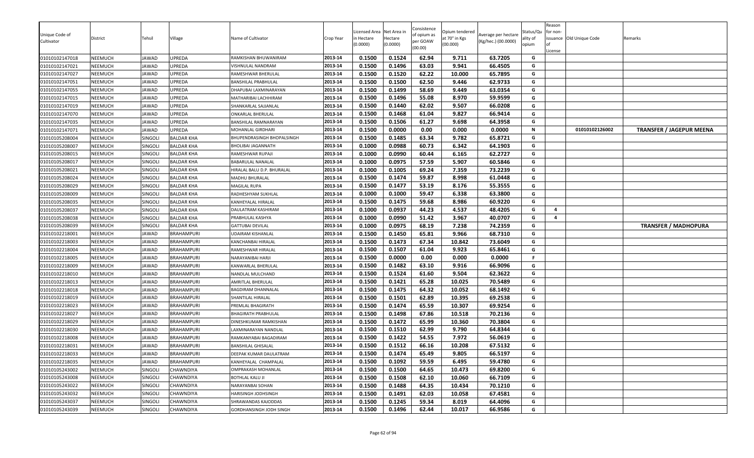| Unique Code of Cultivator | District | Tehsil | Village | Name of Cultivator | Crop Year | Licensed Area in Hectare (0.0000) | Net Area in Hectare (0.0000) | Consistence of opium as per GOAW (00.00) | Opium tendered at 70° in Kgs (00.000) | Average per hectare (Kg/hec.) (00.0000) | Status/Quality of opium | Reason for non-issuance of License | Old Unique Code | Remarks |
|---|---|---|---|---|---|---|---|---|---|---|---|---|---|---|
| 01010102147018 | NEEMUCH | JAWAD | UPREDA | RAMKISHAN BHUWANIRAM | 2013-14 | 0.1500 | 0.1524 | 62.94 | 9.711 | 63.7205 | G | | | |
| 01010102147021 | NEEMUCH | JAWAD | UPREDA | VISHNULAL NANDRAM | 2013-14 | 0.1500 | 0.1496 | 63.03 | 9.941 | 66.4505 | G | | | |
| 01010102147027 | NEEMUCH | JAWAD | UPREDA | RAMESHWAR BHERULAL | 2013-14 | 0.1500 | 0.1520 | 62.22 | 10.000 | 65.7895 | G | | | |
| 01010102147051 | NEEMUCH | JAWAD | UPREDA | BANSHILAL PRABHULAL | 2013-14 | 0.1500 | 0.1500 | 62.50 | 9.446 | 62.9733 | G | | | |
| 01010102147055 | NEEMUCH | JAWAD | UPREDA | DHAPUBAI LAXMINARAYAN | 2013-14 | 0.1500 | 0.1499 | 58.69 | 9.449 | 63.0354 | G | | | |
| 01010102147015 | NEEMUCH | JAWAD | UPREDA | MATHARIBAI LACHHIRAM | 2013-14 | 0.1500 | 0.1496 | 55.08 | 8.970 | 59.9599 | G | | | |
| 01010102147019 | NEEMUCH | JAWAD | UPREDA | SHANKARLAL SAJJANLAL | 2013-14 | 0.1500 | 0.1440 | 62.02 | 9.507 | 66.0208 | G | | | |
| 01010102147070 | NEEMUCH | JAWAD | UPREDA | ONKARLAL BHERULAL | 2013-14 | 0.1500 | 0.1468 | 61.04 | 9.827 | 66.9414 | G | | | |
| 01010102147035 | NEEMUCH | JAWAD | UPREDA | BANSHILAL RAMNARAYAN | 2013-14 | 0.1500 | 0.1506 | 61.27 | 9.698 | 64.3958 | G | | | |
| 01010102147071 | NEEMUCH | JAWAD | UPREDA | MOHANLAL GIRDHARI | 2013-14 | 0.1500 | 0.0000 | 0.00 | 0.000 | 0.0000 | N | | 01010102126002 | **TRANSFER / JAGEPUR MEENA** |
| 01010105208004 | NEEMUCH | SINGOLI | BALDAR KHA | BHUPENDRASINGH BHOPALSINGH | 2013-14 | 0.1500 | 0.1485 | 63.34 | 9.782 | 65.8721 | G | | | |
| 01010105208007 | NEEMUCH | SINGOLI | BALDAR KHA | BHOLIBAI JAGANNATH | 2013-14 | 0.1000 | 0.0988 | 60.73 | 6.342 | 64.1903 | G | | | |
| 01010105208015 | NEEMUCH | SINGOLI | BALDAR KHA | RAMESHWAR RUPAJI | 2013-14 | 0.1000 | 0.0990 | 60.44 | 6.165 | 62.2727 | G | | | |
| 01010105208017 | NEEMUCH | SINGOLI | BALDAR KHA | BABARULAL NANALAL | 2013-14 | 0.1000 | 0.0975 | 57.59 | 5.907 | 60.5846 | G | | | |
| 01010105208021 | NEEMUCH | SINGOLI | BALDAR KHA | HIRALAL BALU D.P. BHURALAL | 2013-14 | 0.1000 | 0.1005 | 69.24 | 7.359 | 73.2239 | G | | | |
| 01010105208024 | NEEMUCH | SINGOLI | BALDAR KHA | MADHU BHURALAL | 2013-14 | 0.1500 | 0.1474 | 59.87 | 8.998 | 61.0448 | G | | | |
| 01010105208029 | NEEMUCH | SINGOLI | BALDAR KHA | MAGILAL RUPA | 2013-14 | 0.1500 | 0.1477 | 53.19 | 8.176 | 55.3555 | G | | | |
| 01010105208009 | NEEMUCH | SINGOLI | BALDAR KHA | RADHESHYAM SUKHLAL | 2013-14 | 0.1000 | 0.1000 | 59.47 | 6.338 | 63.3800 | G | | | |
| 01010105208035 | NEEMUCH | SINGOLI | BALDAR KHA | KANHEYALAL HIRALAL | 2013-14 | 0.1500 | 0.1475 | 59.68 | 8.986 | 60.9220 | G | | | |
| 01010105208037 | NEEMUCH | SINGOLI | BALDAR KHA | DAULATRAM KASHIRAM | 2013-14 | 0.1000 | 0.0937 | 44.23 | 4.537 | 48.4205 | G | 4 | | |
| 01010105208038 | NEEMUCH | SINGOLI | BALDAR KHA | PRABHULAL KASHYA | 2013-14 | 0.1000 | 0.0990 | 51.42 | 3.967 | 40.0707 | G | 4 | | |
| 01010105208039 | NEEMUCH | SINGOLI | BALDAR KHA | GATTUBAI DEVILAL | 2013-14 | 0.1000 | 0.0975 | 68.19 | 7.238 | 74.2359 | G | | | **TRANSFER / MADHOPURA** |
| 01010102218001 | NEEMUCH | JAWAD | BRAHAMPURI | UDAIRAM KISHANLAL | 2013-14 | 0.1500 | 0.1450 | 65.81 | 9.966 | 68.7310 | G | | | |
| 01010102218003 | NEEMUCH | JAWAD | BRAHAMPURI | KANCHANBAI HIRALAL | 2013-14 | 0.1500 | 0.1473 | 67.34 | 10.842 | 73.6049 | G | | | |
| 01010102218004 | NEEMUCH | JAWAD | BRAHAMPURI | RAMESHWAR HIRALAL | 2013-14 | 0.1500 | 0.1507 | 61.04 | 9.923 | 65.8461 | G | | | |
| 01010102218005 | NEEMUCH | JAWAD | BRAHAMPURI | NARAYANIBAI HARJI | 2013-14 | 0.1500 | 0.0000 | 0.00 | 0.000 | 0.0000 | F | | | |
| 01010102218009 | NEEMUCH | JAWAD | BRAHAMPURI | KANWARLAL BHERULAL | 2013-14 | 0.1500 | 0.1482 | 63.10 | 9.916 | 66.9096 | G | | | |
| 01010102218010 | NEEMUCH | JAWAD | BRAHAMPURI | NANDLAL MULCHAND | 2013-14 | 0.1500 | 0.1524 | 61.60 | 9.504 | 62.3622 | G | | | |
| 01010102218013 | NEEMUCH | JAWAD | BRAHAMPURI | AMRITLAL BHERULAL | 2013-14 | 0.1500 | 0.1421 | 65.28 | 10.025 | 70.5489 | G | | | |
| 01010102218018 | NEEMUCH | JAWAD | BRAHAMPURI | BAGDIRAM DHANNALAL | 2013-14 | 0.1500 | 0.1475 | 64.32 | 10.052 | 68.1492 | G | | | |
| 01010102218019 | NEEMUCH | JAWAD | BRAHAMPURI | SHANTILAL HIRALAL | 2013-14 | 0.1500 | 0.1501 | 62.89 | 10.395 | 69.2538 | G | | | |
| 01010102218023 | NEEMUCH | JAWAD | BRAHAMPURI | PREMLAL BHAGIRATH | 2013-14 | 0.1500 | 0.1474 | 65.59 | 10.307 | 69.9254 | G | | | |
| 01010102218027 | NEEMUCH | JAWAD | BRAHAMPURI | BHAGIRATH PRABHULAL | 2013-14 | 0.1500 | 0.1498 | 67.86 | 10.518 | 70.2136 | G | | | |
| 01010102218029 | NEEMUCH | JAWAD | BRAHAMPURI | DINESHKUMAR RAMKISHAN | 2013-14 | 0.1500 | 0.1472 | 65.99 | 10.360 | 70.3804 | G | | | |
| 01010102218030 | NEEMUCH | JAWAD | BRAHAMPURI | LAXMINARAYAN NANDLAL | 2013-14 | 0.1500 | 0.1510 | 62.99 | 9.790 | 64.8344 | G | | | |
| 01010102218008 | NEEMUCH | JAWAD | BRAHAMPURI | RAMKANYABAI BAGADIRAM | 2013-14 | 0.1500 | 0.1422 | 54.55 | 7.972 | 56.0619 | G | | | |
| 01010102218031 | NEEMUCH | JAWAD | BRAHAMPURI | BANSHILAL GHISALAL | 2013-14 | 0.1500 | 0.1512 | 66.16 | 10.208 | 67.5132 | G | | | |
| 01010102218033 | NEEMUCH | JAWAD | BRAHAMPURI | DEEPAK KUMAR DAULATRAM | 2013-14 | 0.1500 | 0.1474 | 65.49 | 9.805 | 66.5197 | G | | | |
| 01010102218035 | NEEMUCH | JAWAD | BRAHAMPURI | KANHEYALAL CHAMPALAL | 2013-14 | 0.1500 | 0.1092 | 59.59 | 6.495 | 59.4780 | G | | | |
| 01010105243002 | NEEMUCH | SINGOLI | CHAWNDIYA | OMPRAKASH MOHANLAL | 2013-14 | 0.1500 | 0.1500 | 64.65 | 10.473 | 69.8200 | G | | | |
| 01010105243008 | NEEMUCH | SINGOLI | CHAWNDIYA | BOTHLAL KALU JI | 2013-14 | 0.1500 | 0.1508 | 62.10 | 10.060 | 66.7109 | G | | | |
| 01010105243022 | NEEMUCH | SINGOLI | CHAWNDIYA | NARAYANBAI SOHAN | 2013-14 | 0.1500 | 0.1488 | 64.35 | 10.434 | 70.1210 | G | | | |
| 01010105243032 | NEEMUCH | SINGOLI | CHAWNDIYA | HARISINGH JODHSINGH | 2013-14 | 0.1500 | 0.1491 | 62.03 | 10.058 | 67.4581 | G | | | |
| 01010105243037 | NEEMUCH | SINGOLI | CHAWNDIYA | SHRAWANDAS KAJODDAS | 2013-14 | 0.1500 | 0.1245 | 59.34 | 8.019 | 64.4096 | G | | | |
| 01010105243039 | NEEMUCH | SINGOLI | CHAWNDIYA | GORDHANSINGH JODH SINGH | 2013-14 | 0.1500 | 0.1496 | 62.44 | 10.017 | 66.9586 | G | | | |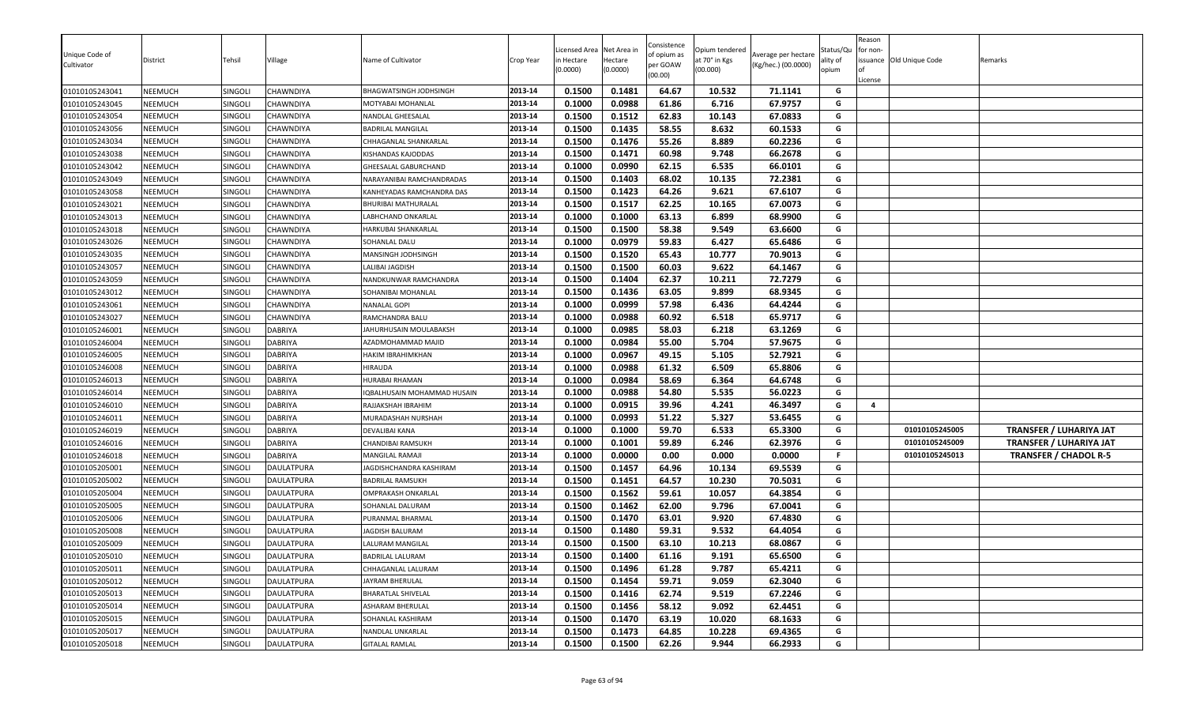| Unique Code of Cultivator | District | Tehsil | Village | Name of Cultivator | Crop Year | Licensed Area in Hectare (0.0000) | Net Area in Hectare (0.0000) | Consistence of opium as per GOAW (00.00) | Opium tendered at 70° in Kgs (00.000) | Average per hectare (Kg/hec.) (00.0000) | Status/Quality of opium | Reason for non-issuance of License | Old Unique Code | Remarks |
|---|---|---|---|---|---|---|---|---|---|---|---|---|---|---|
| 01010105243041 | NEEMUCH | SINGOLI | CHAWNDIYA | BHAGWATSINGH JODHSINGH | 2013-14 | 0.1500 | 0.1481 | 64.67 | 10.532 | 71.1141 | G | | | |
| 01010105243045 | NEEMUCH | SINGOLI | CHAWNDIYA | MOTYABAI MOHANLAL | 2013-14 | 0.1000 | 0.0988 | 61.86 | 6.716 | 67.9757 | G | | | |
| 01010105243054 | NEEMUCH | SINGOLI | CHAWNDIYA | NANDLAL GHEESALAL | 2013-14 | 0.1500 | 0.1512 | 62.83 | 10.143 | 67.0833 | G | | | |
| 01010105243056 | NEEMUCH | SINGOLI | CHAWNDIYA | BADRILAL MANGILAL | 2013-14 | 0.1500 | 0.1435 | 58.55 | 8.632 | 60.1533 | G | | | |
| 01010105243034 | NEEMUCH | SINGOLI | CHAWNDIYA | CHHAGANLAL SHANKARLAL | 2013-14 | 0.1500 | 0.1476 | 55.26 | 8.889 | 60.2236 | G | | | |
| 01010105243038 | NEEMUCH | SINGOLI | CHAWNDIYA | KISHANDAS KAJODDAS | 2013-14 | 0.1500 | 0.1471 | 60.98 | 9.748 | 66.2678 | G | | | |
| 01010105243042 | NEEMUCH | SINGOLI | CHAWNDIYA | GHEESALAL GABURCHAND | 2013-14 | 0.1000 | 0.0990 | 62.15 | 6.535 | 66.0101 | G | | | |
| 01010105243049 | NEEMUCH | SINGOLI | CHAWNDIYA | NARAYANIBAI RAMCHANDRADAS | 2013-14 | 0.1500 | 0.1403 | 68.02 | 10.135 | 72.2381 | G | | | |
| 01010105243058 | NEEMUCH | SINGOLI | CHAWNDIYA | KANHEYADAS RAMCHANDRA DAS | 2013-14 | 0.1500 | 0.1423 | 64.26 | 9.621 | 67.6107 | G | | | |
| 01010105243021 | NEEMUCH | SINGOLI | CHAWNDIYA | BHURIBAI MATHURALAL | 2013-14 | 0.1500 | 0.1517 | 62.25 | 10.165 | 67.0073 | G | | | |
| 01010105243013 | NEEMUCH | SINGOLI | CHAWNDIYA | LABHCHAND ONKARLAL | 2013-14 | 0.1000 | 0.1000 | 63.13 | 6.899 | 68.9900 | G | | | |
| 01010105243018 | NEEMUCH | SINGOLI | CHAWNDIYA | HARKUBAI SHANKARLAL | 2013-14 | 0.1500 | 0.1500 | 58.38 | 9.549 | 63.6600 | G | | | |
| 01010105243026 | NEEMUCH | SINGOLI | CHAWNDIYA | SOHANLAL DALU | 2013-14 | 0.1000 | 0.0979 | 59.83 | 6.427 | 65.6486 | G | | | |
| 01010105243035 | NEEMUCH | SINGOLI | CHAWNDIYA | MANSINGH JODHSINGH | 2013-14 | 0.1500 | 0.1520 | 65.43 | 10.777 | 70.9013 | G | | | |
| 01010105243057 | NEEMUCH | SINGOLI | CHAWNDIYA | LALIBAI JAGDISH | 2013-14 | 0.1500 | 0.1500 | 60.03 | 9.622 | 64.1467 | G | | | |
| 01010105243059 | NEEMUCH | SINGOLI | CHAWNDIYA | NANDKUNWAR RAMCHANDRA | 2013-14 | 0.1500 | 0.1404 | 62.37 | 10.211 | 72.7279 | G | | | |
| 01010105243012 | NEEMUCH | SINGOLI | CHAWNDIYA | SOHANIBAI MOHANLAL | 2013-14 | 0.1500 | 0.1436 | 63.05 | 9.899 | 68.9345 | G | | | |
| 01010105243061 | NEEMUCH | SINGOLI | CHAWNDIYA | NANALAL GOPI | 2013-14 | 0.1000 | 0.0999 | 57.98 | 6.436 | 64.4244 | G | | | |
| 01010105243027 | NEEMUCH | SINGOLI | CHAWNDIYA | RAMCHANDRA BALU | 2013-14 | 0.1000 | 0.0988 | 60.92 | 6.518 | 65.9717 | G | | | |
| 01010105246001 | NEEMUCH | SINGOLI | DABRIYA | JAHURHUSAIN MOULABAKSH | 2013-14 | 0.1000 | 0.0985 | 58.03 | 6.218 | 63.1269 | G | | | |
| 01010105246004 | NEEMUCH | SINGOLI | DABRIYA | AZADMOHAMMAD MAJID | 2013-14 | 0.1000 | 0.0984 | 55.00 | 5.704 | 57.9675 | G | | | |
| 01010105246005 | NEEMUCH | SINGOLI | DABRIYA | HAKIM IBRAHIMKHAN | 2013-14 | 0.1000 | 0.0967 | 49.15 | 5.105 | 52.7921 | G | | | |
| 01010105246008 | NEEMUCH | SINGOLI | DABRIYA | HIRAUDA | 2013-14 | 0.1000 | 0.0988 | 61.32 | 6.509 | 65.8806 | G | | | |
| 01010105246013 | NEEMUCH | SINGOLI | DABRIYA | HURABAI RHAMAN | 2013-14 | 0.1000 | 0.0984 | 58.69 | 6.364 | 64.6748 | G | | | |
| 01010105246014 | NEEMUCH | SINGOLI | DABRIYA | IQBALHUSAIN MOHAMMAD HUSAIN | 2013-14 | 0.1000 | 0.0988 | 54.80 | 5.535 | 56.0223 | G | | | |
| 01010105246010 | NEEMUCH | SINGOLI | DABRIYA | RAJJAKSHAH IBRAHIM | 2013-14 | 0.1000 | 0.0915 | 39.96 | 4.241 | 46.3497 | G | 4 | | |
| 01010105246011 | NEEMUCH | SINGOLI | DABRIYA | MURADASHAH NURSHAH | 2013-14 | 0.1000 | 0.0993 | 51.22 | 5.327 | 53.6455 | G | | | |
| 01010105246019 | NEEMUCH | SINGOLI | DABRIYA | DEVALIBAI KANA | 2013-14 | 0.1000 | 0.1000 | 59.70 | 6.533 | 65.3300 | G | | 01010105245005 | TRANSFER / LUHARIYA JAT |
| 01010105246016 | NEEMUCH | SINGOLI | DABRIYA | CHANDIBAI RAMSUKH | 2013-14 | 0.1000 | 0.1001 | 59.89 | 6.246 | 62.3976 | G | | 01010105245009 | TRANSFER / LUHARIYA JAT |
| 01010105246018 | NEEMUCH | SINGOLI | DABRIYA | MANGILAL RAMAJI | 2013-14 | 0.1000 | 0.0000 | 0.00 | 0.000 | 0.0000 | F | | 01010105245013 | TRANSFER / CHADOL R-5 |
| 01010105205001 | NEEMUCH | SINGOLI | DAULATPURA | JAGDISHCHANDRA KASHIRAM | 2013-14 | 0.1500 | 0.1457 | 64.96 | 10.134 | 69.5539 | G | | | |
| 01010105205002 | NEEMUCH | SINGOLI | DAULATPURA | BADRILAL RAMSUKH | 2013-14 | 0.1500 | 0.1451 | 64.57 | 10.230 | 70.5031 | G | | | |
| 01010105205004 | NEEMUCH | SINGOLI | DAULATPURA | OMPRAKASH ONKARLAL | 2013-14 | 0.1500 | 0.1562 | 59.61 | 10.057 | 64.3854 | G | | | |
| 01010105205005 | NEEMUCH | SINGOLI | DAULATPURA | SOHANLAL DALURAM | 2013-14 | 0.1500 | 0.1462 | 62.00 | 9.796 | 67.0041 | G | | | |
| 01010105205006 | NEEMUCH | SINGOLI | DAULATPURA | PURANMAL BHARMAL | 2013-14 | 0.1500 | 0.1470 | 63.01 | 9.920 | 67.4830 | G | | | |
| 01010105205008 | NEEMUCH | SINGOLI | DAULATPURA | JAGDISH BALURAM | 2013-14 | 0.1500 | 0.1480 | 59.31 | 9.532 | 64.4054 | G | | | |
| 01010105205009 | NEEMUCH | SINGOLI | DAULATPURA | LALURAM MANGILAL | 2013-14 | 0.1500 | 0.1500 | 63.10 | 10.213 | 68.0867 | G | | | |
| 01010105205010 | NEEMUCH | SINGOLI | DAULATPURA | BADRILAL LALURAM | 2013-14 | 0.1500 | 0.1400 | 61.16 | 9.191 | 65.6500 | G | | | |
| 01010105205011 | NEEMUCH | SINGOLI | DAULATPURA | CHHAGANLAL LALURAM | 2013-14 | 0.1500 | 0.1496 | 61.28 | 9.787 | 65.4211 | G | | | |
| 01010105205012 | NEEMUCH | SINGOLI | DAULATPURA | JAYRAM BHERULAL | 2013-14 | 0.1500 | 0.1454 | 59.71 | 9.059 | 62.3040 | G | | | |
| 01010105205013 | NEEMUCH | SINGOLI | DAULATPURA | BHARATLAL SHIVELAL | 2013-14 | 0.1500 | 0.1416 | 62.74 | 9.519 | 67.2246 | G | | | |
| 01010105205014 | NEEMUCH | SINGOLI | DAULATPURA | ASHARAM BHERULAL | 2013-14 | 0.1500 | 0.1456 | 58.12 | 9.092 | 62.4451 | G | | | |
| 01010105205015 | NEEMUCH | SINGOLI | DAULATPURA | SOHANLAL KASHIRAM | 2013-14 | 0.1500 | 0.1470 | 63.19 | 10.020 | 68.1633 | G | | | |
| 01010105205017 | NEEMUCH | SINGOLI | DAULATPURA | NANDLAL UNKARLAL | 2013-14 | 0.1500 | 0.1473 | 64.85 | 10.228 | 69.4365 | G | | | |
| 01010105205018 | NEEMUCH | SINGOLI | DAULATPURA | GITALAL RAMLAL | 2013-14 | 0.1500 | 0.1500 | 62.26 | 9.944 | 66.2933 | G | | | |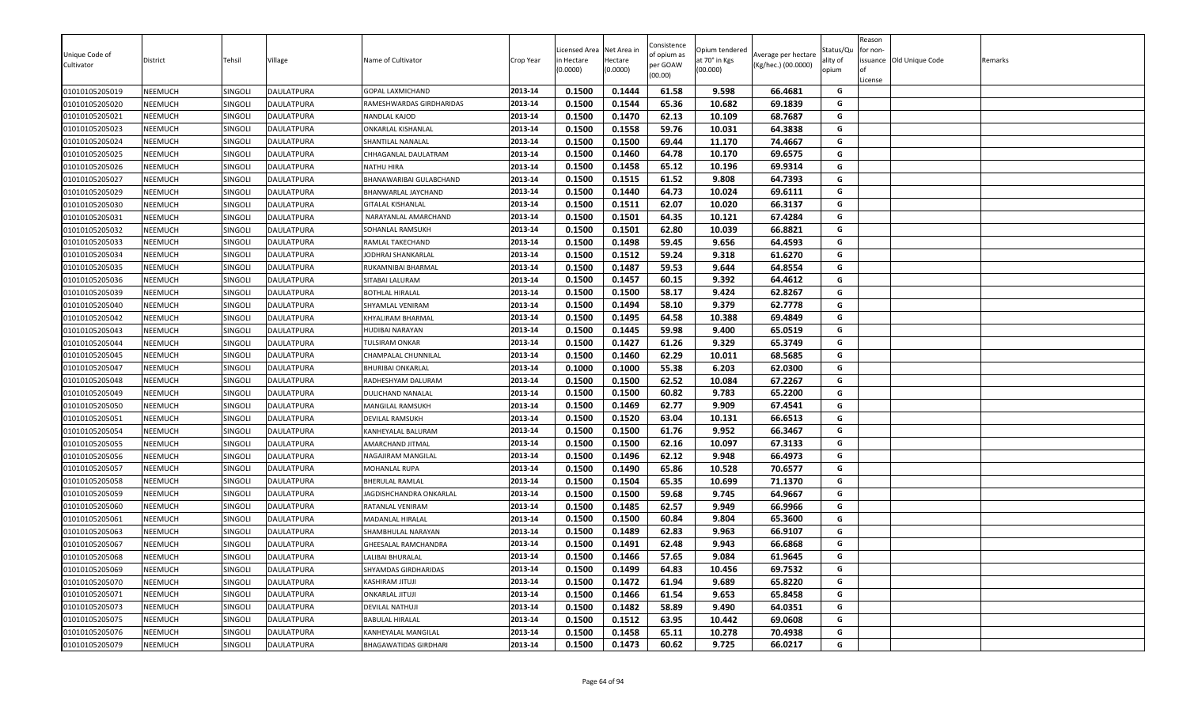| Unique Code of Cultivator | District | Tehsil | Village | Name of Cultivator | Crop Year | Licensed Area in Hectare (0.0000) | Net Area in Hectare (0.0000) | Consistence of opium as per GOAW (00.00) | Opium tendered at 70° in Kgs (00.000) | Average per hectare (Kg/hec.) (00.0000) | Status/Quality of opium | Reason for non-issuance of License | Old Unique Code | Remarks |
|---|---|---|---|---|---|---|---|---|---|---|---|---|---|---|
| 01010105205019 | NEEMUCH | SINGOLI | DAULATPURA | GOPAL LAXMICHAND | 2013-14 | 0.1500 | 0.1444 | 61.58 | 9.598 | 66.4681 | G | | | |
| 01010105205020 | NEEMUCH | SINGOLI | DAULATPURA | RAMESHWARDAS GIRDHARIDAS | 2013-14 | 0.1500 | 0.1544 | 65.36 | 10.682 | 69.1839 | G | | | |
| 01010105205021 | NEEMUCH | SINGOLI | DAULATPURA | NANDLAL KAJOD | 2013-14 | 0.1500 | 0.1470 | 62.13 | 10.109 | 68.7687 | G | | | |
| 01010105205023 | NEEMUCH | SINGOLI | DAULATPURA | ONKARLAL KISHANLAL | 2013-14 | 0.1500 | 0.1558 | 59.76 | 10.031 | 64.3838 | G | | | |
| 01010105205024 | NEEMUCH | SINGOLI | DAULATPURA | SHANTILAL NANALAL | 2013-14 | 0.1500 | 0.1500 | 69.44 | 11.170 | 74.4667 | G | | | |
| 01010105205025 | NEEMUCH | SINGOLI | DAULATPURA | CHHAGANLAL DAULATRAM | 2013-14 | 0.1500 | 0.1460 | 64.78 | 10.170 | 69.6575 | G | | | |
| 01010105205026 | NEEMUCH | SINGOLI | DAULATPURA | NATHU HIRA | 2013-14 | 0.1500 | 0.1458 | 65.12 | 10.196 | 69.9314 | G | | | |
| 01010105205027 | NEEMUCH | SINGOLI | DAULATPURA | BHANAWARIBAI GULABCHAND | 2013-14 | 0.1500 | 0.1515 | 61.52 | 9.808 | 64.7393 | G | | | |
| 01010105205029 | NEEMUCH | SINGOLI | DAULATPURA | BHANWARLAL JAYCHAND | 2013-14 | 0.1500 | 0.1440 | 64.73 | 10.024 | 69.6111 | G | | | |
| 01010105205030 | NEEMUCH | SINGOLI | DAULATPURA | GITALAL KISHANLAL | 2013-14 | 0.1500 | 0.1511 | 62.07 | 10.020 | 66.3137 | G | | | |
| 01010105205031 | NEEMUCH | SINGOLI | DAULATPURA | NARAYANLAL AMARCHAND | 2013-14 | 0.1500 | 0.1501 | 64.35 | 10.121 | 67.4284 | G | | | |
| 01010105205032 | NEEMUCH | SINGOLI | DAULATPURA | SOHANLAL RAMSUKH | 2013-14 | 0.1500 | 0.1501 | 62.80 | 10.039 | 66.8821 | G | | | |
| 01010105205033 | NEEMUCH | SINGOLI | DAULATPURA | RAMLAL TAKECHAND | 2013-14 | 0.1500 | 0.1498 | 59.45 | 9.656 | 64.4593 | G | | | |
| 01010105205034 | NEEMUCH | SINGOLI | DAULATPURA | JODHRAJ SHANKARLAL | 2013-14 | 0.1500 | 0.1512 | 59.24 | 9.318 | 61.6270 | G | | | |
| 01010105205035 | NEEMUCH | SINGOLI | DAULATPURA | RUKAMNIBAI BHARMAL | 2013-14 | 0.1500 | 0.1487 | 59.53 | 9.644 | 64.8554 | G | | | |
| 01010105205036 | NEEMUCH | SINGOLI | DAULATPURA | SITABAI LALURAM | 2013-14 | 0.1500 | 0.1457 | 60.15 | 9.392 | 64.4612 | G | | | |
| 01010105205039 | NEEMUCH | SINGOLI | DAULATPURA | BOTHLAL HIRALAL | 2013-14 | 0.1500 | 0.1500 | 58.17 | 9.424 | 62.8267 | G | | | |
| 01010105205040 | NEEMUCH | SINGOLI | DAULATPURA | SHYAMLAL VENIRAM | 2013-14 | 0.1500 | 0.1494 | 58.10 | 9.379 | 62.7778 | G | | | |
| 01010105205042 | NEEMUCH | SINGOLI | DAULATPURA | KHYALIRAM BHARMAL | 2013-14 | 0.1500 | 0.1495 | 64.58 | 10.388 | 69.4849 | G | | | |
| 01010105205043 | NEEMUCH | SINGOLI | DAULATPURA | HUDIBAI NARAYAN | 2013-14 | 0.1500 | 0.1445 | 59.98 | 9.400 | 65.0519 | G | | | |
| 01010105205044 | NEEMUCH | SINGOLI | DAULATPURA | TULSIRAM ONKAR | 2013-14 | 0.1500 | 0.1427 | 61.26 | 9.329 | 65.3749 | G | | | |
| 01010105205045 | NEEMUCH | SINGOLI | DAULATPURA | CHAMPALAL CHUNNILAL | 2013-14 | 0.1500 | 0.1460 | 62.29 | 10.011 | 68.5685 | G | | | |
| 01010105205047 | NEEMUCH | SINGOLI | DAULATPURA | BHURIBAI ONKARLAL | 2013-14 | 0.1000 | 0.1000 | 55.38 | 6.203 | 62.0300 | G | | | |
| 01010105205048 | NEEMUCH | SINGOLI | DAULATPURA | RADHESHYAM DALURAM | 2013-14 | 0.1500 | 0.1500 | 62.52 | 10.084 | 67.2267 | G | | | |
| 01010105205049 | NEEMUCH | SINGOLI | DAULATPURA | DULICHAND NANALAL | 2013-14 | 0.1500 | 0.1500 | 60.82 | 9.783 | 65.2200 | G | | | |
| 01010105205050 | NEEMUCH | SINGOLI | DAULATPURA | MANGILAL RAMSUKH | 2013-14 | 0.1500 | 0.1469 | 62.77 | 9.909 | 67.4541 | G | | | |
| 01010105205051 | NEEMUCH | SINGOLI | DAULATPURA | DEVILAL RAMSUKH | 2013-14 | 0.1500 | 0.1520 | 63.04 | 10.131 | 66.6513 | G | | | |
| 01010105205054 | NEEMUCH | SINGOLI | DAULATPURA | KANHEYALAL BALURAM | 2013-14 | 0.1500 | 0.1500 | 61.76 | 9.952 | 66.3467 | G | | | |
| 01010105205055 | NEEMUCH | SINGOLI | DAULATPURA | AMARCHAND JITMAL | 2013-14 | 0.1500 | 0.1500 | 62.16 | 10.097 | 67.3133 | G | | | |
| 01010105205056 | NEEMUCH | SINGOLI | DAULATPURA | NAGAJIRAM MANGILAL | 2013-14 | 0.1500 | 0.1496 | 62.12 | 9.948 | 66.4973 | G | | | |
| 01010105205057 | NEEMUCH | SINGOLI | DAULATPURA | MOHANLAL RUPA | 2013-14 | 0.1500 | 0.1490 | 65.86 | 10.528 | 70.6577 | G | | | |
| 01010105205058 | NEEMUCH | SINGOLI | DAULATPURA | BHERULAL RAMLAL | 2013-14 | 0.1500 | 0.1504 | 65.35 | 10.699 | 71.1370 | G | | | |
| 01010105205059 | NEEMUCH | SINGOLI | DAULATPURA | JAGDISHCHANDRA ONKARLAL | 2013-14 | 0.1500 | 0.1500 | 59.68 | 9.745 | 64.9667 | G | | | |
| 01010105205060 | NEEMUCH | SINGOLI | DAULATPURA | RATANLAL VENIRAM | 2013-14 | 0.1500 | 0.1485 | 62.57 | 9.949 | 66.9966 | G | | | |
| 01010105205061 | NEEMUCH | SINGOLI | DAULATPURA | MADANLAL HIRALAL | 2013-14 | 0.1500 | 0.1500 | 60.84 | 9.804 | 65.3600 | G | | | |
| 01010105205063 | NEEMUCH | SINGOLI | DAULATPURA | SHAMBHULAL NARAYAN | 2013-14 | 0.1500 | 0.1489 | 62.83 | 9.963 | 66.9107 | G | | | |
| 01010105205067 | NEEMUCH | SINGOLI | DAULATPURA | GHEESALAL RAMCHANDRA | 2013-14 | 0.1500 | 0.1491 | 62.48 | 9.943 | 66.6868 | G | | | |
| 01010105205068 | NEEMUCH | SINGOLI | DAULATPURA | LALIBAI BHURALAL | 2013-14 | 0.1500 | 0.1466 | 57.65 | 9.084 | 61.9645 | G | | | |
| 01010105205069 | NEEMUCH | SINGOLI | DAULATPURA | SHYAMDAS GIRDHARIDAS | 2013-14 | 0.1500 | 0.1499 | 64.83 | 10.456 | 69.7532 | G | | | |
| 01010105205070 | NEEMUCH | SINGOLI | DAULATPURA | KASHIRAM JITUJI | 2013-14 | 0.1500 | 0.1472 | 61.94 | 9.689 | 65.8220 | G | | | |
| 01010105205071 | NEEMUCH | SINGOLI | DAULATPURA | ONKARLAL JITUJI | 2013-14 | 0.1500 | 0.1466 | 61.54 | 9.653 | 65.8458 | G | | | |
| 01010105205073 | NEEMUCH | SINGOLI | DAULATPURA | DEVILAL NATHUJI | 2013-14 | 0.1500 | 0.1482 | 58.89 | 9.490 | 64.0351 | G | | | |
| 01010105205075 | NEEMUCH | SINGOLI | DAULATPURA | BABULAL HIRALAL | 2013-14 | 0.1500 | 0.1512 | 63.95 | 10.442 | 69.0608 | G | | | |
| 01010105205076 | NEEMUCH | SINGOLI | DAULATPURA | KANHEYALAL MANGILAL | 2013-14 | 0.1500 | 0.1458 | 65.11 | 10.278 | 70.4938 | G | | | |
| 01010105205079 | NEEMUCH | SINGOLI | DAULATPURA | BHAGAWATIDAS GIRDHARI | 2013-14 | 0.1500 | 0.1473 | 60.62 | 9.725 | 66.0217 | G | | | |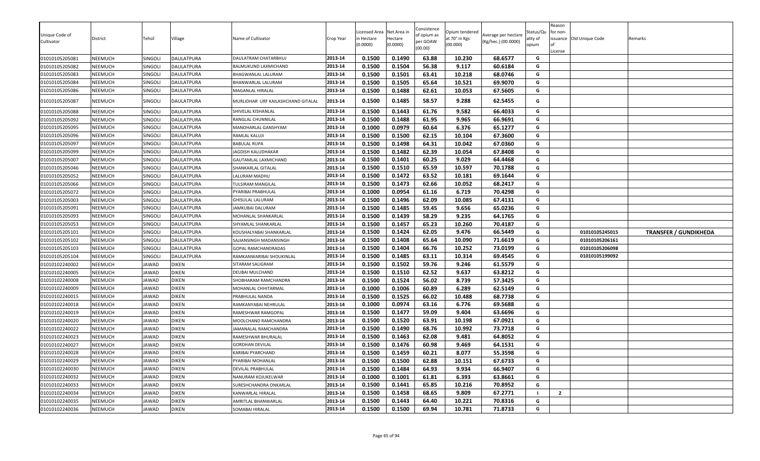| Unique Code of Cultivator | District | Tehsil | Village | Name of Cultivator | Crop Year | Licensed Area in Hectare (0.0000) | Net Area in Hectare (0.0000) | Consistence of opium as per GOAW (00.00) | Opium tendered at 70° in Kgs (00.000) | Average per hectare (Kg/hec.) (00.0000) | Status/Quality of opium | Reason for non-issuance of License | Old Unique Code | Remarks |
|---|---|---|---|---|---|---|---|---|---|---|---|---|---|---|
| 01010105205081 | NEEMUCH | SINGOLI | DAULATPURA | DAULATRAM CHATARBHUJ | 2013-14 | 0.1500 | 0.1490 | 63.88 | 10.230 | 68.6577 | G | | | |
| 01010105205082 | NEEMUCH | SINGOLI | DAULATPURA | BALMUKUND LAXMICHAND | 2013-14 | 0.1500 | 0.1504 | 56.38 | 9.117 | 60.6184 | G | | | |
| 01010105205083 | NEEMUCH | SINGOLI | DAULATPURA | BHAGWANLAL LALURAM | 2013-14 | 0.1500 | 0.1501 | 63.41 | 10.218 | 68.0746 | G | | | |
| 01010105205084 | NEEMUCH | SINGOLI | DAULATPURA | BHANWARLAL LALURAM | 2013-14 | 0.1500 | 0.1505 | 65.64 | 10.521 | 69.9070 | G | | | |
| 01010105205086 | NEEMUCH | SINGOLI | DAULATPURA | MAGANLAL HIRALAL | 2013-14 | 0.1500 | 0.1488 | 62.61 | 10.053 | 67.5605 | G | | | |
| 01010105205087 | NEEMUCH | SINGOLI | DAULATPURA | MURLIDHAR URF KAILASHCHAND GITALAL | 2013-14 | 0.1500 | 0.1485 | 58.57 | 9.288 | 62.5455 | G | | | |
| 01010105205088 | NEEMUCH | SINGOLI | DAULATPURA | SHIVELAL KISHANLAL | 2013-14 | 0.1500 | 0.1443 | 61.76 | 9.582 | 66.4033 | G | | | |
| 01010105205092 | NEEMUCH | SINGOLI | DAULATPURA | RANGLAL CHUNNILAL | 2013-14 | 0.1500 | 0.1488 | 61.95 | 9.965 | 66.9691 | G | | | |
| 01010105205095 | NEEMUCH | SINGOLI | DAULATPURA | MANOHARLAL GANSHYAM | 2013-14 | 0.1000 | 0.0979 | 60.64 | 6.376 | 65.1277 | G | | | |
| 01010105205096 | NEEMUCH | SINGOLI | DAULATPURA | RAMLAL KALUJI | 2013-14 | 0.1500 | 0.1500 | 62.15 | 10.104 | 67.3600 | G | | | |
| 01010105205097 | NEEMUCH | SINGOLI | DAULATPURA | BABULAL RUPA | 2013-14 | 0.1500 | 0.1498 | 64.31 | 10.042 | 67.0360 | G | | | |
| 01010105205099 | NEEMUCH | SINGOLI | DAULATPURA | JAGDISH KALUDHAKAR | 2013-14 | 0.1500 | 0.1482 | 62.39 | 10.054 | 67.8408 | G | | | |
| 01010105205007 | NEEMUCH | SINGOLI | DAULATPURA | GAUTAMLAL LAXMICHAND | 2013-14 | 0.1500 | 0.1401 | 60.25 | 9.029 | 64.4468 | G | | | |
| 01010105205046 | NEEMUCH | SINGOLI | DAULATPURA | SHANKARLAL GITALAL | 2013-14 | 0.1500 | 0.1510 | 65.59 | 10.597 | 70.1788 | G | | | |
| 01010105205052 | NEEMUCH | SINGOLI | DAULATPURA | LALURAM MADHU | 2013-14 | 0.1500 | 0.1472 | 63.52 | 10.181 | 69.1644 | G | | | |
| 01010105205066 | NEEMUCH | SINGOLI | DAULATPURA | TULSIRAM MANGILAL | 2013-14 | 0.1500 | 0.1473 | 62.66 | 10.052 | 68.2417 | G | | | |
| 01010105205072 | NEEMUCH | SINGOLI | DAULATPURA | PYARIBAI PRABHULAL | 2013-14 | 0.1000 | 0.0954 | 61.16 | 6.719 | 70.4298 | G | | | |
| 01010105205003 | NEEMUCH | SINGOLI | DAULATPURA | GHISULAL LALURAM | 2013-14 | 0.1500 | 0.1496 | 62.09 | 10.085 | 67.4131 | G | | | |
| 01010105205091 | NEEMUCH | SINGOLI | DAULATPURA | JAMKUBAI DALURAM | 2013-14 | 0.1500 | 0.1485 | 59.45 | 9.656 | 65.0236 | G | | | |
| 01010105205093 | NEEMUCH | SINGOLI | DAULATPURA | MOHANLAL SHANKARLAL | 2013-14 | 0.1500 | 0.1439 | 58.29 | 9.235 | 64.1765 | G | | | |
| 01010105205053 | NEEMUCH | SINGOLI | DAULATPURA | SHYAMLAL SHANKARLAL | 2013-14 | 0.1500 | 0.1457 | 65.23 | 10.260 | 70.4187 | G | | | |
| 01010105205101 | NEEMUCH | SINGOLI | DAULATPURA | KOUSHALYABAI SHANKARLAL | 2013-14 | 0.1500 | 0.1424 | 62.05 | 9.476 | 66.5449 | G | | 01010105245015 | TRANSFER / GUNDIKHEDA |
| 01010105205102 | NEEMUCH | SINGOLI | DAULATPURA | SAJJANSINGH MADANSINGH | 2013-14 | 0.1500 | 0.1408 | 65.64 | 10.090 | 71.6619 | G | | 01010105206161 | |
| 01010105205103 | NEEMUCH | SINGOLI | DAULATPURA | GOPAL RAMCHANDRADAS | 2013-14 | 0.1500 | 0.1404 | 66.76 | 10.252 | 73.0199 | G | | 01010105206098 | |
| 01010105205104 | NEEMUCH | SINGOLI | DAULATPURA | RAMKANWARIBAI SHOUKINLAL | 2013-14 | 0.1500 | 0.1485 | 63.11 | 10.314 | 69.4545 | G | | 01010105199092 | |
| 01010102240002 | NEEMUCH | JAWAD | DIKEN | SITARAM SALIGRAM | 2013-14 | 0.1500 | 0.1502 | 59.76 | 9.246 | 61.5579 | G | | | |
| 01010102240005 | NEEMUCH | JAWAD | DIKEN | DEUBAI MULCHAND | 2013-14 | 0.1500 | 0.1510 | 62.52 | 9.637 | 63.8212 | G | | | |
| 01010102240008 | NEEMUCH | JAWAD | DIKEN | SHOBHARAM RAMCHANDRA | 2013-14 | 0.1500 | 0.1524 | 56.02 | 8.739 | 57.3425 | G | | | |
| 01010102240009 | NEEMUCH | JAWAD | DIKEN | MOHANLAL CHHITARMAL | 2013-14 | 0.1000 | 0.1006 | 60.89 | 6.289 | 62.5149 | G | | | |
| 01010102240015 | NEEMUCH | JAWAD | DIKEN | PRABHULAL NANDA | 2013-14 | 0.1500 | 0.1525 | 66.02 | 10.488 | 68.7738 | G | | | |
| 01010102240018 | NEEMUCH | JAWAD | DIKEN | RAMKANYABAI NEHRULAL | 2013-14 | 0.1000 | 0.0974 | 63.16 | 6.776 | 69.5688 | G | | | |
| 01010102240019 | NEEMUCH | JAWAD | DIKEN | RAMESHWAR RAMGOPAL | 2013-14 | 0.1500 | 0.1477 | 59.09 | 9.404 | 63.6696 | G | | | |
| 01010102240020 | NEEMUCH | JAWAD | DIKEN | MOOLCHAND RAMCHANDRA | 2013-14 | 0.1500 | 0.1520 | 63.91 | 10.198 | 67.0921 | G | | | |
| 01010102240022 | NEEMUCH | JAWAD | DIKEN | JAMANALAL RAMCHANDRA | 2013-14 | 0.1500 | 0.1490 | 68.76 | 10.992 | 73.7718 | G | | | |
| 01010102240023 | NEEMUCH | JAWAD | DIKEN | RAMESHWAR BHURALAL | 2013-14 | 0.1500 | 0.1463 | 62.08 | 9.481 | 64.8052 | G | | | |
| 01010102240027 | NEEMUCH | JAWAD | DIKEN | GORDHAN DEVILAL | 2013-14 | 0.1500 | 0.1476 | 60.98 | 9.469 | 64.1531 | G | | | |
| 01010102240028 | NEEMUCH | JAWAD | DIKEN | KARIBAI PYARCHAND | 2013-14 | 0.1500 | 0.1459 | 60.21 | 8.077 | 55.3598 | G | | | |
| 01010102240029 | NEEMUCH | JAWAD | DIKEN | PYARIBAI MOHANLAL | 2013-14 | 0.1500 | 0.1500 | 62.88 | 10.151 | 67.6733 | G | | | |
| 01010102240030 | NEEMUCH | JAWAD | DIKEN | DEVILAL PRABHULAL | 2013-14 | 0.1500 | 0.1484 | 64.93 | 9.934 | 66.9407 | G | | | |
| 01010102240032 | NEEMUCH | JAWAD | DIKEN | NANURAM KOJUKELWAR | 2013-14 | 0.1000 | 0.1001 | 61.81 | 6.393 | 63.8661 | G | | | |
| 01010102240033 | NEEMUCH | JAWAD | DIKEN | SURESHCHANDRA ONKARLAL | 2013-14 | 0.1500 | 0.1441 | 65.85 | 10.216 | 70.8952 | G | | | |
| 01010102240034 | NEEMUCH | JAWAD | DIKEN | KANWARLAL HIRALAL | 2013-14 | 0.1500 | 0.1458 | 68.65 | 9.809 | 67.2771 | I | 2 | | |
| 01010102240035 | NEEMUCH | JAWAD | DIKEN | AMRITLAL BHANWARLAL | 2013-14 | 0.1500 | 0.1443 | 64.40 | 10.221 | 70.8316 | G | | | |
| 01010102240036 | NEEMUCH | JAWAD | DIKEN | SOMABAI HIRALAL | 2013-14 | 0.1500 | 0.1500 | 69.94 | 10.781 | 71.8733 | G | | | |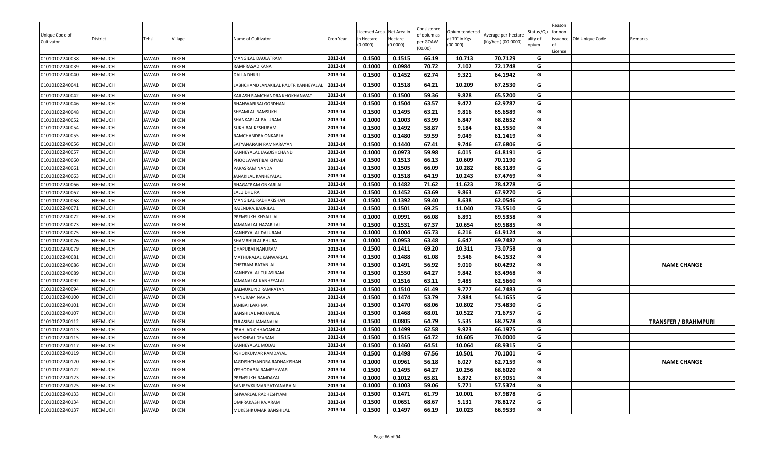| Unique Code of Cultivator | District | Tehsil | Village | Name of Cultivator | Crop Year | Licensed Area in Hectare (0.0000) | Net Area in Hectare (0.0000) | Consistence of opium as per GOAW (00.00) | Opium tendered at 70° in Kgs (00.000) | Average per hectare (Kg/hec.) (00.0000) | Status/Quality of opium | Reason for non-issuance of License | Old Unique Code | Remarks |
|---|---|---|---|---|---|---|---|---|---|---|---|---|---|---|
| 01010102240038 | NEEMUCH | JAWAD | DIKEN | MANGILAL DAULATRAM | 2013-14 | 0.1500 | 0.1515 | 66.19 | 10.713 | 70.7129 | G | | | |
| 01010102240039 | NEEMUCH | JAWAD | DIKEN | RAMPRASAD KANA | 2013-14 | 0.1000 | 0.0984 | 70.72 | 7.102 | 72.1748 | G | | | |
| 01010102240040 | NEEMUCH | JAWAD | DIKEN | DALLA DHULJI | 2013-14 | 0.1500 | 0.1452 | 62.74 | 9.321 | 64.1942 | G | | | |
| 01010102240041 | NEEMUCH | JAWAD | DIKEN | LABHCHAND JANAKILAL PAUTR KANHEYALAL | 2013-14 | 0.1500 | 0.1518 | 64.21 | 10.209 | 67.2530 | G | | | |
| 01010102240042 | NEEMUCH | JAWAD | DIKEN | KAILASH RAMCHANDRA KHOKHANWAT | 2013-14 | 0.1500 | 0.1500 | 59.36 | 9.828 | 65.5200 | G | | | |
| 01010102240046 | NEEMUCH | JAWAD | DIKEN | BHANWARIBAI GORDHAN | 2013-14 | 0.1500 | 0.1504 | 63.57 | 9.472 | 62.9787 | G | | | |
| 01010102240048 | NEEMUCH | JAWAD | DIKEN | SHYAMLAL RAMSUKH | 2013-14 | 0.1500 | 0.1495 | 63.21 | 9.816 | 65.6589 | G | | | |
| 01010102240052 | NEEMUCH | JAWAD | DIKEN | SHANKARLAL BALURAM | 2013-14 | 0.1000 | 0.1003 | 63.99 | 6.847 | 68.2652 | G | | | |
| 01010102240054 | NEEMUCH | JAWAD | DIKEN | SUKHIBAI KESHURAM | 2013-14 | 0.1500 | 0.1492 | 58.87 | 9.184 | 61.5550 | G | | | |
| 01010102240055 | NEEMUCH | JAWAD | DIKEN | RAMCHANDRA ONKARLAL | 2013-14 | 0.1500 | 0.1480 | 59.59 | 9.049 | 61.1419 | G | | | |
| 01010102240056 | NEEMUCH | JAWAD | DIKEN | SATYANARAIN RAMNARAYAN | 2013-14 | 0.1500 | 0.1440 | 67.41 | 9.746 | 67.6806 | G | | | |
| 01010102240057 | NEEMUCH | JAWAD | DIKEN | KANHEYALAL JAGDISHCHAND | 2013-14 | 0.1000 | 0.0973 | 59.98 | 6.015 | 61.8191 | G | | | |
| 01010102240060 | NEEMUCH | JAWAD | DIKEN | PHOOLWANTIBAI KHYALI | 2013-14 | 0.1500 | 0.1513 | 66.13 | 10.609 | 70.1190 | G | | | |
| 01010102240061 | NEEMUCH | JAWAD | DIKEN | PARASRAM NANDA | 2013-14 | 0.1500 | 0.1505 | 66.09 | 10.282 | 68.3189 | G | | | |
| 01010102240063 | NEEMUCH | JAWAD | DIKEN | JANAKILAL KANHEYALAL | 2013-14 | 0.1500 | 0.1518 | 64.19 | 10.243 | 67.4769 | G | | | |
| 01010102240066 | NEEMUCH | JAWAD | DIKEN | BHAGATRAM ONKARLAL | 2013-14 | 0.1500 | 0.1482 | 71.62 | 11.623 | 78.4278 | G | | | |
| 01010102240067 | NEEMUCH | JAWAD | DIKEN | LALU DHURA | 2013-14 | 0.1500 | 0.1452 | 63.69 | 9.863 | 67.9270 | G | | | |
| 01010102240068 | NEEMUCH | JAWAD | DIKEN | MANGILAL RADHAKISHAN | 2013-14 | 0.1500 | 0.1392 | 59.40 | 8.638 | 62.0546 | G | | | |
| 01010102240071 | NEEMUCH | JAWAD | DIKEN | RAJENDRA BADRILAL | 2013-14 | 0.1500 | 0.1501 | 69.25 | 11.040 | 73.5510 | G | | | |
| 01010102240072 | NEEMUCH | JAWAD | DIKEN | PREMSUKH KHYALILAL | 2013-14 | 0.1000 | 0.0991 | 66.08 | 6.891 | 69.5358 | G | | | |
| 01010102240073 | NEEMUCH | JAWAD | DIKEN | JAMANALAL HAZARILAL | 2013-14 | 0.1500 | 0.1531 | 67.37 | 10.654 | 69.5885 | G | | | |
| 01010102240075 | NEEMUCH | JAWAD | DIKEN | KANHEYALAL DALURAM | 2013-14 | 0.1000 | 0.1004 | 65.73 | 6.216 | 61.9124 | G | | | |
| 01010102240076 | NEEMUCH | JAWAD | DIKEN | SHAMBHULAL BHURA | 2013-14 | 0.1000 | 0.0953 | 63.48 | 6.647 | 69.7482 | G | | | |
| 01010102240079 | NEEMUCH | JAWAD | DIKEN | DHAPUBAI NANURAM | 2013-14 | 0.1500 | 0.1411 | 69.20 | 10.311 | 73.0758 | G | | | |
| 01010102240081 | NEEMUCH | JAWAD | DIKEN | MATHURALAL KANWARLAL | 2013-14 | 0.1500 | 0.1488 | 61.08 | 9.546 | 64.1532 | G | | | |
| 01010102240086 | NEEMUCH | JAWAD | DIKEN | CHETRAM RATANLAL | 2013-14 | 0.1500 | 0.1491 | 56.92 | 9.010 | 60.4292 | G | | | **NAME CHANGE** |
| 01010102240089 | NEEMUCH | JAWAD | DIKEN | KANHEYALAL TULASIRAM | 2013-14 | 0.1500 | 0.1550 | 64.27 | 9.842 | 63.4968 | G | | | |
| 01010102240092 | NEEMUCH | JAWAD | DIKEN | JAMANALAL KANHEYALAL | 2013-14 | 0.1500 | 0.1516 | 63.11 | 9.485 | 62.5660 | G | | | |
| 01010102240094 | NEEMUCH | JAWAD | DIKEN | BALMUKUND RAMRATAN | 2013-14 | 0.1500 | 0.1510 | 61.49 | 9.777 | 64.7483 | G | | | |
| 01010102240100 | NEEMUCH | JAWAD | DIKEN | NANURAM NAVLA | 2013-14 | 0.1500 | 0.1474 | 53.79 | 7.984 | 54.1655 | G | | | |
| 01010102240101 | NEEMUCH | JAWAD | DIKEN | JANIBAI LAKHMA | 2013-14 | 0.1500 | 0.1470 | 68.06 | 10.802 | 73.4830 | G | | | |
| 01010102240107 | NEEMUCH | JAWAD | DIKEN | BANSHILAL MOHANLAL | 2013-14 | 0.1500 | 0.1468 | 68.01 | 10.522 | 71.6757 | G | | | |
| 01010102240112 | NEEMUCH | JAWAD | DIKEN | TULASIBAI JAMANALAL | 2013-14 | 0.1500 | 0.0805 | 64.79 | 5.535 | 68.7578 | G | | | **TRANSFER / BRAHMPURI** |
| 01010102240113 | NEEMUCH | JAWAD | DIKEN | PRAHLAD CHHAGANLAL | 2013-14 | 0.1500 | 0.1499 | 62.58 | 9.923 | 66.1975 | G | | | |
| 01010102240115 | NEEMUCH | JAWAD | DIKEN | ANOKHBAI DEVRAM | 2013-14 | 0.1500 | 0.1515 | 64.72 | 10.605 | 70.0000 | G | | | |
| 01010102240117 | NEEMUCH | JAWAD | DIKEN | KANHEYALAL MODAJI | 2013-14 | 0.1500 | 0.1460 | 64.51 | 10.064 | 68.9315 | G | | | |
| 01010102240119 | NEEMUCH | JAWAD | DIKEN | ASHOKKUMAR RAMDAYAL | 2013-14 | 0.1500 | 0.1498 | 67.56 | 10.501 | 70.1001 | G | | | |
| 01010102240120 | NEEMUCH | JAWAD | DIKEN | JAGDISHCHANDRA RADHAKISHAN | 2013-14 | 0.1000 | 0.0961 | 56.18 | 6.027 | 62.7159 | G | | | **NAME CHANGE** |
| 01010102240122 | NEEMUCH | JAWAD | DIKEN | YESHODABAI RAMESHWAR | 2013-14 | 0.1500 | 0.1495 | 64.27 | 10.256 | 68.6020 | G | | | |
| 01010102240123 | NEEMUCH | JAWAD | DIKEN | PREMSUKH RAMDAYAL | 2013-14 | 0.1000 | 0.1012 | 65.81 | 6.872 | 67.9051 | G | | | |
| 01010102240125 | NEEMUCH | JAWAD | DIKEN | SANJEEVKUMAR SATYANARAIN | 2013-14 | 0.1000 | 0.1003 | 59.06 | 5.771 | 57.5374 | G | | | |
| 01010102240133 | NEEMUCH | JAWAD | DIKEN | ISHWARLAL RADHESHYAM | 2013-14 | 0.1500 | 0.1471 | 61.79 | 10.001 | 67.9878 | G | | | |
| 01010102240134 | NEEMUCH | JAWAD | DIKEN | OMPRAKASH RAJARAM | 2013-14 | 0.1500 | 0.0651 | 68.67 | 5.131 | 78.8172 | G | | | |
| 01010102240137 | NEEMUCH | JAWAD | DIKEN | MUKESHKUMAR BANSHILAL | 2013-14 | 0.1500 | 0.1497 | 66.19 | 10.023 | 66.9539 | G | | | |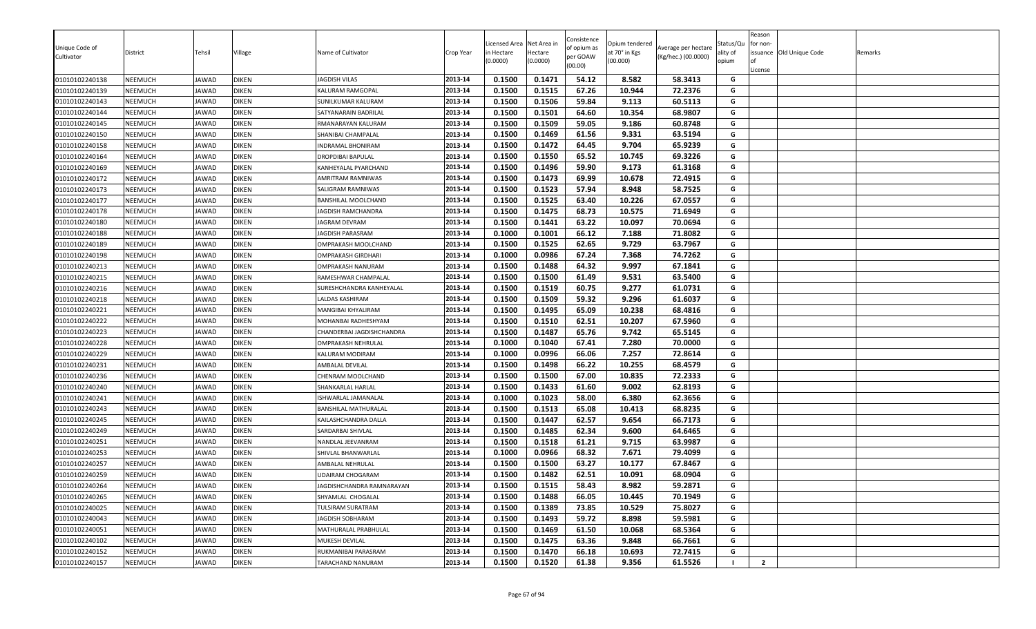| Unique Code of Cultivator | District | Tehsil | Village | Name of Cultivator | Crop Year | Licensed Area in Hectare (0.0000) | Net Area in Hectare (0.0000) | Consistence of opium as per GOAW (00.00) | Opium tendered at 70° in Kgs (00.000) | Average per hectare (Kg/hec.) (00.0000) | Status/Quality of opium | Reason for non-issuance of License | Old Unique Code | Remarks |
|---|---|---|---|---|---|---|---|---|---|---|---|---|---|---|
| 01010102240138 | NEEMUCH | JAWAD | DIKEN | JAGDISH VILAS | 2013-14 | 0.1500 | 0.1471 | 54.12 | 8.582 | 58.3413 | G | | | |
| 01010102240139 | NEEMUCH | JAWAD | DIKEN | KALURAM RAMGOPAL | 2013-14 | 0.1500 | 0.1515 | 67.26 | 10.944 | 72.2376 | G | | | |
| 01010102240143 | NEEMUCH | JAWAD | DIKEN | SUNILKUMAR KALURAM | 2013-14 | 0.1500 | 0.1506 | 59.84 | 9.113 | 60.5113 | G | | | |
| 01010102240144 | NEEMUCH | JAWAD | DIKEN | SATYANARAIN BADRILAL | 2013-14 | 0.1500 | 0.1501 | 64.60 | 10.354 | 68.9807 | G | | | |
| 01010102240145 | NEEMUCH | JAWAD | DIKEN | RMANARAYAN KALURAM | 2013-14 | 0.1500 | 0.1509 | 59.05 | 9.186 | 60.8748 | G | | | |
| 01010102240150 | NEEMUCH | JAWAD | DIKEN | SHANIBAI CHAMPALAL | 2013-14 | 0.1500 | 0.1469 | 61.56 | 9.331 | 63.5194 | G | | | |
| 01010102240158 | NEEMUCH | JAWAD | DIKEN | INDRAMAL BHONIRAM | 2013-14 | 0.1500 | 0.1472 | 64.45 | 9.704 | 65.9239 | G | | | |
| 01010102240164 | NEEMUCH | JAWAD | DIKEN | DROPDIBAI BAPULAL | 2013-14 | 0.1500 | 0.1550 | 65.52 | 10.745 | 69.3226 | G | | | |
| 01010102240169 | NEEMUCH | JAWAD | DIKEN | KANHEYALAL PYARCHAND | 2013-14 | 0.1500 | 0.1496 | 59.90 | 9.173 | 61.3168 | G | | | |
| 01010102240172 | NEEMUCH | JAWAD | DIKEN | AMRITRAM RAMNIWAS | 2013-14 | 0.1500 | 0.1473 | 69.99 | 10.678 | 72.4915 | G | | | |
| 01010102240173 | NEEMUCH | JAWAD | DIKEN | SALIGRAM RAMNIWAS | 2013-14 | 0.1500 | 0.1523 | 57.94 | 8.948 | 58.7525 | G | | | |
| 01010102240177 | NEEMUCH | JAWAD | DIKEN | BANSHILAL MOOLCHAND | 2013-14 | 0.1500 | 0.1525 | 63.40 | 10.226 | 67.0557 | G | | | |
| 01010102240178 | NEEMUCH | JAWAD | DIKEN | JAGDISH RAMCHANDRA | 2013-14 | 0.1500 | 0.1475 | 68.73 | 10.575 | 71.6949 | G | | | |
| 01010102240180 | NEEMUCH | JAWAD | DIKEN | JAGRAM DEVRAM | 2013-14 | 0.1500 | 0.1441 | 63.22 | 10.097 | 70.0694 | G | | | |
| 01010102240188 | NEEMUCH | JAWAD | DIKEN | JAGDISH PARASRAM | 2013-14 | 0.1000 | 0.1001 | 66.12 | 7.188 | 71.8082 | G | | | |
| 01010102240189 | NEEMUCH | JAWAD | DIKEN | OMPRAKASH MOOLCHAND | 2013-14 | 0.1500 | 0.1525 | 62.65 | 9.729 | 63.7967 | G | | | |
| 01010102240198 | NEEMUCH | JAWAD | DIKEN | OMPRAKASH GIRDHARI | 2013-14 | 0.1000 | 0.0986 | 67.24 | 7.368 | 74.7262 | G | | | |
| 01010102240213 | NEEMUCH | JAWAD | DIKEN | OMPRAKASH NANURAM | 2013-14 | 0.1500 | 0.1488 | 64.32 | 9.997 | 67.1841 | G | | | |
| 01010102240215 | NEEMUCH | JAWAD | DIKEN | RAMESHWAR CHAMPALAL | 2013-14 | 0.1500 | 0.1500 | 61.49 | 9.531 | 63.5400 | G | | | |
| 01010102240216 | NEEMUCH | JAWAD | DIKEN | SURESHCHANDRA KANHEYALAL | 2013-14 | 0.1500 | 0.1519 | 60.75 | 9.277 | 61.0731 | G | | | |
| 01010102240218 | NEEMUCH | JAWAD | DIKEN | LALDAS KASHIRAM | 2013-14 | 0.1500 | 0.1509 | 59.32 | 9.296 | 61.6037 | G | | | |
| 01010102240221 | NEEMUCH | JAWAD | DIKEN | MANGIBAI KHYALIRAM | 2013-14 | 0.1500 | 0.1495 | 65.09 | 10.238 | 68.4816 | G | | | |
| 01010102240222 | NEEMUCH | JAWAD | DIKEN | MOHANBAI RADHESHYAM | 2013-14 | 0.1500 | 0.1510 | 62.51 | 10.207 | 67.5960 | G | | | |
| 01010102240223 | NEEMUCH | JAWAD | DIKEN | CHANDERBAI JAGDISHCHANDRA | 2013-14 | 0.1500 | 0.1487 | 65.76 | 9.742 | 65.5145 | G | | | |
| 01010102240228 | NEEMUCH | JAWAD | DIKEN | OMPRAKASH NEHRULAL | 2013-14 | 0.1000 | 0.1040 | 67.41 | 7.280 | 70.0000 | G | | | |
| 01010102240229 | NEEMUCH | JAWAD | DIKEN | KALURAM MODIRAM | 2013-14 | 0.1000 | 0.0996 | 66.06 | 7.257 | 72.8614 | G | | | |
| 01010102240231 | NEEMUCH | JAWAD | DIKEN | AMBALAL DEVILAL | 2013-14 | 0.1500 | 0.1498 | 66.22 | 10.255 | 68.4579 | G | | | |
| 01010102240236 | NEEMUCH | JAWAD | DIKEN | CHENRAM MOOLCHAND | 2013-14 | 0.1500 | 0.1500 | 67.00 | 10.835 | 72.2333 | G | | | |
| 01010102240240 | NEEMUCH | JAWAD | DIKEN | SHANKARLAL HARLAL | 2013-14 | 0.1500 | 0.1433 | 61.60 | 9.002 | 62.8193 | G | | | |
| 01010102240241 | NEEMUCH | JAWAD | DIKEN | ISHWARLAL JAMANALAL | 2013-14 | 0.1000 | 0.1023 | 58.00 | 6.380 | 62.3656 | G | | | |
| 01010102240243 | NEEMUCH | JAWAD | DIKEN | BANSHILAL MATHURALAL | 2013-14 | 0.1500 | 0.1513 | 65.08 | 10.413 | 68.8235 | G | | | |
| 01010102240245 | NEEMUCH | JAWAD | DIKEN | KAILASHCHANDRA DALLA | 2013-14 | 0.1500 | 0.1447 | 62.57 | 9.654 | 66.7173 | G | | | |
| 01010102240249 | NEEMUCH | JAWAD | DIKEN | SARDARBAI SHIVLAL | 2013-14 | 0.1500 | 0.1485 | 62.34 | 9.600 | 64.6465 | G | | | |
| 01010102240251 | NEEMUCH | JAWAD | DIKEN | NANDLAL JEEVANRAM | 2013-14 | 0.1500 | 0.1518 | 61.21 | 9.715 | 63.9987 | G | | | |
| 01010102240253 | NEEMUCH | JAWAD | DIKEN | SHIVLAL BHANWARLAL | 2013-14 | 0.1000 | 0.0966 | 68.32 | 7.671 | 79.4099 | G | | | |
| 01010102240257 | NEEMUCH | JAWAD | DIKEN | AMBALAL NEHRULAL | 2013-14 | 0.1500 | 0.1500 | 63.27 | 10.177 | 67.8467 | G | | | |
| 01010102240259 | NEEMUCH | JAWAD | DIKEN | UDAIRAM CHOGARAM | 2013-14 | 0.1500 | 0.1482 | 62.51 | 10.091 | 68.0904 | G | | | |
| 01010102240264 | NEEMUCH | JAWAD | DIKEN | JAGDISHCHANDRA RAMNARAYAN | 2013-14 | 0.1500 | 0.1515 | 58.43 | 8.982 | 59.2871 | G | | | |
| 01010102240265 | NEEMUCH | JAWAD | DIKEN | SHYAMLAL CHOGALAL | 2013-14 | 0.1500 | 0.1488 | 66.05 | 10.445 | 70.1949 | G | | | |
| 01010102240025 | NEEMUCH | JAWAD | DIKEN | TULSIRAM SURATRAM | 2013-14 | 0.1500 | 0.1389 | 73.85 | 10.529 | 75.8027 | G | | | |
| 01010102240043 | NEEMUCH | JAWAD | DIKEN | JAGDISH SOBHARAM | 2013-14 | 0.1500 | 0.1493 | 59.72 | 8.898 | 59.5981 | G | | | |
| 01010102240051 | NEEMUCH | JAWAD | DIKEN | MATHURALAL PRABHULAL | 2013-14 | 0.1500 | 0.1469 | 61.50 | 10.068 | 68.5364 | G | | | |
| 01010102240102 | NEEMUCH | JAWAD | DIKEN | MUKESH DEVILAL | 2013-14 | 0.1500 | 0.1475 | 63.36 | 9.848 | 66.7661 | G | | | |
| 01010102240152 | NEEMUCH | JAWAD | DIKEN | RUKMANIBAI PARASRAM | 2013-14 | 0.1500 | 0.1470 | 66.18 | 10.693 | 72.7415 | G | | | |
| 01010102240157 | NEEMUCH | JAWAD | DIKEN | TARACHAND NANURAM | 2013-14 | 0.1500 | 0.1520 | 61.38 | 9.356 | 61.5526 | I | 2 | | |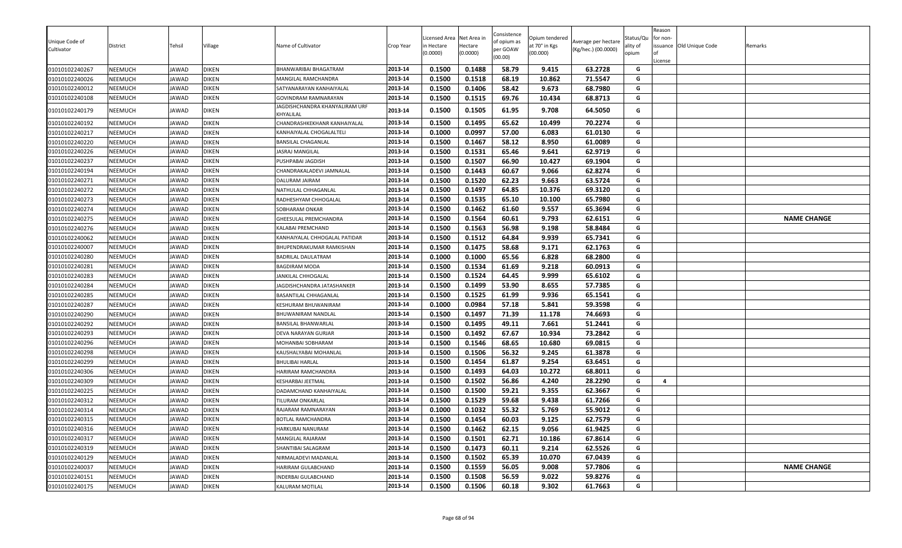| Unique Code of Cultivator | District | Tehsil | Village | Name of Cultivator | Crop Year | Licensed Area in Hectare (0.0000) | Net Area in Hectare (0.0000) | Consistence of opium as per GOAW (00.00) | Opium tendered at 70° in Kgs (00.000) | Average per hectare (Kg/hec.) (00.0000) | Status/Quality of opium | Reason for non-issuance of License | Old Unique Code | Remarks |
|---|---|---|---|---|---|---|---|---|---|---|---|---|---|---|
| 01010102240267 | NEEMUCH | JAWAD | DIKEN | BHANWARIBAI BHAGATRAM | 2013-14 | 0.1500 | 0.1488 | 58.79 | 9.415 | 63.2728 | G | | | |
| 01010102240026 | NEEMUCH | JAWAD | DIKEN | MANGILAL RAMCHANDRA | 2013-14 | 0.1500 | 0.1518 | 68.19 | 10.862 | 71.5547 | G | | | |
| 01010102240012 | NEEMUCH | JAWAD | DIKEN | SATYANARAYAN KANHAIYALAL | 2013-14 | 0.1500 | 0.1406 | 58.42 | 9.673 | 68.7980 | G | | | |
| 01010102240108 | NEEMUCH | JAWAD | DIKEN | GOVINDRAM RAMNARAYAN | 2013-14 | 0.1500 | 0.1515 | 69.76 | 10.434 | 68.8713 | G | | | |
| 01010102240179 | NEEMUCH | JAWAD | DIKEN | JAGDISHCHANDRA KHANYALIRAM URF KHYALILAL | 2013-14 | 0.1500 | 0.1505 | 61.95 | 9.708 | 64.5050 | G | | | |
| 01010102240192 | NEEMUCH | JAWAD | DIKEN | CHANDRASHKEKHANR KANHAIYALAL | 2013-14 | 0.1500 | 0.1495 | 65.62 | 10.499 | 70.2274 | G | | | |
| 01010102240217 | NEEMUCH | JAWAD | DIKEN | KANHAIYALAL CHOGALALTELI | 2013-14 | 0.1000 | 0.0997 | 57.00 | 6.083 | 61.0130 | G | | | |
| 01010102240220 | NEEMUCH | JAWAD | DIKEN | BANSILAL CHAGANLAL | 2013-14 | 0.1500 | 0.1467 | 58.12 | 8.950 | 61.0089 | G | | | |
| 01010102240226 | NEEMUCH | JAWAD | DIKEN | JASRAJ MANGILAL | 2013-14 | 0.1500 | 0.1531 | 65.46 | 9.641 | 62.9719 | G | | | |
| 01010102240237 | NEEMUCH | JAWAD | DIKEN | PUSHPABAI JAGDISH | 2013-14 | 0.1500 | 0.1507 | 66.90 | 10.427 | 69.1904 | G | | | |
| 01010102240194 | NEEMUCH | JAWAD | DIKEN | CHANDRAKALADEVI JAMNALAL | 2013-14 | 0.1500 | 0.1443 | 60.67 | 9.066 | 62.8274 | G | | | |
| 01010102240271 | NEEMUCH | JAWAD | DIKEN | DALURAM JAIRAM | 2013-14 | 0.1500 | 0.1520 | 62.23 | 9.663 | 63.5724 | G | | | |
| 01010102240272 | NEEMUCH | JAWAD | DIKEN | NATHULAL CHHAGANLAL | 2013-14 | 0.1500 | 0.1497 | 64.85 | 10.376 | 69.3120 | G | | | |
| 01010102240273 | NEEMUCH | JAWAD | DIKEN | RADHESHYAM CHHOGALAL | 2013-14 | 0.1500 | 0.1535 | 65.10 | 10.100 | 65.7980 | G | | | |
| 01010102240274 | NEEMUCH | JAWAD | DIKEN | SOBHARAM ONKAR | 2013-14 | 0.1500 | 0.1462 | 61.60 | 9.557 | 65.3694 | G | | | |
| 01010102240275 | NEEMUCH | JAWAD | DIKEN | GHEESULAL PREMCHANDRA | 2013-14 | 0.1500 | 0.1564 | 60.61 | 9.793 | 62.6151 | G | | | **NAME CHANGE** |
| 01010102240276 | NEEMUCH | JAWAD | DIKEN | KALABAI PREMCHAND | 2013-14 | 0.1500 | 0.1563 | 56.98 | 9.198 | 58.8484 | G | | | |
| 01010102240062 | NEEMUCH | JAWAD | DIKEN | KANHAIYALAL CHHOGALAL PATIDAR | 2013-14 | 0.1500 | 0.1512 | 64.84 | 9.939 | 65.7341 | G | | | |
| 01010102240007 | NEEMUCH | JAWAD | DIKEN | BHUPENDRAKUMAR RAMKISHAN | 2013-14 | 0.1500 | 0.1475 | 58.68 | 9.171 | 62.1763 | G | | | |
| 01010102240280 | NEEMUCH | JAWAD | DIKEN | BADRILAL DAULATRAM | 2013-14 | 0.1000 | 0.1000 | 65.56 | 6.828 | 68.2800 | G | | | |
| 01010102240281 | NEEMUCH | JAWAD | DIKEN | BAGDIRAM MODA | 2013-14 | 0.1500 | 0.1534 | 61.69 | 9.218 | 60.0913 | G | | | |
| 01010102240283 | NEEMUCH | JAWAD | DIKEN | JANKILAL CHHOGALAL | 2013-14 | 0.1500 | 0.1524 | 64.45 | 9.999 | 65.6102 | G | | | |
| 01010102240284 | NEEMUCH | JAWAD | DIKEN | JAGDISHCHANDRA JATASHANKER | 2013-14 | 0.1500 | 0.1499 | 53.90 | 8.655 | 57.7385 | G | | | |
| 01010102240285 | NEEMUCH | JAWAD | DIKEN | BASANTILAL CHHAGANLAL | 2013-14 | 0.1500 | 0.1525 | 61.99 | 9.936 | 65.1541 | G | | | |
| 01010102240287 | NEEMUCH | JAWAD | DIKEN | KESHURAM BHUWANIRAM | 2013-14 | 0.1000 | 0.0984 | 57.18 | 5.841 | 59.3598 | G | | | |
| 01010102240290 | NEEMUCH | JAWAD | DIKEN | BHUWANIRAM NANDLAL | 2013-14 | 0.1500 | 0.1497 | 71.39 | 11.178 | 74.6693 | G | | | |
| 01010102240292 | NEEMUCH | JAWAD | DIKEN | BANSILAL BHANWARLAL | 2013-14 | 0.1500 | 0.1495 | 49.11 | 7.661 | 51.2441 | G | | | |
| 01010102240293 | NEEMUCH | JAWAD | DIKEN | DEVA NARAYAN GURJAR | 2013-14 | 0.1500 | 0.1492 | 67.67 | 10.934 | 73.2842 | G | | | |
| 01010102240296 | NEEMUCH | JAWAD | DIKEN | MOHANBAI SOBHARAM | 2013-14 | 0.1500 | 0.1546 | 68.65 | 10.680 | 69.0815 | G | | | |
| 01010102240298 | NEEMUCH | JAWAD | DIKEN | KAUSHALYABAI MOHANLAL | 2013-14 | 0.1500 | 0.1506 | 56.32 | 9.245 | 61.3878 | G | | | |
| 01010102240299 | NEEMUCH | JAWAD | DIKEN | BHULIBAI HARLAL | 2013-14 | 0.1500 | 0.1454 | 61.87 | 9.254 | 63.6451 | G | | | |
| 01010102240306 | NEEMUCH | JAWAD | DIKEN | HARIRAM RAMCHANDRA | 2013-14 | 0.1500 | 0.1493 | 64.03 | 10.272 | 68.8011 | G | | | |
| 01010102240309 | NEEMUCH | JAWAD | DIKEN | KESHARBAI JEETMAL | 2013-14 | 0.1500 | 0.1502 | 56.86 | 4.240 | 28.2290 | G | 4 | | |
| 01010102240225 | NEEMUCH | JAWAD | DIKEN | DADAMCHAND KANHAIYALAL | 2013-14 | 0.1500 | 0.1500 | 59.21 | 9.355 | 62.3667 | G | | | |
| 01010102240312 | NEEMUCH | JAWAD | DIKEN | TILURAM ONKARLAL | 2013-14 | 0.1500 | 0.1529 | 59.68 | 9.438 | 61.7266 | G | | | |
| 01010102240314 | NEEMUCH | JAWAD | DIKEN | RAJARAM RAMNARAYAN | 2013-14 | 0.1000 | 0.1032 | 55.32 | 5.769 | 55.9012 | G | | | |
| 01010102240315 | NEEMUCH | JAWAD | DIKEN | BOTLAL RAMCHANDRA | 2013-14 | 0.1500 | 0.1454 | 60.03 | 9.125 | 62.7579 | G | | | |
| 01010102240316 | NEEMUCH | JAWAD | DIKEN | HARKUBAI NANURAM | 2013-14 | 0.1500 | 0.1462 | 62.15 | 9.056 | 61.9425 | G | | | |
| 01010102240317 | NEEMUCH | JAWAD | DIKEN | MANGILAL RAJARAM | 2013-14 | 0.1500 | 0.1501 | 62.71 | 10.186 | 67.8614 | G | | | |
| 01010102240319 | NEEMUCH | JAWAD | DIKEN | SHANTIBAI SALAGRAM | 2013-14 | 0.1500 | 0.1473 | 60.11 | 9.214 | 62.5526 | G | | | |
| 01010102240129 | NEEMUCH | JAWAD | DIKEN | NIRMALADEVI MADANLAL | 2013-14 | 0.1500 | 0.1502 | 65.39 | 10.070 | 67.0439 | G | | | |
| 01010102240037 | NEEMUCH | JAWAD | DIKEN | HARIRAM GULABCHAND | 2013-14 | 0.1500 | 0.1559 | 56.05 | 9.008 | 57.7806 | G | | | **NAME CHANGE** |
| 01010102240151 | NEEMUCH | JAWAD | DIKEN | INDERBAI GULABCHAND | 2013-14 | 0.1500 | 0.1508 | 56.59 | 9.022 | 59.8276 | G | | | |
| 01010102240175 | NEEMUCH | JAWAD | DIKEN | KALURAM MOTILAL | 2013-14 | 0.1500 | 0.1506 | 60.18 | 9.302 | 61.7663 | G | | | |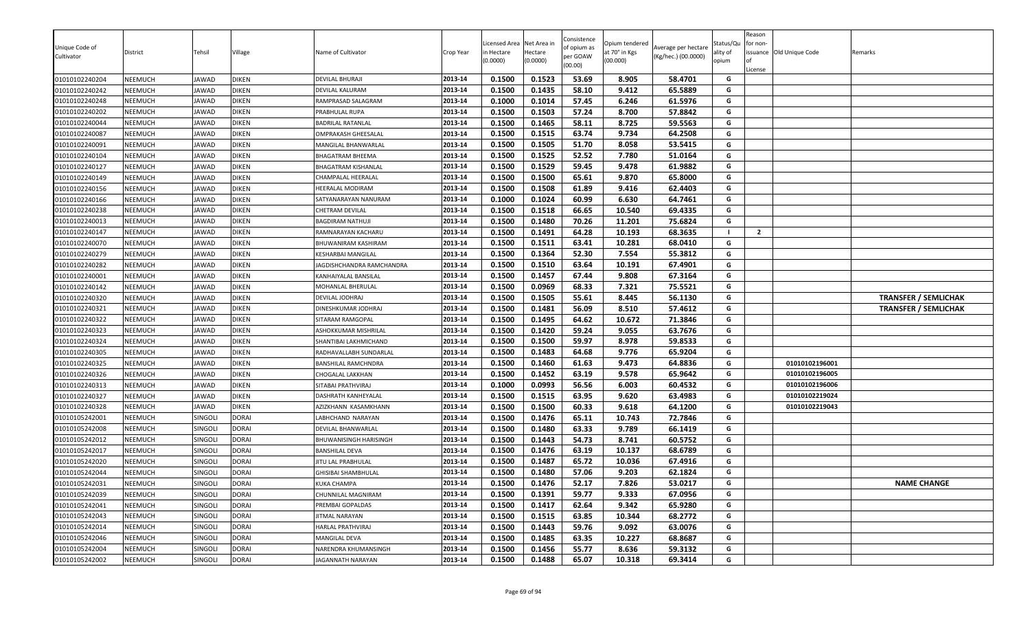| Unique Code of Cultivator | District | Tehsil | Village | Name of Cultivator | Crop Year | Licensed Area in Hectare (0.0000) | Net Area in Hectare (0.0000) | Consistence of opium as per GOAW (00.00) | Opium tendered at 70° in Kgs (00.000) | Average per hectare (Kg/hec.) (00.0000) | Status/Quality of opium | Reason for non-issuance of License | Old Unique Code | Remarks |
|---|---|---|---|---|---|---|---|---|---|---|---|---|---|---|
| 01010102240204 | NEEMUCH | JAWAD | DIKEN | DEVILAL BHURAJI | 2013-14 | 0.1500 | 0.1523 | 53.69 | 8.905 | 58.4701 | G | | | |
| 01010102240242 | NEEMUCH | JAWAD | DIKEN | DEVILAL KALURAM | 2013-14 | 0.1500 | 0.1435 | 58.10 | 9.412 | 65.5889 | G | | | |
| 01010102240248 | NEEMUCH | JAWAD | DIKEN | RAMPRASAD SALAGRAM | 2013-14 | 0.1000 | 0.1014 | 57.45 | 6.246 | 61.5976 | G | | | |
| 01010102240202 | NEEMUCH | JAWAD | DIKEN | PRABHULAL RUPA | 2013-14 | 0.1500 | 0.1503 | 57.24 | 8.700 | 57.8842 | G | | | |
| 01010102240044 | NEEMUCH | JAWAD | DIKEN | BADRILAL RATANLAL | 2013-14 | 0.1500 | 0.1465 | 58.11 | 8.725 | 59.5563 | G | | | |
| 01010102240087 | NEEMUCH | JAWAD | DIKEN | OMPRAKASH GHEESALAL | 2013-14 | 0.1500 | 0.1515 | 63.74 | 9.734 | 64.2508 | G | | | |
| 01010102240091 | NEEMUCH | JAWAD | DIKEN | MANGILAL BHANWARLAL | 2013-14 | 0.1500 | 0.1505 | 51.70 | 8.058 | 53.5415 | G | | | |
| 01010102240104 | NEEMUCH | JAWAD | DIKEN | BHAGATRAM BHEEMA | 2013-14 | 0.1500 | 0.1525 | 52.52 | 7.780 | 51.0164 | G | | | |
| 01010102240127 | NEEMUCH | JAWAD | DIKEN | BHAGATRAM KISHANLAL | 2013-14 | 0.1500 | 0.1529 | 59.45 | 9.478 | 61.9882 | G | | | |
| 01010102240149 | NEEMUCH | JAWAD | DIKEN | CHAMPALAL HEERALAL | 2013-14 | 0.1500 | 0.1500 | 65.61 | 9.870 | 65.8000 | G | | | |
| 01010102240156 | NEEMUCH | JAWAD | DIKEN | HEERALAL MODIRAM | 2013-14 | 0.1500 | 0.1508 | 61.89 | 9.416 | 62.4403 | G | | | |
| 01010102240166 | NEEMUCH | JAWAD | DIKEN | SATYANARAYAN NANURAM | 2013-14 | 0.1000 | 0.1024 | 60.99 | 6.630 | 64.7461 | G | | | |
| 01010102240238 | NEEMUCH | JAWAD | DIKEN | CHETRAM DEVILAL | 2013-14 | 0.1500 | 0.1518 | 66.65 | 10.540 | 69.4335 | G | | | |
| 01010102240013 | NEEMUCH | JAWAD | DIKEN | BAGDIRAM NATHUJI | 2013-14 | 0.1500 | 0.1480 | 70.26 | 11.201 | 75.6824 | G | | | |
| 01010102240147 | NEEMUCH | JAWAD | DIKEN | RAMNARAYAN KACHARU | 2013-14 | 0.1500 | 0.1491 | 64.28 | 10.193 | 68.3635 | I | 2 | | |
| 01010102240070 | NEEMUCH | JAWAD | DIKEN | BHUWANIRAM KASHIRAM | 2013-14 | 0.1500 | 0.1511 | 63.41 | 10.281 | 68.0410 | G | | | |
| 01010102240279 | NEEMUCH | JAWAD | DIKEN | KESHARBAI MANGILAL | 2013-14 | 0.1500 | 0.1364 | 52.30 | 7.554 | 55.3812 | G | | | |
| 01010102240282 | NEEMUCH | JAWAD | DIKEN | JAGDISHCHANDRA RAMCHANDRA | 2013-14 | 0.1500 | 0.1510 | 63.64 | 10.191 | 67.4901 | G | | | |
| 01010102240001 | NEEMUCH | JAWAD | DIKEN | KANHAIYALAL BANSILAL | 2013-14 | 0.1500 | 0.1457 | 67.44 | 9.808 | 67.3164 | G | | | |
| 01010102240142 | NEEMUCH | JAWAD | DIKEN | MOHANLAL BHERULAL | 2013-14 | 0.1500 | 0.0969 | 68.33 | 7.321 | 75.5521 | G | | | |
| 01010102240320 | NEEMUCH | JAWAD | DIKEN | DEVILAL JODHRAJ | 2013-14 | 0.1500 | 0.1505 | 55.61 | 8.445 | 56.1130 | G | | | TRANSFER / SEMLICHAK |
| 01010102240321 | NEEMUCH | JAWAD | DIKEN | DINESHKUMAR JODHRAJ | 2013-14 | 0.1500 | 0.1481 | 56.09 | 8.510 | 57.4612 | G | | | TRANSFER / SEMLICHAK |
| 01010102240322 | NEEMUCH | JAWAD | DIKEN | SITARAM RAMGOPAL | 2013-14 | 0.1500 | 0.1495 | 64.62 | 10.672 | 71.3846 | G | | | |
| 01010102240323 | NEEMUCH | JAWAD | DIKEN | ASHOKKUMAR MISHRILAL | 2013-14 | 0.1500 | 0.1420 | 59.24 | 9.055 | 63.7676 | G | | | |
| 01010102240324 | NEEMUCH | JAWAD | DIKEN | SHANTIBAI LAKHMICHAND | 2013-14 | 0.1500 | 0.1500 | 59.97 | 8.978 | 59.8533 | G | | | |
| 01010102240305 | NEEMUCH | JAWAD | DIKEN | RADHAVALLABH SUNDARLAL | 2013-14 | 0.1500 | 0.1483 | 64.68 | 9.776 | 65.9204 | G | | | |
| 01010102240325 | NEEMUCH | JAWAD | DIKEN | BANSHILAL RAMCHNDRA | 2013-14 | 0.1500 | 0.1460 | 61.63 | 9.473 | 64.8836 | G | | 01010102196001 | |
| 01010102240326 | NEEMUCH | JAWAD | DIKEN | CHOGALAL LAKKHAN | 2013-14 | 0.1500 | 0.1452 | 63.19 | 9.578 | 65.9642 | G | | 01010102196005 | |
| 01010102240313 | NEEMUCH | JAWAD | DIKEN | SITABAI PRATHVIRAJ | 2013-14 | 0.1000 | 0.0993 | 56.56 | 6.003 | 60.4532 | G | | 01010102196006 | |
| 01010102240327 | NEEMUCH | JAWAD | DIKEN | DASHRATH KANHEYALAL | 2013-14 | 0.1500 | 0.1515 | 63.95 | 9.620 | 63.4983 | G | | 01010102219024 | |
| 01010102240328 | NEEMUCH | JAWAD | DIKEN | AZIZKHANN KASAMKHANN | 2013-14 | 0.1500 | 0.1500 | 60.33 | 9.618 | 64.1200 | G | | 01010102219043 | |
| 01010105242001 | NEEMUCH | SINGOLI | DORAI | LABHCHAND NARAYAN | 2013-14 | 0.1500 | 0.1476 | 65.11 | 10.743 | 72.7846 | G | | | |
| 01010105242008 | NEEMUCH | SINGOLI | DORAI | DEVILAL BHANWARLAL | 2013-14 | 0.1500 | 0.1480 | 63.33 | 9.789 | 66.1419 | G | | | |
| 01010105242012 | NEEMUCH | SINGOLI | DORAI | BHUWANISINGH HARISINGH | 2013-14 | 0.1500 | 0.1443 | 54.73 | 8.741 | 60.5752 | G | | | |
| 01010105242017 | NEEMUCH | SINGOLI | DORAI | BANSHILAL DEVA | 2013-14 | 0.1500 | 0.1476 | 63.19 | 10.137 | 68.6789 | G | | | |
| 01010105242020 | NEEMUCH | SINGOLI | DORAI | JITU LAL PRABHULAL | 2013-14 | 0.1500 | 0.1487 | 65.72 | 10.036 | 67.4916 | G | | | |
| 01010105242044 | NEEMUCH | SINGOLI | DORAI | GHISIBAI SHAMBHULAL | 2013-14 | 0.1500 | 0.1480 | 57.06 | 9.203 | 62.1824 | G | | | |
| 01010105242031 | NEEMUCH | SINGOLI | DORAI | KUKA CHAMPA | 2013-14 | 0.1500 | 0.1476 | 52.17 | 7.826 | 53.0217 | G | | | NAME CHANGE |
| 01010105242039 | NEEMUCH | SINGOLI | DORAI | CHUNNILAL MAGNIRAM | 2013-14 | 0.1500 | 0.1391 | 59.77 | 9.333 | 67.0956 | G | | | |
| 01010105242041 | NEEMUCH | SINGOLI | DORAI | PREMBAI GOPALDAS | 2013-14 | 0.1500 | 0.1417 | 62.64 | 9.342 | 65.9280 | G | | | |
| 01010105242043 | NEEMUCH | SINGOLI | DORAI | JITMAL NARAYAN | 2013-14 | 0.1500 | 0.1515 | 63.85 | 10.344 | 68.2772 | G | | | |
| 01010105242014 | NEEMUCH | SINGOLI | DORAI | HARLAL PRATHVIRAJ | 2013-14 | 0.1500 | 0.1443 | 59.76 | 9.092 | 63.0076 | G | | | |
| 01010105242046 | NEEMUCH | SINGOLI | DORAI | MANGILAL DEVA | 2013-14 | 0.1500 | 0.1485 | 63.35 | 10.227 | 68.8687 | G | | | |
| 01010105242004 | NEEMUCH | SINGOLI | DORAI | NARENDRA KHUMANSINGH | 2013-14 | 0.1500 | 0.1456 | 55.77 | 8.636 | 59.3132 | G | | | |
| 01010105242002 | NEEMUCH | SINGOLI | DORAI | JAGANNATH NARAYAN | 2013-14 | 0.1500 | 0.1488 | 65.07 | 10.318 | 69.3414 | G | | | |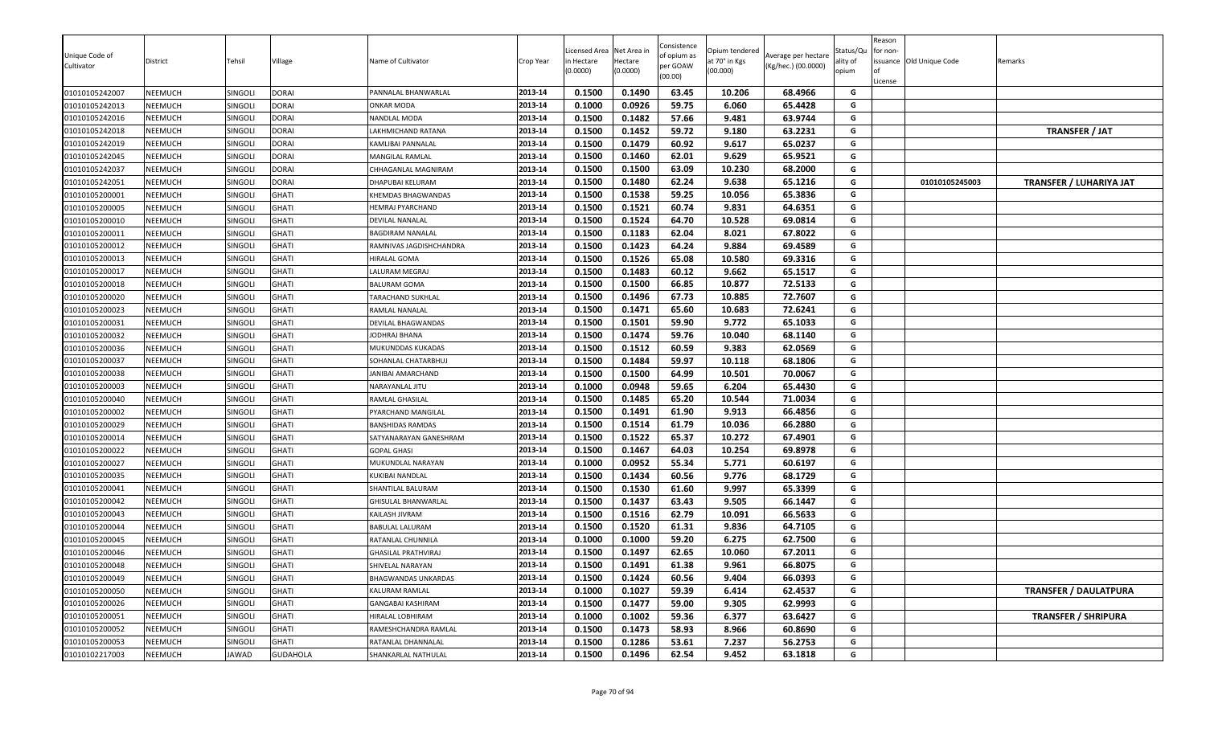| Unique Code of Cultivator | District | Tehsil | Village | Name of Cultivator | Crop Year | Licensed Area in Hectare (0.0000) | Net Area in Hectare (0.0000) | Consistence of opium as per GOAW (00.00) | Opium tendered at 70° in Kgs (00.000) | Average per hectare (Kg/hec.) (00.0000) | Status/Quality of opium | Reason for non-issuance of License | Old Unique Code | Remarks |
|---|---|---|---|---|---|---|---|---|---|---|---|---|---|---|
| 01010105242007 | NEEMUCH | SINGOLI | DORAI | PANNALAL BHANWARLAL | 2013-14 | 0.1500 | 0.1490 | 63.45 | 10.206 | 68.4966 | G | | | |
| 01010105242013 | NEEMUCH | SINGOLI | DORAI | ONKAR MODA | 2013-14 | 0.1000 | 0.0926 | 59.75 | 6.060 | 65.4428 | G | | | |
| 01010105242016 | NEEMUCH | SINGOLI | DORAI | NANDLAL MODA | 2013-14 | 0.1500 | 0.1482 | 57.66 | 9.481 | 63.9744 | G | | | |
| 01010105242018 | NEEMUCH | SINGOLI | DORAI | LAKHMICHAND RATANA | 2013-14 | 0.1500 | 0.1452 | 59.72 | 9.180 | 63.2231 | G | | | **TRANSFER / JAT** |
| 01010105242019 | NEEMUCH | SINGOLI | DORAI | KAMLIBAI PANNALAL | 2013-14 | 0.1500 | 0.1479 | 60.92 | 9.617 | 65.0237 | G | | | |
| 01010105242045 | NEEMUCH | SINGOLI | DORAI | MANGILAL RAMLAL | 2013-14 | 0.1500 | 0.1460 | 62.01 | 9.629 | 65.9521 | G | | | |
| 01010105242037 | NEEMUCH | SINGOLI | DORAI | CHHAGANLAL MAGNIRAM | 2013-14 | 0.1500 | 0.1500 | 63.09 | 10.230 | 68.2000 | G | | | |
| 01010105242051 | NEEMUCH | SINGOLI | DORAI | DHAPUBAI KELURAM | 2013-14 | 0.1500 | 0.1480 | 62.24 | 9.638 | 65.1216 | G | | 01010105245003 | **TRANSFER / LUHARIYA JAT** |
| 01010105200001 | NEEMUCH | SINGOLI | GHATI | KHEMDAS BHAGWANDAS | 2013-14 | 0.1500 | 0.1538 | 59.25 | 10.056 | 65.3836 | G | | | |
| 01010105200005 | NEEMUCH | SINGOLI | GHATI | HEMRAJ PYARCHAND | 2013-14 | 0.1500 | 0.1521 | 60.74 | 9.831 | 64.6351 | G | | | |
| 01010105200010 | NEEMUCH | SINGOLI | GHATI | DEVILAL NANALAL | 2013-14 | 0.1500 | 0.1524 | 64.70 | 10.528 | 69.0814 | G | | | |
| 01010105200011 | NEEMUCH | SINGOLI | GHATI | BAGDIRAM NANALAL | 2013-14 | 0.1500 | 0.1183 | 62.04 | 8.021 | 67.8022 | G | | | |
| 01010105200012 | NEEMUCH | SINGOLI | GHATI | RAMNIVAS JAGDISHCHANDRA | 2013-14 | 0.1500 | 0.1423 | 64.24 | 9.884 | 69.4589 | G | | | |
| 01010105200013 | NEEMUCH | SINGOLI | GHATI | HIRALAL GOMA | 2013-14 | 0.1500 | 0.1526 | 65.08 | 10.580 | 69.3316 | G | | | |
| 01010105200017 | NEEMUCH | SINGOLI | GHATI | LALURAM MEGRAJ | 2013-14 | 0.1500 | 0.1483 | 60.12 | 9.662 | 65.1517 | G | | | |
| 01010105200018 | NEEMUCH | SINGOLI | GHATI | BALURAM GOMA | 2013-14 | 0.1500 | 0.1500 | 66.85 | 10.877 | 72.5133 | G | | | |
| 01010105200020 | NEEMUCH | SINGOLI | GHATI | TARACHAND SUKHLAL | 2013-14 | 0.1500 | 0.1496 | 67.73 | 10.885 | 72.7607 | G | | | |
| 01010105200023 | NEEMUCH | SINGOLI | GHATI | RAMLAL NANALAL | 2013-14 | 0.1500 | 0.1471 | 65.60 | 10.683 | 72.6241 | G | | | |
| 01010105200031 | NEEMUCH | SINGOLI | GHATI | DEVILAL BHAGWANDAS | 2013-14 | 0.1500 | 0.1501 | 59.90 | 9.772 | 65.1033 | G | | | |
| 01010105200032 | NEEMUCH | SINGOLI | GHATI | JODHRAJ BHANA | 2013-14 | 0.1500 | 0.1474 | 59.76 | 10.040 | 68.1140 | G | | | |
| 01010105200036 | NEEMUCH | SINGOLI | GHATI | MUKUNDDAS KUKADAS | 2013-14 | 0.1500 | 0.1512 | 60.59 | 9.383 | 62.0569 | G | | | |
| 01010105200037 | NEEMUCH | SINGOLI | GHATI | SOHANLAL CHATARBHUJ | 2013-14 | 0.1500 | 0.1484 | 59.97 | 10.118 | 68.1806 | G | | | |
| 01010105200038 | NEEMUCH | SINGOLI | GHATI | JANIBAI AMARCHAND | 2013-14 | 0.1500 | 0.1500 | 64.99 | 10.501 | 70.0067 | G | | | |
| 01010105200003 | NEEMUCH | SINGOLI | GHATI | NARAYANLAL JITU | 2013-14 | 0.1000 | 0.0948 | 59.65 | 6.204 | 65.4430 | G | | | |
| 01010105200040 | NEEMUCH | SINGOLI | GHATI | RAMLAL GHASILAL | 2013-14 | 0.1500 | 0.1485 | 65.20 | 10.544 | 71.0034 | G | | | |
| 01010105200002 | NEEMUCH | SINGOLI | GHATI | PYARCHAND MANGILAL | 2013-14 | 0.1500 | 0.1491 | 61.90 | 9.913 | 66.4856 | G | | | |
| 01010105200029 | NEEMUCH | SINGOLI | GHATI | BANSHIDAS RAMDAS | 2013-14 | 0.1500 | 0.1514 | 61.79 | 10.036 | 66.2880 | G | | | |
| 01010105200014 | NEEMUCH | SINGOLI | GHATI | SATYANARAYAN GANESHRAM | 2013-14 | 0.1500 | 0.1522 | 65.37 | 10.272 | 67.4901 | G | | | |
| 01010105200022 | NEEMUCH | SINGOLI | GHATI | GOPAL GHASI | 2013-14 | 0.1500 | 0.1467 | 64.03 | 10.254 | 69.8978 | G | | | |
| 01010105200027 | NEEMUCH | SINGOLI | GHATI | MUKUNDLAL NARAYAN | 2013-14 | 0.1000 | 0.0952 | 55.34 | 5.771 | 60.6197 | G | | | |
| 01010105200035 | NEEMUCH | SINGOLI | GHATI | KUKIBAI NANDLAL | 2013-14 | 0.1500 | 0.1434 | 60.56 | 9.776 | 68.1729 | G | | | |
| 01010105200041 | NEEMUCH | SINGOLI | GHATI | SHANTILAL BALURAM | 2013-14 | 0.1500 | 0.1530 | 61.60 | 9.997 | 65.3399 | G | | | |
| 01010105200042 | NEEMUCH | SINGOLI | GHATI | GHISULAL BHANWARLAL | 2013-14 | 0.1500 | 0.1437 | 63.43 | 9.505 | 66.1447 | G | | | |
| 01010105200043 | NEEMUCH | SINGOLI | GHATI | KAILASH JIVRAM | 2013-14 | 0.1500 | 0.1516 | 62.79 | 10.091 | 66.5633 | G | | | |
| 01010105200044 | NEEMUCH | SINGOLI | GHATI | BABULAL LALURAM | 2013-14 | 0.1500 | 0.1520 | 61.31 | 9.836 | 64.7105 | G | | | |
| 01010105200045 | NEEMUCH | SINGOLI | GHATI | RATANLAL CHUNNILA | 2013-14 | 0.1000 | 0.1000 | 59.20 | 6.275 | 62.7500 | G | | | |
| 01010105200046 | NEEMUCH | SINGOLI | GHATI | GHASILAL PRATHVIRAJ | 2013-14 | 0.1500 | 0.1497 | 62.65 | 10.060 | 67.2011 | G | | | |
| 01010105200048 | NEEMUCH | SINGOLI | GHATI | SHIVELAL NARAYAN | 2013-14 | 0.1500 | 0.1491 | 61.38 | 9.961 | 66.8075 | G | | | |
| 01010105200049 | NEEMUCH | SINGOLI | GHATI | BHAGWANDAS UNKARDAS | 2013-14 | 0.1500 | 0.1424 | 60.56 | 9.404 | 66.0393 | G | | | |
| 01010105200050 | NEEMUCH | SINGOLI | GHATI | KALURAM RAMLAL | 2013-14 | 0.1000 | 0.1027 | 59.39 | 6.414 | 62.4537 | G | | | **TRANSFER / DAULATPURA** |
| 01010105200026 | NEEMUCH | SINGOLI | GHATI | GANGABAI KASHIRAM | 2013-14 | 0.1500 | 0.1477 | 59.00 | 9.305 | 62.9993 | G | | | |
| 01010105200051 | NEEMUCH | SINGOLI | GHATI | HIRALAL LOBHIRAM | 2013-14 | 0.1000 | 0.1002 | 59.36 | 6.377 | 63.6427 | G | | | **TRANSFER / SHRIPURA** |
| 01010105200052 | NEEMUCH | SINGOLI | GHATI | RAMESHCHANDRA RAMLAL | 2013-14 | 0.1500 | 0.1473 | 58.93 | 8.966 | 60.8690 | G | | | |
| 01010105200053 | NEEMUCH | SINGOLI | GHATI | RATANLAL DHANNALAL | 2013-14 | 0.1500 | 0.1286 | 53.61 | 7.237 | 56.2753 | G | | | |
| 01010102217003 | NEEMUCH | JAWAD | GUDAHOLA | SHANKARLAL NATHULAL | 2013-14 | 0.1500 | 0.1496 | 62.54 | 9.452 | 63.1818 | G | | | |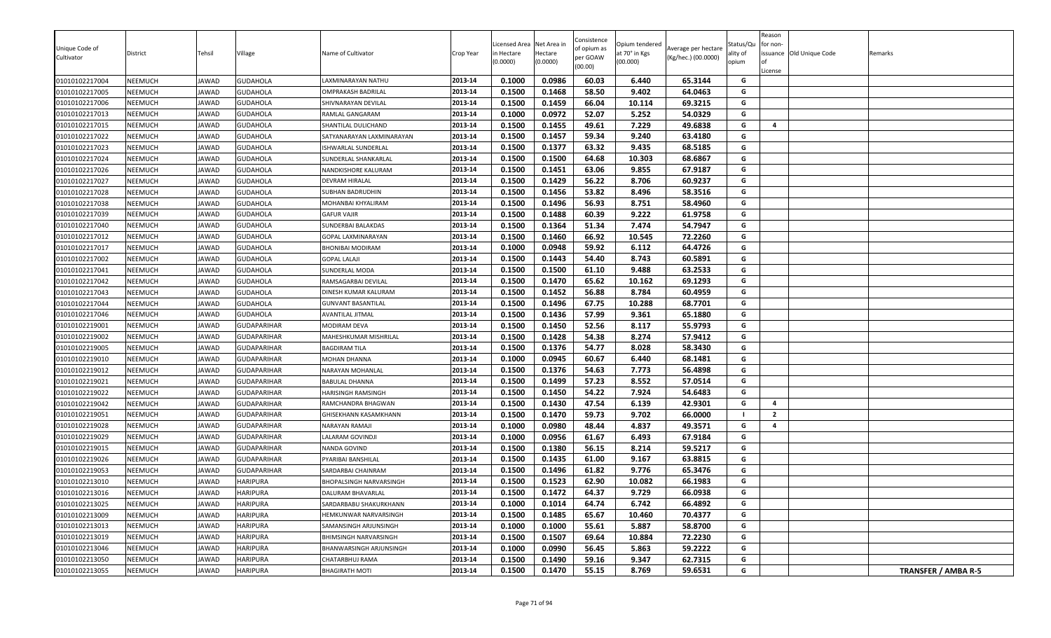| Unique Code of Cultivator | District | Tehsil | Village | Name of Cultivator | Crop Year | Licensed Area in Hectare (0.0000) | Net Area in Hectare (0.0000) | Consistence of opium as per GOAW (00.00) | Opium tendered at 70° in Kgs (00.000) | Average per hectare (Kg/hec.) (00.0000) | Status/Quality of opium | Reason for non-issuance of License | Old Unique Code | Remarks |
|---|---|---|---|---|---|---|---|---|---|---|---|---|---|---|
| 01010102217004 | NEEMUCH | JAWAD | GUDAHOLA | LAXMINARAYAN NATHU | 2013-14 | 0.1000 | 0.0986 | 60.03 | 6.440 | 65.3144 | G | | | |
| 01010102217005 | NEEMUCH | JAWAD | GUDAHOLA | OMPRAKASH BADRILAL | 2013-14 | 0.1500 | 0.1468 | 58.50 | 9.402 | 64.0463 | G | | | |
| 01010102217006 | NEEMUCH | JAWAD | GUDAHOLA | SHIVNARAYAN DEVILAL | 2013-14 | 0.1500 | 0.1459 | 66.04 | 10.114 | 69.3215 | G | | | |
| 01010102217013 | NEEMUCH | JAWAD | GUDAHOLA | RAMLAL GANGARAM | 2013-14 | 0.1000 | 0.0972 | 52.07 | 5.252 | 54.0329 | G | | | |
| 01010102217015 | NEEMUCH | JAWAD | GUDAHOLA | SHANTILAL DULICHAND | 2013-14 | 0.1500 | 0.1455 | 49.61 | 7.229 | 49.6838 | G | 4 | | |
| 01010102217022 | NEEMUCH | JAWAD | GUDAHOLA | SATYANARAYAN LAXMINARAYAN | 2013-14 | 0.1500 | 0.1457 | 59.34 | 9.240 | 63.4180 | G | | | |
| 01010102217023 | NEEMUCH | JAWAD | GUDAHOLA | ISHWARLAL SUNDERLAL | 2013-14 | 0.1500 | 0.1377 | 63.32 | 9.435 | 68.5185 | G | | | |
| 01010102217024 | NEEMUCH | JAWAD | GUDAHOLA | SUNDERLAL SHANKARLAL | 2013-14 | 0.1500 | 0.1500 | 64.68 | 10.303 | 68.6867 | G | | | |
| 01010102217026 | NEEMUCH | JAWAD | GUDAHOLA | NANDKISHORE KALURAM | 2013-14 | 0.1500 | 0.1451 | 63.06 | 9.855 | 67.9187 | G | | | |
| 01010102217027 | NEEMUCH | JAWAD | GUDAHOLA | DEVRAM HIRALAL | 2013-14 | 0.1500 | 0.1429 | 56.22 | 8.706 | 60.9237 | G | | | |
| 01010102217028 | NEEMUCH | JAWAD | GUDAHOLA | SUBHAN BADRUDHIN | 2013-14 | 0.1500 | 0.1456 | 53.82 | 8.496 | 58.3516 | G | | | |
| 01010102217038 | NEEMUCH | JAWAD | GUDAHOLA | MOHANBAI KHYALIRAM | 2013-14 | 0.1500 | 0.1496 | 56.93 | 8.751 | 58.4960 | G | | | |
| 01010102217039 | NEEMUCH | JAWAD | GUDAHOLA | GAFUR VAJIR | 2013-14 | 0.1500 | 0.1488 | 60.39 | 9.222 | 61.9758 | G | | | |
| 01010102217040 | NEEMUCH | JAWAD | GUDAHOLA | SUNDERBAI BALAKDAS | 2013-14 | 0.1500 | 0.1364 | 51.34 | 7.474 | 54.7947 | G | | | |
| 01010102217012 | NEEMUCH | JAWAD | GUDAHOLA | GOPAL LAXMINARAYAN | 2013-14 | 0.1500 | 0.1460 | 66.92 | 10.545 | 72.2260 | G | | | |
| 01010102217017 | NEEMUCH | JAWAD | GUDAHOLA | BHONIBAI MODIRAM | 2013-14 | 0.1000 | 0.0948 | 59.92 | 6.112 | 64.4726 | G | | | |
| 01010102217002 | NEEMUCH | JAWAD | GUDAHOLA | GOPAL LALAJI | 2013-14 | 0.1500 | 0.1443 | 54.40 | 8.743 | 60.5891 | G | | | |
| 01010102217041 | NEEMUCH | JAWAD | GUDAHOLA | SUNDERLAL MODA | 2013-14 | 0.1500 | 0.1500 | 61.10 | 9.488 | 63.2533 | G | | | |
| 01010102217042 | NEEMUCH | JAWAD | GUDAHOLA | RAMSAGARBAI DEVILAL | 2013-14 | 0.1500 | 0.1470 | 65.62 | 10.162 | 69.1293 | G | | | |
| 01010102217043 | NEEMUCH | JAWAD | GUDAHOLA | DINESH KUMAR KALURAM | 2013-14 | 0.1500 | 0.1452 | 56.88 | 8.784 | 60.4959 | G | | | |
| 01010102217044 | NEEMUCH | JAWAD | GUDAHOLA | GUNVANT BASANTILAL | 2013-14 | 0.1500 | 0.1496 | 67.75 | 10.288 | 68.7701 | G | | | |
| 01010102217046 | NEEMUCH | JAWAD | GUDAHOLA | AVANTILAL JITMAL | 2013-14 | 0.1500 | 0.1436 | 57.99 | 9.361 | 65.1880 | G | | | |
| 01010102219001 | NEEMUCH | JAWAD | GUDAPARIHAR | MODIRAM DEVA | 2013-14 | 0.1500 | 0.1450 | 52.56 | 8.117 | 55.9793 | G | | | |
| 01010102219002 | NEEMUCH | JAWAD | GUDAPARIHAR | MAHESHKUMAR MISHRILAL | 2013-14 | 0.1500 | 0.1428 | 54.38 | 8.274 | 57.9412 | G | | | |
| 01010102219005 | NEEMUCH | JAWAD | GUDAPARIHAR | BAGDIRAM TILA | 2013-14 | 0.1500 | 0.1376 | 54.77 | 8.028 | 58.3430 | G | | | |
| 01010102219010 | NEEMUCH | JAWAD | GUDAPARIHAR | MOHAN DHANNA | 2013-14 | 0.1000 | 0.0945 | 60.67 | 6.440 | 68.1481 | G | | | |
| 01010102219012 | NEEMUCH | JAWAD | GUDAPARIHAR | NARAYAN MOHANLAL | 2013-14 | 0.1500 | 0.1376 | 54.63 | 7.773 | 56.4898 | G | | | |
| 01010102219021 | NEEMUCH | JAWAD | GUDAPARIHAR | BABULAL DHANNA | 2013-14 | 0.1500 | 0.1499 | 57.23 | 8.552 | 57.0514 | G | | | |
| 01010102219022 | NEEMUCH | JAWAD | GUDAPARIHAR | HARISINGH RAMSINGH | 2013-14 | 0.1500 | 0.1450 | 54.22 | 7.924 | 54.6483 | G | | | |
| 01010102219042 | NEEMUCH | JAWAD | GUDAPARIHAR | RAMCHANDRA BHAGWAN | 2013-14 | 0.1500 | 0.1430 | 47.54 | 6.139 | 42.9301 | G | 4 | | |
| 01010102219051 | NEEMUCH | JAWAD | GUDAPARIHAR | GHISEKHANN KASAMKHANN | 2013-14 | 0.1500 | 0.1470 | 59.73 | 9.702 | 66.0000 | I | 2 | | |
| 01010102219028 | NEEMUCH | JAWAD | GUDAPARIHAR | NARAYAN RAMAJI | 2013-14 | 0.1000 | 0.0980 | 48.44 | 4.837 | 49.3571 | G | 4 | | |
| 01010102219029 | NEEMUCH | JAWAD | GUDAPARIHAR | LALARAM GOVINDJI | 2013-14 | 0.1000 | 0.0956 | 61.67 | 6.493 | 67.9184 | G | | | |
| 01010102219015 | NEEMUCH | JAWAD | GUDAPARIHAR | NANDA GOVIND | 2013-14 | 0.1500 | 0.1380 | 56.15 | 8.214 | 59.5217 | G | | | |
| 01010102219026 | NEEMUCH | JAWAD | GUDAPARIHAR | PYARIBAI BANSHILAL | 2013-14 | 0.1500 | 0.1435 | 61.00 | 9.167 | 63.8815 | G | | | |
| 01010102219053 | NEEMUCH | JAWAD | GUDAPARIHAR | SARDARBAI CHAINRAM | 2013-14 | 0.1500 | 0.1496 | 61.82 | 9.776 | 65.3476 | G | | | |
| 01010102213010 | NEEMUCH | JAWAD | HARIPURA | BHOPALSINGH NARVARSINGH | 2013-14 | 0.1500 | 0.1523 | 62.90 | 10.082 | 66.1983 | G | | | |
| 01010102213016 | NEEMUCH | JAWAD | HARIPURA | DALURAM BHAVARLAL | 2013-14 | 0.1500 | 0.1472 | 64.37 | 9.729 | 66.0938 | G | | | |
| 01010102213025 | NEEMUCH | JAWAD | HARIPURA | SARDARBABU SHAKURKHANN | 2013-14 | 0.1000 | 0.1014 | 64.74 | 6.742 | 66.4892 | G | | | |
| 01010102213009 | NEEMUCH | JAWAD | HARIPURA | HEMKUNWAR NARVARSINGH | 2013-14 | 0.1500 | 0.1485 | 65.67 | 10.460 | 70.4377 | G | | | |
| 01010102213013 | NEEMUCH | JAWAD | HARIPURA | SAMANSINGH ARJUNSINGH | 2013-14 | 0.1000 | 0.1000 | 55.61 | 5.887 | 58.8700 | G | | | |
| 01010102213019 | NEEMUCH | JAWAD | HARIPURA | BHIMSINGH NARVARSINGH | 2013-14 | 0.1500 | 0.1507 | 69.64 | 10.884 | 72.2230 | G | | | |
| 01010102213046 | NEEMUCH | JAWAD | HARIPURA | BHANWARSINGH ARJUNSINGH | 2013-14 | 0.1000 | 0.0990 | 56.45 | 5.863 | 59.2222 | G | | | |
| 01010102213050 | NEEMUCH | JAWAD | HARIPURA | CHATARBHUJ RAMA | 2013-14 | 0.1500 | 0.1490 | 59.16 | 9.347 | 62.7315 | G | | | |
| 01010102213055 | NEEMUCH | JAWAD | HARIPURA | BHAGIRATH MOTI | 2013-14 | 0.1500 | 0.1470 | 55.15 | 8.769 | 59.6531 | G | | | TRANSFER / AMBA R-5 |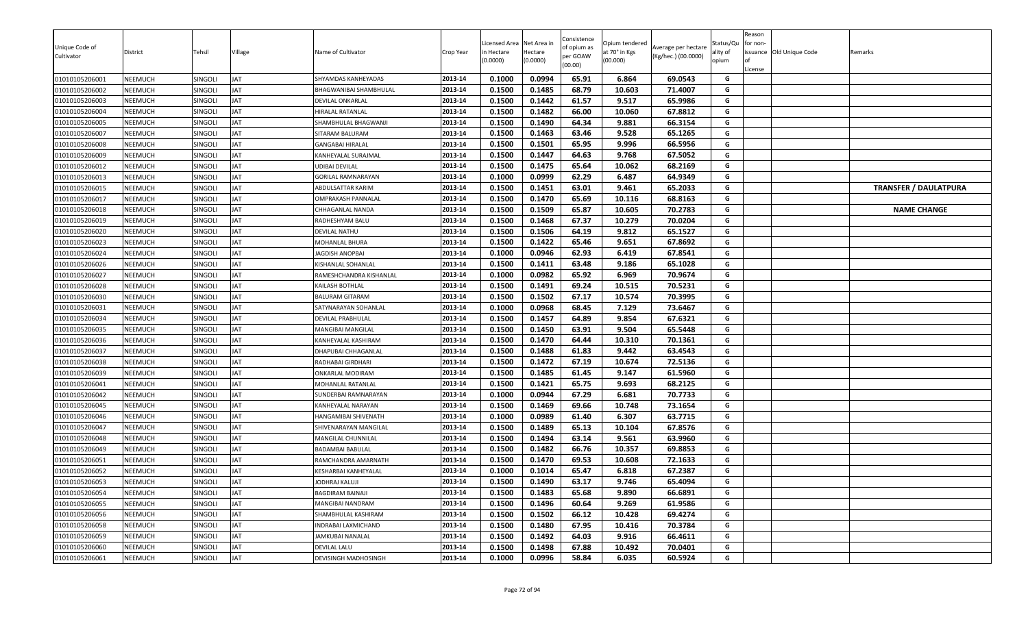| Unique Code of Cultivator | District | Tehsil | Village | Name of Cultivator | Crop Year | Licensed Area in Hectare (0.0000) | Net Area in Hectare (0.0000) | Consistence of opium as per GOAW (00.00) | Opium tendered at 70° in Kgs (00.000) | Average per hectare (Kg/hec.) (00.0000) | Status/Quality of opium | Reason for non-issuance of License | Old Unique Code | Remarks |
|---|---|---|---|---|---|---|---|---|---|---|---|---|---|---|
| 01010105206001 | NEEMUCH | SINGOLI | JAT | SHYAMDAS KANHEYADAS | 2013-14 | 0.1000 | 0.0994 | 65.91 | 6.864 | 69.0543 | G | | | |
| 01010105206002 | NEEMUCH | SINGOLI | JAT | BHAGWANIBAI SHAMBHULAL | 2013-14 | 0.1500 | 0.1485 | 68.79 | 10.603 | 71.4007 | G | | | |
| 01010105206003 | NEEMUCH | SINGOLI | JAT | DEVILAL ONKARLAL | 2013-14 | 0.1500 | 0.1442 | 61.57 | 9.517 | 65.9986 | G | | | |
| 01010105206004 | NEEMUCH | SINGOLI | JAT | HIRALAL RATANLAL | 2013-14 | 0.1500 | 0.1482 | 66.00 | 10.060 | 67.8812 | G | | | |
| 01010105206005 | NEEMUCH | SINGOLI | JAT | SHAMBHULAL BHAGWANJI | 2013-14 | 0.1500 | 0.1490 | 64.34 | 9.881 | 66.3154 | G | | | |
| 01010105206007 | NEEMUCH | SINGOLI | JAT | SITARAM BALURAM | 2013-14 | 0.1500 | 0.1463 | 63.46 | 9.528 | 65.1265 | G | | | |
| 01010105206008 | NEEMUCH | SINGOLI | JAT | GANGABAI HIRALAL | 2013-14 | 0.1500 | 0.1501 | 65.95 | 9.996 | 66.5956 | G | | | |
| 01010105206009 | NEEMUCH | SINGOLI | JAT | KANHEYALAL SURAJMAL | 2013-14 | 0.1500 | 0.1447 | 64.63 | 9.768 | 67.5052 | G | | | |
| 01010105206012 | NEEMUCH | SINGOLI | JAT | UDIBAI DEVILAL | 2013-14 | 0.1500 | 0.1475 | 65.64 | 10.062 | 68.2169 | G | | | |
| 01010105206013 | NEEMUCH | SINGOLI | JAT | GORILAL RAMNARAYAN | 2013-14 | 0.1000 | 0.0999 | 62.29 | 6.487 | 64.9349 | G | | | |
| 01010105206015 | NEEMUCH | SINGOLI | JAT | ABDULSATTAR KARIM | 2013-14 | 0.1500 | 0.1451 | 63.01 | 9.461 | 65.2033 | G | | | TRANSFER / DAULATPURA |
| 01010105206017 | NEEMUCH | SINGOLI | JAT | OMPRAKASH PANNALAL | 2013-14 | 0.1500 | 0.1470 | 65.69 | 10.116 | 68.8163 | G | | | |
| 01010105206018 | NEEMUCH | SINGOLI | JAT | CHHAGANLAL NANDA | 2013-14 | 0.1500 | 0.1509 | 65.87 | 10.605 | 70.2783 | G | | | NAME CHANGE |
| 01010105206019 | NEEMUCH | SINGOLI | JAT | RADHESHYAM BALU | 2013-14 | 0.1500 | 0.1468 | 67.37 | 10.279 | 70.0204 | G | | | |
| 01010105206020 | NEEMUCH | SINGOLI | JAT | DEVILAL NATHU | 2013-14 | 0.1500 | 0.1506 | 64.19 | 9.812 | 65.1527 | G | | | |
| 01010105206023 | NEEMUCH | SINGOLI | JAT | MOHANLAL BHURA | 2013-14 | 0.1500 | 0.1422 | 65.46 | 9.651 | 67.8692 | G | | | |
| 01010105206024 | NEEMUCH | SINGOLI | JAT | JAGDISH ANOPBAI | 2013-14 | 0.1000 | 0.0946 | 62.93 | 6.419 | 67.8541 | G | | | |
| 01010105206026 | NEEMUCH | SINGOLI | JAT | KISHANLAL SOHANLAL | 2013-14 | 0.1500 | 0.1411 | 63.48 | 9.186 | 65.1028 | G | | | |
| 01010105206027 | NEEMUCH | SINGOLI | JAT | RAMESHCHANDRA KISHANLAL | 2013-14 | 0.1000 | 0.0982 | 65.92 | 6.969 | 70.9674 | G | | | |
| 01010105206028 | NEEMUCH | SINGOLI | JAT | KAILASH BOTHLAL | 2013-14 | 0.1500 | 0.1491 | 69.24 | 10.515 | 70.5231 | G | | | |
| 01010105206030 | NEEMUCH | SINGOLI | JAT | BALURAM GITARAM | 2013-14 | 0.1500 | 0.1502 | 67.17 | 10.574 | 70.3995 | G | | | |
| 01010105206031 | NEEMUCH | SINGOLI | JAT | SATYNARAYAN SOHANLAL | 2013-14 | 0.1000 | 0.0968 | 68.45 | 7.129 | 73.6467 | G | | | |
| 01010105206034 | NEEMUCH | SINGOLI | JAT | DEVILAL PRABHULAL | 2013-14 | 0.1500 | 0.1457 | 64.89 | 9.854 | 67.6321 | G | | | |
| 01010105206035 | NEEMUCH | SINGOLI | JAT | MANGIBAI MANGILAL | 2013-14 | 0.1500 | 0.1450 | 63.91 | 9.504 | 65.5448 | G | | | |
| 01010105206036 | NEEMUCH | SINGOLI | JAT | KANHEYALAL KASHIRAM | 2013-14 | 0.1500 | 0.1470 | 64.44 | 10.310 | 70.1361 | G | | | |
| 01010105206037 | NEEMUCH | SINGOLI | JAT | DHAPUBAI CHHAGANLAL | 2013-14 | 0.1500 | 0.1488 | 61.83 | 9.442 | 63.4543 | G | | | |
| 01010105206038 | NEEMUCH | SINGOLI | JAT | RADHABAI GIRDHARI | 2013-14 | 0.1500 | 0.1472 | 67.19 | 10.674 | 72.5136 | G | | | |
| 01010105206039 | NEEMUCH | SINGOLI | JAT | ONKARLAL MODIRAM | 2013-14 | 0.1500 | 0.1485 | 61.45 | 9.147 | 61.5960 | G | | | |
| 01010105206041 | NEEMUCH | SINGOLI | JAT | MOHANLAL RATANLAL | 2013-14 | 0.1500 | 0.1421 | 65.75 | 9.693 | 68.2125 | G | | | |
| 01010105206042 | NEEMUCH | SINGOLI | JAT | SUNDERBAI RAMNARAYAN | 2013-14 | 0.1000 | 0.0944 | 67.29 | 6.681 | 70.7733 | G | | | |
| 01010105206045 | NEEMUCH | SINGOLI | JAT | KANHEYALAL NARAYAN | 2013-14 | 0.1500 | 0.1469 | 69.66 | 10.748 | 73.1654 | G | | | |
| 01010105206046 | NEEMUCH | SINGOLI | JAT | HANGAMIBAI SHIVENATH | 2013-14 | 0.1000 | 0.0989 | 61.40 | 6.307 | 63.7715 | G | | | |
| 01010105206047 | NEEMUCH | SINGOLI | JAT | SHIVENARAYAN MANGILAL | 2013-14 | 0.1500 | 0.1489 | 65.13 | 10.104 | 67.8576 | G | | | |
| 01010105206048 | NEEMUCH | SINGOLI | JAT | MANGILAL CHUNNILAL | 2013-14 | 0.1500 | 0.1494 | 63.14 | 9.561 | 63.9960 | G | | | |
| 01010105206049 | NEEMUCH | SINGOLI | JAT | BADAMBAI BABULAL | 2013-14 | 0.1500 | 0.1482 | 66.76 | 10.357 | 69.8853 | G | | | |
| 01010105206051 | NEEMUCH | SINGOLI | JAT | RAMCHANDRA AMARNATH | 2013-14 | 0.1500 | 0.1470 | 69.53 | 10.608 | 72.1633 | G | | | |
| 01010105206052 | NEEMUCH | SINGOLI | JAT | KESHARBAI KANHEYALAL | 2013-14 | 0.1000 | 0.1014 | 65.47 | 6.818 | 67.2387 | G | | | |
| 01010105206053 | NEEMUCH | SINGOLI | JAT | JODHRAJ KALUJI | 2013-14 | 0.1500 | 0.1490 | 63.17 | 9.746 | 65.4094 | G | | | |
| 01010105206054 | NEEMUCH | SINGOLI | JAT | BAGDIRAM BAINAJI | 2013-14 | 0.1500 | 0.1483 | 65.68 | 9.890 | 66.6891 | G | | | |
| 01010105206055 | NEEMUCH | SINGOLI | JAT | MANGIBAI NANDRAM | 2013-14 | 0.1500 | 0.1496 | 60.64 | 9.269 | 61.9586 | G | | | |
| 01010105206056 | NEEMUCH | SINGOLI | JAT | SHAMBHULAL KASHIRAM | 2013-14 | 0.1500 | 0.1502 | 66.12 | 10.428 | 69.4274 | G | | | |
| 01010105206058 | NEEMUCH | SINGOLI | JAT | INDRABAI LAXMICHAND | 2013-14 | 0.1500 | 0.1480 | 67.95 | 10.416 | 70.3784 | G | | | |
| 01010105206059 | NEEMUCH | SINGOLI | JAT | JAMKUBAI NANALAL | 2013-14 | 0.1500 | 0.1492 | 64.03 | 9.916 | 66.4611 | G | | | |
| 01010105206060 | NEEMUCH | SINGOLI | JAT | DEVILAL LALU | 2013-14 | 0.1500 | 0.1498 | 67.88 | 10.492 | 70.0401 | G | | | |
| 01010105206061 | NEEMUCH | SINGOLI | JAT | DEVISINGH MADHOSINGH | 2013-14 | 0.1000 | 0.0996 | 58.84 | 6.035 | 60.5924 | G | | | |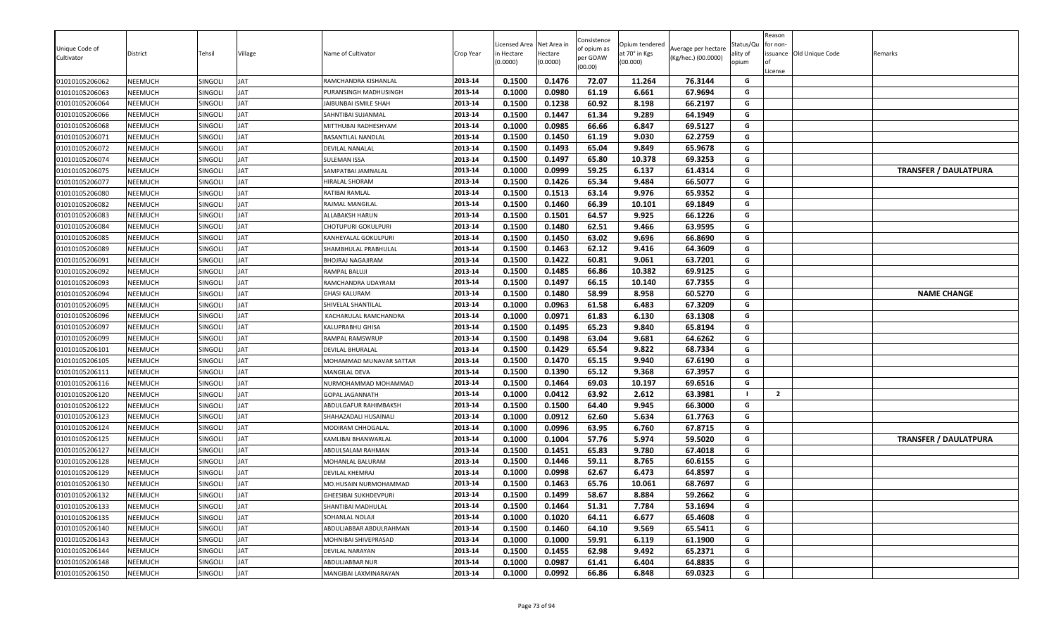| Unique Code of Cultivator | District | Tehsil | Village | Name of Cultivator | Crop Year | Licensed Area in Hectare (0.0000) | Net Area in Hectare (0.0000) | Consistence of opium as per GOAW (00.00) | Opium tendered at 70° in Kgs (00.000) | Average per hectare (Kg/hec.) (00.0000) | Status/Quality of opium | Reason for non-issuance of License | Old Unique Code | Remarks |
|---|---|---|---|---|---|---|---|---|---|---|---|---|---|---|
| 01010105206062 | NEEMUCH | SINGOLI | JAT | RAMCHANDRA KISHANLAL | 2013-14 | 0.1500 | 0.1476 | 72.07 | 11.264 | 76.3144 | G | | | |
| 01010105206063 | NEEMUCH | SINGOLI | JAT | PURANSINGH MADHUSINGH | 2013-14 | 0.1000 | 0.0980 | 61.19 | 6.661 | 67.9694 | G | | | |
| 01010105206064 | NEEMUCH | SINGOLI | JAT | JAIBUNBAI ISMILE SHAH | 2013-14 | 0.1500 | 0.1238 | 60.92 | 8.198 | 66.2197 | G | | | |
| 01010105206066 | NEEMUCH | SINGOLI | JAT | SAHNTIBAI SUJANMAL | 2013-14 | 0.1500 | 0.1447 | 61.34 | 9.289 | 64.1949 | G | | | |
| 01010105206068 | NEEMUCH | SINGOLI | JAT | MITTHUBAI RADHESHYAM | 2013-14 | 0.1000 | 0.0985 | 66.66 | 6.847 | 69.5127 | G | | | |
| 01010105206071 | NEEMUCH | SINGOLI | JAT | BASANTILAL NANDLAL | 2013-14 | 0.1500 | 0.1450 | 61.19 | 9.030 | 62.2759 | G | | | |
| 01010105206072 | NEEMUCH | SINGOLI | JAT | DEVILAL NANALAL | 2013-14 | 0.1500 | 0.1493 | 65.04 | 9.849 | 65.9678 | G | | | |
| 01010105206074 | NEEMUCH | SINGOLI | JAT | SULEMAN ISSA | 2013-14 | 0.1500 | 0.1497 | 65.80 | 10.378 | 69.3253 | G | | | |
| 01010105206075 | NEEMUCH | SINGOLI | JAT | SAMPATBAI JAMNALAL | 2013-14 | 0.1000 | 0.0999 | 59.25 | 6.137 | 61.4314 | G | | | TRANSFER / DAULATPURA |
| 01010105206077 | NEEMUCH | SINGOLI | JAT | HIRALAL SHORAM | 2013-14 | 0.1500 | 0.1426 | 65.34 | 9.484 | 66.5077 | G | | | |
| 01010105206080 | NEEMUCH | SINGOLI | JAT | RATIBAI RAMLAL | 2013-14 | 0.1500 | 0.1513 | 63.14 | 9.976 | 65.9352 | G | | | |
| 01010105206082 | NEEMUCH | SINGOLI | JAT | RAJMAL MANGILAL | 2013-14 | 0.1500 | 0.1460 | 66.39 | 10.101 | 69.1849 | G | | | |
| 01010105206083 | NEEMUCH | SINGOLI | JAT | ALLABAKSH HARUN | 2013-14 | 0.1500 | 0.1501 | 64.57 | 9.925 | 66.1226 | G | | | |
| 01010105206084 | NEEMUCH | SINGOLI | JAT | CHOTUPURI GOKULPURI | 2013-14 | 0.1500 | 0.1480 | 62.51 | 9.466 | 63.9595 | G | | | |
| 01010105206085 | NEEMUCH | SINGOLI | JAT | KANHEYALAL GOKULPURI | 2013-14 | 0.1500 | 0.1450 | 63.02 | 9.696 | 66.8690 | G | | | |
| 01010105206089 | NEEMUCH | SINGOLI | JAT | SHAMBHULAL PRABHULAL | 2013-14 | 0.1500 | 0.1463 | 62.12 | 9.416 | 64.3609 | G | | | |
| 01010105206091 | NEEMUCH | SINGOLI | JAT | BHOJRAJ NAGAJIRAM | 2013-14 | 0.1500 | 0.1422 | 60.81 | 9.061 | 63.7201 | G | | | |
| 01010105206092 | NEEMUCH | SINGOLI | JAT | RAMPAL BALUJI | 2013-14 | 0.1500 | 0.1485 | 66.86 | 10.382 | 69.9125 | G | | | |
| 01010105206093 | NEEMUCH | SINGOLI | JAT | RAMCHANDRA UDAYRAM | 2013-14 | 0.1500 | 0.1497 | 66.15 | 10.140 | 67.7355 | G | | | |
| 01010105206094 | NEEMUCH | SINGOLI | JAT | GHASI KALURAM | 2013-14 | 0.1500 | 0.1480 | 58.99 | 8.958 | 60.5270 | G | | | NAME CHANGE |
| 01010105206095 | NEEMUCH | SINGOLI | JAT | SHIVELAL SHANTILAL | 2013-14 | 0.1000 | 0.0963 | 61.58 | 6.483 | 67.3209 | G | | | |
| 01010105206096 | NEEMUCH | SINGOLI | JAT | KACHARULAL RAMCHANDRA | 2013-14 | 0.1000 | 0.0971 | 61.83 | 6.130 | 63.1308 | G | | | |
| 01010105206097 | NEEMUCH | SINGOLI | JAT | KALUPRABHU GHISA | 2013-14 | 0.1500 | 0.1495 | 65.23 | 9.840 | 65.8194 | G | | | |
| 01010105206099 | NEEMUCH | SINGOLI | JAT | RAMPAL RAMSWRUP | 2013-14 | 0.1500 | 0.1498 | 63.04 | 9.681 | 64.6262 | G | | | |
| 01010105206101 | NEEMUCH | SINGOLI | JAT | DEVILAL BHURALAL | 2013-14 | 0.1500 | 0.1429 | 65.54 | 9.822 | 68.7334 | G | | | |
| 01010105206105 | NEEMUCH | SINGOLI | JAT | MOHAMMAD MUNAVAR SATTAR | 2013-14 | 0.1500 | 0.1470 | 65.15 | 9.940 | 67.6190 | G | | | |
| 01010105206111 | NEEMUCH | SINGOLI | JAT | MANGILAL DEVA | 2013-14 | 0.1500 | 0.1390 | 65.12 | 9.368 | 67.3957 | G | | | |
| 01010105206116 | NEEMUCH | SINGOLI | JAT | NURMOHAMMAD MOHAMMAD | 2013-14 | 0.1500 | 0.1464 | 69.03 | 10.197 | 69.6516 | G | | | |
| 01010105206120 | NEEMUCH | SINGOLI | JAT | GOPAL JAGANNATH | 2013-14 | 0.1000 | 0.0412 | 63.92 | 2.612 | 63.3981 | I | 2 | | |
| 01010105206122 | NEEMUCH | SINGOLI | JAT | ABDULGAFUR RAHIMBAKSH | 2013-14 | 0.1500 | 0.1500 | 64.40 | 9.945 | 66.3000 | G | | | |
| 01010105206123 | NEEMUCH | SINGOLI | JAT | SHAHAZADALI HUSAINALI | 2013-14 | 0.1000 | 0.0912 | 62.60 | 5.634 | 61.7763 | G | | | |
| 01010105206124 | NEEMUCH | SINGOLI | JAT | MODIRAM CHHOGALAL | 2013-14 | 0.1000 | 0.0996 | 63.95 | 6.760 | 67.8715 | G | | | |
| 01010105206125 | NEEMUCH | SINGOLI | JAT | KAMLIBAI BHANWARLAL | 2013-14 | 0.1000 | 0.1004 | 57.76 | 5.974 | 59.5020 | G | | | TRANSFER / DAULATPURA |
| 01010105206127 | NEEMUCH | SINGOLI | JAT | ABDULSALAM RAHMAN | 2013-14 | 0.1500 | 0.1451 | 65.83 | 9.780 | 67.4018 | G | | | |
| 01010105206128 | NEEMUCH | SINGOLI | JAT | MOHANLAL BALURAM | 2013-14 | 0.1500 | 0.1446 | 59.11 | 8.765 | 60.6155 | G | | | |
| 01010105206129 | NEEMUCH | SINGOLI | JAT | DEVILAL KHEMRAJ | 2013-14 | 0.1000 | 0.0998 | 62.67 | 6.473 | 64.8597 | G | | | |
| 01010105206130 | NEEMUCH | SINGOLI | JAT | MO.HUSAIN NURMOHAMMAD | 2013-14 | 0.1500 | 0.1463 | 65.76 | 10.061 | 68.7697 | G | | | |
| 01010105206132 | NEEMUCH | SINGOLI | JAT | GHEESIBAI SUKHDEVPURI | 2013-14 | 0.1500 | 0.1499 | 58.67 | 8.884 | 59.2662 | G | | | |
| 01010105206133 | NEEMUCH | SINGOLI | JAT | SHANTIBAI MADHULAL | 2013-14 | 0.1500 | 0.1464 | 51.31 | 7.784 | 53.1694 | G | | | |
| 01010105206135 | NEEMUCH | SINGOLI | JAT | SOHANLAL NOLAJI | 2013-14 | 0.1000 | 0.1020 | 64.11 | 6.677 | 65.4608 | G | | | |
| 01010105206140 | NEEMUCH | SINGOLI | JAT | ABDULJABBAR ABDULRAHMAN | 2013-14 | 0.1500 | 0.1460 | 64.10 | 9.569 | 65.5411 | G | | | |
| 01010105206143 | NEEMUCH | SINGOLI | JAT | MOHNIBAI SHIVEPRASAD | 2013-14 | 0.1000 | 0.1000 | 59.91 | 6.119 | 61.1900 | G | | | |
| 01010105206144 | NEEMUCH | SINGOLI | JAT | DEVILAL NARAYAN | 2013-14 | 0.1500 | 0.1455 | 62.98 | 9.492 | 65.2371 | G | | | |
| 01010105206148 | NEEMUCH | SINGOLI | JAT | ABDULJABBAR NUR | 2013-14 | 0.1000 | 0.0987 | 61.41 | 6.404 | 64.8835 | G | | | |
| 01010105206150 | NEEMUCH | SINGOLI | JAT | MANGIBAI LAXMINARAYAN | 2013-14 | 0.1000 | 0.0992 | 66.86 | 6.848 | 69.0323 | G | | | |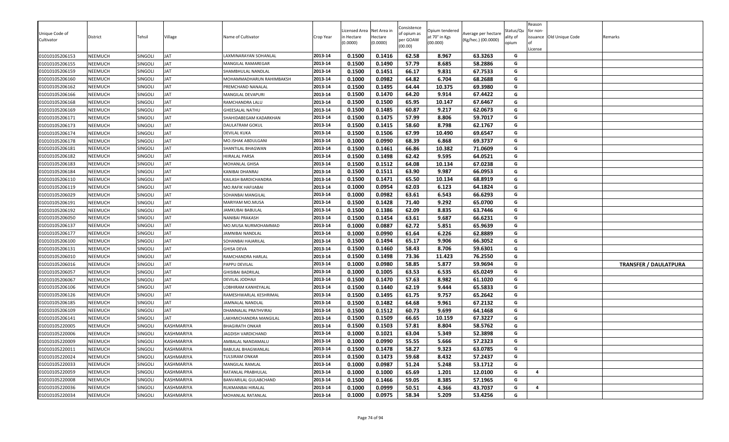| Unique Code of Cultivator | District | Tehsil | Village | Name of Cultivator | Crop Year | Licensed Area in Hectare (0.0000) | Net Area in Hectare (0.0000) | Consistence of opium as per GOAW (00.00) | Opium tendered at 70° in Kgs (00.000) | Average per hectare (Kg/hec.) (00.0000) | Status/Quality of opium | Reason for non-issuance of License | Old Unique Code | Remarks |
|---|---|---|---|---|---|---|---|---|---|---|---|---|---|---|
| 01010105206153 | NEEMUCH | SINGOLI | JAT | LAXMINARAYAN SOHANLAL | 2013-14 | 0.1500 | 0.1416 | 62.58 | 8.967 | 63.3263 | G | | | |
| 01010105206155 | NEEMUCH | SINGOLI | JAT | MANGILAL RAMAREGAR | 2013-14 | 0.1500 | 0.1490 | 57.79 | 8.685 | 58.2886 | G | | | |
| 01010105206159 | NEEMUCH | SINGOLI | JAT | SHAMBHULAL NANDLAL | 2013-14 | 0.1500 | 0.1451 | 66.17 | 9.831 | 67.7533 | G | | | |
| 01010105206160 | NEEMUCH | SINGOLI | JAT | MOHAMMADHARUN RAHIMBAKSH | 2013-14 | 0.1000 | 0.0982 | 64.82 | 6.704 | 68.2688 | G | | | |
| 01010105206162 | NEEMUCH | SINGOLI | JAT | PREMCHAND NANALAL | 2013-14 | 0.1500 | 0.1495 | 64.44 | 10.375 | 69.3980 | G | | | |
| 01010105206166 | NEEMUCH | SINGOLI | JAT | MANGILAL DEVAPURI | 2013-14 | 0.1500 | 0.1470 | 64.20 | 9.914 | 67.4422 | G | | | |
| 01010105206168 | NEEMUCH | SINGOLI | JAT | RAMCHANDRA LALU | 2013-14 | 0.1500 | 0.1500 | 65.95 | 10.147 | 67.6467 | G | | | |
| 01010105206169 | NEEMUCH | SINGOLI | JAT | GHEESALAL NATHU | 2013-14 | 0.1500 | 0.1485 | 60.87 | 9.217 | 62.0673 | G | | | |
| 01010105206171 | NEEMUCH | SINGOLI | JAT | SHAHIDABEGAM KADARKHAN | 2013-14 | 0.1500 | 0.1475 | 57.99 | 8.806 | 59.7017 | G | | | |
| 01010105206173 | NEEMUCH | SINGOLI | JAT | DAULATRAM GOKUL | 2013-14 | 0.1500 | 0.1415 | 58.60 | 8.798 | 62.1767 | G | | | |
| 01010105206174 | NEEMUCH | SINGOLI | JAT | DEVILAL KUKA | 2013-14 | 0.1500 | 0.1506 | 67.99 | 10.490 | 69.6547 | G | | | |
| 01010105206178 | NEEMUCH | SINGOLI | JAT | MO.ISHAK ABDULGANI | 2013-14 | 0.1000 | 0.0990 | 68.39 | 6.868 | 69.3737 | G | | | |
| 01010105206181 | NEEMUCH | SINGOLI | JAT | SHANTILAL BHAGWAN | 2013-14 | 0.1500 | 0.1461 | 66.86 | 10.382 | 71.0609 | G | | | |
| 01010105206182 | NEEMUCH | SINGOLI | JAT | HIIRALAL PARSA | 2013-14 | 0.1500 | 0.1498 | 62.42 | 9.595 | 64.0521 | G | | | |
| 01010105206183 | NEEMUCH | SINGOLI | JAT | MOHANLAL GHISA | 2013-14 | 0.1500 | 0.1512 | 64.08 | 10.134 | 67.0238 | G | | | |
| 01010105206184 | NEEMUCH | SINGOLI | JAT | KANIBAI DHANRAJ | 2013-14 | 0.1500 | 0.1511 | 63.90 | 9.987 | 66.0953 | G | | | |
| 01010105206110 | NEEMUCH | SINGOLI | JAT | KAILASH BARDICHANDRA | 2013-14 | 0.1500 | 0.1471 | 65.50 | 10.134 | 68.8919 | G | | | |
| 01010105206119 | NEEMUCH | SINGOLI | JAT | MO.RAFIK HAFIJABAI | 2013-14 | 0.1000 | 0.0954 | 62.03 | 6.123 | 64.1824 | G | | | |
| 01010105206029 | NEEMUCH | SINGOLI | JAT | SOHANBAI MANGILAL | 2013-14 | 0.1000 | 0.0982 | 63.61 | 6.543 | 66.6293 | G | | | |
| 01010105206191 | NEEMUCH | SINGOLI | JAT | MARIYAM MO.MUSA | 2013-14 | 0.1500 | 0.1428 | 71.40 | 9.292 | 65.0700 | G | | | |
| 01010105206192 | NEEMUCH | SINGOLI | JAT | JAMKUBAI BABULAL | 2013-14 | 0.1500 | 0.1386 | 62.09 | 8.835 | 63.7446 | G | | | |
| 01010105206050 | NEEMUCH | SINGOLI | JAT | NANIBAI PRAKASH | 2013-14 | 0.1500 | 0.1454 | 63.61 | 9.687 | 66.6231 | G | | | |
| 01010105206137 | NEEMUCH | SINGOLI | JAT | MO.MUSA NURMOHAMMAD | 2013-14 | 0.1000 | 0.0887 | 62.72 | 5.851 | 65.9639 | G | | | |
| 01010105206177 | NEEMUCH | SINGOLI | JAT | JAMNIBAI NANDLAL | 2013-14 | 0.1000 | 0.0990 | 61.64 | 6.226 | 62.8889 | G | | | |
| 01010105206100 | NEEMUCH | SINGOLI | JAT | SOHANBAI HAJARILAL | 2013-14 | 0.1500 | 0.1494 | 65.17 | 9.906 | 66.3052 | G | | | |
| 01010105206131 | NEEMUCH | SINGOLI | JAT | GHISA DEVA | 2013-14 | 0.1500 | 0.1460 | 58.43 | 8.706 | 59.6301 | G | | | |
| 01010105206010 | NEEMUCH | SINGOLI | JAT | RAMCHANDRA HARLAL | 2013-14 | 0.1500 | 0.1498 | 73.36 | 11.423 | 76.2550 | G | | | |
| 01010105206016 | NEEMUCH | SINGOLI | JAT | PAPPU DEVILAL | 2013-14 | 0.1000 | 0.0980 | 58.85 | 5.877 | 59.9694 | G | | | TRANSFER / DAULATPURA |
| 01010105206057 | NEEMUCH | SINGOLI | JAT | GHISIBAI BADRILAL | 2013-14 | 0.1000 | 0.1005 | 63.53 | 6.535 | 65.0249 | G | | | |
| 01010105206067 | NEEMUCH | SINGOLI | JAT | DEVILAL JODHAJI | 2013-14 | 0.1500 | 0.1470 | 57.63 | 8.982 | 61.1020 | G | | | |
| 01010105206106 | NEEMUCH | SINGOLI | JAT | LOBHIRAM KANHEYALAL | 2013-14 | 0.1500 | 0.1440 | 62.19 | 9.444 | 65.5833 | G | | | |
| 01010105206126 | NEEMUCH | SINGOLI | JAT | RAMESHWARLAL KESHRIMAL | 2013-14 | 0.1500 | 0.1495 | 61.75 | 9.757 | 65.2642 | G | | | |
| 01010105206185 | NEEMUCH | SINGOLI | JAT | JAMNALAL NANDLAL | 2013-14 | 0.1500 | 0.1482 | 64.68 | 9.961 | 67.2132 | G | | | |
| 01010105206109 | NEEMUCH | SINGOLI | JAT | DHANNALAL PRATHVIRAJ | 2013-14 | 0.1500 | 0.1512 | 60.73 | 9.699 | 64.1468 | G | | | |
| 01010105206141 | NEEMUCH | SINGOLI | JAT | LAKHMICHANDRA MANGILAL | 2013-14 | 0.1500 | 0.1509 | 66.65 | 10.159 | 67.3227 | G | | | |
| 01010105220005 | NEEMUCH | SINGOLI | KASHMARIYA | BHAGIRATH ONKAR | 2013-14 | 0.1500 | 0.1503 | 57.81 | 8.804 | 58.5762 | G | | | |
| 01010105220006 | NEEMUCH | SINGOLI | KASHMARIYA | JAGDISH VARDICHAND | 2013-14 | 0.1000 | 0.1021 | 63.04 | 5.349 | 52.3898 | G | | | |
| 01010105220009 | NEEMUCH | SINGOLI | KASHMARIYA | AMBALAL NANDAMALU | 2013-14 | 0.1000 | 0.0990 | 55.55 | 5.666 | 57.2323 | G | | | |
| 01010105220011 | NEEMUCH | SINGOLI | KASHMARIYA | BABULAL BHAGWANLAL | 2013-14 | 0.1500 | 0.1478 | 58.27 | 9.323 | 63.0785 | G | | | |
| 01010105220024 | NEEMUCH | SINGOLI | KASHMARIYA | TULSIRAM ONKAR | 2013-14 | 0.1500 | 0.1473 | 59.68 | 8.432 | 57.2437 | G | | | |
| 01010105220033 | NEEMUCH | SINGOLI | KASHMARIYA | MANGILAL RAMLAL | 2013-14 | 0.1000 | 0.0987 | 51.24 | 5.248 | 53.1712 | G | | | |
| 01010105220059 | NEEMUCH | SINGOLI | KASHMARIYA | RATANLAL PRABHULAL | 2013-14 | 0.1000 | 0.1000 | 65.69 | 1.201 | 12.0100 | G | 4 | | |
| 01010105220008 | NEEMUCH | SINGOLI | KASHMARIYA | BANVARILAL GULABCHAND | 2013-14 | 0.1500 | 0.1466 | 59.05 | 8.385 | 57.1965 | G | | | |
| 01010105220036 | NEEMUCH | SINGOLI | KASHMARIYA | RUKMANBAI HIRALAL | 2013-14 | 0.1000 | 0.0999 | 50.51 | 4.366 | 43.7037 | G | 4 | | |
| 01010105220034 | NEEMUCH | SINGOLI | KASHMARIYA | MOHANLAL RATANLAL | 2013-14 | 0.1000 | 0.0975 | 58.34 | 5.209 | 53.4256 | G | | | |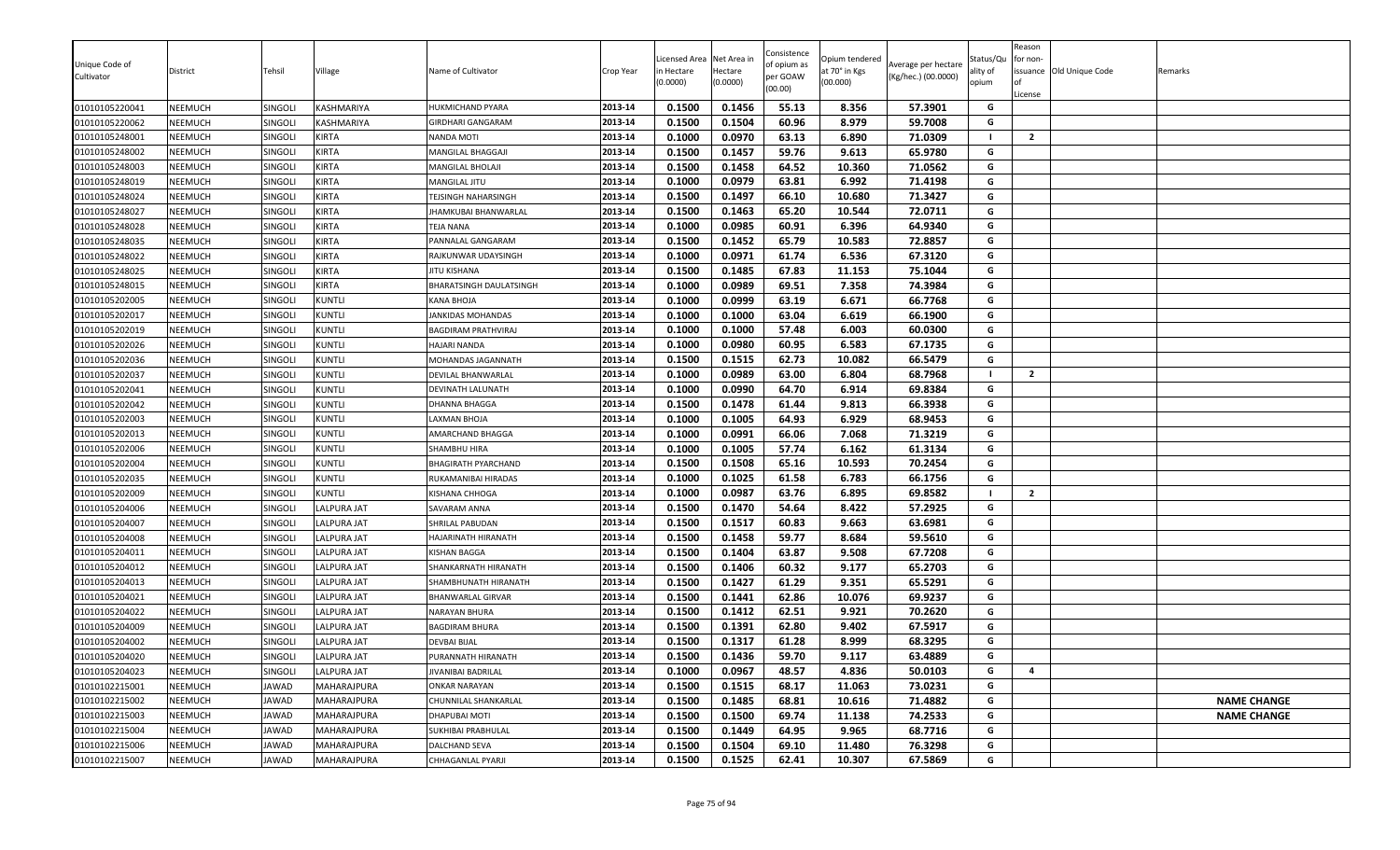| Unique Code of Cultivator | District | Tehsil | Village | Name of Cultivator | Crop Year | Licensed Area in Hectare (0.0000) | Net Area in Hectare (0.0000) | Consistence of opium as per GOAW (00.00) | Opium tendered at 70° in Kgs (00.000) | Average per hectare (Kg/hec.) (00.0000) | Status/Quality of opium | Reason for non-issuance of License | Old Unique Code | Remarks |
|---|---|---|---|---|---|---|---|---|---|---|---|---|---|---|
| 01010105220041 | NEEMUCH | SINGOLI | KASHMARIYA | HUKMICHAND PYARA | 2013-14 | 0.1500 | 0.1456 | 55.13 | 8.356 | 57.3901 | G | | | |
| 01010105220062 | NEEMUCH | SINGOLI | KASHMARIYA | GIRDHARI GANGARAM | 2013-14 | 0.1500 | 0.1504 | 60.96 | 8.979 | 59.7008 | G | | | |
| 01010105248001 | NEEMUCH | SINGOLI | KIRTA | NANDA MOTI | 2013-14 | 0.1000 | 0.0970 | 63.13 | 6.890 | 71.0309 | I | 2 | | |
| 01010105248002 | NEEMUCH | SINGOLI | KIRTA | MANGILAL BHAGGAJI | 2013-14 | 0.1500 | 0.1457 | 59.76 | 9.613 | 65.9780 | G | | | |
| 01010105248003 | NEEMUCH | SINGOLI | KIRTA | MANGILAL BHOLAJI | 2013-14 | 0.1500 | 0.1458 | 64.52 | 10.360 | 71.0562 | G | | | |
| 01010105248019 | NEEMUCH | SINGOLI | KIRTA | MANGILAL JITU | 2013-14 | 0.1000 | 0.0979 | 63.81 | 6.992 | 71.4198 | G | | | |
| 01010105248024 | NEEMUCH | SINGOLI | KIRTA | TEJSINGH NAHARSINGH | 2013-14 | 0.1500 | 0.1497 | 66.10 | 10.680 | 71.3427 | G | | | |
| 01010105248027 | NEEMUCH | SINGOLI | KIRTA | JHAMKUBAI BHANWARLAL | 2013-14 | 0.1500 | 0.1463 | 65.20 | 10.544 | 72.0711 | G | | | |
| 01010105248028 | NEEMUCH | SINGOLI | KIRTA | TEJA NANA | 2013-14 | 0.1000 | 0.0985 | 60.91 | 6.396 | 64.9340 | G | | | |
| 01010105248035 | NEEMUCH | SINGOLI | KIRTA | PANNALAL GANGARAM | 2013-14 | 0.1500 | 0.1452 | 65.79 | 10.583 | 72.8857 | G | | | |
| 01010105248022 | NEEMUCH | SINGOLI | KIRTA | RAJKUNWAR UDAYSINGH | 2013-14 | 0.1000 | 0.0971 | 61.74 | 6.536 | 67.3120 | G | | | |
| 01010105248025 | NEEMUCH | SINGOLI | KIRTA | JITU KISHANA | 2013-14 | 0.1500 | 0.1485 | 67.83 | 11.153 | 75.1044 | G | | | |
| 01010105248015 | NEEMUCH | SINGOLI | KIRTA | BHARATSINGH DAULATSINGH | 2013-14 | 0.1000 | 0.0989 | 69.51 | 7.358 | 74.3984 | G | | | |
| 01010105202005 | NEEMUCH | SINGOLI | KUNTLI | KANA BHOJA | 2013-14 | 0.1000 | 0.0999 | 63.19 | 6.671 | 66.7768 | G | | | |
| 01010105202017 | NEEMUCH | SINGOLI | KUNTLI | JANKIDAS MOHANDAS | 2013-14 | 0.1000 | 0.1000 | 63.04 | 6.619 | 66.1900 | G | | | |
| 01010105202019 | NEEMUCH | SINGOLI | KUNTLI | BAGDIRAM PRATHVIRAJ | 2013-14 | 0.1000 | 0.1000 | 57.48 | 6.003 | 60.0300 | G | | | |
| 01010105202026 | NEEMUCH | SINGOLI | KUNTLI | HAJARI NANDA | 2013-14 | 0.1000 | 0.0980 | 60.95 | 6.583 | 67.1735 | G | | | |
| 01010105202036 | NEEMUCH | SINGOLI | KUNTLI | MOHANDAS JAGANNATH | 2013-14 | 0.1500 | 0.1515 | 62.73 | 10.082 | 66.5479 | G | | | |
| 01010105202037 | NEEMUCH | SINGOLI | KUNTLI | DEVILAL BHANWARLAL | 2013-14 | 0.1000 | 0.0989 | 63.00 | 6.804 | 68.7968 | I | 2 | | |
| 01010105202041 | NEEMUCH | SINGOLI | KUNTLI | DEVINATH LALUNATH | 2013-14 | 0.1000 | 0.0990 | 64.70 | 6.914 | 69.8384 | G | | | |
| 01010105202042 | NEEMUCH | SINGOLI | KUNTLI | DHANNA BHAGGA | 2013-14 | 0.1500 | 0.1478 | 61.44 | 9.813 | 66.3938 | G | | | |
| 01010105202003 | NEEMUCH | SINGOLI | KUNTLI | LAXMAN BHOJA | 2013-14 | 0.1000 | 0.1005 | 64.93 | 6.929 | 68.9453 | G | | | |
| 01010105202013 | NEEMUCH | SINGOLI | KUNTLI | AMARCHAND BHAGGA | 2013-14 | 0.1000 | 0.0991 | 66.06 | 7.068 | 71.3219 | G | | | |
| 01010105202006 | NEEMUCH | SINGOLI | KUNTLI | SHAMBHU HIRA | 2013-14 | 0.1000 | 0.1005 | 57.74 | 6.162 | 61.3134 | G | | | |
| 01010105202004 | NEEMUCH | SINGOLI | KUNTLI | BHAGIRATH PYARCHAND | 2013-14 | 0.1500 | 0.1508 | 65.16 | 10.593 | 70.2454 | G | | | |
| 01010105202035 | NEEMUCH | SINGOLI | KUNTLI | RUKAMANIBAI HIRADAS | 2013-14 | 0.1000 | 0.1025 | 61.58 | 6.783 | 66.1756 | G | | | |
| 01010105202009 | NEEMUCH | SINGOLI | KUNTLI | KISHANA CHHOGA | 2013-14 | 0.1000 | 0.0987 | 63.76 | 6.895 | 69.8582 | I | 2 | | |
| 01010105204006 | NEEMUCH | SINGOLI | LALPURA JAT | SAVARAM ANNA | 2013-14 | 0.1500 | 0.1470 | 54.64 | 8.422 | 57.2925 | G | | | |
| 01010105204007 | NEEMUCH | SINGOLI | LALPURA JAT | SHRILAL PABUDAN | 2013-14 | 0.1500 | 0.1517 | 60.83 | 9.663 | 63.6981 | G | | | |
| 01010105204008 | NEEMUCH | SINGOLI | LALPURA JAT | HAJARINATH HIRANATH | 2013-14 | 0.1500 | 0.1458 | 59.77 | 8.684 | 59.5610 | G | | | |
| 01010105204011 | NEEMUCH | SINGOLI | LALPURA JAT | KISHAN BAGGA | 2013-14 | 0.1500 | 0.1404 | 63.87 | 9.508 | 67.7208 | G | | | |
| 01010105204012 | NEEMUCH | SINGOLI | LALPURA JAT | SHANKARNATH HIRANATH | 2013-14 | 0.1500 | 0.1406 | 60.32 | 9.177 | 65.2703 | G | | | |
| 01010105204013 | NEEMUCH | SINGOLI | LALPURA JAT | SHAMBHUNATH HIRANATH | 2013-14 | 0.1500 | 0.1427 | 61.29 | 9.351 | 65.5291 | G | | | |
| 01010105204021 | NEEMUCH | SINGOLI | LALPURA JAT | BHANWARLAL GIRVAR | 2013-14 | 0.1500 | 0.1441 | 62.86 | 10.076 | 69.9237 | G | | | |
| 01010105204022 | NEEMUCH | SINGOLI | LALPURA JAT | NARAYAN BHURA | 2013-14 | 0.1500 | 0.1412 | 62.51 | 9.921 | 70.2620 | G | | | |
| 01010105204009 | NEEMUCH | SINGOLI | LALPURA JAT | BAGDIRAM BHURA | 2013-14 | 0.1500 | 0.1391 | 62.80 | 9.402 | 67.5917 | G | | | |
| 01010105204002 | NEEMUCH | SINGOLI | LALPURA JAT | DEVBAI BIJAL | 2013-14 | 0.1500 | 0.1317 | 61.28 | 8.999 | 68.3295 | G | | | |
| 01010105204020 | NEEMUCH | SINGOLI | LALPURA JAT | PURANNATH HIRANATH | 2013-14 | 0.1500 | 0.1436 | 59.70 | 9.117 | 63.4889 | G | | | |
| 01010105204023 | NEEMUCH | SINGOLI | LALPURA JAT | JIVANIBAI BADRILAL | 2013-14 | 0.1000 | 0.0967 | 48.57 | 4.836 | 50.0103 | G | 4 | | |
| 01010102215001 | NEEMUCH | JAWAD | MAHARAJPURA | ONKAR NARAYAN | 2013-14 | 0.1500 | 0.1515 | 68.17 | 11.063 | 73.0231 | G | | | |
| 01010102215002 | NEEMUCH | JAWAD | MAHARAJPURA | CHUNNILAL SHANKARLAL | 2013-14 | 0.1500 | 0.1485 | 68.81 | 10.616 | 71.4882 | G | | | NAME CHANGE |
| 01010102215003 | NEEMUCH | JAWAD | MAHARAJPURA | DHAPUBAI MOTI | 2013-14 | 0.1500 | 0.1500 | 69.74 | 11.138 | 74.2533 | G | | | NAME CHANGE |
| 01010102215004 | NEEMUCH | JAWAD | MAHARAJPURA | SUKHIBAI PRABHULAL | 2013-14 | 0.1500 | 0.1449 | 64.95 | 9.965 | 68.7716 | G | | | |
| 01010102215006 | NEEMUCH | JAWAD | MAHARAJPURA | DALCHAND SEVA | 2013-14 | 0.1500 | 0.1504 | 69.10 | 11.480 | 76.3298 | G | | | |
| 01010102215007 | NEEMUCH | JAWAD | MAHARAJPURA | CHHAGANLAL PYARJI | 2013-14 | 0.1500 | 0.1525 | 62.41 | 10.307 | 67.5869 | G | | | |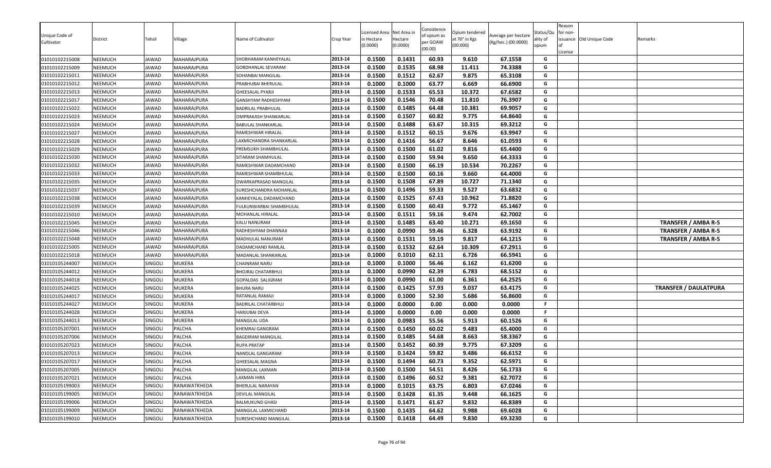| Unique Code of Cultivator | District | Tehsil | Village | Name of Cultivator | Crop Year | Licensed Area in Hectare (0.0000) | Net Area in Hectare (0.0000) | Consistence of opium as per GOAW (00.00) | Opium tendered at 70° in Kgs (00.000) | Average per hectare (Kg/hec.) (00.0000) | Status/Quality of opium | Reason for non-issuance of License | Old Unique Code | Remarks |
|---|---|---|---|---|---|---|---|---|---|---|---|---|---|---|
| 01010102215008 | NEEMUCH | JAWAD | MAHARAJPURA | SHOBHARAM KANHEYALAL | 2013-14 | 0.1500 | 0.1431 | 60.93 | 9.610 | 67.1558 | G | | | |
| 01010102215009 | NEEMUCH | JAWAD | MAHARAJPURA | GORDHANLAL SEVARAM | 2013-14 | 0.1500 | 0.1535 | 68.98 | 11.411 | 74.3388 | G | | | |
| 01010102215011 | NEEMUCH | JAWAD | MAHARAJPURA | SOHANBAI MANGILAL | 2013-14 | 0.1500 | 0.1512 | 62.67 | 9.875 | 65.3108 | G | | | |
| 01010102215012 | NEEMUCH | JAWAD | MAHARAJPURA | PRABHUBAI BHERULAL | 2013-14 | 0.1000 | 0.1000 | 63.77 | 6.669 | 66.6900 | G | | | |
| 01010102215013 | NEEMUCH | JAWAD | MAHARAJPURA | GHEESALAL PYARJI | 2013-14 | 0.1500 | 0.1533 | 65.53 | 10.372 | 67.6582 | G | | | |
| 01010102215017 | NEEMUCH | JAWAD | MAHARAJPURA | GANSHYAM RADHESHYAM | 2013-14 | 0.1500 | 0.1546 | 70.48 | 11.810 | 76.3907 | G | | | |
| 01010102215022 | NEEMUCH | JAWAD | MAHARAJPURA | BADRILAL PRABHULAL | 2013-14 | 0.1500 | 0.1485 | 64.48 | 10.381 | 69.9057 | G | | | |
| 01010102215023 | NEEMUCH | JAWAD | MAHARAJPURA | OMPRAKASH SHANKARLAL | 2013-14 | 0.1500 | 0.1507 | 60.82 | 9.775 | 64.8640 | G | | | |
| 01010102215024 | NEEMUCH | JAWAD | MAHARAJPURA | BABULAL SHANKARLAL | 2013-14 | 0.1500 | 0.1488 | 63.67 | 10.315 | 69.3212 | G | | | |
| 01010102215027 | NEEMUCH | JAWAD | MAHARAJPURA | RAMESHWAR HIRALAL | 2013-14 | 0.1500 | 0.1512 | 60.15 | 9.676 | 63.9947 | G | | | |
| 01010102215028 | NEEMUCH | JAWAD | MAHARAJPURA | LAXMICHANDRA SHANKARLAL | 2013-14 | 0.1500 | 0.1416 | 56.67 | 8.646 | 61.0593 | G | | | |
| 01010102215029 | NEEMUCH | JAWAD | MAHARAJPURA | PREMSUKH SHAMBHULAL | 2013-14 | 0.1500 | 0.1500 | 61.02 | 9.816 | 65.4400 | G | | | |
| 01010102215030 | NEEMUCH | JAWAD | MAHARAJPURA | SITARAM SHAMHULAL | 2013-14 | 0.1500 | 0.1500 | 59.94 | 9.650 | 64.3333 | G | | | |
| 01010102215032 | NEEMUCH | JAWAD | MAHARAJPURA | RAMESHWAR DADAMCHAND | 2013-14 | 0.1500 | 0.1500 | 66.19 | 10.534 | 70.2267 | G | | | |
| 01010102215033 | NEEMUCH | JAWAD | MAHARAJPURA | RAMESHWAR SHAMBHULAL | 2013-14 | 0.1500 | 0.1500 | 60.16 | 9.660 | 64.4000 | G | | | |
| 01010102215035 | NEEMUCH | JAWAD | MAHARAJPURA | DWARKAPRASAD MANGILAL | 2013-14 | 0.1500 | 0.1508 | 67.89 | 10.727 | 71.1340 | G | | | |
| 01010102215037 | NEEMUCH | JAWAD | MAHARAJPURA | SURESHCHANDRA MOHANLAL | 2013-14 | 0.1500 | 0.1496 | 59.33 | 9.527 | 63.6832 | G | | | |
| 01010102215038 | NEEMUCH | JAWAD | MAHARAJPURA | KANHEYALAL DADAMCHAND | 2013-14 | 0.1500 | 0.1525 | 67.43 | 10.962 | 71.8820 | G | | | |
| 01010102215039 | NEEMUCH | JAWAD | MAHARAJPURA | FULKUNWARBAI SHAMBHULAL | 2013-14 | 0.1500 | 0.1500 | 60.43 | 9.772 | 65.1467 | G | | | |
| 01010102215010 | NEEMUCH | JAWAD | MAHARAJPURA | MOHANLAL HIRALAL | 2013-14 | 0.1500 | 0.1511 | 59.16 | 9.474 | 62.7002 | G | | | |
| 01010102215045 | NEEMUCH | JAWAD | MAHARAJPURA | KALU NANURAM | 2013-14 | 0.1500 | 0.1485 | 63.40 | 10.271 | 69.1650 | G | | | TRANSFER / AMBA R-5 |
| 01010102215046 | NEEMUCH | JAWAD | MAHARAJPURA | RADHESHYAM DHANNAJI | 2013-14 | 0.1000 | 0.0990 | 59.46 | 6.328 | 63.9192 | G | | | TRANSFER / AMBA R-5 |
| 01010102215048 | NEEMUCH | JAWAD | MAHARAJPURA | MADHULAL NANURAM | 2013-14 | 0.1500 | 0.1531 | 59.19 | 9.817 | 64.1215 | G | | | TRANSFER / AMBA R-5 |
| 01010102215005 | NEEMUCH | JAWAD | MAHARAJPURA | DADAMCHAND RAMLAL | 2013-14 | 0.1500 | 0.1532 | 62.64 | 10.309 | 67.2911 | G | | | |
| 01010102215018 | NEEMUCH | JAWAD | MAHARAJPURA | MADANLAL SHANKARLAL | 2013-14 | 0.1000 | 0.1010 | 62.11 | 6.726 | 66.5941 | G | | | |
| 01010105244007 | NEEMUCH | SINGOLI | MUKERA | CHAINRAM NARU | 2013-14 | 0.1000 | 0.1000 | 56.46 | 6.162 | 61.6200 | G | | | |
| 01010105244012 | NEEMUCH | SINGOLI | MUKERA | BHOJRAJ CHATARBHUJ | 2013-14 | 0.1000 | 0.0990 | 62.39 | 6.783 | 68.5152 | G | | | |
| 01010105244018 | NEEMUCH | SINGOLI | MUKERA | GOPALDAS SALIGRAM | 2013-14 | 0.1000 | 0.0990 | 61.00 | 6.361 | 64.2525 | G | | | |
| 01010105244025 | NEEMUCH | SINGOLI | MUKERA | BHURA NARU | 2013-14 | 0.1500 | 0.1425 | 57.93 | 9.037 | 63.4175 | G | | | TRANSFER / DAULATPURA |
| 01010105244017 | NEEMUCH | SINGOLI | MUKERA | RATANLAL RAMAJI | 2013-14 | 0.1000 | 0.1000 | 52.30 | 5.686 | 56.8600 | G | | | |
| 01010105244027 | NEEMUCH | SINGOLI | MUKERA | BADRILAL CHATARBHUJ | 2013-14 | 0.1000 | 0.0000 | 0.00 | 0.000 | 0.0000 | F | | | |
| 01010105244028 | NEEMUCH | SINGOLI | MUKERA | HARJUBAI DEVA | 2013-14 | 0.1000 | 0.0000 | 0.00 | 0.000 | 0.0000 | F | | | |
| 01010105244013 | NEEMUCH | SINGOLI | MUKERA | MANGILAL UDA | 2013-14 | 0.1000 | 0.0983 | 55.56 | 5.913 | 60.1526 | G | | | |
| 01010105207001 | NEEMUCH | SINGOLI | PALCHA | KHEMRAJ GANGRAM | 2013-14 | 0.1500 | 0.1450 | 60.02 | 9.483 | 65.4000 | G | | | |
| 01010105207006 | NEEMUCH | SINGOLI | PALCHA | BAGDIRAM MANGILAL | 2013-14 | 0.1500 | 0.1485 | 54.68 | 8.663 | 58.3367 | G | | | |
| 01010105207023 | NEEMUCH | SINGOLI | PALCHA | RUPA PRATAP | 2013-14 | 0.1500 | 0.1452 | 60.39 | 9.775 | 67.3209 | G | | | |
| 01010105207013 | NEEMUCH | SINGOLI | PALCHA | NANDLAL GANGARAM | 2013-14 | 0.1500 | 0.1424 | 59.82 | 9.486 | 66.6152 | G | | | |
| 01010105207017 | NEEMUCH | SINGOLI | PALCHA | GHEESALAL MAGNA | 2013-14 | 0.1500 | 0.1494 | 60.73 | 9.352 | 62.5971 | G | | | |
| 01010105207005 | NEEMUCH | SINGOLI | PALCHA | MANGILAL LAXMAN | 2013-14 | 0.1500 | 0.1500 | 54.51 | 8.426 | 56.1733 | G | | | |
| 01010105207021 | NEEMUCH | SINGOLI | PALCHA | LAXMAN HIRA | 2013-14 | 0.1500 | 0.1496 | 60.52 | 9.381 | 62.7072 | G | | | |
| 01010105199003 | NEEMUCH | SINGOLI | RANAWATKHEDA | BHERULAL NARAYAN | 2013-14 | 0.1000 | 0.1015 | 63.75 | 6.803 | 67.0246 | G | | | |
| 01010105199005 | NEEMUCH | SINGOLI | RANAWATKHEDA | DEVILAL MANGILAL | 2013-14 | 0.1500 | 0.1428 | 61.35 | 9.448 | 66.1625 | G | | | |
| 01010105199006 | NEEMUCH | SINGOLI | RANAWATKHEDA | BALMUKUND GHASI | 2013-14 | 0.1500 | 0.1471 | 61.67 | 9.832 | 66.8389 | G | | | |
| 01010105199009 | NEEMUCH | SINGOLI | RANAWATKHEDA | MANGILAL LAXMICHAND | 2013-14 | 0.1500 | 0.1435 | 64.62 | 9.988 | 69.6028 | G | | | |
| 01010105199010 | NEEMUCH | SINGOLI | RANAWATKHEDA | SURESHCHAND MANGILAL | 2013-14 | 0.1500 | 0.1418 | 64.49 | 9.830 | 69.3230 | G | | | |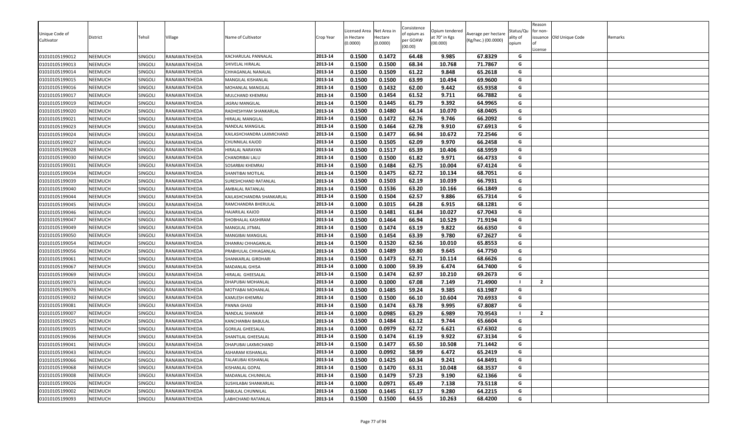| Unique Code of Cultivator | District | Tehsil | Village | Name of Cultivator | Crop Year | Licensed Area in Hectare (0.0000) | Net Area in Hectare (0.0000) | Consistence of opium as per GOAW (00.00) | Opium tendered at 70° in Kgs (00.000) | Average per hectare (Kg/hec.) (00.0000) | Status/Quality of opium | Reason for non-issuance of License | Old Unique Code | Remarks |
|---|---|---|---|---|---|---|---|---|---|---|---|---|---|---|
| 01010105199012 | NEEMUCH | SINGOLI | RANAWATKHEDA | KACHARULAL PANNALAL | 2013-14 | 0.1500 | 0.1472 | 64.48 | 9.985 | 67.8329 | G | | | |
| 01010105199013 | NEEMUCH | SINGOLI | RANAWATKHEDA | SHIVELAL HIRALAL | 2013-14 | 0.1500 | 0.1500 | 68.34 | 10.768 | 71.7867 | G | | | |
| 01010105199014 | NEEMUCH | SINGOLI | RANAWATKHEDA | CHHAGANLAL NANALAL | 2013-14 | 0.1500 | 0.1509 | 61.22 | 9.848 | 65.2618 | G | | | |
| 01010105199015 | NEEMUCH | SINGOLI | RANAWATKHEDA | MANGILAL KISHANLAL | 2013-14 | 0.1500 | 0.1500 | 63.99 | 10.494 | 69.9600 | G | | | |
| 01010105199016 | NEEMUCH | SINGOLI | RANAWATKHEDA | MOHANLAL MANGILAL | 2013-14 | 0.1500 | 0.1432 | 62.00 | 9.442 | 65.9358 | G | | | |
| 01010105199017 | NEEMUCH | SINGOLI | RANAWATKHEDA | MULCHAND KHEMRAJ | 2013-14 | 0.1500 | 0.1454 | 61.52 | 9.711 | 66.7882 | G | | | |
| 01010105199019 | NEEMUCH | SINGOLI | RANAWATKHEDA | JASRAJ MANGILAL | 2013-14 | 0.1500 | 0.1445 | 61.79 | 9.392 | 64.9965 | G | | | |
| 01010105199020 | NEEMUCH | SINGOLI | RANAWATKHEDA | RADHESHYAM SHANKARLAL | 2013-14 | 0.1500 | 0.1480 | 64.14 | 10.070 | 68.0405 | G | | | |
| 01010105199021 | NEEMUCH | SINGOLI | RANAWATKHEDA | HIRALAL MANGILAL | 2013-14 | 0.1500 | 0.1472 | 62.76 | 9.746 | 66.2092 | G | | | |
| 01010105199023 | NEEMUCH | SINGOLI | RANAWATKHEDA | NANDLAL MANGILAL | 2013-14 | 0.1500 | 0.1464 | 62.78 | 9.910 | 67.6913 | G | | | |
| 01010105199024 | NEEMUCH | SINGOLI | RANAWATKHEDA | KAILASHCHANDRA LAXMICHAND | 2013-14 | 0.1500 | 0.1477 | 66.94 | 10.672 | 72.2546 | G | | | |
| 01010105199027 | NEEMUCH | SINGOLI | RANAWATKHEDA | CHUNNILAL KAJOD | 2013-14 | 0.1500 | 0.1505 | 62.09 | 9.970 | 66.2458 | G | | | |
| 01010105199028 | NEEMUCH | SINGOLI | RANAWATKHEDA | HIRALAL NARAYAN | 2013-14 | 0.1500 | 0.1517 | 65.39 | 10.406 | 68.5959 | G | | | |
| 01010105199030 | NEEMUCH | SINGOLI | RANAWATKHEDA | CHANDRIBAI LALU | 2013-14 | 0.1500 | 0.1500 | 61.82 | 9.971 | 66.4733 | G | | | |
| 01010105199031 | NEEMUCH | SINGOLI | RANAWATKHEDA | SOSARBAI KHEMRAJ | 2013-14 | 0.1500 | 0.1484 | 62.75 | 10.004 | 67.4124 | G | | | |
| 01010105199034 | NEEMUCH | SINGOLI | RANAWATKHEDA | SHANTIBAI MOTILAL | 2013-14 | 0.1500 | 0.1475 | 62.72 | 10.134 | 68.7051 | G | | | |
| 01010105199039 | NEEMUCH | SINGOLI | RANAWATKHEDA | SURESHCHAND RATANLAL | 2013-14 | 0.1500 | 0.1503 | 62.19 | 10.039 | 66.7931 | G | | | |
| 01010105199040 | NEEMUCH | SINGOLI | RANAWATKHEDA | AMBALAL RATANLAL | 2013-14 | 0.1500 | 0.1536 | 63.20 | 10.166 | 66.1849 | G | | | |
| 01010105199044 | NEEMUCH | SINGOLI | RANAWATKHEDA | KAILASHCHANDRA SHANKARLAL | 2013-14 | 0.1500 | 0.1504 | 62.57 | 9.886 | 65.7314 | G | | | |
| 01010105199045 | NEEMUCH | SINGOLI | RANAWATKHEDA | RAMCHANDRA BHERULAL | 2013-14 | 0.1000 | 0.1015 | 64.28 | 6.915 | 68.1281 | G | | | |
| 01010105199046 | NEEMUCH | SINGOLI | RANAWATKHEDA | HAJARILAL KAJOD | 2013-14 | 0.1500 | 0.1481 | 61.84 | 10.027 | 67.7043 | G | | | |
| 01010105199047 | NEEMUCH | SINGOLI | RANAWATKHEDA | SHOBHALAL KASHIRAM | 2013-14 | 0.1500 | 0.1464 | 66.94 | 10.529 | 71.9194 | G | | | |
| 01010105199049 | NEEMUCH | SINGOLI | RANAWATKHEDA | MANGILAL JITMAL | 2013-14 | 0.1500 | 0.1474 | 63.19 | 9.822 | 66.6350 | G | | | |
| 01010105199050 | NEEMUCH | SINGOLI | RANAWATKHEDA | MANGIBAI MANGILAL | 2013-14 | 0.1500 | 0.1454 | 63.39 | 9.780 | 67.2627 | G | | | |
| 01010105199054 | NEEMUCH | SINGOLI | RANAWATKHEDA | DHANRAJ CHHAGANLAL | 2013-14 | 0.1500 | 0.1520 | 62.56 | 10.010 | 65.8553 | G | | | |
| 01010105199056 | NEEMUCH | SINGOLI | RANAWATKHEDA | PRABHULAL CHHAGANLAL | 2013-14 | 0.1500 | 0.1489 | 59.80 | 9.645 | 64.7750 | G | | | |
| 01010105199061 | NEEMUCH | SINGOLI | RANAWATKHEDA | SHANKARLAL GIRDHARI | 2013-14 | 0.1500 | 0.1473 | 62.71 | 10.114 | 68.6626 | G | | | |
| 01010105199067 | NEEMUCH | SINGOLI | RANAWATKHEDA | MADANLAL GHISA | 2013-14 | 0.1000 | 0.1000 | 59.39 | 6.474 | 64.7400 | G | | | |
| 01010105199069 | NEEMUCH | SINGOLI | RANAWATKHEDA | HIRALAL GHEESALAL | 2013-14 | 0.1500 | 0.1474 | 62.97 | 10.210 | 69.2673 | G | | | |
| 01010105199073 | NEEMUCH | SINGOLI | RANAWATKHEDA | DHAPUBAI MOHANLAL | 2013-14 | 0.1000 | 0.1000 | 67.08 | 7.149 | 71.4900 | I | 2 | | |
| 01010105199076 | NEEMUCH | SINGOLI | RANAWATKHEDA | MOTYABAI MOHANLAL | 2013-14 | 0.1500 | 0.1485 | 59.24 | 9.385 | 63.1987 | G | | | |
| 01010105199032 | NEEMUCH | SINGOLI | RANAWATKHEDA | KAMLESH KHEMRAJ | 2013-14 | 0.1500 | 0.1500 | 66.10 | 10.604 | 70.6933 | G | | | |
| 01010105199081 | NEEMUCH | SINGOLI | RANAWATKHEDA | PANNA GHASI | 2013-14 | 0.1500 | 0.1474 | 63.78 | 9.995 | 67.8087 | G | | | |
| 01010105199007 | NEEMUCH | SINGOLI | RANAWATKHEDA | NANDLAL SHANKAR | 2013-14 | 0.1000 | 0.0985 | 63.29 | 6.989 | 70.9543 | I | 2 | | |
| 01010105199025 | NEEMUCH | SINGOLI | RANAWATKHEDA | KANCHANBAI BABULAL | 2013-14 | 0.1500 | 0.1484 | 61.12 | 9.744 | 65.6604 | G | | | |
| 01010105199035 | NEEMUCH | SINGOLI | RANAWATKHEDA | GORILAL GHEESALAL | 2013-14 | 0.1000 | 0.0979 | 62.72 | 6.621 | 67.6302 | G | | | |
| 01010105199036 | NEEMUCH | SINGOLI | RANAWATKHEDA | SHANTILAL GHEESALAL | 2013-14 | 0.1500 | 0.1474 | 61.19 | 9.922 | 67.3134 | G | | | |
| 01010105199041 | NEEMUCH | SINGOLI | RANAWATKHEDA | DHAPUBAI LAXMICHAND | 2013-14 | 0.1500 | 0.1477 | 65.50 | 10.508 | 71.1442 | G | | | |
| 01010105199043 | NEEMUCH | SINGOLI | RANAWATKHEDA | ASHARAM KISHANLAL | 2013-14 | 0.1000 | 0.0992 | 58.99 | 6.472 | 65.2419 | G | | | |
| 01010105199066 | NEEMUCH | SINGOLI | RANAWATKHEDA | TALAKUBAI KISHANLAL | 2013-14 | 0.1500 | 0.1425 | 60.34 | 9.241 | 64.8491 | G | | | |
| 01010105199068 | NEEMUCH | SINGOLI | RANAWATKHEDA | KISHANLAL GOPAL | 2013-14 | 0.1500 | 0.1470 | 63.31 | 10.048 | 68.3537 | G | | | |
| 01010105199008 | NEEMUCH | SINGOLI | RANAWATKHEDA | MADANLAL CHUNNILAL | 2013-14 | 0.1500 | 0.1479 | 57.23 | 9.190 | 62.1366 | G | | | |
| 01010105199026 | NEEMUCH | SINGOLI | RANAWATKHEDA | SUSHILABAI SHANKARLAL | 2013-14 | 0.1000 | 0.0971 | 65.49 | 7.138 | 73.5118 | G | | | |
| 01010105199002 | NEEMUCH | SINGOLI | RANAWATKHEDA | BABULAL CHUNNILAL | 2013-14 | 0.1500 | 0.1445 | 61.17 | 9.280 | 64.2215 | G | | | |
| 01010105199093 | NEEMUCH | SINGOLI | RANAWATKHEDA | LABHCHAND RATANLAL | 2013-14 | 0.1500 | 0.1500 | 64.55 | 10.263 | 68.4200 | G | | | |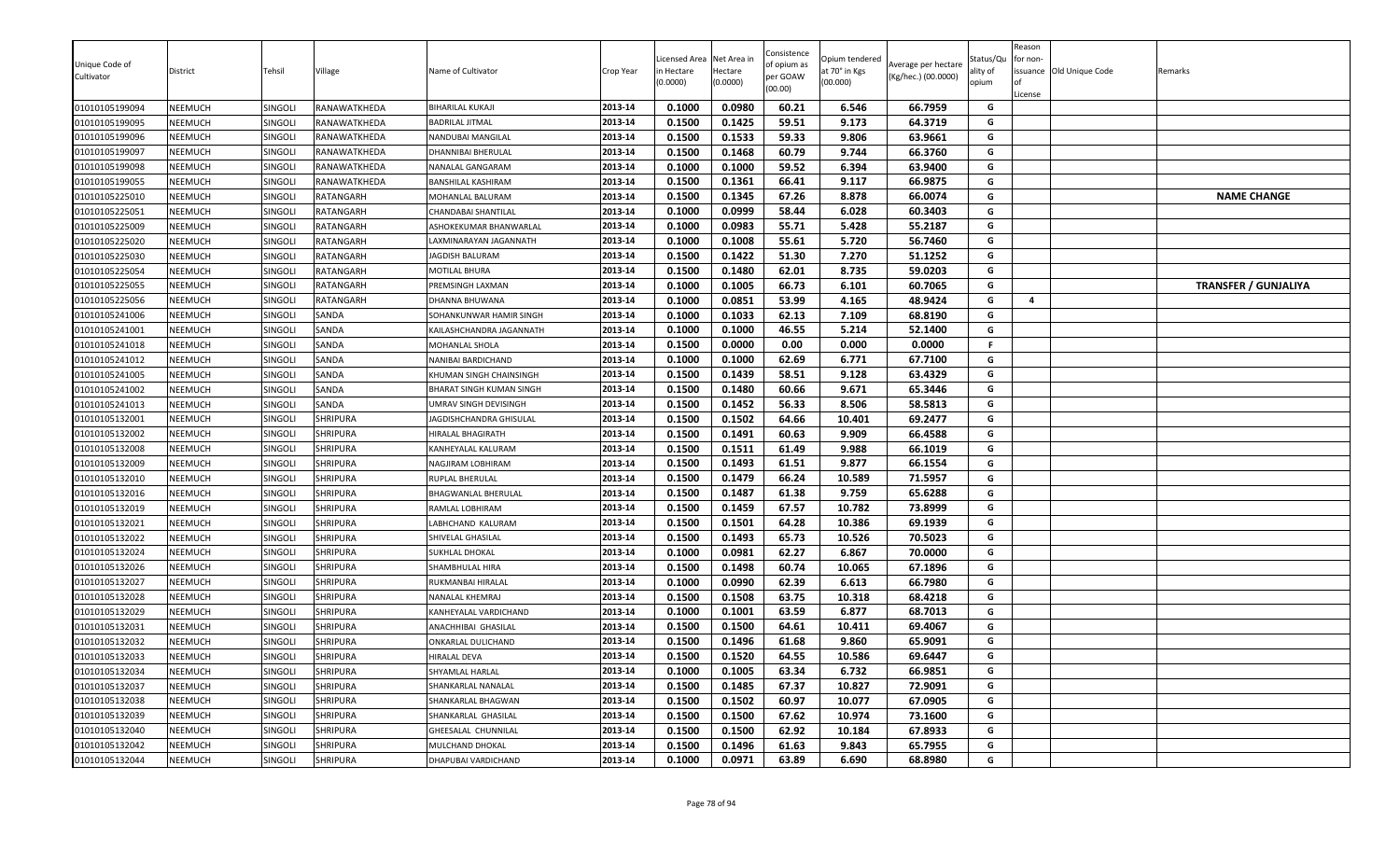| Unique Code of Cultivator | District | Tehsil | Village | Name of Cultivator | Crop Year | Licensed Area in Hectare (0.0000) | Net Area in Hectare (0.0000) | Consistence of opium as per GOAW (00.00) | Opium tendered at 70° in Kgs (00.000) | Average per hectare (Kg/hec.) (00.0000) | Status/Quality of opium | Reason for non-issuance of License | Old Unique Code | Remarks |
|---|---|---|---|---|---|---|---|---|---|---|---|---|---|---|
| 01010105199094 | NEEMUCH | SINGOLI | RANAWATKHEDA | BIHARILAL KUKAJI | 2013-14 | 0.1000 | 0.0980 | 60.21 | 6.546 | 66.7959 | G | | | |
| 01010105199095 | NEEMUCH | SINGOLI | RANAWATKHEDA | BADRILAL JITMAL | 2013-14 | 0.1500 | 0.1425 | 59.51 | 9.173 | 64.3719 | G | | | |
| 01010105199096 | NEEMUCH | SINGOLI | RANAWATKHEDA | NANDUBAI MANGILAL | 2013-14 | 0.1500 | 0.1533 | 59.33 | 9.806 | 63.9661 | G | | | |
| 01010105199097 | NEEMUCH | SINGOLI | RANAWATKHEDA | DHANNIBAI BHERULAL | 2013-14 | 0.1500 | 0.1468 | 60.79 | 9.744 | 66.3760 | G | | | |
| 01010105199098 | NEEMUCH | SINGOLI | RANAWATKHEDA | NANALAL GANGARAM | 2013-14 | 0.1000 | 0.1000 | 59.52 | 6.394 | 63.9400 | G | | | |
| 01010105199055 | NEEMUCH | SINGOLI | RANAWATKHEDA | BANSHILAL KASHIRAM | 2013-14 | 0.1500 | 0.1361 | 66.41 | 9.117 | 66.9875 | G | | | |
| 01010105225010 | NEEMUCH | SINGOLI | RATANGARH | MOHANLAL BALURAM | 2013-14 | 0.1500 | 0.1345 | 67.26 | 8.878 | 66.0074 | G | | | NAME CHANGE |
| 01010105225051 | NEEMUCH | SINGOLI | RATANGARH | CHANDABAI SHANTILAL | 2013-14 | 0.1000 | 0.0999 | 58.44 | 6.028 | 60.3403 | G | | | |
| 01010105225009 | NEEMUCH | SINGOLI | RATANGARH | ASHOKEKUMAR BHANWARLAL | 2013-14 | 0.1000 | 0.0983 | 55.71 | 5.428 | 55.2187 | G | | | |
| 01010105225020 | NEEMUCH | SINGOLI | RATANGARH | LAXMINARAYAN JAGANNATH | 2013-14 | 0.1000 | 0.1008 | 55.61 | 5.720 | 56.7460 | G | | | |
| 01010105225030 | NEEMUCH | SINGOLI | RATANGARH | JAGDISH BALURAM | 2013-14 | 0.1500 | 0.1422 | 51.30 | 7.270 | 51.1252 | G | | | |
| 01010105225054 | NEEMUCH | SINGOLI | RATANGARH | MOTILAL BHURA | 2013-14 | 0.1500 | 0.1480 | 62.01 | 8.735 | 59.0203 | G | | | |
| 01010105225055 | NEEMUCH | SINGOLI | RATANGARH | PREMSINGH LAXMAN | 2013-14 | 0.1000 | 0.1005 | 66.73 | 6.101 | 60.7065 | G | | | TRANSFER / GUNJALIYA |
| 01010105225056 | NEEMUCH | SINGOLI | RATANGARH | DHANNA BHUWANA | 2013-14 | 0.1000 | 0.0851 | 53.99 | 4.165 | 48.9424 | G | 4 | | |
| 01010105241006 | NEEMUCH | SINGOLI | SANDA | SOHANKUNWAR HAMIR SINGH | 2013-14 | 0.1000 | 0.1033 | 62.13 | 7.109 | 68.8190 | G | | | |
| 01010105241001 | NEEMUCH | SINGOLI | SANDA | KAILASHCHANDRA JAGANNATH | 2013-14 | 0.1000 | 0.1000 | 46.55 | 5.214 | 52.1400 | G | | | |
| 01010105241018 | NEEMUCH | SINGOLI | SANDA | MOHANLAL SHOLA | 2013-14 | 0.1500 | 0.0000 | 0.00 | 0.000 | 0.0000 | F | | | |
| 01010105241012 | NEEMUCH | SINGOLI | SANDA | NANIBAI BARDICHAND | 2013-14 | 0.1000 | 0.1000 | 62.69 | 6.771 | 67.7100 | G | | | |
| 01010105241005 | NEEMUCH | SINGOLI | SANDA | KHUMAN SINGH CHAINSINGH | 2013-14 | 0.1500 | 0.1439 | 58.51 | 9.128 | 63.4329 | G | | | |
| 01010105241002 | NEEMUCH | SINGOLI | SANDA | BHARAT SINGH KUMAN SINGH | 2013-14 | 0.1500 | 0.1480 | 60.66 | 9.671 | 65.3446 | G | | | |
| 01010105241013 | NEEMUCH | SINGOLI | SANDA | UMRAV SINGH DEVISINGH | 2013-14 | 0.1500 | 0.1452 | 56.33 | 8.506 | 58.5813 | G | | | |
| 01010105132001 | NEEMUCH | SINGOLI | SHRIPURA | JAGDISHCHANDRA GHISULAL | 2013-14 | 0.1500 | 0.1502 | 64.66 | 10.401 | 69.2477 | G | | | |
| 01010105132002 | NEEMUCH | SINGOLI | SHRIPURA | HIRALAL BHAGIRATH | 2013-14 | 0.1500 | 0.1491 | 60.63 | 9.909 | 66.4588 | G | | | |
| 01010105132008 | NEEMUCH | SINGOLI | SHRIPURA | KANHEYALAL KALURAM | 2013-14 | 0.1500 | 0.1511 | 61.49 | 9.988 | 66.1019 | G | | | |
| 01010105132009 | NEEMUCH | SINGOLI | SHRIPURA | NAGJIRAM LOBHIRAM | 2013-14 | 0.1500 | 0.1493 | 61.51 | 9.877 | 66.1554 | G | | | |
| 01010105132010 | NEEMUCH | SINGOLI | SHRIPURA | RUPLAL BHERULAL | 2013-14 | 0.1500 | 0.1479 | 66.24 | 10.589 | 71.5957 | G | | | |
| 01010105132016 | NEEMUCH | SINGOLI | SHRIPURA | BHAGWANLAL BHERULAL | 2013-14 | 0.1500 | 0.1487 | 61.38 | 9.759 | 65.6288 | G | | | |
| 01010105132019 | NEEMUCH | SINGOLI | SHRIPURA | RAMLAL LOBHIRAM | 2013-14 | 0.1500 | 0.1459 | 67.57 | 10.782 | 73.8999 | G | | | |
| 01010105132021 | NEEMUCH | SINGOLI | SHRIPURA | LABHCHAND KALURAM | 2013-14 | 0.1500 | 0.1501 | 64.28 | 10.386 | 69.1939 | G | | | |
| 01010105132022 | NEEMUCH | SINGOLI | SHRIPURA | SHIVELAL GHASILAL | 2013-14 | 0.1500 | 0.1493 | 65.73 | 10.526 | 70.5023 | G | | | |
| 01010105132024 | NEEMUCH | SINGOLI | SHRIPURA | SUKHLAL DHOKAL | 2013-14 | 0.1000 | 0.0981 | 62.27 | 6.867 | 70.0000 | G | | | |
| 01010105132026 | NEEMUCH | SINGOLI | SHRIPURA | SHAMBHULAL HIRA | 2013-14 | 0.1500 | 0.1498 | 60.74 | 10.065 | 67.1896 | G | | | |
| 01010105132027 | NEEMUCH | SINGOLI | SHRIPURA | RUKMANBAI HIRALAL | 2013-14 | 0.1000 | 0.0990 | 62.39 | 6.613 | 66.7980 | G | | | |
| 01010105132028 | NEEMUCH | SINGOLI | SHRIPURA | NANALAL KHEMRAJ | 2013-14 | 0.1500 | 0.1508 | 63.75 | 10.318 | 68.4218 | G | | | |
| 01010105132029 | NEEMUCH | SINGOLI | SHRIPURA | KANHEYALAL VARDICHAND | 2013-14 | 0.1000 | 0.1001 | 63.59 | 6.877 | 68.7013 | G | | | |
| 01010105132031 | NEEMUCH | SINGOLI | SHRIPURA | ANACHHIBAI GHASILAL | 2013-14 | 0.1500 | 0.1500 | 64.61 | 10.411 | 69.4067 | G | | | |
| 01010105132032 | NEEMUCH | SINGOLI | SHRIPURA | ONKARLAL DULICHAND | 2013-14 | 0.1500 | 0.1496 | 61.68 | 9.860 | 65.9091 | G | | | |
| 01010105132033 | NEEMUCH | SINGOLI | SHRIPURA | HIRALAL DEVA | 2013-14 | 0.1500 | 0.1520 | 64.55 | 10.586 | 69.6447 | G | | | |
| 01010105132034 | NEEMUCH | SINGOLI | SHRIPURA | SHYAMLAL HARLAL | 2013-14 | 0.1000 | 0.1005 | 63.34 | 6.732 | 66.9851 | G | | | |
| 01010105132037 | NEEMUCH | SINGOLI | SHRIPURA | SHANKARLAL NANALAL | 2013-14 | 0.1500 | 0.1485 | 67.37 | 10.827 | 72.9091 | G | | | |
| 01010105132038 | NEEMUCH | SINGOLI | SHRIPURA | SHANKARLAL BHAGWAN | 2013-14 | 0.1500 | 0.1502 | 60.97 | 10.077 | 67.0905 | G | | | |
| 01010105132039 | NEEMUCH | SINGOLI | SHRIPURA | SHANKARLAL GHASILAL | 2013-14 | 0.1500 | 0.1500 | 67.62 | 10.974 | 73.1600 | G | | | |
| 01010105132040 | NEEMUCH | SINGOLI | SHRIPURA | GHEESALAL CHUNNILAL | 2013-14 | 0.1500 | 0.1500 | 62.92 | 10.184 | 67.8933 | G | | | |
| 01010105132042 | NEEMUCH | SINGOLI | SHRIPURA | MULCHAND DHOKAL | 2013-14 | 0.1500 | 0.1496 | 61.63 | 9.843 | 65.7955 | G | | | |
| 01010105132044 | NEEMUCH | SINGOLI | SHRIPURA | DHAPUBAI VARDICHAND | 2013-14 | 0.1000 | 0.0971 | 63.89 | 6.690 | 68.8980 | G | | | |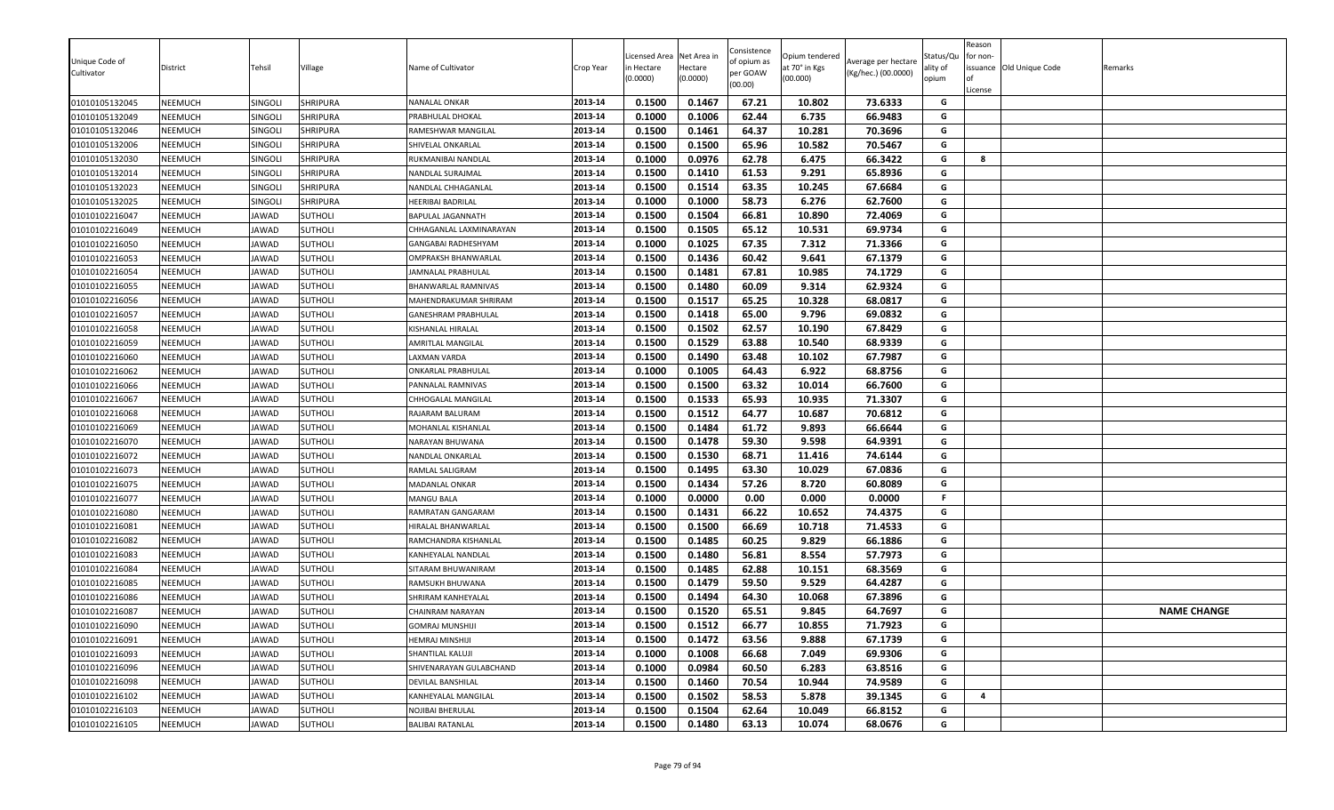| Unique Code of Cultivator | District | Tehsil | Village | Name of Cultivator | Crop Year | Licensed Area in Hectare (0.0000) | Net Area in Hectare (0.0000) | Consistence of opium as per GOAW (00.00) | Opium tendered at 70° in Kgs (00.000) | Average per hectare (Kg/hec.) (00.0000) | Status/Quality of opium | Reason for non-issuance of License | Old Unique Code | Remarks |
|---|---|---|---|---|---|---|---|---|---|---|---|---|---|---|
| 01010105132045 | NEEMUCH | SINGOLI | SHRIPURA | NANALAL ONKAR | 2013-14 | 0.1500 | 0.1467 | 67.21 | 10.802 | 73.6333 | G | | | |
| 01010105132049 | NEEMUCH | SINGOLI | SHRIPURA | PRABHULAL DHOKAL | 2013-14 | 0.1000 | 0.1006 | 62.44 | 6.735 | 66.9483 | G | | | |
| 01010105132046 | NEEMUCH | SINGOLI | SHRIPURA | RAMESHWAR MANGILAL | 2013-14 | 0.1500 | 0.1461 | 64.37 | 10.281 | 70.3696 | G | | | |
| 01010105132006 | NEEMUCH | SINGOLI | SHRIPURA | SHIVELAL ONKARLAL | 2013-14 | 0.1500 | 0.1500 | 65.96 | 10.582 | 70.5467 | G | | | |
| 01010105132030 | NEEMUCH | SINGOLI | SHRIPURA | RUKMANIBAI NANDLAL | 2013-14 | 0.1000 | 0.0976 | 62.78 | 6.475 | 66.3422 | G | 8 | | |
| 01010105132014 | NEEMUCH | SINGOLI | SHRIPURA | NANDLAL SURAJMAL | 2013-14 | 0.1500 | 0.1410 | 61.53 | 9.291 | 65.8936 | G | | | |
| 01010105132023 | NEEMUCH | SINGOLI | SHRIPURA | NANDLAL CHHAGANLAL | 2013-14 | 0.1500 | 0.1514 | 63.35 | 10.245 | 67.6684 | G | | | |
| 01010105132025 | NEEMUCH | SINGOLI | SHRIPURA | HEERIBAI BADRILAL | 2013-14 | 0.1000 | 0.1000 | 58.73 | 6.276 | 62.7600 | G | | | |
| 01010102216047 | NEEMUCH | JAWAD | SUTHOLI | BAPULAL JAGANNATH | 2013-14 | 0.1500 | 0.1504 | 66.81 | 10.890 | 72.4069 | G | | | |
| 01010102216049 | NEEMUCH | JAWAD | SUTHOLI | CHHAGANLAL LAXMINARAYAN | 2013-14 | 0.1500 | 0.1505 | 65.12 | 10.531 | 69.9734 | G | | | |
| 01010102216050 | NEEMUCH | JAWAD | SUTHOLI | GANGABAI RADHESHYAM | 2013-14 | 0.1000 | 0.1025 | 67.35 | 7.312 | 71.3366 | G | | | |
| 01010102216053 | NEEMUCH | JAWAD | SUTHOLI | OMPRAKSH BHANWARLAL | 2013-14 | 0.1500 | 0.1436 | 60.42 | 9.641 | 67.1379 | G | | | |
| 01010102216054 | NEEMUCH | JAWAD | SUTHOLI | JAMNALAL PRABHULAL | 2013-14 | 0.1500 | 0.1481 | 67.81 | 10.985 | 74.1729 | G | | | |
| 01010102216055 | NEEMUCH | JAWAD | SUTHOLI | BHANWARLAL RAMNIVAS | 2013-14 | 0.1500 | 0.1480 | 60.09 | 9.314 | 62.9324 | G | | | |
| 01010102216056 | NEEMUCH | JAWAD | SUTHOLI | MAHENDRAKUMAR SHRIRAM | 2013-14 | 0.1500 | 0.1517 | 65.25 | 10.328 | 68.0817 | G | | | |
| 01010102216057 | NEEMUCH | JAWAD | SUTHOLI | GANESHRAM PRABHULAL | 2013-14 | 0.1500 | 0.1418 | 65.00 | 9.796 | 69.0832 | G | | | |
| 01010102216058 | NEEMUCH | JAWAD | SUTHOLI | KISHANLAL HIRALAL | 2013-14 | 0.1500 | 0.1502 | 62.57 | 10.190 | 67.8429 | G | | | |
| 01010102216059 | NEEMUCH | JAWAD | SUTHOLI | AMRITLAL MANGILAL | 2013-14 | 0.1500 | 0.1529 | 63.88 | 10.540 | 68.9339 | G | | | |
| 01010102216060 | NEEMUCH | JAWAD | SUTHOLI | LAXMAN VARDA | 2013-14 | 0.1500 | 0.1490 | 63.48 | 10.102 | 67.7987 | G | | | |
| 01010102216062 | NEEMUCH | JAWAD | SUTHOLI | ONKARLAL PRABHULAL | 2013-14 | 0.1000 | 0.1005 | 64.43 | 6.922 | 68.8756 | G | | | |
| 01010102216066 | NEEMUCH | JAWAD | SUTHOLI | PANNALAL RAMNIVAS | 2013-14 | 0.1500 | 0.1500 | 63.32 | 10.014 | 66.7600 | G | | | |
| 01010102216067 | NEEMUCH | JAWAD | SUTHOLI | CHHOGALAL MANGILAL | 2013-14 | 0.1500 | 0.1533 | 65.93 | 10.935 | 71.3307 | G | | | |
| 01010102216068 | NEEMUCH | JAWAD | SUTHOLI | RAJARAM BALURAM | 2013-14 | 0.1500 | 0.1512 | 64.77 | 10.687 | 70.6812 | G | | | |
| 01010102216069 | NEEMUCH | JAWAD | SUTHOLI | MOHANLAL KISHANLAL | 2013-14 | 0.1500 | 0.1484 | 61.72 | 9.893 | 66.6644 | G | | | |
| 01010102216070 | NEEMUCH | JAWAD | SUTHOLI | NARAYAN BHUWANA | 2013-14 | 0.1500 | 0.1478 | 59.30 | 9.598 | 64.9391 | G | | | |
| 01010102216072 | NEEMUCH | JAWAD | SUTHOLI | NANDLAL ONKARLAL | 2013-14 | 0.1500 | 0.1530 | 68.71 | 11.416 | 74.6144 | G | | | |
| 01010102216073 | NEEMUCH | JAWAD | SUTHOLI | RAMLAL SALIGRAM | 2013-14 | 0.1500 | 0.1495 | 63.30 | 10.029 | 67.0836 | G | | | |
| 01010102216075 | NEEMUCH | JAWAD | SUTHOLI | MADANLAL ONKAR | 2013-14 | 0.1500 | 0.1434 | 57.26 | 8.720 | 60.8089 | G | | | |
| 01010102216077 | NEEMUCH | JAWAD | SUTHOLI | MANGU BALA | 2013-14 | 0.1000 | 0.0000 | 0.00 | 0.000 | 0.0000 | F | | | |
| 01010102216080 | NEEMUCH | JAWAD | SUTHOLI | RAMRATAN GANGARAM | 2013-14 | 0.1500 | 0.1431 | 66.22 | 10.652 | 74.4375 | G | | | |
| 01010102216081 | NEEMUCH | JAWAD | SUTHOLI | HIRALAL BHANWARLAL | 2013-14 | 0.1500 | 0.1500 | 66.69 | 10.718 | 71.4533 | G | | | |
| 01010102216082 | NEEMUCH | JAWAD | SUTHOLI | RAMCHANDRA KISHANLAL | 2013-14 | 0.1500 | 0.1485 | 60.25 | 9.829 | 66.1886 | G | | | |
| 01010102216083 | NEEMUCH | JAWAD | SUTHOLI | KANHEYALAL NANDLAL | 2013-14 | 0.1500 | 0.1480 | 56.81 | 8.554 | 57.7973 | G | | | |
| 01010102216084 | NEEMUCH | JAWAD | SUTHOLI | SITARAM BHUWANIRAM | 2013-14 | 0.1500 | 0.1485 | 62.88 | 10.151 | 68.3569 | G | | | |
| 01010102216085 | NEEMUCH | JAWAD | SUTHOLI | RAMSUKH BHUWANA | 2013-14 | 0.1500 | 0.1479 | 59.50 | 9.529 | 64.4287 | G | | | |
| 01010102216086 | NEEMUCH | JAWAD | SUTHOLI | SHRIRAM KANHEYALAL | 2013-14 | 0.1500 | 0.1494 | 64.30 | 10.068 | 67.3896 | G | | | |
| 01010102216087 | NEEMUCH | JAWAD | SUTHOLI | CHAINRAM NARAYAN | 2013-14 | 0.1500 | 0.1520 | 65.51 | 9.845 | 64.7697 | G | | | NAME CHANGE |
| 01010102216090 | NEEMUCH | JAWAD | SUTHOLI | GOMRAJ MUNSHIJI | 2013-14 | 0.1500 | 0.1512 | 66.77 | 10.855 | 71.7923 | G | | | |
| 01010102216091 | NEEMUCH | JAWAD | SUTHOLI | HEMRAJ MINSHIJI | 2013-14 | 0.1500 | 0.1472 | 63.56 | 9.888 | 67.1739 | G | | | |
| 01010102216093 | NEEMUCH | JAWAD | SUTHOLI | SHANTILAL KALUJI | 2013-14 | 0.1000 | 0.1008 | 66.68 | 7.049 | 69.9306 | G | | | |
| 01010102216096 | NEEMUCH | JAWAD | SUTHOLI | SHIVENARAYAN GULABCHAND | 2013-14 | 0.1000 | 0.0984 | 60.50 | 6.283 | 63.8516 | G | | | |
| 01010102216098 | NEEMUCH | JAWAD | SUTHOLI | DEVILAL BANSHILAL | 2013-14 | 0.1500 | 0.1460 | 70.54 | 10.944 | 74.9589 | G | | | |
| 01010102216102 | NEEMUCH | JAWAD | SUTHOLI | KANHEYALAL MANGILAL | 2013-14 | 0.1500 | 0.1502 | 58.53 | 5.878 | 39.1345 | G | 4 | | |
| 01010102216103 | NEEMUCH | JAWAD | SUTHOLI | NOJIBAI BHERULAL | 2013-14 | 0.1500 | 0.1504 | 62.64 | 10.049 | 66.8152 | G | | | |
| 01010102216105 | NEEMUCH | JAWAD | SUTHOLI | BALIBAI RATANLAL | 2013-14 | 0.1500 | 0.1480 | 63.13 | 10.074 | 68.0676 | G | | | |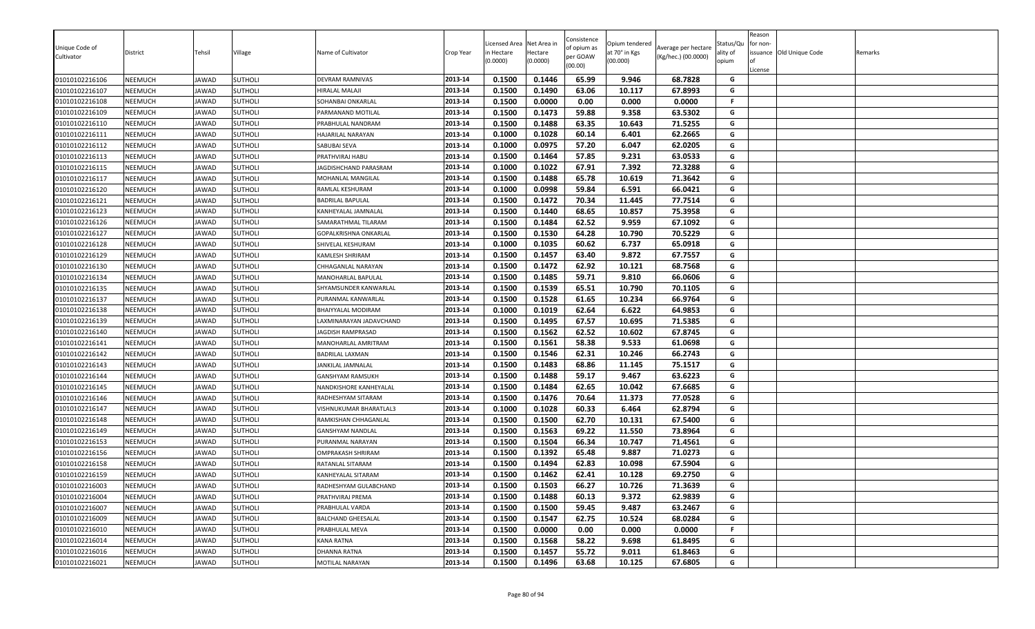| Unique Code of Cultivator | District | Tehsil | Village | Name of Cultivator | Crop Year | Licensed Area in Hectare (0.0000) | Net Area in Hectare (0.0000) | Consistence of opium as per GOAW (00.00) | Opium tendered at 70° in Kgs (00.000) | Average per hectare (Kg/hec.) (00.0000) | Status/Quality of opium | Reason for non-issuance of License | Old Unique Code | Remarks |
|---|---|---|---|---|---|---|---|---|---|---|---|---|---|---|
| 01010102216106 | NEEMUCH | JAWAD | SUTHOLI | DEVRAM RAMNIVAS | 2013-14 | 0.1500 | 0.1446 | 65.99 | 9.946 | 68.7828 | G | | | |
| 01010102216107 | NEEMUCH | JAWAD | SUTHOLI | HIRALAL MALAJI | 2013-14 | 0.1500 | 0.1490 | 63.06 | 10.117 | 67.8993 | G | | | |
| 01010102216108 | NEEMUCH | JAWAD | SUTHOLI | SOHANBAI ONKARLAL | 2013-14 | 0.1500 | 0.0000 | 0.00 | 0.000 | 0.0000 | F | | | |
| 01010102216109 | NEEMUCH | JAWAD | SUTHOLI | PARMANAND MOTILAL | 2013-14 | 0.1500 | 0.1473 | 59.88 | 9.358 | 63.5302 | G | | | |
| 01010102216110 | NEEMUCH | JAWAD | SUTHOLI | PRABHULAL NANDRAM | 2013-14 | 0.1500 | 0.1488 | 63.35 | 10.643 | 71.5255 | G | | | |
| 01010102216111 | NEEMUCH | JAWAD | SUTHOLI | HAJARILAL NARAYAN | 2013-14 | 0.1000 | 0.1028 | 60.14 | 6.401 | 62.2665 | G | | | |
| 01010102216112 | NEEMUCH | JAWAD | SUTHOLI | SABUBAI SEVA | 2013-14 | 0.1000 | 0.0975 | 57.20 | 6.047 | 62.0205 | G | | | |
| 01010102216113 | NEEMUCH | JAWAD | SUTHOLI | PRATHVIRAJ HABU | 2013-14 | 0.1500 | 0.1464 | 57.85 | 9.231 | 63.0533 | G | | | |
| 01010102216115 | NEEMUCH | JAWAD | SUTHOLI | JAGDISHCHAND PARASRAM | 2013-14 | 0.1000 | 0.1022 | 67.91 | 7.392 | 72.3288 | G | | | |
| 01010102216117 | NEEMUCH | JAWAD | SUTHOLI | MOHANLAL MANGILAL | 2013-14 | 0.1500 | 0.1488 | 65.78 | 10.619 | 71.3642 | G | | | |
| 01010102216120 | NEEMUCH | JAWAD | SUTHOLI | RAMLAL KESHURAM | 2013-14 | 0.1000 | 0.0998 | 59.84 | 6.591 | 66.0421 | G | | | |
| 01010102216121 | NEEMUCH | JAWAD | SUTHOLI | BADRILAL BAPULAL | 2013-14 | 0.1500 | 0.1472 | 70.34 | 11.445 | 77.7514 | G | | | |
| 01010102216123 | NEEMUCH | JAWAD | SUTHOLI | KANHEYALAL JAMNALAL | 2013-14 | 0.1500 | 0.1440 | 68.65 | 10.857 | 75.3958 | G | | | |
| 01010102216126 | NEEMUCH | JAWAD | SUTHOLI | SAMARATHMAL TILARAM | 2013-14 | 0.1500 | 0.1484 | 62.52 | 9.959 | 67.1092 | G | | | |
| 01010102216127 | NEEMUCH | JAWAD | SUTHOLI | GOPALKRISHNA ONKARLAL | 2013-14 | 0.1500 | 0.1530 | 64.28 | 10.790 | 70.5229 | G | | | |
| 01010102216128 | NEEMUCH | JAWAD | SUTHOLI | SHIVELAL KESHURAM | 2013-14 | 0.1000 | 0.1035 | 60.62 | 6.737 | 65.0918 | G | | | |
| 01010102216129 | NEEMUCH | JAWAD | SUTHOLI | KAMLESH SHRIRAM | 2013-14 | 0.1500 | 0.1457 | 63.40 | 9.872 | 67.7557 | G | | | |
| 01010102216130 | NEEMUCH | JAWAD | SUTHOLI | CHHAGANLAL NARAYAN | 2013-14 | 0.1500 | 0.1472 | 62.92 | 10.121 | 68.7568 | G | | | |
| 01010102216134 | NEEMUCH | JAWAD | SUTHOLI | MANOHARLAL BAPULAL | 2013-14 | 0.1500 | 0.1485 | 59.71 | 9.810 | 66.0606 | G | | | |
| 01010102216135 | NEEMUCH | JAWAD | SUTHOLI | SHYAMSUNDER KANWARLAL | 2013-14 | 0.1500 | 0.1539 | 65.51 | 10.790 | 70.1105 | G | | | |
| 01010102216137 | NEEMUCH | JAWAD | SUTHOLI | PURANMAL KANWARLAL | 2013-14 | 0.1500 | 0.1528 | 61.65 | 10.234 | 66.9764 | G | | | |
| 01010102216138 | NEEMUCH | JAWAD | SUTHOLI | BHAIYYALAL MODIRAM | 2013-14 | 0.1000 | 0.1019 | 62.64 | 6.622 | 64.9853 | G | | | |
| 01010102216139 | NEEMUCH | JAWAD | SUTHOLI | LAXMINARAYAN JADAVCHAND | 2013-14 | 0.1500 | 0.1495 | 67.57 | 10.695 | 71.5385 | G | | | |
| 01010102216140 | NEEMUCH | JAWAD | SUTHOLI | JAGDISH RAMPRASAD | 2013-14 | 0.1500 | 0.1562 | 62.52 | 10.602 | 67.8745 | G | | | |
| 01010102216141 | NEEMUCH | JAWAD | SUTHOLI | MANOHARLAL AMRITRAM | 2013-14 | 0.1500 | 0.1561 | 58.38 | 9.533 | 61.0698 | G | | | |
| 01010102216142 | NEEMUCH | JAWAD | SUTHOLI | BADRILAL LAXMAN | 2013-14 | 0.1500 | 0.1546 | 62.31 | 10.246 | 66.2743 | G | | | |
| 01010102216143 | NEEMUCH | JAWAD | SUTHOLI | JANKILAL JAMNALAL | 2013-14 | 0.1500 | 0.1483 | 68.86 | 11.145 | 75.1517 | G | | | |
| 01010102216144 | NEEMUCH | JAWAD | SUTHOLI | GANSHYAM RAMSUKH | 2013-14 | 0.1500 | 0.1488 | 59.17 | 9.467 | 63.6223 | G | | | |
| 01010102216145 | NEEMUCH | JAWAD | SUTHOLI | NANDKISHORE KANHEYALAL | 2013-14 | 0.1500 | 0.1484 | 62.65 | 10.042 | 67.6685 | G | | | |
| 01010102216146 | NEEMUCH | JAWAD | SUTHOLI | RADHESHYAM SITARAM | 2013-14 | 0.1500 | 0.1476 | 70.64 | 11.373 | 77.0528 | G | | | |
| 01010102216147 | NEEMUCH | JAWAD | SUTHOLI | VISHNUKUMAR BHARATLAL3 | 2013-14 | 0.1000 | 0.1028 | 60.33 | 6.464 | 62.8794 | G | | | |
| 01010102216148 | NEEMUCH | JAWAD | SUTHOLI | RAMKISHAN CHHAGANLAL | 2013-14 | 0.1500 | 0.1500 | 62.70 | 10.131 | 67.5400 | G | | | |
| 01010102216149 | NEEMUCH | JAWAD | SUTHOLI | GANSHYAM NANDLAL | 2013-14 | 0.1500 | 0.1563 | 69.22 | 11.550 | 73.8964 | G | | | |
| 01010102216153 | NEEMUCH | JAWAD | SUTHOLI | PURANMAL NARAYAN | 2013-14 | 0.1500 | 0.1504 | 66.34 | 10.747 | 71.4561 | G | | | |
| 01010102216156 | NEEMUCH | JAWAD | SUTHOLI | OMPRAKASH SHRIRAM | 2013-14 | 0.1500 | 0.1392 | 65.48 | 9.887 | 71.0273 | G | | | |
| 01010102216158 | NEEMUCH | JAWAD | SUTHOLI | RATANLAL SITARAM | 2013-14 | 0.1500 | 0.1494 | 62.83 | 10.098 | 67.5904 | G | | | |
| 01010102216159 | NEEMUCH | JAWAD | SUTHOLI | KANHEYALAL SITARAM | 2013-14 | 0.1500 | 0.1462 | 62.41 | 10.128 | 69.2750 | G | | | |
| 01010102216003 | NEEMUCH | JAWAD | SUTHOLI | RADHESHYAM GULABCHAND | 2013-14 | 0.1500 | 0.1503 | 66.27 | 10.726 | 71.3639 | G | | | |
| 01010102216004 | NEEMUCH | JAWAD | SUTHOLI | PRATHVIRAJ PREMA | 2013-14 | 0.1500 | 0.1488 | 60.13 | 9.372 | 62.9839 | G | | | |
| 01010102216007 | NEEMUCH | JAWAD | SUTHOLI | PRABHULAL VARDA | 2013-14 | 0.1500 | 0.1500 | 59.45 | 9.487 | 63.2467 | G | | | |
| 01010102216009 | NEEMUCH | JAWAD | SUTHOLI | BALCHAND GHEESALAL | 2013-14 | 0.1500 | 0.1547 | 62.75 | 10.524 | 68.0284 | G | | | |
| 01010102216010 | NEEMUCH | JAWAD | SUTHOLI | PRABHULAL MEVA | 2013-14 | 0.1500 | 0.0000 | 0.00 | 0.000 | 0.0000 | F | | | |
| 01010102216014 | NEEMUCH | JAWAD | SUTHOLI | KANA RATNA | 2013-14 | 0.1500 | 0.1568 | 58.22 | 9.698 | 61.8495 | G | | | |
| 01010102216016 | NEEMUCH | JAWAD | SUTHOLI | DHANNA RATNA | 2013-14 | 0.1500 | 0.1457 | 55.72 | 9.011 | 61.8463 | G | | | |
| 01010102216021 | NEEMUCH | JAWAD | SUTHOLI | MOTILAL NARAYAN | 2013-14 | 0.1500 | 0.1496 | 63.68 | 10.125 | 67.6805 | G | | | |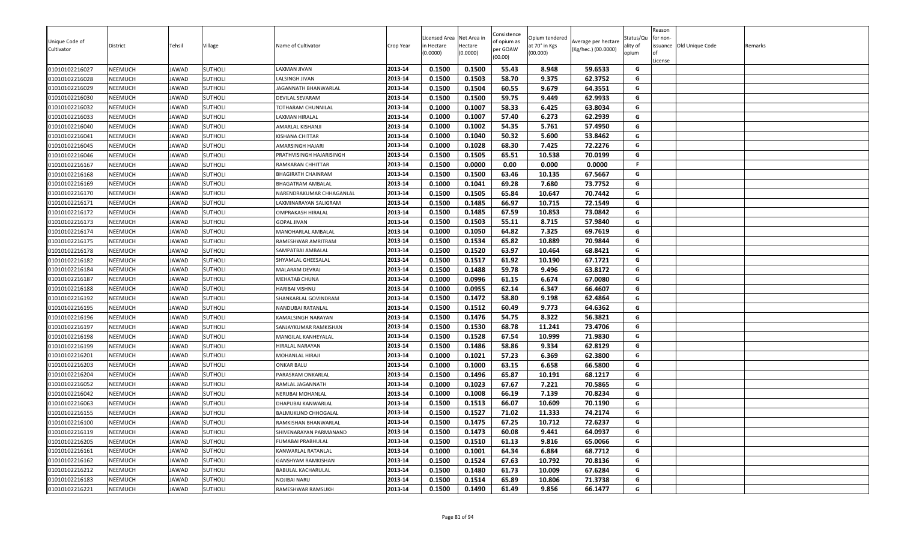| Unique Code of Cultivator | District | Tehsil | Village | Name of Cultivator | Crop Year | Licensed Area in Hectare (0.0000) | Net Area in Hectare (0.0000) | Consistence of opium as per GOAW (00.00) | Opium tendered at 70° in Kgs (00.000) | Average per hectare (Kg/hec.) (00.0000) | Status/Quality of opium | Reason for non-issuance of License | Old Unique Code | Remarks |
|---|---|---|---|---|---|---|---|---|---|---|---|---|---|---|
| 01010102216027 | NEEMUCH | JAWAD | SUTHOLI | LAXMAN JIVAN | 2013-14 | 0.1500 | 0.1500 | 55.43 | 8.948 | 59.6533 | G | | | |
| 01010102216028 | NEEMUCH | JAWAD | SUTHOLI | LALSINGH JIVAN | 2013-14 | 0.1500 | 0.1503 | 58.70 | 9.375 | 62.3752 | G | | | |
| 01010102216029 | NEEMUCH | JAWAD | SUTHOLI | JAGANNATH BHANWARLAL | 2013-14 | 0.1500 | 0.1504 | 60.55 | 9.679 | 64.3551 | G | | | |
| 01010102216030 | NEEMUCH | JAWAD | SUTHOLI | DEVILAL SEVARAM | 2013-14 | 0.1500 | 0.1500 | 59.75 | 9.449 | 62.9933 | G | | | |
| 01010102216032 | NEEMUCH | JAWAD | SUTHOLI | TOTHARAM CHUNNILAL | 2013-14 | 0.1000 | 0.1007 | 58.33 | 6.425 | 63.8034 | G | | | |
| 01010102216033 | NEEMUCH | JAWAD | SUTHOLI | LAXMAN HIRALAL | 2013-14 | 0.1000 | 0.1007 | 57.40 | 6.273 | 62.2939 | G | | | |
| 01010102216040 | NEEMUCH | JAWAD | SUTHOLI | AMARLAL KISHANJI | 2013-14 | 0.1000 | 0.1002 | 54.35 | 5.761 | 57.4950 | G | | | |
| 01010102216041 | NEEMUCH | JAWAD | SUTHOLI | KISHANA CHITTAR | 2013-14 | 0.1000 | 0.1040 | 50.32 | 5.600 | 53.8462 | G | | | |
| 01010102216045 | NEEMUCH | JAWAD | SUTHOLI | AMARSINGH HAJARI | 2013-14 | 0.1000 | 0.1028 | 68.30 | 7.425 | 72.2276 | G | | | |
| 01010102216046 | NEEMUCH | JAWAD | SUTHOLI | PRATHVISINGH HAJARISINGH | 2013-14 | 0.1500 | 0.1505 | 65.51 | 10.538 | 70.0199 | G | | | |
| 01010102216167 | NEEMUCH | JAWAD | SUTHOLI | RAMKARAN CHHITTAR | 2013-14 | 0.1500 | 0.0000 | 0.00 | 0.000 | 0.0000 | F | | | |
| 01010102216168 | NEEMUCH | JAWAD | SUTHOLI | BHAGIRATH CHAINRAM | 2013-14 | 0.1500 | 0.1500 | 63.46 | 10.135 | 67.5667 | G | | | |
| 01010102216169 | NEEMUCH | JAWAD | SUTHOLI | BHAGATRAM AMBALAL | 2013-14 | 0.1000 | 0.1041 | 69.28 | 7.680 | 73.7752 | G | | | |
| 01010102216170 | NEEMUCH | JAWAD | SUTHOLI | NARENDRAKUMAR CHHAGANLAL | 2013-14 | 0.1500 | 0.1505 | 65.84 | 10.647 | 70.7442 | G | | | |
| 01010102216171 | NEEMUCH | JAWAD | SUTHOLI | LAXMINARAYAN SALIGRAM | 2013-14 | 0.1500 | 0.1485 | 66.97 | 10.715 | 72.1549 | G | | | |
| 01010102216172 | NEEMUCH | JAWAD | SUTHOLI | OMPRAKASH HIRALAL | 2013-14 | 0.1500 | 0.1485 | 67.59 | 10.853 | 73.0842 | G | | | |
| 01010102216173 | NEEMUCH | JAWAD | SUTHOLI | GOPAL JIVAN | 2013-14 | 0.1500 | 0.1503 | 55.11 | 8.715 | 57.9840 | G | | | |
| 01010102216174 | NEEMUCH | JAWAD | SUTHOLI | MANOHARLAL AMBALAL | 2013-14 | 0.1000 | 0.1050 | 64.82 | 7.325 | 69.7619 | G | | | |
| 01010102216175 | NEEMUCH | JAWAD | SUTHOLI | RAMESHWAR AMRITRAM | 2013-14 | 0.1500 | 0.1534 | 65.82 | 10.889 | 70.9844 | G | | | |
| 01010102216178 | NEEMUCH | JAWAD | SUTHOLI | SAMPATBAI AMBALAL | 2013-14 | 0.1500 | 0.1520 | 63.97 | 10.464 | 68.8421 | G | | | |
| 01010102216182 | NEEMUCH | JAWAD | SUTHOLI | SHYAMLAL GHEESALAL | 2013-14 | 0.1500 | 0.1517 | 61.92 | 10.190 | 67.1721 | G | | | |
| 01010102216184 | NEEMUCH | JAWAD | SUTHOLI | MALARAM DEVRAJ | 2013-14 | 0.1500 | 0.1488 | 59.78 | 9.496 | 63.8172 | G | | | |
| 01010102216187 | NEEMUCH | JAWAD | SUTHOLI | MEHATAB CHUNA | 2013-14 | 0.1000 | 0.0996 | 61.15 | 6.674 | 67.0080 | G | | | |
| 01010102216188 | NEEMUCH | JAWAD | SUTHOLI | HARIBAI VISHNU | 2013-14 | 0.1000 | 0.0955 | 62.14 | 6.347 | 66.4607 | G | | | |
| 01010102216192 | NEEMUCH | JAWAD | SUTHOLI | SHANKARLAL GOVINDRAM | 2013-14 | 0.1500 | 0.1472 | 58.80 | 9.198 | 62.4864 | G | | | |
| 01010102216195 | NEEMUCH | JAWAD | SUTHOLI | NANDUBAI RATANLAL | 2013-14 | 0.1500 | 0.1512 | 60.49 | 9.773 | 64.6362 | G | | | |
| 01010102216196 | NEEMUCH | JAWAD | SUTHOLI | KAMALSINGH NARAYAN | 2013-14 | 0.1500 | 0.1476 | 54.75 | 8.322 | 56.3821 | G | | | |
| 01010102216197 | NEEMUCH | JAWAD | SUTHOLI | SANJAYKUMAR RAMKISHAN | 2013-14 | 0.1500 | 0.1530 | 68.78 | 11.241 | 73.4706 | G | | | |
| 01010102216198 | NEEMUCH | JAWAD | SUTHOLI | MANGILAL KANHEYALAL | 2013-14 | 0.1500 | 0.1528 | 67.54 | 10.999 | 71.9830 | G | | | |
| 01010102216199 | NEEMUCH | JAWAD | SUTHOLI | HIRALAL NARAYAN | 2013-14 | 0.1500 | 0.1486 | 58.86 | 9.334 | 62.8129 | G | | | |
| 01010102216201 | NEEMUCH | JAWAD | SUTHOLI | MOHANLAL HIRAJI | 2013-14 | 0.1000 | 0.1021 | 57.23 | 6.369 | 62.3800 | G | | | |
| 01010102216203 | NEEMUCH | JAWAD | SUTHOLI | ONKAR BALU | 2013-14 | 0.1000 | 0.1000 | 63.15 | 6.658 | 66.5800 | G | | | |
| 01010102216204 | NEEMUCH | JAWAD | SUTHOLI | PARASRAM ONKARLAL | 2013-14 | 0.1500 | 0.1496 | 65.87 | 10.191 | 68.1217 | G | | | |
| 01010102216052 | NEEMUCH | JAWAD | SUTHOLI | RAMLAL JAGANNATH | 2013-14 | 0.1000 | 0.1023 | 67.67 | 7.221 | 70.5865 | G | | | |
| 01010102216042 | NEEMUCH | JAWAD | SUTHOLI | NERUBAI MOHANLAL | 2013-14 | 0.1000 | 0.1008 | 66.19 | 7.139 | 70.8234 | G | | | |
| 01010102216063 | NEEMUCH | JAWAD | SUTHOLI | DHAPUBAI KANWARLAL | 2013-14 | 0.1500 | 0.1513 | 66.07 | 10.609 | 70.1190 | G | | | |
| 01010102216155 | NEEMUCH | JAWAD | SUTHOLI | BALMUKUND CHHOGALAL | 2013-14 | 0.1500 | 0.1527 | 71.02 | 11.333 | 74.2174 | G | | | |
| 01010102216100 | NEEMUCH | JAWAD | SUTHOLI | RAMKISHAN BHANWARLAL | 2013-14 | 0.1500 | 0.1475 | 67.25 | 10.712 | 72.6237 | G | | | |
| 01010102216119 | NEEMUCH | JAWAD | SUTHOLI | SHIVENARAYAN PARMANAND | 2013-14 | 0.1500 | 0.1473 | 60.08 | 9.441 | 64.0937 | G | | | |
| 01010102216205 | NEEMUCH | JAWAD | SUTHOLI | FUMABAI PRABHULAL | 2013-14 | 0.1500 | 0.1510 | 61.13 | 9.816 | 65.0066 | G | | | |
| 01010102216161 | NEEMUCH | JAWAD | SUTHOLI | KANWARLAL RATANLAL | 2013-14 | 0.1000 | 0.1001 | 64.34 | 6.884 | 68.7712 | G | | | |
| 01010102216162 | NEEMUCH | JAWAD | SUTHOLI | GANSHYAM RAMKISHAN | 2013-14 | 0.1500 | 0.1524 | 67.63 | 10.792 | 70.8136 | G | | | |
| 01010102216212 | NEEMUCH | JAWAD | SUTHOLI | BABULAL KACHARULAL | 2013-14 | 0.1500 | 0.1480 | 61.73 | 10.009 | 67.6284 | G | | | |
| 01010102216183 | NEEMUCH | JAWAD | SUTHOLI | NOJIBAI NARU | 2013-14 | 0.1500 | 0.1514 | 65.89 | 10.806 | 71.3738 | G | | | |
| 01010102216221 | NEEMUCH | JAWAD | SUTHOLI | RAMESHWAR RAMSUKH | 2013-14 | 0.1500 | 0.1490 | 61.49 | 9.856 | 66.1477 | G | | | |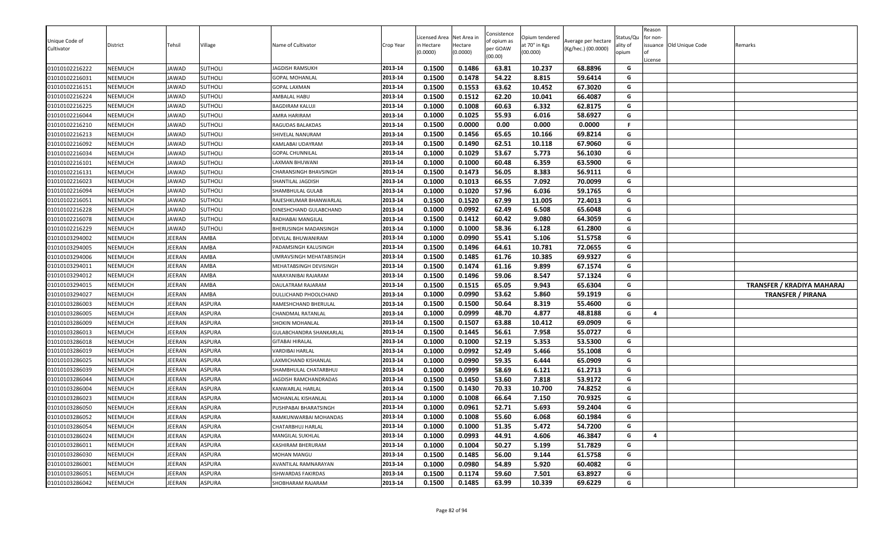| Unique Code of Cultivator | District | Tehsil | Village | Name of Cultivator | Crop Year | Licensed Area in Hectare (0.0000) | Net Area in Hectare (0.0000) | Consistence of opium as per GOAW (00.00) | Opium tendered at 70° in Kgs (00.000) | Average per hectare (Kg/hec.) (00.0000) | Status/Quality of opium | Reason for non-issuance of License | Old Unique Code | Remarks |
|---|---|---|---|---|---|---|---|---|---|---|---|---|---|---|
| 01010102216222 | NEEMUCH | JAWAD | SUTHOLI | JAGDISH RAMSUKH | 2013-14 | 0.1500 | 0.1486 | 63.81 | 10.237 | 68.8896 | G | | | |
| 01010102216031 | NEEMUCH | JAWAD | SUTHOLI | GOPAL MOHANLAL | 2013-14 | 0.1500 | 0.1478 | 54.22 | 8.815 | 59.6414 | G | | | |
| 01010102216151 | NEEMUCH | JAWAD | SUTHOLI | GOPAL LAXMAN | 2013-14 | 0.1500 | 0.1553 | 63.62 | 10.452 | 67.3020 | G | | | |
| 01010102216224 | NEEMUCH | JAWAD | SUTHOLI | AMBALAL HABU | 2013-14 | 0.1500 | 0.1512 | 62.20 | 10.041 | 66.4087 | G | | | |
| 01010102216225 | NEEMUCH | JAWAD | SUTHOLI | BAGDIRAM KALUJI | 2013-14 | 0.1000 | 0.1008 | 60.63 | 6.332 | 62.8175 | G | | | |
| 01010102216044 | NEEMUCH | JAWAD | SUTHOLI | AMRA HARIRAM | 2013-14 | 0.1000 | 0.1025 | 55.93 | 6.016 | 58.6927 | G | | | |
| 01010102216210 | NEEMUCH | JAWAD | SUTHOLI | RAGUDAS BALAKDAS | 2013-14 | 0.1500 | 0.0000 | 0.00 | 0.000 | 0.0000 | F | | | |
| 01010102216213 | NEEMUCH | JAWAD | SUTHOLI | SHIVELAL NANURAM | 2013-14 | 0.1500 | 0.1456 | 65.65 | 10.166 | 69.8214 | G | | | |
| 01010102216092 | NEEMUCH | JAWAD | SUTHOLI | KAMLABAI UDAYRAM | 2013-14 | 0.1500 | 0.1490 | 62.51 | 10.118 | 67.9060 | G | | | |
| 01010102216034 | NEEMUCH | JAWAD | SUTHOLI | GOPAL CHUNNILAL | 2013-14 | 0.1000 | 0.1029 | 53.67 | 5.773 | 56.1030 | G | | | |
| 01010102216101 | NEEMUCH | JAWAD | SUTHOLI | LAXMAN BHUWANI | 2013-14 | 0.1000 | 0.1000 | 60.48 | 6.359 | 63.5900 | G | | | |
| 01010102216131 | NEEMUCH | JAWAD | SUTHOLI | CHARANSINGH BHAVSINGH | 2013-14 | 0.1500 | 0.1473 | 56.05 | 8.383 | 56.9111 | G | | | |
| 01010102216023 | NEEMUCH | JAWAD | SUTHOLI | SHANTILAL JAGDISH | 2013-14 | 0.1000 | 0.1013 | 66.55 | 7.092 | 70.0099 | G | | | |
| 01010102216094 | NEEMUCH | JAWAD | SUTHOLI | SHAMBHULAL GULAB | 2013-14 | 0.1000 | 0.1020 | 57.96 | 6.036 | 59.1765 | G | | | |
| 01010102216051 | NEEMUCH | JAWAD | SUTHOLI | RAJESHKUMAR BHANWARLAL | 2013-14 | 0.1500 | 0.1520 | 67.99 | 11.005 | 72.4013 | G | | | |
| 01010102216228 | NEEMUCH | JAWAD | SUTHOLI | DINESHCHAND GULABCHAND | 2013-14 | 0.1000 | 0.0992 | 62.49 | 6.508 | 65.6048 | G | | | |
| 01010102216078 | NEEMUCH | JAWAD | SUTHOLI | RADHABAI MANGILAL | 2013-14 | 0.1500 | 0.1412 | 60.42 | 9.080 | 64.3059 | G | | | |
| 01010102216229 | NEEMUCH | JAWAD | SUTHOLI | BHERUSINGH MADANSINGH | 2013-14 | 0.1000 | 0.1000 | 58.36 | 6.128 | 61.2800 | G | | | |
| 01010103294002 | NEEMUCH | JEERAN | AMBA | DEVILAL BHUWANIRAM | 2013-14 | 0.1000 | 0.0990 | 55.41 | 5.106 | 51.5758 | G | | | |
| 01010103294005 | NEEMUCH | JEERAN | AMBA | PADAMSINGH KALUSINGH | 2013-14 | 0.1500 | 0.1496 | 64.61 | 10.781 | 72.0655 | G | | | |
| 01010103294006 | NEEMUCH | JEERAN | AMBA | UMRAVSINGH MEHATABSINGH | 2013-14 | 0.1500 | 0.1485 | 61.76 | 10.385 | 69.9327 | G | | | |
| 01010103294011 | NEEMUCH | JEERAN | AMBA | MEHATABSINGH DEVISINGH | 2013-14 | 0.1500 | 0.1474 | 61.16 | 9.899 | 67.1574 | G | | | |
| 01010103294012 | NEEMUCH | JEERAN | AMBA | NARAYANIBAI RAJARAM | 2013-14 | 0.1500 | 0.1496 | 59.06 | 8.547 | 57.1324 | G | | | |
| 01010103294015 | NEEMUCH | JEERAN | AMBA | DAULATRAM RAJARAM | 2013-14 | 0.1500 | 0.1515 | 65.05 | 9.943 | 65.6304 | G | | | **TRANSFER / KRADIYA MAHARAJ** |
| 01010103294027 | NEEMUCH | JEERAN | AMBA | DULLICHAND PHOOLCHAND | 2013-14 | 0.1000 | 0.0990 | 53.62 | 5.860 | 59.1919 | G | | | **TRANSFER / PIRANA** |
| 01010103286003 | NEEMUCH | JEERAN | ASPURA | RAMESHCHAND BHERULAL | 2013-14 | 0.1500 | 0.1500 | 50.64 | 8.319 | 55.4600 | G | | | |
| 01010103286005 | NEEMUCH | JEERAN | ASPURA | CHANDMAL RATANLAL | 2013-14 | 0.1000 | 0.0999 | 48.70 | 4.877 | 48.8188 | G | 4 | | |
| 01010103286009 | NEEMUCH | JEERAN | ASPURA | SHOKIN MOHANLAL | 2013-14 | 0.1500 | 0.1507 | 63.88 | 10.412 | 69.0909 | G | | | |
| 01010103286013 | NEEMUCH | JEERAN | ASPURA | GULABCHANDRA SHANKARLAL | 2013-14 | 0.1500 | 0.1445 | 56.61 | 7.958 | 55.0727 | G | | | |
| 01010103286018 | NEEMUCH | JEERAN | ASPURA | GITABAI HIRALAL | 2013-14 | 0.1000 | 0.1000 | 52.19 | 5.353 | 53.5300 | G | | | |
| 01010103286019 | NEEMUCH | JEERAN | ASPURA | VARDIBAI HARLAL | 2013-14 | 0.1000 | 0.0992 | 52.49 | 5.466 | 55.1008 | G | | | |
| 01010103286025 | NEEMUCH | JEERAN | ASPURA | LAXMICHAND KISHANLAL | 2013-14 | 0.1000 | 0.0990 | 59.35 | 6.444 | 65.0909 | G | | | |
| 01010103286039 | NEEMUCH | JEERAN | ASPURA | SHAMBHULAL CHATARBHUJ | 2013-14 | 0.1000 | 0.0999 | 58.69 | 6.121 | 61.2713 | G | | | |
| 01010103286044 | NEEMUCH | JEERAN | ASPURA | JAGDISH RAMCHANDRADAS | 2013-14 | 0.1500 | 0.1450 | 53.60 | 7.818 | 53.9172 | G | | | |
| 01010103286004 | NEEMUCH | JEERAN | ASPURA | KANWARLAL HARLAL | 2013-14 | 0.1500 | 0.1430 | 70.33 | 10.700 | 74.8252 | G | | | |
| 01010103286023 | NEEMUCH | JEERAN | ASPURA | MOHANLAL KISHANLAL | 2013-14 | 0.1000 | 0.1008 | 66.64 | 7.150 | 70.9325 | G | | | |
| 01010103286050 | NEEMUCH | JEERAN | ASPURA | PUSHPABAI BHARATSINGH | 2013-14 | 0.1000 | 0.0961 | 52.71 | 5.693 | 59.2404 | G | | | |
| 01010103286052 | NEEMUCH | JEERAN | ASPURA | RAMKUNWARBAI MOHANDAS | 2013-14 | 0.1000 | 0.1008 | 55.60 | 6.068 | 60.1984 | G | | | |
| 01010103286054 | NEEMUCH | JEERAN | ASPURA | CHATARBHUJ HARLAL | 2013-14 | 0.1000 | 0.1000 | 51.35 | 5.472 | 54.7200 | G | | | |
| 01010103286024 | NEEMUCH | JEERAN | ASPURA | MANGILAL SUKHLAL | 2013-14 | 0.1000 | 0.0993 | 44.91 | 4.606 | 46.3847 | G | 4 | | |
| 01010103286011 | NEEMUCH | JEERAN | ASPURA | KASHIRAM BHERURAM | 2013-14 | 0.1000 | 0.1004 | 50.27 | 5.199 | 51.7829 | G | | | |
| 01010103286030 | NEEMUCH | JEERAN | ASPURA | MOHAN MANGU | 2013-14 | 0.1500 | 0.1485 | 56.00 | 9.144 | 61.5758 | G | | | |
| 01010103286001 | NEEMUCH | JEERAN | ASPURA | AVANTILAL RAMNARAYAN | 2013-14 | 0.1000 | 0.0980 | 54.89 | 5.920 | 60.4082 | G | | | |
| 01010103286051 | NEEMUCH | JEERAN | ASPURA | ISHWARDAS FAKIRDAS | 2013-14 | 0.1500 | 0.1174 | 59.60 | 7.501 | 63.8927 | G | | | |
| 01010103286042 | NEEMUCH | JEERAN | ASPURA | SHOBHARAM RAJARAM | 2013-14 | 0.1500 | 0.1485 | 63.99 | 10.339 | 69.6229 | G | | | |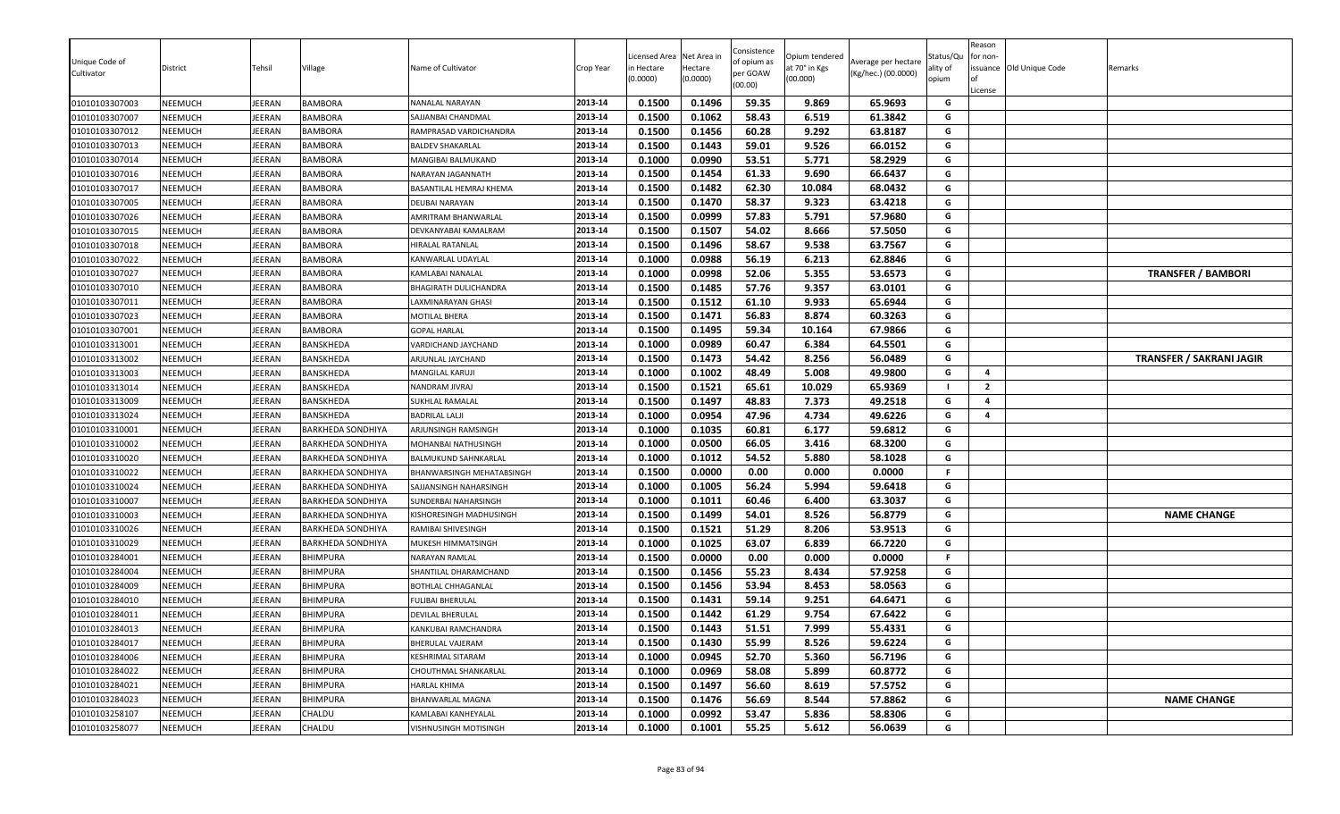| Unique Code of Cultivator | District | Tehsil | Village | Name of Cultivator | Crop Year | Licensed Area in Hectare (0.0000) | Net Area in Hectare (0.0000) | Consistence of opium as per GOAW (00.00) | Opium tendered at 70° in Kgs (00.000) | Average per hectare (Kg/hec.) (00.0000) | Status/Quality of opium | Reason for non-issuance of License | Old Unique Code | Remarks |
|---|---|---|---|---|---|---|---|---|---|---|---|---|---|---|
| 01010103307003 | NEEMUCH | JEERAN | BAMBORA | NANALAL NARAYAN | 2013-14 | 0.1500 | 0.1496 | 59.35 | 9.869 | 65.9693 | G | | | |
| 01010103307007 | NEEMUCH | JEERAN | BAMBORA | SAJJANBAI CHANDMAL | 2013-14 | 0.1500 | 0.1062 | 58.43 | 6.519 | 61.3842 | G | | | |
| 01010103307012 | NEEMUCH | JEERAN | BAMBORA | RAMPRASAD VARDICHANDRA | 2013-14 | 0.1500 | 0.1456 | 60.28 | 9.292 | 63.8187 | G | | | |
| 01010103307013 | NEEMUCH | JEERAN | BAMBORA | BALDEV SHAKARLAL | 2013-14 | 0.1500 | 0.1443 | 59.01 | 9.526 | 66.0152 | G | | | |
| 01010103307014 | NEEMUCH | JEERAN | BAMBORA | MANGIBAI BALMUKAND | 2013-14 | 0.1000 | 0.0990 | 53.51 | 5.771 | 58.2929 | G | | | |
| 01010103307016 | NEEMUCH | JEERAN | BAMBORA | NARAYAN JAGANNATH | 2013-14 | 0.1500 | 0.1454 | 61.33 | 9.690 | 66.6437 | G | | | |
| 01010103307017 | NEEMUCH | JEERAN | BAMBORA | BASANTILAL HEMRAJ KHEMA | 2013-14 | 0.1500 | 0.1482 | 62.30 | 10.084 | 68.0432 | G | | | |
| 01010103307005 | NEEMUCH | JEERAN | BAMBORA | DEUBAI NARAYAN | 2013-14 | 0.1500 | 0.1470 | 58.37 | 9.323 | 63.4218 | G | | | |
| 01010103307026 | NEEMUCH | JEERAN | BAMBORA | AMRITRAM BHANWARLAL | 2013-14 | 0.1500 | 0.0999 | 57.83 | 5.791 | 57.9680 | G | | | |
| 01010103307015 | NEEMUCH | JEERAN | BAMBORA | DEVKANYABAI KAMALRAM | 2013-14 | 0.1500 | 0.1507 | 54.02 | 8.666 | 57.5050 | G | | | |
| 01010103307018 | NEEMUCH | JEERAN | BAMBORA | HIRALAL RATANLAL | 2013-14 | 0.1500 | 0.1496 | 58.67 | 9.538 | 63.7567 | G | | | |
| 01010103307022 | NEEMUCH | JEERAN | BAMBORA | KANWARLAL UDAYLAL | 2013-14 | 0.1000 | 0.0988 | 56.19 | 6.213 | 62.8846 | G | | | |
| 01010103307027 | NEEMUCH | JEERAN | BAMBORA | KAMLABAI NANALAL | 2013-14 | 0.1000 | 0.0998 | 52.06 | 5.355 | 53.6573 | G | | | TRANSFER / BAMBORI |
| 01010103307010 | NEEMUCH | JEERAN | BAMBORA | BHAGIRATH DULICHANDRA | 2013-14 | 0.1500 | 0.1485 | 57.76 | 9.357 | 63.0101 | G | | | |
| 01010103307011 | NEEMUCH | JEERAN | BAMBORA | LAXMINARAYAN GHASI | 2013-14 | 0.1500 | 0.1512 | 61.10 | 9.933 | 65.6944 | G | | | |
| 01010103307023 | NEEMUCH | JEERAN | BAMBORA | MOTILAL BHERA | 2013-14 | 0.1500 | 0.1471 | 56.83 | 8.874 | 60.3263 | G | | | |
| 01010103307001 | NEEMUCH | JEERAN | BAMBORA | GOPAL HARLAL | 2013-14 | 0.1500 | 0.1495 | 59.34 | 10.164 | 67.9866 | G | | | |
| 01010103313001 | NEEMUCH | JEERAN | BANSKHEDA | VARDICHAND JAYCHAND | 2013-14 | 0.1000 | 0.0989 | 60.47 | 6.384 | 64.5501 | G | | | |
| 01010103313002 | NEEMUCH | JEERAN | BANSKHEDA | ARJUNLAL JAYCHAND | 2013-14 | 0.1500 | 0.1473 | 54.42 | 8.256 | 56.0489 | G | | | TRANSFER / SAKRANI JAGIR |
| 01010103313003 | NEEMUCH | JEERAN | BANSKHEDA | MANGILAL KARUJI | 2013-14 | 0.1000 | 0.1002 | 48.49 | 5.008 | 49.9800 | G | 4 | | |
| 01010103313014 | NEEMUCH | JEERAN | BANSKHEDA | NANDRAM JIVRAJ | 2013-14 | 0.1500 | 0.1521 | 65.61 | 10.029 | 65.9369 | I | 2 | | |
| 01010103313009 | NEEMUCH | JEERAN | BANSKHEDA | SUKHLAL RAMALAL | 2013-14 | 0.1500 | 0.1497 | 48.83 | 7.373 | 49.2518 | G | 4 | | |
| 01010103313024 | NEEMUCH | JEERAN | BANSKHEDA | BADRILAL LALJI | 2013-14 | 0.1000 | 0.0954 | 47.96 | 4.734 | 49.6226 | G | 4 | | |
| 01010103310001 | NEEMUCH | JEERAN | BARKHEDA SONDHIYA | ARJUNSINGH RAMSINGH | 2013-14 | 0.1000 | 0.1035 | 60.81 | 6.177 | 59.6812 | G | | | |
| 01010103310002 | NEEMUCH | JEERAN | BARKHEDA SONDHIYA | MOHANBAI NATHUSINGH | 2013-14 | 0.1000 | 0.0500 | 66.05 | 3.416 | 68.3200 | G | | | |
| 01010103310020 | NEEMUCH | JEERAN | BARKHEDA SONDHIYA | BALMUKUND SAHNKARLAL | 2013-14 | 0.1000 | 0.1012 | 54.52 | 5.880 | 58.1028 | G | | | |
| 01010103310022 | NEEMUCH | JEERAN | BARKHEDA SONDHIYA | BHANWARSINGH MEHATABSINGH | 2013-14 | 0.1500 | 0.0000 | 0.00 | 0.000 | 0.0000 | F | | | |
| 01010103310024 | NEEMUCH | JEERAN | BARKHEDA SONDHIYA | SAJJANSINGH NAHARSINGH | 2013-14 | 0.1000 | 0.1005 | 56.24 | 5.994 | 59.6418 | G | | | |
| 01010103310007 | NEEMUCH | JEERAN | BARKHEDA SONDHIYA | SUNDERBAI NAHARSINGH | 2013-14 | 0.1000 | 0.1011 | 60.46 | 6.400 | 63.3037 | G | | | |
| 01010103310003 | NEEMUCH | JEERAN | BARKHEDA SONDHIYA | KISHORESINGH MADHUSINGH | 2013-14 | 0.1500 | 0.1499 | 54.01 | 8.526 | 56.8779 | G | | | NAME CHANGE |
| 01010103310026 | NEEMUCH | JEERAN | BARKHEDA SONDHIYA | RAMIBAI SHIVESINGH | 2013-14 | 0.1500 | 0.1521 | 51.29 | 8.206 | 53.9513 | G | | | |
| 01010103310029 | NEEMUCH | JEERAN | BARKHEDA SONDHIYA | MUKESH HIMMATSINGH | 2013-14 | 0.1000 | 0.1025 | 63.07 | 6.839 | 66.7220 | G | | | |
| 01010103284001 | NEEMUCH | JEERAN | BHIMPURA | NARAYAN RAMLAL | 2013-14 | 0.1500 | 0.0000 | 0.00 | 0.000 | 0.0000 | F | | | |
| 01010103284004 | NEEMUCH | JEERAN | BHIMPURA | SHANTILAL DHARAMCHAND | 2013-14 | 0.1500 | 0.1456 | 55.23 | 8.434 | 57.9258 | G | | | |
| 01010103284009 | NEEMUCH | JEERAN | BHIMPURA | BOTHLAL CHHAGANLAL | 2013-14 | 0.1500 | 0.1456 | 53.94 | 8.453 | 58.0563 | G | | | |
| 01010103284010 | NEEMUCH | JEERAN | BHIMPURA | FULIBAI BHERULAL | 2013-14 | 0.1500 | 0.1431 | 59.14 | 9.251 | 64.6471 | G | | | |
| 01010103284011 | NEEMUCH | JEERAN | BHIMPURA | DEVILAL BHERULAL | 2013-14 | 0.1500 | 0.1442 | 61.29 | 9.754 | 67.6422 | G | | | |
| 01010103284013 | NEEMUCH | JEERAN | BHIMPURA | KANKUBAI RAMCHANDRA | 2013-14 | 0.1500 | 0.1443 | 51.51 | 7.999 | 55.4331 | G | | | |
| 01010103284017 | NEEMUCH | JEERAN | BHIMPURA | BHERULAL VAJERAM | 2013-14 | 0.1500 | 0.1430 | 55.99 | 8.526 | 59.6224 | G | | | |
| 01010103284006 | NEEMUCH | JEERAN | BHIMPURA | KESHRIMAL SITARAM | 2013-14 | 0.1000 | 0.0945 | 52.70 | 5.360 | 56.7196 | G | | | |
| 01010103284022 | NEEMUCH | JEERAN | BHIMPURA | CHOUTHMAL SHANKARLAL | 2013-14 | 0.1000 | 0.0969 | 58.08 | 5.899 | 60.8772 | G | | | |
| 01010103284021 | NEEMUCH | JEERAN | BHIMPURA | HARLAL KHIMA | 2013-14 | 0.1500 | 0.1497 | 56.60 | 8.619 | 57.5752 | G | | | |
| 01010103284023 | NEEMUCH | JEERAN | BHIMPURA | BHANWARLAL MAGNA | 2013-14 | 0.1500 | 0.1476 | 56.69 | 8.544 | 57.8862 | G | | | NAME CHANGE |
| 01010103258107 | NEEMUCH | JEERAN | CHALDU | KAMLABAI KANHEYALAL | 2013-14 | 0.1000 | 0.0992 | 53.47 | 5.836 | 58.8306 | G | | | |
| 01010103258077 | NEEMUCH | JEERAN | CHALDU | VISHNUSINGH MOTISINGH | 2013-14 | 0.1000 | 0.1001 | 55.25 | 5.612 | 56.0639 | G | | | |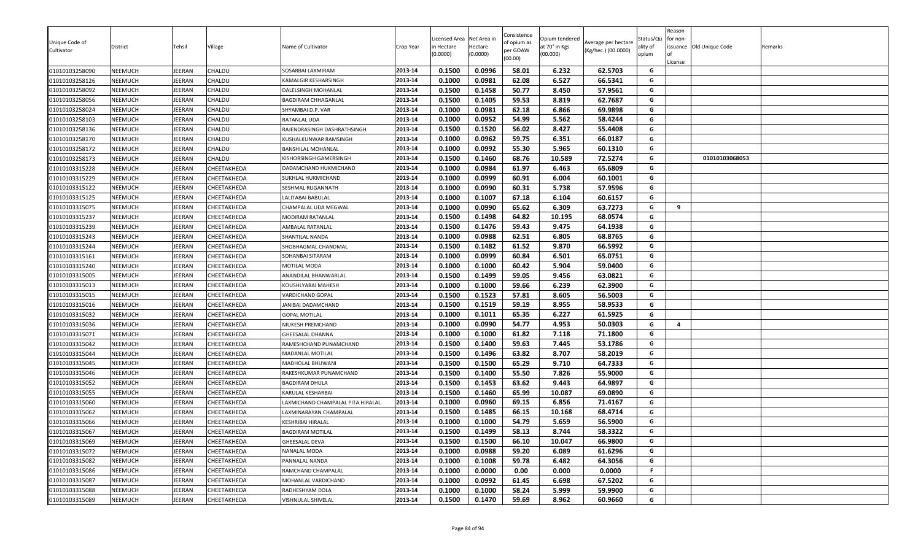| Unique Code of Cultivator | District | Tehsil | Village | Name of Cultivator | Crop Year | Licensed Area in Hectare (0.0000) | Net Area in Hectare (0.0000) | Consistence of opium as per GOAW (00.00) | Opium tendered at 70° in Kgs (00.000) | Average per hectare (Kg/hec.) (00.0000) | Status/Quality of opium | Reason for non-issuance of License | Old Unique Code | Remarks |
|---|---|---|---|---|---|---|---|---|---|---|---|---|---|---|
| 01010103258090 | NEEMUCH | JEERAN | CHALDU | SOSARBAI LAXMIRAM | 2013-14 | 0.1500 | 0.0996 | 58.01 | 6.232 | 62.5703 | G | | | |
| 01010103258126 | NEEMUCH | JEERAN | CHALDU | KAMALGIR KESHARSINGH | 2013-14 | 0.1000 | 0.0981 | 62.08 | 6.527 | 66.5341 | G | | | |
| 01010103258092 | NEEMUCH | JEERAN | CHALDU | DALELSINGH MOHANLAL | 2013-14 | 0.1500 | 0.1458 | 50.77 | 8.450 | 57.9561 | G | | | |
| 01010103258056 | NEEMUCH | JEERAN | CHALDU | BAGDIRAM CHHAGANLAL | 2013-14 | 0.1500 | 0.1405 | 59.53 | 8.819 | 62.7687 | G | | | |
| 01010103258024 | NEEMUCH | JEERAN | CHALDU | SHYAMBAI D.P. VAR | 2013-14 | 0.1000 | 0.0981 | 62.18 | 6.866 | 69.9898 | G | | | |
| 01010103258103 | NEEMUCH | JEERAN | CHALDU | RATANLAL UDA | 2013-14 | 0.1000 | 0.0952 | 54.99 | 5.562 | 58.4244 | G | | | |
| 01010103258136 | NEEMUCH | JEERAN | CHALDU | RAJENDRASINGH DASHRATHSINGH | 2013-14 | 0.1500 | 0.1520 | 56.02 | 8.427 | 55.4408 | G | | | |
| 01010103258170 | NEEMUCH | JEERAN | CHALDU | KUSHALKUNWAR RAMSINGH | 2013-14 | 0.1000 | 0.0962 | 59.75 | 6.351 | 66.0187 | G | | | |
| 01010103258172 | NEEMUCH | JEERAN | CHALDU | BANSHILAL MOHANLAL | 2013-14 | 0.1000 | 0.0992 | 55.30 | 5.965 | 60.1310 | G | | | |
| 01010103258173 | NEEMUCH | JEERAN | CHALDU | KISHORSINGH GAMERSINGH | 2013-14 | 0.1500 | 0.1460 | 68.76 | 10.589 | 72.5274 | G | | 01010103068053 | |
| 01010103315228 | NEEMUCH | JEERAN | CHEETAKHEDA | DADAMCHAND HUKMICHAND | 2013-14 | 0.1000 | 0.0984 | 61.97 | 6.463 | 65.6809 | G | | | |
| 01010103315229 | NEEMUCH | JEERAN | CHEETAKHEDA | SUKHLAL HUKMICHAND | 2013-14 | 0.1000 | 0.0999 | 60.91 | 6.004 | 60.1001 | G | | | |
| 01010103315122 | NEEMUCH | JEERAN | CHEETAKHEDA | SESHMAL RUGANNATH | 2013-14 | 0.1000 | 0.0990 | 60.31 | 5.738 | 57.9596 | G | | | |
| 01010103315125 | NEEMUCH | JEERAN | CHEETAKHEDA | LALITABAI BABULAL | 2013-14 | 0.1000 | 0.1007 | 67.18 | 6.104 | 60.6157 | G | | | |
| 01010103315075 | NEEMUCH | JEERAN | CHEETAKHEDA | CHAMPALAL UDA MEGWAL | 2013-14 | 0.1000 | 0.0990 | 65.62 | 6.309 | 63.7273 | G | 9 | | |
| 01010103315237 | NEEMUCH | JEERAN | CHEETAKHEDA | MODIRAM RATANLAL | 2013-14 | 0.1500 | 0.1498 | 64.82 | 10.195 | 68.0574 | G | | | |
| 01010103315239 | NEEMUCH | JEERAN | CHEETAKHEDA | AMBALAL RATANLAL | 2013-14 | 0.1500 | 0.1476 | 59.43 | 9.475 | 64.1938 | G | | | |
| 01010103315243 | NEEMUCH | JEERAN | CHEETAKHEDA | SHANTILAL NANDA | 2013-14 | 0.1000 | 0.0988 | 62.51 | 6.805 | 68.8765 | G | | | |
| 01010103315244 | NEEMUCH | JEERAN | CHEETAKHEDA | SHOBHAGMAL CHANDMAL | 2013-14 | 0.1500 | 0.1482 | 61.52 | 9.870 | 66.5992 | G | | | |
| 01010103315161 | NEEMUCH | JEERAN | CHEETAKHEDA | SOHANBAI SITARAM | 2013-14 | 0.1000 | 0.0999 | 60.84 | 6.501 | 65.0751 | G | | | |
| 01010103315240 | NEEMUCH | JEERAN | CHEETAKHEDA | MOTILAL MODA | 2013-14 | 0.1000 | 0.1000 | 60.42 | 5.904 | 59.0400 | G | | | |
| 01010103315005 | NEEMUCH | JEERAN | CHEETAKHEDA | ANANDILAL BHANWARLAL | 2013-14 | 0.1500 | 0.1499 | 59.05 | 9.456 | 63.0821 | G | | | |
| 01010103315013 | NEEMUCH | JEERAN | CHEETAKHEDA | KOUSHLYABAI MAHESH | 2013-14 | 0.1000 | 0.1000 | 59.66 | 6.239 | 62.3900 | G | | | |
| 01010103315015 | NEEMUCH | JEERAN | CHEETAKHEDA | VARDICHAND GOPAL | 2013-14 | 0.1500 | 0.1523 | 57.81 | 8.605 | 56.5003 | G | | | |
| 01010103315016 | NEEMUCH | JEERAN | CHEETAKHEDA | JANIBAI DADAMCHAND | 2013-14 | 0.1500 | 0.1519 | 59.19 | 8.955 | 58.9533 | G | | | |
| 01010103315032 | NEEMUCH | JEERAN | CHEETAKHEDA | GOPAL MOTILAL | 2013-14 | 0.1000 | 0.1011 | 65.35 | 6.227 | 61.5925 | G | | | |
| 01010103315036 | NEEMUCH | JEERAN | CHEETAKHEDA | MUKESH PREMCHAND | 2013-14 | 0.1000 | 0.0990 | 54.77 | 4.953 | 50.0303 | G | 4 | | |
| 01010103315071 | NEEMUCH | JEERAN | CHEETAKHEDA | GHEESALAL DHANNA | 2013-14 | 0.1000 | 0.1000 | 61.82 | 7.118 | 71.1800 | G | | | |
| 01010103315042 | NEEMUCH | JEERAN | CHEETAKHEDA | RAMESHCHAND PUNAMCHAND | 2013-14 | 0.1500 | 0.1400 | 59.63 | 7.445 | 53.1786 | G | | | |
| 01010103315044 | NEEMUCH | JEERAN | CHEETAKHEDA | MADANLAL MOTILAL | 2013-14 | 0.1500 | 0.1496 | 63.82 | 8.707 | 58.2019 | G | | | |
| 01010103315045 | NEEMUCH | JEERAN | CHEETAKHEDA | MADHOLAL BHUWANI | 2013-14 | 0.1500 | 0.1500 | 65.29 | 9.710 | 64.7333 | G | | | |
| 01010103315046 | NEEMUCH | JEERAN | CHEETAKHEDA | RAKESHKUMAR PUNAMCHAND | 2013-14 | 0.1500 | 0.1400 | 55.50 | 7.826 | 55.9000 | G | | | |
| 01010103315052 | NEEMUCH | JEERAN | CHEETAKHEDA | BAGDIRAM DHULA | 2013-14 | 0.1500 | 0.1453 | 63.62 | 9.443 | 64.9897 | G | | | |
| 01010103315055 | NEEMUCH | JEERAN | CHEETAKHEDA | KARULAL KESHARBAI | 2013-14 | 0.1500 | 0.1460 | 65.99 | 10.087 | 69.0890 | G | | | |
| 01010103315060 | NEEMUCH | JEERAN | CHEETAKHEDA | LAXMICHAND CHAMPALAL PITA HIRALAL | 2013-14 | 0.1000 | 0.0960 | 69.15 | 6.856 | 71.4167 | G | | | |
| 01010103315062 | NEEMUCH | JEERAN | CHEETAKHEDA | LAXMINARAYAN CHAMPALAL | 2013-14 | 0.1500 | 0.1485 | 66.15 | 10.168 | 68.4714 | G | | | |
| 01010103315066 | NEEMUCH | JEERAN | CHEETAKHEDA | KESHRIBAI HIRALAL | 2013-14 | 0.1000 | 0.1000 | 54.79 | 5.659 | 56.5900 | G | | | |
| 01010103315067 | NEEMUCH | JEERAN | CHEETAKHEDA | BAGDIRAM MOTILAL | 2013-14 | 0.1500 | 0.1499 | 58.13 | 8.744 | 58.3322 | G | | | |
| 01010103315069 | NEEMUCH | JEERAN | CHEETAKHEDA | GHEESALAL DEVA | 2013-14 | 0.1500 | 0.1500 | 66.10 | 10.047 | 66.9800 | G | | | |
| 01010103315072 | NEEMUCH | JEERAN | CHEETAKHEDA | NANALAL MODA | 2013-14 | 0.1000 | 0.0988 | 59.20 | 6.089 | 61.6296 | G | | | |
| 01010103315082 | NEEMUCH | JEERAN | CHEETAKHEDA | PANNALAL NANDA | 2013-14 | 0.1000 | 0.1008 | 59.78 | 6.482 | 64.3056 | G | | | |
| 01010103315086 | NEEMUCH | JEERAN | CHEETAKHEDA | RAMCHAND CHAMPALAL | 2013-14 | 0.1000 | 0.0000 | 0.00 | 0.000 | 0.0000 | F | | | |
| 01010103315087 | NEEMUCH | JEERAN | CHEETAKHEDA | MOHANLAL VARDICHAND | 2013-14 | 0.1000 | 0.0992 | 61.45 | 6.698 | 67.5202 | G | | | |
| 01010103315088 | NEEMUCH | JEERAN | CHEETAKHEDA | RADHESHYAM DOLA | 2013-14 | 0.1000 | 0.1000 | 58.24 | 5.999 | 59.9900 | G | | | |
| 01010103315089 | NEEMUCH | JEERAN | CHEETAKHEDA | VISHNULAL SHIVELAL | 2013-14 | 0.1500 | 0.1470 | 59.69 | 8.962 | 60.9660 | G | | | |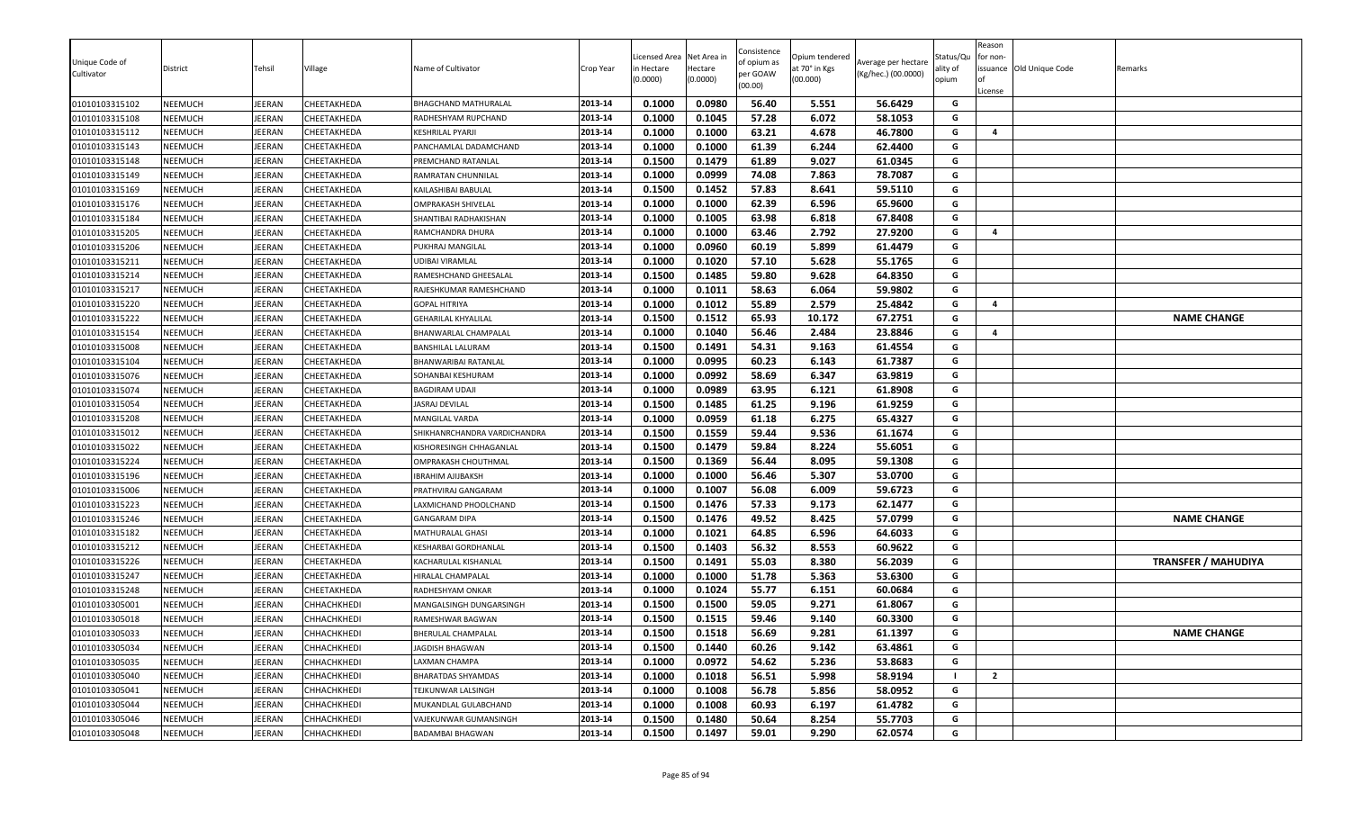| Unique Code of Cultivator | District | Tehsil | Village | Name of Cultivator | Crop Year | Licensed Area in Hectare (0.0000) | Net Area in Hectare (0.0000) | Consistence of opium as per GOAW (00.00) | Opium tendered at 70° in Kgs (00.000) | Average per hectare (Kg/hec.) (00.0000) | Status/Quality of opium | Reason for non-issuance of License | Old Unique Code | Remarks |
|---|---|---|---|---|---|---|---|---|---|---|---|---|---|---|
| 01010103315102 | NEEMUCH | JEERAN | CHEETAKHEDA | BHAGCHAND MATHURALAL | 2013-14 | 0.1000 | 0.0980 | 56.40 | 5.551 | 56.6429 | G | | | |
| 01010103315108 | NEEMUCH | JEERAN | CHEETAKHEDA | RADHESHYAM RUPCHAND | 2013-14 | 0.1000 | 0.1045 | 57.28 | 6.072 | 58.1053 | G | | | |
| 01010103315112 | NEEMUCH | JEERAN | CHEETAKHEDA | KESHRILAL PYARJI | 2013-14 | 0.1000 | 0.1000 | 63.21 | 4.678 | 46.7800 | G | 4 | | |
| 01010103315143 | NEEMUCH | JEERAN | CHEETAKHEDA | PANCHAMLAL DADAMCHAND | 2013-14 | 0.1000 | 0.1000 | 61.39 | 6.244 | 62.4400 | G | | | |
| 01010103315148 | NEEMUCH | JEERAN | CHEETAKHEDA | PREMCHAND RATANLAL | 2013-14 | 0.1500 | 0.1479 | 61.89 | 9.027 | 61.0345 | G | | | |
| 01010103315149 | NEEMUCH | JEERAN | CHEETAKHEDA | RAMRATAN CHUNNILAL | 2013-14 | 0.1000 | 0.0999 | 74.08 | 7.863 | 78.7087 | G | | | |
| 01010103315169 | NEEMUCH | JEERAN | CHEETAKHEDA | KAILASHIBAI BABULAL | 2013-14 | 0.1500 | 0.1452 | 57.83 | 8.641 | 59.5110 | G | | | |
| 01010103315176 | NEEMUCH | JEERAN | CHEETAKHEDA | OMPRAKASH SHIVELAL | 2013-14 | 0.1000 | 0.1000 | 62.39 | 6.596 | 65.9600 | G | | | |
| 01010103315184 | NEEMUCH | JEERAN | CHEETAKHEDA | SHANTIBAI RADHAKISHAN | 2013-14 | 0.1000 | 0.1005 | 63.98 | 6.818 | 67.8408 | G | | | |
| 01010103315205 | NEEMUCH | JEERAN | CHEETAKHEDA | RAMCHANDRA DHURA | 2013-14 | 0.1000 | 0.1000 | 63.46 | 2.792 | 27.9200 | G | 4 | | |
| 01010103315206 | NEEMUCH | JEERAN | CHEETAKHEDA | PUKHRAJ MANGILAL | 2013-14 | 0.1000 | 0.0960 | 60.19 | 5.899 | 61.4479 | G | | | |
| 01010103315211 | NEEMUCH | JEERAN | CHEETAKHEDA | UDIBAI VIRAMLAL | 2013-14 | 0.1000 | 0.1020 | 57.10 | 5.628 | 55.1765 | G | | | |
| 01010103315214 | NEEMUCH | JEERAN | CHEETAKHEDA | RAMESHCHAND GHEESALAL | 2013-14 | 0.1500 | 0.1485 | 59.80 | 9.628 | 64.8350 | G | | | |
| 01010103315217 | NEEMUCH | JEERAN | CHEETAKHEDA | RAJESHKUMAR RAMESHCHAND | 2013-14 | 0.1000 | 0.1011 | 58.63 | 6.064 | 59.9802 | G | | | |
| 01010103315220 | NEEMUCH | JEERAN | CHEETAKHEDA | GOPAL HITRIYA | 2013-14 | 0.1000 | 0.1012 | 55.89 | 2.579 | 25.4842 | G | 4 | | |
| 01010103315222 | NEEMUCH | JEERAN | CHEETAKHEDA | GEHARILAL KHYALILAL | 2013-14 | 0.1500 | 0.1512 | 65.93 | 10.172 | 67.2751 | G | | | NAME CHANGE |
| 01010103315154 | NEEMUCH | JEERAN | CHEETAKHEDA | BHANWARLAL CHAMPALAL | 2013-14 | 0.1000 | 0.1040 | 56.46 | 2.484 | 23.8846 | G | 4 | | |
| 01010103315008 | NEEMUCH | JEERAN | CHEETAKHEDA | BANSHILAL LALURAM | 2013-14 | 0.1500 | 0.1491 | 54.31 | 9.163 | 61.4554 | G | | | |
| 01010103315104 | NEEMUCH | JEERAN | CHEETAKHEDA | BHANWARIBAI RATANLAL | 2013-14 | 0.1000 | 0.0995 | 60.23 | 6.143 | 61.7387 | G | | | |
| 01010103315076 | NEEMUCH | JEERAN | CHEETAKHEDA | SOHANBAI KESHURAM | 2013-14 | 0.1000 | 0.0992 | 58.69 | 6.347 | 63.9819 | G | | | |
| 01010103315074 | NEEMUCH | JEERAN | CHEETAKHEDA | BAGDIRAM UDAJI | 2013-14 | 0.1000 | 0.0989 | 63.95 | 6.121 | 61.8908 | G | | | |
| 01010103315054 | NEEMUCH | JEERAN | CHEETAKHEDA | JASRAJ DEVILAL | 2013-14 | 0.1500 | 0.1485 | 61.25 | 9.196 | 61.9259 | G | | | |
| 01010103315208 | NEEMUCH | JEERAN | CHEETAKHEDA | MANGILAL VARDA | 2013-14 | 0.1000 | 0.0959 | 61.18 | 6.275 | 65.4327 | G | | | |
| 01010103315012 | NEEMUCH | JEERAN | CHEETAKHEDA | SHIKHANRCHANDRA VARDICHANDRA | 2013-14 | 0.1500 | 0.1559 | 59.44 | 9.536 | 61.1674 | G | | | |
| 01010103315022 | NEEMUCH | JEERAN | CHEETAKHEDA | KISHORESINGH CHHAGANLAL | 2013-14 | 0.1500 | 0.1479 | 59.84 | 8.224 | 55.6051 | G | | | |
| 01010103315224 | NEEMUCH | JEERAN | CHEETAKHEDA | OMPRAKASH CHOUTHMAL | 2013-14 | 0.1500 | 0.1369 | 56.44 | 8.095 | 59.1308 | G | | | |
| 01010103315196 | NEEMUCH | JEERAN | CHEETAKHEDA | IBRAHIM AJIJBAKSH | 2013-14 | 0.1000 | 0.1000 | 56.46 | 5.307 | 53.0700 | G | | | |
| 01010103315006 | NEEMUCH | JEERAN | CHEETAKHEDA | PRATHVIRAJ GANGARAM | 2013-14 | 0.1000 | 0.1007 | 56.08 | 6.009 | 59.6723 | G | | | |
| 01010103315223 | NEEMUCH | JEERAN | CHEETAKHEDA | LAXMICHAND PHOOLCHAND | 2013-14 | 0.1500 | 0.1476 | 57.33 | 9.173 | 62.1477 | G | | | |
| 01010103315246 | NEEMUCH | JEERAN | CHEETAKHEDA | GANGARAM DIPA | 2013-14 | 0.1500 | 0.1476 | 49.52 | 8.425 | 57.0799 | G | | | NAME CHANGE |
| 01010103315182 | NEEMUCH | JEERAN | CHEETAKHEDA | MATHURALAL GHASI | 2013-14 | 0.1000 | 0.1021 | 64.85 | 6.596 | 64.6033 | G | | | |
| 01010103315212 | NEEMUCH | JEERAN | CHEETAKHEDA | KESHARBAI GORDHANLAL | 2013-14 | 0.1500 | 0.1403 | 56.32 | 8.553 | 60.9622 | G | | | |
| 01010103315226 | NEEMUCH | JEERAN | CHEETAKHEDA | KACHARULAL KISHANLAL | 2013-14 | 0.1500 | 0.1491 | 55.03 | 8.380 | 56.2039 | G | | | TRANSFER / MAHUDIYA |
| 01010103315247 | NEEMUCH | JEERAN | CHEETAKHEDA | HIRALAL CHAMPALAL | 2013-14 | 0.1000 | 0.1000 | 51.78 | 5.363 | 53.6300 | G | | | |
| 01010103315248 | NEEMUCH | JEERAN | CHEETAKHEDA | RADHESHYAM ONKAR | 2013-14 | 0.1000 | 0.1024 | 55.77 | 6.151 | 60.0684 | G | | | |
| 01010103305001 | NEEMUCH | JEERAN | CHHACHKHEDI | MANGALSINGH DUNGARSINGH | 2013-14 | 0.1500 | 0.1500 | 59.05 | 9.271 | 61.8067 | G | | | |
| 01010103305018 | NEEMUCH | JEERAN | CHHACHKHEDI | RAMESHWAR BAGWAN | 2013-14 | 0.1500 | 0.1515 | 59.46 | 9.140 | 60.3300 | G | | | |
| 01010103305033 | NEEMUCH | JEERAN | CHHACHKHEDI | BHERULAL CHAMPALAL | 2013-14 | 0.1500 | 0.1518 | 56.69 | 9.281 | 61.1397 | G | | | NAME CHANGE |
| 01010103305034 | NEEMUCH | JEERAN | CHHACHKHEDI | JAGDISH BHAGWAN | 2013-14 | 0.1500 | 0.1440 | 60.26 | 9.142 | 63.4861 | G | | | |
| 01010103305035 | NEEMUCH | JEERAN | CHHACHKHEDI | LAXMAN CHAMPA | 2013-14 | 0.1000 | 0.0972 | 54.62 | 5.236 | 53.8683 | G | | | |
| 01010103305040 | NEEMUCH | JEERAN | CHHACHKHEDI | BHARATDAS SHYAMDAS | 2013-14 | 0.1000 | 0.1018 | 56.51 | 5.998 | 58.9194 | I | 2 | | |
| 01010103305041 | NEEMUCH | JEERAN | CHHACHKHEDI | TEJKUNWAR LALSINGH | 2013-14 | 0.1000 | 0.1008 | 56.78 | 5.856 | 58.0952 | G | | | |
| 01010103305044 | NEEMUCH | JEERAN | CHHACHKHEDI | MUKANDLAL GULABCHAND | 2013-14 | 0.1000 | 0.1008 | 60.93 | 6.197 | 61.4782 | G | | | |
| 01010103305046 | NEEMUCH | JEERAN | CHHACHKHEDI | VAJEKUNWAR GUMANSINGH | 2013-14 | 0.1500 | 0.1480 | 50.64 | 8.254 | 55.7703 | G | | | |
| 01010103305048 | NEEMUCH | JEERAN | CHHACHKHEDI | BADAMBAI BHAGWAN | 2013-14 | 0.1500 | 0.1497 | 59.01 | 9.290 | 62.0574 | G | | | |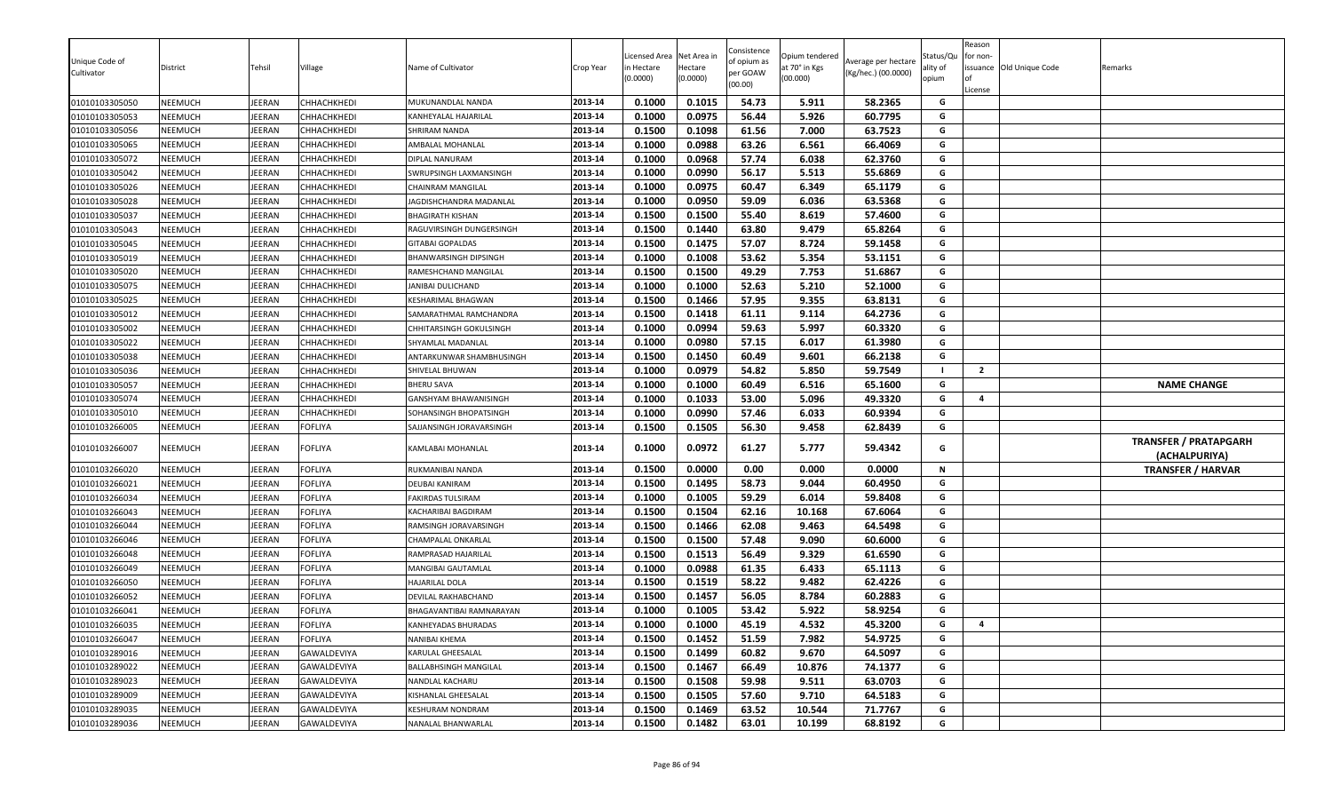| Unique Code of Cultivator | District | Tehsil | Village | Name of Cultivator | Crop Year | Licensed Area in Hectare (0.0000) | Net Area in Hectare (0.0000) | Consistence of opium as per GOAW (00.00) | Opium tendered at 70° in Kgs (00.000) | Average per hectare (Kg/hec.) (00.0000) | Status/Quality of opium | Reason for non-issuance of License | Old Unique Code | Remarks |
|---|---|---|---|---|---|---|---|---|---|---|---|---|---|---|
| 01010103305050 | NEEMUCH | JEERAN | CHHACHKHEDI | MUKUNANDLAL NANDA | 2013-14 | 0.1000 | 0.1015 | 54.73 | 5.911 | 58.2365 | G | | | |
| 01010103305053 | NEEMUCH | JEERAN | CHHACHKHEDI | KANHEYALAL HAJARILAL | 2013-14 | 0.1000 | 0.0975 | 56.44 | 5.926 | 60.7795 | G | | | |
| 01010103305056 | NEEMUCH | JEERAN | CHHACHKHEDI | SHRIRAM NANDA | 2013-14 | 0.1500 | 0.1098 | 61.56 | 7.000 | 63.7523 | G | | | |
| 01010103305065 | NEEMUCH | JEERAN | CHHACHKHEDI | AMBALAL MOHANLAL | 2013-14 | 0.1000 | 0.0988 | 63.26 | 6.561 | 66.4069 | G | | | |
| 01010103305072 | NEEMUCH | JEERAN | CHHACHKHEDI | DIPLAL NANURAM | 2013-14 | 0.1000 | 0.0968 | 57.74 | 6.038 | 62.3760 | G | | | |
| 01010103305042 | NEEMUCH | JEERAN | CHHACHKHEDI | SWRUPSINGH LAXMANSINGH | 2013-14 | 0.1000 | 0.0990 | 56.17 | 5.513 | 55.6869 | G | | | |
| 01010103305026 | NEEMUCH | JEERAN | CHHACHKHEDI | CHAINRAM MANGILAL | 2013-14 | 0.1000 | 0.0975 | 60.47 | 6.349 | 65.1179 | G | | | |
| 01010103305028 | NEEMUCH | JEERAN | CHHACHKHEDI | JAGDISHCHANDRA MADANLAL | 2013-14 | 0.1000 | 0.0950 | 59.09 | 6.036 | 63.5368 | G | | | |
| 01010103305037 | NEEMUCH | JEERAN | CHHACHKHEDI | BHAGIRATH KISHAN | 2013-14 | 0.1500 | 0.1500 | 55.40 | 8.619 | 57.4600 | G | | | |
| 01010103305043 | NEEMUCH | JEERAN | CHHACHKHEDI | RAGUVIRSINGH DUNGERSINGH | 2013-14 | 0.1500 | 0.1440 | 63.80 | 9.479 | 65.8264 | G | | | |
| 01010103305045 | NEEMUCH | JEERAN | CHHACHKHEDI | GITABAI GOPALDAS | 2013-14 | 0.1500 | 0.1475 | 57.07 | 8.724 | 59.1458 | G | | | |
| 01010103305019 | NEEMUCH | JEERAN | CHHACHKHEDI | BHANWARSINGH DIPSINGH | 2013-14 | 0.1000 | 0.1008 | 53.62 | 5.354 | 53.1151 | G | | | |
| 01010103305020 | NEEMUCH | JEERAN | CHHACHKHEDI | RAMESHCHAND MANGILAL | 2013-14 | 0.1500 | 0.1500 | 49.29 | 7.753 | 51.6867 | G | | | |
| 01010103305075 | NEEMUCH | JEERAN | CHHACHKHEDI | JANIBAI DULICHAND | 2013-14 | 0.1000 | 0.1000 | 52.63 | 5.210 | 52.1000 | G | | | |
| 01010103305025 | NEEMUCH | JEERAN | CHHACHKHEDI | KESHARIMAL BHAGWAN | 2013-14 | 0.1500 | 0.1466 | 57.95 | 9.355 | 63.8131 | G | | | |
| 01010103305012 | NEEMUCH | JEERAN | CHHACHKHEDI | SAMARATHMAL RAMCHANDRA | 2013-14 | 0.1500 | 0.1418 | 61.11 | 9.114 | 64.2736 | G | | | |
| 01010103305002 | NEEMUCH | JEERAN | CHHACHKHEDI | CHHITARSINGH GOKULSINGH | 2013-14 | 0.1000 | 0.0994 | 59.63 | 5.997 | 60.3320 | G | | | |
| 01010103305022 | NEEMUCH | JEERAN | CHHACHKHEDI | SHYAMLAL MADANLAL | 2013-14 | 0.1000 | 0.0980 | 57.15 | 6.017 | 61.3980 | G | | | |
| 01010103305038 | NEEMUCH | JEERAN | CHHACHKHEDI | ANTARKUNWAR SHAMBHUSINGH | 2013-14 | 0.1500 | 0.1450 | 60.49 | 9.601 | 66.2138 | G | | | |
| 01010103305036 | NEEMUCH | JEERAN | CHHACHKHEDI | SHIVELAL BHUWAN | 2013-14 | 0.1000 | 0.0979 | 54.82 | 5.850 | 59.7549 | I | 2 | | |
| 01010103305057 | NEEMUCH | JEERAN | CHHACHKHEDI | BHERU SAVA | 2013-14 | 0.1000 | 0.1000 | 60.49 | 6.516 | 65.1600 | G | | | NAME CHANGE |
| 01010103305074 | NEEMUCH | JEERAN | CHHACHKHEDI | GANSHYAM BHAWANISINGH | 2013-14 | 0.1000 | 0.1033 | 53.00 | 5.096 | 49.3320 | G | 4 | | |
| 01010103305010 | NEEMUCH | JEERAN | CHHACHKHEDI | SOHANSINGH BHOPATSINGH | 2013-14 | 0.1000 | 0.0990 | 57.46 | 6.033 | 60.9394 | G | | | |
| 01010103266005 | NEEMUCH | JEERAN | FOFLIYA | SAJJANSINGH JORAVARSINGH | 2013-14 | 0.1500 | 0.1505 | 56.30 | 9.458 | 62.8439 | G | | | |
| 01010103266007 | NEEMUCH | JEERAN | FOFLIYA | KAMLABAI MOHANLAL | 2013-14 | 0.1000 | 0.0972 | 61.27 | 5.777 | 59.4342 | G | | | TRANSFER / PRATAPGARH (ACHALPURIYA) |
| 01010103266020 | NEEMUCH | JEERAN | FOFLIYA | RUKMANIBAI NANDA | 2013-14 | 0.1500 | 0.0000 | 0.00 | 0.000 | 0.0000 | N | | | TRANSFER / HARVAR |
| 01010103266021 | NEEMUCH | JEERAN | FOFLIYA | DEUBAI KANIRAM | 2013-14 | 0.1500 | 0.1495 | 58.73 | 9.044 | 60.4950 | G | | | |
| 01010103266034 | NEEMUCH | JEERAN | FOFLIYA | FAKIRDAS TULSIRAM | 2013-14 | 0.1000 | 0.1005 | 59.29 | 6.014 | 59.8408 | G | | | |
| 01010103266043 | NEEMUCH | JEERAN | FOFLIYA | KACHARIBAI BAGDIRAM | 2013-14 | 0.1500 | 0.1504 | 62.16 | 10.168 | 67.6064 | G | | | |
| 01010103266044 | NEEMUCH | JEERAN | FOFLIYA | RAMSINGH JORAVARSINGH | 2013-14 | 0.1500 | 0.1466 | 62.08 | 9.463 | 64.5498 | G | | | |
| 01010103266046 | NEEMUCH | JEERAN | FOFLIYA | CHAMPALAL ONKARLAL | 2013-14 | 0.1500 | 0.1500 | 57.48 | 9.090 | 60.6000 | G | | | |
| 01010103266048 | NEEMUCH | JEERAN | FOFLIYA | RAMPRASAD HAJARILAL | 2013-14 | 0.1500 | 0.1513 | 56.49 | 9.329 | 61.6590 | G | | | |
| 01010103266049 | NEEMUCH | JEERAN | FOFLIYA | MANGIBAI GAUTAMLAL | 2013-14 | 0.1000 | 0.0988 | 61.35 | 6.433 | 65.1113 | G | | | |
| 01010103266050 | NEEMUCH | JEERAN | FOFLIYA | HAJARILAL DOLA | 2013-14 | 0.1500 | 0.1519 | 58.22 | 9.482 | 62.4226 | G | | | |
| 01010103266052 | NEEMUCH | JEERAN | FOFLIYA | DEVILAL RAKHABCHAND | 2013-14 | 0.1500 | 0.1457 | 56.05 | 8.784 | 60.2883 | G | | | |
| 01010103266041 | NEEMUCH | JEERAN | FOFLIYA | BHAGAVANTIBAI RAMNARAYAN | 2013-14 | 0.1000 | 0.1005 | 53.42 | 5.922 | 58.9254 | G | | | |
| 01010103266035 | NEEMUCH | JEERAN | FOFLIYA | KANHEYADAS BHURADAS | 2013-14 | 0.1000 | 0.1000 | 45.19 | 4.532 | 45.3200 | G | 4 | | |
| 01010103266047 | NEEMUCH | JEERAN | FOFLIYA | NANIBAI KHEMA | 2013-14 | 0.1500 | 0.1452 | 51.59 | 7.982 | 54.9725 | G | | | |
| 01010103289016 | NEEMUCH | JEERAN | GAWALDEVIYA | KARULAL GHEESALAL | 2013-14 | 0.1500 | 0.1499 | 60.82 | 9.670 | 64.5097 | G | | | |
| 01010103289022 | NEEMUCH | JEERAN | GAWALDEVIYA | BALLABHSINGH MANGILAL | 2013-14 | 0.1500 | 0.1467 | 66.49 | 10.876 | 74.1377 | G | | | |
| 01010103289023 | NEEMUCH | JEERAN | GAWALDEVIYA | NANDLAL KACHARU | 2013-14 | 0.1500 | 0.1508 | 59.98 | 9.511 | 63.0703 | G | | | |
| 01010103289009 | NEEMUCH | JEERAN | GAWALDEVIYA | KISHANLAL GHEESALAL | 2013-14 | 0.1500 | 0.1505 | 57.60 | 9.710 | 64.5183 | G | | | |
| 01010103289035 | NEEMUCH | JEERAN | GAWALDEVIYA | KESHURAM NONDRAM | 2013-14 | 0.1500 | 0.1469 | 63.52 | 10.544 | 71.7767 | G | | | |
| 01010103289036 | NEEMUCH | JEERAN | GAWALDEVIYA | NANALAL BHANWARLAL | 2013-14 | 0.1500 | 0.1482 | 63.01 | 10.199 | 68.8192 | G | | | |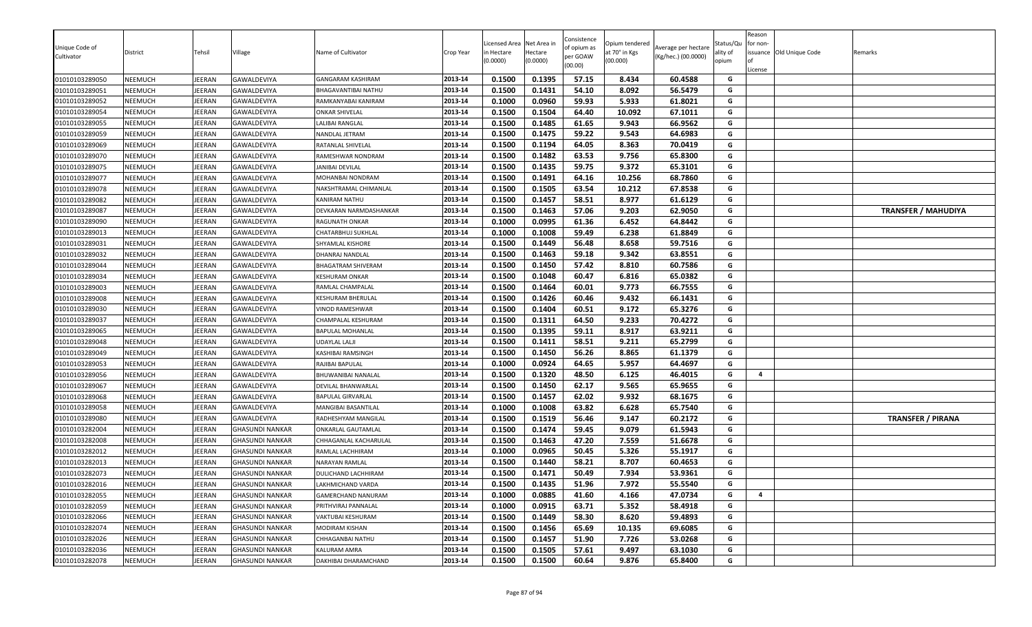| Unique Code of Cultivator | District | Tehsil | Village | Name of Cultivator | Crop Year | Licensed Area in Hectare (0.0000) | Net Area in Hectare (0.0000) | Consistence of opium as per GOAW (00.00) | Opium tendered at 70° in Kgs (00.000) | Average per hectare (Kg/hec.) (00.0000) | Status/Quality of opium | Reason for non-issuance of License | Old Unique Code | Remarks |
|---|---|---|---|---|---|---|---|---|---|---|---|---|---|---|
| 01010103289050 | NEEMUCH | JEERAN | GAWALDEVIYA | GANGARAM KASHIRAM | 2013-14 | 0.1500 | 0.1395 | 57.15 | 8.434 | 60.4588 | G | | | |
| 01010103289051 | NEEMUCH | JEERAN | GAWALDEVIYA | BHAGAVANTIBAI NATHU | 2013-14 | 0.1500 | 0.1431 | 54.10 | 8.092 | 56.5479 | G | | | |
| 01010103289052 | NEEMUCH | JEERAN | GAWALDEVIYA | RAMKANYABAI KANIRAM | 2013-14 | 0.1000 | 0.0960 | 59.93 | 5.933 | 61.8021 | G | | | |
| 01010103289054 | NEEMUCH | JEERAN | GAWALDEVIYA | ONKAR SHIVELAL | 2013-14 | 0.1500 | 0.1504 | 64.40 | 10.092 | 67.1011 | G | | | |
| 01010103289055 | NEEMUCH | JEERAN | GAWALDEVIYA | LALIBAI RANGLAL | 2013-14 | 0.1500 | 0.1485 | 61.65 | 9.943 | 66.9562 | G | | | |
| 01010103289059 | NEEMUCH | JEERAN | GAWALDEVIYA | NANDLAL JETRAM | 2013-14 | 0.1500 | 0.1475 | 59.22 | 9.543 | 64.6983 | G | | | |
| 01010103289069 | NEEMUCH | JEERAN | GAWALDEVIYA | RATANLAL SHIVELAL | 2013-14 | 0.1500 | 0.1194 | 64.05 | 8.363 | 70.0419 | G | | | |
| 01010103289070 | NEEMUCH | JEERAN | GAWALDEVIYA | RAMESHWAR NONDRAM | 2013-14 | 0.1500 | 0.1482 | 63.53 | 9.756 | 65.8300 | G | | | |
| 01010103289075 | NEEMUCH | JEERAN | GAWALDEVIYA | JANIBAI DEVILAL | 2013-14 | 0.1500 | 0.1435 | 59.75 | 9.372 | 65.3101 | G | | | |
| 01010103289077 | NEEMUCH | JEERAN | GAWALDEVIYA | MOHANBAI NONDRAM | 2013-14 | 0.1500 | 0.1491 | 64.16 | 10.256 | 68.7860 | G | | | |
| 01010103289078 | NEEMUCH | JEERAN | GAWALDEVIYA | NAKSHTRAMAL CHIMANLAL | 2013-14 | 0.1500 | 0.1505 | 63.54 | 10.212 | 67.8538 | G | | | |
| 01010103289082 | NEEMUCH | JEERAN | GAWALDEVIYA | KANIRAM NATHU | 2013-14 | 0.1500 | 0.1457 | 58.51 | 8.977 | 61.6129 | G | | | |
| 01010103289087 | NEEMUCH | JEERAN | GAWALDEVIYA | DEVKARAN NARMDASHANKAR | 2013-14 | 0.1500 | 0.1463 | 57.06 | 9.203 | 62.9050 | G | | | TRANSFER / MAHUDIYA |
| 01010103289090 | NEEMUCH | JEERAN | GAWALDEVIYA | RAGUNATH ONKAR | 2013-14 | 0.1000 | 0.0995 | 61.36 | 6.452 | 64.8442 | G | | | |
| 01010103289013 | NEEMUCH | JEERAN | GAWALDEVIYA | CHATARBHUJ SUKHLAL | 2013-14 | 0.1000 | 0.1008 | 59.49 | 6.238 | 61.8849 | G | | | |
| 01010103289031 | NEEMUCH | JEERAN | GAWALDEVIYA | SHYAMLAL KISHORE | 2013-14 | 0.1500 | 0.1449 | 56.48 | 8.658 | 59.7516 | G | | | |
| 01010103289032 | NEEMUCH | JEERAN | GAWALDEVIYA | DHANRAJ NANDLAL | 2013-14 | 0.1500 | 0.1463 | 59.18 | 9.342 | 63.8551 | G | | | |
| 01010103289044 | NEEMUCH | JEERAN | GAWALDEVIYA | BHAGATRAM SHIVERAM | 2013-14 | 0.1500 | 0.1450 | 57.42 | 8.810 | 60.7586 | G | | | |
| 01010103289034 | NEEMUCH | JEERAN | GAWALDEVIYA | KESHURAM ONKAR | 2013-14 | 0.1500 | 0.1048 | 60.47 | 6.816 | 65.0382 | G | | | |
| 01010103289003 | NEEMUCH | JEERAN | GAWALDEVIYA | RAMLAL CHAMPALAL | 2013-14 | 0.1500 | 0.1464 | 60.01 | 9.773 | 66.7555 | G | | | |
| 01010103289008 | NEEMUCH | JEERAN | GAWALDEVIYA | KESHURAM BHERULAL | 2013-14 | 0.1500 | 0.1426 | 60.46 | 9.432 | 66.1431 | G | | | |
| 01010103289030 | NEEMUCH | JEERAN | GAWALDEVIYA | VINOD RAMESHWAR | 2013-14 | 0.1500 | 0.1404 | 60.51 | 9.172 | 65.3276 | G | | | |
| 01010103289037 | NEEMUCH | JEERAN | GAWALDEVIYA | CHAMPALAL KESHURAM | 2013-14 | 0.1500 | 0.1311 | 64.50 | 9.233 | 70.4272 | G | | | |
| 01010103289065 | NEEMUCH | JEERAN | GAWALDEVIYA | BAPULAL MOHANLAL | 2013-14 | 0.1500 | 0.1395 | 59.11 | 8.917 | 63.9211 | G | | | |
| 01010103289048 | NEEMUCH | JEERAN | GAWALDEVIYA | UDAYLAL LALJI | 2013-14 | 0.1500 | 0.1411 | 58.51 | 9.211 | 65.2799 | G | | | |
| 01010103289049 | NEEMUCH | JEERAN | GAWALDEVIYA | KASHIBAI RAMSINGH | 2013-14 | 0.1500 | 0.1450 | 56.26 | 8.865 | 61.1379 | G | | | |
| 01010103289053 | NEEMUCH | JEERAN | GAWALDEVIYA | RAJIBAI BAPULAL | 2013-14 | 0.1000 | 0.0924 | 64.65 | 5.957 | 64.4697 | G | | | |
| 01010103289056 | NEEMUCH | JEERAN | GAWALDEVIYA | BHUWANIBAI NANALAL | 2013-14 | 0.1500 | 0.1320 | 48.50 | 6.125 | 46.4015 | G | 4 | | |
| 01010103289067 | NEEMUCH | JEERAN | GAWALDEVIYA | DEVILAL BHANWARLAL | 2013-14 | 0.1500 | 0.1450 | 62.17 | 9.565 | 65.9655 | G | | | |
| 01010103289068 | NEEMUCH | JEERAN | GAWALDEVIYA | BAPULAL GIRVARLAL | 2013-14 | 0.1500 | 0.1457 | 62.02 | 9.932 | 68.1675 | G | | | |
| 01010103289058 | NEEMUCH | JEERAN | GAWALDEVIYA | MANGIBAI BASANTILAL | 2013-14 | 0.1000 | 0.1008 | 63.82 | 6.628 | 65.7540 | G | | | |
| 01010103289080 | NEEMUCH | JEERAN | GAWALDEVIYA | RADHESHYAM MANGILAL | 2013-14 | 0.1500 | 0.1519 | 56.46 | 9.147 | 60.2172 | G | | | TRANSFER / PIRANA |
| 01010103282004 | NEEMUCH | JEERAN | GHASUNDI NANKAR | ONKARLAL GAUTAMLAL | 2013-14 | 0.1500 | 0.1474 | 59.45 | 9.079 | 61.5943 | G | | | |
| 01010103282008 | NEEMUCH | JEERAN | GHASUNDI NANKAR | CHHAGANLAL KACHARULAL | 2013-14 | 0.1500 | 0.1463 | 47.20 | 7.559 | 51.6678 | G | | | |
| 01010103282012 | NEEMUCH | JEERAN | GHASUNDI NANKAR | RAMLAL LACHHIRAM | 2013-14 | 0.1000 | 0.0965 | 50.45 | 5.326 | 55.1917 | G | | | |
| 01010103282013 | NEEMUCH | JEERAN | GHASUNDI NANKAR | NARAYAN RAMLAL | 2013-14 | 0.1500 | 0.1440 | 58.21 | 8.707 | 60.4653 | G | | | |
| 01010103282073 | NEEMUCH | JEERAN | GHASUNDI NANKAR | DULICHAND LACHHIRAM | 2013-14 | 0.1500 | 0.1471 | 50.49 | 7.934 | 53.9361 | G | | | |
| 01010103282016 | NEEMUCH | JEERAN | GHASUNDI NANKAR | LAKHMICHAND VARDA | 2013-14 | 0.1500 | 0.1435 | 51.96 | 7.972 | 55.5540 | G | | | |
| 01010103282055 | NEEMUCH | JEERAN | GHASUNDI NANKAR | GAMERCHAND NANURAM | 2013-14 | 0.1000 | 0.0885 | 41.60 | 4.166 | 47.0734 | G | 4 | | |
| 01010103282059 | NEEMUCH | JEERAN | GHASUNDI NANKAR | PRITHVIRAJ PANNALAL | 2013-14 | 0.1000 | 0.0915 | 63.71 | 5.352 | 58.4918 | G | | | |
| 01010103282066 | NEEMUCH | JEERAN | GHASUNDI NANKAR | VAKTUBAI KESHURAM | 2013-14 | 0.1500 | 0.1449 | 58.30 | 8.620 | 59.4893 | G | | | |
| 01010103282074 | NEEMUCH | JEERAN | GHASUNDI NANKAR | MODIRAM KISHAN | 2013-14 | 0.1500 | 0.1456 | 65.69 | 10.135 | 69.6085 | G | | | |
| 01010103282026 | NEEMUCH | JEERAN | GHASUNDI NANKAR | CHHAGANBAI NATHU | 2013-14 | 0.1500 | 0.1457 | 51.90 | 7.726 | 53.0268 | G | | | |
| 01010103282036 | NEEMUCH | JEERAN | GHASUNDI NANKAR | KALURAM AMRA | 2013-14 | 0.1500 | 0.1505 | 57.61 | 9.497 | 63.1030 | G | | | |
| 01010103282078 | NEEMUCH | JEERAN | GHASUNDI NANKAR | DAKHIBAI DHARAMCHAND | 2013-14 | 0.1500 | 0.1500 | 60.64 | 9.876 | 65.8400 | G | | | |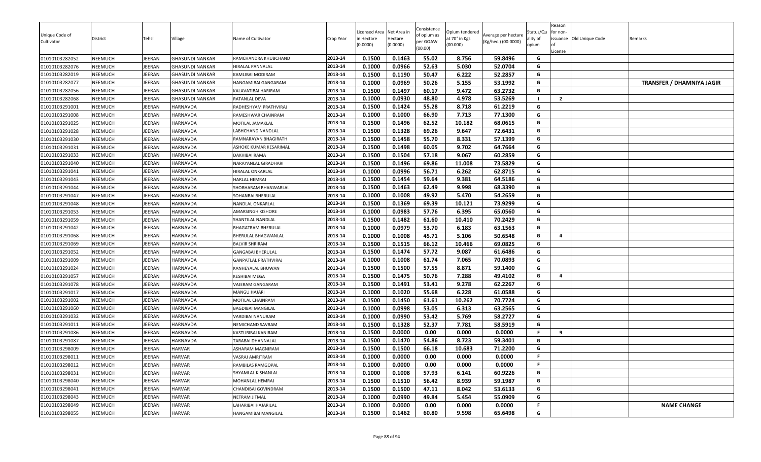| Unique Code of Cultivator | District | Tehsil | Village | Name of Cultivator | Crop Year | Licensed Area in Hectare (0.0000) | Net Area in Hectare (0.0000) | Consistence of opium as per GOAW (00.00) | Opium tendered at 70° in Kgs (00.000) | Average per hectare (Kg/hec.) (00.0000) | Status/Quality of opium | Reason for non-issuance of License | Old Unique Code | Remarks |
|---|---|---|---|---|---|---|---|---|---|---|---|---|---|---|
| 01010103282052 | NEEMUCH | JEERAN | GHASUNDI NANKAR | RAMCHANDRA KHUBCHAND | 2013-14 | 0.1500 | 0.1463 | 55.02 | 8.756 | 59.8496 | G | | | |
| 01010103282076 | NEEMUCH | JEERAN | GHASUNDI NANKAR | HIRALAL PANNALAL | 2013-14 | 0.1000 | 0.0966 | 52.63 | 5.030 | 52.0704 | G | | | |
| 01010103282019 | NEEMUCH | JEERAN | GHASUNDI NANKAR | KAMLIBAI MODIRAM | 2013-14 | 0.1500 | 0.1190 | 50.47 | 6.222 | 52.2857 | G | | | |
| 01010103282077 | NEEMUCH | JEERAN | GHASUNDI NANKAR | HANGAMIBAI GANGARAM | 2013-14 | 0.1000 | 0.0969 | 50.26 | 5.155 | 53.1992 | G | | | TRANSFER / DHAMNIYA JAGIR |
| 01010103282056 | NEEMUCH | JEERAN | GHASUNDI NANKAR | KALAVATIBAI HARIRAM | 2013-14 | 0.1500 | 0.1497 | 60.17 | 9.472 | 63.2732 | G | | | |
| 01010103282068 | NEEMUCH | JEERAN | GHASUNDI NANKAR | RATANLAL DEVA | 2013-14 | 0.1000 | 0.0930 | 48.80 | 4.978 | 53.5269 | I | 2 | | |
| 01010103291001 | NEEMUCH | JEERAN | HARNAVDA | RADHESHYAM PRATHVIRAJ | 2013-14 | 0.1500 | 0.1424 | 55.28 | 8.718 | 61.2219 | G | | | |
| 01010103291008 | NEEMUCH | JEERAN | HARNAVDA | RAMESHWAR CHAINRAM | 2013-14 | 0.1000 | 0.1000 | 66.90 | 7.713 | 77.1300 | G | | | |
| 01010103291025 | NEEMUCH | JEERAN | HARNAVDA | MOTILAL JAMAKLAL | 2013-14 | 0.1500 | 0.1496 | 62.52 | 10.182 | 68.0615 | G | | | |
| 01010103291028 | NEEMUCH | JEERAN | HARNAVDA | LABHCHAND NANDLAL | 2013-14 | 0.1500 | 0.1328 | 69.26 | 9.647 | 72.6431 | G | | | |
| 01010103291030 | NEEMUCH | JEERAN | HARNAVDA | RAMNARAYAN BHAGIRATH | 2013-14 | 0.1500 | 0.1458 | 55.70 | 8.331 | 57.1399 | G | | | |
| 01010103291031 | NEEMUCH | JEERAN | HARNAVDA | ASHOKE KUMAR KESARIMAL | 2013-14 | 0.1500 | 0.1498 | 60.05 | 9.702 | 64.7664 | G | | | |
| 01010103291033 | NEEMUCH | JEERAN | HARNAVDA | DAKHIBAI RAMA | 2013-14 | 0.1500 | 0.1504 | 57.18 | 9.067 | 60.2859 | G | | | |
| 01010103291040 | NEEMUCH | JEERAN | HARNAVDA | NARAYANLAL GIRADHARI | 2013-14 | 0.1500 | 0.1496 | 69.86 | 11.008 | 73.5829 | G | | | |
| 01010103291041 | NEEMUCH | JEERAN | HARNAVDA | HIRALAL ONKARLAL | 2013-14 | 0.1000 | 0.0996 | 56.71 | 6.262 | 62.8715 | G | | | |
| 01010103291043 | NEEMUCH | JEERAN | HARNAVDA | HARLAL HEMRAJ | 2013-14 | 0.1500 | 0.1454 | 59.64 | 9.381 | 64.5186 | G | | | |
| 01010103291044 | NEEMUCH | JEERAN | HARNAVDA | SHOBHARAM BHANWARLAL | 2013-14 | 0.1500 | 0.1463 | 62.49 | 9.998 | 68.3390 | G | | | |
| 01010103291047 | NEEMUCH | JEERAN | HARNAVDA | SOHANBAI BHERULAL | 2013-14 | 0.1000 | 0.1008 | 49.92 | 5.470 | 54.2659 | G | | | |
| 01010103291048 | NEEMUCH | JEERAN | HARNAVDA | NANDLAL ONKARLAL | 2013-14 | 0.1500 | 0.1369 | 69.39 | 10.121 | 73.9299 | G | | | |
| 01010103291053 | NEEMUCH | JEERAN | HARNAVDA | AMARSINGH KISHORE | 2013-14 | 0.1000 | 0.0983 | 57.76 | 6.395 | 65.0560 | G | | | |
| 01010103291059 | NEEMUCH | JEERAN | HARNAVDA | SHANTILAL NANDLAL | 2013-14 | 0.1500 | 0.1482 | 61.60 | 10.410 | 70.2429 | G | | | |
| 01010103291042 | NEEMUCH | JEERAN | HARNAVDA | BHAGATRAM BHERULAL | 2013-14 | 0.1000 | 0.0979 | 53.70 | 6.183 | 63.1563 | G | | | |
| 01010103291068 | NEEMUCH | JEERAN | HARNAVDA | BHERULAL BHAGWANLAL | 2013-14 | 0.1000 | 0.1008 | 45.71 | 5.106 | 50.6548 | G | 4 | | |
| 01010103291069 | NEEMUCH | JEERAN | HARNAVDA | BALVIR SHRIRAM | 2013-14 | 0.1500 | 0.1515 | 66.12 | 10.466 | 69.0825 | G | | | |
| 01010103291052 | NEEMUCH | JEERAN | HARNAVDA | GANGABAI BHERULAL | 2013-14 | 0.1500 | 0.1474 | 57.72 | 9.087 | 61.6486 | G | | | |
| 01010103291009 | NEEMUCH | JEERAN | HARNAVDA | GANPATLAL PRATHVIRAJ | 2013-14 | 0.1000 | 0.1008 | 61.74 | 7.065 | 70.0893 | G | | | |
| 01010103291024 | NEEMUCH | JEERAN | HARNAVDA | KANHEYALAL BHUWAN | 2013-14 | 0.1500 | 0.1500 | 57.55 | 8.871 | 59.1400 | G | | | |
| 01010103291057 | NEEMUCH | JEERAN | HARNAVDA | KESHIBAI MEGA | 2013-14 | 0.1500 | 0.1475 | 50.76 | 7.288 | 49.4102 | G | 4 | | |
| 01010103291078 | NEEMUCH | JEERAN | HARNAVDA | VAJERAM GANGARAM | 2013-14 | 0.1500 | 0.1491 | 53.41 | 9.278 | 62.2267 | G | | | |
| 01010103291017 | NEEMUCH | JEERAN | HARNAVDA | MANGU HAJARI | 2013-14 | 0.1000 | 0.1020 | 55.68 | 6.228 | 61.0588 | G | | | |
| 01010103291002 | NEEMUCH | JEERAN | HARNAVDA | MOTILAL CHAINRAM | 2013-14 | 0.1500 | 0.1450 | 61.61 | 10.262 | 70.7724 | G | | | |
| 01010103291060 | NEEMUCH | JEERAN | HARNAVDA | BAGDIBAI MANGILAL | 2013-14 | 0.1000 | 0.0998 | 53.05 | 6.313 | 63.2565 | G | | | |
| 01010103291032 | NEEMUCH | JEERAN | HARNAVDA | VARDIBAI NANURAM | 2013-14 | 0.1000 | 0.0990 | 53.42 | 5.769 | 58.2727 | G | | | |
| 01010103291011 | NEEMUCH | JEERAN | HARNAVDA | NEMICHAND SAVRAM | 2013-14 | 0.1500 | 0.1328 | 52.37 | 7.781 | 58.5919 | G | | | |
| 01010103291086 | NEEMUCH | JEERAN | HARNAVDA | KASTURIBAI KANIRAM | 2013-14 | 0.1500 | 0.0000 | 0.00 | 0.000 | 0.0000 | F | 9 | | |
| 01010103291087 | NEEMUCH | JEERAN | HARNAVDA | TARABAI DHANNALAL | 2013-14 | 0.1500 | 0.1470 | 54.86 | 8.723 | 59.3401 | G | | | |
| 01010103298009 | NEEMUCH | JEERAN | HARVAR | ASHARAM MAGNIRAM | 2013-14 | 0.1500 | 0.1500 | 66.18 | 10.683 | 71.2200 | G | | | |
| 01010103298011 | NEEMUCH | JEERAN | HARVAR | VASRAJ AMRITRAM | 2013-14 | 0.1000 | 0.0000 | 0.00 | 0.000 | 0.0000 | F | | | |
| 01010103298012 | NEEMUCH | JEERAN | HARVAR | RAMBILAS RAMGOPAL | 2013-14 | 0.1000 | 0.0000 | 0.00 | 0.000 | 0.0000 | F | | | |
| 01010103298031 | NEEMUCH | JEERAN | HARVAR | SHYAMLAL KISHANLAL | 2013-14 | 0.1000 | 0.1008 | 57.93 | 6.141 | 60.9226 | G | | | |
| 01010103298040 | NEEMUCH | JEERAN | HARVAR | MOHANLAL HEMRAJ | 2013-14 | 0.1500 | 0.1510 | 56.42 | 8.939 | 59.1987 | G | | | |
| 01010103298041 | NEEMUCH | JEERAN | HARVAR | CHANDIBAI GOVINDRAM | 2013-14 | 0.1500 | 0.1500 | 47.11 | 8.042 | 53.6133 | G | | | |
| 01010103298043 | NEEMUCH | JEERAN | HARVAR | NETRAM JITMAL | 2013-14 | 0.1000 | 0.0990 | 49.84 | 5.454 | 55.0909 | G | | | |
| 01010103298049 | NEEMUCH | JEERAN | HARVAR | LAHARIBAI HAJARILAL | 2013-14 | 0.1000 | 0.0000 | 0.00 | 0.000 | 0.0000 | F | | | NAME CHANGE |
| 01010103298055 | NEEMUCH | JEERAN | HARVAR | HANGAMIBAI MANGILAL | 2013-14 | 0.1500 | 0.1462 | 60.80 | 9.598 | 65.6498 | G | | | |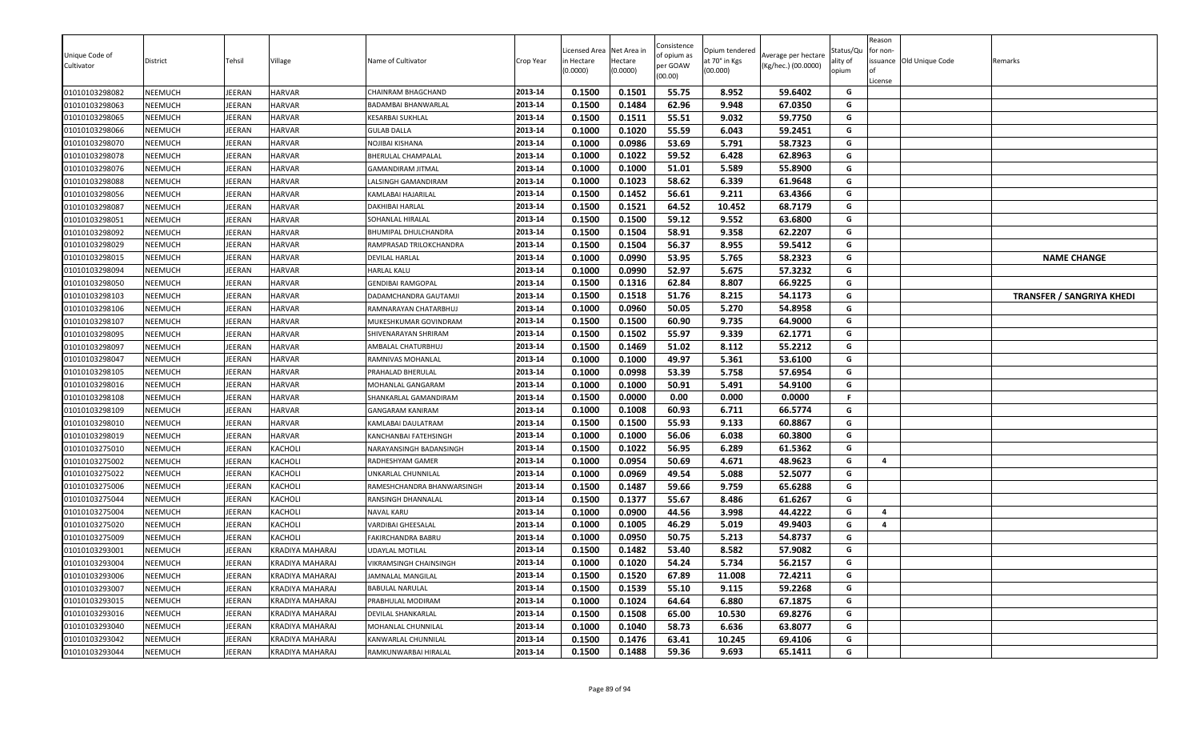| Unique Code of Cultivator | District | Tehsil | Village | Name of Cultivator | Crop Year | Licensed Area in Hectare (0.0000) | Net Area in Hectare (0.0000) | Consistence of opium as per GOAW (00.00) | Opium tendered at 70° in Kgs (00.000) | Average per hectare (Kg/hec.) (00.0000) | Status/Quality of opium | Reason for non-issuance of License | Old Unique Code | Remarks |
|---|---|---|---|---|---|---|---|---|---|---|---|---|---|---|
| 01010103298082 | NEEMUCH | JEERAN | HARVAR | CHAINRAM BHAGCHAND | 2013-14 | 0.1500 | 0.1501 | 55.75 | 8.952 | 59.6402 | G | | | |
| 01010103298063 | NEEMUCH | JEERAN | HARVAR | BADAMBAI BHANWARLAL | 2013-14 | 0.1500 | 0.1484 | 62.96 | 9.948 | 67.0350 | G | | | |
| 01010103298065 | NEEMUCH | JEERAN | HARVAR | KESARBAI SUKHLAL | 2013-14 | 0.1500 | 0.1511 | 55.51 | 9.032 | 59.7750 | G | | | |
| 01010103298066 | NEEMUCH | JEERAN | HARVAR | GULAB DALLA | 2013-14 | 0.1000 | 0.1020 | 55.59 | 6.043 | 59.2451 | G | | | |
| 01010103298070 | NEEMUCH | JEERAN | HARVAR | NOJIBAI KISHANA | 2013-14 | 0.1000 | 0.0986 | 53.69 | 5.791 | 58.7323 | G | | | |
| 01010103298078 | NEEMUCH | JEERAN | HARVAR | BHERULAL CHAMPALAL | 2013-14 | 0.1000 | 0.1022 | 59.52 | 6.428 | 62.8963 | G | | | |
| 01010103298076 | NEEMUCH | JEERAN | HARVAR | GAMANDIRAM JITMAL | 2013-14 | 0.1000 | 0.1000 | 51.01 | 5.589 | 55.8900 | G | | | |
| 01010103298088 | NEEMUCH | JEERAN | HARVAR | LALSINGH GAMANDIRAM | 2013-14 | 0.1000 | 0.1023 | 58.62 | 6.339 | 61.9648 | G | | | |
| 01010103298056 | NEEMUCH | JEERAN | HARVAR | KAMLABAI HAJARILAL | 2013-14 | 0.1500 | 0.1452 | 56.61 | 9.211 | 63.4366 | G | | | |
| 01010103298087 | NEEMUCH | JEERAN | HARVAR | DAKHIBAI HARLAL | 2013-14 | 0.1500 | 0.1521 | 64.52 | 10.452 | 68.7179 | G | | | |
| 01010103298051 | NEEMUCH | JEERAN | HARVAR | SOHANLAL HIRALAL | 2013-14 | 0.1500 | 0.1500 | 59.12 | 9.552 | 63.6800 | G | | | |
| 01010103298092 | NEEMUCH | JEERAN | HARVAR | BHUMIPAL DHULCHANDRA | 2013-14 | 0.1500 | 0.1504 | 58.91 | 9.358 | 62.2207 | G | | | |
| 01010103298029 | NEEMUCH | JEERAN | HARVAR | RAMPRASAD TRILOKCHANDRA | 2013-14 | 0.1500 | 0.1504 | 56.37 | 8.955 | 59.5412 | G | | | |
| 01010103298015 | NEEMUCH | JEERAN | HARVAR | DEVILAL HARLAL | 2013-14 | 0.1000 | 0.0990 | 53.95 | 5.765 | 58.2323 | G | | | **NAME CHANGE** |
| 01010103298094 | NEEMUCH | JEERAN | HARVAR | HARLAL KALU | 2013-14 | 0.1000 | 0.0990 | 52.97 | 5.675 | 57.3232 | G | | | |
| 01010103298050 | NEEMUCH | JEERAN | HARVAR | GENDIBAI RAMGOPAL | 2013-14 | 0.1500 | 0.1316 | 62.84 | 8.807 | 66.9225 | G | | | |
| 01010103298103 | NEEMUCH | JEERAN | HARVAR | DADAMCHANDRA GAUTAMJI | 2013-14 | 0.1500 | 0.1518 | 51.76 | 8.215 | 54.1173 | G | | | **TRANSFER / SANGRIYA KHEDI** |
| 01010103298106 | NEEMUCH | JEERAN | HARVAR | RAMNARAYAN CHATARBHUJ | 2013-14 | 0.1000 | 0.0960 | 50.05 | 5.270 | 54.8958 | G | | | |
| 01010103298107 | NEEMUCH | JEERAN | HARVAR | MUKESHKUMAR GOVINDRAM | 2013-14 | 0.1500 | 0.1500 | 60.90 | 9.735 | 64.9000 | G | | | |
| 01010103298095 | NEEMUCH | JEERAN | HARVAR | SHIVENARAYAN SHRIRAM | 2013-14 | 0.1500 | 0.1502 | 55.97 | 9.339 | 62.1771 | G | | | |
| 01010103298097 | NEEMUCH | JEERAN | HARVAR | AMBALAL CHATURBHUJ | 2013-14 | 0.1500 | 0.1469 | 51.02 | 8.112 | 55.2212 | G | | | |
| 01010103298047 | NEEMUCH | JEERAN | HARVAR | RAMNIVAS MOHANLAL | 2013-14 | 0.1000 | 0.1000 | 49.97 | 5.361 | 53.6100 | G | | | |
| 01010103298105 | NEEMUCH | JEERAN | HARVAR | PRAHALAD BHERULAL | 2013-14 | 0.1000 | 0.0998 | 53.39 | 5.758 | 57.6954 | G | | | |
| 01010103298016 | NEEMUCH | JEERAN | HARVAR | MOHANLAL GANGARAM | 2013-14 | 0.1000 | 0.1000 | 50.91 | 5.491 | 54.9100 | G | | | |
| 01010103298108 | NEEMUCH | JEERAN | HARVAR | SHANKARLAL GAMANDIRAM | 2013-14 | 0.1500 | 0.0000 | 0.00 | 0.000 | 0.0000 | F | | | |
| 01010103298109 | NEEMUCH | JEERAN | HARVAR | GANGARAM KANIRAM | 2013-14 | 0.1000 | 0.1008 | 60.93 | 6.711 | 66.5774 | G | | | |
| 01010103298010 | NEEMUCH | JEERAN | HARVAR | KAMLABAI DAULATRAM | 2013-14 | 0.1500 | 0.1500 | 55.93 | 9.133 | 60.8867 | G | | | |
| 01010103298019 | NEEMUCH | JEERAN | HARVAR | KANCHANBAI FATEHSINGH | 2013-14 | 0.1000 | 0.1000 | 56.06 | 6.038 | 60.3800 | G | | | |
| 01010103275010 | NEEMUCH | JEERAN | KACHOLI | NARAYANSINGH BADANSINGH | 2013-14 | 0.1500 | 0.1022 | 56.95 | 6.289 | 61.5362 | G | | | |
| 01010103275002 | NEEMUCH | JEERAN | KACHOLI | RADHESHYAM GAMER | 2013-14 | 0.1000 | 0.0954 | 50.69 | 4.671 | 48.9623 | G | 4 | | |
| 01010103275022 | NEEMUCH | JEERAN | KACHOLI | UNKARLAL CHUNNILAL | 2013-14 | 0.1000 | 0.0969 | 49.54 | 5.088 | 52.5077 | G | | | |
| 01010103275006 | NEEMUCH | JEERAN | KACHOLI | RAMESHCHANDRA BHANWARSINGH | 2013-14 | 0.1500 | 0.1487 | 59.66 | 9.759 | 65.6288 | G | | | |
| 01010103275044 | NEEMUCH | JEERAN | KACHOLI | RANSINGH DHANNALAL | 2013-14 | 0.1500 | 0.1377 | 55.67 | 8.486 | 61.6267 | G | | | |
| 01010103275004 | NEEMUCH | JEERAN | KACHOLI | NAVAL KARU | 2013-14 | 0.1000 | 0.0900 | 44.56 | 3.998 | 44.4222 | G | 4 | | |
| 01010103275020 | NEEMUCH | JEERAN | KACHOLI | VARDIBAI GHEESALAL | 2013-14 | 0.1000 | 0.1005 | 46.29 | 5.019 | 49.9403 | G | 4 | | |
| 01010103275009 | NEEMUCH | JEERAN | KACHOLI | FAKIRCHANDRA BABRU | 2013-14 | 0.1000 | 0.0950 | 50.75 | 5.213 | 54.8737 | G | | | |
| 01010103293001 | NEEMUCH | JEERAN | KRADIYA MAHARAJ | UDAYLAL MOTILAL | 2013-14 | 0.1500 | 0.1482 | 53.40 | 8.582 | 57.9082 | G | | | |
| 01010103293004 | NEEMUCH | JEERAN | KRADIYA MAHARAJ | VIKRAMSINGH CHAINSINGH | 2013-14 | 0.1000 | 0.1020 | 54.24 | 5.734 | 56.2157 | G | | | |
| 01010103293006 | NEEMUCH | JEERAN | KRADIYA MAHARAJ | JAMNALAL MANGILAL | 2013-14 | 0.1500 | 0.1520 | 67.89 | 11.008 | 72.4211 | G | | | |
| 01010103293007 | NEEMUCH | JEERAN | KRADIYA MAHARAJ | BABULAL NARULAL | 2013-14 | 0.1500 | 0.1539 | 55.10 | 9.115 | 59.2268 | G | | | |
| 01010103293015 | NEEMUCH | JEERAN | KRADIYA MAHARAJ | PRABHULAL MODIRAM | 2013-14 | 0.1000 | 0.1024 | 64.64 | 6.880 | 67.1875 | G | | | |
| 01010103293016 | NEEMUCH | JEERAN | KRADIYA MAHARAJ | DEVILAL SHANKARLAL | 2013-14 | 0.1500 | 0.1508 | 65.00 | 10.530 | 69.8276 | G | | | |
| 01010103293040 | NEEMUCH | JEERAN | KRADIYA MAHARAJ | MOHANLAL CHUNNILAL | 2013-14 | 0.1000 | 0.1040 | 58.73 | 6.636 | 63.8077 | G | | | |
| 01010103293042 | NEEMUCH | JEERAN | KRADIYA MAHARAJ | KANWARLAL CHUNNILAL | 2013-14 | 0.1500 | 0.1476 | 63.41 | 10.245 | 69.4106 | G | | | |
| 01010103293044 | NEEMUCH | JEERAN | KRADIYA MAHARAJ | RAMKUNWARBAI HIRALAL | 2013-14 | 0.1500 | 0.1488 | 59.36 | 9.693 | 65.1411 | G | | | |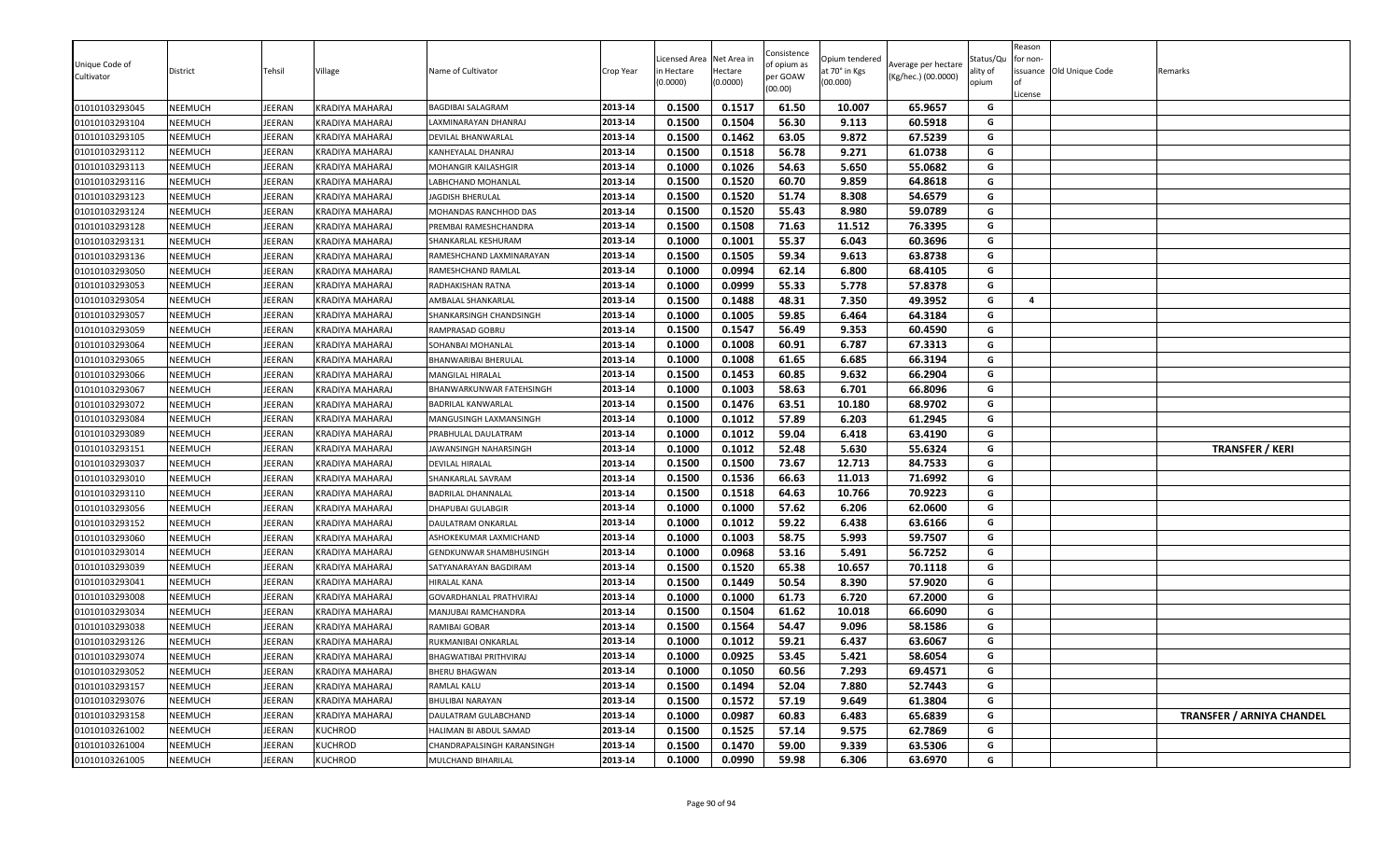| Unique Code of Cultivator | District | Tehsil | Village | Name of Cultivator | Crop Year | Licensed Area in Hectare (0.0000) | Net Area in Hectare (0.0000) | Consistence of opium as per GOAW (00.00) | Opium tendered at 70° in Kgs (00.000) | Average per hectare (Kg/hec.) (00.0000) | Status/Quality of opium | Reason for non-issuance of License | Old Unique Code | Remarks |
|---|---|---|---|---|---|---|---|---|---|---|---|---|---|---|
| 01010103293045 | NEEMUCH | JEERAN | KRADIYA MAHARAJ | BAGDIBAI SALAGRAM | 2013-14 | 0.1500 | 0.1517 | 61.50 | 10.007 | 65.9657 | G | | | |
| 01010103293104 | NEEMUCH | JEERAN | KRADIYA MAHARAJ | LAXMINARAYAN DHANRAJ | 2013-14 | 0.1500 | 0.1504 | 56.30 | 9.113 | 60.5918 | G | | | |
| 01010103293105 | NEEMUCH | JEERAN | KRADIYA MAHARAJ | DEVILAL BHANWARLAL | 2013-14 | 0.1500 | 0.1462 | 63.05 | 9.872 | 67.5239 | G | | | |
| 01010103293112 | NEEMUCH | JEERAN | KRADIYA MAHARAJ | KANHEYALAL DHANRAJ | 2013-14 | 0.1500 | 0.1518 | 56.78 | 9.271 | 61.0738 | G | | | |
| 01010103293113 | NEEMUCH | JEERAN | KRADIYA MAHARAJ | MOHANGIR KAILASHGIR | 2013-14 | 0.1000 | 0.1026 | 54.63 | 5.650 | 55.0682 | G | | | |
| 01010103293116 | NEEMUCH | JEERAN | KRADIYA MAHARAJ | LABHCHAND MOHANLAL | 2013-14 | 0.1500 | 0.1520 | 60.70 | 9.859 | 64.8618 | G | | | |
| 01010103293123 | NEEMUCH | JEERAN | KRADIYA MAHARAJ | JAGDISH BHERULAL | 2013-14 | 0.1500 | 0.1520 | 51.74 | 8.308 | 54.6579 | G | | | |
| 01010103293124 | NEEMUCH | JEERAN | KRADIYA MAHARAJ | MOHANDAS RANCHHOD DAS | 2013-14 | 0.1500 | 0.1520 | 55.43 | 8.980 | 59.0789 | G | | | |
| 01010103293128 | NEEMUCH | JEERAN | KRADIYA MAHARAJ | PREMBAI RAMESHCHANDRA | 2013-14 | 0.1500 | 0.1508 | 71.63 | 11.512 | 76.3395 | G | | | |
| 01010103293131 | NEEMUCH | JEERAN | KRADIYA MAHARAJ | SHANKARLAL KESHURAM | 2013-14 | 0.1000 | 0.1001 | 55.37 | 6.043 | 60.3696 | G | | | |
| 01010103293136 | NEEMUCH | JEERAN | KRADIYA MAHARAJ | RAMESHCHAND LAXMINARAYAN | 2013-14 | 0.1500 | 0.1505 | 59.34 | 9.613 | 63.8738 | G | | | |
| 01010103293050 | NEEMUCH | JEERAN | KRADIYA MAHARAJ | RAMESHCHAND RAMLAL | 2013-14 | 0.1000 | 0.0994 | 62.14 | 6.800 | 68.4105 | G | | | |
| 01010103293053 | NEEMUCH | JEERAN | KRADIYA MAHARAJ | RADHAKISHAN RATNA | 2013-14 | 0.1000 | 0.0999 | 55.33 | 5.778 | 57.8378 | G | | | |
| 01010103293054 | NEEMUCH | JEERAN | KRADIYA MAHARAJ | AMBALAL SHANKARLAL | 2013-14 | 0.1500 | 0.1488 | 48.31 | 7.350 | 49.3952 | G | 4 | | |
| 01010103293057 | NEEMUCH | JEERAN | KRADIYA MAHARAJ | SHANKARSINGH CHANDSINGH | 2013-14 | 0.1000 | 0.1005 | 59.85 | 6.464 | 64.3184 | G | | | |
| 01010103293059 | NEEMUCH | JEERAN | KRADIYA MAHARAJ | RAMPRASAD GOBRU | 2013-14 | 0.1500 | 0.1547 | 56.49 | 9.353 | 60.4590 | G | | | |
| 01010103293064 | NEEMUCH | JEERAN | KRADIYA MAHARAJ | SOHANBAI MOHANLAL | 2013-14 | 0.1000 | 0.1008 | 60.91 | 6.787 | 67.3313 | G | | | |
| 01010103293065 | NEEMUCH | JEERAN | KRADIYA MAHARAJ | BHANWARIBAI BHERULAL | 2013-14 | 0.1000 | 0.1008 | 61.65 | 6.685 | 66.3194 | G | | | |
| 01010103293066 | NEEMUCH | JEERAN | KRADIYA MAHARAJ | MANGILAL HIRALAL | 2013-14 | 0.1500 | 0.1453 | 60.85 | 9.632 | 66.2904 | G | | | |
| 01010103293067 | NEEMUCH | JEERAN | KRADIYA MAHARAJ | BHANWARKUNWAR FATEHSINGH | 2013-14 | 0.1000 | 0.1003 | 58.63 | 6.701 | 66.8096 | G | | | |
| 01010103293072 | NEEMUCH | JEERAN | KRADIYA MAHARAJ | BADRILAL KANWARLAL | 2013-14 | 0.1500 | 0.1476 | 63.51 | 10.180 | 68.9702 | G | | | |
| 01010103293084 | NEEMUCH | JEERAN | KRADIYA MAHARAJ | MANGUSINGH LAXMANSINGH | 2013-14 | 0.1000 | 0.1012 | 57.89 | 6.203 | 61.2945 | G | | | |
| 01010103293089 | NEEMUCH | JEERAN | KRADIYA MAHARAJ | PRABHULAL DAULATRAM | 2013-14 | 0.1000 | 0.1012 | 59.04 | 6.418 | 63.4190 | G | | | |
| 01010103293151 | NEEMUCH | JEERAN | KRADIYA MAHARAJ | JAWANSINGH NAHARSINGH | 2013-14 | 0.1000 | 0.1012 | 52.48 | 5.630 | 55.6324 | G | | | TRANSFER / KERI |
| 01010103293037 | NEEMUCH | JEERAN | KRADIYA MAHARAJ | DEVILAL HIRALAL | 2013-14 | 0.1500 | 0.1500 | 73.67 | 12.713 | 84.7533 | G | | | |
| 01010103293010 | NEEMUCH | JEERAN | KRADIYA MAHARAJ | SHANKARLAL SAVRAM | 2013-14 | 0.1500 | 0.1536 | 66.63 | 11.013 | 71.6992 | G | | | |
| 01010103293110 | NEEMUCH | JEERAN | KRADIYA MAHARAJ | BADRILAL DHANNALAL | 2013-14 | 0.1500 | 0.1518 | 64.63 | 10.766 | 70.9223 | G | | | |
| 01010103293056 | NEEMUCH | JEERAN | KRADIYA MAHARAJ | DHAPUBAI GULABGIR | 2013-14 | 0.1000 | 0.1000 | 57.62 | 6.206 | 62.0600 | G | | | |
| 01010103293152 | NEEMUCH | JEERAN | KRADIYA MAHARAJ | DAULATRAM ONKARLAL | 2013-14 | 0.1000 | 0.1012 | 59.22 | 6.438 | 63.6166 | G | | | |
| 01010103293060 | NEEMUCH | JEERAN | KRADIYA MAHARAJ | ASHOKEKUMAR LAXMICHAND | 2013-14 | 0.1000 | 0.1003 | 58.75 | 5.993 | 59.7507 | G | | | |
| 01010103293014 | NEEMUCH | JEERAN | KRADIYA MAHARAJ | GENDKUNWAR SHAMBHUSINGH | 2013-14 | 0.1000 | 0.0968 | 53.16 | 5.491 | 56.7252 | G | | | |
| 01010103293039 | NEEMUCH | JEERAN | KRADIYA MAHARAJ | SATYANARAYAN BAGDIRAM | 2013-14 | 0.1500 | 0.1520 | 65.38 | 10.657 | 70.1118 | G | | | |
| 01010103293041 | NEEMUCH | JEERAN | KRADIYA MAHARAJ | HIRALAL KANA | 2013-14 | 0.1500 | 0.1449 | 50.54 | 8.390 | 57.9020 | G | | | |
| 01010103293008 | NEEMUCH | JEERAN | KRADIYA MAHARAJ | GOVARDHANLAL PRATHVIRAJ | 2013-14 | 0.1000 | 0.1000 | 61.73 | 6.720 | 67.2000 | G | | | |
| 01010103293034 | NEEMUCH | JEERAN | KRADIYA MAHARAJ | MANJUBAI RAMCHANDRA | 2013-14 | 0.1500 | 0.1504 | 61.62 | 10.018 | 66.6090 | G | | | |
| 01010103293038 | NEEMUCH | JEERAN | KRADIYA MAHARAJ | RAMIBAI GOBAR | 2013-14 | 0.1500 | 0.1564 | 54.47 | 9.096 | 58.1586 | G | | | |
| 01010103293126 | NEEMUCH | JEERAN | KRADIYA MAHARAJ | RUKMANIBAI ONKARLAL | 2013-14 | 0.1000 | 0.1012 | 59.21 | 6.437 | 63.6067 | G | | | |
| 01010103293074 | NEEMUCH | JEERAN | KRADIYA MAHARAJ | BHAGWATIBAI PRITHVIRAJ | 2013-14 | 0.1000 | 0.0925 | 53.45 | 5.421 | 58.6054 | G | | | |
| 01010103293052 | NEEMUCH | JEERAN | KRADIYA MAHARAJ | BHERU BHAGWAN | 2013-14 | 0.1000 | 0.1050 | 60.56 | 7.293 | 69.4571 | G | | | |
| 01010103293157 | NEEMUCH | JEERAN | KRADIYA MAHARAJ | RAMLAL KALU | 2013-14 | 0.1500 | 0.1494 | 52.04 | 7.880 | 52.7443 | G | | | |
| 01010103293076 | NEEMUCH | JEERAN | KRADIYA MAHARAJ | BHULIBAI NARAYAN | 2013-14 | 0.1500 | 0.1572 | 57.19 | 9.649 | 61.3804 | G | | | |
| 01010103293158 | NEEMUCH | JEERAN | KRADIYA MAHARAJ | DAULATRAM GULABCHAND | 2013-14 | 0.1000 | 0.0987 | 60.83 | 6.483 | 65.6839 | G | | | TRANSFER / ARNIYA CHANDEL |
| 01010103261002 | NEEMUCH | JEERAN | KUCHROD | HALIMAN BI ABDUL SAMAD | 2013-14 | 0.1500 | 0.1525 | 57.14 | 9.575 | 62.7869 | G | | | |
| 01010103261004 | NEEMUCH | JEERAN | KUCHROD | CHANDRAPALSINGH KARANSINGH | 2013-14 | 0.1500 | 0.1470 | 59.00 | 9.339 | 63.5306 | G | | | |
| 01010103261005 | NEEMUCH | JEERAN | KUCHROD | MULCHAND BIHARILAL | 2013-14 | 0.1000 | 0.0990 | 59.98 | 6.306 | 63.6970 | G | | | |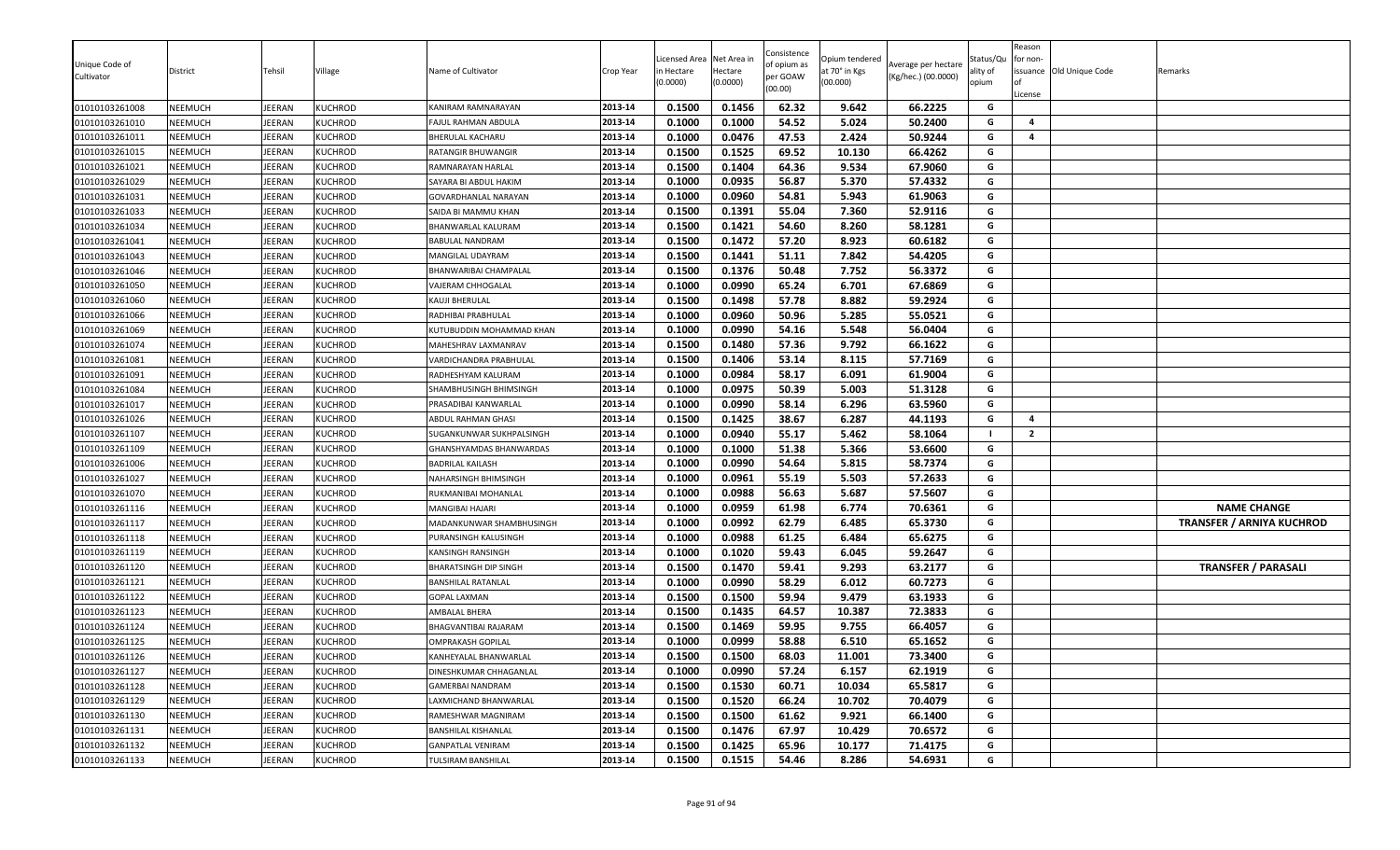| Unique Code of Cultivator | District | Tehsil | Village | Name of Cultivator | Crop Year | Licensed Area in Hectare (0.0000) | Net Area in Hectare (0.0000) | Consistence of opium as per GOAW (00.00) | Opium tendered at 70° in Kgs (00.000) | Average per hectare (Kg/hec.) (00.0000) | Status/Quality of opium | Reason for non-issuance of License | Old Unique Code | Remarks |
|---|---|---|---|---|---|---|---|---|---|---|---|---|---|---|
| 01010103261008 | NEEMUCH | JEERAN | KUCHROD | KANIRAM RAMNARAYAN | 2013-14 | 0.1500 | 0.1456 | 62.32 | 9.642 | 66.2225 | G | | | |
| 01010103261010 | NEEMUCH | JEERAN | KUCHROD | FAJUL RAHMAN ABDULA | 2013-14 | 0.1000 | 0.1000 | 54.52 | 5.024 | 50.2400 | G | 4 | | |
| 01010103261011 | NEEMUCH | JEERAN | KUCHROD | BHERULAL KACHARU | 2013-14 | 0.1000 | 0.0476 | 47.53 | 2.424 | 50.9244 | G | 4 | | |
| 01010103261015 | NEEMUCH | JEERAN | KUCHROD | RATANGIR BHUWANGIR | 2013-14 | 0.1500 | 0.1525 | 69.52 | 10.130 | 66.4262 | G | | | |
| 01010103261021 | NEEMUCH | JEERAN | KUCHROD | RAMNARAYAN HARLAL | 2013-14 | 0.1500 | 0.1404 | 64.36 | 9.534 | 67.9060 | G | | | |
| 01010103261029 | NEEMUCH | JEERAN | KUCHROD | SAYARA BI ABDUL HAKIM | 2013-14 | 0.1000 | 0.0935 | 56.87 | 5.370 | 57.4332 | G | | | |
| 01010103261031 | NEEMUCH | JEERAN | KUCHROD | GOVARDHANLAL NARAYAN | 2013-14 | 0.1000 | 0.0960 | 54.81 | 5.943 | 61.9063 | G | | | |
| 01010103261033 | NEEMUCH | JEERAN | KUCHROD | SAIDA BI MAMMU KHAN | 2013-14 | 0.1500 | 0.1391 | 55.04 | 7.360 | 52.9116 | G | | | |
| 01010103261034 | NEEMUCH | JEERAN | KUCHROD | BHANWARLAL KALURAM | 2013-14 | 0.1500 | 0.1421 | 54.60 | 8.260 | 58.1281 | G | | | |
| 01010103261041 | NEEMUCH | JEERAN | KUCHROD | BABULAL NANDRAM | 2013-14 | 0.1500 | 0.1472 | 57.20 | 8.923 | 60.6182 | G | | | |
| 01010103261043 | NEEMUCH | JEERAN | KUCHROD | MANGILAL UDAYRAM | 2013-14 | 0.1500 | 0.1441 | 51.11 | 7.842 | 54.4205 | G | | | |
| 01010103261046 | NEEMUCH | JEERAN | KUCHROD | BHANWARIBAI CHAMPALAL | 2013-14 | 0.1500 | 0.1376 | 50.48 | 7.752 | 56.3372 | G | | | |
| 01010103261050 | NEEMUCH | JEERAN | KUCHROD | VAJERAM CHHOGALAL | 2013-14 | 0.1000 | 0.0990 | 65.24 | 6.701 | 67.6869 | G | | | |
| 01010103261060 | NEEMUCH | JEERAN | KUCHROD | KAUJI BHERULAL | 2013-14 | 0.1500 | 0.1498 | 57.78 | 8.882 | 59.2924 | G | | | |
| 01010103261066 | NEEMUCH | JEERAN | KUCHROD | RADHIBAI PRABHULAL | 2013-14 | 0.1000 | 0.0960 | 50.96 | 5.285 | 55.0521 | G | | | |
| 01010103261069 | NEEMUCH | JEERAN | KUCHROD | KUTUBUDDIN MOHAMMAD KHAN | 2013-14 | 0.1000 | 0.0990 | 54.16 | 5.548 | 56.0404 | G | | | |
| 01010103261074 | NEEMUCH | JEERAN | KUCHROD | MAHESHRAV LAXMANRAV | 2013-14 | 0.1500 | 0.1480 | 57.36 | 9.792 | 66.1622 | G | | | |
| 01010103261081 | NEEMUCH | JEERAN | KUCHROD | VARDICHANDRA PRABHULAL | 2013-14 | 0.1500 | 0.1406 | 53.14 | 8.115 | 57.7169 | G | | | |
| 01010103261091 | NEEMUCH | JEERAN | KUCHROD | RADHESHYAM KALURAM | 2013-14 | 0.1000 | 0.0984 | 58.17 | 6.091 | 61.9004 | G | | | |
| 01010103261084 | NEEMUCH | JEERAN | KUCHROD | SHAMBHUSINGH BHIMSINGH | 2013-14 | 0.1000 | 0.0975 | 50.39 | 5.003 | 51.3128 | G | | | |
| 01010103261017 | NEEMUCH | JEERAN | KUCHROD | PRASADIBAI KANWARLAL | 2013-14 | 0.1000 | 0.0990 | 58.14 | 6.296 | 63.5960 | G | | | |
| 01010103261026 | NEEMUCH | JEERAN | KUCHROD | ABDUL RAHMAN GHASI | 2013-14 | 0.1500 | 0.1425 | 38.67 | 6.287 | 44.1193 | G | 4 | | |
| 01010103261107 | NEEMUCH | JEERAN | KUCHROD | SUGANKUNWAR SUKHPALSINGH | 2013-14 | 0.1000 | 0.0940 | 55.17 | 5.462 | 58.1064 | I | 2 | | |
| 01010103261109 | NEEMUCH | JEERAN | KUCHROD | GHANSHYAMDAS BHANWARDAS | 2013-14 | 0.1000 | 0.1000 | 51.38 | 5.366 | 53.6600 | G | | | |
| 01010103261006 | NEEMUCH | JEERAN | KUCHROD | BADRILAL KAILASH | 2013-14 | 0.1000 | 0.0990 | 54.64 | 5.815 | 58.7374 | G | | | |
| 01010103261027 | NEEMUCH | JEERAN | KUCHROD | NAHARSINGH BHIMSINGH | 2013-14 | 0.1000 | 0.0961 | 55.19 | 5.503 | 57.2633 | G | | | |
| 01010103261070 | NEEMUCH | JEERAN | KUCHROD | RUKMANIBAI MOHANLAL | 2013-14 | 0.1000 | 0.0988 | 56.63 | 5.687 | 57.5607 | G | | | |
| 01010103261116 | NEEMUCH | JEERAN | KUCHROD | MANGIBAI HAJARI | 2013-14 | 0.1000 | 0.0959 | 61.98 | 6.774 | 70.6361 | G | | | NAME CHANGE |
| 01010103261117 | NEEMUCH | JEERAN | KUCHROD | MADANKUNWAR SHAMBHUSINGH | 2013-14 | 0.1000 | 0.0992 | 62.79 | 6.485 | 65.3730 | G | | | TRANSFER / ARNIYA KUCHROD |
| 01010103261118 | NEEMUCH | JEERAN | KUCHROD | PURANSINGH KALUSINGH | 2013-14 | 0.1000 | 0.0988 | 61.25 | 6.484 | 65.6275 | G | | | |
| 01010103261119 | NEEMUCH | JEERAN | KUCHROD | KANSINGH RANSINGH | 2013-14 | 0.1000 | 0.1020 | 59.43 | 6.045 | 59.2647 | G | | | |
| 01010103261120 | NEEMUCH | JEERAN | KUCHROD | BHARATSINGH DIP SINGH | 2013-14 | 0.1500 | 0.1470 | 59.41 | 9.293 | 63.2177 | G | | | TRANSFER / PARASALI |
| 01010103261121 | NEEMUCH | JEERAN | KUCHROD | BANSHILAL RATANLAL | 2013-14 | 0.1000 | 0.0990 | 58.29 | 6.012 | 60.7273 | G | | | |
| 01010103261122 | NEEMUCH | JEERAN | KUCHROD | GOPAL LAXMAN | 2013-14 | 0.1500 | 0.1500 | 59.94 | 9.479 | 63.1933 | G | | | |
| 01010103261123 | NEEMUCH | JEERAN | KUCHROD | AMBALAL BHERA | 2013-14 | 0.1500 | 0.1435 | 64.57 | 10.387 | 72.3833 | G | | | |
| 01010103261124 | NEEMUCH | JEERAN | KUCHROD | BHAGVANTIBAI RAJARAM | 2013-14 | 0.1500 | 0.1469 | 59.95 | 9.755 | 66.4057 | G | | | |
| 01010103261125 | NEEMUCH | JEERAN | KUCHROD | OMPRAKASH GOPILAL | 2013-14 | 0.1000 | 0.0999 | 58.88 | 6.510 | 65.1652 | G | | | |
| 01010103261126 | NEEMUCH | JEERAN | KUCHROD | KANHEYALAL BHANWARLAL | 2013-14 | 0.1500 | 0.1500 | 68.03 | 11.001 | 73.3400 | G | | | |
| 01010103261127 | NEEMUCH | JEERAN | KUCHROD | DINESHKUMAR CHHAGANLAL | 2013-14 | 0.1000 | 0.0990 | 57.24 | 6.157 | 62.1919 | G | | | |
| 01010103261128 | NEEMUCH | JEERAN | KUCHROD | GAMERBAI NANDRAM | 2013-14 | 0.1500 | 0.1530 | 60.71 | 10.034 | 65.5817 | G | | | |
| 01010103261129 | NEEMUCH | JEERAN | KUCHROD | LAXMICHAND BHANWARLAL | 2013-14 | 0.1500 | 0.1520 | 66.24 | 10.702 | 70.4079 | G | | | |
| 01010103261130 | NEEMUCH | JEERAN | KUCHROD | RAMESHWAR MAGNIRAM | 2013-14 | 0.1500 | 0.1500 | 61.62 | 9.921 | 66.1400 | G | | | |
| 01010103261131 | NEEMUCH | JEERAN | KUCHROD | BANSHILAL KISHANLAL | 2013-14 | 0.1500 | 0.1476 | 67.97 | 10.429 | 70.6572 | G | | | |
| 01010103261132 | NEEMUCH | JEERAN | KUCHROD | GANPATLAL VENIRAM | 2013-14 | 0.1500 | 0.1425 | 65.96 | 10.177 | 71.4175 | G | | | |
| 01010103261133 | NEEMUCH | JEERAN | KUCHROD | TULSIRAM BANSHILAL | 2013-14 | 0.1500 | 0.1515 | 54.46 | 8.286 | 54.6931 | G | | | |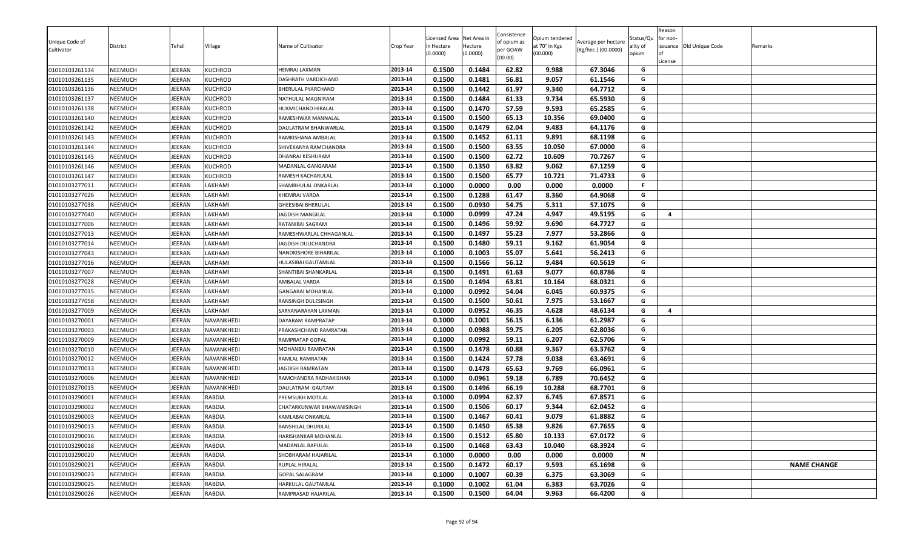| Unique Code of Cultivator | District | Tehsil | Village | Name of Cultivator | Crop Year | Licensed Area in Hectare (0.0000) | Net Area in Hectare (0.0000) | Consistence of opium as per GOAW (00.00) | Opium tendered at 70° in Kgs (00.000) | Average per hectare (Kg/hec.) (00.0000) | Status/Quality of opium | Reason for non-issuance of License | Old Unique Code | Remarks |
|---|---|---|---|---|---|---|---|---|---|---|---|---|---|---|
| 01010103261134 | NEEMUCH | JEERAN | KUCHROD | HEMRAJ LAXMAN | 2013-14 | 0.1500 | 0.1484 | 62.82 | 9.988 | 67.3046 | G | | | |
| 01010103261135 | NEEMUCH | JEERAN | KUCHROD | DASHRATH VARDICHAND | 2013-14 | 0.1500 | 0.1481 | 56.81 | 9.057 | 61.1546 | G | | | |
| 01010103261136 | NEEMUCH | JEERAN | KUCHROD | BHERULAL PYARCHAND | 2013-14 | 0.1500 | 0.1442 | 61.97 | 9.340 | 64.7712 | G | | | |
| 01010103261137 | NEEMUCH | JEERAN | KUCHROD | NATHULAL MAGNIRAM | 2013-14 | 0.1500 | 0.1484 | 61.33 | 9.734 | 65.5930 | G | | | |
| 01010103261138 | NEEMUCH | JEERAN | KUCHROD | HUKMICHAND HIRALAL | 2013-14 | 0.1500 | 0.1470 | 57.59 | 9.593 | 65.2585 | G | | | |
| 01010103261140 | NEEMUCH | JEERAN | KUCHROD | RAMESHWAR MANNALAL | 2013-14 | 0.1500 | 0.1500 | 65.13 | 10.356 | 69.0400 | G | | | |
| 01010103261142 | NEEMUCH | JEERAN | KUCHROD | DAULATRAM BHANWARLAL | 2013-14 | 0.1500 | 0.1479 | 62.04 | 9.483 | 64.1176 | G | | | |
| 01010103261143 | NEEMUCH | JEERAN | KUCHROD | RAMKISHANA AMBALAL | 2013-14 | 0.1500 | 0.1452 | 61.11 | 9.891 | 68.1198 | G | | | |
| 01010103261144 | NEEMUCH | JEERAN | KUCHROD | SHIVEKANYA RAMCHANDRA | 2013-14 | 0.1500 | 0.1500 | 63.55 | 10.050 | 67.0000 | G | | | |
| 01010103261145 | NEEMUCH | JEERAN | KUCHROD | DHANRAJ KESHURAM | 2013-14 | 0.1500 | 0.1500 | 62.72 | 10.609 | 70.7267 | G | | | |
| 01010103261146 | NEEMUCH | JEERAN | KUCHROD | MADANLAL GANGARAM | 2013-14 | 0.1500 | 0.1350 | 63.82 | 9.062 | 67.1259 | G | | | |
| 01010103261147 | NEEMUCH | JEERAN | KUCHROD | RAMESH KACHARULAL | 2013-14 | 0.1500 | 0.1500 | 65.77 | 10.721 | 71.4733 | G | | | |
| 01010103277011 | NEEMUCH | JEERAN | LAKHAMI | SHAMBHULAL ONKARLAL | 2013-14 | 0.1000 | 0.0000 | 0.00 | 0.000 | 0.0000 | F | | | |
| 01010103277026 | NEEMUCH | JEERAN | LAKHAMI | KHEMRAJ VARDA | 2013-14 | 0.1500 | 0.1288 | 61.47 | 8.360 | 64.9068 | G | | | |
| 01010103277038 | NEEMUCH | JEERAN | LAKHAMI | GHEESIBAI BHERULAL | 2013-14 | 0.1500 | 0.0930 | 54.75 | 5.311 | 57.1075 | G | | | |
| 01010103277040 | NEEMUCH | JEERAN | LAKHAMI | JAGDISH MANGILAL | 2013-14 | 0.1000 | 0.0999 | 47.24 | 4.947 | 49.5195 | G | 4 | | |
| 01010103277006 | NEEMUCH | JEERAN | LAKHAMI | RATANIBAI SAGRAM | 2013-14 | 0.1500 | 0.1496 | 59.92 | 9.690 | 64.7727 | G | | | |
| 01010103277013 | NEEMUCH | JEERAN | LAKHAMI | RAMESHWARLAL CHHAGANLAL | 2013-14 | 0.1500 | 0.1497 | 55.23 | 7.977 | 53.2866 | G | | | |
| 01010103277014 | NEEMUCH | JEERAN | LAKHAMI | JAGDISH DULICHANDRA | 2013-14 | 0.1500 | 0.1480 | 59.11 | 9.162 | 61.9054 | G | | | |
| 01010103277043 | NEEMUCH | JEERAN | LAKHAMI | NANDKISHORE BIHARILAL | 2013-14 | 0.1000 | 0.1003 | 55.07 | 5.641 | 56.2413 | G | | | |
| 01010103277016 | NEEMUCH | JEERAN | LAKHAMI | HULASIBAI GAUTAMLAL | 2013-14 | 0.1500 | 0.1566 | 56.12 | 9.484 | 60.5619 | G | | | |
| 01010103277007 | NEEMUCH | JEERAN | LAKHAMI | SHANTIBAI SHANKARLAL | 2013-14 | 0.1500 | 0.1491 | 61.63 | 9.077 | 60.8786 | G | | | |
| 01010103277028 | NEEMUCH | JEERAN | LAKHAMI | AMBALAL VARDA | 2013-14 | 0.1500 | 0.1494 | 63.81 | 10.164 | 68.0321 | G | | | |
| 01010103277015 | NEEMUCH | JEERAN | LAKHAMI | GANGABAI MOHANLAL | 2013-14 | 0.1000 | 0.0992 | 54.04 | 6.045 | 60.9375 | G | | | |
| 01010103277058 | NEEMUCH | JEERAN | LAKHAMI | RANSINGH DULESINGH | 2013-14 | 0.1500 | 0.1500 | 50.61 | 7.975 | 53.1667 | G | | | |
| 01010103277009 | NEEMUCH | JEERAN | LAKHAMI | SARYANARAYAN LAXMAN | 2013-14 | 0.1000 | 0.0952 | 46.35 | 4.628 | 48.6134 | G | 4 | | |
| 01010103270001 | NEEMUCH | JEERAN | NAVANKHEDI | DAYARAM RAMPRATAP | 2013-14 | 0.1000 | 0.1001 | 56.15 | 6.136 | 61.2987 | G | | | |
| 01010103270003 | NEEMUCH | JEERAN | NAVANKHEDI | PRAKASHCHAND RAMRATAN | 2013-14 | 0.1000 | 0.0988 | 59.75 | 6.205 | 62.8036 | G | | | |
| 01010103270009 | NEEMUCH | JEERAN | NAVANKHEDI | RAMPRATAP GOPAL | 2013-14 | 0.1000 | 0.0992 | 59.11 | 6.207 | 62.5706 | G | | | |
| 01010103270010 | NEEMUCH | JEERAN | NAVANKHEDI | MOHANBAI RAMRATAN | 2013-14 | 0.1500 | 0.1478 | 60.88 | 9.367 | 63.3762 | G | | | |
| 01010103270012 | NEEMUCH | JEERAN | NAVANKHEDI | RAMLAL RAMRATAN | 2013-14 | 0.1500 | 0.1424 | 57.78 | 9.038 | 63.4691 | G | | | |
| 01010103270013 | NEEMUCH | JEERAN | NAVANKHEDI | JAGDISH RAMRATAN | 2013-14 | 0.1500 | 0.1478 | 65.63 | 9.769 | 66.0961 | G | | | |
| 01010103270006 | NEEMUCH | JEERAN | NAVANKHEDI | RAMCHANDRA RADHAKISHAN | 2013-14 | 0.1000 | 0.0961 | 59.18 | 6.789 | 70.6452 | G | | | |
| 01010103270015 | NEEMUCH | JEERAN | NAVANKHEDI | DAULATRAM GAUTAM | 2013-14 | 0.1500 | 0.1496 | 66.19 | 10.288 | 68.7701 | G | | | |
| 01010103290001 | NEEMUCH | JEERAN | RABDIA | PREMSUKH MOTILAL | 2013-14 | 0.1000 | 0.0994 | 62.37 | 6.745 | 67.8571 | G | | | |
| 01010103290002 | NEEMUCH | JEERAN | RABDIA | CHATARKUNWAR BHAWANISINGH | 2013-14 | 0.1500 | 0.1506 | 60.17 | 9.344 | 62.0452 | G | | | |
| 01010103290003 | NEEMUCH | JEERAN | RABDIA | KAMLABAI ONKARLAL | 2013-14 | 0.1500 | 0.1467 | 60.41 | 9.079 | 61.8882 | G | | | |
| 01010103290013 | NEEMUCH | JEERAN | RABDIA | BANSHILAL DHURILAL | 2013-14 | 0.1500 | 0.1450 | 65.38 | 9.826 | 67.7655 | G | | | |
| 01010103290016 | NEEMUCH | JEERAN | RABDIA | HARISHANKAR MOHANLAL | 2013-14 | 0.1500 | 0.1512 | 65.80 | 10.133 | 67.0172 | G | | | |
| 01010103290018 | NEEMUCH | JEERAN | RABDIA | MADANLAL BAPULAL | 2013-14 | 0.1500 | 0.1468 | 63.43 | 10.040 | 68.3924 | G | | | |
| 01010103290020 | NEEMUCH | JEERAN | RABDIA | SHOBHARAM HAJARILAL | 2013-14 | 0.1000 | 0.0000 | 0.00 | 0.000 | 0.0000 | N | | | |
| 01010103290021 | NEEMUCH | JEERAN | RABDIA | RUPLAL HIRALAL | 2013-14 | 0.1500 | 0.1472 | 60.17 | 9.593 | 65.1698 | G | | | NAME CHANGE |
| 01010103290023 | NEEMUCH | JEERAN | RABDIA | GOPAL SALAGRAM | 2013-14 | 0.1000 | 0.1007 | 60.39 | 6.375 | 63.3069 | G | | | |
| 01010103290025 | NEEMUCH | JEERAN | RABDIA | HARKULAL GAUTAMLAL | 2013-14 | 0.1000 | 0.1002 | 61.04 | 6.383 | 63.7026 | G | | | |
| 01010103290026 | NEEMUCH | JEERAN | RABDIA | RAMPRASAD HAJARILAL | 2013-14 | 0.1500 | 0.1500 | 64.04 | 9.963 | 66.4200 | G | | | |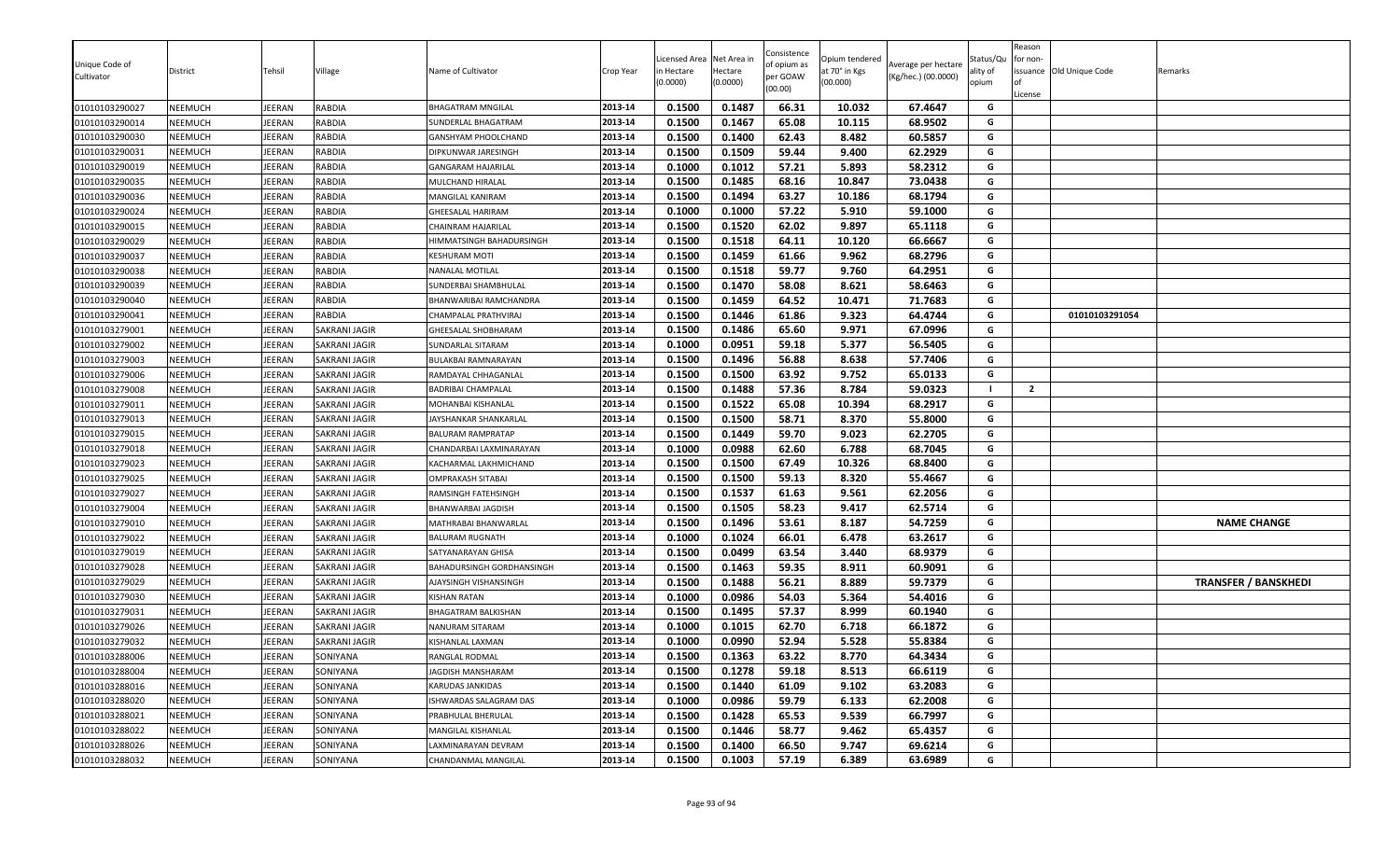| Unique Code of Cultivator | District | Tehsil | Village | Name of Cultivator | Crop Year | Licensed Area in Hectare (0.0000) | Net Area in Hectare (0.0000) | Consistence of opium as per GOAW (00.00) | Opium tendered at 70° in Kgs (00.000) | Average per hectare (Kg/hec.) (00.0000) | Status/Quality of opium | Reason for non-issuance of License | Old Unique Code | Remarks |
|---|---|---|---|---|---|---|---|---|---|---|---|---|---|---|
| 01010103290027 | NEEMUCH | JEERAN | RABDIA | BHAGATRAM MNGILAL | 2013-14 | 0.1500 | 0.1487 | 66.31 | 10.032 | 67.4647 | G | | | |
| 01010103290014 | NEEMUCH | JEERAN | RABDIA | SUNDERLAL BHAGATRAM | 2013-14 | 0.1500 | 0.1467 | 65.08 | 10.115 | 68.9502 | G | | | |
| 01010103290030 | NEEMUCH | JEERAN | RABDIA | GANSHYAM PHOOLCHAND | 2013-14 | 0.1500 | 0.1400 | 62.43 | 8.482 | 60.5857 | G | | | |
| 01010103290031 | NEEMUCH | JEERAN | RABDIA | DIPKUNWAR JARESINGH | 2013-14 | 0.1500 | 0.1509 | 59.44 | 9.400 | 62.2929 | G | | | |
| 01010103290019 | NEEMUCH | JEERAN | RABDIA | GANGARAM HAJARILAL | 2013-14 | 0.1000 | 0.1012 | 57.21 | 5.893 | 58.2312 | G | | | |
| 01010103290035 | NEEMUCH | JEERAN | RABDIA | MULCHAND HIRALAL | 2013-14 | 0.1500 | 0.1485 | 68.16 | 10.847 | 73.0438 | G | | | |
| 01010103290036 | NEEMUCH | JEERAN | RABDIA | MANGILAL KANIRAM | 2013-14 | 0.1500 | 0.1494 | 63.27 | 10.186 | 68.1794 | G | | | |
| 01010103290024 | NEEMUCH | JEERAN | RABDIA | GHEESALAL HARIRAM | 2013-14 | 0.1000 | 0.1000 | 57.22 | 5.910 | 59.1000 | G | | | |
| 01010103290015 | NEEMUCH | JEERAN | RABDIA | CHAINRAM HAJARILAL | 2013-14 | 0.1500 | 0.1520 | 62.02 | 9.897 | 65.1118 | G | | | |
| 01010103290029 | NEEMUCH | JEERAN | RABDIA | HIMMATSINGH BAHADURSINGH | 2013-14 | 0.1500 | 0.1518 | 64.11 | 10.120 | 66.6667 | G | | | |
| 01010103290037 | NEEMUCH | JEERAN | RABDIA | KESHURAM MOTI | 2013-14 | 0.1500 | 0.1459 | 61.66 | 9.962 | 68.2796 | G | | | |
| 01010103290038 | NEEMUCH | JEERAN | RABDIA | NANALAL MOTILAL | 2013-14 | 0.1500 | 0.1518 | 59.77 | 9.760 | 64.2951 | G | | | |
| 01010103290039 | NEEMUCH | JEERAN | RABDIA | SUNDERBAI SHAMBHULAL | 2013-14 | 0.1500 | 0.1470 | 58.08 | 8.621 | 58.6463 | G | | | |
| 01010103290040 | NEEMUCH | JEERAN | RABDIA | BHANWARIBAI RAMCHANDRA | 2013-14 | 0.1500 | 0.1459 | 64.52 | 10.471 | 71.7683 | G | | | |
| 01010103290041 | NEEMUCH | JEERAN | RABDIA | CHAMPALAL PRATHVIRAJ | 2013-14 | 0.1500 | 0.1446 | 61.86 | 9.323 | 64.4744 | G | | 01010103291054 | |
| 01010103279001 | NEEMUCH | JEERAN | SAKRANI JAGIR | GHEESALAL SHOBHARAM | 2013-14 | 0.1500 | 0.1486 | 65.60 | 9.971 | 67.0996 | G | | | |
| 01010103279002 | NEEMUCH | JEERAN | SAKRANI JAGIR | SUNDARLAL SITARAM | 2013-14 | 0.1000 | 0.0951 | 59.18 | 5.377 | 56.5405 | G | | | |
| 01010103279003 | NEEMUCH | JEERAN | SAKRANI JAGIR | BULAKBAI RAMNARAYAN | 2013-14 | 0.1500 | 0.1496 | 56.88 | 8.638 | 57.7406 | G | | | |
| 01010103279006 | NEEMUCH | JEERAN | SAKRANI JAGIR | RAMDAYAL CHHAGANLAL | 2013-14 | 0.1500 | 0.1500 | 63.92 | 9.752 | 65.0133 | G | | | |
| 01010103279008 | NEEMUCH | JEERAN | SAKRANI JAGIR | BADRIBAI CHAMPALAL | 2013-14 | 0.1500 | 0.1488 | 57.36 | 8.784 | 59.0323 | I | 2 | | |
| 01010103279011 | NEEMUCH | JEERAN | SAKRANI JAGIR | MOHANBAI KISHANLAL | 2013-14 | 0.1500 | 0.1522 | 65.08 | 10.394 | 68.2917 | G | | | |
| 01010103279013 | NEEMUCH | JEERAN | SAKRANI JAGIR | JAYSHANKAR SHANKARLAL | 2013-14 | 0.1500 | 0.1500 | 58.71 | 8.370 | 55.8000 | G | | | |
| 01010103279015 | NEEMUCH | JEERAN | SAKRANI JAGIR | BALURAM RAMPRATAP | 2013-14 | 0.1500 | 0.1449 | 59.70 | 9.023 | 62.2705 | G | | | |
| 01010103279018 | NEEMUCH | JEERAN | SAKRANI JAGIR | CHANDARBAI LAXMINARAYAN | 2013-14 | 0.1000 | 0.0988 | 62.60 | 6.788 | 68.7045 | G | | | |
| 01010103279023 | NEEMUCH | JEERAN | SAKRANI JAGIR | KACHARMAL LAKHMICHAND | 2013-14 | 0.1500 | 0.1500 | 67.49 | 10.326 | 68.8400 | G | | | |
| 01010103279025 | NEEMUCH | JEERAN | SAKRANI JAGIR | OMPRAKASH SITABAI | 2013-14 | 0.1500 | 0.1500 | 59.13 | 8.320 | 55.4667 | G | | | |
| 01010103279027 | NEEMUCH | JEERAN | SAKRANI JAGIR | RAMSINGH FATEHSINGH | 2013-14 | 0.1500 | 0.1537 | 61.63 | 9.561 | 62.2056 | G | | | |
| 01010103279004 | NEEMUCH | JEERAN | SAKRANI JAGIR | BHANWARBAI JAGDISH | 2013-14 | 0.1500 | 0.1505 | 58.23 | 9.417 | 62.5714 | G | | | |
| 01010103279010 | NEEMUCH | JEERAN | SAKRANI JAGIR | MATHRABAI BHANWARLAL | 2013-14 | 0.1500 | 0.1496 | 53.61 | 8.187 | 54.7259 | G | | | NAME CHANGE |
| 01010103279022 | NEEMUCH | JEERAN | SAKRANI JAGIR | BALURAM RUGNATH | 2013-14 | 0.1000 | 0.1024 | 66.01 | 6.478 | 63.2617 | G | | | |
| 01010103279019 | NEEMUCH | JEERAN | SAKRANI JAGIR | SATYANARAYAN GHISA | 2013-14 | 0.1500 | 0.0499 | 63.54 | 3.440 | 68.9379 | G | | | |
| 01010103279028 | NEEMUCH | JEERAN | SAKRANI JAGIR | BAHADURSINGH GORDHANSINGH | 2013-14 | 0.1500 | 0.1463 | 59.35 | 8.911 | 60.9091 | G | | | |
| 01010103279029 | NEEMUCH | JEERAN | SAKRANI JAGIR | AJAYSINGH VISHANSINGH | 2013-14 | 0.1500 | 0.1488 | 56.21 | 8.889 | 59.7379 | G | | | TRANSFER / BANSKHEDI |
| 01010103279030 | NEEMUCH | JEERAN | SAKRANI JAGIR | KISHAN RATAN | 2013-14 | 0.1000 | 0.0986 | 54.03 | 5.364 | 54.4016 | G | | | |
| 01010103279031 | NEEMUCH | JEERAN | SAKRANI JAGIR | BHAGATRAM BALKISHAN | 2013-14 | 0.1500 | 0.1495 | 57.37 | 8.999 | 60.1940 | G | | | |
| 01010103279026 | NEEMUCH | JEERAN | SAKRANI JAGIR | NANURAM SITARAM | 2013-14 | 0.1000 | 0.1015 | 62.70 | 6.718 | 66.1872 | G | | | |
| 01010103279032 | NEEMUCH | JEERAN | SAKRANI JAGIR | KISHANLAL LAXMAN | 2013-14 | 0.1000 | 0.0990 | 52.94 | 5.528 | 55.8384 | G | | | |
| 01010103288006 | NEEMUCH | JEERAN | SONIYANA | RANGLAL RODMAL | 2013-14 | 0.1500 | 0.1363 | 63.22 | 8.770 | 64.3434 | G | | | |
| 01010103288004 | NEEMUCH | JEERAN | SONIYANA | JAGDISH MANSHARAM | 2013-14 | 0.1500 | 0.1278 | 59.18 | 8.513 | 66.6119 | G | | | |
| 01010103288016 | NEEMUCH | JEERAN | SONIYANA | KARUDAS JANKIDAS | 2013-14 | 0.1500 | 0.1440 | 61.09 | 9.102 | 63.2083 | G | | | |
| 01010103288020 | NEEMUCH | JEERAN | SONIYANA | ISHWARDAS SALAGRAM DAS | 2013-14 | 0.1000 | 0.0986 | 59.79 | 6.133 | 62.2008 | G | | | |
| 01010103288021 | NEEMUCH | JEERAN | SONIYANA | PRABHULAL BHERULAL | 2013-14 | 0.1500 | 0.1428 | 65.53 | 9.539 | 66.7997 | G | | | |
| 01010103288022 | NEEMUCH | JEERAN | SONIYANA | MANGILAL KISHANLAL | 2013-14 | 0.1500 | 0.1446 | 58.77 | 9.462 | 65.4357 | G | | | |
| 01010103288026 | NEEMUCH | JEERAN | SONIYANA | LAXMINARAYAN DEVRAM | 2013-14 | 0.1500 | 0.1400 | 66.50 | 9.747 | 69.6214 | G | | | |
| 01010103288032 | NEEMUCH | JEERAN | SONIYANA | CHANDANMAL MANGILAL | 2013-14 | 0.1500 | 0.1003 | 57.19 | 6.389 | 63.6989 | G | | | |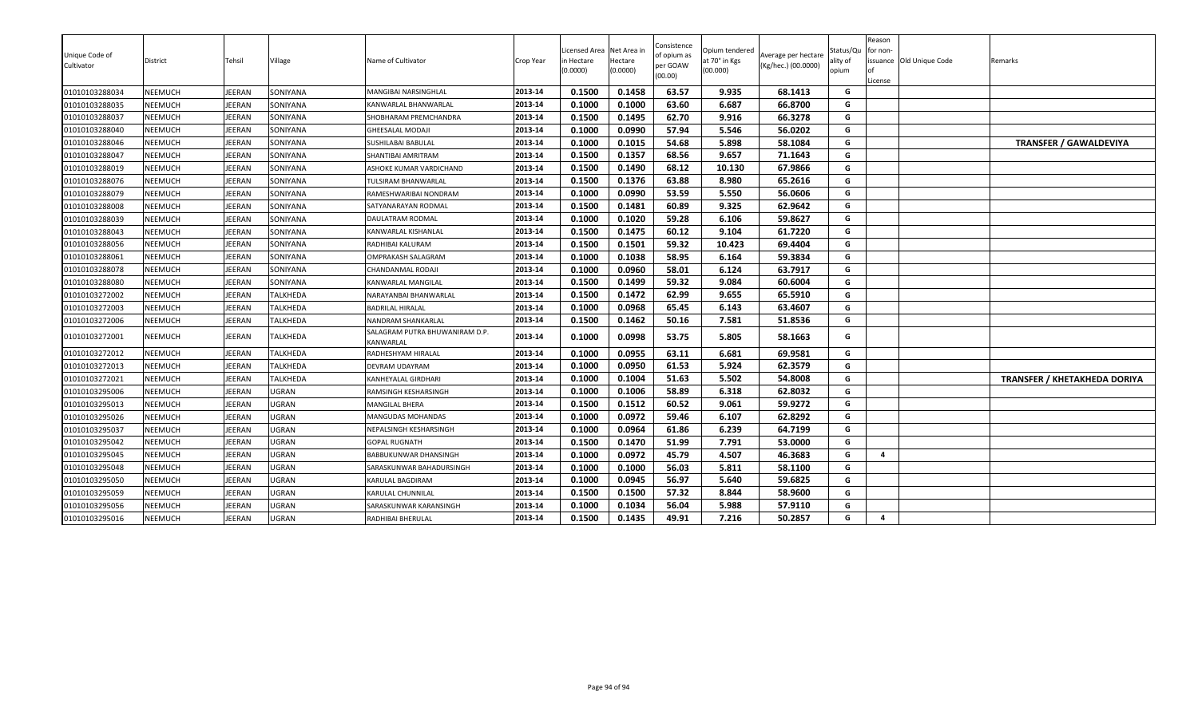| Unique Code of Cultivator | District | Tehsil | Village | Name of Cultivator | Crop Year | Licensed Area in Hectare (0.0000) | Net Area in Hectare (0.0000) | Consistence of opium as per GOAW (00.00) | Opium tendered at 70° in Kgs (00.000) | Average per hectare (Kg/hec.) (00.0000) | Status/Quality of opium | Reason for non-issuance of License | Old Unique Code | Remarks |
|---|---|---|---|---|---|---|---|---|---|---|---|---|---|---|
| 01010103288034 | NEEMUCH | JEERAN | SONIYANA | MANGIBAI NARSINGHLAL | 2013-14 | 0.1500 | 0.1458 | 63.57 | 9.935 | 68.1413 | G | | | |
| 01010103288035 | NEEMUCH | JEERAN | SONIYANA | KANWARLAL BHANWARLAL | 2013-14 | 0.1000 | 0.1000 | 63.60 | 6.687 | 66.8700 | G | | | |
| 01010103288037 | NEEMUCH | JEERAN | SONIYANA | SHOBHARAM PREMCHANDRA | 2013-14 | 0.1500 | 0.1495 | 62.70 | 9.916 | 66.3278 | G | | | |
| 01010103288040 | NEEMUCH | JEERAN | SONIYANA | GHEESALAL MODAJI | 2013-14 | 0.1000 | 0.0990 | 57.94 | 5.546 | 56.0202 | G | | | |
| 01010103288046 | NEEMUCH | JEERAN | SONIYANA | SUSHILABAI BABULAL | 2013-14 | 0.1000 | 0.1015 | 54.68 | 5.898 | 58.1084 | G | | | TRANSFER / GAWALDEVIYA |
| 01010103288047 | NEEMUCH | JEERAN | SONIYANA | SHANTIBAI AMRITRAM | 2013-14 | 0.1500 | 0.1357 | 68.56 | 9.657 | 71.1643 | G | | | |
| 01010103288019 | NEEMUCH | JEERAN | SONIYANA | ASHOKE KUMAR VARDICHAND | 2013-14 | 0.1500 | 0.1490 | 68.12 | 10.130 | 67.9866 | G | | | |
| 01010103288076 | NEEMUCH | JEERAN | SONIYANA | TULSIRAM BHANWARLAL | 2013-14 | 0.1500 | 0.1376 | 63.88 | 8.980 | 65.2616 | G | | | |
| 01010103288079 | NEEMUCH | JEERAN | SONIYANA | RAMESHWARIBAI NONDRAM | 2013-14 | 0.1000 | 0.0990 | 53.59 | 5.550 | 56.0606 | G | | | |
| 01010103288008 | NEEMUCH | JEERAN | SONIYANA | SATYANARAYAN RODMAL | 2013-14 | 0.1500 | 0.1481 | 60.89 | 9.325 | 62.9642 | G | | | |
| 01010103288039 | NEEMUCH | JEERAN | SONIYANA | DAULATRAM RODMAL | 2013-14 | 0.1000 | 0.1020 | 59.28 | 6.106 | 59.8627 | G | | | |
| 01010103288043 | NEEMUCH | JEERAN | SONIYANA | KANWARLAL KISHANLAL | 2013-14 | 0.1500 | 0.1475 | 60.12 | 9.104 | 61.7220 | G | | | |
| 01010103288056 | NEEMUCH | JEERAN | SONIYANA | RADHIBAI KALURAM | 2013-14 | 0.1500 | 0.1501 | 59.32 | 10.423 | 69.4404 | G | | | |
| 01010103288061 | NEEMUCH | JEERAN | SONIYANA | OMPRAKASH SALAGRAM | 2013-14 | 0.1000 | 0.1038 | 58.95 | 6.164 | 59.3834 | G | | | |
| 01010103288078 | NEEMUCH | JEERAN | SONIYANA | CHANDANMAL RODAJI | 2013-14 | 0.1000 | 0.0960 | 58.01 | 6.124 | 63.7917 | G | | | |
| 01010103288080 | NEEMUCH | JEERAN | SONIYANA | KANWARLAL MANGILAL | 2013-14 | 0.1500 | 0.1499 | 59.32 | 9.084 | 60.6004 | G | | | |
| 01010103272002 | NEEMUCH | JEERAN | TALKHEDA | NARAYANBAI BHANWARLAL | 2013-14 | 0.1500 | 0.1472 | 62.99 | 9.655 | 65.5910 | G | | | |
| 01010103272003 | NEEMUCH | JEERAN | TALKHEDA | BADRILAL HIRALAL | 2013-14 | 0.1000 | 0.0968 | 65.45 | 6.143 | 63.4607 | G | | | |
| 01010103272006 | NEEMUCH | JEERAN | TALKHEDA | NANDRAM SHANKARLAL | 2013-14 | 0.1500 | 0.1462 | 50.16 | 7.581 | 51.8536 | G | | | |
| 01010103272001 | NEEMUCH | JEERAN | TALKHEDA | SALAGRAM PUTRA BHUWANIRAM D.P. KANWARLAL | 2013-14 | 0.1000 | 0.0998 | 53.75 | 5.805 | 58.1663 | G | | | |
| 01010103272012 | NEEMUCH | JEERAN | TALKHEDA | RADHESHYAM HIRALAL | 2013-14 | 0.1000 | 0.0955 | 63.11 | 6.681 | 69.9581 | G | | | |
| 01010103272013 | NEEMUCH | JEERAN | TALKHEDA | DEVRAM UDAYRAM | 2013-14 | 0.1000 | 0.0950 | 61.53 | 5.924 | 62.3579 | G | | | |
| 01010103272021 | NEEMUCH | JEERAN | TALKHEDA | KANHEYALAL GIRDHARI | 2013-14 | 0.1000 | 0.1004 | 51.63 | 5.502 | 54.8008 | G | | | TRANSFER / KHETAKHEDA DORIYA |
| 01010103295006 | NEEMUCH | JEERAN | UGRAN | RAMSINGH KESHARSINGH | 2013-14 | 0.1000 | 0.1006 | 58.89 | 6.318 | 62.8032 | G | | | |
| 01010103295013 | NEEMUCH | JEERAN | UGRAN | MANGILAL BHERA | 2013-14 | 0.1500 | 0.1512 | 60.52 | 9.061 | 59.9272 | G | | | |
| 01010103295026 | NEEMUCH | JEERAN | UGRAN | MANGUDAS MOHANDAS | 2013-14 | 0.1000 | 0.0972 | 59.46 | 6.107 | 62.8292 | G | | | |
| 01010103295037 | NEEMUCH | JEERAN | UGRAN | NEPALSINGH KESHARSINGH | 2013-14 | 0.1000 | 0.0964 | 61.86 | 6.239 | 64.7199 | G | | | |
| 01010103295042 | NEEMUCH | JEERAN | UGRAN | GOPAL RUGNATH | 2013-14 | 0.1500 | 0.1470 | 51.99 | 7.791 | 53.0000 | G | | | |
| 01010103295045 | NEEMUCH | JEERAN | UGRAN | BABBUKUNWAR DHANSINGH | 2013-14 | 0.1000 | 0.0972 | 45.79 | 4.507 | 46.3683 | G | 4 | | |
| 01010103295048 | NEEMUCH | JEERAN | UGRAN | SARASKUNWAR BAHADURSINGH | 2013-14 | 0.1000 | 0.1000 | 56.03 | 5.811 | 58.1100 | G | | | |
| 01010103295050 | NEEMUCH | JEERAN | UGRAN | KARULAL BAGDIRAM | 2013-14 | 0.1000 | 0.0945 | 56.97 | 5.640 | 59.6825 | G | | | |
| 01010103295059 | NEEMUCH | JEERAN | UGRAN | KARULAL CHUNNILAL | 2013-14 | 0.1500 | 0.1500 | 57.32 | 8.844 | 58.9600 | G | | | |
| 01010103295056 | NEEMUCH | JEERAN | UGRAN | SARASKUNWAR KARANSINGH | 2013-14 | 0.1000 | 0.1034 | 56.04 | 5.988 | 57.9110 | G | | | |
| 01010103295016 | NEEMUCH | JEERAN | UGRAN | RADHIBAI BHERULAL | 2013-14 | 0.1500 | 0.1435 | 49.91 | 7.216 | 50.2857 | G | 4 | | |